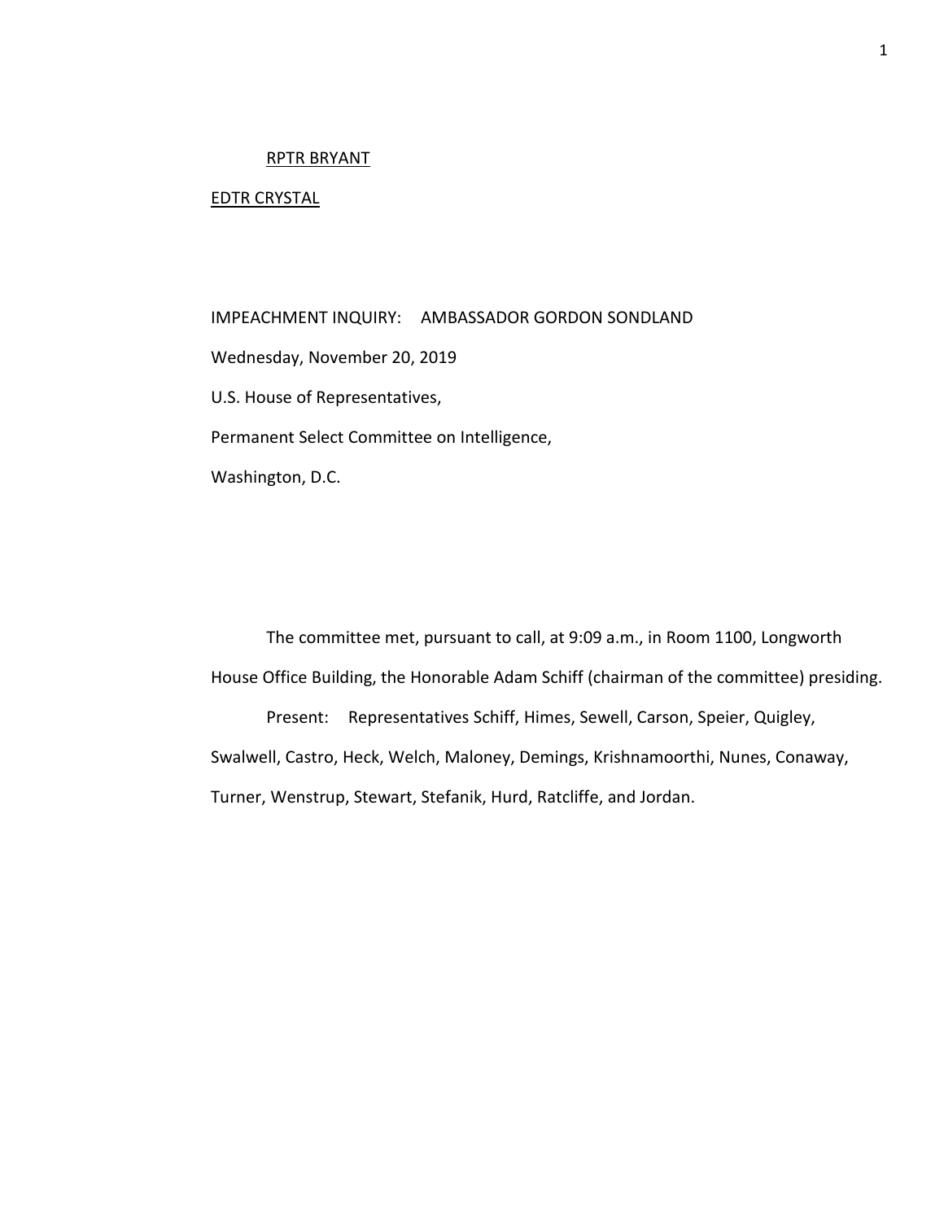RPTR BRYANT

EDTR CRYSTAL

IMPEACHMENT INQUIRY: AMBASSADOR GORDON SONDLAND

Wednesday, November 20, 2019

U.S. House of Representatives,

Permanent Select Committee on Intelligence,

Washington, D.C.

The committee met, pursuant to call, at 9:09 a.m., in Room 1100, Longworth House Office Building, the Honorable Adam Schiff (chairman of the committee) presiding.

Present: Representatives Schiff, Himes, Sewell, Carson, Speier, Quigley, Swalwell, Castro, Heck, Welch, Maloney, Demings, Krishnamoorthi, Nunes, Conaway, Turner, Wenstrup, Stewart, Stefanik, Hurd, Ratcliffe, and Jordan.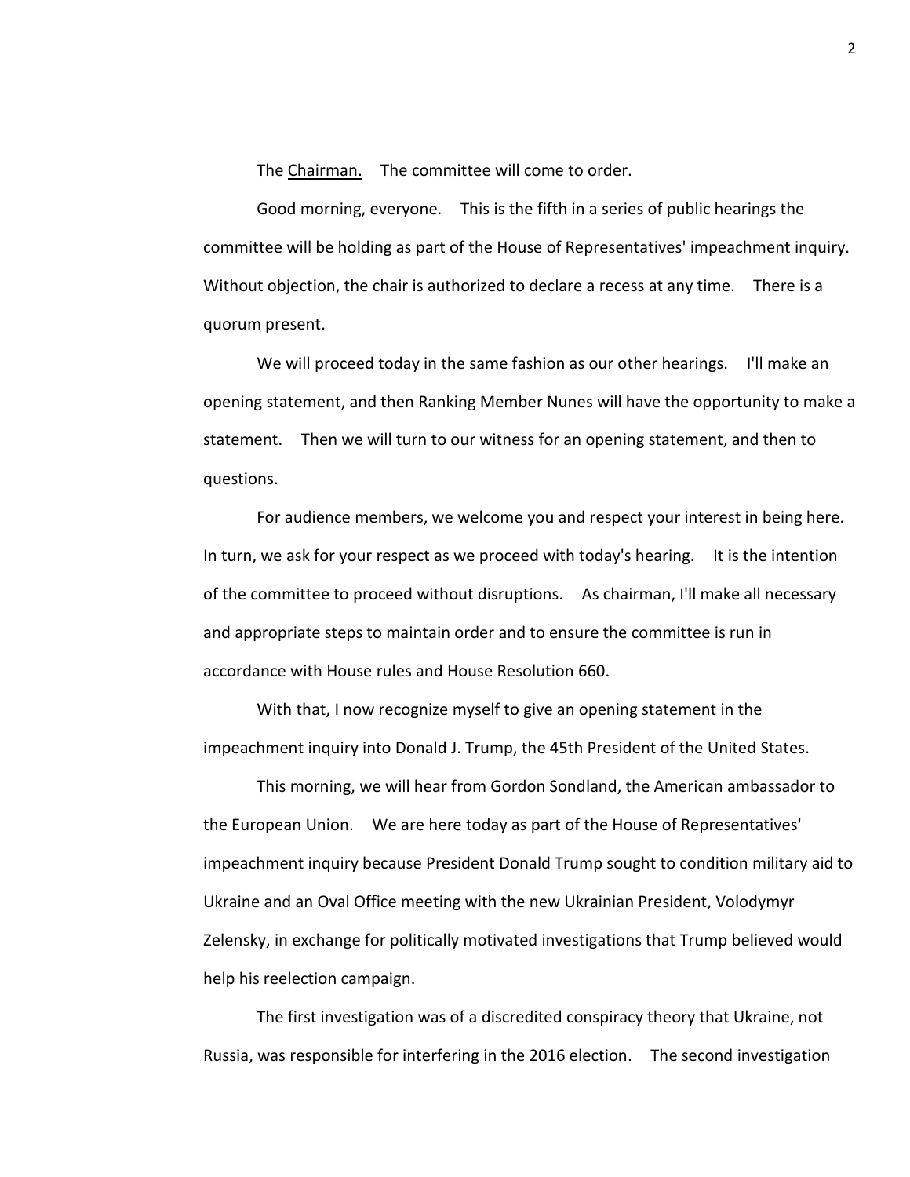The Chairman. The committee will come to order.

Good morning, everyone. This is the fifth in a series of public hearings the committee will be holding as part of the House of Representatives' impeachment inquiry. Without objection, the chair is authorized to declare a recess at any time. There is a quorum present.

We will proceed today in the same fashion as our other hearings. I'll make an opening statement, and then Ranking Member Nunes will have the opportunity to make a statement. Then we will turn to our witness for an opening statement, and then to questions.

For audience members, we welcome you and respect your interest in being here. In turn, we ask for your respect as we proceed with today's hearing. It is the intention of the committee to proceed without disruptions. As chairman, I'll make all necessary and appropriate steps to maintain order and to ensure the committee is run in accordance with House rules and House Resolution 660.

With that, I now recognize myself to give an opening statement in the impeachment inquiry into Donald J. Trump, the 45th President of the United States.

This morning, we will hear from Gordon Sondland, the American ambassador to the European Union. We are here today as part of the House of Representatives' impeachment inquiry because President Donald Trump sought to condition military aid to Ukraine and an Oval Office meeting with the new Ukrainian President, Volodymyr Zelensky, in exchange for politically motivated investigations that Trump believed would help his reelection campaign.

The first investigation was of a discredited conspiracy theory that Ukraine, not Russia, was responsible for interfering in the 2016 election. The second investigation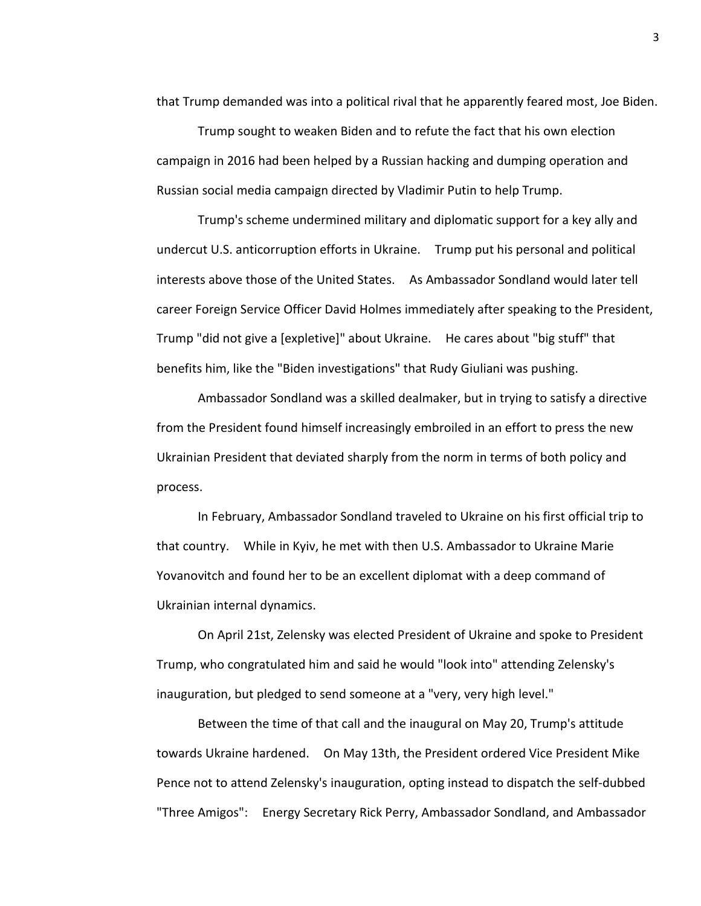that Trump demanded was into a political rival that he apparently feared most, Joe Biden.

Trump sought to weaken Biden and to refute the fact that his own election campaign in 2016 had been helped by a Russian hacking and dumping operation and Russian social media campaign directed by Vladimir Putin to help Trump.

Trump's scheme undermined military and diplomatic support for a key ally and undercut U.S. anticorruption efforts in Ukraine. Trump put his personal and political interests above those of the United States. As Ambassador Sondland would later tell career Foreign Service Officer David Holmes immediately after speaking to the President, Trump "did not give a [expletive]" about Ukraine. He cares about "big stuff" that benefits him, like the "Biden investigations" that Rudy Giuliani was pushing.

Ambassador Sondland was a skilled dealmaker, but in trying to satisfy a directive from the President found himself increasingly embroiled in an effort to press the new Ukrainian President that deviated sharply from the norm in terms of both policy and process.

In February, Ambassador Sondland traveled to Ukraine on his first official trip to that country. While in Kyiv, he met with then U.S. Ambassador to Ukraine Marie Yovanovitch and found her to be an excellent diplomat with a deep command of Ukrainian internal dynamics.

On April 21st, Zelensky was elected President of Ukraine and spoke to President Trump, who congratulated him and said he would "look into" attending Zelensky's inauguration, but pledged to send someone at a "very, very high level."

Between the time of that call and the inaugural on May 20, Trump's attitude towards Ukraine hardened. On May 13th, the President ordered Vice President Mike Pence not to attend Zelensky's inauguration, opting instead to dispatch the self-dubbed "Three Amigos": Energy Secretary Rick Perry, Ambassador Sondland, and Ambassador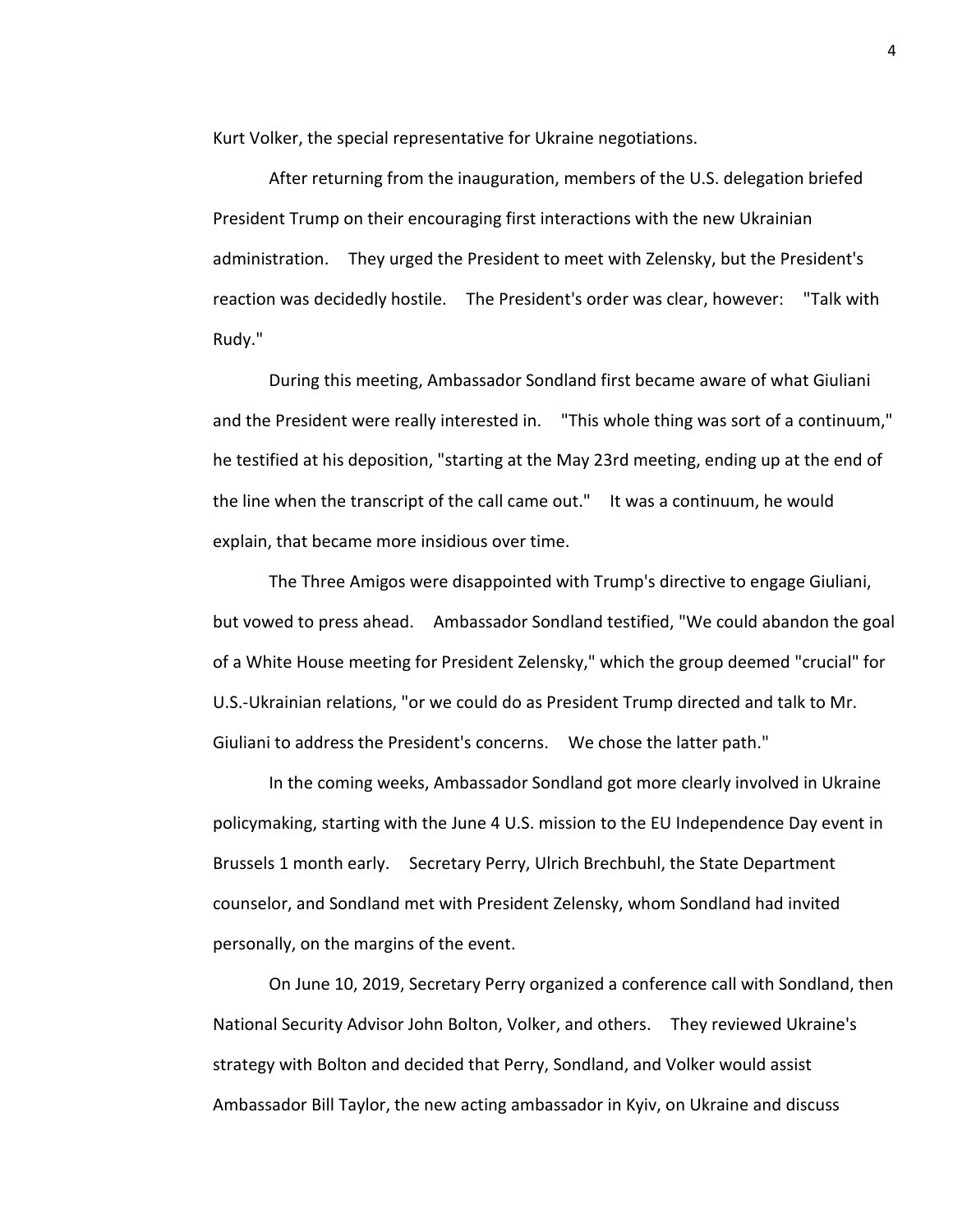Kurt Volker, the special representative for Ukraine negotiations.

After returning from the inauguration, members of the U.S. delegation briefed President Trump on their encouraging first interactions with the new Ukrainian administration. They urged the President to meet with Zelensky, but the President's reaction was decidedly hostile. The President's order was clear, however: "Talk with Rudy."

During this meeting, Ambassador Sondland first became aware of what Giuliani and the President were really interested in. "This whole thing was sort of a continuum," he testified at his deposition, "starting at the May 23rd meeting, ending up at the end of the line when the transcript of the call came out." It was a continuum, he would explain, that became more insidious over time.

The Three Amigos were disappointed with Trump's directive to engage Giuliani, but vowed to press ahead. Ambassador Sondland testified, "We could abandon the goal of a White House meeting for President Zelensky," which the group deemed "crucial" for U.S.-Ukrainian relations, "or we could do as President Trump directed and talk to Mr. Giuliani to address the President's concerns. We chose the latter path."

In the coming weeks, Ambassador Sondland got more clearly involved in Ukraine policymaking, starting with the June 4 U.S. mission to the EU Independence Day event in Brussels 1 month early. Secretary Perry, Ulrich Brechbuhl, the State Department counselor, and Sondland met with President Zelensky, whom Sondland had invited personally, on the margins of the event.

On June 10, 2019, Secretary Perry organized a conference call with Sondland, then National Security Advisor John Bolton, Volker, and others. They reviewed Ukraine's strategy with Bolton and decided that Perry, Sondland, and Volker would assist Ambassador Bill Taylor, the new acting ambassador in Kyiv, on Ukraine and discuss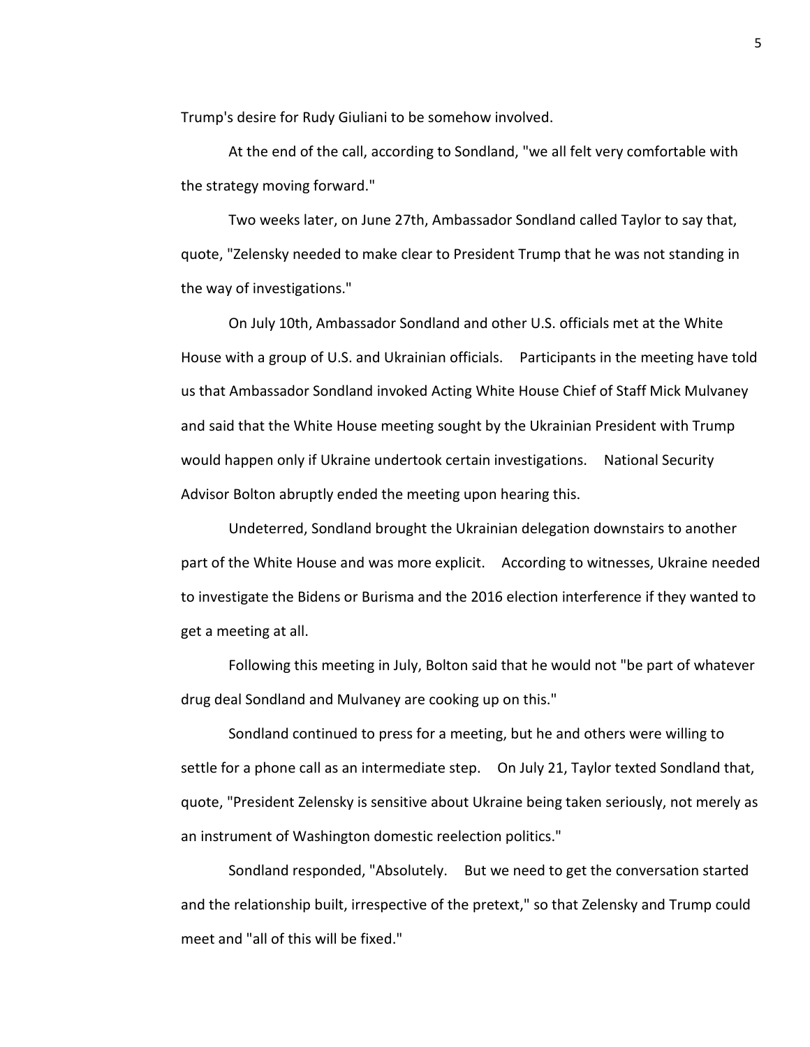Trump's desire for Rudy Giuliani to be somehow involved.

At the end of the call, according to Sondland, "we all felt very comfortable with the strategy moving forward."

Two weeks later, on June 27th, Ambassador Sondland called Taylor to say that, quote, "Zelensky needed to make clear to President Trump that he was not standing in the way of investigations."

On July 10th, Ambassador Sondland and other U.S. officials met at the White House with a group of U.S. and Ukrainian officials. Participants in the meeting have told us that Ambassador Sondland invoked Acting White House Chief of Staff Mick Mulvaney and said that the White House meeting sought by the Ukrainian President with Trump would happen only if Ukraine undertook certain investigations. National Security Advisor Bolton abruptly ended the meeting upon hearing this.

Undeterred, Sondland brought the Ukrainian delegation downstairs to another part of the White House and was more explicit. According to witnesses, Ukraine needed to investigate the Bidens or Burisma and the 2016 election interference if they wanted to get a meeting at all.

Following this meeting in July, Bolton said that he would not "be part of whatever drug deal Sondland and Mulvaney are cooking up on this."

Sondland continued to press for a meeting, but he and others were willing to settle for a phone call as an intermediate step. On July 21, Taylor texted Sondland that, quote, "President Zelensky is sensitive about Ukraine being taken seriously, not merely as an instrument of Washington domestic reelection politics."

Sondland responded, "Absolutely. But we need to get the conversation started and the relationship built, irrespective of the pretext," so that Zelensky and Trump could meet and "all of this will be fixed."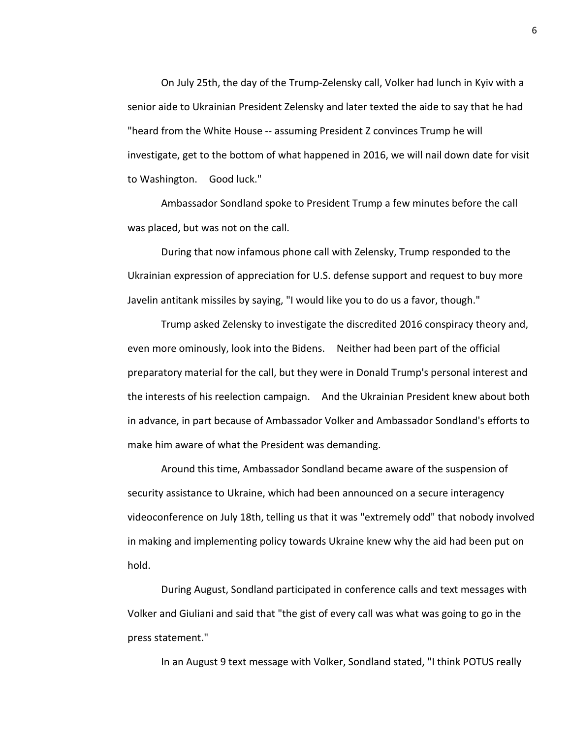On July 25th, the day of the Trump-Zelensky call, Volker had lunch in Kyiv with a senior aide to Ukrainian President Zelensky and later texted the aide to say that he had "heard from the White House -- assuming President Z convinces Trump he will investigate, get to the bottom of what happened in 2016, we will nail down date for visit to Washington. Good luck."

Ambassador Sondland spoke to President Trump a few minutes before the call was placed, but was not on the call.

During that now infamous phone call with Zelensky, Trump responded to the Ukrainian expression of appreciation for U.S. defense support and request to buy more Javelin antitank missiles by saying, "I would like you to do us a favor, though."

Trump asked Zelensky to investigate the discredited 2016 conspiracy theory and, even more ominously, look into the Bidens. Neither had been part of the official preparatory material for the call, but they were in Donald Trump's personal interest and the interests of his reelection campaign. And the Ukrainian President knew about both in advance, in part because of Ambassador Volker and Ambassador Sondland's efforts to make him aware of what the President was demanding.

Around this time, Ambassador Sondland became aware of the suspension of security assistance to Ukraine, which had been announced on a secure interagency videoconference on July 18th, telling us that it was "extremely odd" that nobody involved in making and implementing policy towards Ukraine knew why the aid had been put on hold.

During August, Sondland participated in conference calls and text messages with Volker and Giuliani and said that "the gist of every call was what was going to go in the press statement."

In an August 9 text message with Volker, Sondland stated, "I think POTUS really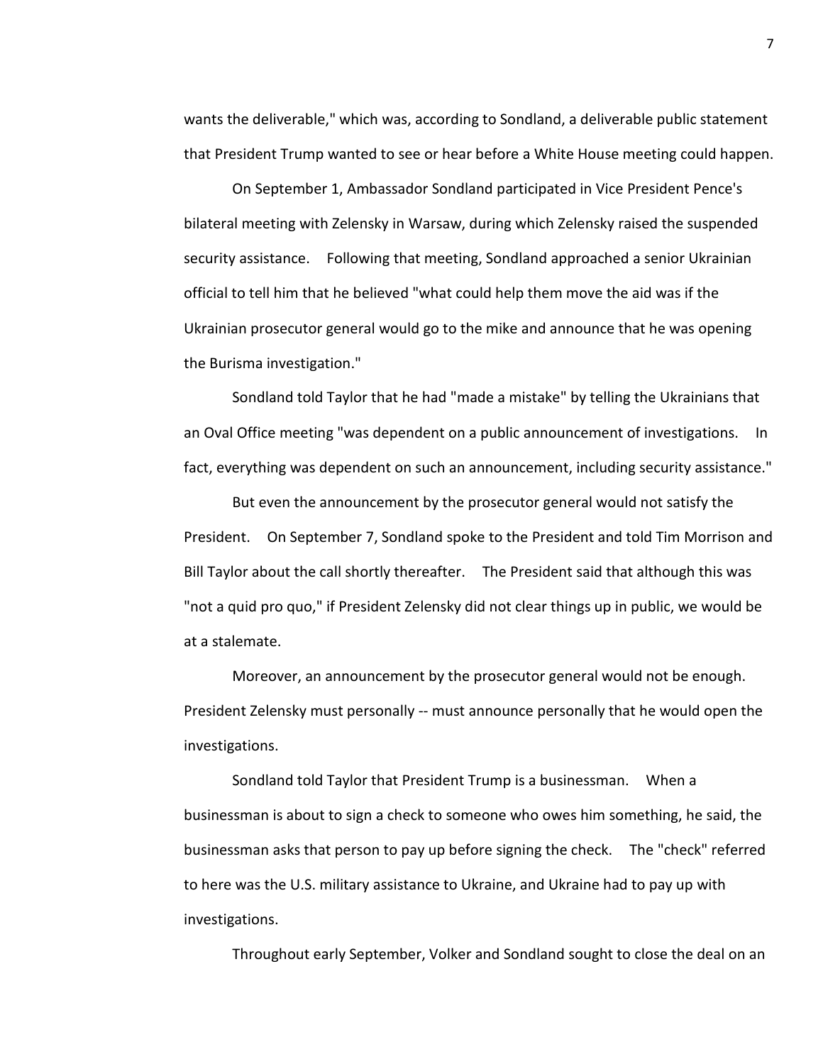wants the deliverable," which was, according to Sondland, a deliverable public statement that President Trump wanted to see or hear before a White House meeting could happen.

On September 1, Ambassador Sondland participated in Vice President Pence's bilateral meeting with Zelensky in Warsaw, during which Zelensky raised the suspended security assistance. Following that meeting, Sondland approached a senior Ukrainian official to tell him that he believed "what could help them move the aid was if the Ukrainian prosecutor general would go to the mike and announce that he was opening the Burisma investigation."

Sondland told Taylor that he had "made a mistake" by telling the Ukrainians that an Oval Office meeting "was dependent on a public announcement of investigations. In fact, everything was dependent on such an announcement, including security assistance."

But even the announcement by the prosecutor general would not satisfy the President. On September 7, Sondland spoke to the President and told Tim Morrison and Bill Taylor about the call shortly thereafter. The President said that although this was "not a quid pro quo," if President Zelensky did not clear things up in public, we would be at a stalemate.

Moreover, an announcement by the prosecutor general would not be enough. President Zelensky must personally -- must announce personally that he would open the investigations.

Sondland told Taylor that President Trump is a businessman. When a businessman is about to sign a check to someone who owes him something, he said, the businessman asks that person to pay up before signing the check. The "check" referred to here was the U.S. military assistance to Ukraine, and Ukraine had to pay up with investigations.

Throughout early September, Volker and Sondland sought to close the deal on an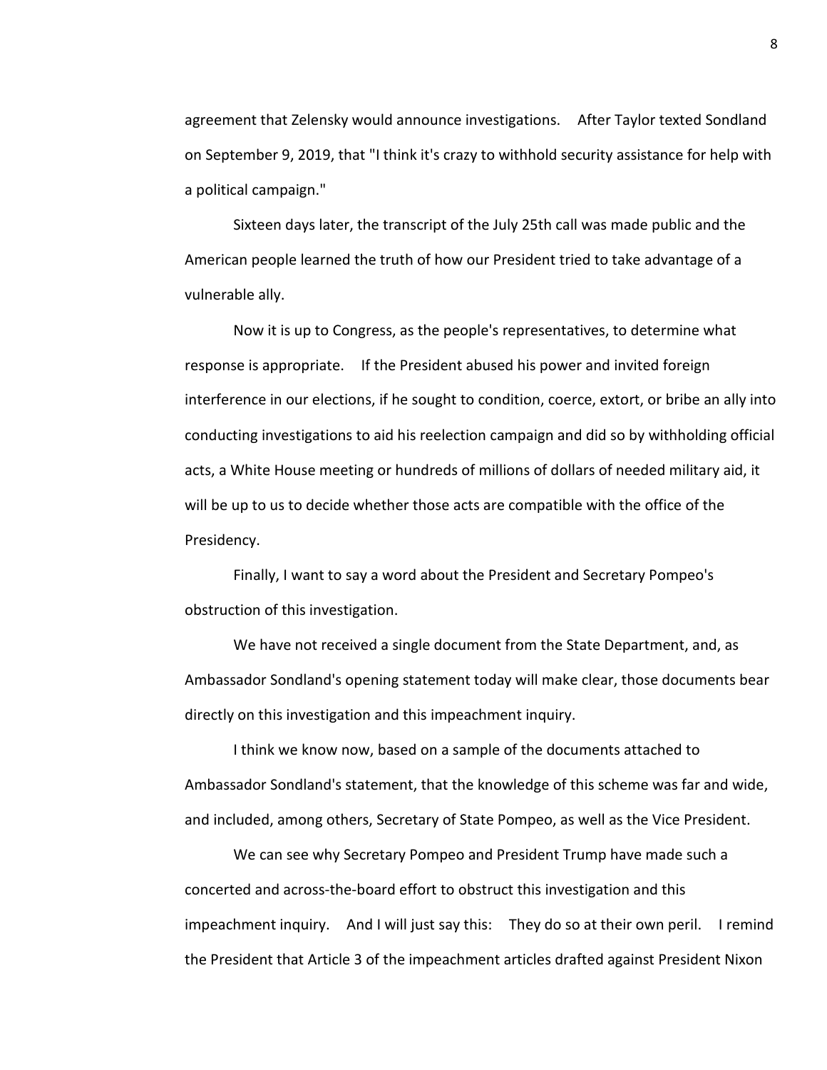agreement that Zelensky would announce investigations. After Taylor texted Sondland on September 9, 2019, that "I think it's crazy to withhold security assistance for help with a political campaign."

Sixteen days later, the transcript of the July 25th call was made public and the American people learned the truth of how our President tried to take advantage of a vulnerable ally.

Now it is up to Congress, as the people's representatives, to determine what response is appropriate. If the President abused his power and invited foreign interference in our elections, if he sought to condition, coerce, extort, or bribe an ally into conducting investigations to aid his reelection campaign and did so by withholding official acts, a White House meeting or hundreds of millions of dollars of needed military aid, it will be up to us to decide whether those acts are compatible with the office of the Presidency.

Finally, I want to say a word about the President and Secretary Pompeo's obstruction of this investigation.

We have not received a single document from the State Department, and, as Ambassador Sondland's opening statement today will make clear, those documents bear directly on this investigation and this impeachment inquiry.

I think we know now, based on a sample of the documents attached to Ambassador Sondland's statement, that the knowledge of this scheme was far and wide, and included, among others, Secretary of State Pompeo, as well as the Vice President.

We can see why Secretary Pompeo and President Trump have made such a concerted and across-the-board effort to obstruct this investigation and this impeachment inquiry. And I will just say this: They do so at their own peril. I remind the President that Article 3 of the impeachment articles drafted against President Nixon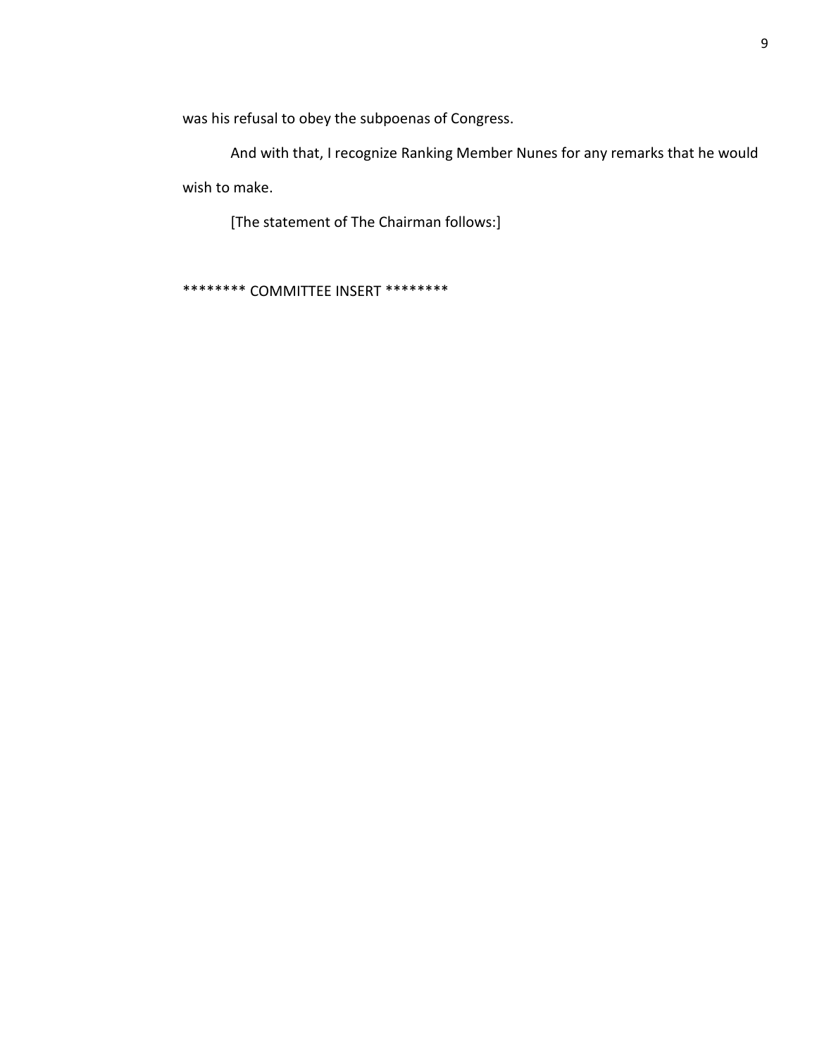was his refusal to obey the subpoenas of Congress.

And with that, I recognize Ranking Member Nunes for any remarks that he would wish to make.

[The statement of The Chairman follows:]

******** COMMITTEE INSERT ********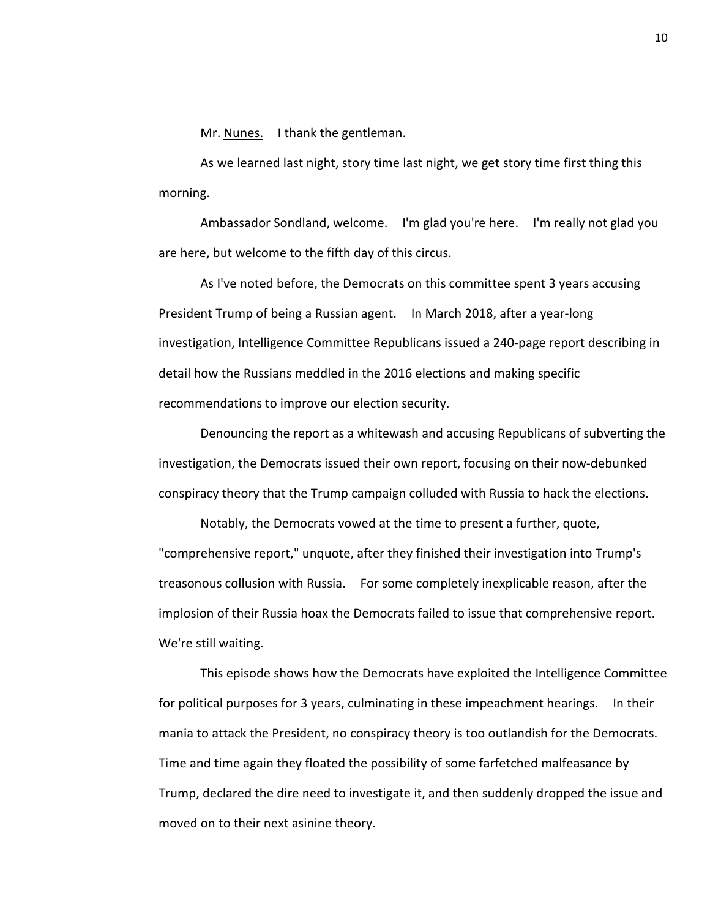Mr. Nunes. I thank the gentleman.

As we learned last night, story time last night, we get story time first thing this morning.

Ambassador Sondland, welcome. I'm glad you're here. I'm really not glad you are here, but welcome to the fifth day of this circus.

As I've noted before, the Democrats on this committee spent 3 years accusing President Trump of being a Russian agent. In March 2018, after a year-long investigation, Intelligence Committee Republicans issued a 240-page report describing in detail how the Russians meddled in the 2016 elections and making specific recommendations to improve our election security.

Denouncing the report as a whitewash and accusing Republicans of subverting the investigation, the Democrats issued their own report, focusing on their now-debunked conspiracy theory that the Trump campaign colluded with Russia to hack the elections.

Notably, the Democrats vowed at the time to present a further, quote, "comprehensive report," unquote, after they finished their investigation into Trump's treasonous collusion with Russia. For some completely inexplicable reason, after the implosion of their Russia hoax the Democrats failed to issue that comprehensive report. We're still waiting.

This episode shows how the Democrats have exploited the Intelligence Committee for political purposes for 3 years, culminating in these impeachment hearings. In their mania to attack the President, no conspiracy theory is too outlandish for the Democrats. Time and time again they floated the possibility of some farfetched malfeasance by Trump, declared the dire need to investigate it, and then suddenly dropped the issue and moved on to their next asinine theory.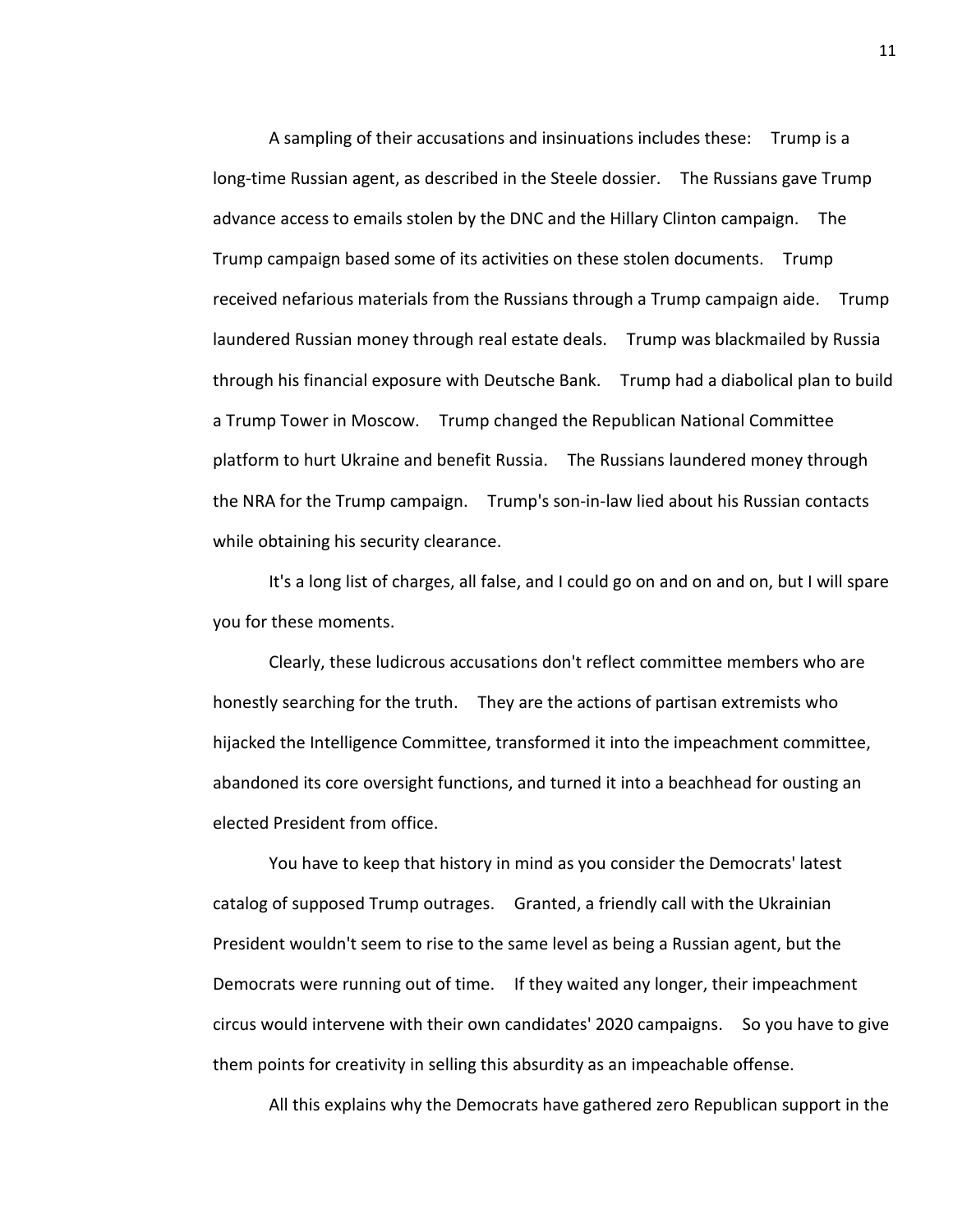A sampling of their accusations and insinuations includes these: Trump is a long-time Russian agent, as described in the Steele dossier. The Russians gave Trump advance access to emails stolen by the DNC and the Hillary Clinton campaign. The Trump campaign based some of its activities on these stolen documents. Trump received nefarious materials from the Russians through a Trump campaign aide. Trump laundered Russian money through real estate deals. Trump was blackmailed by Russia through his financial exposure with Deutsche Bank. Trump had a diabolical plan to build a Trump Tower in Moscow. Trump changed the Republican National Committee platform to hurt Ukraine and benefit Russia. The Russians laundered money through the NRA for the Trump campaign. Trump's son-in-law lied about his Russian contacts while obtaining his security clearance.

It's a long list of charges, all false, and I could go on and on and on, but I will spare you for these moments.

Clearly, these ludicrous accusations don't reflect committee members who are honestly searching for the truth. They are the actions of partisan extremists who hijacked the Intelligence Committee, transformed it into the impeachment committee, abandoned its core oversight functions, and turned it into a beachhead for ousting an elected President from office.

You have to keep that history in mind as you consider the Democrats' latest catalog of supposed Trump outrages. Granted, a friendly call with the Ukrainian President wouldn't seem to rise to the same level as being a Russian agent, but the Democrats were running out of time. If they waited any longer, their impeachment circus would intervene with their own candidates' 2020 campaigns. So you have to give them points for creativity in selling this absurdity as an impeachable offense.

All this explains why the Democrats have gathered zero Republican support in the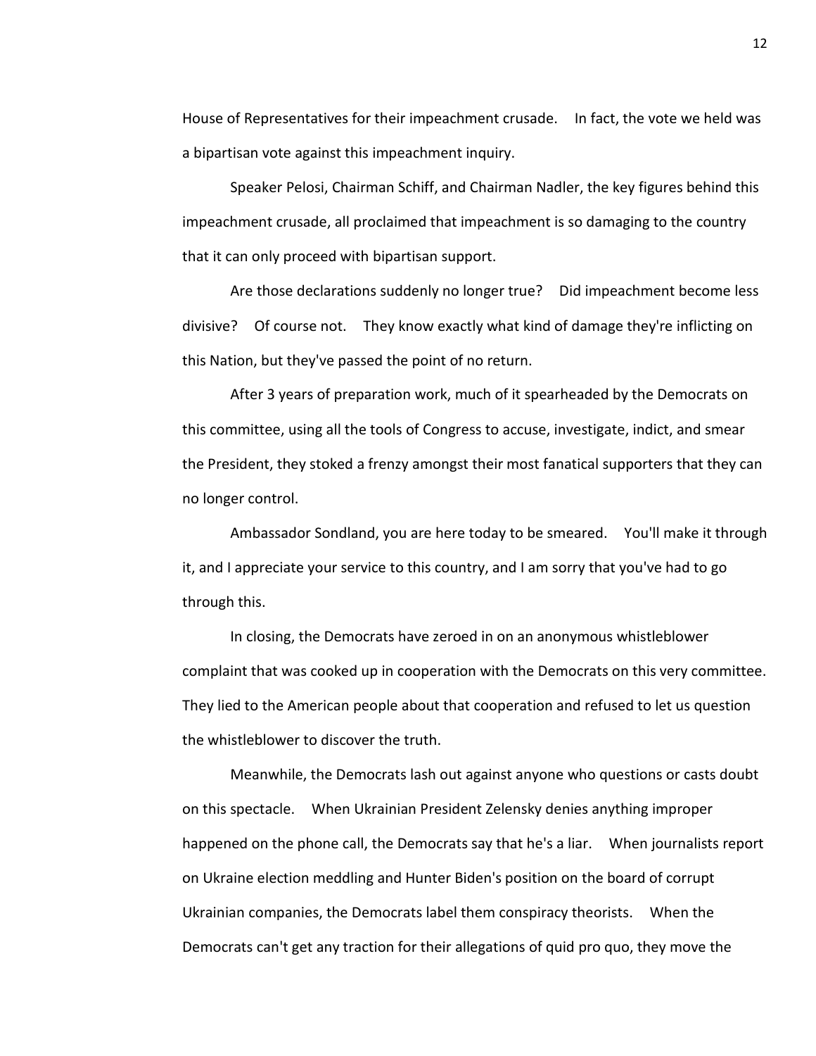House of Representatives for their impeachment crusade. In fact, the vote we held was a bipartisan vote against this impeachment inquiry.

Speaker Pelosi, Chairman Schiff, and Chairman Nadler, the key figures behind this impeachment crusade, all proclaimed that impeachment is so damaging to the country that it can only proceed with bipartisan support.

Are those declarations suddenly no longer true? Did impeachment become less divisive? Of course not. They know exactly what kind of damage they're inflicting on this Nation, but they've passed the point of no return.

After 3 years of preparation work, much of it spearheaded by the Democrats on this committee, using all the tools of Congress to accuse, investigate, indict, and smear the President, they stoked a frenzy amongst their most fanatical supporters that they can no longer control.

Ambassador Sondland, you are here today to be smeared. You'll make it through it, and I appreciate your service to this country, and I am sorry that you've had to go through this.

In closing, the Democrats have zeroed in on an anonymous whistleblower complaint that was cooked up in cooperation with the Democrats on this very committee. They lied to the American people about that cooperation and refused to let us question the whistleblower to discover the truth.

Meanwhile, the Democrats lash out against anyone who questions or casts doubt on this spectacle. When Ukrainian President Zelensky denies anything improper happened on the phone call, the Democrats say that he's a liar. When journalists report on Ukraine election meddling and Hunter Biden's position on the board of corrupt Ukrainian companies, the Democrats label them conspiracy theorists. When the Democrats can't get any traction for their allegations of quid pro quo, they move the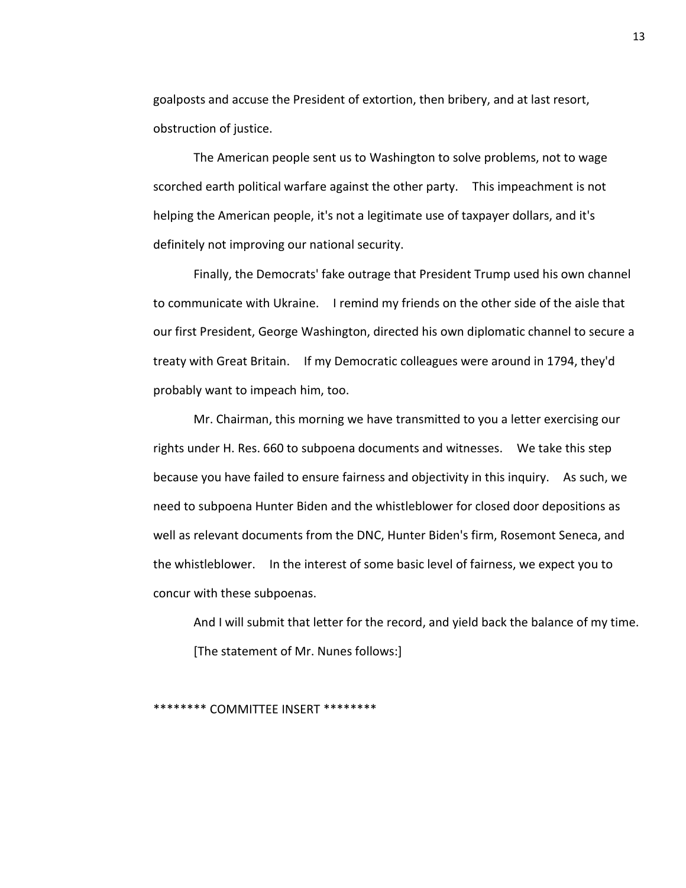goalposts and accuse the President of extortion, then bribery, and at last resort, obstruction of justice.

The American people sent us to Washington to solve problems, not to wage scorched earth political warfare against the other party. This impeachment is not helping the American people, it's not a legitimate use of taxpayer dollars, and it's definitely not improving our national security.

Finally, the Democrats' fake outrage that President Trump used his own channel to communicate with Ukraine. I remind my friends on the other side of the aisle that our first President, George Washington, directed his own diplomatic channel to secure a treaty with Great Britain. If my Democratic colleagues were around in 1794, they'd probably want to impeach him, too.

Mr. Chairman, this morning we have transmitted to you a letter exercising our rights under H. Res. 660 to subpoena documents and witnesses. We take this step because you have failed to ensure fairness and objectivity in this inquiry. As such, we need to subpoena Hunter Biden and the whistleblower for closed door depositions as well as relevant documents from the DNC, Hunter Biden's firm, Rosemont Seneca, and the whistleblower. In the interest of some basic level of fairness, we expect you to concur with these subpoenas.

And I will submit that letter for the record, and yield back the balance of my time.

[The statement of Mr. Nunes follows:]

******** COMMITTEE INSERT ********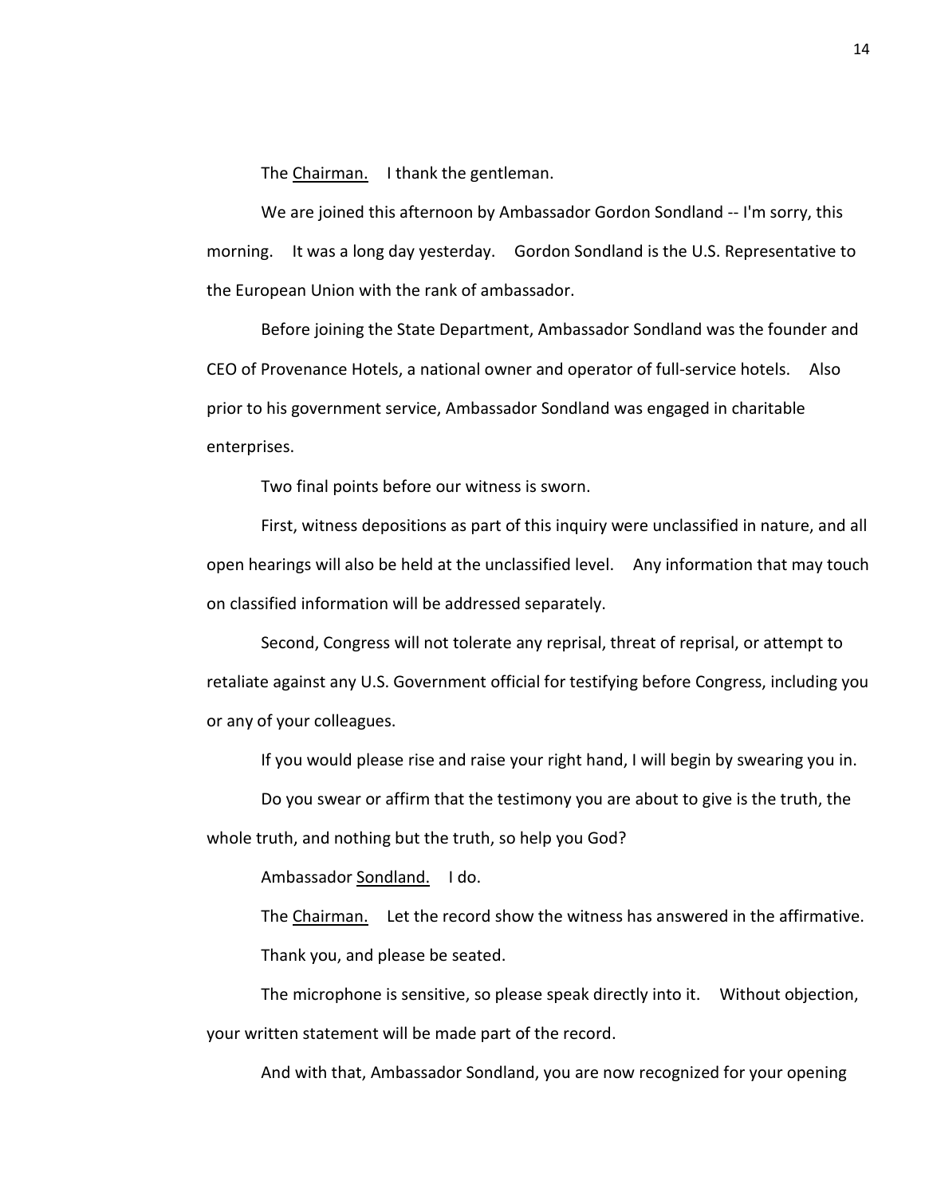The Chairman. I thank the gentleman.

We are joined this afternoon by Ambassador Gordon Sondland -- I'm sorry, this morning. It was a long day yesterday. Gordon Sondland is the U.S. Representative to the European Union with the rank of ambassador.

Before joining the State Department, Ambassador Sondland was the founder and CEO of Provenance Hotels, a national owner and operator of full-service hotels. Also prior to his government service, Ambassador Sondland was engaged in charitable enterprises.

Two final points before our witness is sworn.

First, witness depositions as part of this inquiry were unclassified in nature, and all open hearings will also be held at the unclassified level. Any information that may touch on classified information will be addressed separately.

Second, Congress will not tolerate any reprisal, threat of reprisal, or attempt to retaliate against any U.S. Government official for testifying before Congress, including you or any of your colleagues.

If you would please rise and raise your right hand, I will begin by swearing you in.

Do you swear or affirm that the testimony you are about to give is the truth, the whole truth, and nothing but the truth, so help you God?

Ambassador Sondland. I do.

The Chairman. Let the record show the witness has answered in the affirmative.

Thank you, and please be seated.

The microphone is sensitive, so please speak directly into it. Without objection, your written statement will be made part of the record.

And with that, Ambassador Sondland, you are now recognized for your opening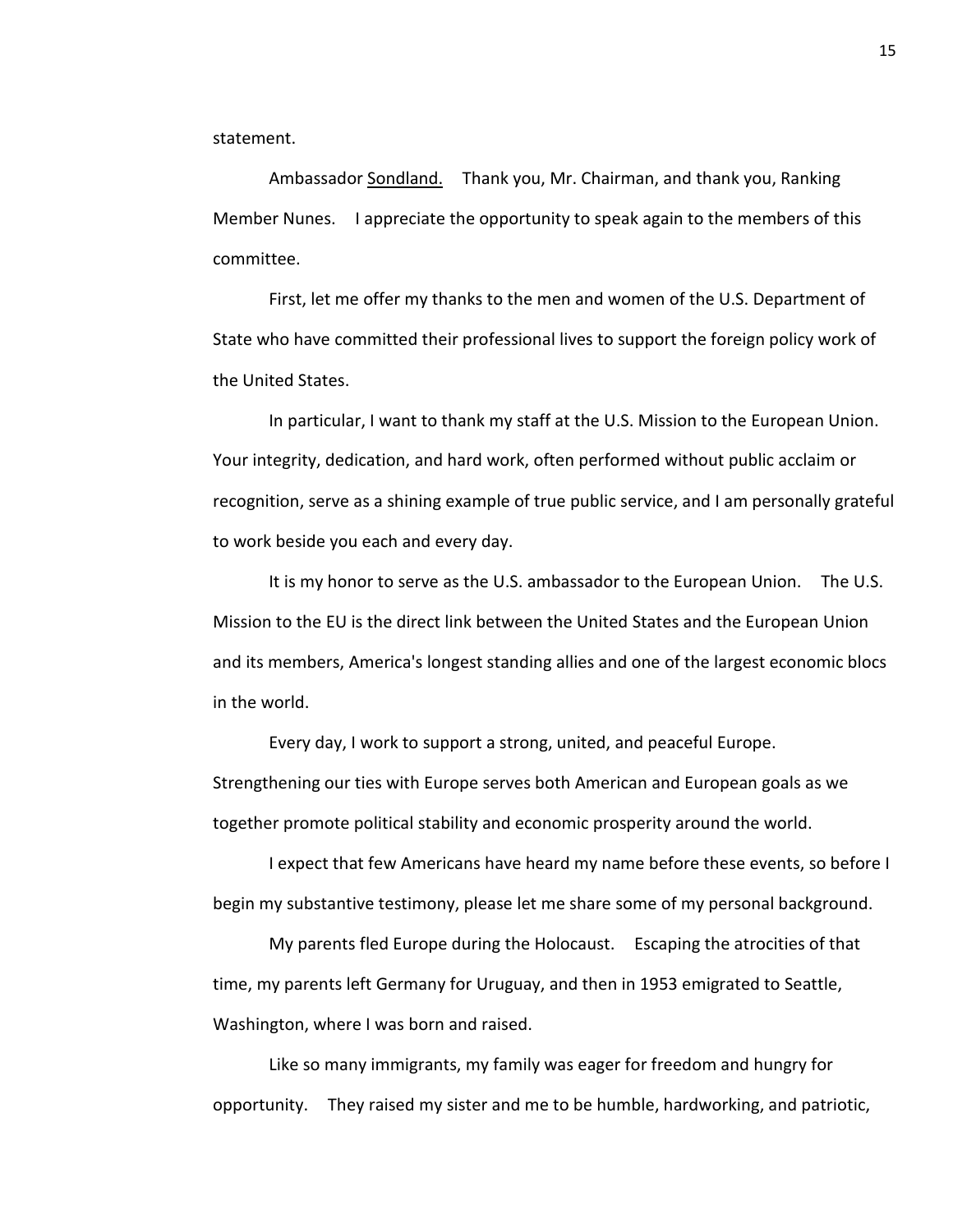statement.

Ambassador Sondland. Thank you, Mr. Chairman, and thank you, Ranking Member Nunes. I appreciate the opportunity to speak again to the members of this committee.

First, let me offer my thanks to the men and women of the U.S. Department of State who have committed their professional lives to support the foreign policy work of the United States.

In particular, I want to thank my staff at the U.S. Mission to the European Union. Your integrity, dedication, and hard work, often performed without public acclaim or recognition, serve as a shining example of true public service, and I am personally grateful to work beside you each and every day.

It is my honor to serve as the U.S. ambassador to the European Union. The U.S. Mission to the EU is the direct link between the United States and the European Union and its members, America's longest standing allies and one of the largest economic blocs in the world.

Every day, I work to support a strong, united, and peaceful Europe. Strengthening our ties with Europe serves both American and European goals as we together promote political stability and economic prosperity around the world.

I expect that few Americans have heard my name before these events, so before I begin my substantive testimony, please let me share some of my personal background.

My parents fled Europe during the Holocaust. Escaping the atrocities of that time, my parents left Germany for Uruguay, and then in 1953 emigrated to Seattle, Washington, where I was born and raised.

Like so many immigrants, my family was eager for freedom and hungry for opportunity. They raised my sister and me to be humble, hardworking, and patriotic,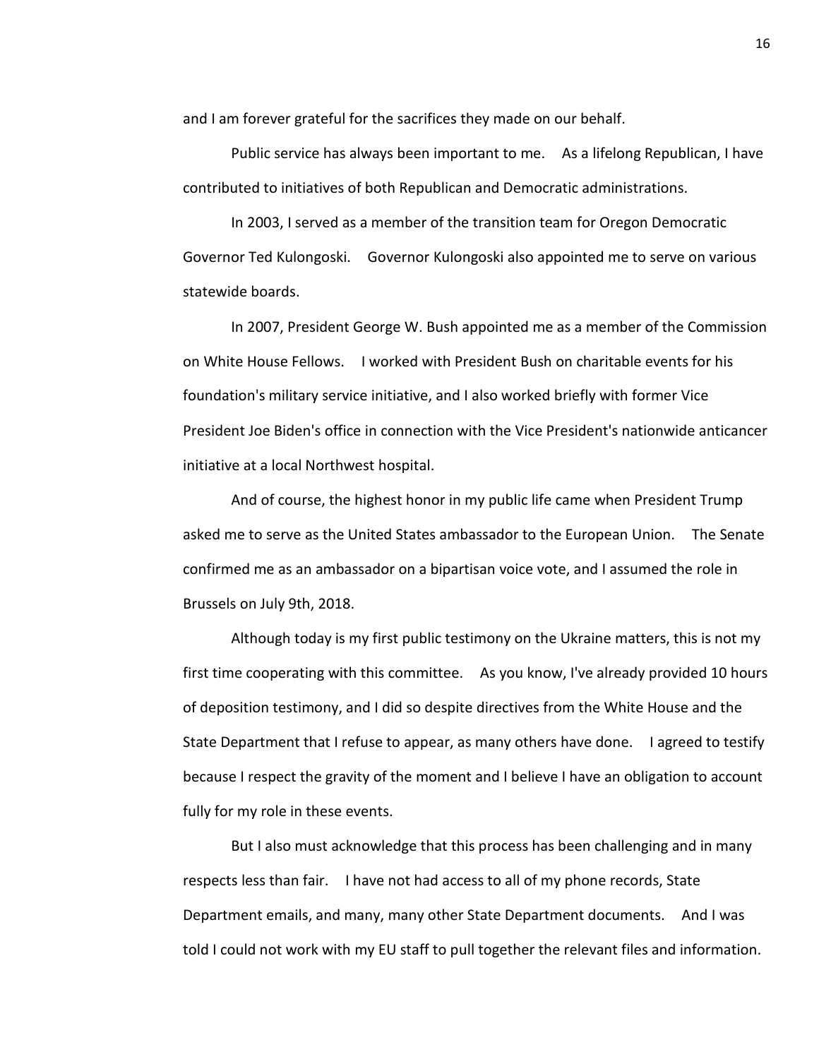and I am forever grateful for the sacrifices they made on our behalf.

Public service has always been important to me. As a lifelong Republican, I have contributed to initiatives of both Republican and Democratic administrations.

In 2003, I served as a member of the transition team for Oregon Democratic Governor Ted Kulongoski. Governor Kulongoski also appointed me to serve on various statewide boards.

In 2007, President George W. Bush appointed me as a member of the Commission on White House Fellows. I worked with President Bush on charitable events for his foundation's military service initiative, and I also worked briefly with former Vice President Joe Biden's office in connection with the Vice President's nationwide anticancer initiative at a local Northwest hospital.

And of course, the highest honor in my public life came when President Trump asked me to serve as the United States ambassador to the European Union. The Senate confirmed me as an ambassador on a bipartisan voice vote, and I assumed the role in Brussels on July 9th, 2018.

Although today is my first public testimony on the Ukraine matters, this is not my first time cooperating with this committee. As you know, I've already provided 10 hours of deposition testimony, and I did so despite directives from the White House and the State Department that I refuse to appear, as many others have done. I agreed to testify because I respect the gravity of the moment and I believe I have an obligation to account fully for my role in these events.

But I also must acknowledge that this process has been challenging and in many respects less than fair. I have not had access to all of my phone records, State Department emails, and many, many other State Department documents. And I was told I could not work with my EU staff to pull together the relevant files and information.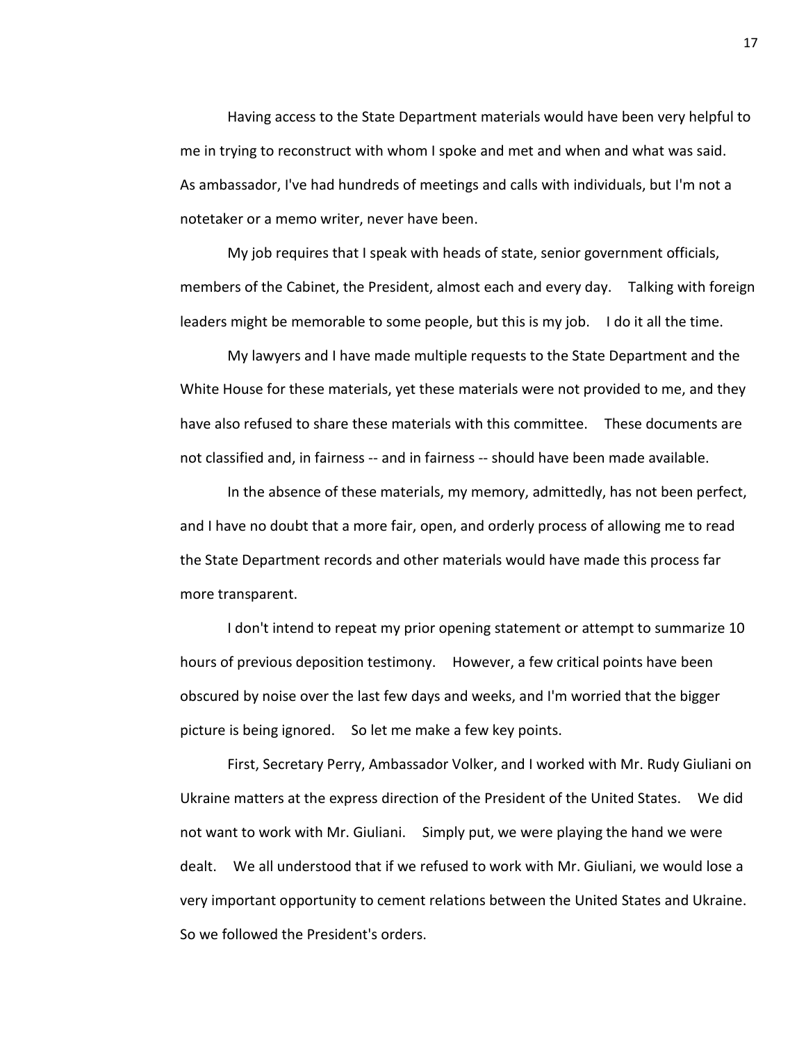Having access to the State Department materials would have been very helpful to me in trying to reconstruct with whom I spoke and met and when and what was said. As ambassador, I've had hundreds of meetings and calls with individuals, but I'm not a notetaker or a memo writer, never have been.

My job requires that I speak with heads of state, senior government officials, members of the Cabinet, the President, almost each and every day. Talking with foreign leaders might be memorable to some people, but this is my job. I do it all the time.

My lawyers and I have made multiple requests to the State Department and the White House for these materials, yet these materials were not provided to me, and they have also refused to share these materials with this committee. These documents are not classified and, in fairness -- and in fairness -- should have been made available.

In the absence of these materials, my memory, admittedly, has not been perfect, and I have no doubt that a more fair, open, and orderly process of allowing me to read the State Department records and other materials would have made this process far more transparent.

I don't intend to repeat my prior opening statement or attempt to summarize 10 hours of previous deposition testimony. However, a few critical points have been obscured by noise over the last few days and weeks, and I'm worried that the bigger picture is being ignored. So let me make a few key points.

First, Secretary Perry, Ambassador Volker, and I worked with Mr. Rudy Giuliani on Ukraine matters at the express direction of the President of the United States. We did not want to work with Mr. Giuliani. Simply put, we were playing the hand we were dealt. We all understood that if we refused to work with Mr. Giuliani, we would lose a very important opportunity to cement relations between the United States and Ukraine. So we followed the President's orders.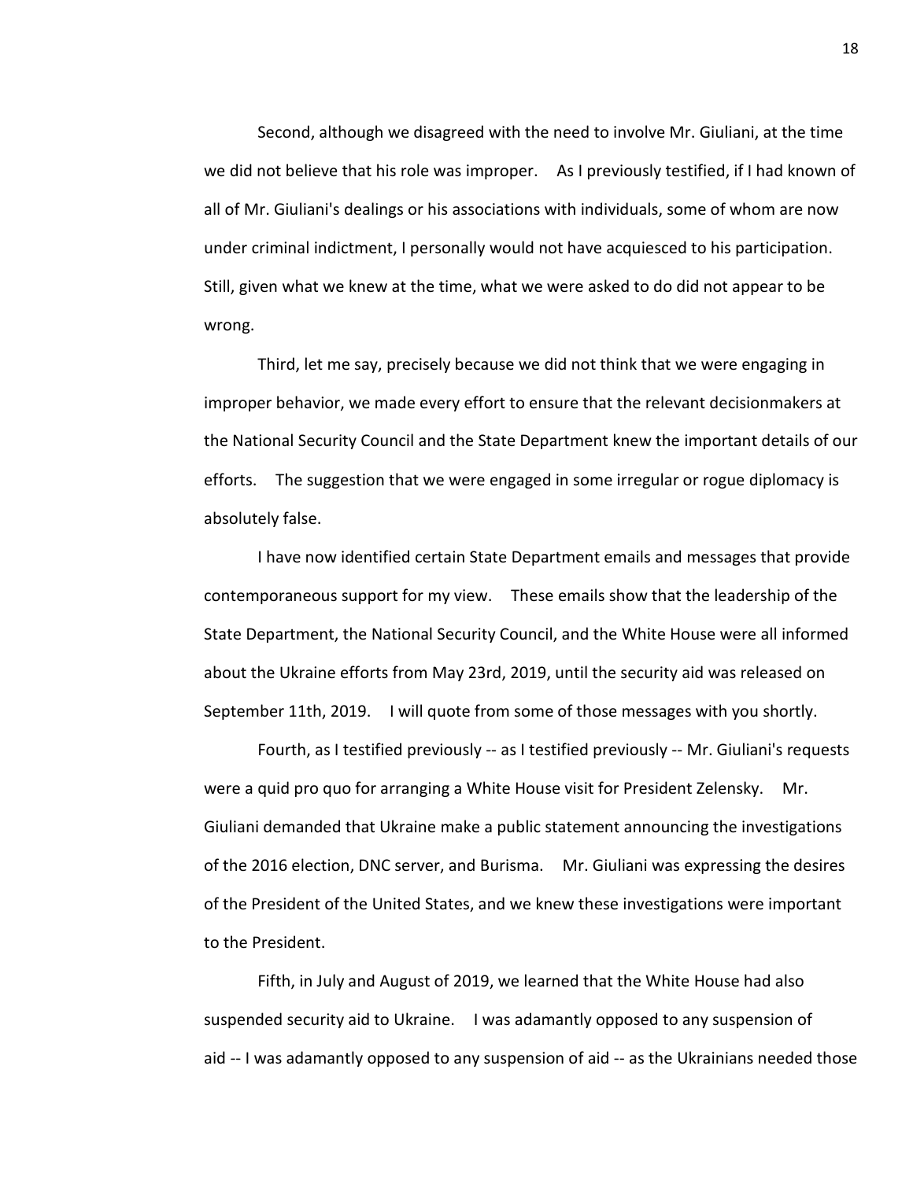Second, although we disagreed with the need to involve Mr. Giuliani, at the time we did not believe that his role was improper. As I previously testified, if I had known of all of Mr. Giuliani's dealings or his associations with individuals, some of whom are now under criminal indictment, I personally would not have acquiesced to his participation. Still, given what we knew at the time, what we were asked to do did not appear to be wrong.

Third, let me say, precisely because we did not think that we were engaging in improper behavior, we made every effort to ensure that the relevant decisionmakers at the National Security Council and the State Department knew the important details of our efforts. The suggestion that we were engaged in some irregular or rogue diplomacy is absolutely false.

I have now identified certain State Department emails and messages that provide contemporaneous support for my view. These emails show that the leadership of the State Department, the National Security Council, and the White House were all informed about the Ukraine efforts from May 23rd, 2019, until the security aid was released on September 11th, 2019. I will quote from some of those messages with you shortly.

Fourth, as I testified previously -- as I testified previously -- Mr. Giuliani's requests were a quid pro quo for arranging a White House visit for President Zelensky. Mr. Giuliani demanded that Ukraine make a public statement announcing the investigations of the 2016 election, DNC server, and Burisma. Mr. Giuliani was expressing the desires of the President of the United States, and we knew these investigations were important to the President.

Fifth, in July and August of 2019, we learned that the White House had also suspended security aid to Ukraine. I was adamantly opposed to any suspension of aid -- I was adamantly opposed to any suspension of aid -- as the Ukrainians needed those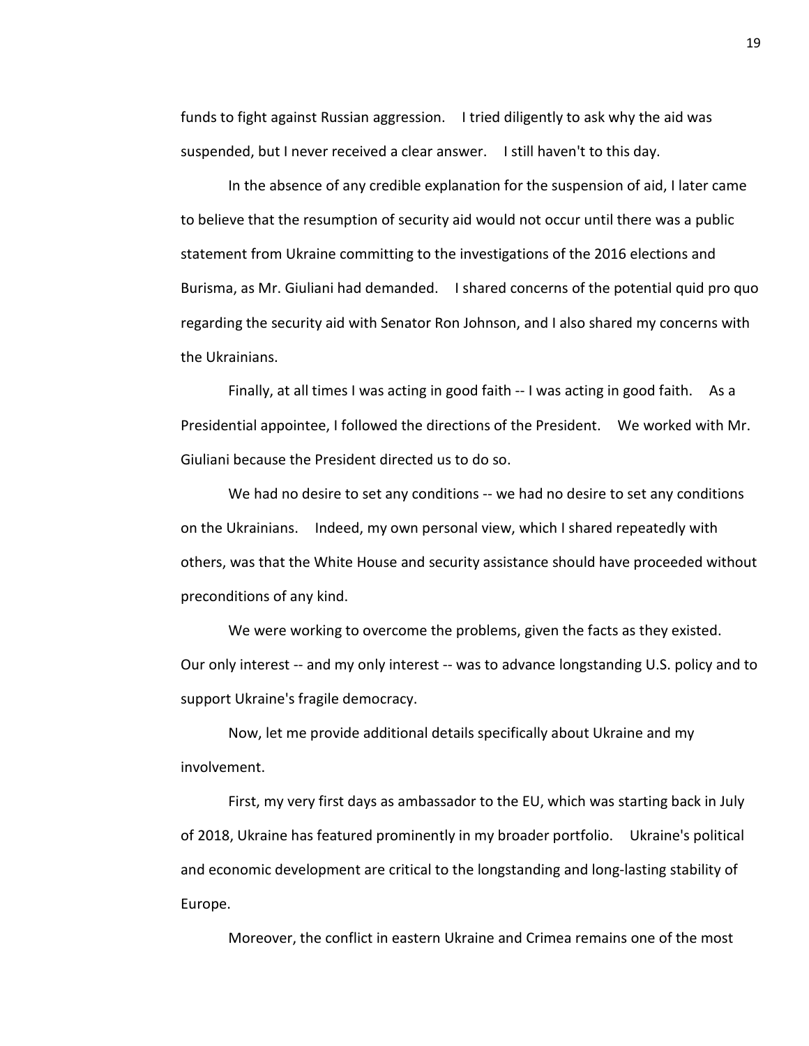funds to fight against Russian aggression. I tried diligently to ask why the aid was suspended, but I never received a clear answer. I still haven't to this day.

In the absence of any credible explanation for the suspension of aid, I later came to believe that the resumption of security aid would not occur until there was a public statement from Ukraine committing to the investigations of the 2016 elections and Burisma, as Mr. Giuliani had demanded. I shared concerns of the potential quid pro quo regarding the security aid with Senator Ron Johnson, and I also shared my concerns with the Ukrainians.

Finally, at all times I was acting in good faith -- I was acting in good faith. As a Presidential appointee, I followed the directions of the President. We worked with Mr. Giuliani because the President directed us to do so.

We had no desire to set any conditions -- we had no desire to set any conditions on the Ukrainians. Indeed, my own personal view, which I shared repeatedly with others, was that the White House and security assistance should have proceeded without preconditions of any kind.

We were working to overcome the problems, given the facts as they existed. Our only interest -- and my only interest -- was to advance longstanding U.S. policy and to support Ukraine's fragile democracy.

Now, let me provide additional details specifically about Ukraine and my involvement.

First, my very first days as ambassador to the EU, which was starting back in July of 2018, Ukraine has featured prominently in my broader portfolio. Ukraine's political and economic development are critical to the longstanding and long-lasting stability of Europe.

Moreover, the conflict in eastern Ukraine and Crimea remains one of the most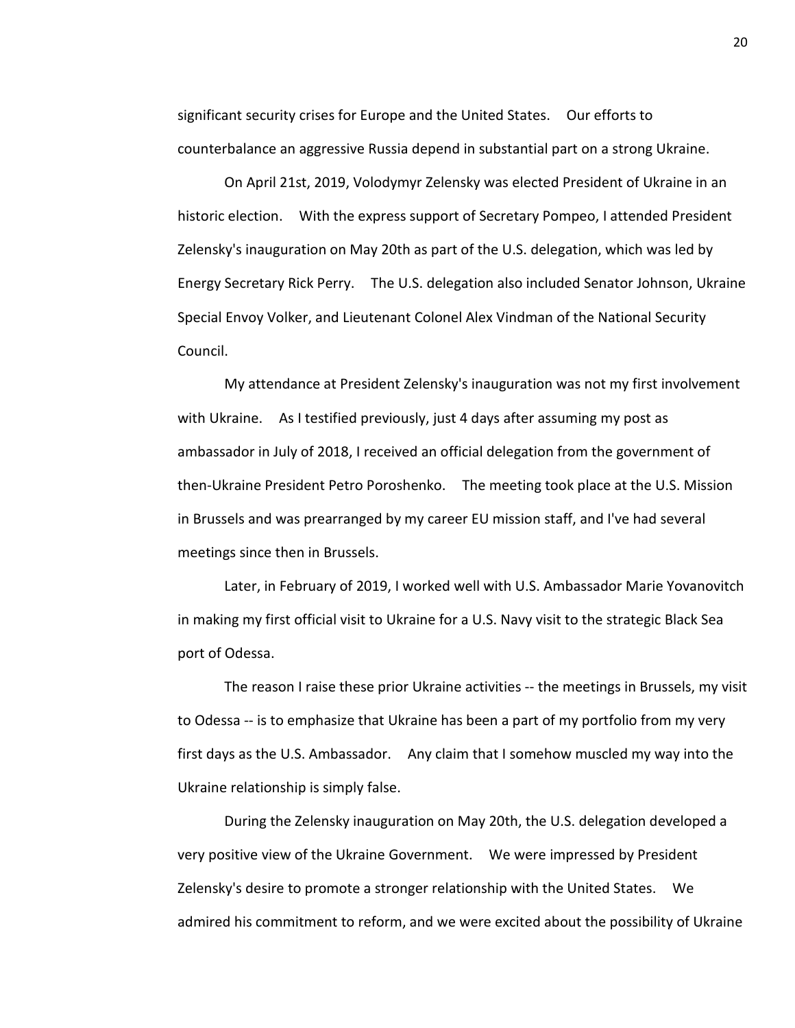significant security crises for Europe and the United States. Our efforts to counterbalance an aggressive Russia depend in substantial part on a strong Ukraine.

On April 21st, 2019, Volodymyr Zelensky was elected President of Ukraine in an historic election. With the express support of Secretary Pompeo, I attended President Zelensky's inauguration on May 20th as part of the U.S. delegation, which was led by Energy Secretary Rick Perry. The U.S. delegation also included Senator Johnson, Ukraine Special Envoy Volker, and Lieutenant Colonel Alex Vindman of the National Security Council.

My attendance at President Zelensky's inauguration was not my first involvement with Ukraine. As I testified previously, just 4 days after assuming my post as ambassador in July of 2018, I received an official delegation from the government of then-Ukraine President Petro Poroshenko. The meeting took place at the U.S. Mission in Brussels and was prearranged by my career EU mission staff, and I've had several meetings since then in Brussels.

Later, in February of 2019, I worked well with U.S. Ambassador Marie Yovanovitch in making my first official visit to Ukraine for a U.S. Navy visit to the strategic Black Sea port of Odessa.

The reason I raise these prior Ukraine activities -- the meetings in Brussels, my visit to Odessa -- is to emphasize that Ukraine has been a part of my portfolio from my very first days as the U.S. Ambassador. Any claim that I somehow muscled my way into the Ukraine relationship is simply false.

During the Zelensky inauguration on May 20th, the U.S. delegation developed a very positive view of the Ukraine Government. We were impressed by President Zelensky's desire to promote a stronger relationship with the United States. We admired his commitment to reform, and we were excited about the possibility of Ukraine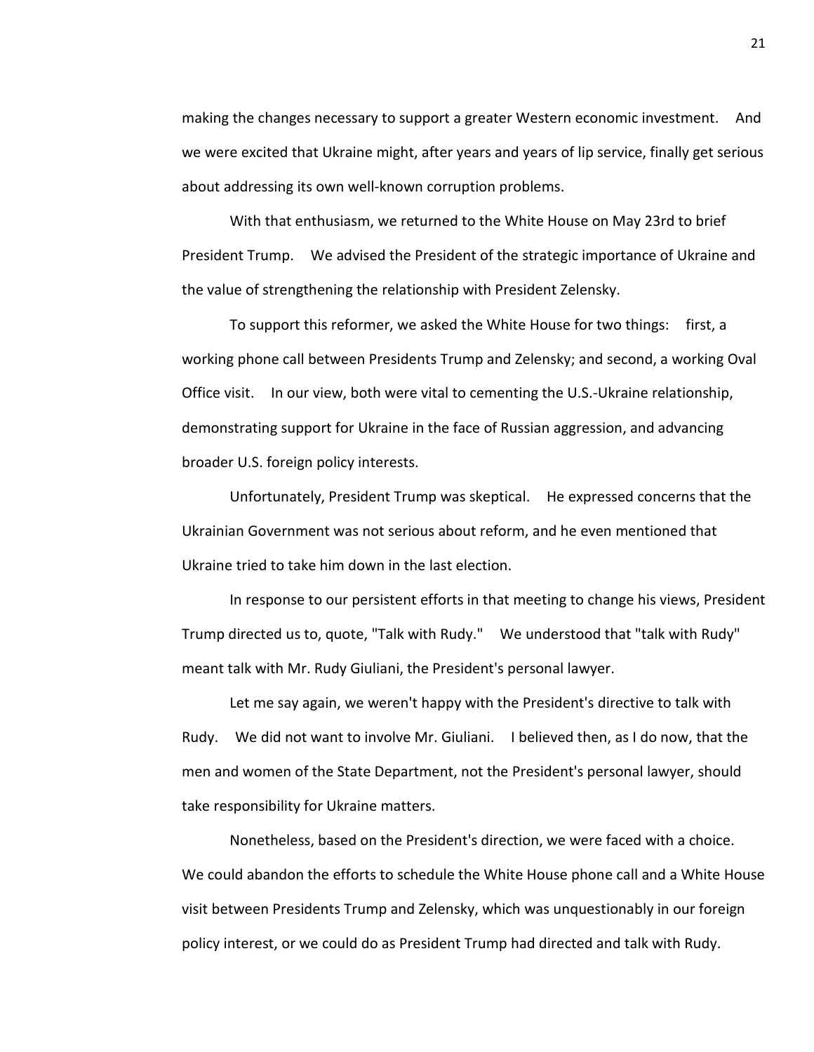making the changes necessary to support a greater Western economic investment. And we were excited that Ukraine might, after years and years of lip service, finally get serious about addressing its own well-known corruption problems.

With that enthusiasm, we returned to the White House on May 23rd to brief President Trump. We advised the President of the strategic importance of Ukraine and the value of strengthening the relationship with President Zelensky.

To support this reformer, we asked the White House for two things: first, a working phone call between Presidents Trump and Zelensky; and second, a working Oval Office visit. In our view, both were vital to cementing the U.S.-Ukraine relationship, demonstrating support for Ukraine in the face of Russian aggression, and advancing broader U.S. foreign policy interests.

Unfortunately, President Trump was skeptical. He expressed concerns that the Ukrainian Government was not serious about reform, and he even mentioned that Ukraine tried to take him down in the last election.

In response to our persistent efforts in that meeting to change his views, President Trump directed us to, quote, "Talk with Rudy." We understood that "talk with Rudy" meant talk with Mr. Rudy Giuliani, the President's personal lawyer.

Let me say again, we weren't happy with the President's directive to talk with Rudy. We did not want to involve Mr. Giuliani. I believed then, as I do now, that the men and women of the State Department, not the President's personal lawyer, should take responsibility for Ukraine matters.

Nonetheless, based on the President's direction, we were faced with a choice. We could abandon the efforts to schedule the White House phone call and a White House visit between Presidents Trump and Zelensky, which was unquestionably in our foreign policy interest, or we could do as President Trump had directed and talk with Rudy.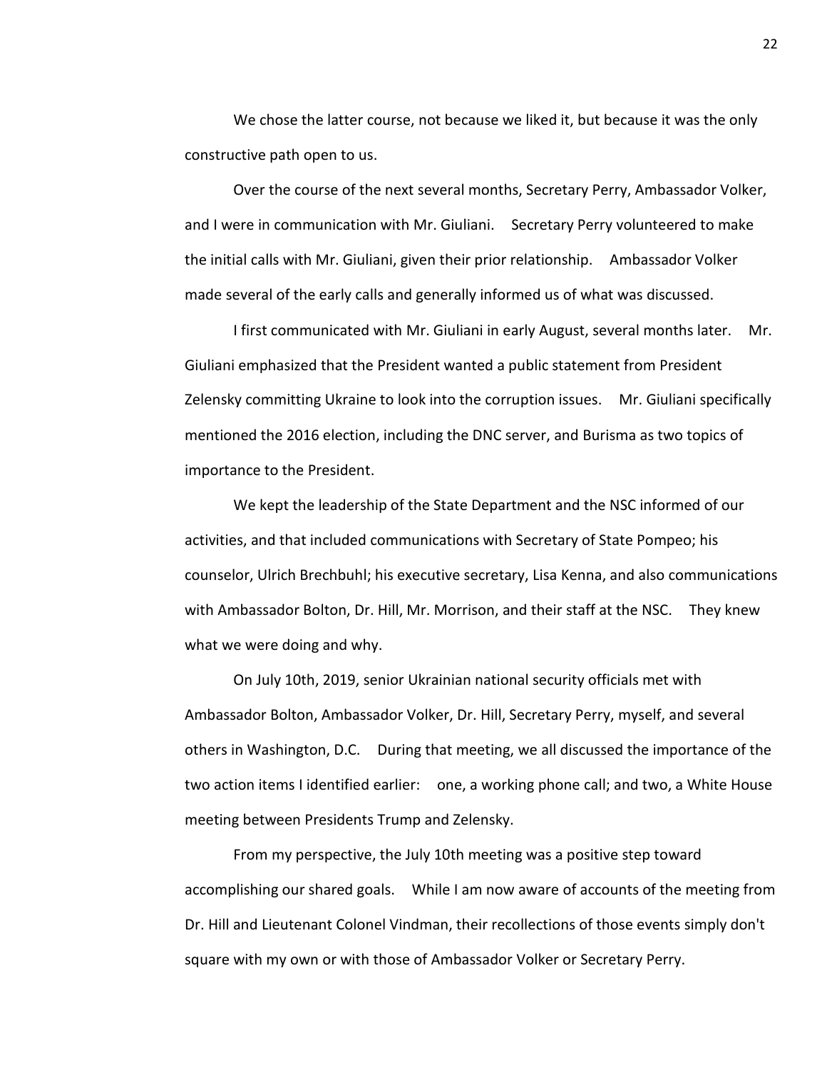We chose the latter course, not because we liked it, but because it was the only constructive path open to us.

Over the course of the next several months, Secretary Perry, Ambassador Volker, and I were in communication with Mr. Giuliani. Secretary Perry volunteered to make the initial calls with Mr. Giuliani, given their prior relationship. Ambassador Volker made several of the early calls and generally informed us of what was discussed.

I first communicated with Mr. Giuliani in early August, several months later. Mr. Giuliani emphasized that the President wanted a public statement from President Zelensky committing Ukraine to look into the corruption issues. Mr. Giuliani specifically mentioned the 2016 election, including the DNC server, and Burisma as two topics of importance to the President.

We kept the leadership of the State Department and the NSC informed of our activities, and that included communications with Secretary of State Pompeo; his counselor, Ulrich Brechbuhl; his executive secretary, Lisa Kenna, and also communications with Ambassador Bolton, Dr. Hill, Mr. Morrison, and their staff at the NSC. They knew what we were doing and why.

On July 10th, 2019, senior Ukrainian national security officials met with Ambassador Bolton, Ambassador Volker, Dr. Hill, Secretary Perry, myself, and several others in Washington, D.C. During that meeting, we all discussed the importance of the two action items I identified earlier: one, a working phone call; and two, a White House meeting between Presidents Trump and Zelensky.

From my perspective, the July 10th meeting was a positive step toward accomplishing our shared goals. While I am now aware of accounts of the meeting from Dr. Hill and Lieutenant Colonel Vindman, their recollections of those events simply don't square with my own or with those of Ambassador Volker or Secretary Perry.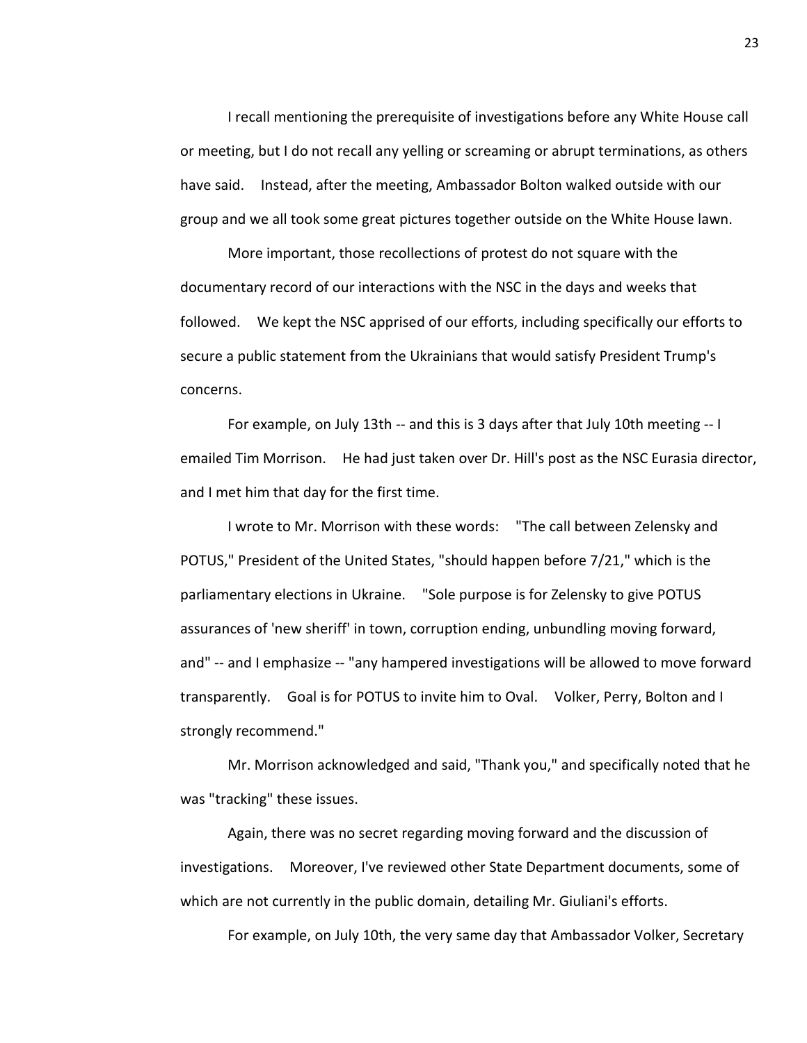I recall mentioning the prerequisite of investigations before any White House call or meeting, but I do not recall any yelling or screaming or abrupt terminations, as others have said. Instead, after the meeting, Ambassador Bolton walked outside with our group and we all took some great pictures together outside on the White House lawn.

More important, those recollections of protest do not square with the documentary record of our interactions with the NSC in the days and weeks that followed. We kept the NSC apprised of our efforts, including specifically our efforts to secure a public statement from the Ukrainians that would satisfy President Trump's concerns.

For example, on July 13th -- and this is 3 days after that July 10th meeting -- I emailed Tim Morrison. He had just taken over Dr. Hill's post as the NSC Eurasia director, and I met him that day for the first time.

I wrote to Mr. Morrison with these words: "The call between Zelensky and POTUS," President of the United States, "should happen before 7/21," which is the parliamentary elections in Ukraine. "Sole purpose is for Zelensky to give POTUS assurances of 'new sheriff' in town, corruption ending, unbundling moving forward, and" -- and I emphasize -- "any hampered investigations will be allowed to move forward transparently. Goal is for POTUS to invite him to Oval. Volker, Perry, Bolton and I strongly recommend."

Mr. Morrison acknowledged and said, "Thank you," and specifically noted that he was "tracking" these issues.

Again, there was no secret regarding moving forward and the discussion of investigations. Moreover, I've reviewed other State Department documents, some of which are not currently in the public domain, detailing Mr. Giuliani's efforts.

For example, on July 10th, the very same day that Ambassador Volker, Secretary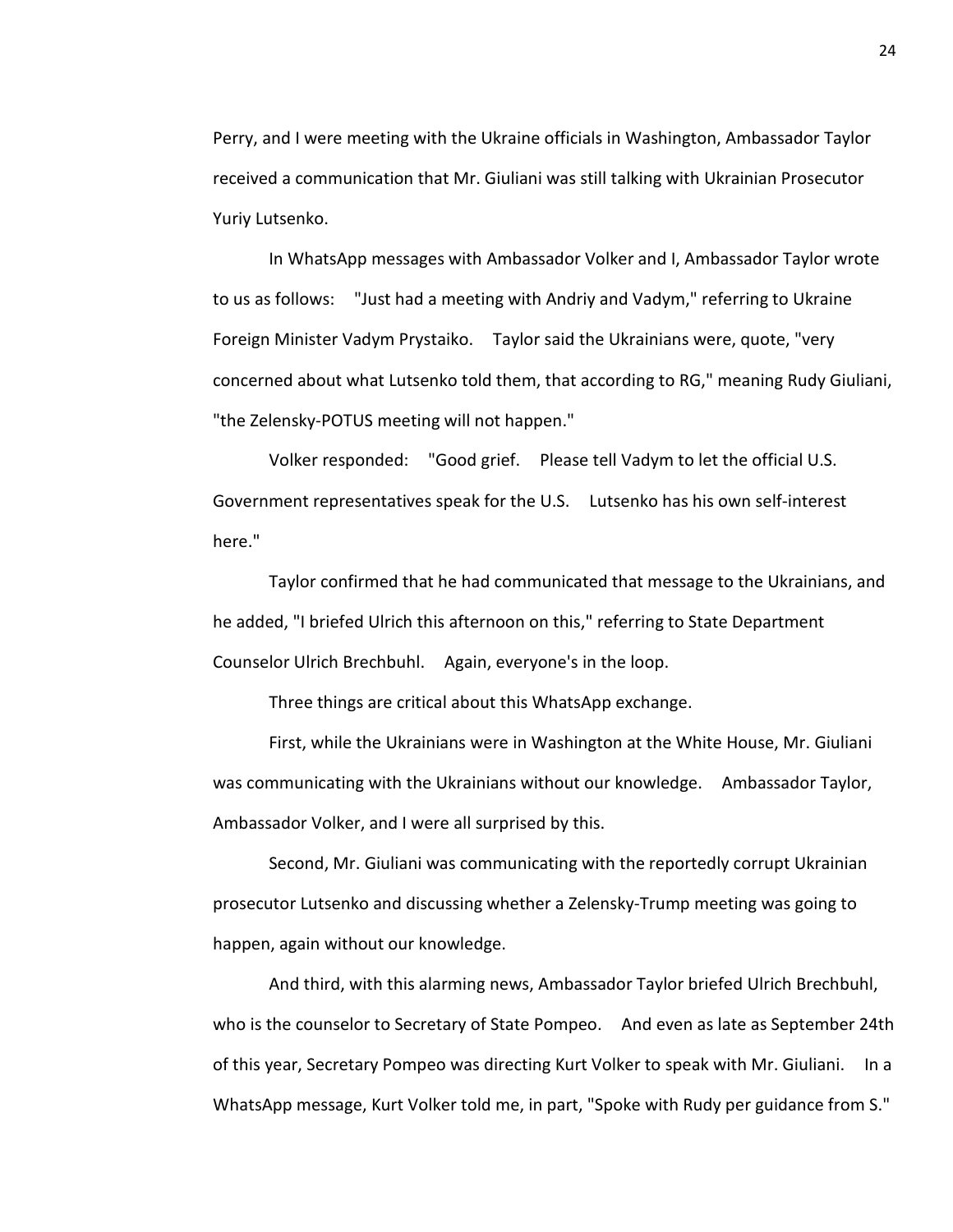Perry, and I were meeting with the Ukraine officials in Washington, Ambassador Taylor received a communication that Mr. Giuliani was still talking with Ukrainian Prosecutor Yuriy Lutsenko.

In WhatsApp messages with Ambassador Volker and I, Ambassador Taylor wrote to us as follows: "Just had a meeting with Andriy and Vadym," referring to Ukraine Foreign Minister Vadym Prystaiko. Taylor said the Ukrainians were, quote, "very concerned about what Lutsenko told them, that according to RG," meaning Rudy Giuliani, "the Zelensky-POTUS meeting will not happen."

Volker responded: "Good grief. Please tell Vadym to let the official U.S. Government representatives speak for the U.S. Lutsenko has his own self-interest here."

Taylor confirmed that he had communicated that message to the Ukrainians, and he added, "I briefed Ulrich this afternoon on this," referring to State Department Counselor Ulrich Brechbuhl. Again, everyone's in the loop.

Three things are critical about this WhatsApp exchange.

First, while the Ukrainians were in Washington at the White House, Mr. Giuliani was communicating with the Ukrainians without our knowledge. Ambassador Taylor, Ambassador Volker, and I were all surprised by this.

Second, Mr. Giuliani was communicating with the reportedly corrupt Ukrainian prosecutor Lutsenko and discussing whether a Zelensky-Trump meeting was going to happen, again without our knowledge.

And third, with this alarming news, Ambassador Taylor briefed Ulrich Brechbuhl, who is the counselor to Secretary of State Pompeo. And even as late as September 24th of this year, Secretary Pompeo was directing Kurt Volker to speak with Mr. Giuliani. In a WhatsApp message, Kurt Volker told me, in part, "Spoke with Rudy per guidance from S."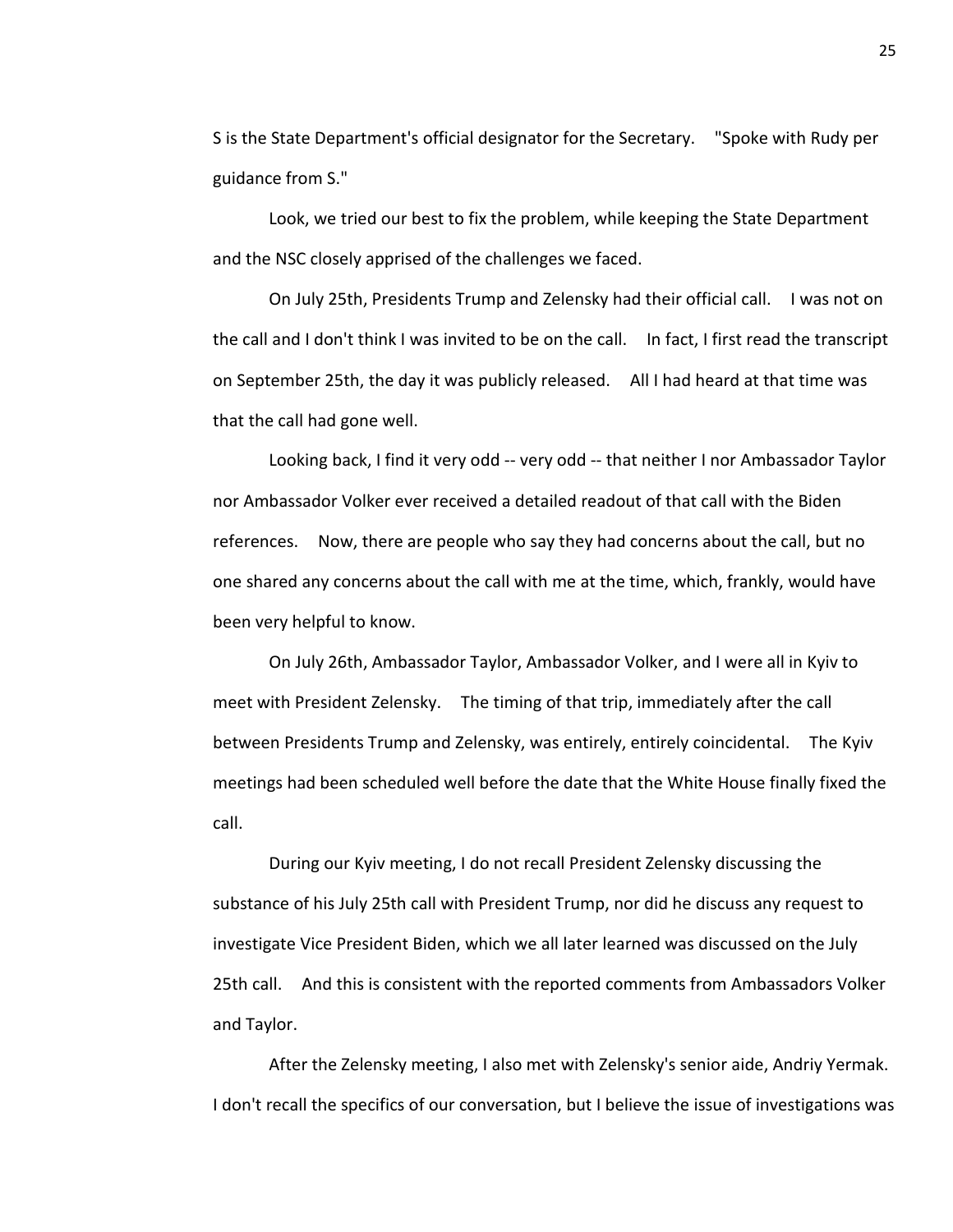S is the State Department's official designator for the Secretary. "Spoke with Rudy per guidance from S."

Look, we tried our best to fix the problem, while keeping the State Department and the NSC closely apprised of the challenges we faced.

On July 25th, Presidents Trump and Zelensky had their official call. I was not on the call and I don't think I was invited to be on the call. In fact, I first read the transcript on September 25th, the day it was publicly released. All I had heard at that time was that the call had gone well.

Looking back, I find it very odd -- very odd -- that neither I nor Ambassador Taylor nor Ambassador Volker ever received a detailed readout of that call with the Biden references. Now, there are people who say they had concerns about the call, but no one shared any concerns about the call with me at the time, which, frankly, would have been very helpful to know.

On July 26th, Ambassador Taylor, Ambassador Volker, and I were all in Kyiv to meet with President Zelensky. The timing of that trip, immediately after the call between Presidents Trump and Zelensky, was entirely, entirely coincidental. The Kyiv meetings had been scheduled well before the date that the White House finally fixed the call.

During our Kyiv meeting, I do not recall President Zelensky discussing the substance of his July 25th call with President Trump, nor did he discuss any request to investigate Vice President Biden, which we all later learned was discussed on the July 25th call. And this is consistent with the reported comments from Ambassadors Volker and Taylor.

After the Zelensky meeting, I also met with Zelensky's senior aide, Andriy Yermak. I don't recall the specifics of our conversation, but I believe the issue of investigations was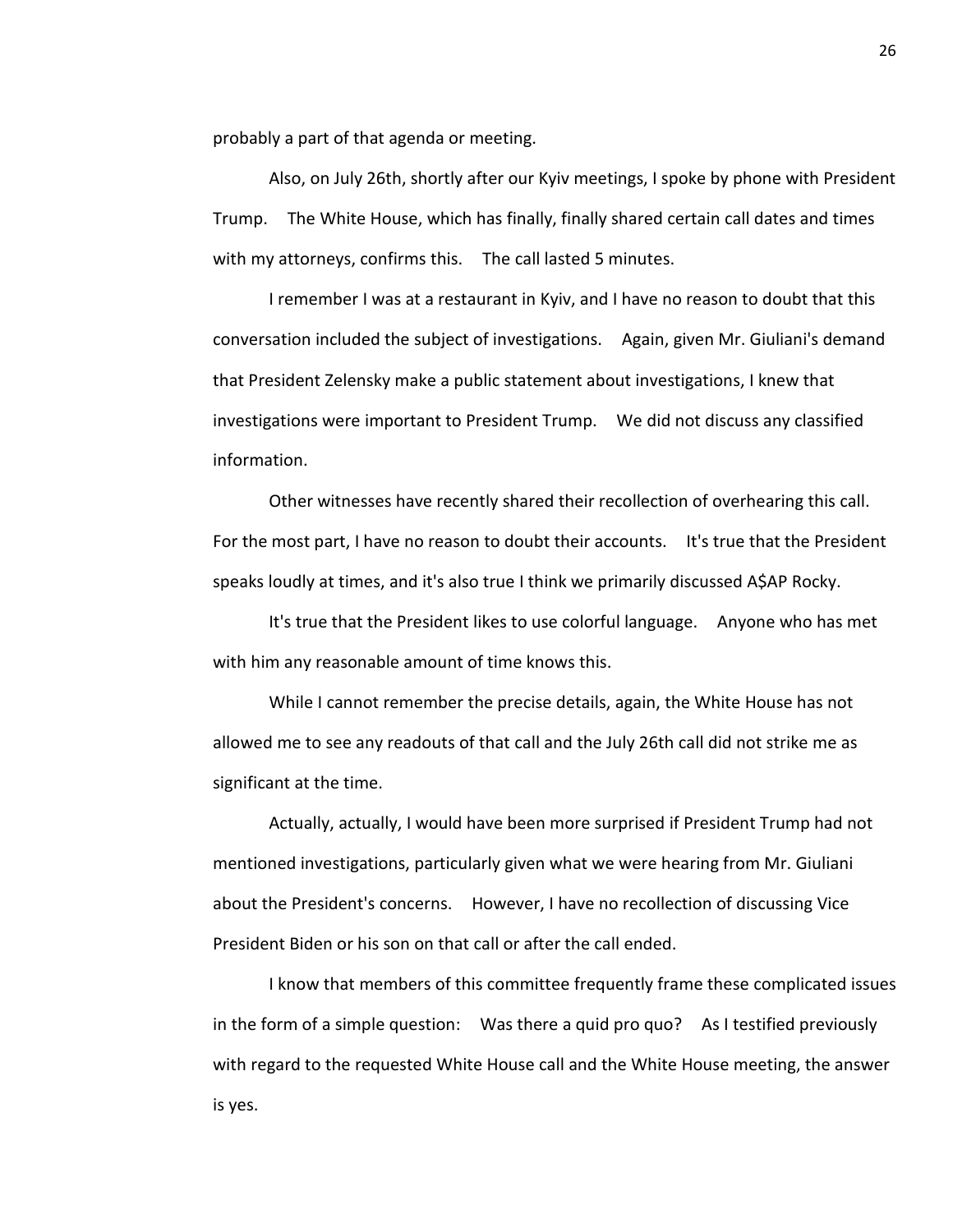probably a part of that agenda or meeting.

Also, on July 26th, shortly after our Kyiv meetings, I spoke by phone with President Trump. The White House, which has finally, finally shared certain call dates and times with my attorneys, confirms this. The call lasted 5 minutes.

I remember I was at a restaurant in Kyiv, and I have no reason to doubt that this conversation included the subject of investigations. Again, given Mr. Giuliani's demand that President Zelensky make a public statement about investigations, I knew that investigations were important to President Trump. We did not discuss any classified information.

Other witnesses have recently shared their recollection of overhearing this call. For the most part, I have no reason to doubt their accounts. It's true that the President speaks loudly at times, and it's also true I think we primarily discussed A$AP Rocky.

It's true that the President likes to use colorful language. Anyone who has met with him any reasonable amount of time knows this.

While I cannot remember the precise details, again, the White House has not allowed me to see any readouts of that call and the July 26th call did not strike me as significant at the time.

Actually, actually, I would have been more surprised if President Trump had not mentioned investigations, particularly given what we were hearing from Mr. Giuliani about the President's concerns. However, I have no recollection of discussing Vice President Biden or his son on that call or after the call ended.

I know that members of this committee frequently frame these complicated issues in the form of a simple question: Was there a quid pro quo? As I testified previously with regard to the requested White House call and the White House meeting, the answer is yes.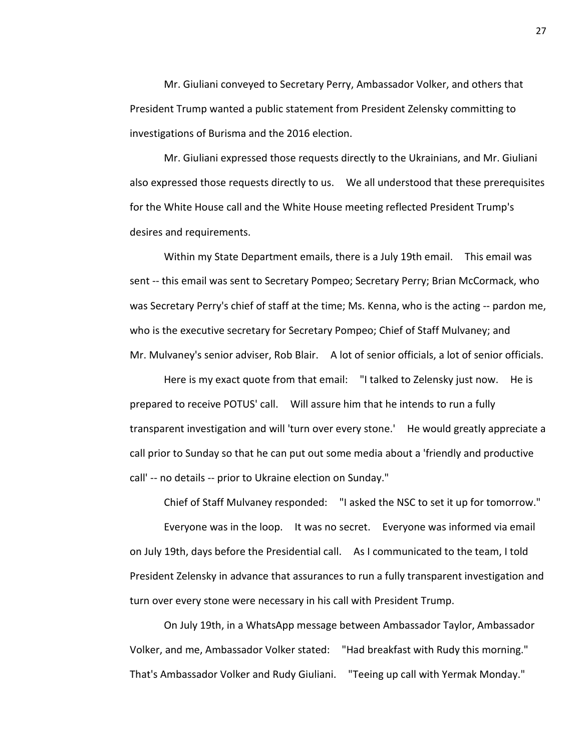Mr. Giuliani conveyed to Secretary Perry, Ambassador Volker, and others that President Trump wanted a public statement from President Zelensky committing to investigations of Burisma and the 2016 election.

Mr. Giuliani expressed those requests directly to the Ukrainians, and Mr. Giuliani also expressed those requests directly to us. We all understood that these prerequisites for the White House call and the White House meeting reflected President Trump's desires and requirements.

Within my State Department emails, there is a July 19th email. This email was sent -- this email was sent to Secretary Pompeo; Secretary Perry; Brian McCormack, who was Secretary Perry's chief of staff at the time; Ms. Kenna, who is the acting -- pardon me, who is the executive secretary for Secretary Pompeo; Chief of Staff Mulvaney; and Mr. Mulvaney's senior adviser, Rob Blair. A lot of senior officials, a lot of senior officials.

Here is my exact quote from that email: "I talked to Zelensky just now. He is prepared to receive POTUS' call. Will assure him that he intends to run a fully transparent investigation and will 'turn over every stone.' He would greatly appreciate a call prior to Sunday so that he can put out some media about a 'friendly and productive call' -- no details -- prior to Ukraine election on Sunday."

Chief of Staff Mulvaney responded: "I asked the NSC to set it up for tomorrow."

Everyone was in the loop. It was no secret. Everyone was informed via email on July 19th, days before the Presidential call. As I communicated to the team, I told President Zelensky in advance that assurances to run a fully transparent investigation and turn over every stone were necessary in his call with President Trump.

On July 19th, in a WhatsApp message between Ambassador Taylor, Ambassador Volker, and me, Ambassador Volker stated: "Had breakfast with Rudy this morning." That's Ambassador Volker and Rudy Giuliani. "Teeing up call with Yermak Monday."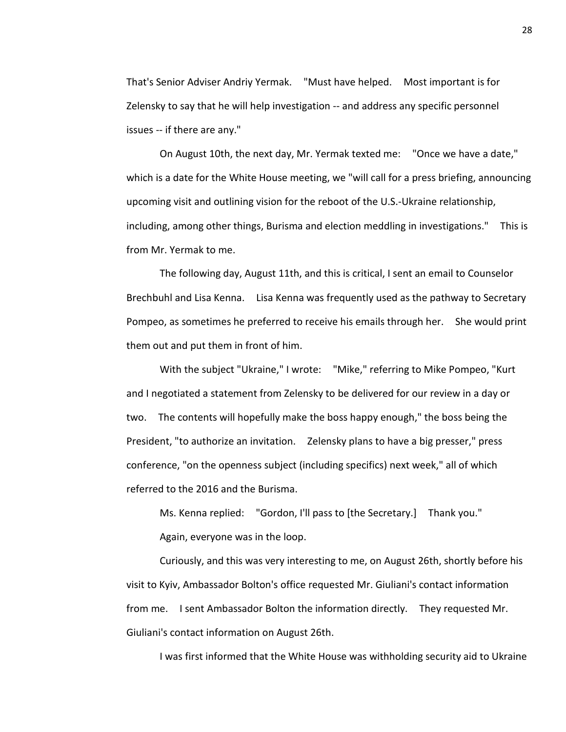That's Senior Adviser Andriy Yermak. "Must have helped. Most important is for Zelensky to say that he will help investigation -- and address any specific personnel issues -- if there are any."

On August 10th, the next day, Mr. Yermak texted me: "Once we have a date," which is a date for the White House meeting, we "will call for a press briefing, announcing upcoming visit and outlining vision for the reboot of the U.S.-Ukraine relationship, including, among other things, Burisma and election meddling in investigations." This is from Mr. Yermak to me.

The following day, August 11th, and this is critical, I sent an email to Counselor Brechbuhl and Lisa Kenna. Lisa Kenna was frequently used as the pathway to Secretary Pompeo, as sometimes he preferred to receive his emails through her. She would print them out and put them in front of him.

With the subject "Ukraine," I wrote: "Mike," referring to Mike Pompeo, "Kurt and I negotiated a statement from Zelensky to be delivered for our review in a day or two. The contents will hopefully make the boss happy enough," the boss being the President, "to authorize an invitation. Zelensky plans to have a big presser," press conference, "on the openness subject (including specifics) next week," all of which referred to the 2016 and the Burisma.

Ms. Kenna replied: "Gordon, I'll pass to [the Secretary.] Thank you."

Again, everyone was in the loop.

Curiously, and this was very interesting to me, on August 26th, shortly before his visit to Kyiv, Ambassador Bolton's office requested Mr. Giuliani's contact information from me. I sent Ambassador Bolton the information directly. They requested Mr. Giuliani's contact information on August 26th.

I was first informed that the White House was withholding security aid to Ukraine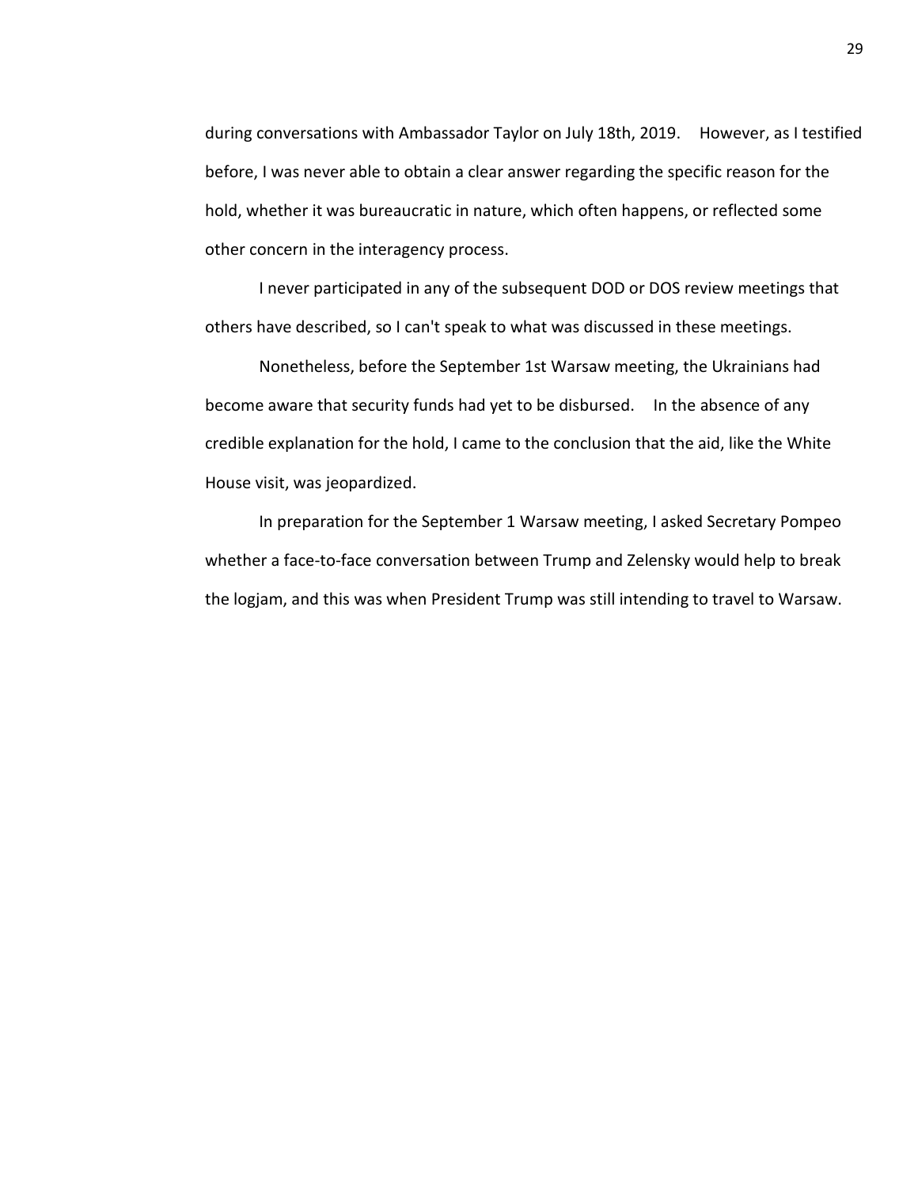during conversations with Ambassador Taylor on July 18th, 2019. However, as I testified before, I was never able to obtain a clear answer regarding the specific reason for the hold, whether it was bureaucratic in nature, which often happens, or reflected some other concern in the interagency process.

I never participated in any of the subsequent DOD or DOS review meetings that others have described, so I can't speak to what was discussed in these meetings.

Nonetheless, before the September 1st Warsaw meeting, the Ukrainians had become aware that security funds had yet to be disbursed. In the absence of any credible explanation for the hold, I came to the conclusion that the aid, like the White House visit, was jeopardized.

In preparation for the September 1 Warsaw meeting, I asked Secretary Pompeo whether a face-to-face conversation between Trump and Zelensky would help to break the logjam, and this was when President Trump was still intending to travel to Warsaw.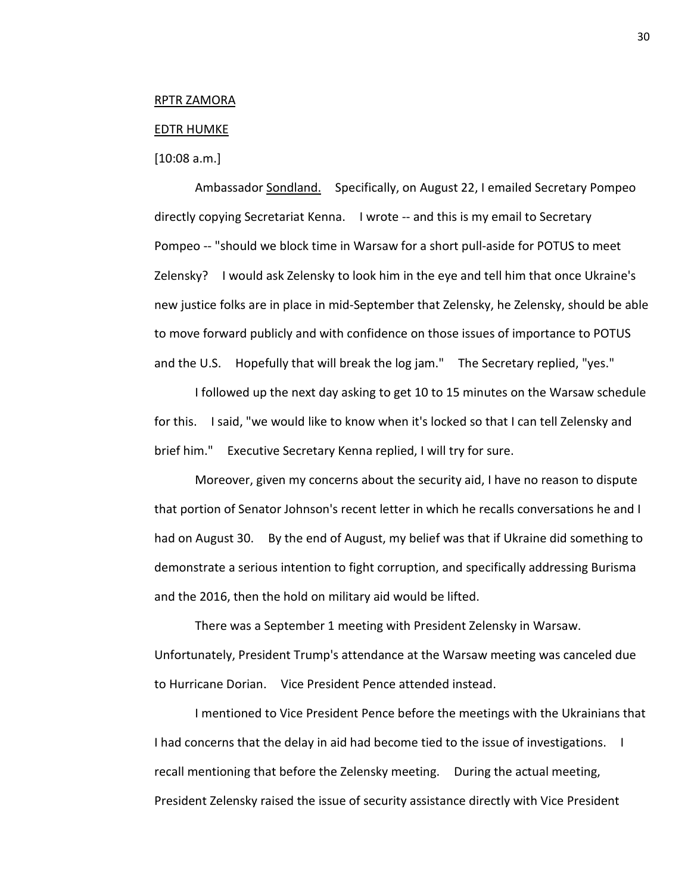RPTR ZAMORA

EDTR HUMKE

[10:08 a.m.]

Ambassador Sondland. Specifically, on August 22, I emailed Secretary Pompeo directly copying Secretariat Kenna. I wrote -- and this is my email to Secretary Pompeo -- "should we block time in Warsaw for a short pull-aside for POTUS to meet Zelensky? I would ask Zelensky to look him in the eye and tell him that once Ukraine's new justice folks are in place in mid-September that Zelensky, he Zelensky, should be able to move forward publicly and with confidence on those issues of importance to POTUS and the U.S. Hopefully that will break the log jam." The Secretary replied, "yes."

I followed up the next day asking to get 10 to 15 minutes on the Warsaw schedule for this. I said, "we would like to know when it's locked so that I can tell Zelensky and brief him." Executive Secretary Kenna replied, I will try for sure.

Moreover, given my concerns about the security aid, I have no reason to dispute that portion of Senator Johnson's recent letter in which he recalls conversations he and I had on August 30. By the end of August, my belief was that if Ukraine did something to demonstrate a serious intention to fight corruption, and specifically addressing Burisma and the 2016, then the hold on military aid would be lifted.

There was a September 1 meeting with President Zelensky in Warsaw. Unfortunately, President Trump's attendance at the Warsaw meeting was canceled due to Hurricane Dorian. Vice President Pence attended instead.

I mentioned to Vice President Pence before the meetings with the Ukrainians that I had concerns that the delay in aid had become tied to the issue of investigations. I recall mentioning that before the Zelensky meeting. During the actual meeting, President Zelensky raised the issue of security assistance directly with Vice President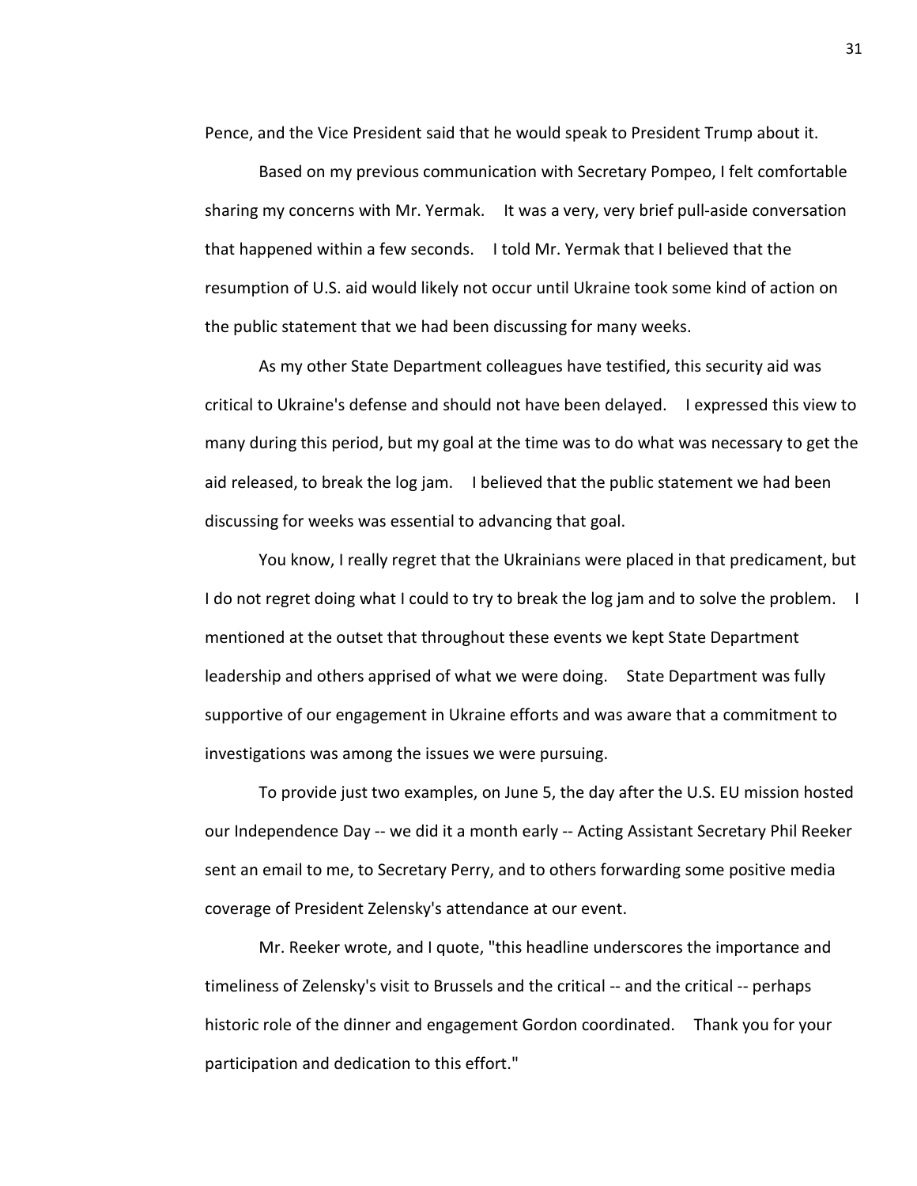Pence, and the Vice President said that he would speak to President Trump about it.

Based on my previous communication with Secretary Pompeo, I felt comfortable sharing my concerns with Mr. Yermak. It was a very, very brief pull-aside conversation that happened within a few seconds. I told Mr. Yermak that I believed that the resumption of U.S. aid would likely not occur until Ukraine took some kind of action on the public statement that we had been discussing for many weeks.

As my other State Department colleagues have testified, this security aid was critical to Ukraine's defense and should not have been delayed. I expressed this view to many during this period, but my goal at the time was to do what was necessary to get the aid released, to break the log jam. I believed that the public statement we had been discussing for weeks was essential to advancing that goal.

You know, I really regret that the Ukrainians were placed in that predicament, but I do not regret doing what I could to try to break the log jam and to solve the problem. I mentioned at the outset that throughout these events we kept State Department leadership and others apprised of what we were doing. State Department was fully supportive of our engagement in Ukraine efforts and was aware that a commitment to investigations was among the issues we were pursuing.

To provide just two examples, on June 5, the day after the U.S. EU mission hosted our Independence Day -- we did it a month early -- Acting Assistant Secretary Phil Reeker sent an email to me, to Secretary Perry, and to others forwarding some positive media coverage of President Zelensky's attendance at our event.

Mr. Reeker wrote, and I quote, "this headline underscores the importance and timeliness of Zelensky's visit to Brussels and the critical -- and the critical -- perhaps historic role of the dinner and engagement Gordon coordinated. Thank you for your participation and dedication to this effort."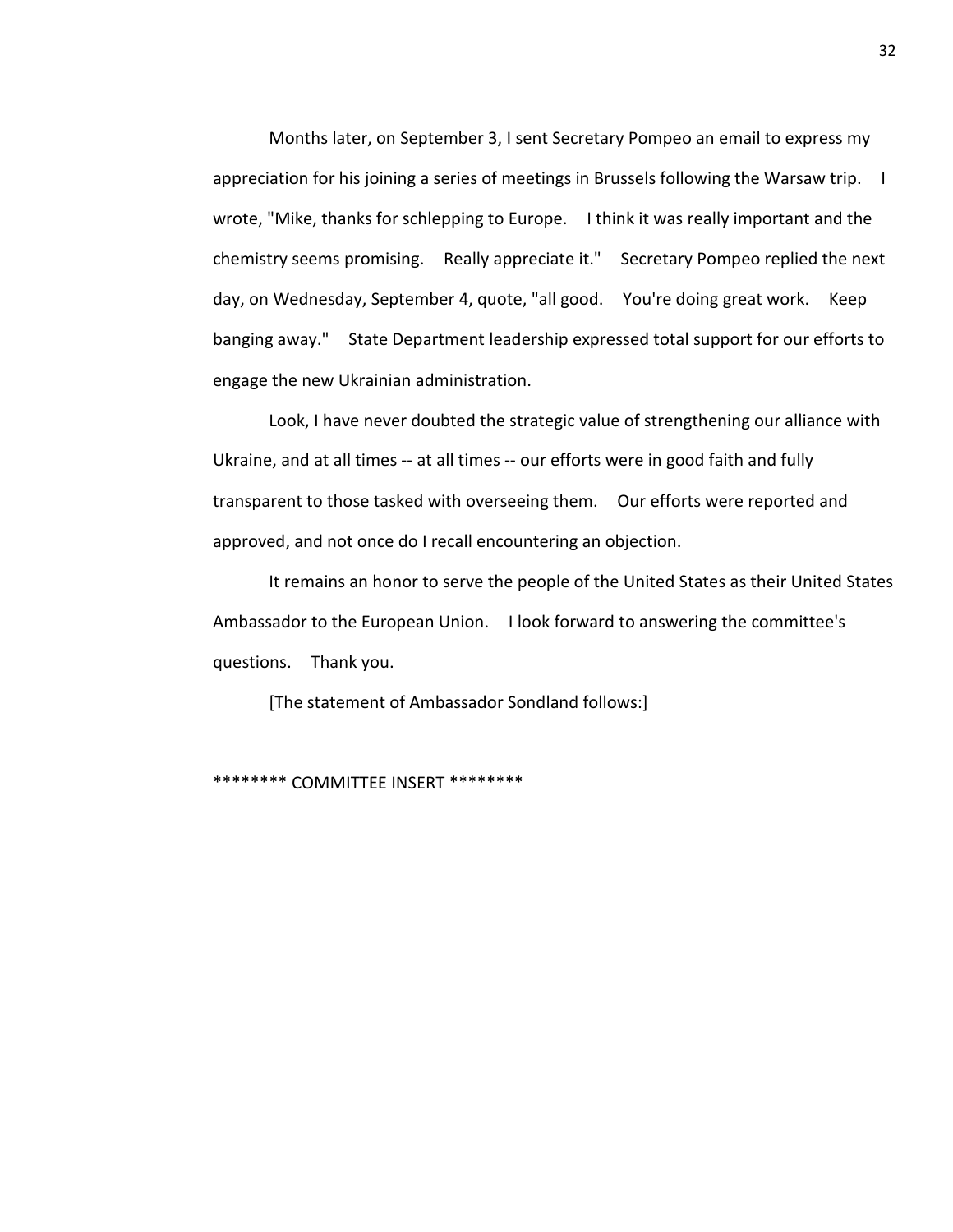Months later, on September 3, I sent Secretary Pompeo an email to express my appreciation for his joining a series of meetings in Brussels following the Warsaw trip. I wrote, "Mike, thanks for schlepping to Europe. I think it was really important and the chemistry seems promising. Really appreciate it." Secretary Pompeo replied the next day, on Wednesday, September 4, quote, "all good. You're doing great work. Keep banging away." State Department leadership expressed total support for our efforts to engage the new Ukrainian administration.

Look, I have never doubted the strategic value of strengthening our alliance with Ukraine, and at all times -- at all times -- our efforts were in good faith and fully transparent to those tasked with overseeing them. Our efforts were reported and approved, and not once do I recall encountering an objection.

It remains an honor to serve the people of the United States as their United States Ambassador to the European Union. I look forward to answering the committee's questions. Thank you.

[The statement of Ambassador Sondland follows:]

******** COMMITTEE INSERT ********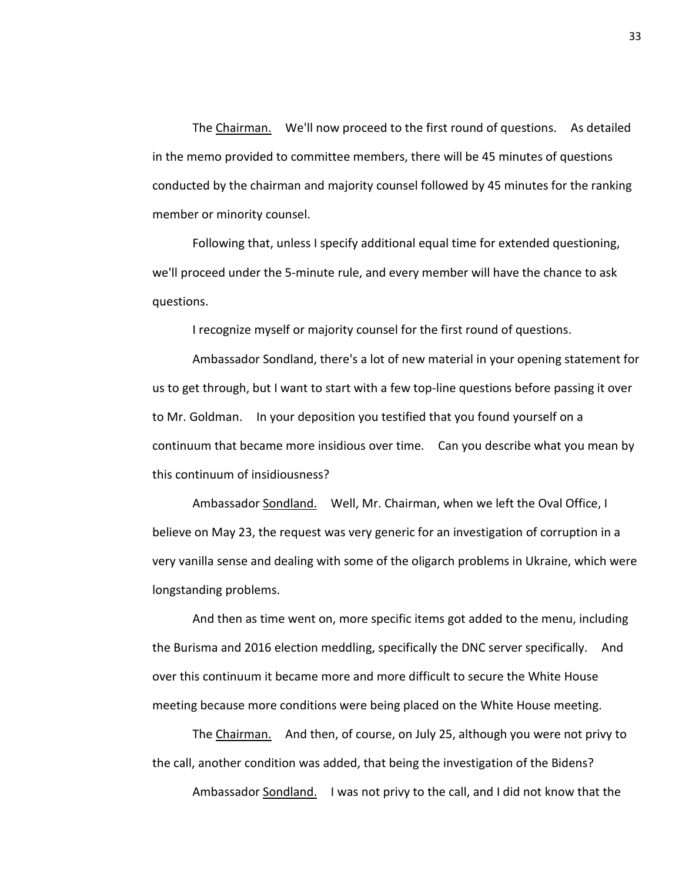The Chairman. We'll now proceed to the first round of questions. As detailed in the memo provided to committee members, there will be 45 minutes of questions conducted by the chairman and majority counsel followed by 45 minutes for the ranking member or minority counsel.

Following that, unless I specify additional equal time for extended questioning, we'll proceed under the 5-minute rule, and every member will have the chance to ask questions.

I recognize myself or majority counsel for the first round of questions.

Ambassador Sondland, there's a lot of new material in your opening statement for us to get through, but I want to start with a few top-line questions before passing it over to Mr. Goldman. In your deposition you testified that you found yourself on a continuum that became more insidious over time. Can you describe what you mean by this continuum of insidiousness?

Ambassador Sondland. Well, Mr. Chairman, when we left the Oval Office, I believe on May 23, the request was very generic for an investigation of corruption in a very vanilla sense and dealing with some of the oligarch problems in Ukraine, which were longstanding problems.

And then as time went on, more specific items got added to the menu, including the Burisma and 2016 election meddling, specifically the DNC server specifically. And over this continuum it became more and more difficult to secure the White House meeting because more conditions were being placed on the White House meeting.

The Chairman. And then, of course, on July 25, although you were not privy to the call, another condition was added, that being the investigation of the Bidens?

Ambassador Sondland. I was not privy to the call, and I did not know that the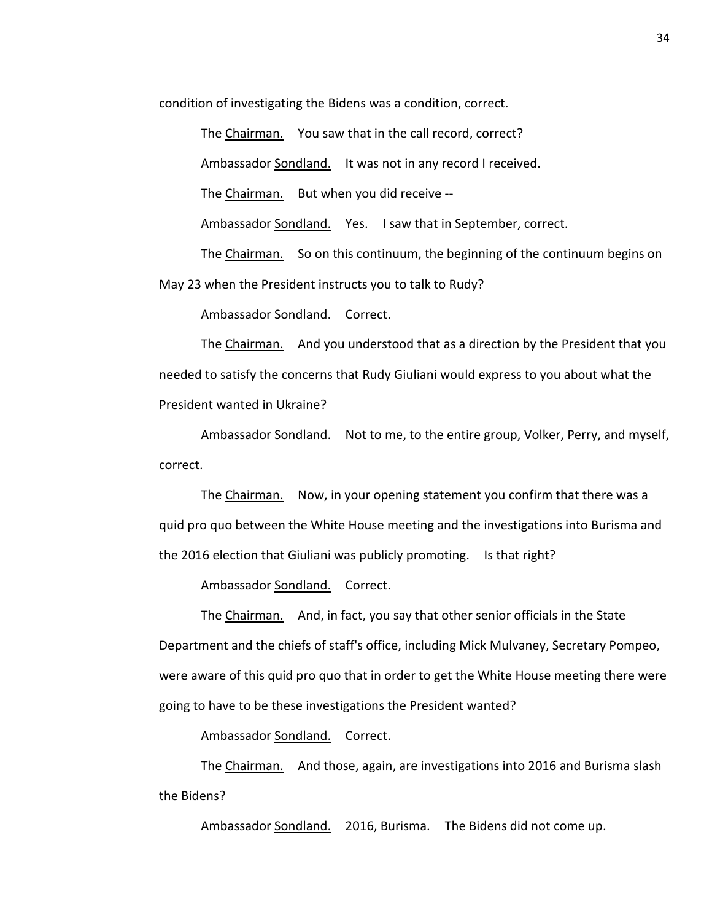condition of investigating the Bidens was a condition, correct.

The Chairman. You saw that in the call record, correct?

Ambassador Sondland. It was not in any record I received.

The Chairman. But when you did receive --

Ambassador Sondland. Yes. I saw that in September, correct.

The Chairman. So on this continuum, the beginning of the continuum begins on May 23 when the President instructs you to talk to Rudy?

Ambassador Sondland. Correct.

The Chairman. And you understood that as a direction by the President that you needed to satisfy the concerns that Rudy Giuliani would express to you about what the President wanted in Ukraine?

Ambassador Sondland. Not to me, to the entire group, Volker, Perry, and myself, correct.

The Chairman. Now, in your opening statement you confirm that there was a quid pro quo between the White House meeting and the investigations into Burisma and the 2016 election that Giuliani was publicly promoting. Is that right?

Ambassador Sondland. Correct.

The Chairman. And, in fact, you say that other senior officials in the State Department and the chiefs of staff's office, including Mick Mulvaney, Secretary Pompeo, were aware of this quid pro quo that in order to get the White House meeting there were going to have to be these investigations the President wanted?

Ambassador Sondland. Correct.

The Chairman. And those, again, are investigations into 2016 and Burisma slash the Bidens?

Ambassador Sondland. 2016, Burisma. The Bidens did not come up.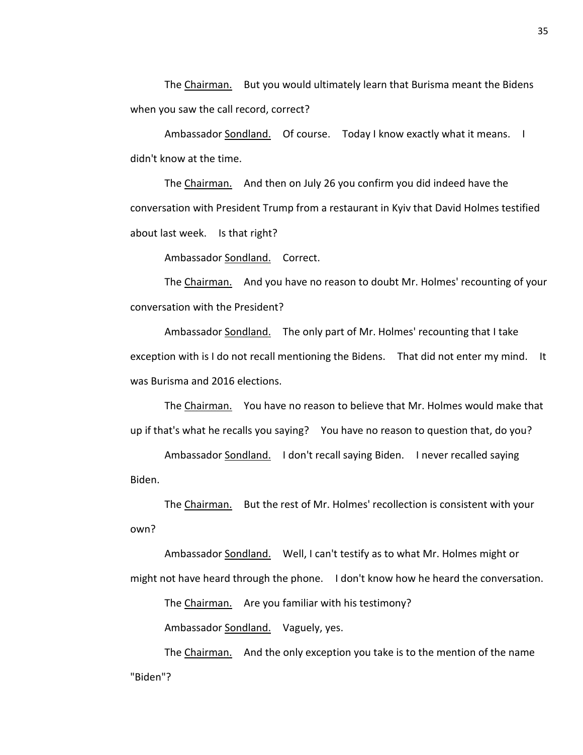The Chairman. But you would ultimately learn that Burisma meant the Bidens when you saw the call record, correct?

Ambassador Sondland. Of course. Today I know exactly what it means. I didn't know at the time.

The Chairman. And then on July 26 you confirm you did indeed have the conversation with President Trump from a restaurant in Kyiv that David Holmes testified about last week. Is that right?

Ambassador Sondland. Correct.

The Chairman. And you have no reason to doubt Mr. Holmes' recounting of your conversation with the President?

Ambassador Sondland. The only part of Mr. Holmes' recounting that I take exception with is I do not recall mentioning the Bidens. That did not enter my mind. It was Burisma and 2016 elections.

The Chairman. You have no reason to believe that Mr. Holmes would make that up if that's what he recalls you saying? You have no reason to question that, do you?

Ambassador Sondland. I don't recall saying Biden. I never recalled saying Biden.

The Chairman. But the rest of Mr. Holmes' recollection is consistent with your own?

Ambassador Sondland. Well, I can't testify as to what Mr. Holmes might or might not have heard through the phone. I don't know how he heard the conversation.

The Chairman. Are you familiar with his testimony?

Ambassador Sondland. Vaguely, yes.

The Chairman. And the only exception you take is to the mention of the name "Biden"?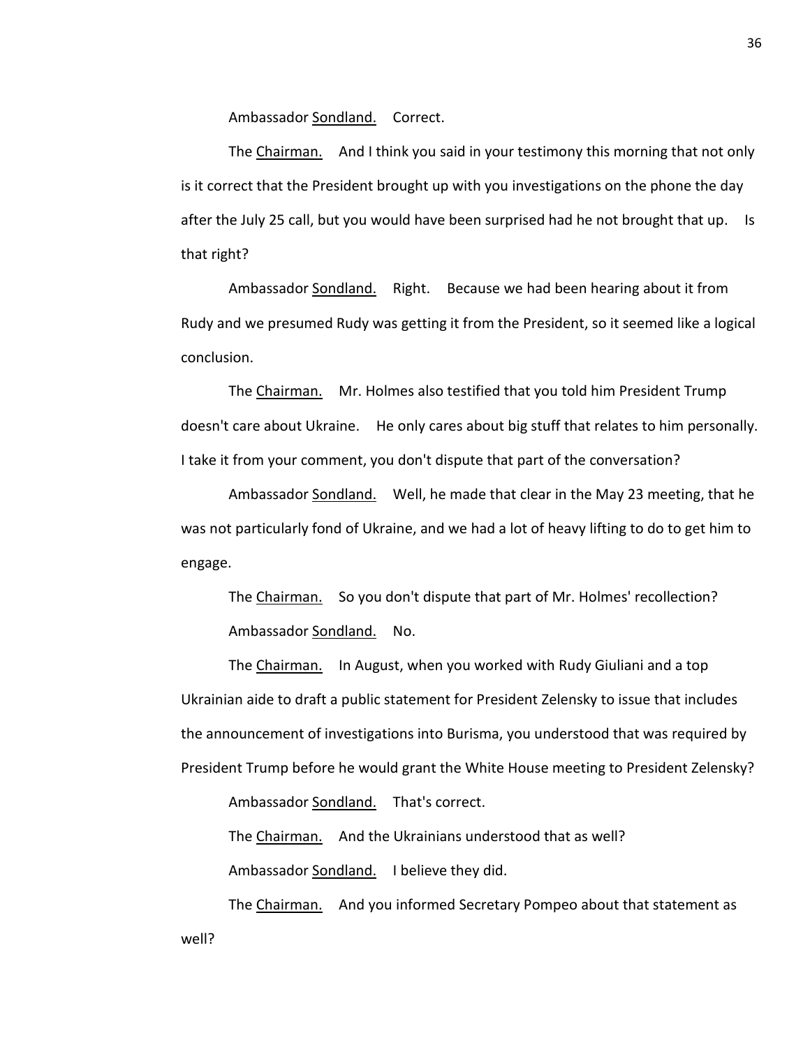Ambassador Sondland. Correct.

The Chairman. And I think you said in your testimony this morning that not only is it correct that the President brought up with you investigations on the phone the day after the July 25 call, but you would have been surprised had he not brought that up. Is that right?

Ambassador Sondland. Right. Because we had been hearing about it from Rudy and we presumed Rudy was getting it from the President, so it seemed like a logical conclusion.

The Chairman. Mr. Holmes also testified that you told him President Trump doesn't care about Ukraine. He only cares about big stuff that relates to him personally. I take it from your comment, you don't dispute that part of the conversation?

Ambassador Sondland. Well, he made that clear in the May 23 meeting, that he was not particularly fond of Ukraine, and we had a lot of heavy lifting to do to get him to engage.

The Chairman. So you don't dispute that part of Mr. Holmes' recollection?

Ambassador Sondland. No.

The Chairman. In August, when you worked with Rudy Giuliani and a top Ukrainian aide to draft a public statement for President Zelensky to issue that includes the announcement of investigations into Burisma, you understood that was required by President Trump before he would grant the White House meeting to President Zelensky?

Ambassador Sondland. That's correct.

The Chairman. And the Ukrainians understood that as well?

Ambassador Sondland. I believe they did.

The Chairman. And you informed Secretary Pompeo about that statement as well?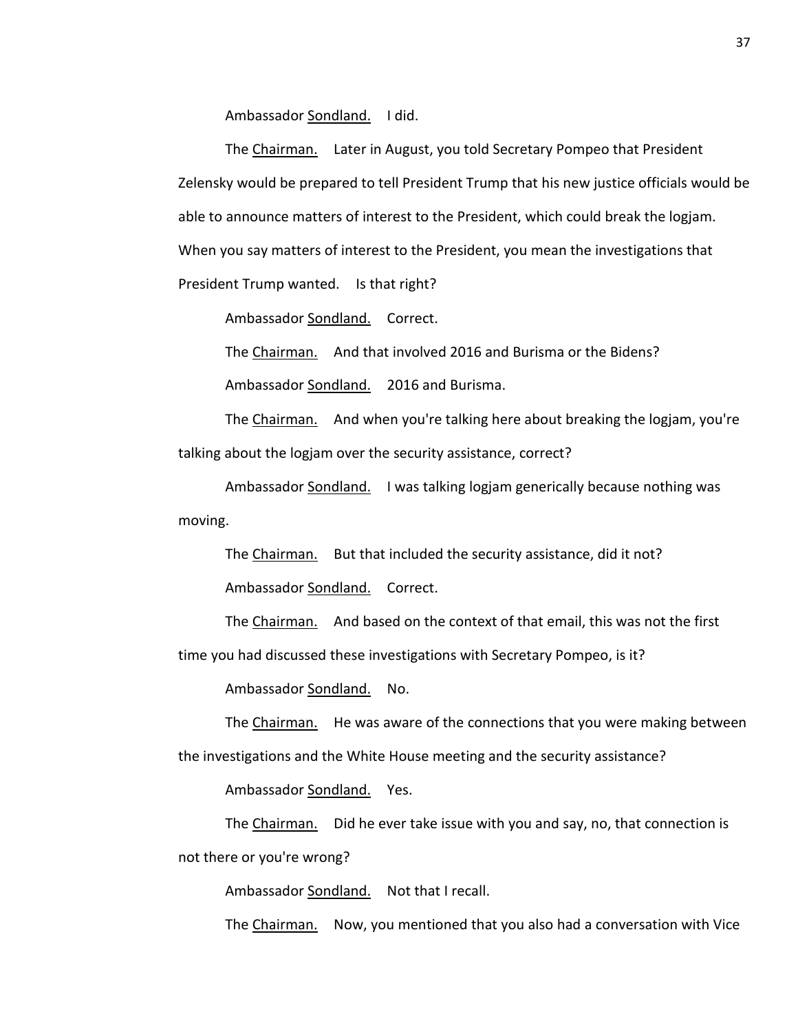Ambassador Sondland. I did.

The Chairman. Later in August, you told Secretary Pompeo that President Zelensky would be prepared to tell President Trump that his new justice officials would be able to announce matters of interest to the President, which could break the logjam. When you say matters of interest to the President, you mean the investigations that President Trump wanted. Is that right?

Ambassador Sondland. Correct.

The Chairman. And that involved 2016 and Burisma or the Bidens?

Ambassador Sondland. 2016 and Burisma.

The Chairman. And when you're talking here about breaking the logjam, you're talking about the logjam over the security assistance, correct?

Ambassador Sondland. I was talking logjam generically because nothing was moving.

The Chairman. But that included the security assistance, did it not?

Ambassador Sondland. Correct.

The Chairman. And based on the context of that email, this was not the first time you had discussed these investigations with Secretary Pompeo, is it?

Ambassador Sondland. No.

The Chairman. He was aware of the connections that you were making between the investigations and the White House meeting and the security assistance?

Ambassador Sondland. Yes.

The Chairman. Did he ever take issue with you and say, no, that connection is not there or you're wrong?

Ambassador Sondland. Not that I recall.

The Chairman. Now, you mentioned that you also had a conversation with Vice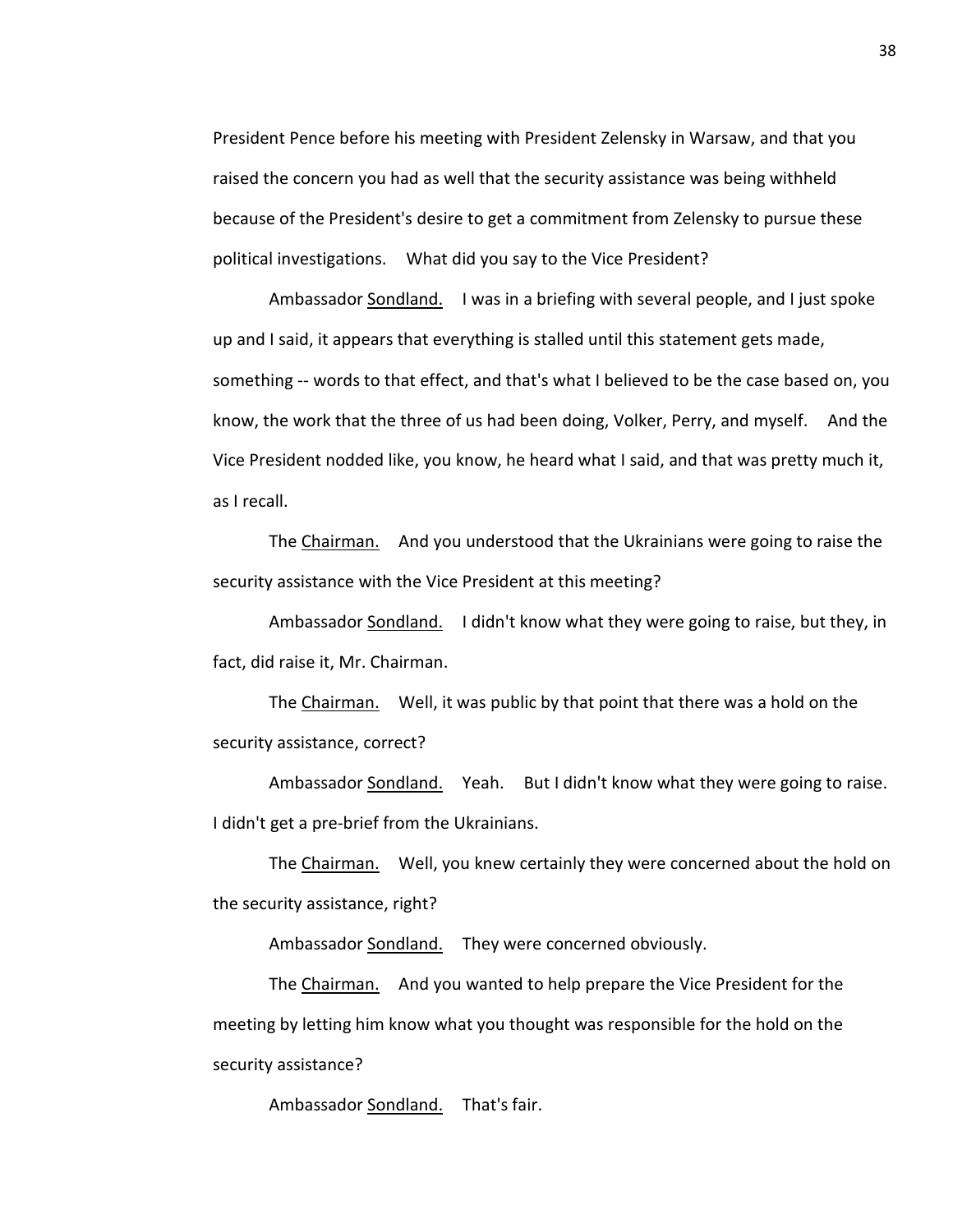President Pence before his meeting with President Zelensky in Warsaw, and that you raised the concern you had as well that the security assistance was being withheld because of the President's desire to get a commitment from Zelensky to pursue these political investigations. What did you say to the Vice President?

Ambassador Sondland. I was in a briefing with several people, and I just spoke up and I said, it appears that everything is stalled until this statement gets made, something -- words to that effect, and that's what I believed to be the case based on, you know, the work that the three of us had been doing, Volker, Perry, and myself. And the Vice President nodded like, you know, he heard what I said, and that was pretty much it, as I recall.

The Chairman. And you understood that the Ukrainians were going to raise the security assistance with the Vice President at this meeting?

Ambassador Sondland. I didn't know what they were going to raise, but they, in fact, did raise it, Mr. Chairman.

The Chairman. Well, it was public by that point that there was a hold on the security assistance, correct?

Ambassador Sondland. Yeah. But I didn't know what they were going to raise. I didn't get a pre-brief from the Ukrainians.

The Chairman. Well, you knew certainly they were concerned about the hold on the security assistance, right?

Ambassador Sondland. They were concerned obviously.

The Chairman. And you wanted to help prepare the Vice President for the meeting by letting him know what you thought was responsible for the hold on the security assistance?

Ambassador Sondland. That's fair.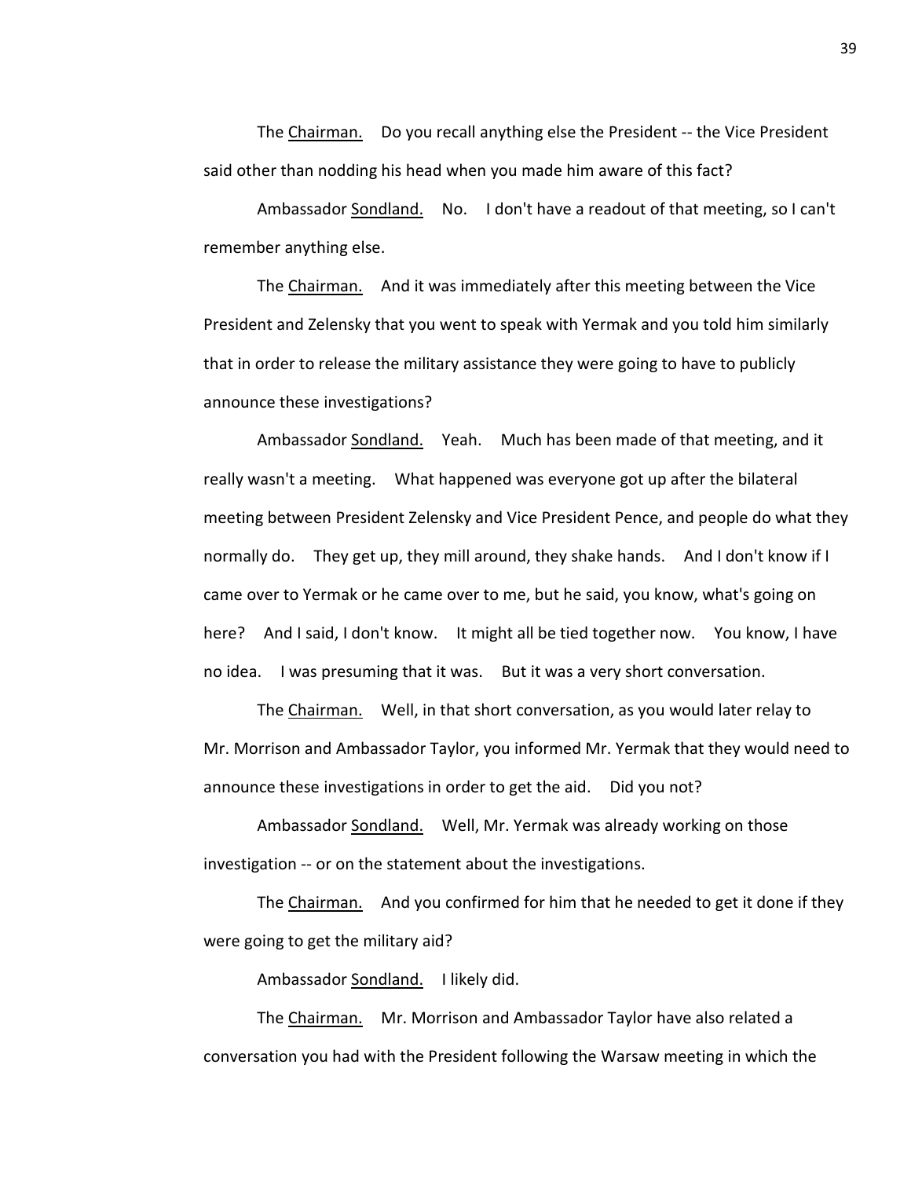The Chairman. Do you recall anything else the President -- the Vice President said other than nodding his head when you made him aware of this fact?

Ambassador Sondland. No. I don't have a readout of that meeting, so I can't remember anything else.

The Chairman. And it was immediately after this meeting between the Vice President and Zelensky that you went to speak with Yermak and you told him similarly that in order to release the military assistance they were going to have to publicly announce these investigations?

Ambassador Sondland. Yeah. Much has been made of that meeting, and it really wasn't a meeting. What happened was everyone got up after the bilateral meeting between President Zelensky and Vice President Pence, and people do what they normally do. They get up, they mill around, they shake hands. And I don't know if I came over to Yermak or he came over to me, but he said, you know, what's going on here? And I said, I don't know. It might all be tied together now. You know, I have no idea. I was presuming that it was. But it was a very short conversation.

The Chairman. Well, in that short conversation, as you would later relay to Mr. Morrison and Ambassador Taylor, you informed Mr. Yermak that they would need to announce these investigations in order to get the aid. Did you not?

Ambassador Sondland. Well, Mr. Yermak was already working on those investigation -- or on the statement about the investigations.

The Chairman. And you confirmed for him that he needed to get it done if they were going to get the military aid?

Ambassador Sondland. I likely did.

The Chairman. Mr. Morrison and Ambassador Taylor have also related a conversation you had with the President following the Warsaw meeting in which the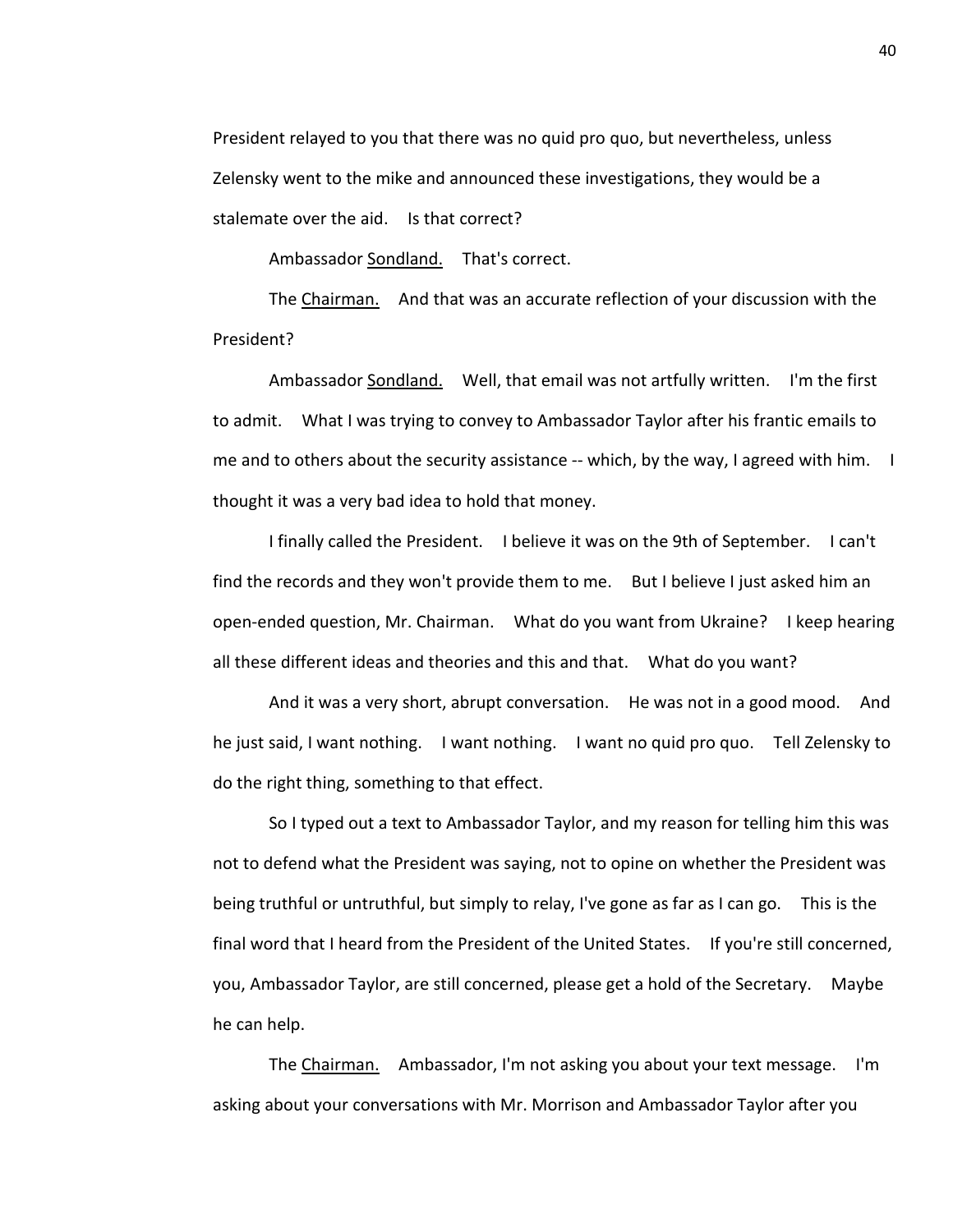President relayed to you that there was no quid pro quo, but nevertheless, unless Zelensky went to the mike and announced these investigations, they would be a stalemate over the aid. Is that correct?

Ambassador Sondland. That's correct.

The Chairman. And that was an accurate reflection of your discussion with the President?

Ambassador Sondland. Well, that email was not artfully written. I'm the first to admit. What I was trying to convey to Ambassador Taylor after his frantic emails to me and to others about the security assistance -- which, by the way, I agreed with him. I thought it was a very bad idea to hold that money.

I finally called the President. I believe it was on the 9th of September. I can't find the records and they won't provide them to me. But I believe I just asked him an open-ended question, Mr. Chairman. What do you want from Ukraine? I keep hearing all these different ideas and theories and this and that. What do you want?

And it was a very short, abrupt conversation. He was not in a good mood. And he just said, I want nothing. I want nothing. I want no quid pro quo. Tell Zelensky to do the right thing, something to that effect.

So I typed out a text to Ambassador Taylor, and my reason for telling him this was not to defend what the President was saying, not to opine on whether the President was being truthful or untruthful, but simply to relay, I've gone as far as I can go. This is the final word that I heard from the President of the United States. If you're still concerned, you, Ambassador Taylor, are still concerned, please get a hold of the Secretary. Maybe he can help.

The Chairman. Ambassador, I'm not asking you about your text message. I'm asking about your conversations with Mr. Morrison and Ambassador Taylor after you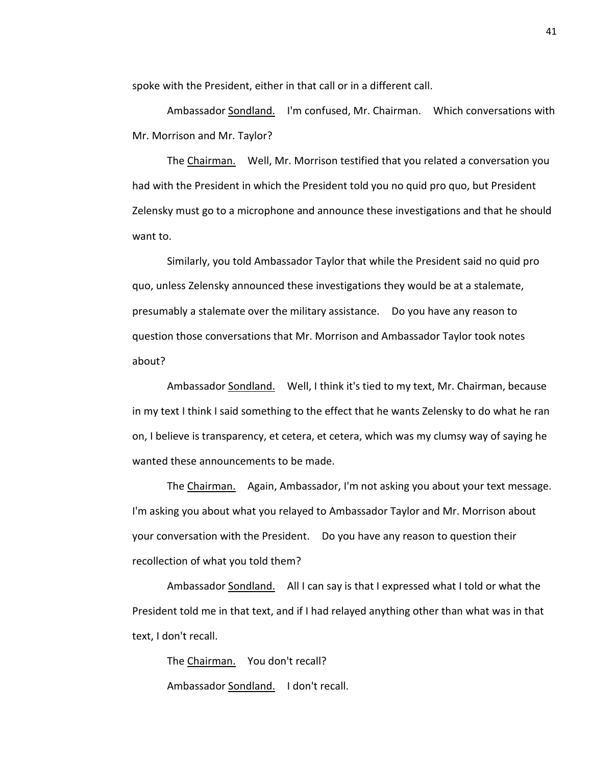spoke with the President, either in that call or in a different call.

Ambassador Sondland. I'm confused, Mr. Chairman. Which conversations with Mr. Morrison and Mr. Taylor?

The Chairman. Well, Mr. Morrison testified that you related a conversation you had with the President in which the President told you no quid pro quo, but President Zelensky must go to a microphone and announce these investigations and that he should want to.

Similarly, you told Ambassador Taylor that while the President said no quid pro quo, unless Zelensky announced these investigations they would be at a stalemate, presumably a stalemate over the military assistance. Do you have any reason to question those conversations that Mr. Morrison and Ambassador Taylor took notes about?

Ambassador Sondland. Well, I think it's tied to my text, Mr. Chairman, because in my text I think I said something to the effect that he wants Zelensky to do what he ran on, I believe is transparency, et cetera, et cetera, which was my clumsy way of saying he wanted these announcements to be made.

The Chairman. Again, Ambassador, I'm not asking you about your text message. I'm asking you about what you relayed to Ambassador Taylor and Mr. Morrison about your conversation with the President. Do you have any reason to question their recollection of what you told them?

Ambassador Sondland. All I can say is that I expressed what I told or what the President told me in that text, and if I had relayed anything other than what was in that text, I don't recall.

The Chairman. You don't recall?

Ambassador Sondland. I don't recall.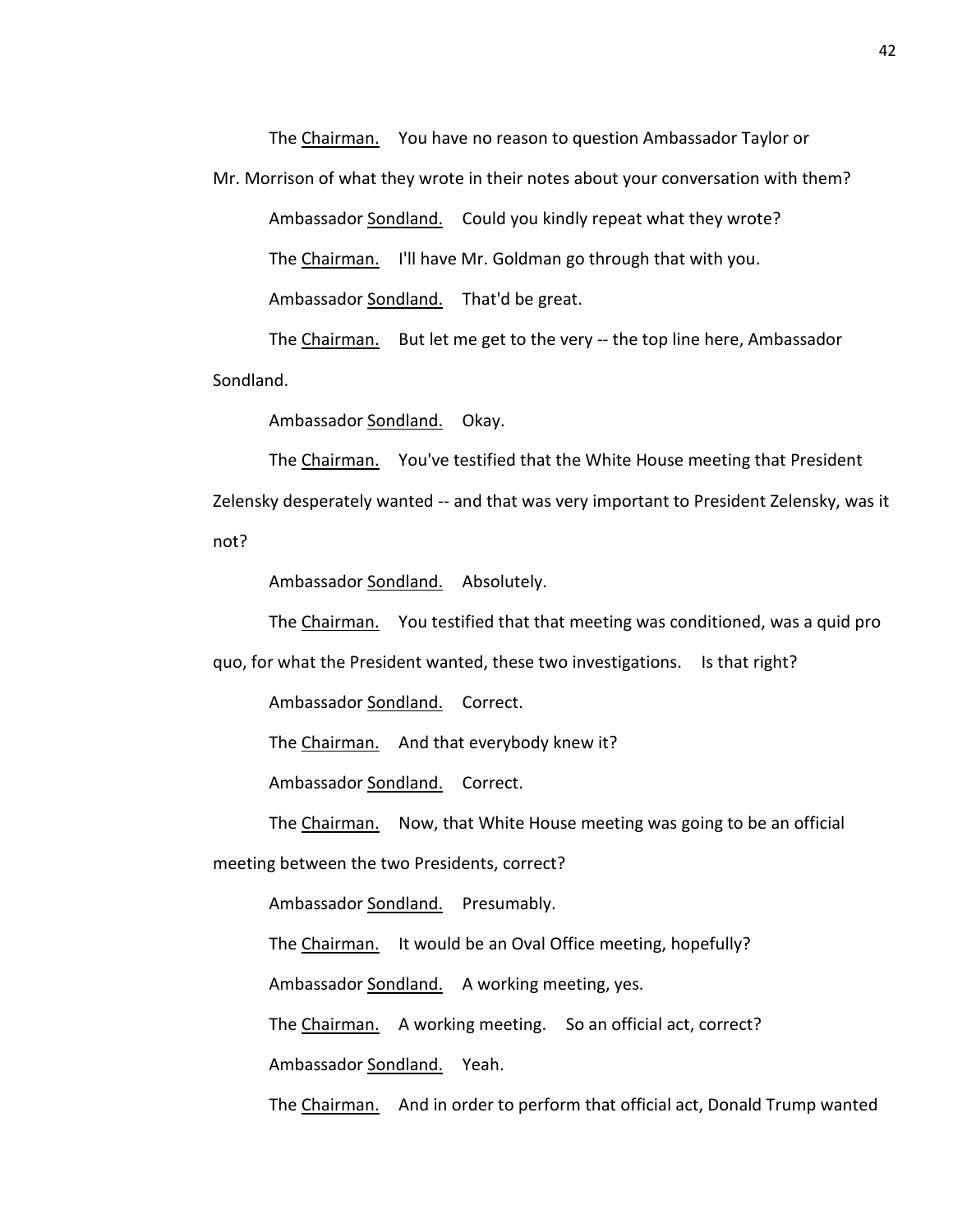The Chairman. You have no reason to question Ambassador Taylor or Mr. Morrison of what they wrote in their notes about your conversation with them?

Ambassador Sondland. Could you kindly repeat what they wrote?

The Chairman. I'll have Mr. Goldman go through that with you.

Ambassador Sondland. That'd be great.

The Chairman. But let me get to the very -- the top line here, Ambassador Sondland.

Ambassador Sondland. Okay.

The Chairman. You've testified that the White House meeting that President Zelensky desperately wanted -- and that was very important to President Zelensky, was it not?

Ambassador Sondland. Absolutely.

The Chairman. You testified that that meeting was conditioned, was a quid pro quo, for what the President wanted, these two investigations. Is that right?

Ambassador Sondland. Correct.

The Chairman. And that everybody knew it?

Ambassador Sondland. Correct.

The Chairman. Now, that White House meeting was going to be an official meeting between the two Presidents, correct?

Ambassador Sondland. Presumably.

The Chairman. It would be an Oval Office meeting, hopefully?

Ambassador Sondland. A working meeting, yes.

The Chairman. A working meeting. So an official act, correct?

Ambassador Sondland. Yeah.

The Chairman. And in order to perform that official act, Donald Trump wanted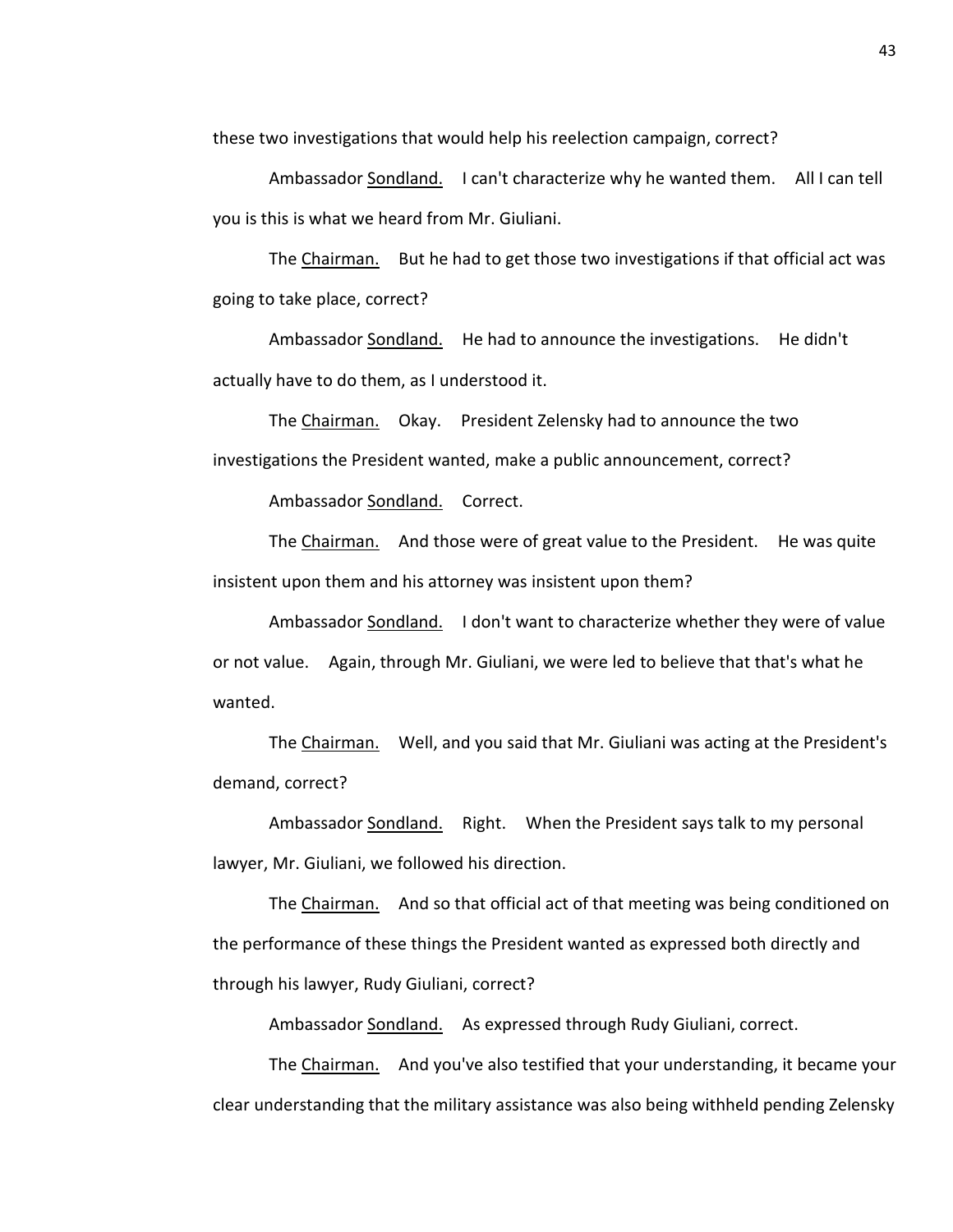these two investigations that would help his reelection campaign, correct?

Ambassador Sondland. I can't characterize why he wanted them. All I can tell you is this is what we heard from Mr. Giuliani.

The Chairman. But he had to get those two investigations if that official act was going to take place, correct?

Ambassador Sondland. He had to announce the investigations. He didn't actually have to do them, as I understood it.

The Chairman. Okay. President Zelensky had to announce the two investigations the President wanted, make a public announcement, correct?

Ambassador Sondland. Correct.

The Chairman. And those were of great value to the President. He was quite insistent upon them and his attorney was insistent upon them?

Ambassador Sondland. I don't want to characterize whether they were of value or not value. Again, through Mr. Giuliani, we were led to believe that that's what he wanted.

The Chairman. Well, and you said that Mr. Giuliani was acting at the President's demand, correct?

Ambassador Sondland. Right. When the President says talk to my personal lawyer, Mr. Giuliani, we followed his direction.

The Chairman. And so that official act of that meeting was being conditioned on the performance of these things the President wanted as expressed both directly and through his lawyer, Rudy Giuliani, correct?

Ambassador Sondland. As expressed through Rudy Giuliani, correct.

The Chairman. And you've also testified that your understanding, it became your clear understanding that the military assistance was also being withheld pending Zelensky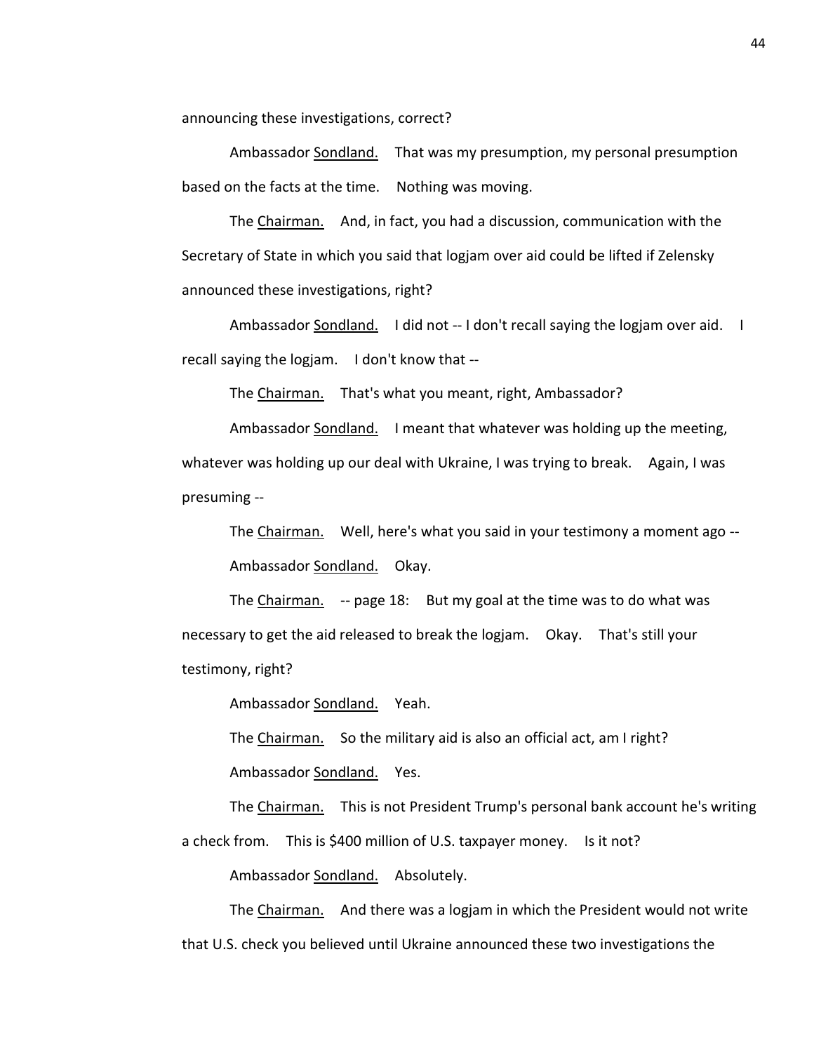announcing these investigations, correct?

Ambassador Sondland. That was my presumption, my personal presumption based on the facts at the time. Nothing was moving.

The Chairman. And, in fact, you had a discussion, communication with the Secretary of State in which you said that logjam over aid could be lifted if Zelensky announced these investigations, right?

Ambassador Sondland. I did not -- I don't recall saying the logjam over aid. I recall saying the logjam. I don't know that --

The Chairman. That's what you meant, right, Ambassador?

Ambassador Sondland. I meant that whatever was holding up the meeting, whatever was holding up our deal with Ukraine, I was trying to break. Again, I was presuming --

The Chairman. Well, here's what you said in your testimony a moment ago --

Ambassador Sondland. Okay.

The Chairman. -- page 18: But my goal at the time was to do what was necessary to get the aid released to break the logjam. Okay. That's still your testimony, right?

Ambassador Sondland. Yeah.

The Chairman. So the military aid is also an official act, am I right?

Ambassador Sondland. Yes.

The Chairman. This is not President Trump's personal bank account he's writing a check from. This is $400 million of U.S. taxpayer money. Is it not?

Ambassador Sondland. Absolutely.

The Chairman. And there was a logjam in which the President would not write that U.S. check you believed until Ukraine announced these two investigations the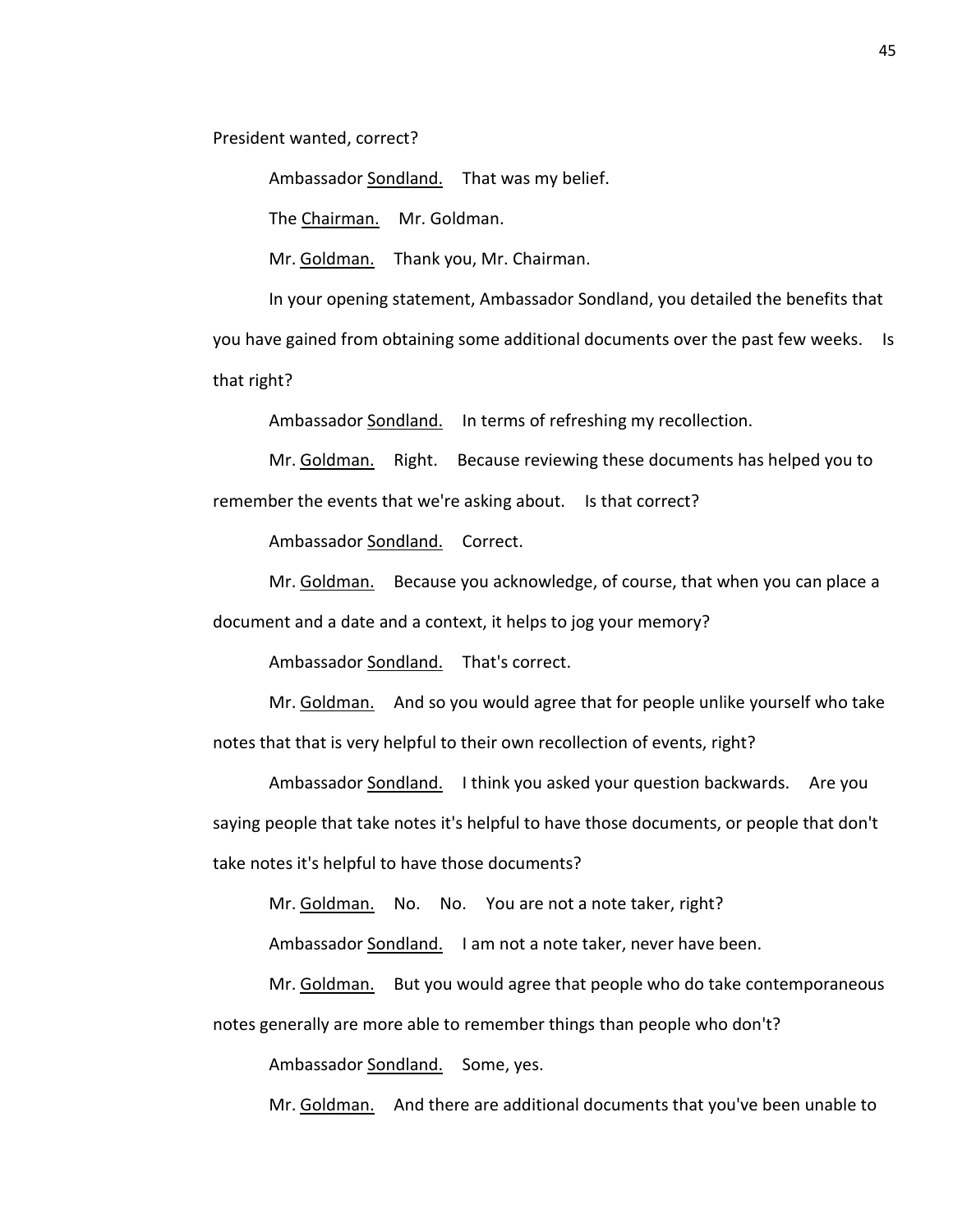President wanted, correct?

Ambassador Sondland. That was my belief.

The Chairman. Mr. Goldman.

Mr. Goldman. Thank you, Mr. Chairman.

In your opening statement, Ambassador Sondland, you detailed the benefits that you have gained from obtaining some additional documents over the past few weeks. Is that right?

Ambassador Sondland. In terms of refreshing my recollection.

Mr. Goldman. Right. Because reviewing these documents has helped you to remember the events that we're asking about. Is that correct?

Ambassador Sondland. Correct.

Mr. Goldman. Because you acknowledge, of course, that when you can place a document and a date and a context, it helps to jog your memory?

Ambassador Sondland. That's correct.

Mr. Goldman. And so you would agree that for people unlike yourself who take notes that that is very helpful to their own recollection of events, right?

Ambassador Sondland. I think you asked your question backwards. Are you saying people that take notes it's helpful to have those documents, or people that don't take notes it's helpful to have those documents?

Mr. Goldman. No. No. You are not a note taker, right?

Ambassador Sondland. I am not a note taker, never have been.

Mr. Goldman. But you would agree that people who do take contemporaneous notes generally are more able to remember things than people who don't?

Ambassador Sondland. Some, yes.

Mr. Goldman. And there are additional documents that you've been unable to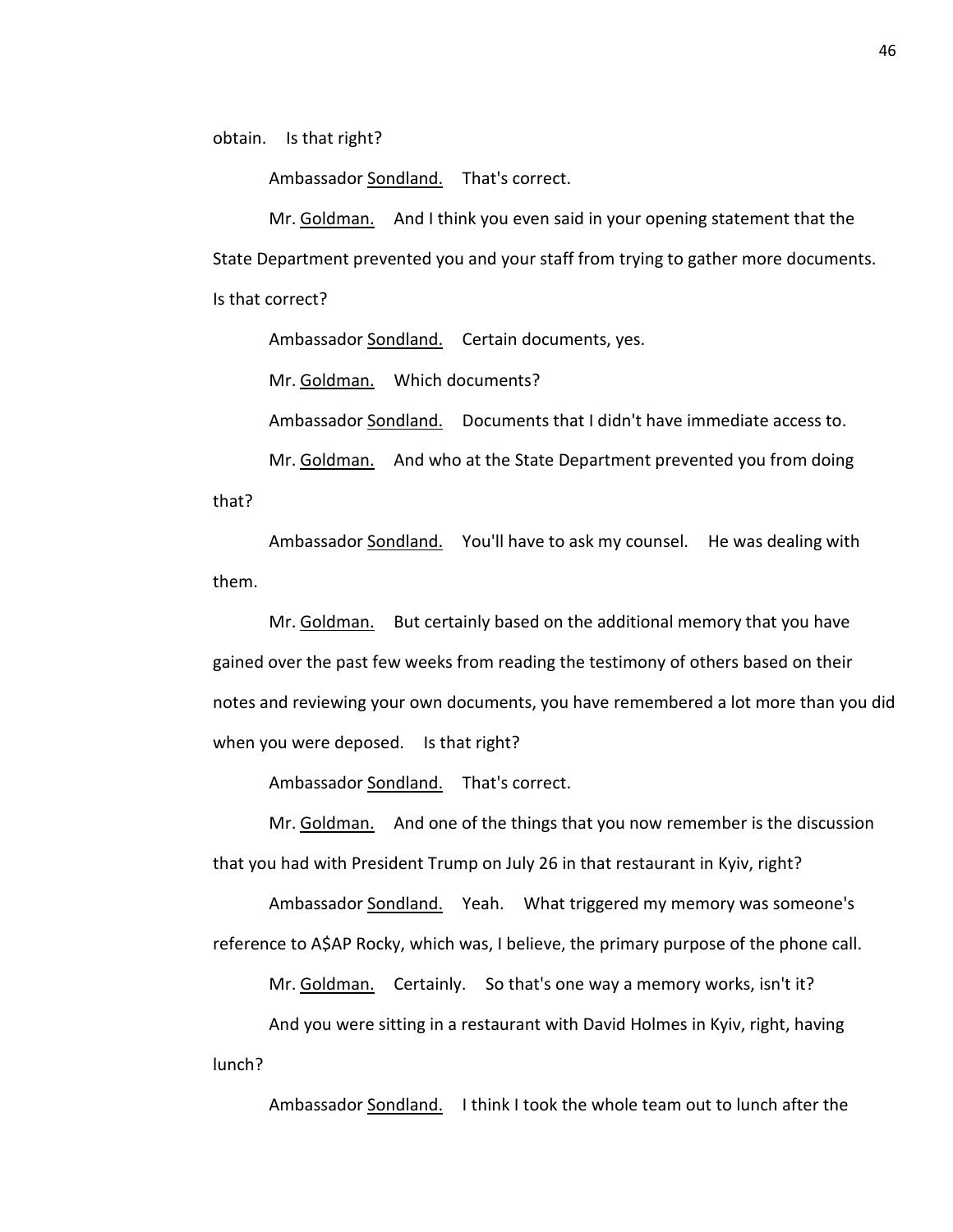obtain. Is that right?

Ambassador Sondland. That's correct.

Mr. Goldman. And I think you even said in your opening statement that the State Department prevented you and your staff from trying to gather more documents. Is that correct?

Ambassador Sondland. Certain documents, yes.

Mr. Goldman. Which documents?

Ambassador Sondland. Documents that I didn't have immediate access to.

Mr. Goldman. And who at the State Department prevented you from doing that?

Ambassador Sondland. You'll have to ask my counsel. He was dealing with them.

Mr. Goldman. But certainly based on the additional memory that you have gained over the past few weeks from reading the testimony of others based on their notes and reviewing your own documents, you have remembered a lot more than you did when you were deposed. Is that right?

Ambassador Sondland. That's correct.

Mr. Goldman. And one of the things that you now remember is the discussion that you had with President Trump on July 26 in that restaurant in Kyiv, right?

Ambassador Sondland. Yeah. What triggered my memory was someone's reference to A$AP Rocky, which was, I believe, the primary purpose of the phone call.

Mr. Goldman. Certainly. So that's one way a memory works, isn't it?

And you were sitting in a restaurant with David Holmes in Kyiv, right, having lunch?

Ambassador Sondland. I think I took the whole team out to lunch after the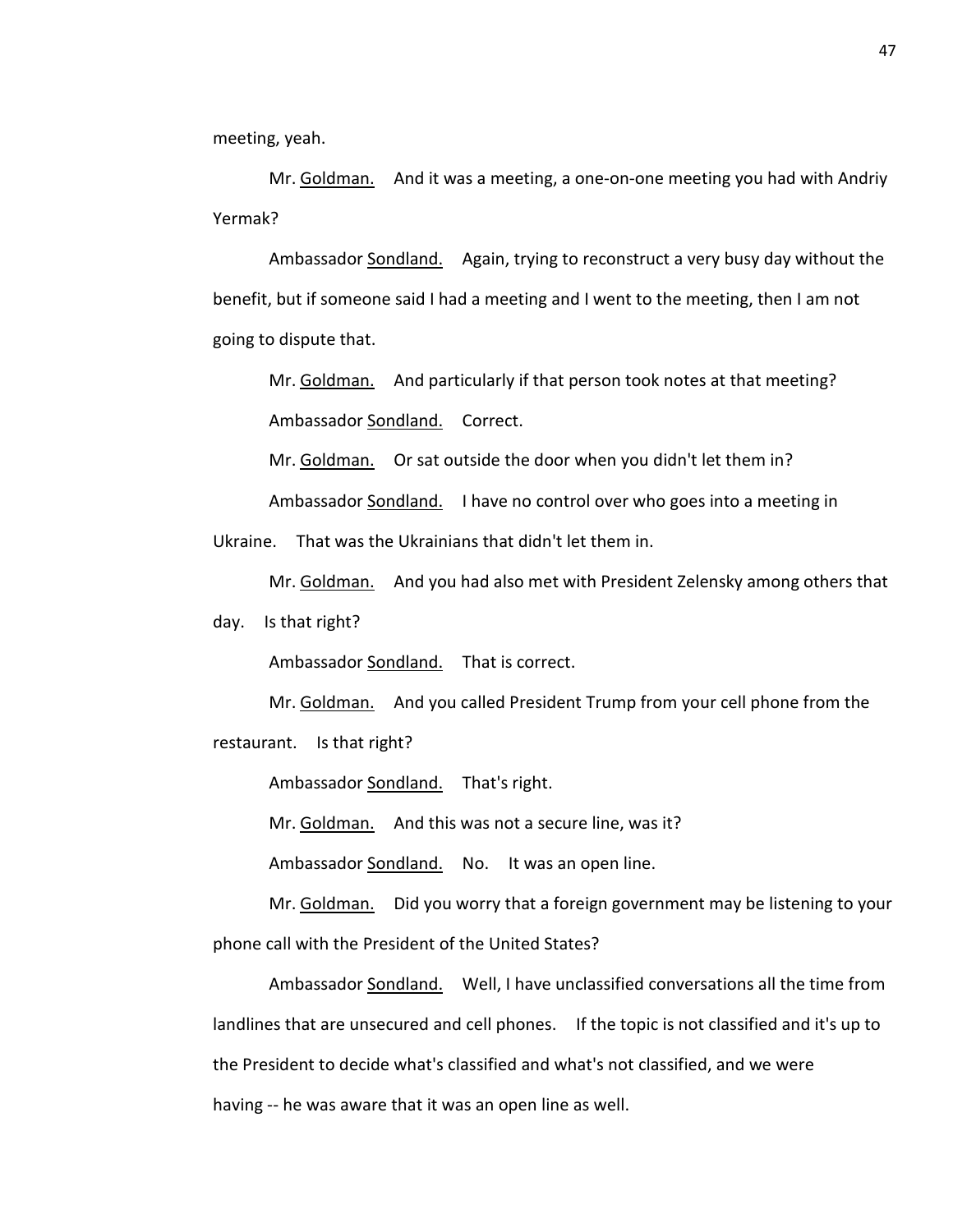meeting, yeah.

Mr. Goldman. And it was a meeting, a one-on-one meeting you had with Andriy Yermak?

Ambassador Sondland. Again, trying to reconstruct a very busy day without the benefit, but if someone said I had a meeting and I went to the meeting, then I am not going to dispute that.

Mr. Goldman. And particularly if that person took notes at that meeting?

Ambassador Sondland. Correct.

Mr. Goldman. Or sat outside the door when you didn't let them in?

Ambassador Sondland. I have no control over who goes into a meeting in Ukraine. That was the Ukrainians that didn't let them in.

Mr. Goldman. And you had also met with President Zelensky among others that day. Is that right?

Ambassador Sondland. That is correct.

Mr. Goldman. And you called President Trump from your cell phone from the restaurant. Is that right?

Ambassador Sondland. That's right.

Mr. Goldman. And this was not a secure line, was it?

Ambassador Sondland. No. It was an open line.

Mr. Goldman. Did you worry that a foreign government may be listening to your phone call with the President of the United States?

Ambassador Sondland. Well, I have unclassified conversations all the time from landlines that are unsecured and cell phones. If the topic is not classified and it's up to the President to decide what's classified and what's not classified, and we were having -- he was aware that it was an open line as well.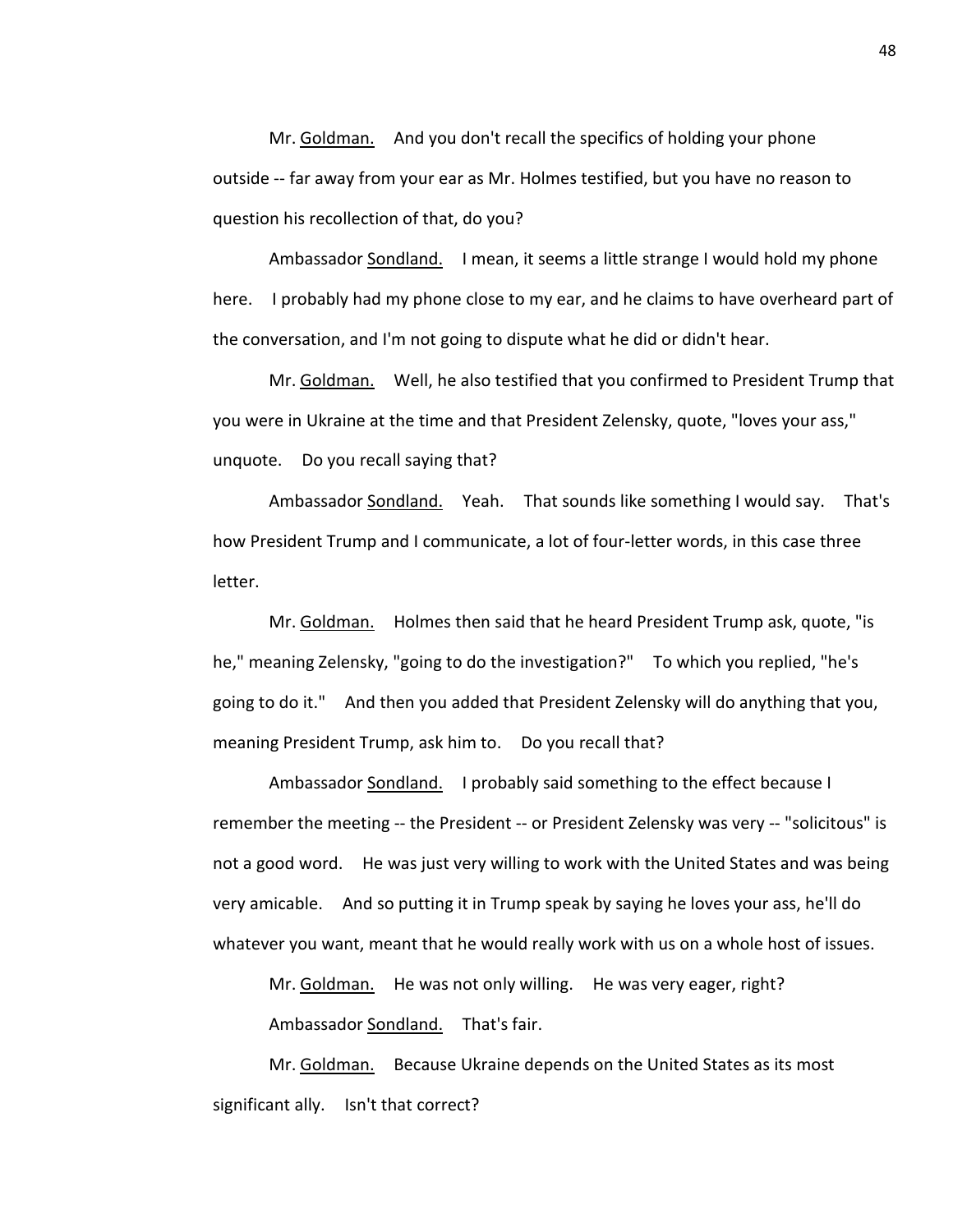Mr. Goldman. And you don't recall the specifics of holding your phone outside -- far away from your ear as Mr. Holmes testified, but you have no reason to question his recollection of that, do you?

Ambassador Sondland. I mean, it seems a little strange I would hold my phone here. I probably had my phone close to my ear, and he claims to have overheard part of the conversation, and I'm not going to dispute what he did or didn't hear.

Mr. Goldman. Well, he also testified that you confirmed to President Trump that you were in Ukraine at the time and that President Zelensky, quote, "loves your ass," unquote. Do you recall saying that?

Ambassador Sondland. Yeah. That sounds like something I would say. That's how President Trump and I communicate, a lot of four-letter words, in this case three letter.

Mr. Goldman. Holmes then said that he heard President Trump ask, quote, "is he," meaning Zelensky, "going to do the investigation?" To which you replied, "he's going to do it." And then you added that President Zelensky will do anything that you, meaning President Trump, ask him to. Do you recall that?

Ambassador Sondland. I probably said something to the effect because I remember the meeting -- the President -- or President Zelensky was very -- "solicitous" is not a good word. He was just very willing to work with the United States and was being very amicable. And so putting it in Trump speak by saying he loves your ass, he'll do whatever you want, meant that he would really work with us on a whole host of issues.

Mr. Goldman. He was not only willing. He was very eager, right?

Ambassador Sondland. That's fair.

Mr. Goldman. Because Ukraine depends on the United States as its most significant ally. Isn't that correct?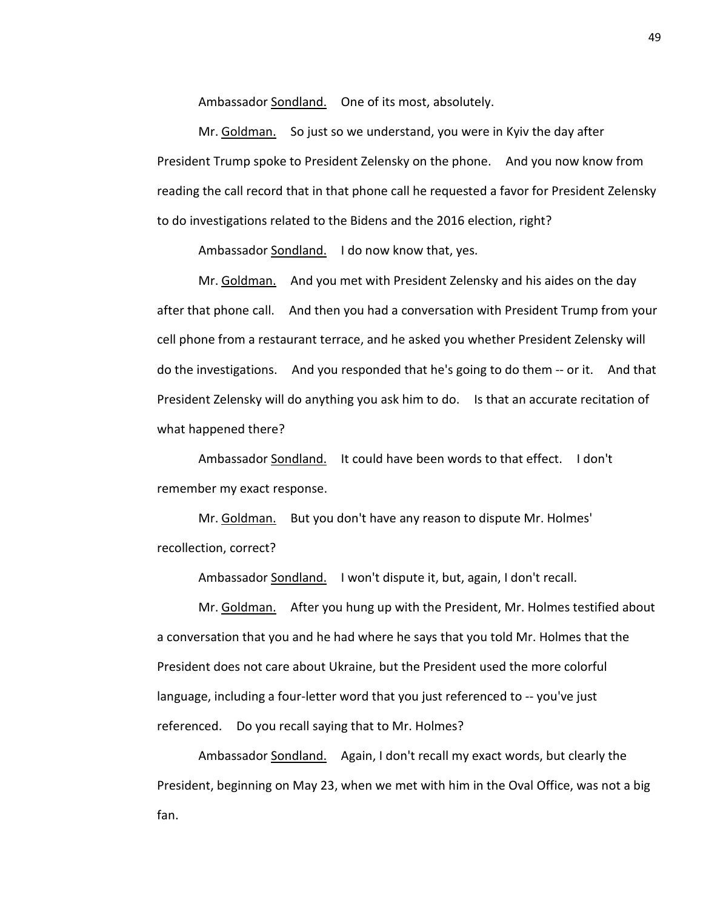Ambassador Sondland. One of its most, absolutely.

Mr. Goldman. So just so we understand, you were in Kyiv the day after President Trump spoke to President Zelensky on the phone. And you now know from reading the call record that in that phone call he requested a favor for President Zelensky to do investigations related to the Bidens and the 2016 election, right?

Ambassador Sondland. I do now know that, yes.

Mr. Goldman. And you met with President Zelensky and his aides on the day after that phone call. And then you had a conversation with President Trump from your cell phone from a restaurant terrace, and he asked you whether President Zelensky will do the investigations. And you responded that he's going to do them -- or it. And that President Zelensky will do anything you ask him to do. Is that an accurate recitation of what happened there?

Ambassador Sondland. It could have been words to that effect. I don't remember my exact response.

Mr. Goldman. But you don't have any reason to dispute Mr. Holmes' recollection, correct?

Ambassador Sondland. I won't dispute it, but, again, I don't recall.

Mr. Goldman. After you hung up with the President, Mr. Holmes testified about a conversation that you and he had where he says that you told Mr. Holmes that the President does not care about Ukraine, but the President used the more colorful language, including a four-letter word that you just referenced to -- you've just referenced. Do you recall saying that to Mr. Holmes?

Ambassador Sondland. Again, I don't recall my exact words, but clearly the President, beginning on May 23, when we met with him in the Oval Office, was not a big fan.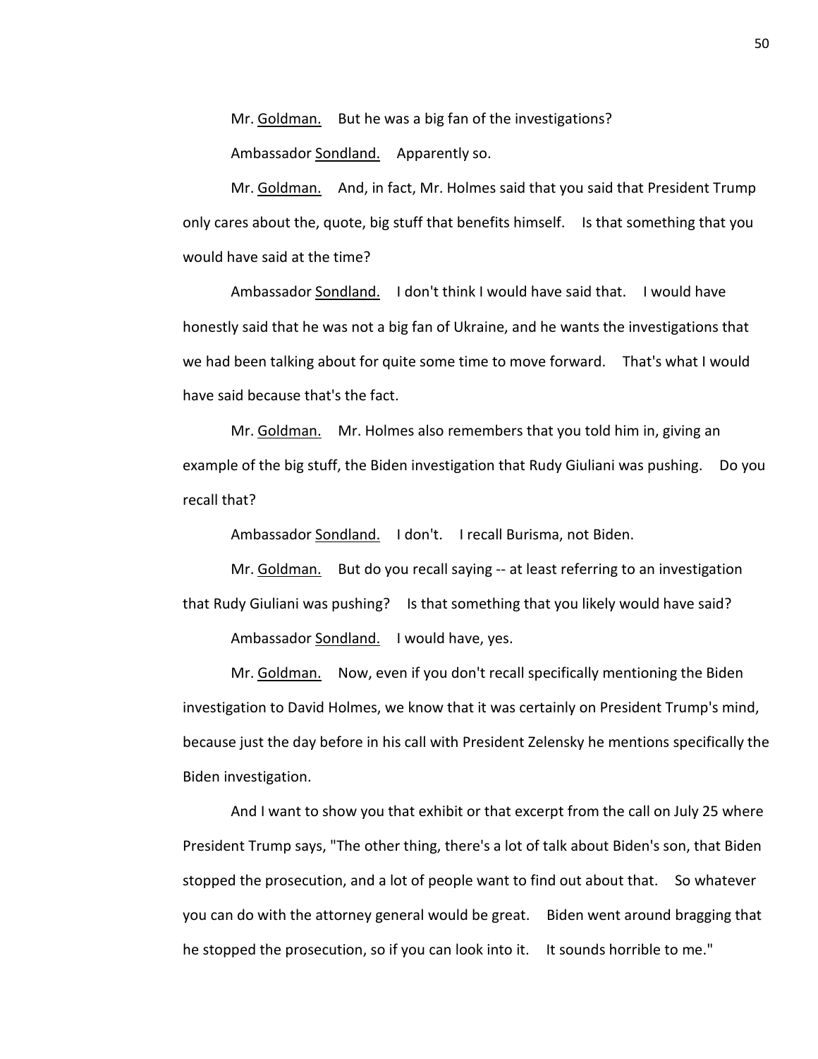Mr. Goldman. But he was a big fan of the investigations?

Ambassador Sondland. Apparently so.

Mr. Goldman. And, in fact, Mr. Holmes said that you said that President Trump only cares about the, quote, big stuff that benefits himself. Is that something that you would have said at the time?

Ambassador Sondland. I don't think I would have said that. I would have honestly said that he was not a big fan of Ukraine, and he wants the investigations that we had been talking about for quite some time to move forward. That's what I would have said because that's the fact.

Mr. Goldman. Mr. Holmes also remembers that you told him in, giving an example of the big stuff, the Biden investigation that Rudy Giuliani was pushing. Do you recall that?

Ambassador Sondland. I don't. I recall Burisma, not Biden.

Mr. Goldman. But do you recall saying -- at least referring to an investigation that Rudy Giuliani was pushing? Is that something that you likely would have said?

Ambassador Sondland. I would have, yes.

Mr. Goldman. Now, even if you don't recall specifically mentioning the Biden investigation to David Holmes, we know that it was certainly on President Trump's mind, because just the day before in his call with President Zelensky he mentions specifically the Biden investigation.

And I want to show you that exhibit or that excerpt from the call on July 25 where President Trump says, "The other thing, there's a lot of talk about Biden's son, that Biden stopped the prosecution, and a lot of people want to find out about that. So whatever you can do with the attorney general would be great. Biden went around bragging that he stopped the prosecution, so if you can look into it. It sounds horrible to me."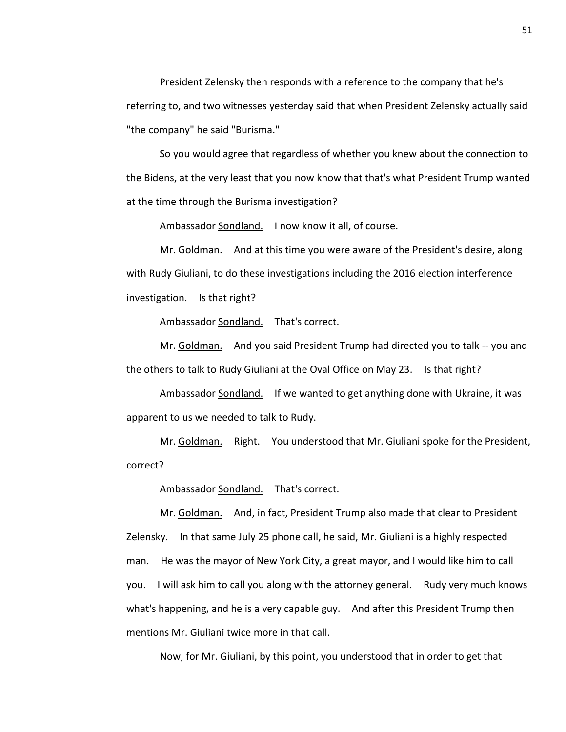President Zelensky then responds with a reference to the company that he's referring to, and two witnesses yesterday said that when President Zelensky actually said "the company" he said "Burisma."

So you would agree that regardless of whether you knew about the connection to the Bidens, at the very least that you now know that that's what President Trump wanted at the time through the Burisma investigation?

Ambassador Sondland. I now know it all, of course.

Mr. Goldman. And at this time you were aware of the President's desire, along with Rudy Giuliani, to do these investigations including the 2016 election interference investigation. Is that right?

Ambassador Sondland. That's correct.

Mr. Goldman. And you said President Trump had directed you to talk -- you and the others to talk to Rudy Giuliani at the Oval Office on May 23. Is that right?

Ambassador Sondland. If we wanted to get anything done with Ukraine, it was apparent to us we needed to talk to Rudy.

Mr. Goldman. Right. You understood that Mr. Giuliani spoke for the President, correct?

Ambassador Sondland. That's correct.

Mr. Goldman. And, in fact, President Trump also made that clear to President Zelensky. In that same July 25 phone call, he said, Mr. Giuliani is a highly respected man. He was the mayor of New York City, a great mayor, and I would like him to call you. I will ask him to call you along with the attorney general. Rudy very much knows what's happening, and he is a very capable guy. And after this President Trump then mentions Mr. Giuliani twice more in that call.

Now, for Mr. Giuliani, by this point, you understood that in order to get that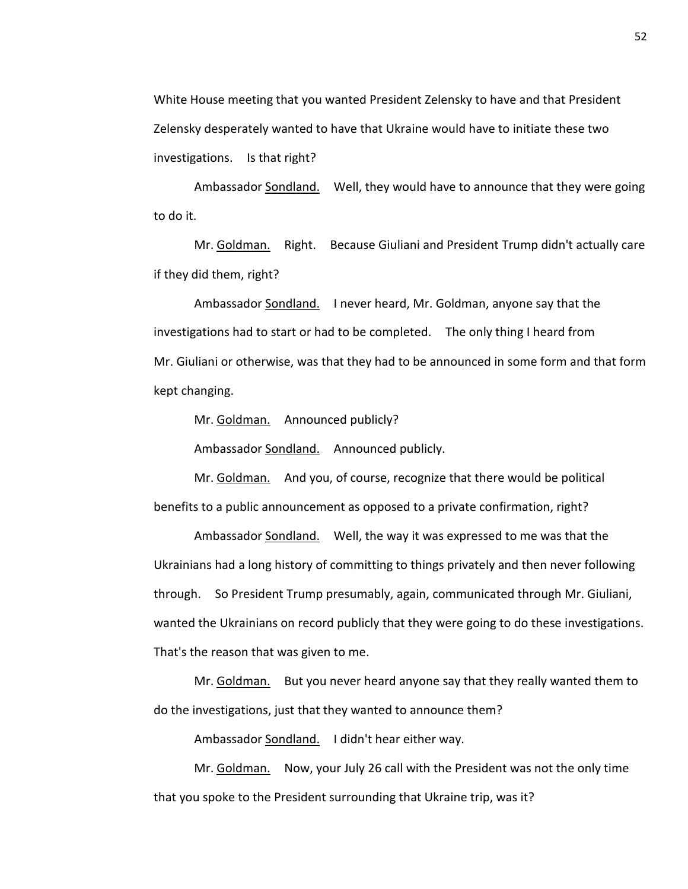White House meeting that you wanted President Zelensky to have and that President Zelensky desperately wanted to have that Ukraine would have to initiate these two investigations. Is that right?

Ambassador Sondland. Well, they would have to announce that they were going to do it.

Mr. Goldman. Right. Because Giuliani and President Trump didn't actually care if they did them, right?

Ambassador Sondland. I never heard, Mr. Goldman, anyone say that the investigations had to start or had to be completed. The only thing I heard from Mr. Giuliani or otherwise, was that they had to be announced in some form and that form kept changing.

Mr. Goldman. Announced publicly?

Ambassador Sondland. Announced publicly.

Mr. Goldman. And you, of course, recognize that there would be political benefits to a public announcement as opposed to a private confirmation, right?

Ambassador Sondland. Well, the way it was expressed to me was that the Ukrainians had a long history of committing to things privately and then never following through. So President Trump presumably, again, communicated through Mr. Giuliani, wanted the Ukrainians on record publicly that they were going to do these investigations. That's the reason that was given to me.

Mr. Goldman. But you never heard anyone say that they really wanted them to do the investigations, just that they wanted to announce them?

Ambassador Sondland. I didn't hear either way.

Mr. Goldman. Now, your July 26 call with the President was not the only time that you spoke to the President surrounding that Ukraine trip, was it?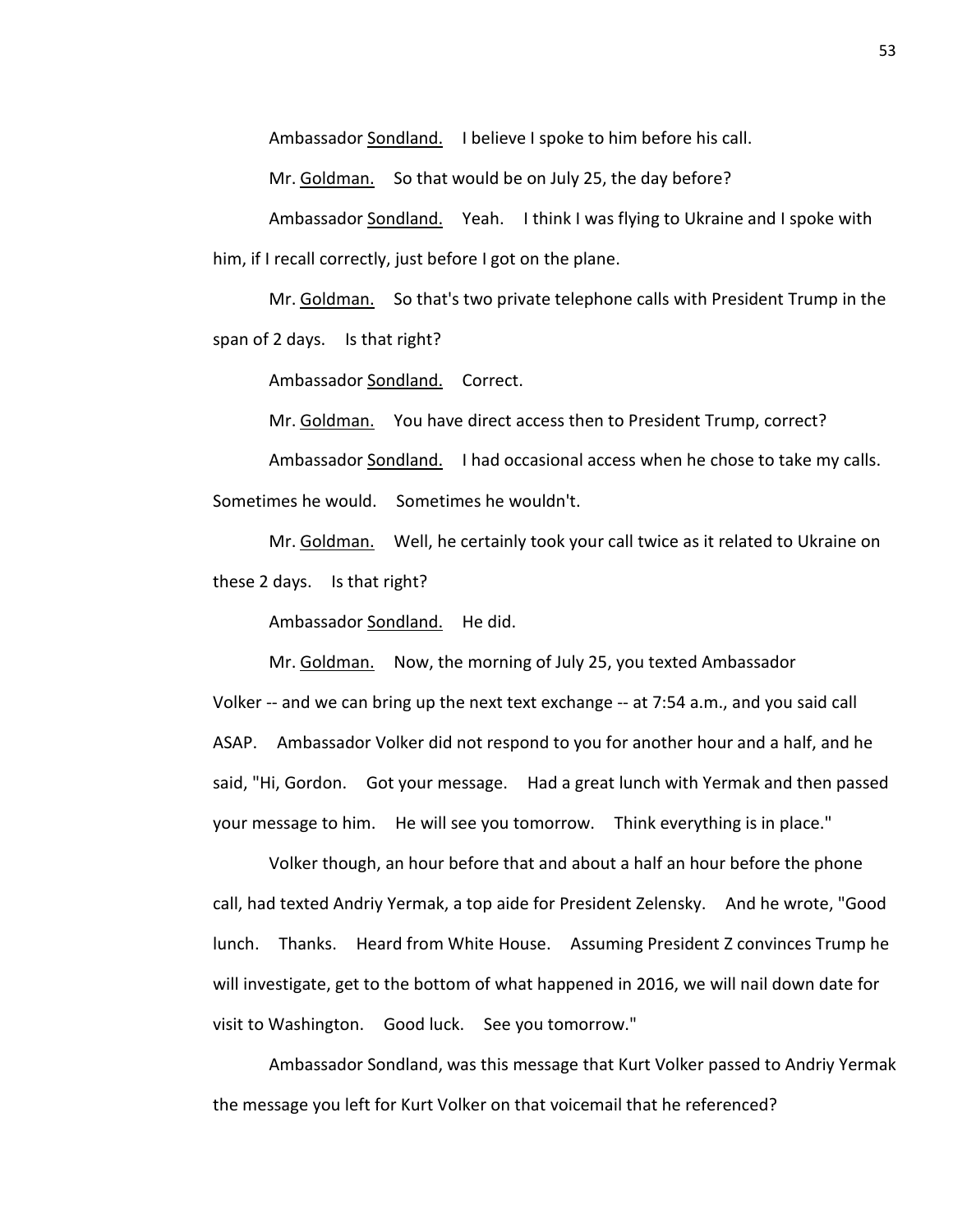Ambassador Sondland. I believe I spoke to him before his call.

Mr. Goldman. So that would be on July 25, the day before?

Ambassador Sondland. Yeah. I think I was flying to Ukraine and I spoke with him, if I recall correctly, just before I got on the plane.

Mr. Goldman. So that's two private telephone calls with President Trump in the span of 2 days. Is that right?

Ambassador Sondland. Correct.

Mr. Goldman. You have direct access then to President Trump, correct?

Ambassador Sondland. I had occasional access when he chose to take my calls. Sometimes he would. Sometimes he wouldn't.

Mr. Goldman. Well, he certainly took your call twice as it related to Ukraine on these 2 days. Is that right?

Ambassador Sondland. He did.

Mr. Goldman. Now, the morning of July 25, you texted Ambassador Volker -- and we can bring up the next text exchange -- at 7:54 a.m., and you said call ASAP. Ambassador Volker did not respond to you for another hour and a half, and he said, "Hi, Gordon. Got your message. Had a great lunch with Yermak and then passed your message to him. He will see you tomorrow. Think everything is in place."

Volker though, an hour before that and about a half an hour before the phone call, had texted Andriy Yermak, a top aide for President Zelensky. And he wrote, "Good lunch. Thanks. Heard from White House. Assuming President Z convinces Trump he will investigate, get to the bottom of what happened in 2016, we will nail down date for visit to Washington. Good luck. See you tomorrow."

Ambassador Sondland, was this message that Kurt Volker passed to Andriy Yermak the message you left for Kurt Volker on that voicemail that he referenced?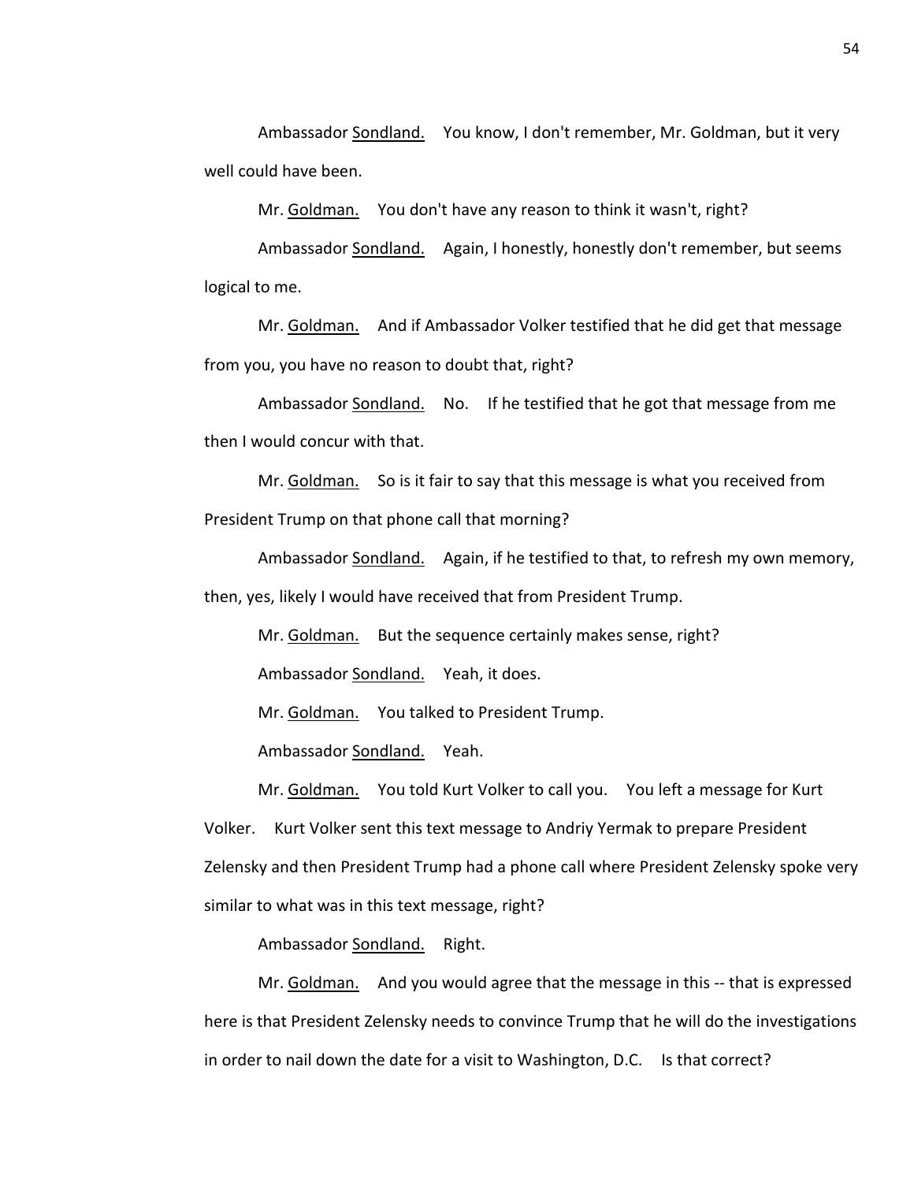Ambassador Sondland. You know, I don't remember, Mr. Goldman, but it very well could have been.

Mr. Goldman. You don't have any reason to think it wasn't, right?

Ambassador Sondland. Again, I honestly, honestly don't remember, but seems logical to me.

Mr. Goldman. And if Ambassador Volker testified that he did get that message from you, you have no reason to doubt that, right?

Ambassador Sondland. No. If he testified that he got that message from me then I would concur with that.

Mr. Goldman. So is it fair to say that this message is what you received from President Trump on that phone call that morning?

Ambassador Sondland. Again, if he testified to that, to refresh my own memory, then, yes, likely I would have received that from President Trump.

Mr. Goldman. But the sequence certainly makes sense, right?

Ambassador Sondland. Yeah, it does.

Mr. Goldman. You talked to President Trump.

Ambassador Sondland. Yeah.

Mr. Goldman. You told Kurt Volker to call you. You left a message for Kurt Volker. Kurt Volker sent this text message to Andriy Yermak to prepare President Zelensky and then President Trump had a phone call where President Zelensky spoke very similar to what was in this text message, right?

Ambassador Sondland. Right.

Mr. Goldman. And you would agree that the message in this -- that is expressed here is that President Zelensky needs to convince Trump that he will do the investigations in order to nail down the date for a visit to Washington, D.C. Is that correct?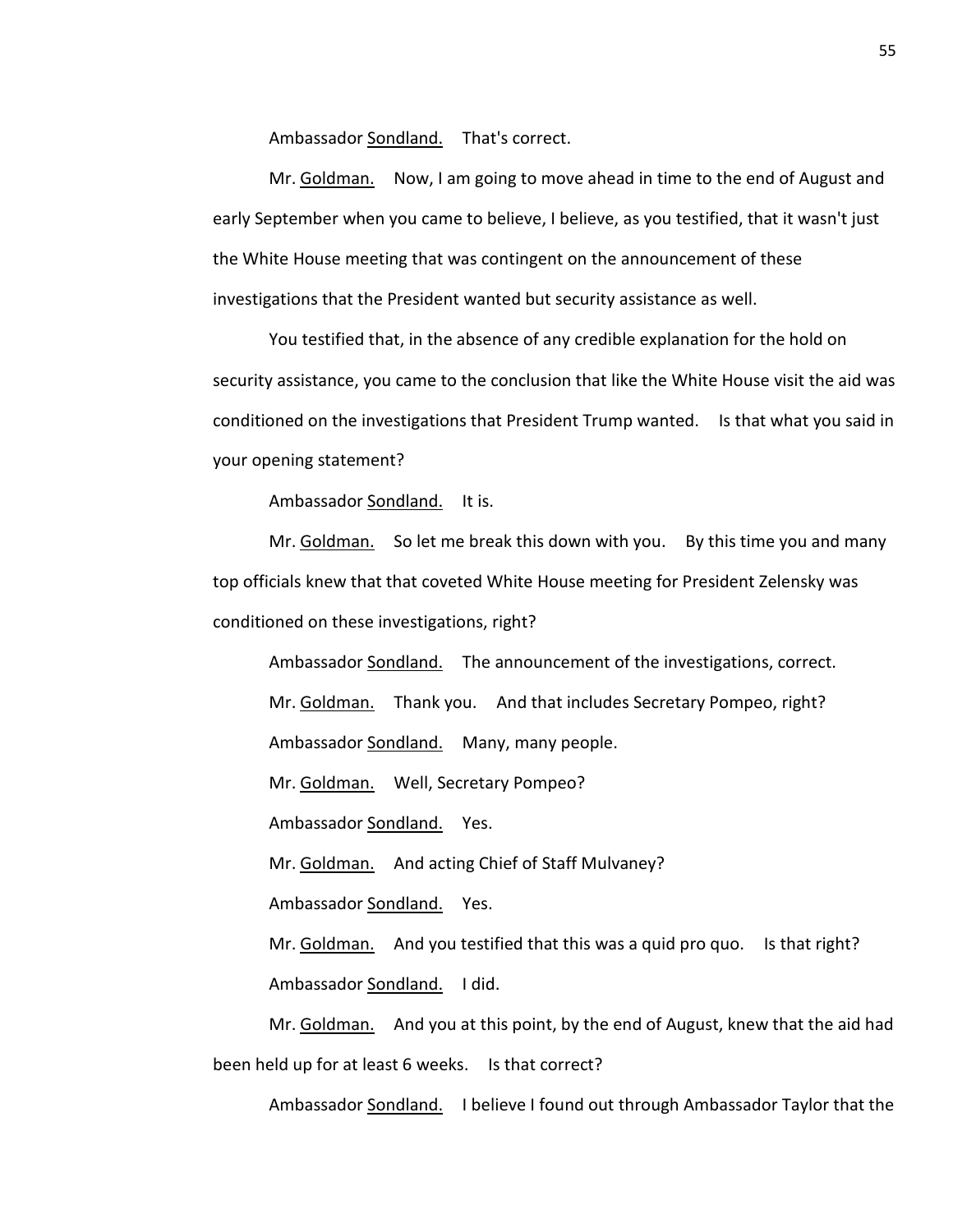Ambassador Sondland. That's correct.

Mr. Goldman. Now, I am going to move ahead in time to the end of August and early September when you came to believe, I believe, as you testified, that it wasn't just the White House meeting that was contingent on the announcement of these investigations that the President wanted but security assistance as well.

You testified that, in the absence of any credible explanation for the hold on security assistance, you came to the conclusion that like the White House visit the aid was conditioned on the investigations that President Trump wanted. Is that what you said in your opening statement?

Ambassador Sondland. It is.

Mr. Goldman. So let me break this down with you. By this time you and many top officials knew that that coveted White House meeting for President Zelensky was conditioned on these investigations, right?

Ambassador Sondland. The announcement of the investigations, correct.

Mr. Goldman. Thank you. And that includes Secretary Pompeo, right?

Ambassador Sondland. Many, many people.

Mr. Goldman. Well, Secretary Pompeo?

Ambassador Sondland. Yes.

Mr. Goldman. And acting Chief of Staff Mulvaney?

Ambassador Sondland. Yes.

Mr. Goldman. And you testified that this was a quid pro quo. Is that right?

Ambassador Sondland. I did.

Mr. Goldman. And you at this point, by the end of August, knew that the aid had been held up for at least 6 weeks. Is that correct?

Ambassador Sondland. I believe I found out through Ambassador Taylor that the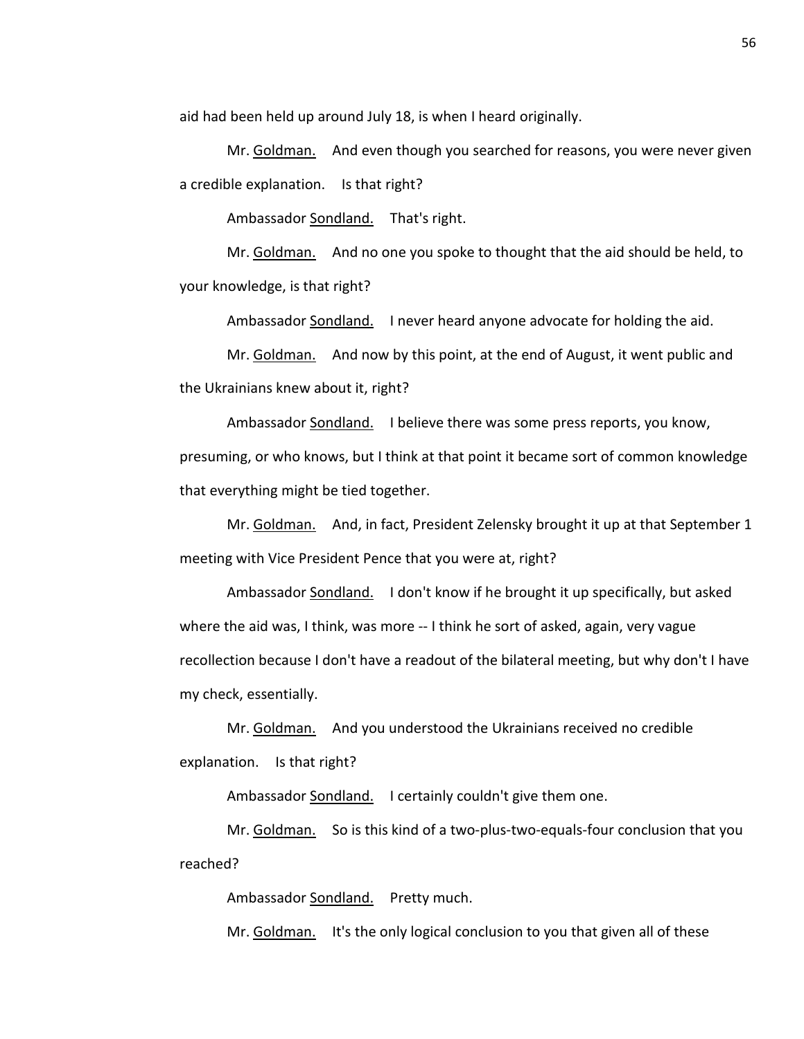aid had been held up around July 18, is when I heard originally.

Mr. Goldman. And even though you searched for reasons, you were never given a credible explanation. Is that right?

Ambassador Sondland. That's right.

Mr. Goldman. And no one you spoke to thought that the aid should be held, to your knowledge, is that right?

Ambassador Sondland. I never heard anyone advocate for holding the aid.

Mr. Goldman. And now by this point, at the end of August, it went public and the Ukrainians knew about it, right?

Ambassador Sondland. I believe there was some press reports, you know, presuming, or who knows, but I think at that point it became sort of common knowledge that everything might be tied together.

Mr. Goldman. And, in fact, President Zelensky brought it up at that September 1 meeting with Vice President Pence that you were at, right?

Ambassador Sondland. I don't know if he brought it up specifically, but asked where the aid was, I think, was more -- I think he sort of asked, again, very vague recollection because I don't have a readout of the bilateral meeting, but why don't I have my check, essentially.

Mr. Goldman. And you understood the Ukrainians received no credible explanation. Is that right?

Ambassador Sondland. I certainly couldn't give them one.

Mr. Goldman. So is this kind of a two-plus-two-equals-four conclusion that you reached?

Ambassador Sondland. Pretty much.

Mr. Goldman. It's the only logical conclusion to you that given all of these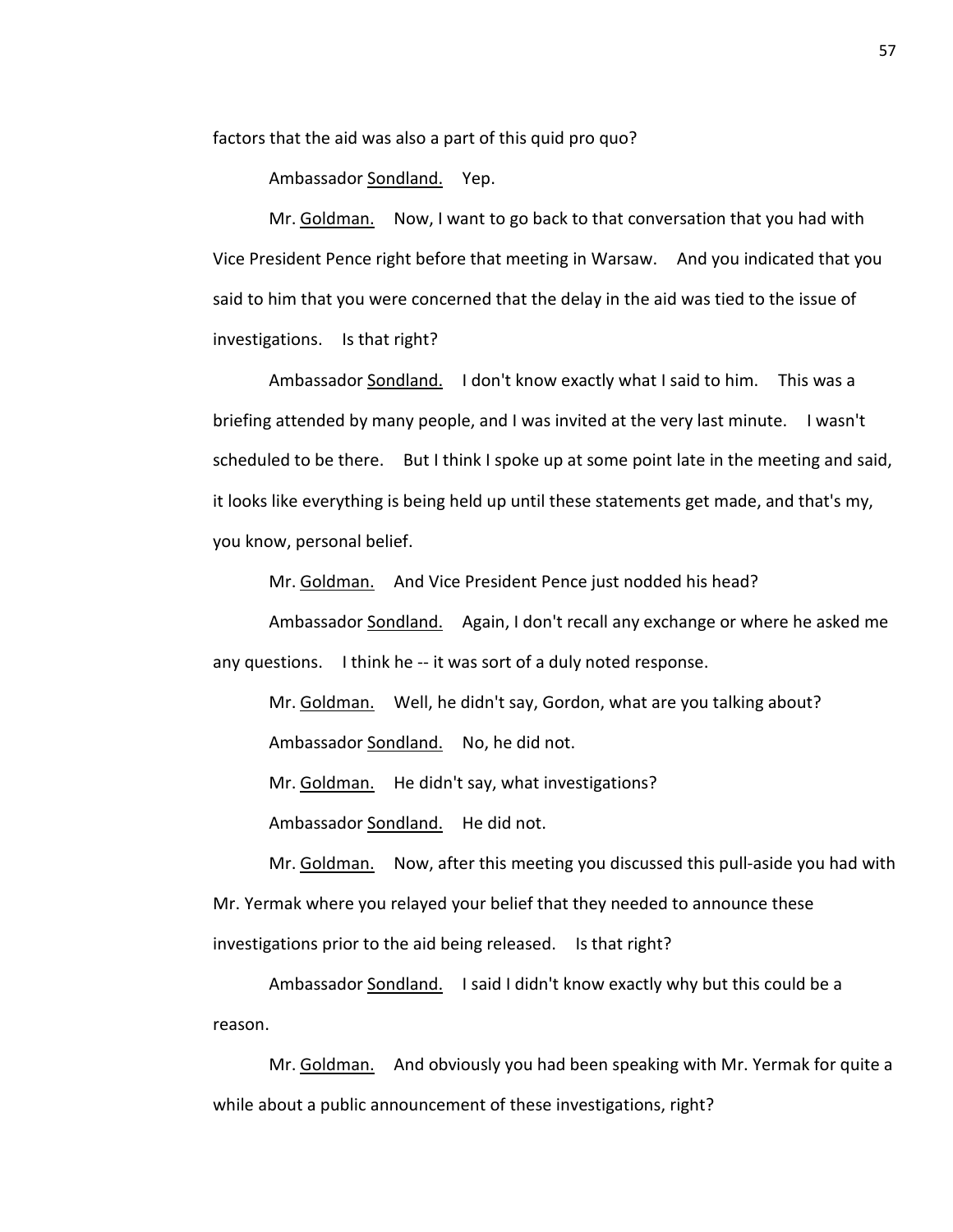factors that the aid was also a part of this quid pro quo?

Ambassador Sondland. Yep.

Mr. Goldman. Now, I want to go back to that conversation that you had with Vice President Pence right before that meeting in Warsaw. And you indicated that you said to him that you were concerned that the delay in the aid was tied to the issue of investigations. Is that right?

Ambassador Sondland. I don't know exactly what I said to him. This was a briefing attended by many people, and I was invited at the very last minute. I wasn't scheduled to be there. But I think I spoke up at some point late in the meeting and said, it looks like everything is being held up until these statements get made, and that's my, you know, personal belief.

Mr. Goldman. And Vice President Pence just nodded his head?

Ambassador Sondland. Again, I don't recall any exchange or where he asked me any questions. I think he -- it was sort of a duly noted response.

Mr. Goldman. Well, he didn't say, Gordon, what are you talking about?

Ambassador Sondland. No, he did not.

Mr. Goldman. He didn't say, what investigations?

Ambassador Sondland. He did not.

Mr. Goldman. Now, after this meeting you discussed this pull-aside you had with Mr. Yermak where you relayed your belief that they needed to announce these investigations prior to the aid being released. Is that right?

Ambassador Sondland. I said I didn't know exactly why but this could be a reason.

Mr. Goldman. And obviously you had been speaking with Mr. Yermak for quite a while about a public announcement of these investigations, right?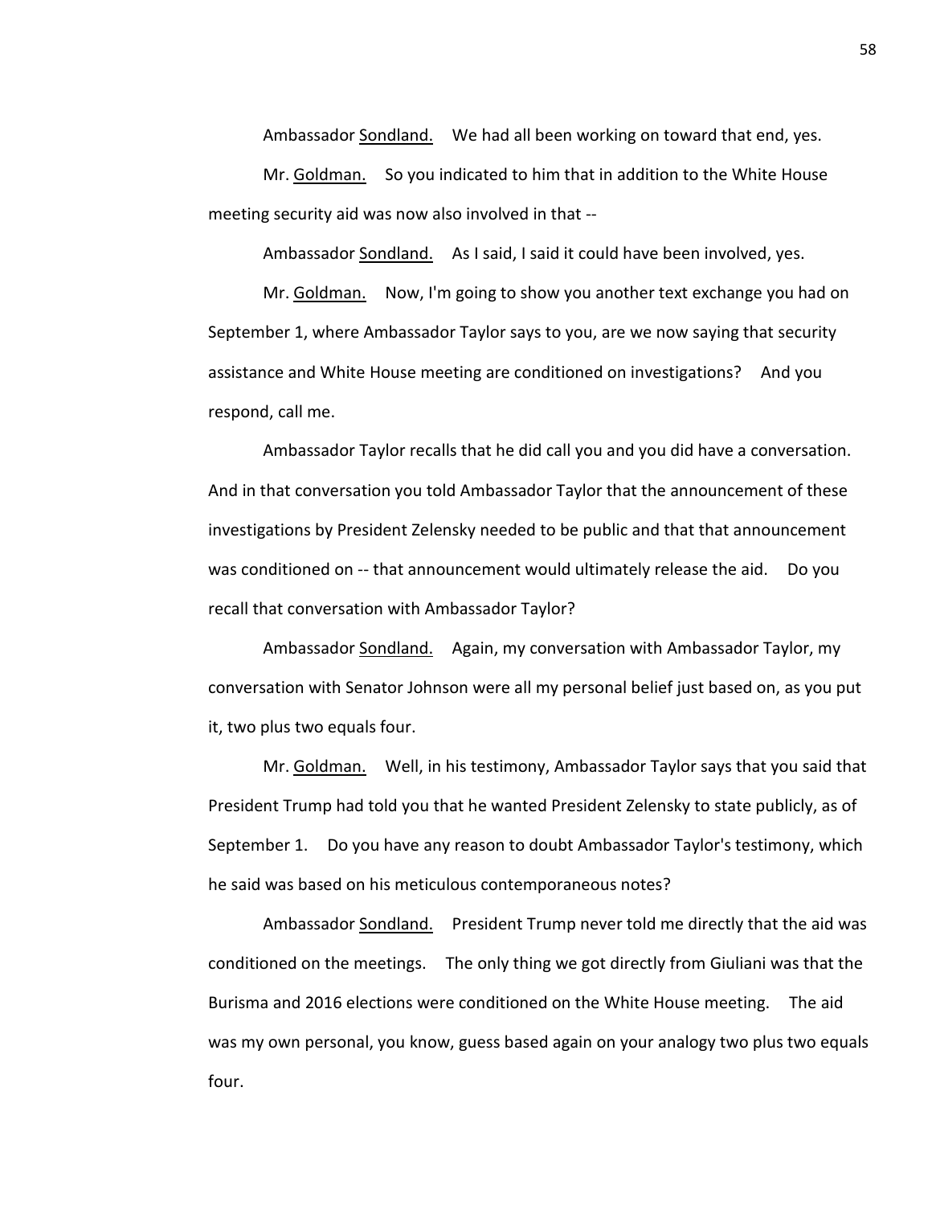Ambassador Sondland. We had all been working on toward that end, yes.

Mr. Goldman. So you indicated to him that in addition to the White House meeting security aid was now also involved in that --

Ambassador Sondland. As I said, I said it could have been involved, yes.

Mr. Goldman. Now, I'm going to show you another text exchange you had on September 1, where Ambassador Taylor says to you, are we now saying that security assistance and White House meeting are conditioned on investigations? And you respond, call me.

Ambassador Taylor recalls that he did call you and you did have a conversation. And in that conversation you told Ambassador Taylor that the announcement of these investigations by President Zelensky needed to be public and that that announcement was conditioned on -- that announcement would ultimately release the aid. Do you recall that conversation with Ambassador Taylor?

Ambassador Sondland. Again, my conversation with Ambassador Taylor, my conversation with Senator Johnson were all my personal belief just based on, as you put it, two plus two equals four.

Mr. Goldman. Well, in his testimony, Ambassador Taylor says that you said that President Trump had told you that he wanted President Zelensky to state publicly, as of September 1. Do you have any reason to doubt Ambassador Taylor's testimony, which he said was based on his meticulous contemporaneous notes?

Ambassador Sondland. President Trump never told me directly that the aid was conditioned on the meetings. The only thing we got directly from Giuliani was that the Burisma and 2016 elections were conditioned on the White House meeting. The aid was my own personal, you know, guess based again on your analogy two plus two equals four.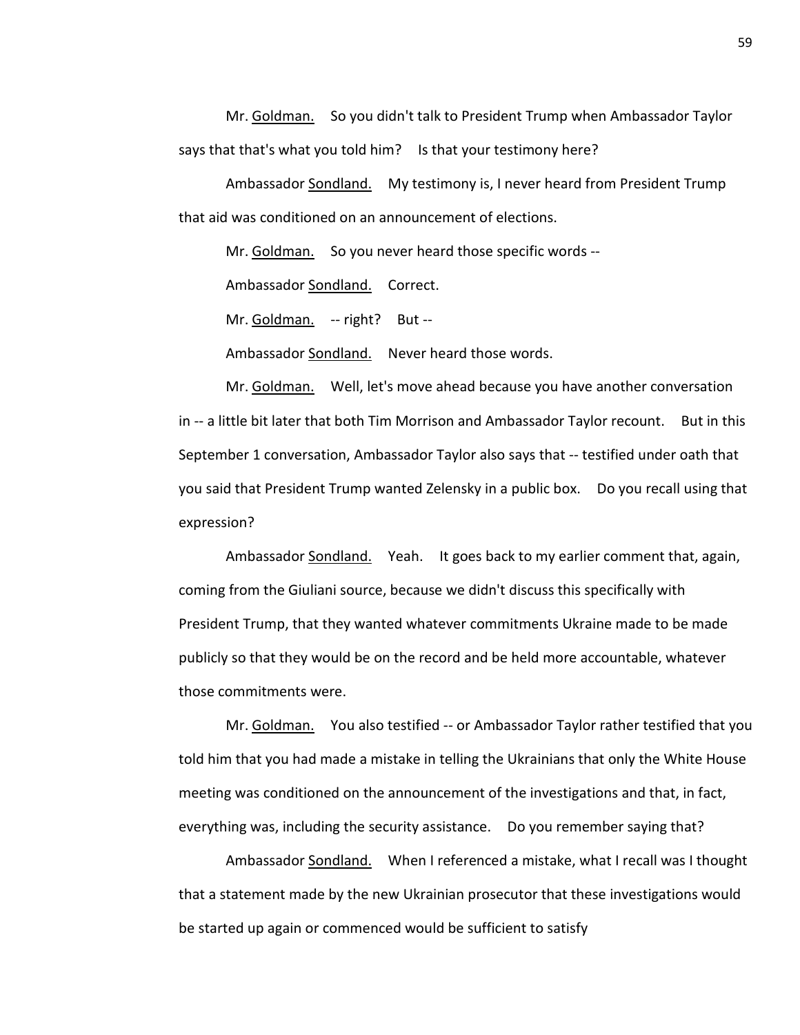Mr. Goldman. So you didn't talk to President Trump when Ambassador Taylor says that that's what you told him? Is that your testimony here?

Ambassador Sondland. My testimony is, I never heard from President Trump that aid was conditioned on an announcement of elections.

Mr. Goldman. So you never heard those specific words --

Ambassador Sondland. Correct.

Mr. Goldman. -- right? But --

Ambassador Sondland. Never heard those words.

Mr. Goldman. Well, let's move ahead because you have another conversation in -- a little bit later that both Tim Morrison and Ambassador Taylor recount. But in this September 1 conversation, Ambassador Taylor also says that -- testified under oath that you said that President Trump wanted Zelensky in a public box. Do you recall using that expression?

Ambassador Sondland. Yeah. It goes back to my earlier comment that, again, coming from the Giuliani source, because we didn't discuss this specifically with President Trump, that they wanted whatever commitments Ukraine made to be made publicly so that they would be on the record and be held more accountable, whatever those commitments were.

Mr. Goldman. You also testified -- or Ambassador Taylor rather testified that you told him that you had made a mistake in telling the Ukrainians that only the White House meeting was conditioned on the announcement of the investigations and that, in fact, everything was, including the security assistance. Do you remember saying that?

Ambassador Sondland. When I referenced a mistake, what I recall was I thought that a statement made by the new Ukrainian prosecutor that these investigations would be started up again or commenced would be sufficient to satisfy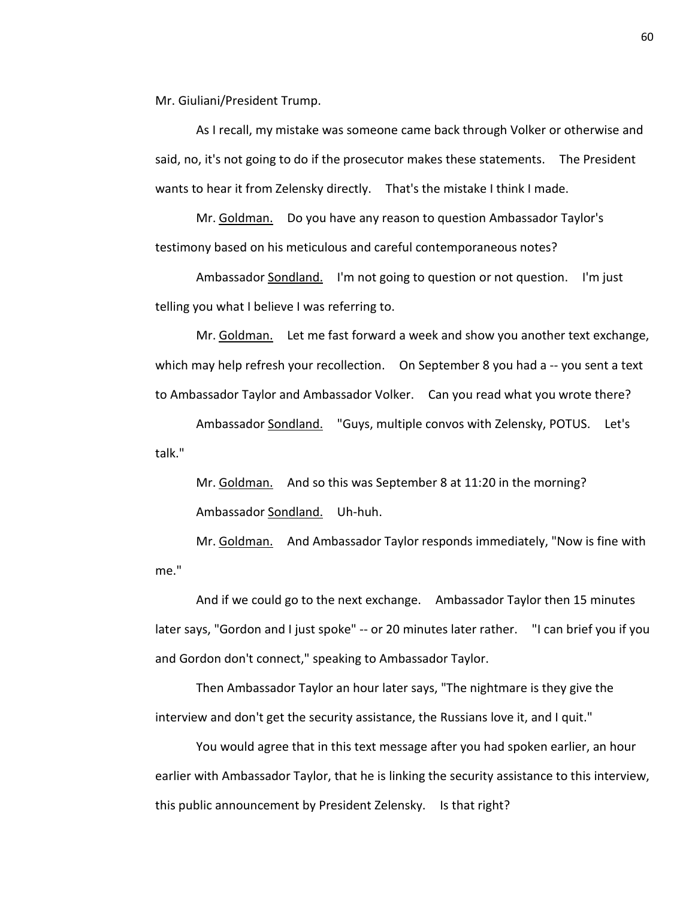Mr. Giuliani/President Trump.

As I recall, my mistake was someone came back through Volker or otherwise and said, no, it's not going to do if the prosecutor makes these statements. The President wants to hear it from Zelensky directly. That's the mistake I think I made.

Mr. Goldman. Do you have any reason to question Ambassador Taylor's testimony based on his meticulous and careful contemporaneous notes?

Ambassador Sondland. I'm not going to question or not question. I'm just telling you what I believe I was referring to.

Mr. Goldman. Let me fast forward a week and show you another text exchange, which may help refresh your recollection. On September 8 you had a -- you sent a text to Ambassador Taylor and Ambassador Volker. Can you read what you wrote there?

Ambassador Sondland. "Guys, multiple convos with Zelensky, POTUS. Let's talk."

Mr. Goldman. And so this was September 8 at 11:20 in the morning?

Ambassador Sondland. Uh-huh.

Mr. Goldman. And Ambassador Taylor responds immediately, "Now is fine with me."

And if we could go to the next exchange. Ambassador Taylor then 15 minutes later says, "Gordon and I just spoke" -- or 20 minutes later rather. "I can brief you if you and Gordon don't connect," speaking to Ambassador Taylor.

Then Ambassador Taylor an hour later says, "The nightmare is they give the interview and don't get the security assistance, the Russians love it, and I quit."

You would agree that in this text message after you had spoken earlier, an hour earlier with Ambassador Taylor, that he is linking the security assistance to this interview, this public announcement by President Zelensky. Is that right?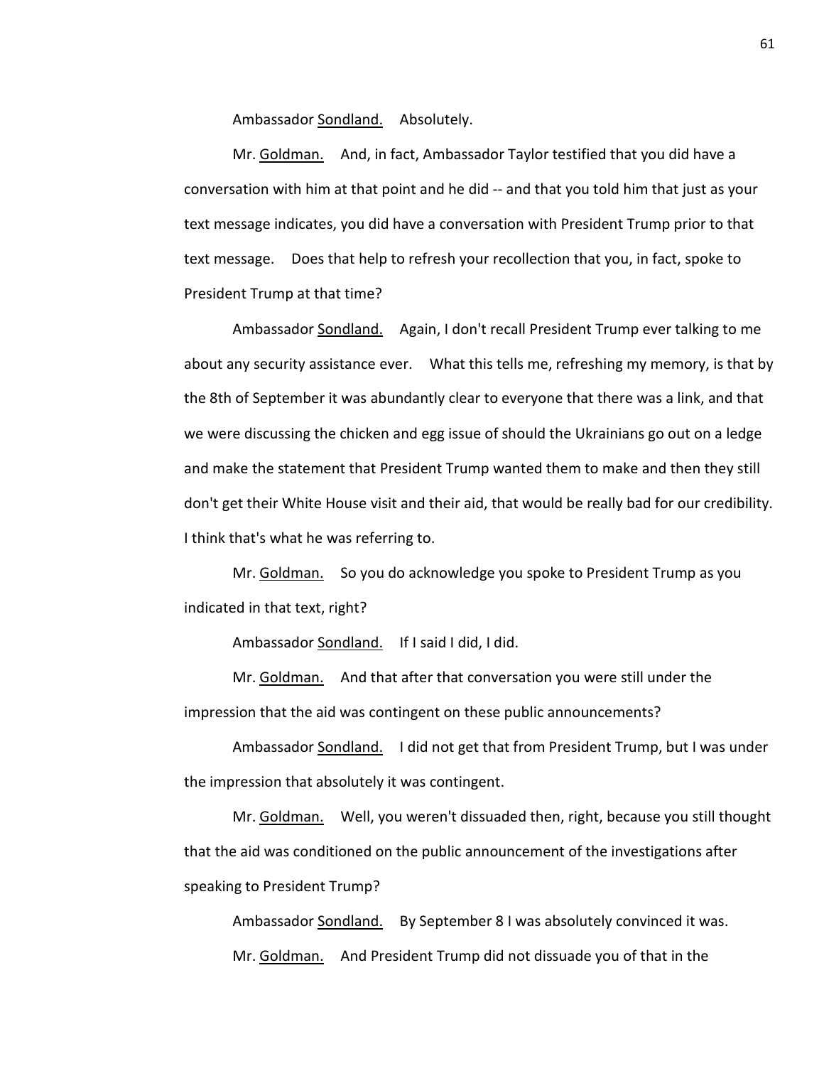Ambassador Sondland. Absolutely.

Mr. Goldman. And, in fact, Ambassador Taylor testified that you did have a conversation with him at that point and he did -- and that you told him that just as your text message indicates, you did have a conversation with President Trump prior to that text message. Does that help to refresh your recollection that you, in fact, spoke to President Trump at that time?

Ambassador Sondland. Again, I don't recall President Trump ever talking to me about any security assistance ever. What this tells me, refreshing my memory, is that by the 8th of September it was abundantly clear to everyone that there was a link, and that we were discussing the chicken and egg issue of should the Ukrainians go out on a ledge and make the statement that President Trump wanted them to make and then they still don't get their White House visit and their aid, that would be really bad for our credibility. I think that's what he was referring to.

Mr. Goldman. So you do acknowledge you spoke to President Trump as you indicated in that text, right?

Ambassador Sondland. If I said I did, I did.

Mr. Goldman. And that after that conversation you were still under the impression that the aid was contingent on these public announcements?

Ambassador Sondland. I did not get that from President Trump, but I was under the impression that absolutely it was contingent.

Mr. Goldman. Well, you weren't dissuaded then, right, because you still thought that the aid was conditioned on the public announcement of the investigations after speaking to President Trump?

Ambassador Sondland. By September 8 I was absolutely convinced it was.

Mr. Goldman. And President Trump did not dissuade you of that in the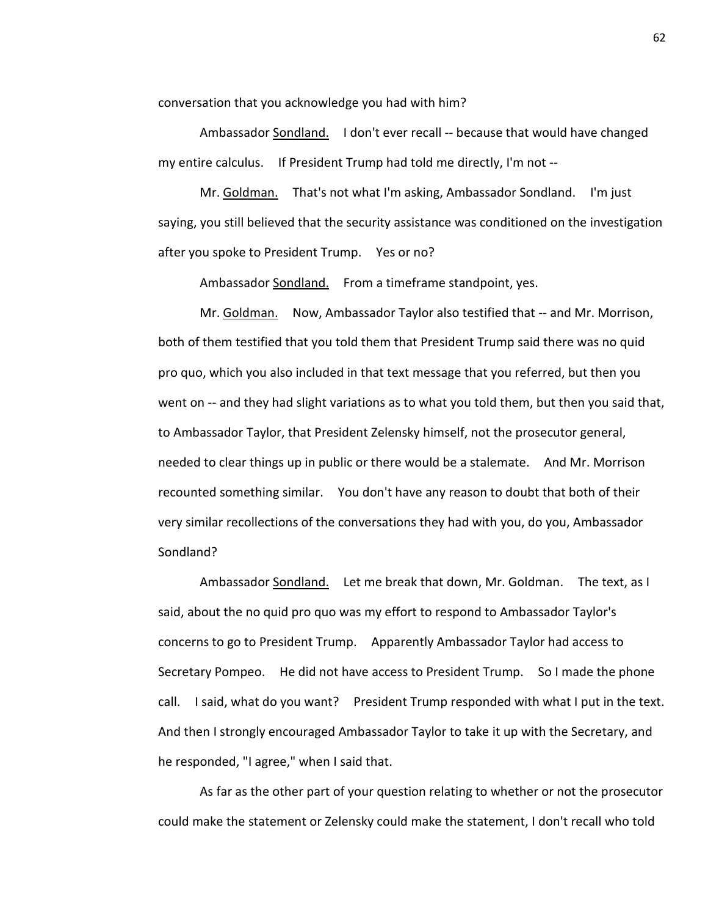conversation that you acknowledge you had with him?

Ambassador Sondland. I don't ever recall -- because that would have changed my entire calculus. If President Trump had told me directly, I'm not --

Mr. Goldman. That's not what I'm asking, Ambassador Sondland. I'm just saying, you still believed that the security assistance was conditioned on the investigation after you spoke to President Trump. Yes or no?

Ambassador Sondland. From a timeframe standpoint, yes.

Mr. Goldman. Now, Ambassador Taylor also testified that -- and Mr. Morrison, both of them testified that you told them that President Trump said there was no quid pro quo, which you also included in that text message that you referred, but then you went on -- and they had slight variations as to what you told them, but then you said that, to Ambassador Taylor, that President Zelensky himself, not the prosecutor general, needed to clear things up in public or there would be a stalemate. And Mr. Morrison recounted something similar. You don't have any reason to doubt that both of their very similar recollections of the conversations they had with you, do you, Ambassador Sondland?

Ambassador Sondland. Let me break that down, Mr. Goldman. The text, as I said, about the no quid pro quo was my effort to respond to Ambassador Taylor's concerns to go to President Trump. Apparently Ambassador Taylor had access to Secretary Pompeo. He did not have access to President Trump. So I made the phone call. I said, what do you want? President Trump responded with what I put in the text. And then I strongly encouraged Ambassador Taylor to take it up with the Secretary, and he responded, "I agree," when I said that.

As far as the other part of your question relating to whether or not the prosecutor could make the statement or Zelensky could make the statement, I don't recall who told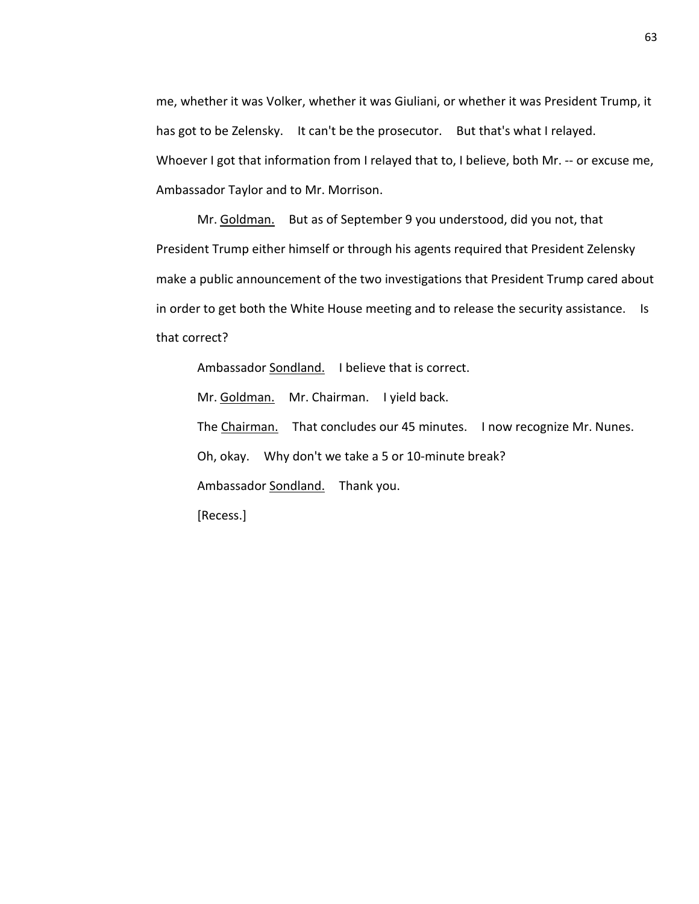me, whether it was Volker, whether it was Giuliani, or whether it was President Trump, it has got to be Zelensky. It can't be the prosecutor. But that's what I relayed. Whoever I got that information from I relayed that to, I believe, both Mr. -- or excuse me, Ambassador Taylor and to Mr. Morrison.

Mr. Goldman. But as of September 9 you understood, did you not, that President Trump either himself or through his agents required that President Zelensky make a public announcement of the two investigations that President Trump cared about in order to get both the White House meeting and to release the security assistance. Is that correct?

Ambassador Sondland. I believe that is correct.

Mr. Goldman. Mr. Chairman. I yield back.

The Chairman. That concludes our 45 minutes. I now recognize Mr. Nunes.

Oh, okay. Why don't we take a 5 or 10-minute break?

Ambassador Sondland. Thank you.

[Recess.]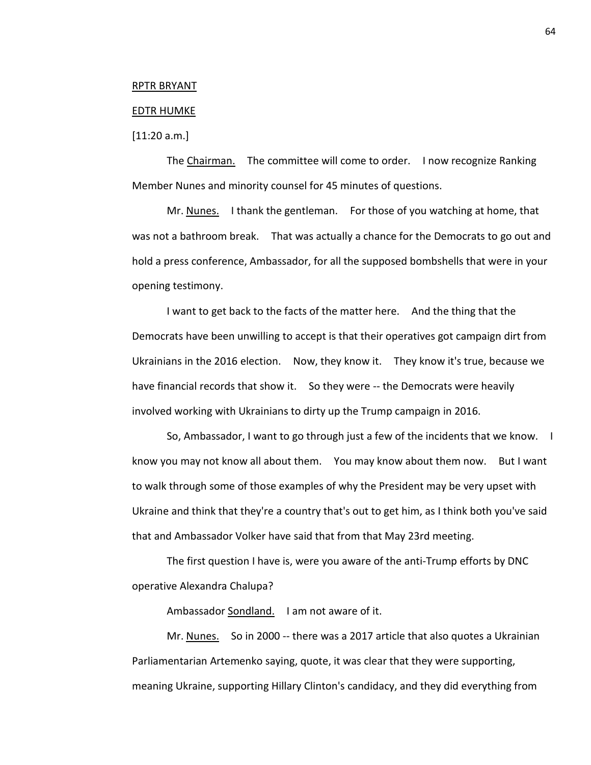RPTR BRYANT

EDTR HUMKE

[11:20 a.m.]

The Chairman. The committee will come to order. I now recognize Ranking Member Nunes and minority counsel for 45 minutes of questions.

Mr. Nunes. I thank the gentleman. For those of you watching at home, that was not a bathroom break. That was actually a chance for the Democrats to go out and hold a press conference, Ambassador, for all the supposed bombshells that were in your opening testimony.

I want to get back to the facts of the matter here. And the thing that the Democrats have been unwilling to accept is that their operatives got campaign dirt from Ukrainians in the 2016 election. Now, they know it. They know it's true, because we have financial records that show it. So they were -- the Democrats were heavily involved working with Ukrainians to dirty up the Trump campaign in 2016.

So, Ambassador, I want to go through just a few of the incidents that we know. I know you may not know all about them. You may know about them now. But I want to walk through some of those examples of why the President may be very upset with Ukraine and think that they're a country that's out to get him, as I think both you've said that and Ambassador Volker have said that from that May 23rd meeting.

The first question I have is, were you aware of the anti-Trump efforts by DNC operative Alexandra Chalupa?

Ambassador Sondland. I am not aware of it.

Mr. Nunes. So in 2000 -- there was a 2017 article that also quotes a Ukrainian Parliamentarian Artemenko saying, quote, it was clear that they were supporting, meaning Ukraine, supporting Hillary Clinton's candidacy, and they did everything from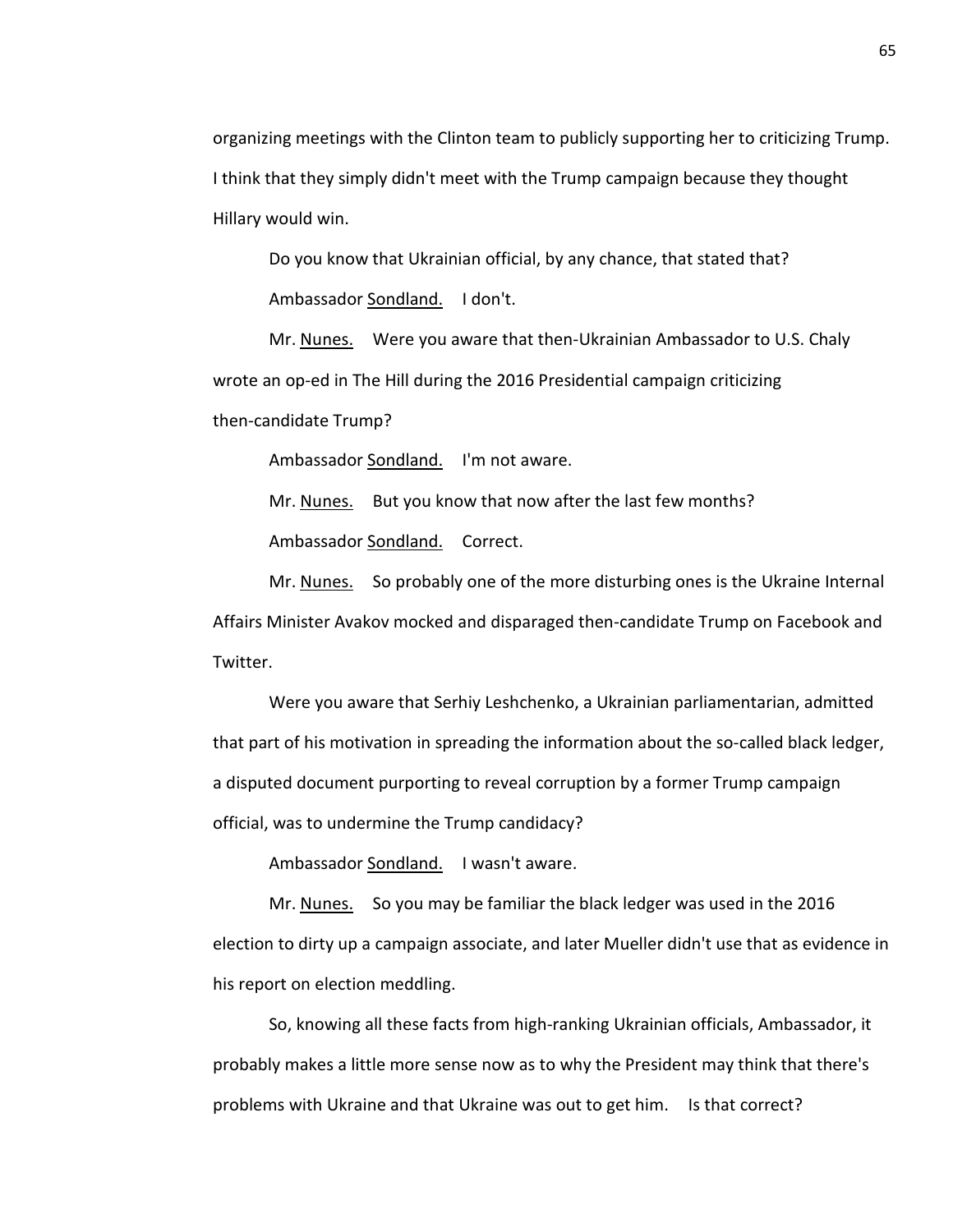organizing meetings with the Clinton team to publicly supporting her to criticizing Trump. I think that they simply didn't meet with the Trump campaign because they thought Hillary would win.

Do you know that Ukrainian official, by any chance, that stated that?

Ambassador Sondland. I don't.

Mr. Nunes. Were you aware that then-Ukrainian Ambassador to U.S. Chaly wrote an op-ed in The Hill during the 2016 Presidential campaign criticizing then-candidate Trump?

Ambassador Sondland. I'm not aware.

Mr. Nunes. But you know that now after the last few months?

Ambassador Sondland. Correct.

Mr. Nunes. So probably one of the more disturbing ones is the Ukraine Internal Affairs Minister Avakov mocked and disparaged then-candidate Trump on Facebook and Twitter.

Were you aware that Serhiy Leshchenko, a Ukrainian parliamentarian, admitted that part of his motivation in spreading the information about the so-called black ledger, a disputed document purporting to reveal corruption by a former Trump campaign official, was to undermine the Trump candidacy?

Ambassador Sondland. I wasn't aware.

Mr. Nunes. So you may be familiar the black ledger was used in the 2016 election to dirty up a campaign associate, and later Mueller didn't use that as evidence in his report on election meddling.

So, knowing all these facts from high-ranking Ukrainian officials, Ambassador, it probably makes a little more sense now as to why the President may think that there's problems with Ukraine and that Ukraine was out to get him. Is that correct?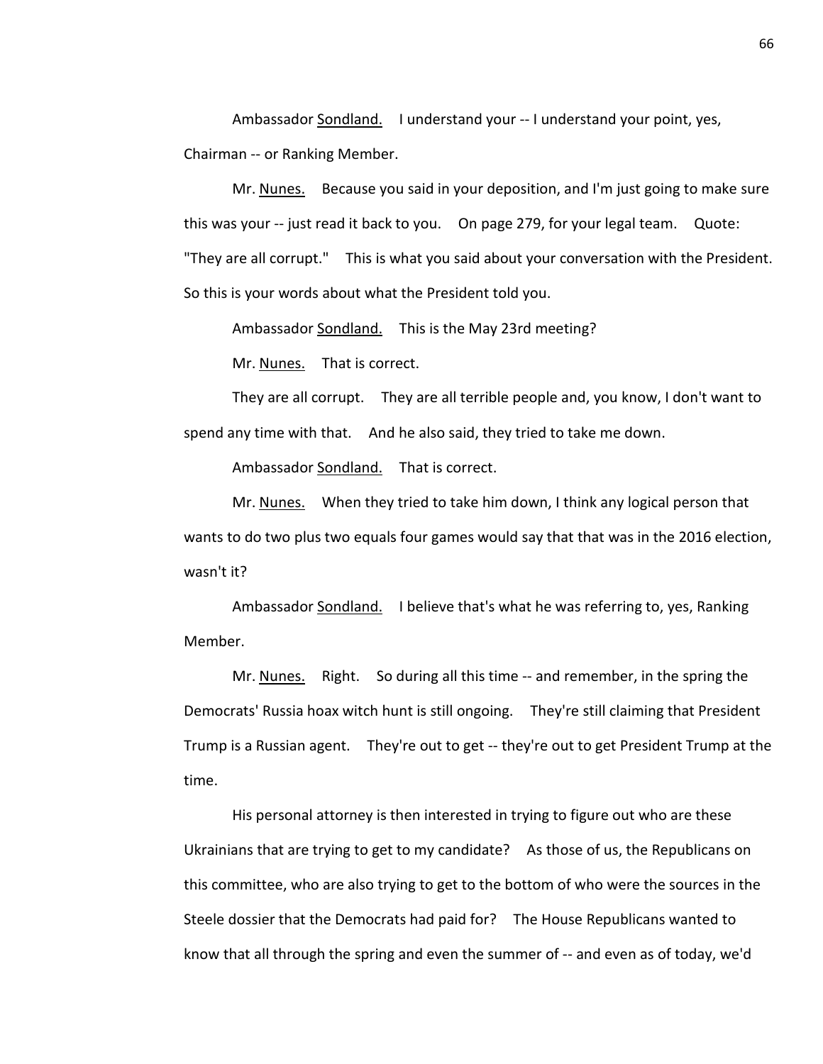Ambassador Sondland. I understand your -- I understand your point, yes, Chairman -- or Ranking Member.

Mr. Nunes. Because you said in your deposition, and I'm just going to make sure this was your -- just read it back to you. On page 279, for your legal team. Quote: "They are all corrupt." This is what you said about your conversation with the President. So this is your words about what the President told you.

Ambassador Sondland. This is the May 23rd meeting?

Mr. Nunes. That is correct.

They are all corrupt. They are all terrible people and, you know, I don't want to spend any time with that. And he also said, they tried to take me down.

Ambassador Sondland. That is correct.

Mr. Nunes. When they tried to take him down, I think any logical person that wants to do two plus two equals four games would say that that was in the 2016 election, wasn't it?

Ambassador Sondland. I believe that's what he was referring to, yes, Ranking Member.

Mr. Nunes. Right. So during all this time -- and remember, in the spring the Democrats' Russia hoax witch hunt is still ongoing. They're still claiming that President Trump is a Russian agent. They're out to get -- they're out to get President Trump at the time.

His personal attorney is then interested in trying to figure out who are these Ukrainians that are trying to get to my candidate? As those of us, the Republicans on this committee, who are also trying to get to the bottom of who were the sources in the Steele dossier that the Democrats had paid for? The House Republicans wanted to know that all through the spring and even the summer of -- and even as of today, we'd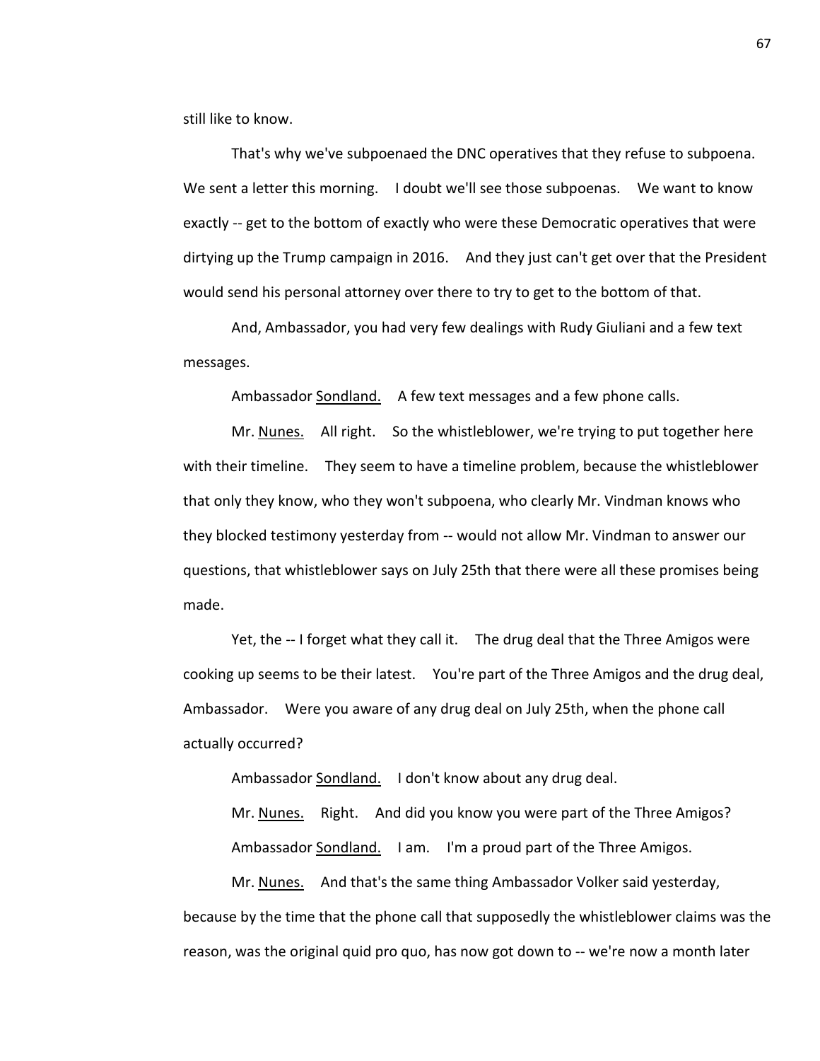still like to know.

That's why we've subpoenaed the DNC operatives that they refuse to subpoena. We sent a letter this morning. I doubt we'll see those subpoenas. We want to know exactly -- get to the bottom of exactly who were these Democratic operatives that were dirtying up the Trump campaign in 2016. And they just can't get over that the President would send his personal attorney over there to try to get to the bottom of that.

And, Ambassador, you had very few dealings with Rudy Giuliani and a few text messages.

Ambassador Sondland. A few text messages and a few phone calls.

Mr. Nunes. All right. So the whistleblower, we're trying to put together here with their timeline. They seem to have a timeline problem, because the whistleblower that only they know, who they won't subpoena, who clearly Mr. Vindman knows who they blocked testimony yesterday from -- would not allow Mr. Vindman to answer our questions, that whistleblower says on July 25th that there were all these promises being made.

Yet, the -- I forget what they call it. The drug deal that the Three Amigos were cooking up seems to be their latest. You're part of the Three Amigos and the drug deal, Ambassador. Were you aware of any drug deal on July 25th, when the phone call actually occurred?

Ambassador Sondland. I don't know about any drug deal.

Mr. Nunes. Right. And did you know you were part of the Three Amigos?

Ambassador Sondland. I am. I'm a proud part of the Three Amigos.

Mr. Nunes. And that's the same thing Ambassador Volker said yesterday, because by the time that the phone call that supposedly the whistleblower claims was the reason, was the original quid pro quo, has now got down to -- we're now a month later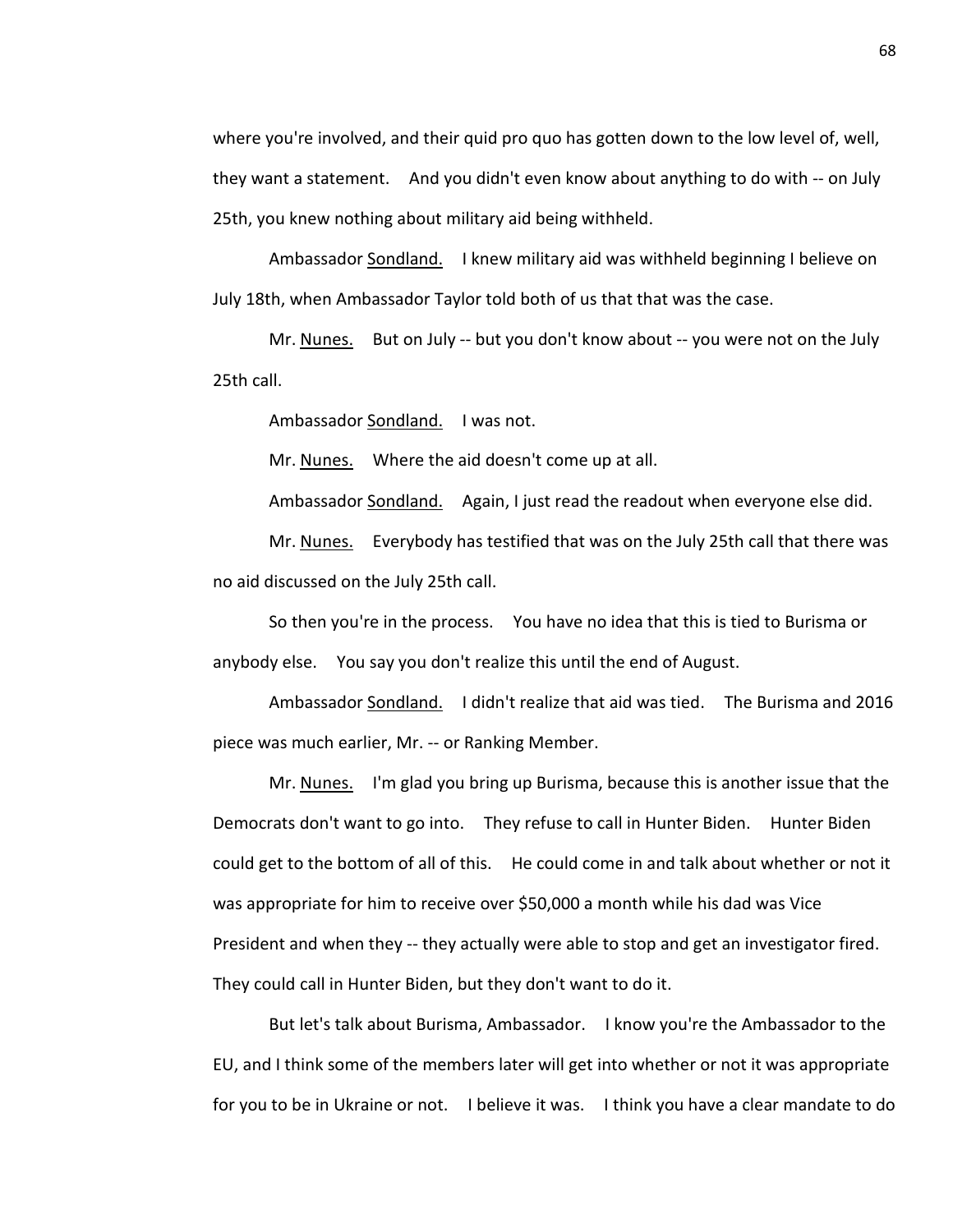where you're involved, and their quid pro quo has gotten down to the low level of, well, they want a statement. And you didn't even know about anything to do with -- on July 25th, you knew nothing about military aid being withheld.

Ambassador Sondland. I knew military aid was withheld beginning I believe on July 18th, when Ambassador Taylor told both of us that that was the case.

Mr. Nunes. But on July -- but you don't know about -- you were not on the July 25th call.

Ambassador Sondland. I was not.

Mr. Nunes. Where the aid doesn't come up at all.

Ambassador Sondland. Again, I just read the readout when everyone else did.

Mr. Nunes. Everybody has testified that was on the July 25th call that there was no aid discussed on the July 25th call.

So then you're in the process. You have no idea that this is tied to Burisma or anybody else. You say you don't realize this until the end of August.

Ambassador Sondland. I didn't realize that aid was tied. The Burisma and 2016 piece was much earlier, Mr. -- or Ranking Member.

Mr. Nunes. I'm glad you bring up Burisma, because this is another issue that the Democrats don't want to go into. They refuse to call in Hunter Biden. Hunter Biden could get to the bottom of all of this. He could come in and talk about whether or not it was appropriate for him to receive over $50,000 a month while his dad was Vice President and when they -- they actually were able to stop and get an investigator fired. They could call in Hunter Biden, but they don't want to do it.

But let's talk about Burisma, Ambassador. I know you're the Ambassador to the EU, and I think some of the members later will get into whether or not it was appropriate for you to be in Ukraine or not. I believe it was. I think you have a clear mandate to do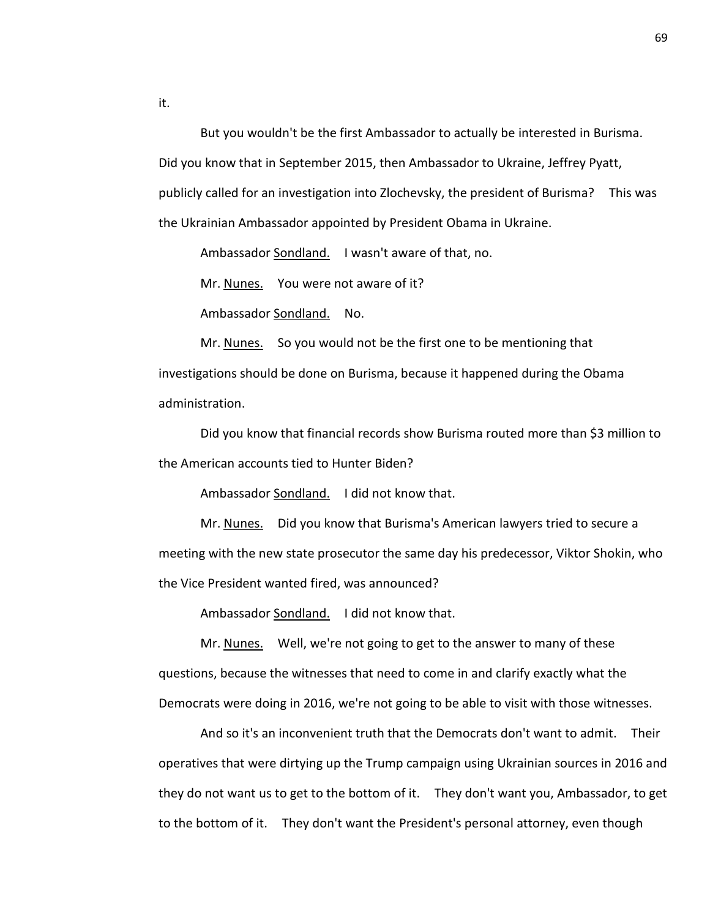it.

But you wouldn't be the first Ambassador to actually be interested in Burisma. Did you know that in September 2015, then Ambassador to Ukraine, Jeffrey Pyatt, publicly called for an investigation into Zlochevsky, the president of Burisma? This was the Ukrainian Ambassador appointed by President Obama in Ukraine.

Ambassador Sondland. I wasn't aware of that, no.

Mr. Nunes. You were not aware of it?

Ambassador Sondland. No.

Mr. Nunes. So you would not be the first one to be mentioning that investigations should be done on Burisma, because it happened during the Obama administration.

Did you know that financial records show Burisma routed more than $3 million to the American accounts tied to Hunter Biden?

Ambassador Sondland. I did not know that.

Mr. Nunes. Did you know that Burisma's American lawyers tried to secure a meeting with the new state prosecutor the same day his predecessor, Viktor Shokin, who the Vice President wanted fired, was announced?

Ambassador Sondland. I did not know that.

Mr. Nunes. Well, we're not going to get to the answer to many of these questions, because the witnesses that need to come in and clarify exactly what the Democrats were doing in 2016, we're not going to be able to visit with those witnesses.

And so it's an inconvenient truth that the Democrats don't want to admit. Their operatives that were dirtying up the Trump campaign using Ukrainian sources in 2016 and they do not want us to get to the bottom of it. They don't want you, Ambassador, to get to the bottom of it. They don't want the President's personal attorney, even though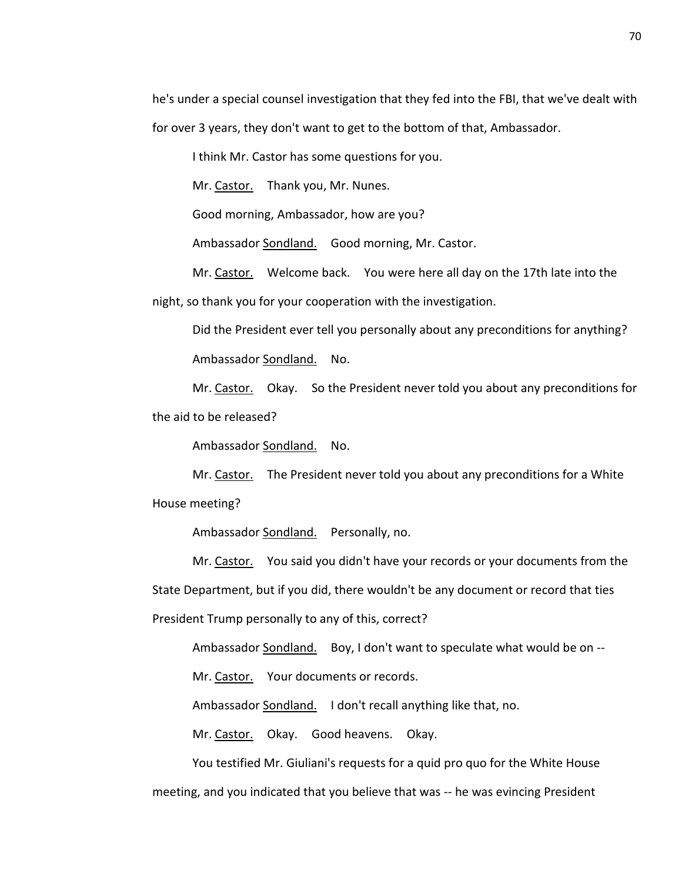he's under a special counsel investigation that they fed into the FBI, that we've dealt with for over 3 years, they don't want to get to the bottom of that, Ambassador.

I think Mr. Castor has some questions for you.

Mr. Castor. Thank you, Mr. Nunes.

Good morning, Ambassador, how are you?

Ambassador Sondland. Good morning, Mr. Castor.

Mr. Castor. Welcome back. You were here all day on the 17th late into the night, so thank you for your cooperation with the investigation.

Did the President ever tell you personally about any preconditions for anything?

Ambassador Sondland. No.

Mr. Castor. Okay. So the President never told you about any preconditions for the aid to be released?

Ambassador Sondland. No.

Mr. Castor. The President never told you about any preconditions for a White House meeting?

Ambassador Sondland. Personally, no.

Mr. Castor. You said you didn't have your records or your documents from the State Department, but if you did, there wouldn't be any document or record that ties President Trump personally to any of this, correct?

Ambassador Sondland. Boy, I don't want to speculate what would be on --

Mr. Castor. Your documents or records.

Ambassador Sondland. I don't recall anything like that, no.

Mr. Castor. Okay. Good heavens. Okay.

You testified Mr. Giuliani's requests for a quid pro quo for the White House meeting, and you indicated that you believe that was -- he was evincing President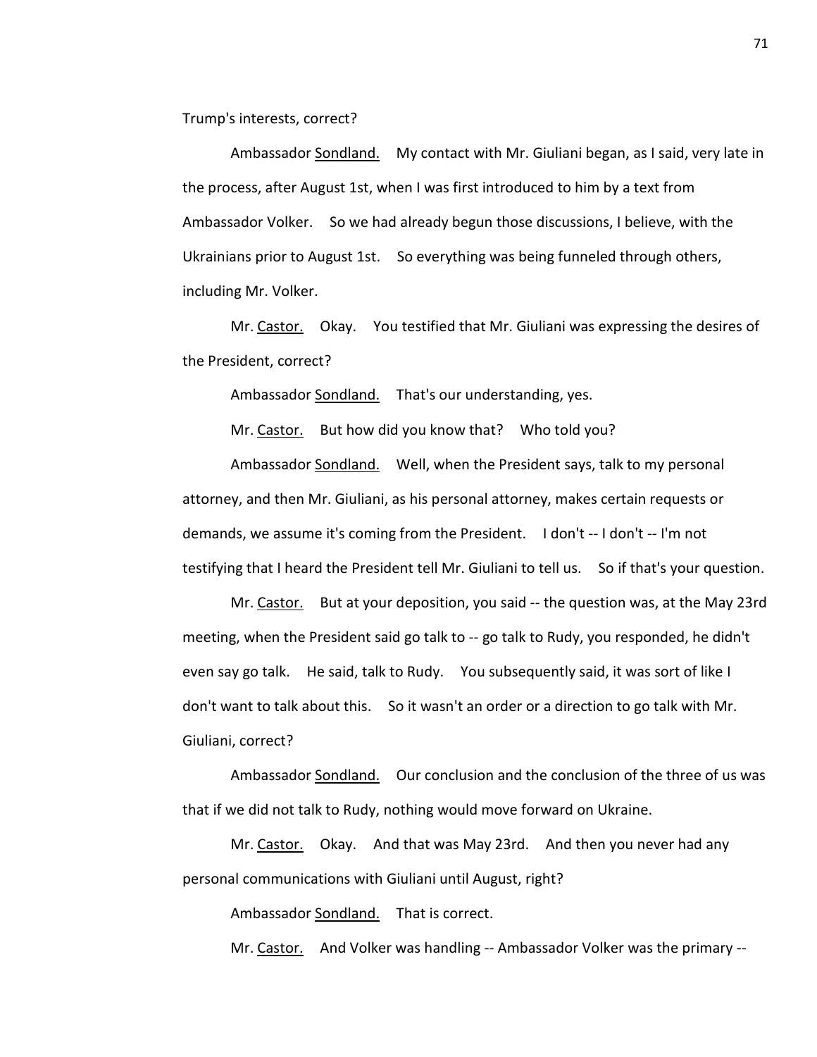Trump's interests, correct?

Ambassador Sondland. My contact with Mr. Giuliani began, as I said, very late in the process, after August 1st, when I was first introduced to him by a text from Ambassador Volker. So we had already begun those discussions, I believe, with the Ukrainians prior to August 1st. So everything was being funneled through others, including Mr. Volker.

Mr. Castor. Okay. You testified that Mr. Giuliani was expressing the desires of the President, correct?

Ambassador Sondland. That's our understanding, yes.

Mr. Castor. But how did you know that? Who told you?

Ambassador Sondland. Well, when the President says, talk to my personal attorney, and then Mr. Giuliani, as his personal attorney, makes certain requests or demands, we assume it's coming from the President. I don't -- I don't -- I'm not testifying that I heard the President tell Mr. Giuliani to tell us. So if that's your question.

Mr. Castor. But at your deposition, you said -- the question was, at the May 23rd meeting, when the President said go talk to -- go talk to Rudy, you responded, he didn't even say go talk. He said, talk to Rudy. You subsequently said, it was sort of like I don't want to talk about this. So it wasn't an order or a direction to go talk with Mr. Giuliani, correct?

Ambassador Sondland. Our conclusion and the conclusion of the three of us was that if we did not talk to Rudy, nothing would move forward on Ukraine.

Mr. Castor. Okay. And that was May 23rd. And then you never had any personal communications with Giuliani until August, right?

Ambassador Sondland. That is correct.

Mr. Castor. And Volker was handling -- Ambassador Volker was the primary --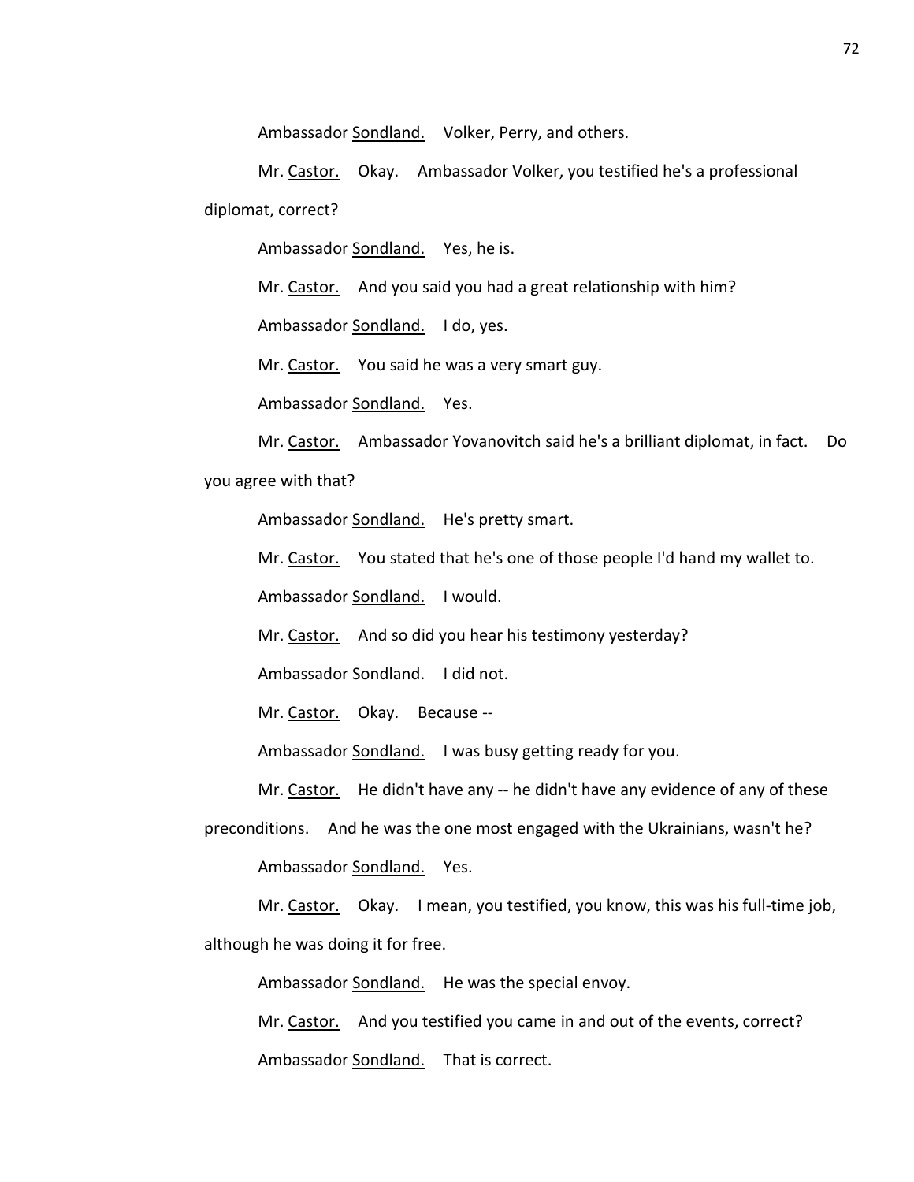Ambassador Sondland. Volker, Perry, and others.

Mr. Castor. Okay. Ambassador Volker, you testified he's a professional diplomat, correct?

Ambassador Sondland. Yes, he is.

Mr. Castor. And you said you had a great relationship with him?

Ambassador Sondland. I do, yes.

Mr. Castor. You said he was a very smart guy.

Ambassador Sondland. Yes.

Mr. Castor. Ambassador Yovanovitch said he's a brilliant diplomat, in fact. Do you agree with that?

Ambassador Sondland. He's pretty smart.

Mr. Castor. You stated that he's one of those people I'd hand my wallet to.

Ambassador Sondland. I would.

Mr. Castor. And so did you hear his testimony yesterday?

Ambassador Sondland. I did not.

Mr. Castor. Okay. Because --

Ambassador Sondland. I was busy getting ready for you.

Mr. Castor. He didn't have any -- he didn't have any evidence of any of these preconditions. And he was the one most engaged with the Ukrainians, wasn't he?

Ambassador Sondland. Yes.

Mr. Castor. Okay. I mean, you testified, you know, this was his full-time job, although he was doing it for free.

Ambassador Sondland. He was the special envoy.

Mr. Castor. And you testified you came in and out of the events, correct?

Ambassador Sondland. That is correct.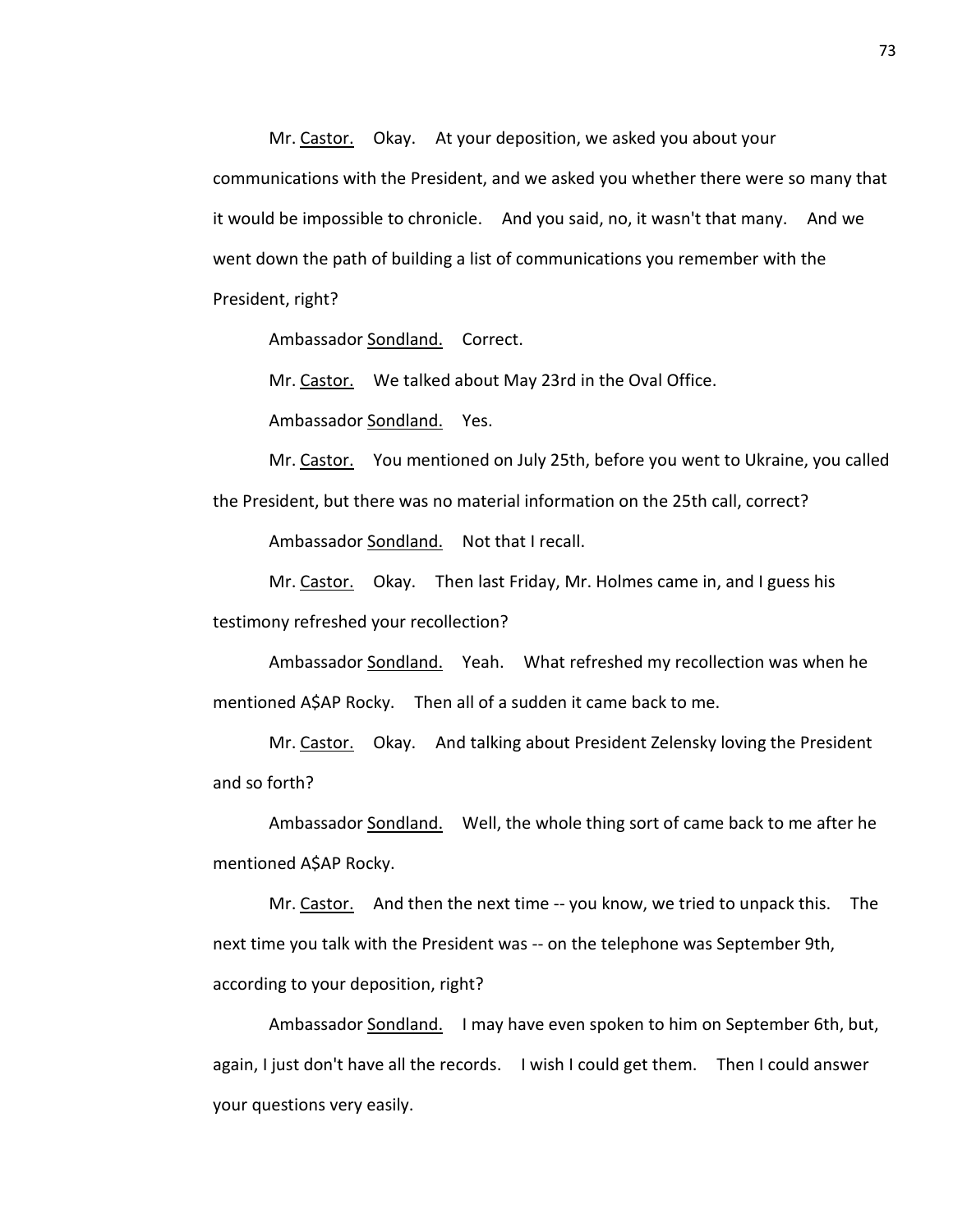Mr. Castor. Okay. At your deposition, we asked you about your communications with the President, and we asked you whether there were so many that it would be impossible to chronicle. And you said, no, it wasn't that many. And we went down the path of building a list of communications you remember with the President, right?

Ambassador Sondland. Correct.

Mr. Castor. We talked about May 23rd in the Oval Office.

Ambassador Sondland. Yes.

Mr. Castor. You mentioned on July 25th, before you went to Ukraine, you called the President, but there was no material information on the 25th call, correct?

Ambassador Sondland. Not that I recall.

Mr. Castor. Okay. Then last Friday, Mr. Holmes came in, and I guess his testimony refreshed your recollection?

Ambassador Sondland. Yeah. What refreshed my recollection was when he mentioned A$AP Rocky. Then all of a sudden it came back to me.

Mr. Castor. Okay. And talking about President Zelensky loving the President and so forth?

Ambassador Sondland. Well, the whole thing sort of came back to me after he mentioned A$AP Rocky.

Mr. Castor. And then the next time -- you know, we tried to unpack this. The next time you talk with the President was -- on the telephone was September 9th, according to your deposition, right?

Ambassador Sondland. I may have even spoken to him on September 6th, but, again, I just don't have all the records. I wish I could get them. Then I could answer your questions very easily.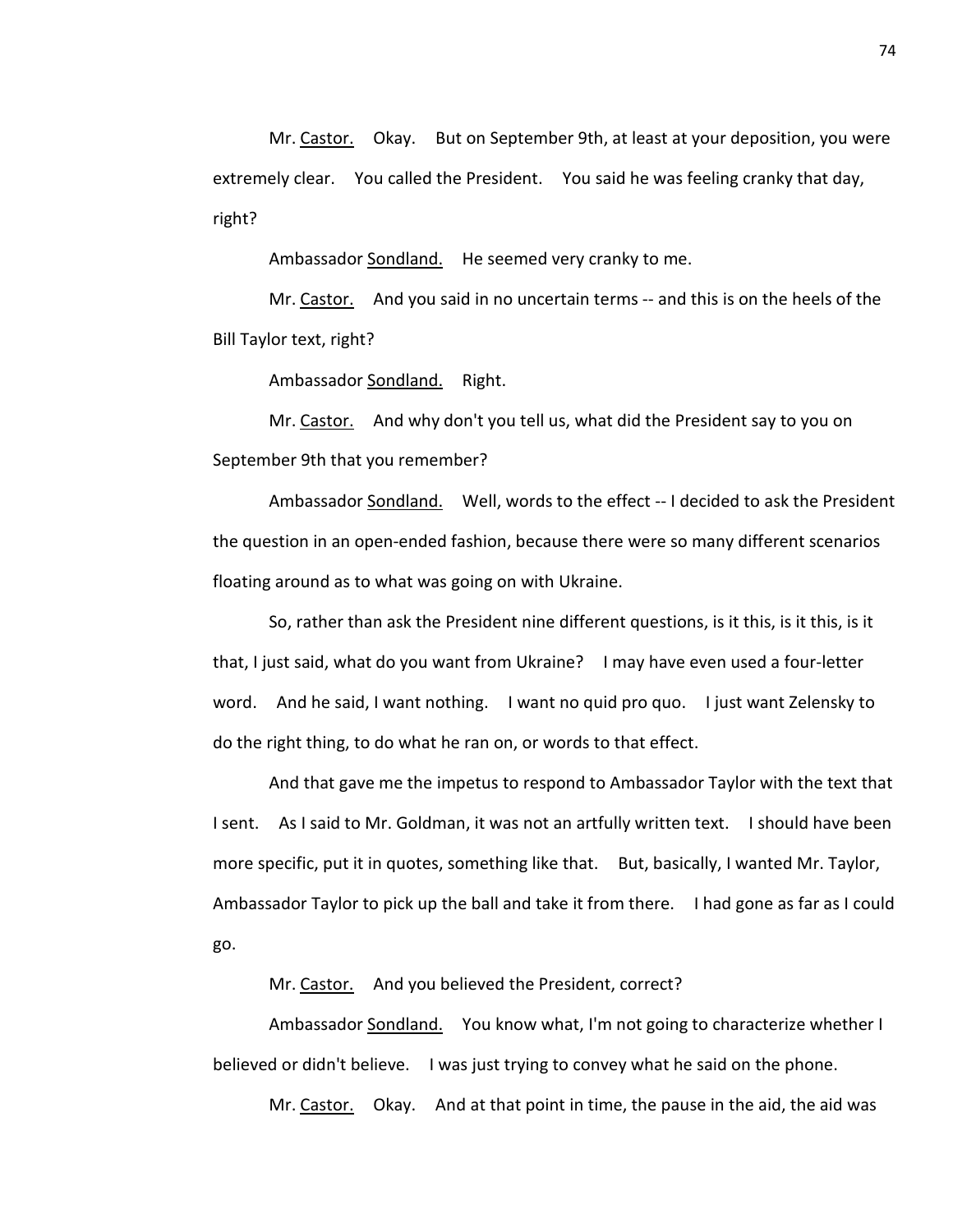Mr. Castor. Okay. But on September 9th, at least at your deposition, you were extremely clear. You called the President. You said he was feeling cranky that day, right?

Ambassador Sondland. He seemed very cranky to me.

Mr. Castor. And you said in no uncertain terms -- and this is on the heels of the Bill Taylor text, right?

Ambassador Sondland. Right.

Mr. Castor. And why don't you tell us, what did the President say to you on September 9th that you remember?

Ambassador Sondland. Well, words to the effect -- I decided to ask the President the question in an open-ended fashion, because there were so many different scenarios floating around as to what was going on with Ukraine.

So, rather than ask the President nine different questions, is it this, is it this, is it that, I just said, what do you want from Ukraine? I may have even used a four-letter word. And he said, I want nothing. I want no quid pro quo. I just want Zelensky to do the right thing, to do what he ran on, or words to that effect.

And that gave me the impetus to respond to Ambassador Taylor with the text that I sent. As I said to Mr. Goldman, it was not an artfully written text. I should have been more specific, put it in quotes, something like that. But, basically, I wanted Mr. Taylor, Ambassador Taylor to pick up the ball and take it from there. I had gone as far as I could go.

Mr. Castor. And you believed the President, correct?

Ambassador Sondland. You know what, I'm not going to characterize whether I believed or didn't believe. I was just trying to convey what he said on the phone.

Mr. Castor. Okay. And at that point in time, the pause in the aid, the aid was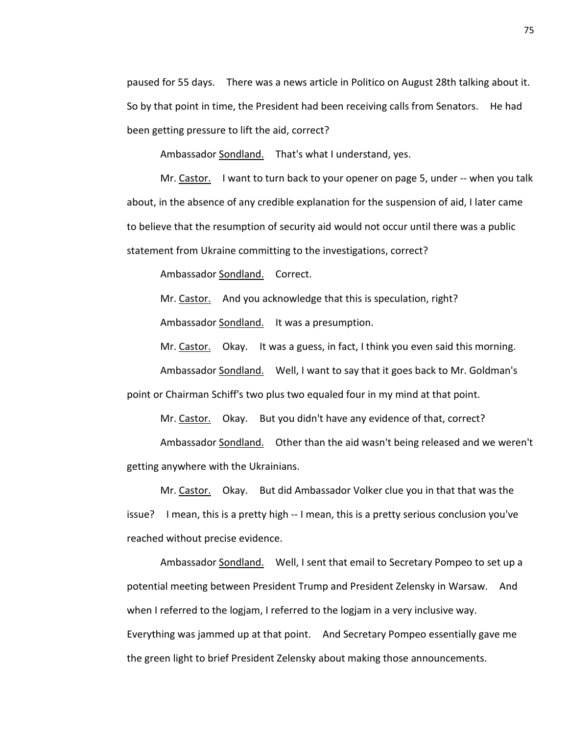paused for 55 days. There was a news article in Politico on August 28th talking about it. So by that point in time, the President had been receiving calls from Senators. He had been getting pressure to lift the aid, correct?

Ambassador Sondland. That's what I understand, yes.

Mr. Castor. I want to turn back to your opener on page 5, under -- when you talk about, in the absence of any credible explanation for the suspension of aid, I later came to believe that the resumption of security aid would not occur until there was a public statement from Ukraine committing to the investigations, correct?

Ambassador Sondland. Correct.

Mr. Castor. And you acknowledge that this is speculation, right?

Ambassador Sondland. It was a presumption.

Mr. Castor. Okay. It was a guess, in fact, I think you even said this morning.

Ambassador Sondland. Well, I want to say that it goes back to Mr. Goldman's point or Chairman Schiff's two plus two equaled four in my mind at that point.

Mr. Castor. Okay. But you didn't have any evidence of that, correct?

Ambassador Sondland. Other than the aid wasn't being released and we weren't getting anywhere with the Ukrainians.

Mr. Castor. Okay. But did Ambassador Volker clue you in that that was the issue? I mean, this is a pretty high -- I mean, this is a pretty serious conclusion you've reached without precise evidence.

Ambassador Sondland. Well, I sent that email to Secretary Pompeo to set up a potential meeting between President Trump and President Zelensky in Warsaw. And when I referred to the logjam, I referred to the logjam in a very inclusive way. Everything was jammed up at that point. And Secretary Pompeo essentially gave me the green light to brief President Zelensky about making those announcements.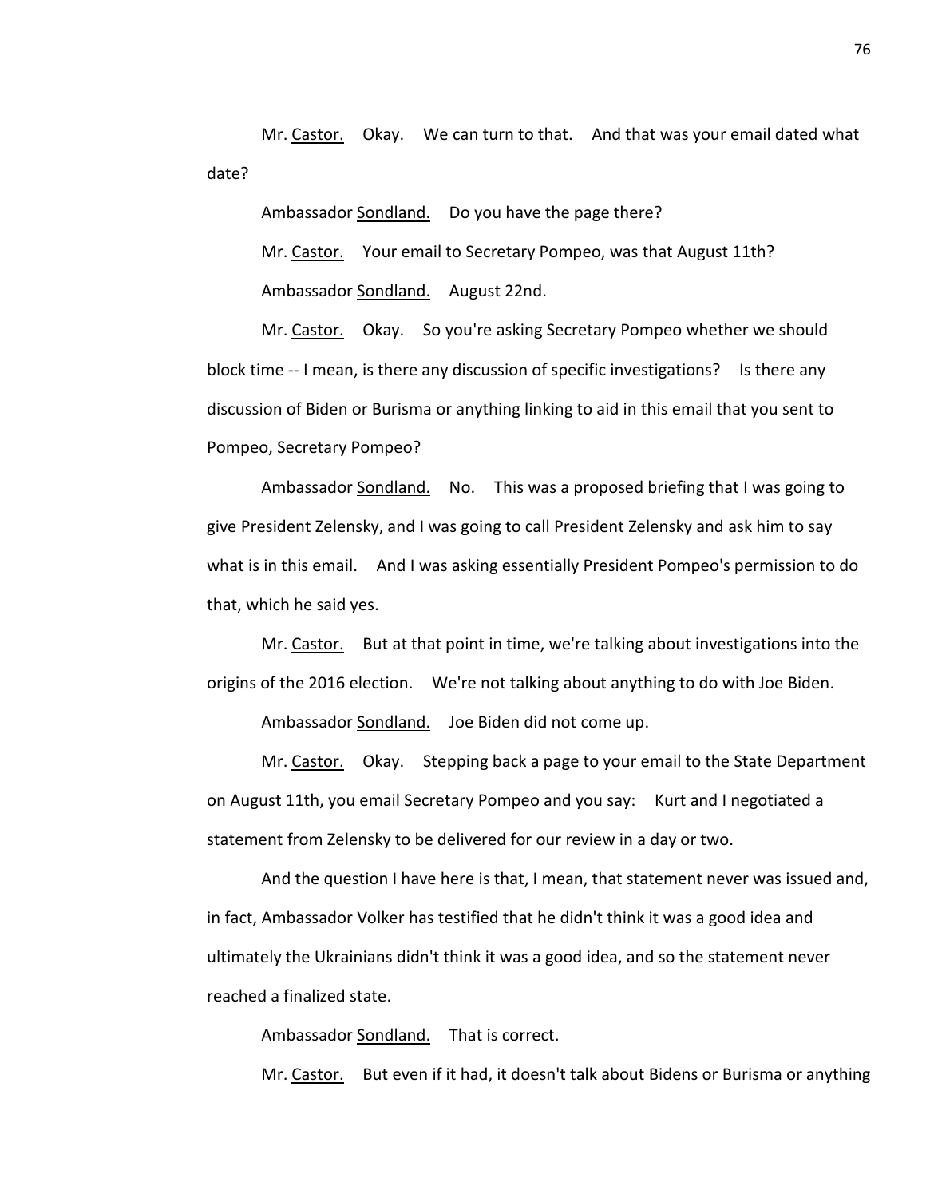Mr. Castor. Okay. We can turn to that. And that was your email dated what date?

Ambassador Sondland. Do you have the page there?

Mr. Castor. Your email to Secretary Pompeo, was that August 11th?

Ambassador Sondland. August 22nd.

Mr. Castor. Okay. So you're asking Secretary Pompeo whether we should block time -- I mean, is there any discussion of specific investigations? Is there any discussion of Biden or Burisma or anything linking to aid in this email that you sent to Pompeo, Secretary Pompeo?

Ambassador Sondland. No. This was a proposed briefing that I was going to give President Zelensky, and I was going to call President Zelensky and ask him to say what is in this email. And I was asking essentially President Pompeo's permission to do that, which he said yes.

Mr. Castor. But at that point in time, we're talking about investigations into the origins of the 2016 election. We're not talking about anything to do with Joe Biden.

Ambassador Sondland. Joe Biden did not come up.

Mr. Castor. Okay. Stepping back a page to your email to the State Department on August 11th, you email Secretary Pompeo and you say: Kurt and I negotiated a statement from Zelensky to be delivered for our review in a day or two.

And the question I have here is that, I mean, that statement never was issued and, in fact, Ambassador Volker has testified that he didn't think it was a good idea and ultimately the Ukrainians didn't think it was a good idea, and so the statement never reached a finalized state.

Ambassador Sondland. That is correct.

Mr. Castor. But even if it had, it doesn't talk about Bidens or Burisma or anything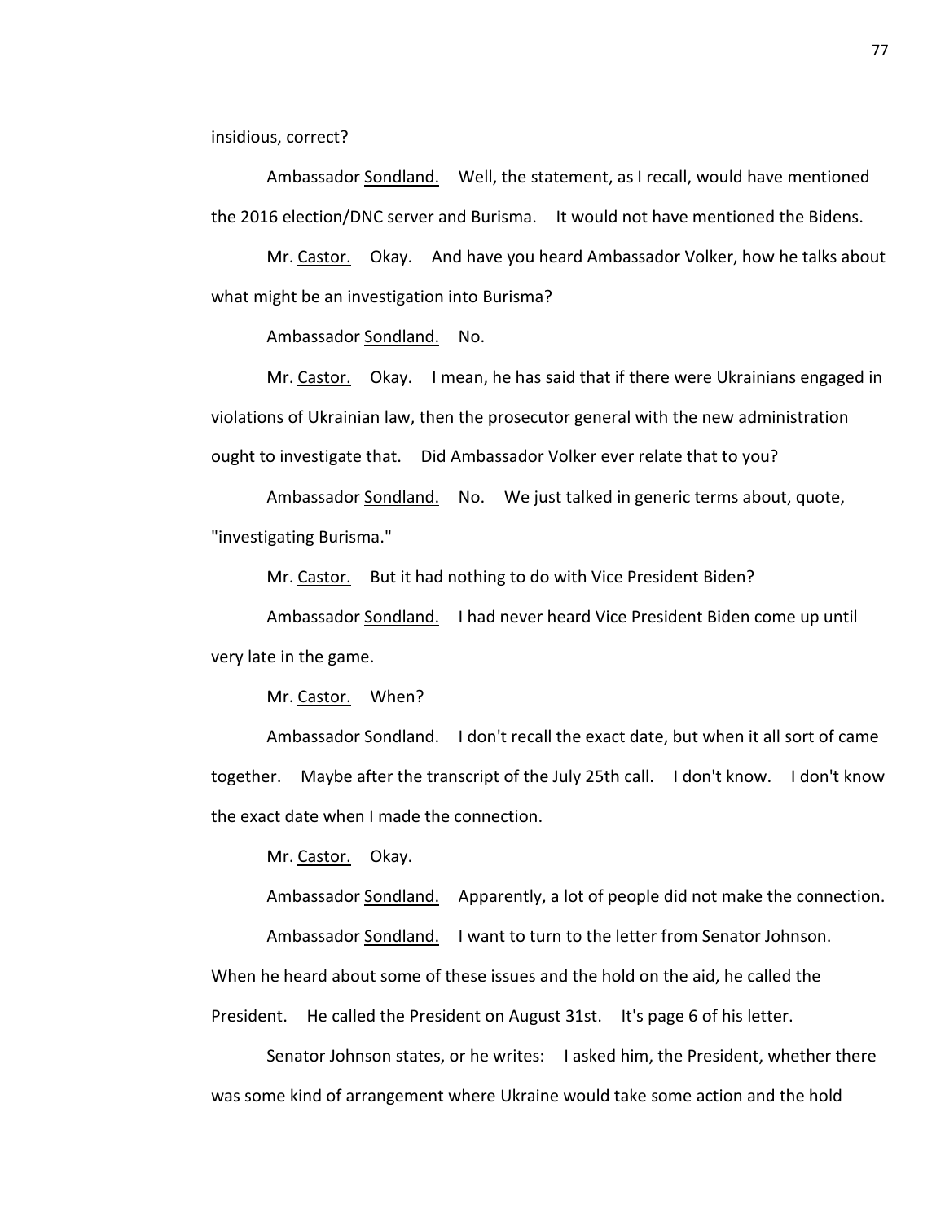insidious, correct?

Ambassador Sondland. Well, the statement, as I recall, would have mentioned the 2016 election/DNC server and Burisma. It would not have mentioned the Bidens.

Mr. Castor. Okay. And have you heard Ambassador Volker, how he talks about what might be an investigation into Burisma?

Ambassador Sondland. No.

Mr. Castor. Okay. I mean, he has said that if there were Ukrainians engaged in violations of Ukrainian law, then the prosecutor general with the new administration ought to investigate that. Did Ambassador Volker ever relate that to you?

Ambassador Sondland. No. We just talked in generic terms about, quote, "investigating Burisma."

Mr. Castor. But it had nothing to do with Vice President Biden?

Ambassador Sondland. I had never heard Vice President Biden come up until very late in the game.

Mr. Castor. When?

Ambassador Sondland. I don't recall the exact date, but when it all sort of came together. Maybe after the transcript of the July 25th call. I don't know. I don't know the exact date when I made the connection.

Mr. Castor. Okay.

Ambassador Sondland. Apparently, a lot of people did not make the connection.

Ambassador Sondland. I want to turn to the letter from Senator Johnson. When he heard about some of these issues and the hold on the aid, he called the President. He called the President on August 31st. It's page 6 of his letter.

Senator Johnson states, or he writes: I asked him, the President, whether there was some kind of arrangement where Ukraine would take some action and the hold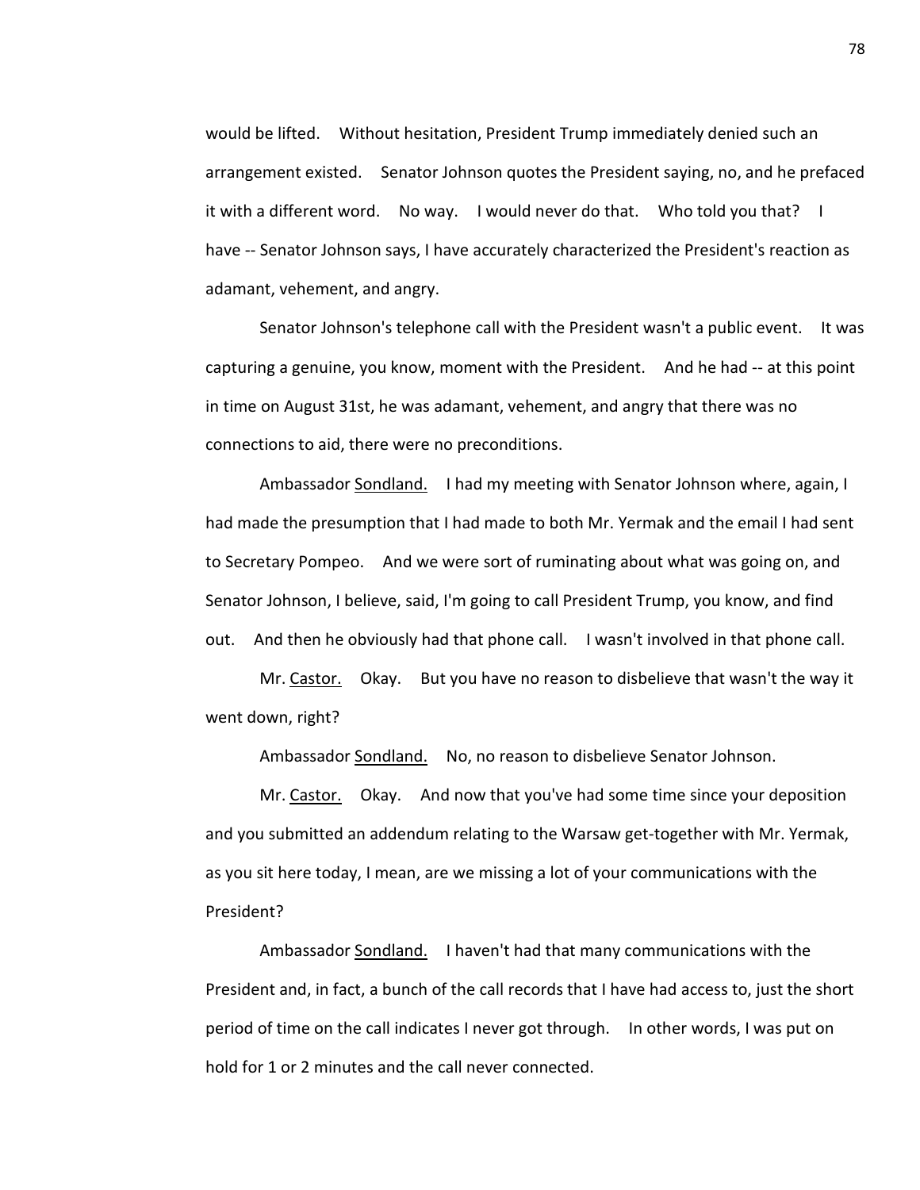would be lifted. Without hesitation, President Trump immediately denied such an arrangement existed. Senator Johnson quotes the President saying, no, and he prefaced it with a different word. No way. I would never do that. Who told you that? I have -- Senator Johnson says, I have accurately characterized the President's reaction as adamant, vehement, and angry.

Senator Johnson's telephone call with the President wasn't a public event. It was capturing a genuine, you know, moment with the President. And he had -- at this point in time on August 31st, he was adamant, vehement, and angry that there was no connections to aid, there were no preconditions.

Ambassador Sondland. I had my meeting with Senator Johnson where, again, I had made the presumption that I had made to both Mr. Yermak and the email I had sent to Secretary Pompeo. And we were sort of ruminating about what was going on, and Senator Johnson, I believe, said, I'm going to call President Trump, you know, and find out. And then he obviously had that phone call. I wasn't involved in that phone call.

Mr. Castor. Okay. But you have no reason to disbelieve that wasn't the way it went down, right?

Ambassador Sondland. No, no reason to disbelieve Senator Johnson.

Mr. Castor. Okay. And now that you've had some time since your deposition and you submitted an addendum relating to the Warsaw get-together with Mr. Yermak, as you sit here today, I mean, are we missing a lot of your communications with the President?

Ambassador Sondland. I haven't had that many communications with the President and, in fact, a bunch of the call records that I have had access to, just the short period of time on the call indicates I never got through. In other words, I was put on hold for 1 or 2 minutes and the call never connected.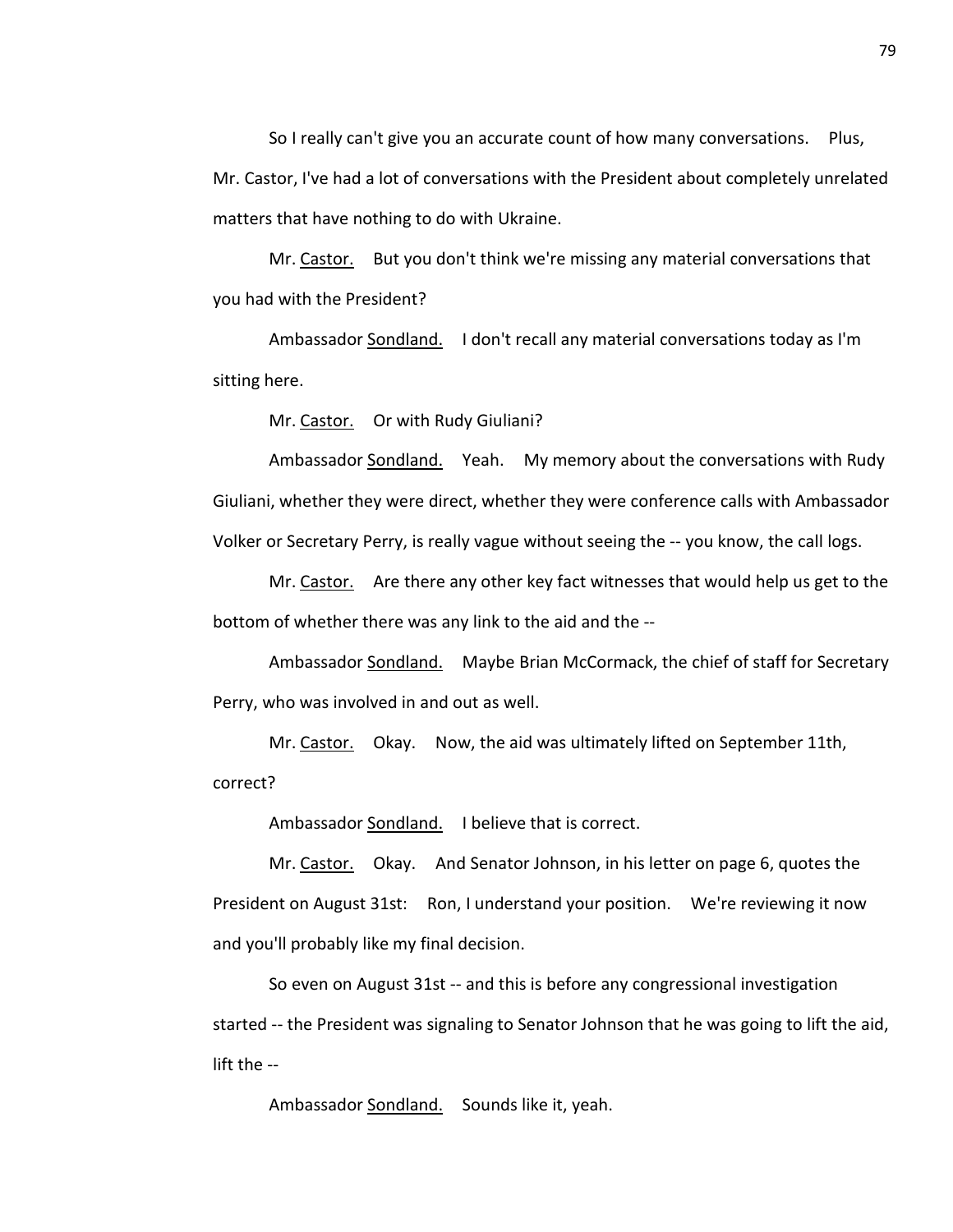So I really can't give you an accurate count of how many conversations. Plus, Mr. Castor, I've had a lot of conversations with the President about completely unrelated matters that have nothing to do with Ukraine.

Mr. Castor. But you don't think we're missing any material conversations that you had with the President?

Ambassador Sondland. I don't recall any material conversations today as I'm sitting here.

Mr. Castor. Or with Rudy Giuliani?

Ambassador Sondland. Yeah. My memory about the conversations with Rudy Giuliani, whether they were direct, whether they were conference calls with Ambassador Volker or Secretary Perry, is really vague without seeing the -- you know, the call logs.

Mr. Castor. Are there any other key fact witnesses that would help us get to the bottom of whether there was any link to the aid and the --

Ambassador Sondland. Maybe Brian McCormack, the chief of staff for Secretary Perry, who was involved in and out as well.

Mr. Castor. Okay. Now, the aid was ultimately lifted on September 11th, correct?

Ambassador Sondland. I believe that is correct.

Mr. Castor. Okay. And Senator Johnson, in his letter on page 6, quotes the President on August 31st: Ron, I understand your position. We're reviewing it now and you'll probably like my final decision.

So even on August 31st -- and this is before any congressional investigation started -- the President was signaling to Senator Johnson that he was going to lift the aid, lift the --

Ambassador Sondland. Sounds like it, yeah.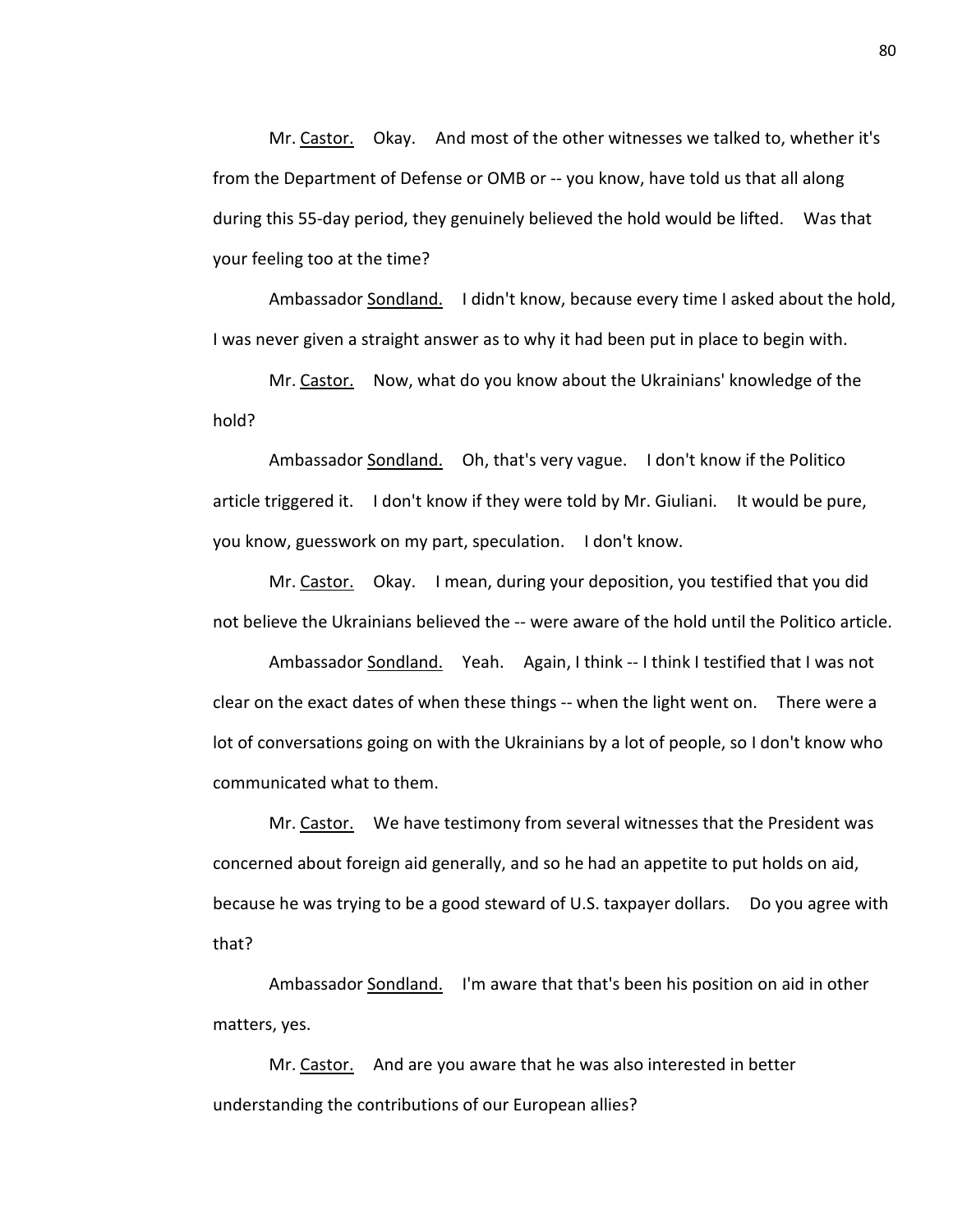Mr. Castor. Okay. And most of the other witnesses we talked to, whether it's from the Department of Defense or OMB or -- you know, have told us that all along during this 55-day period, they genuinely believed the hold would be lifted. Was that your feeling too at the time?

Ambassador Sondland. I didn't know, because every time I asked about the hold, I was never given a straight answer as to why it had been put in place to begin with.

Mr. Castor. Now, what do you know about the Ukrainians' knowledge of the hold?

Ambassador Sondland. Oh, that's very vague. I don't know if the Politico article triggered it. I don't know if they were told by Mr. Giuliani. It would be pure, you know, guesswork on my part, speculation. I don't know.

Mr. Castor. Okay. I mean, during your deposition, you testified that you did not believe the Ukrainians believed the -- were aware of the hold until the Politico article.

Ambassador Sondland. Yeah. Again, I think -- I think I testified that I was not clear on the exact dates of when these things -- when the light went on. There were a lot of conversations going on with the Ukrainians by a lot of people, so I don't know who communicated what to them.

Mr. Castor. We have testimony from several witnesses that the President was concerned about foreign aid generally, and so he had an appetite to put holds on aid, because he was trying to be a good steward of U.S. taxpayer dollars. Do you agree with that?

Ambassador Sondland. I'm aware that that's been his position on aid in other matters, yes.

Mr. Castor. And are you aware that he was also interested in better understanding the contributions of our European allies?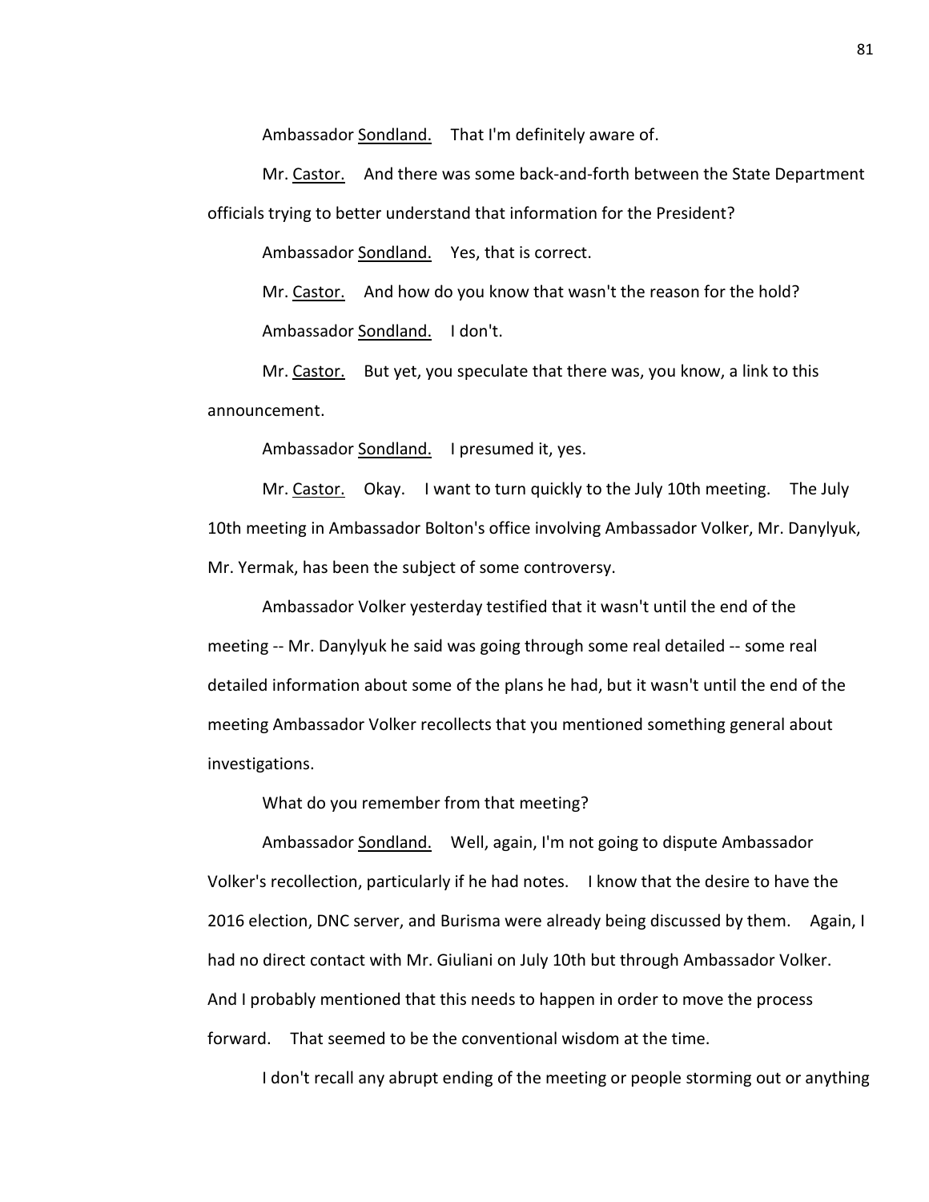Ambassador Sondland. That I'm definitely aware of.

Mr. Castor. And there was some back-and-forth between the State Department officials trying to better understand that information for the President?

Ambassador Sondland. Yes, that is correct.

Mr. Castor. And how do you know that wasn't the reason for the hold?

Ambassador Sondland. I don't.

Mr. Castor. But yet, you speculate that there was, you know, a link to this announcement.

Ambassador Sondland. I presumed it, yes.

Mr. Castor. Okay. I want to turn quickly to the July 10th meeting. The July 10th meeting in Ambassador Bolton's office involving Ambassador Volker, Mr. Danylyuk, Mr. Yermak, has been the subject of some controversy.

Ambassador Volker yesterday testified that it wasn't until the end of the meeting -- Mr. Danylyuk he said was going through some real detailed -- some real detailed information about some of the plans he had, but it wasn't until the end of the meeting Ambassador Volker recollects that you mentioned something general about investigations.

What do you remember from that meeting?

Ambassador Sondland. Well, again, I'm not going to dispute Ambassador Volker's recollection, particularly if he had notes. I know that the desire to have the 2016 election, DNC server, and Burisma were already being discussed by them. Again, I had no direct contact with Mr. Giuliani on July 10th but through Ambassador Volker. And I probably mentioned that this needs to happen in order to move the process forward. That seemed to be the conventional wisdom at the time.

I don't recall any abrupt ending of the meeting or people storming out or anything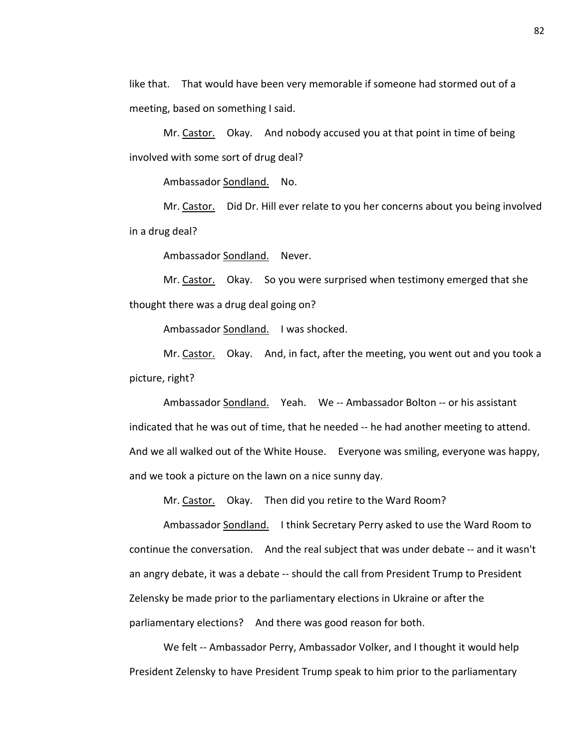like that. That would have been very memorable if someone had stormed out of a meeting, based on something I said.

Mr. Castor. Okay. And nobody accused you at that point in time of being involved with some sort of drug deal?

Ambassador Sondland. No.

Mr. Castor. Did Dr. Hill ever relate to you her concerns about you being involved in a drug deal?

Ambassador Sondland. Never.

Mr. Castor. Okay. So you were surprised when testimony emerged that she thought there was a drug deal going on?

Ambassador Sondland. I was shocked.

Mr. Castor. Okay. And, in fact, after the meeting, you went out and you took a picture, right?

Ambassador Sondland. Yeah. We -- Ambassador Bolton -- or his assistant indicated that he was out of time, that he needed -- he had another meeting to attend. And we all walked out of the White House. Everyone was smiling, everyone was happy, and we took a picture on the lawn on a nice sunny day.

Mr. Castor. Okay. Then did you retire to the Ward Room?

Ambassador Sondland. I think Secretary Perry asked to use the Ward Room to continue the conversation. And the real subject that was under debate -- and it wasn't an angry debate, it was a debate -- should the call from President Trump to President Zelensky be made prior to the parliamentary elections in Ukraine or after the parliamentary elections? And there was good reason for both.

We felt -- Ambassador Perry, Ambassador Volker, and I thought it would help President Zelensky to have President Trump speak to him prior to the parliamentary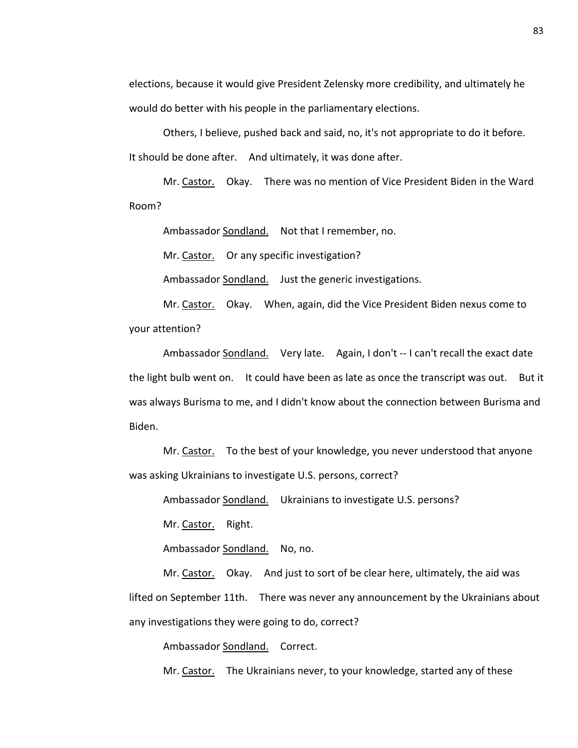elections, because it would give President Zelensky more credibility, and ultimately he would do better with his people in the parliamentary elections.

Others, I believe, pushed back and said, no, it's not appropriate to do it before. It should be done after. And ultimately, it was done after.

Mr. Castor. Okay. There was no mention of Vice President Biden in the Ward Room?

Ambassador Sondland. Not that I remember, no.

Mr. Castor. Or any specific investigation?

Ambassador Sondland. Just the generic investigations.

Mr. Castor. Okay. When, again, did the Vice President Biden nexus come to your attention?

Ambassador Sondland. Very late. Again, I don't -- I can't recall the exact date the light bulb went on. It could have been as late as once the transcript was out. But it was always Burisma to me, and I didn't know about the connection between Burisma and Biden.

Mr. Castor. To the best of your knowledge, you never understood that anyone was asking Ukrainians to investigate U.S. persons, correct?

Ambassador Sondland. Ukrainians to investigate U.S. persons?

Mr. Castor. Right.

Ambassador Sondland. No, no.

Mr. Castor. Okay. And just to sort of be clear here, ultimately, the aid was lifted on September 11th. There was never any announcement by the Ukrainians about any investigations they were going to do, correct?

Ambassador Sondland. Correct.

Mr. Castor. The Ukrainians never, to your knowledge, started any of these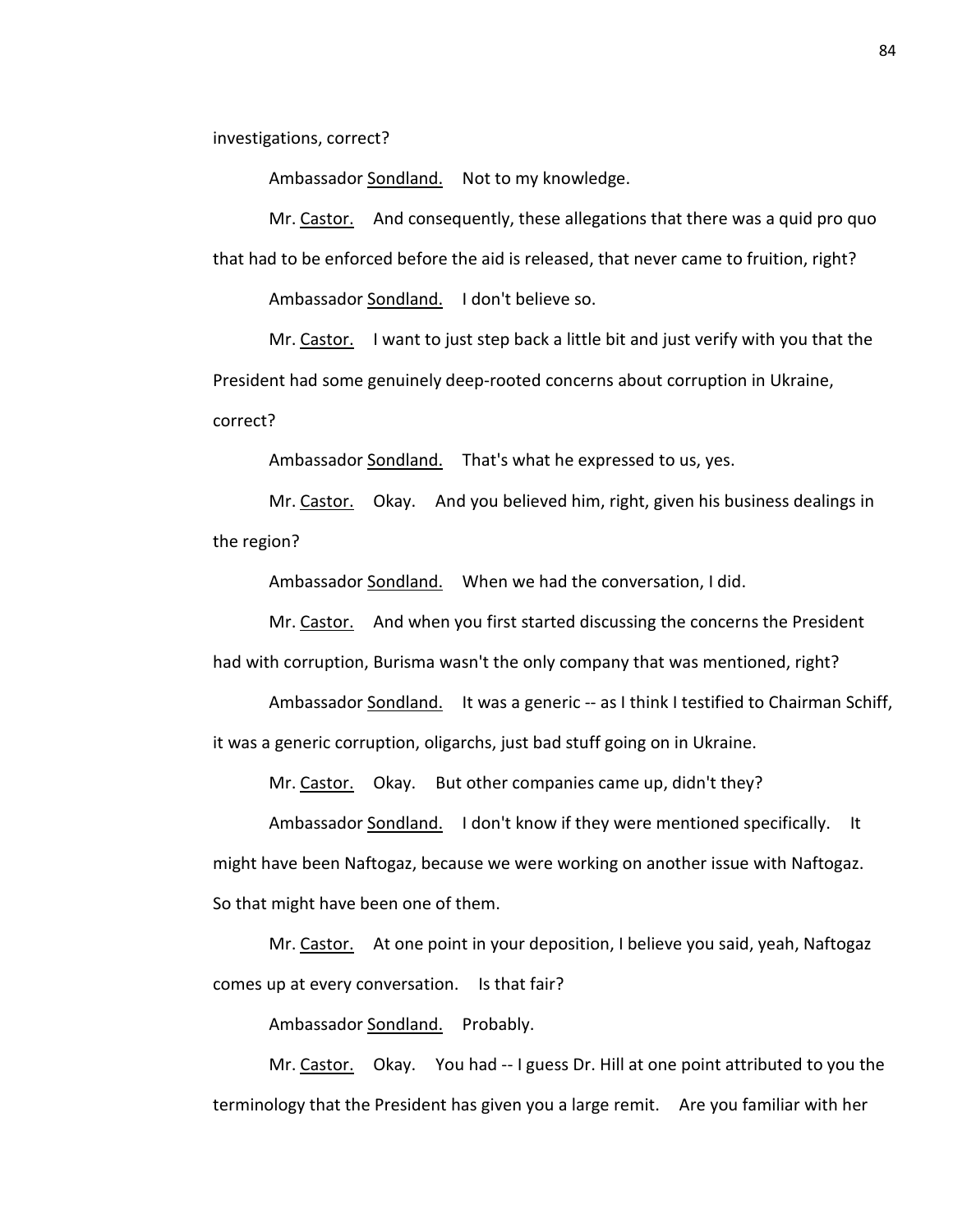investigations, correct?

Ambassador Sondland. Not to my knowledge.

Mr. Castor. And consequently, these allegations that there was a quid pro quo that had to be enforced before the aid is released, that never came to fruition, right?

Ambassador Sondland. I don't believe so.

Mr. Castor. I want to just step back a little bit and just verify with you that the President had some genuinely deep-rooted concerns about corruption in Ukraine, correct?

Ambassador Sondland. That's what he expressed to us, yes.

Mr. Castor. Okay. And you believed him, right, given his business dealings in the region?

Ambassador Sondland. When we had the conversation, I did.

Mr. Castor. And when you first started discussing the concerns the President had with corruption, Burisma wasn't the only company that was mentioned, right?

Ambassador Sondland. It was a generic -- as I think I testified to Chairman Schiff, it was a generic corruption, oligarchs, just bad stuff going on in Ukraine.

Mr. Castor. Okay. But other companies came up, didn't they?

Ambassador Sondland. I don't know if they were mentioned specifically. It might have been Naftogaz, because we were working on another issue with Naftogaz. So that might have been one of them.

Mr. Castor. At one point in your deposition, I believe you said, yeah, Naftogaz comes up at every conversation. Is that fair?

Ambassador Sondland. Probably.

Mr. Castor. Okay. You had -- I guess Dr. Hill at one point attributed to you the terminology that the President has given you a large remit. Are you familiar with her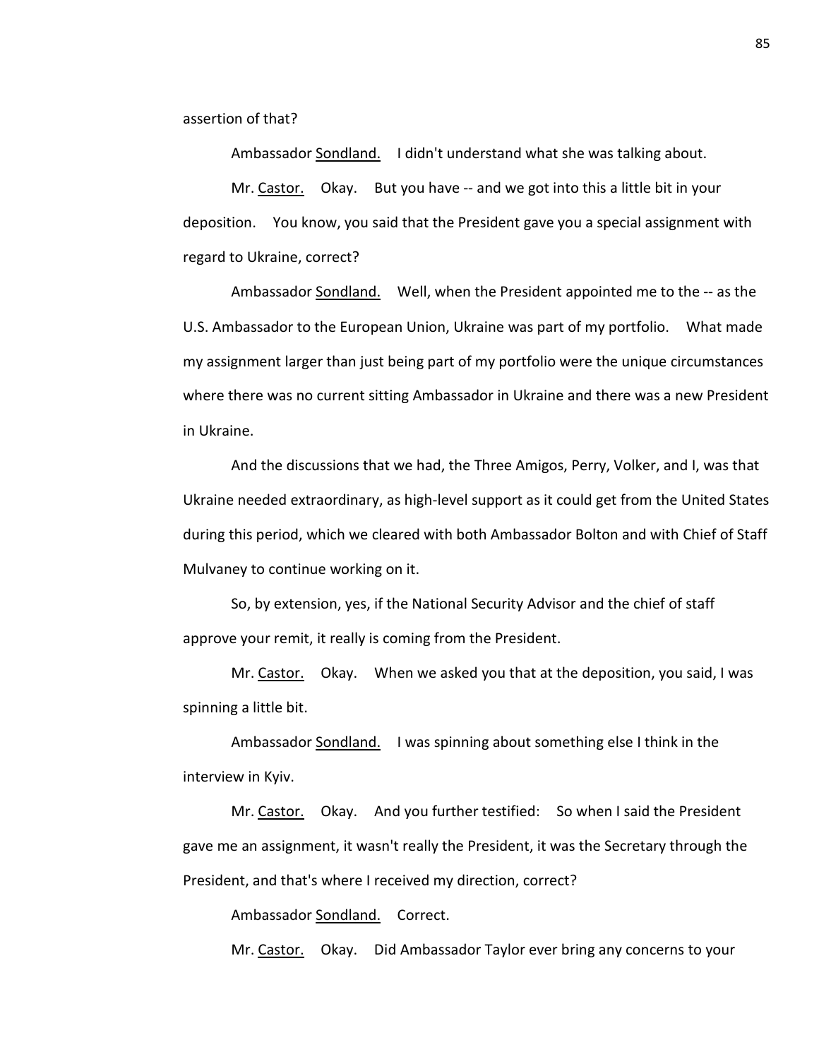assertion of that?

Ambassador Sondland. I didn't understand what she was talking about.

Mr. Castor. Okay. But you have -- and we got into this a little bit in your deposition. You know, you said that the President gave you a special assignment with regard to Ukraine, correct?

Ambassador Sondland. Well, when the President appointed me to the -- as the U.S. Ambassador to the European Union, Ukraine was part of my portfolio. What made my assignment larger than just being part of my portfolio were the unique circumstances where there was no current sitting Ambassador in Ukraine and there was a new President in Ukraine.

And the discussions that we had, the Three Amigos, Perry, Volker, and I, was that Ukraine needed extraordinary, as high-level support as it could get from the United States during this period, which we cleared with both Ambassador Bolton and with Chief of Staff Mulvaney to continue working on it.

So, by extension, yes, if the National Security Advisor and the chief of staff approve your remit, it really is coming from the President.

Mr. Castor. Okay. When we asked you that at the deposition, you said, I was spinning a little bit.

Ambassador Sondland. I was spinning about something else I think in the interview in Kyiv.

Mr. Castor. Okay. And you further testified: So when I said the President gave me an assignment, it wasn't really the President, it was the Secretary through the President, and that's where I received my direction, correct?

Ambassador Sondland. Correct.

Mr. Castor. Okay. Did Ambassador Taylor ever bring any concerns to your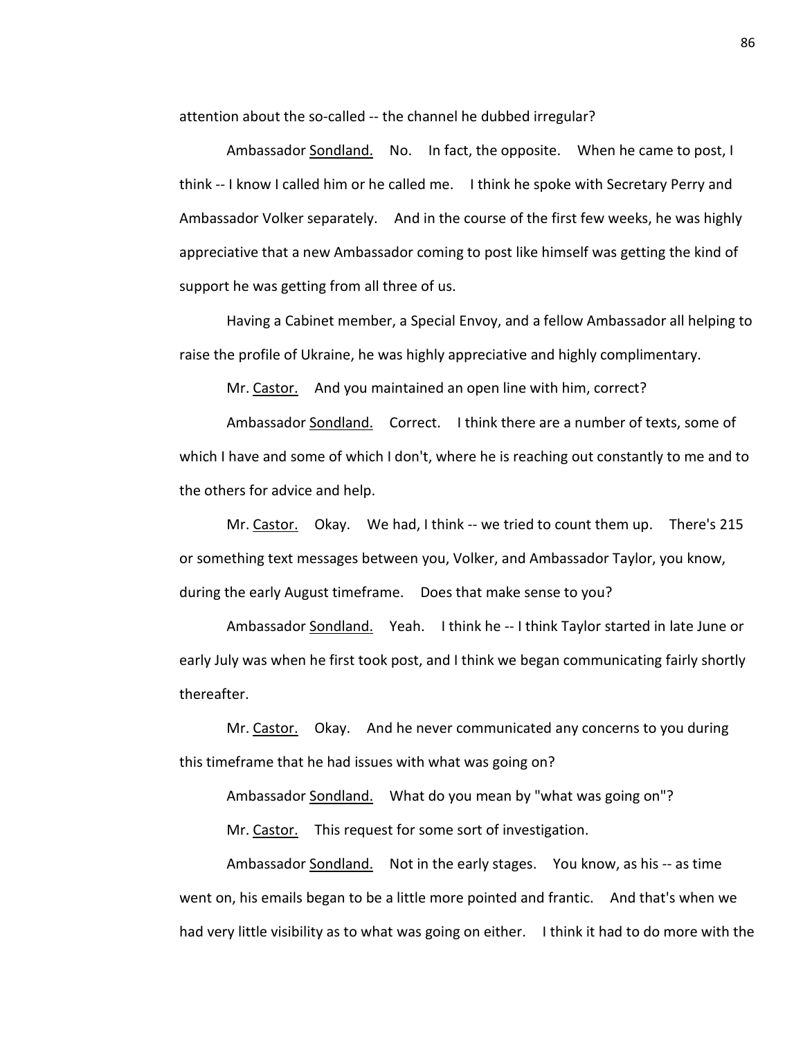attention about the so-called -- the channel he dubbed irregular?

Ambassador Sondland. No. In fact, the opposite. When he came to post, I think -- I know I called him or he called me. I think he spoke with Secretary Perry and Ambassador Volker separately. And in the course of the first few weeks, he was highly appreciative that a new Ambassador coming to post like himself was getting the kind of support he was getting from all three of us.

Having a Cabinet member, a Special Envoy, and a fellow Ambassador all helping to raise the profile of Ukraine, he was highly appreciative and highly complimentary.

Mr. Castor. And you maintained an open line with him, correct?

Ambassador Sondland. Correct. I think there are a number of texts, some of which I have and some of which I don't, where he is reaching out constantly to me and to the others for advice and help.

Mr. Castor. Okay. We had, I think -- we tried to count them up. There's 215 or something text messages between you, Volker, and Ambassador Taylor, you know, during the early August timeframe. Does that make sense to you?

Ambassador Sondland. Yeah. I think he -- I think Taylor started in late June or early July was when he first took post, and I think we began communicating fairly shortly thereafter.

Mr. Castor. Okay. And he never communicated any concerns to you during this timeframe that he had issues with what was going on?

Ambassador Sondland. What do you mean by "what was going on"?

Mr. Castor. This request for some sort of investigation.

Ambassador Sondland. Not in the early stages. You know, as his -- as time went on, his emails began to be a little more pointed and frantic. And that's when we had very little visibility as to what was going on either. I think it had to do more with the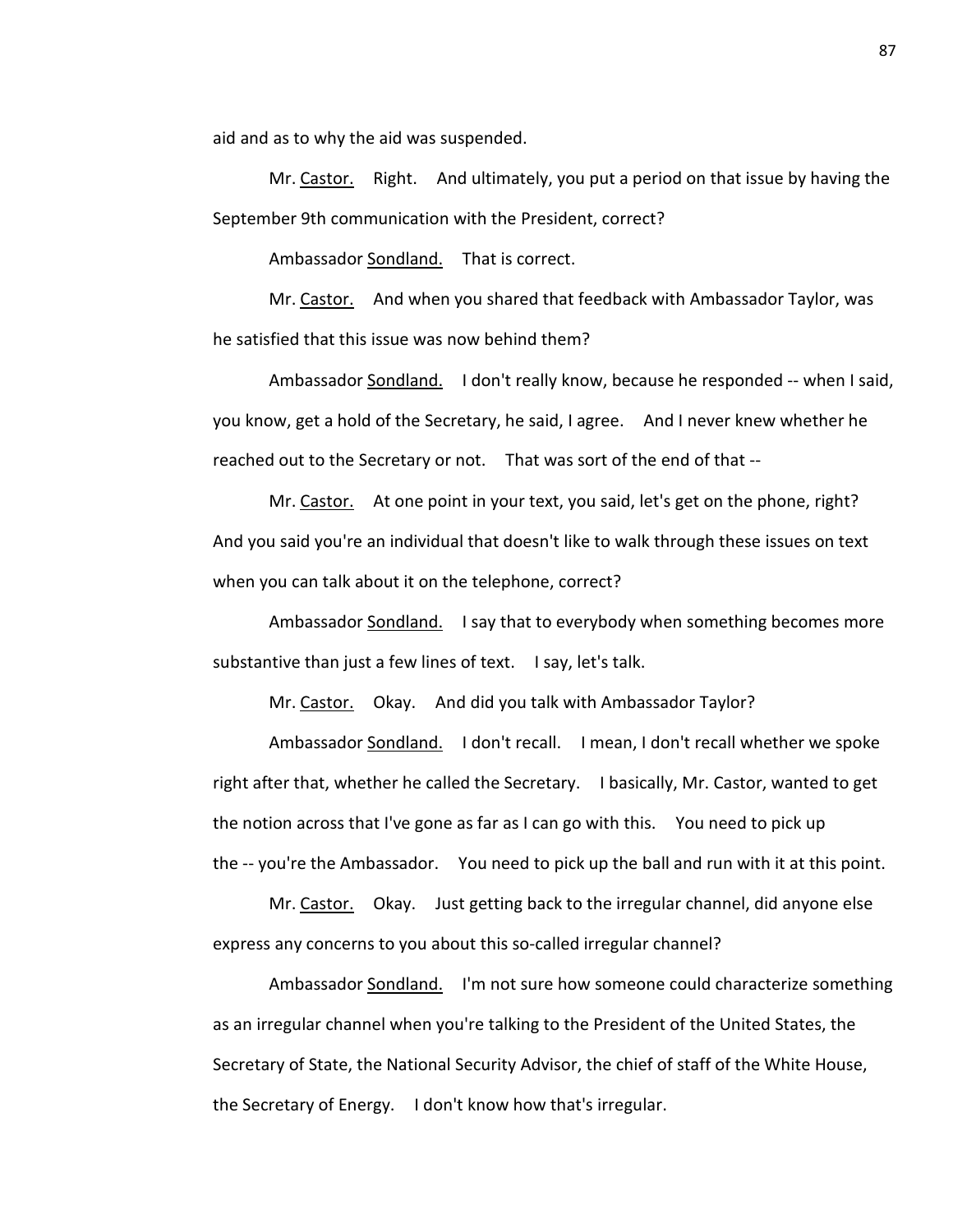aid and as to why the aid was suspended.

Mr. Castor. Right. And ultimately, you put a period on that issue by having the September 9th communication with the President, correct?

Ambassador Sondland. That is correct.

Mr. Castor. And when you shared that feedback with Ambassador Taylor, was he satisfied that this issue was now behind them?

Ambassador Sondland. I don't really know, because he responded -- when I said, you know, get a hold of the Secretary, he said, I agree. And I never knew whether he reached out to the Secretary or not. That was sort of the end of that --

Mr. Castor. At one point in your text, you said, let's get on the phone, right? And you said you're an individual that doesn't like to walk through these issues on text when you can talk about it on the telephone, correct?

Ambassador Sondland. I say that to everybody when something becomes more substantive than just a few lines of text. I say, let's talk.

Mr. Castor. Okay. And did you talk with Ambassador Taylor?

Ambassador Sondland. I don't recall. I mean, I don't recall whether we spoke right after that, whether he called the Secretary. I basically, Mr. Castor, wanted to get the notion across that I've gone as far as I can go with this. You need to pick up the -- you're the Ambassador. You need to pick up the ball and run with it at this point.

Mr. Castor. Okay. Just getting back to the irregular channel, did anyone else express any concerns to you about this so-called irregular channel?

Ambassador Sondland. I'm not sure how someone could characterize something as an irregular channel when you're talking to the President of the United States, the Secretary of State, the National Security Advisor, the chief of staff of the White House, the Secretary of Energy. I don't know how that's irregular.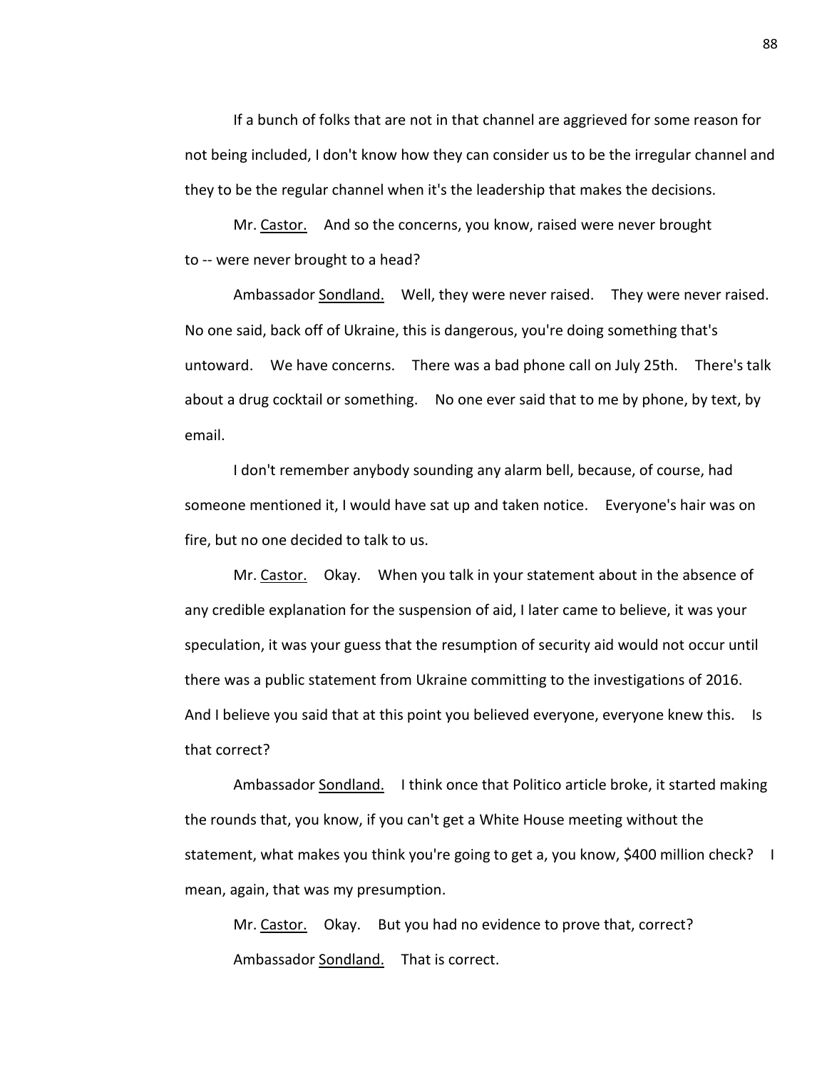If a bunch of folks that are not in that channel are aggrieved for some reason for not being included, I don't know how they can consider us to be the irregular channel and they to be the regular channel when it's the leadership that makes the decisions.

Mr. Castor. And so the concerns, you know, raised were never brought to -- were never brought to a head?

Ambassador Sondland. Well, they were never raised. They were never raised. No one said, back off of Ukraine, this is dangerous, you're doing something that's untoward. We have concerns. There was a bad phone call on July 25th. There's talk about a drug cocktail or something. No one ever said that to me by phone, by text, by email.

I don't remember anybody sounding any alarm bell, because, of course, had someone mentioned it, I would have sat up and taken notice. Everyone's hair was on fire, but no one decided to talk to us.

Mr. Castor. Okay. When you talk in your statement about in the absence of any credible explanation for the suspension of aid, I later came to believe, it was your speculation, it was your guess that the resumption of security aid would not occur until there was a public statement from Ukraine committing to the investigations of 2016. And I believe you said that at this point you believed everyone, everyone knew this. Is that correct?

Ambassador Sondland. I think once that Politico article broke, it started making the rounds that, you know, if you can't get a White House meeting without the statement, what makes you think you're going to get a, you know, $400 million check? I mean, again, that was my presumption.

Mr. Castor. Okay. But you had no evidence to prove that, correct?

Ambassador Sondland. That is correct.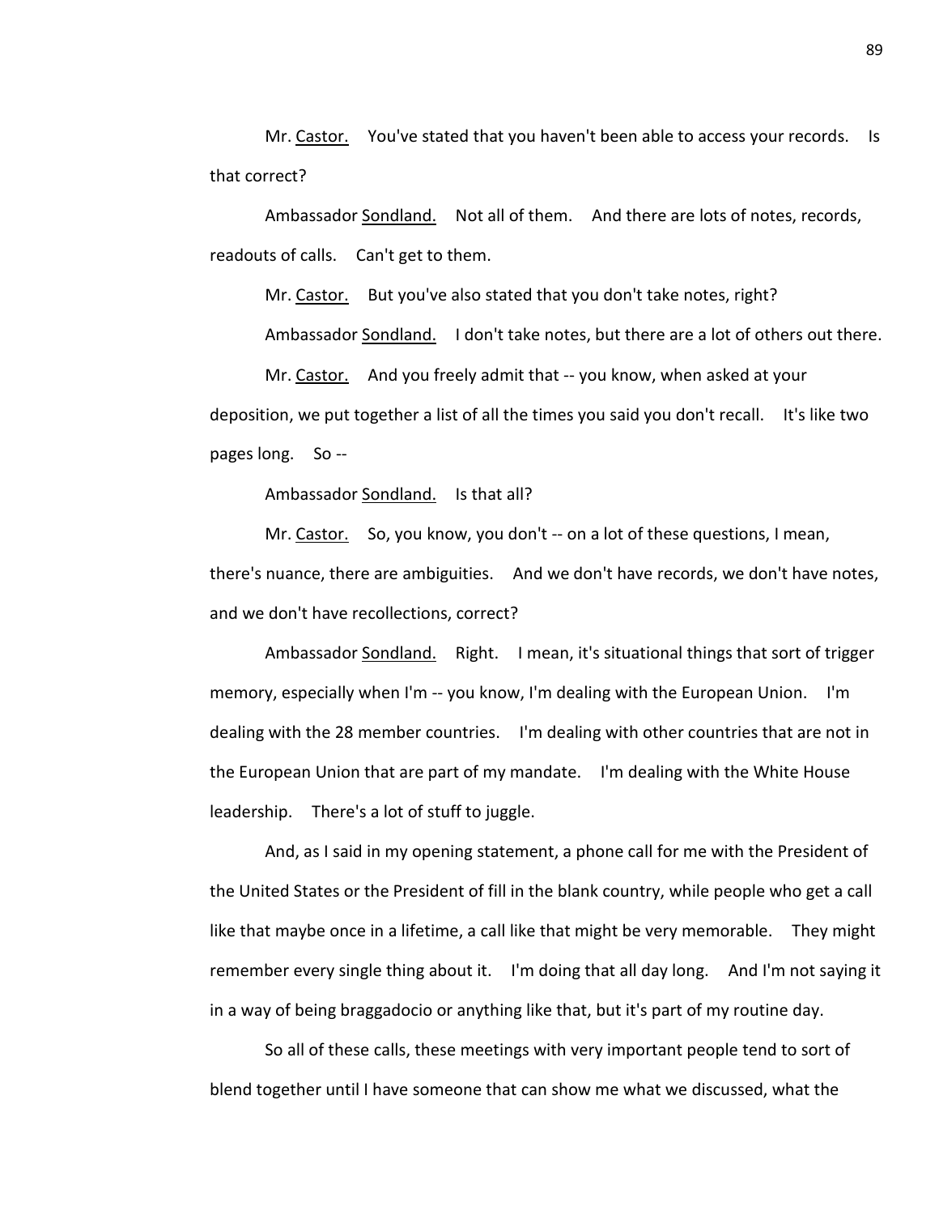Mr. Castor. You've stated that you haven't been able to access your records. Is that correct?

Ambassador Sondland. Not all of them. And there are lots of notes, records, readouts of calls. Can't get to them.

Mr. Castor. But you've also stated that you don't take notes, right?

Ambassador Sondland. I don't take notes, but there are a lot of others out there.

Mr. Castor. And you freely admit that -- you know, when asked at your deposition, we put together a list of all the times you said you don't recall. It's like two pages long. So --

Ambassador Sondland. Is that all?

Mr. Castor. So, you know, you don't -- on a lot of these questions, I mean, there's nuance, there are ambiguities. And we don't have records, we don't have notes, and we don't have recollections, correct?

Ambassador Sondland. Right. I mean, it's situational things that sort of trigger memory, especially when I'm -- you know, I'm dealing with the European Union. I'm dealing with the 28 member countries. I'm dealing with other countries that are not in the European Union that are part of my mandate. I'm dealing with the White House leadership. There's a lot of stuff to juggle.

And, as I said in my opening statement, a phone call for me with the President of the United States or the President of fill in the blank country, while people who get a call like that maybe once in a lifetime, a call like that might be very memorable. They might remember every single thing about it. I'm doing that all day long. And I'm not saying it in a way of being braggadocio or anything like that, but it's part of my routine day.

So all of these calls, these meetings with very important people tend to sort of blend together until I have someone that can show me what we discussed, what the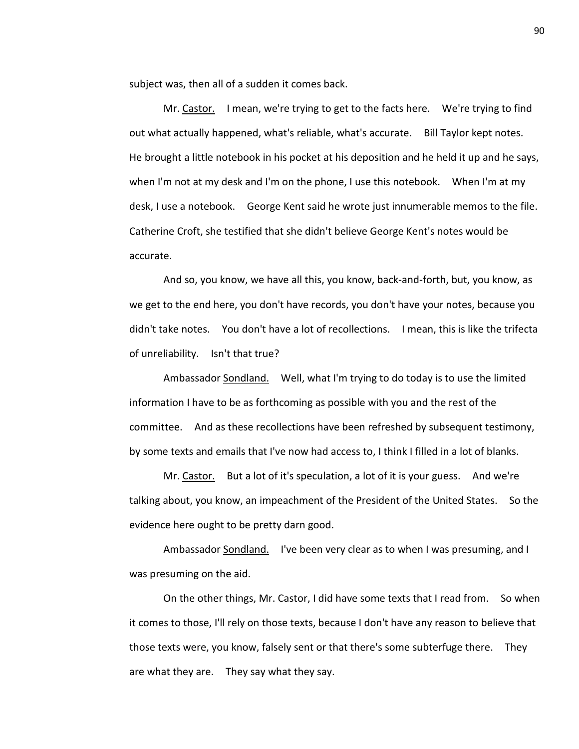subject was, then all of a sudden it comes back.

Mr. Castor. I mean, we're trying to get to the facts here. We're trying to find out what actually happened, what's reliable, what's accurate. Bill Taylor kept notes. He brought a little notebook in his pocket at his deposition and he held it up and he says, when I'm not at my desk and I'm on the phone, I use this notebook. When I'm at my desk, I use a notebook. George Kent said he wrote just innumerable memos to the file. Catherine Croft, she testified that she didn't believe George Kent's notes would be accurate.

And so, you know, we have all this, you know, back-and-forth, but, you know, as we get to the end here, you don't have records, you don't have your notes, because you didn't take notes. You don't have a lot of recollections. I mean, this is like the trifecta of unreliability. Isn't that true?

Ambassador Sondland. Well, what I'm trying to do today is to use the limited information I have to be as forthcoming as possible with you and the rest of the committee. And as these recollections have been refreshed by subsequent testimony, by some texts and emails that I've now had access to, I think I filled in a lot of blanks.

Mr. Castor. But a lot of it's speculation, a lot of it is your guess. And we're talking about, you know, an impeachment of the President of the United States. So the evidence here ought to be pretty darn good.

Ambassador Sondland. I've been very clear as to when I was presuming, and I was presuming on the aid.

On the other things, Mr. Castor, I did have some texts that I read from. So when it comes to those, I'll rely on those texts, because I don't have any reason to believe that those texts were, you know, falsely sent or that there's some subterfuge there. They are what they are. They say what they say.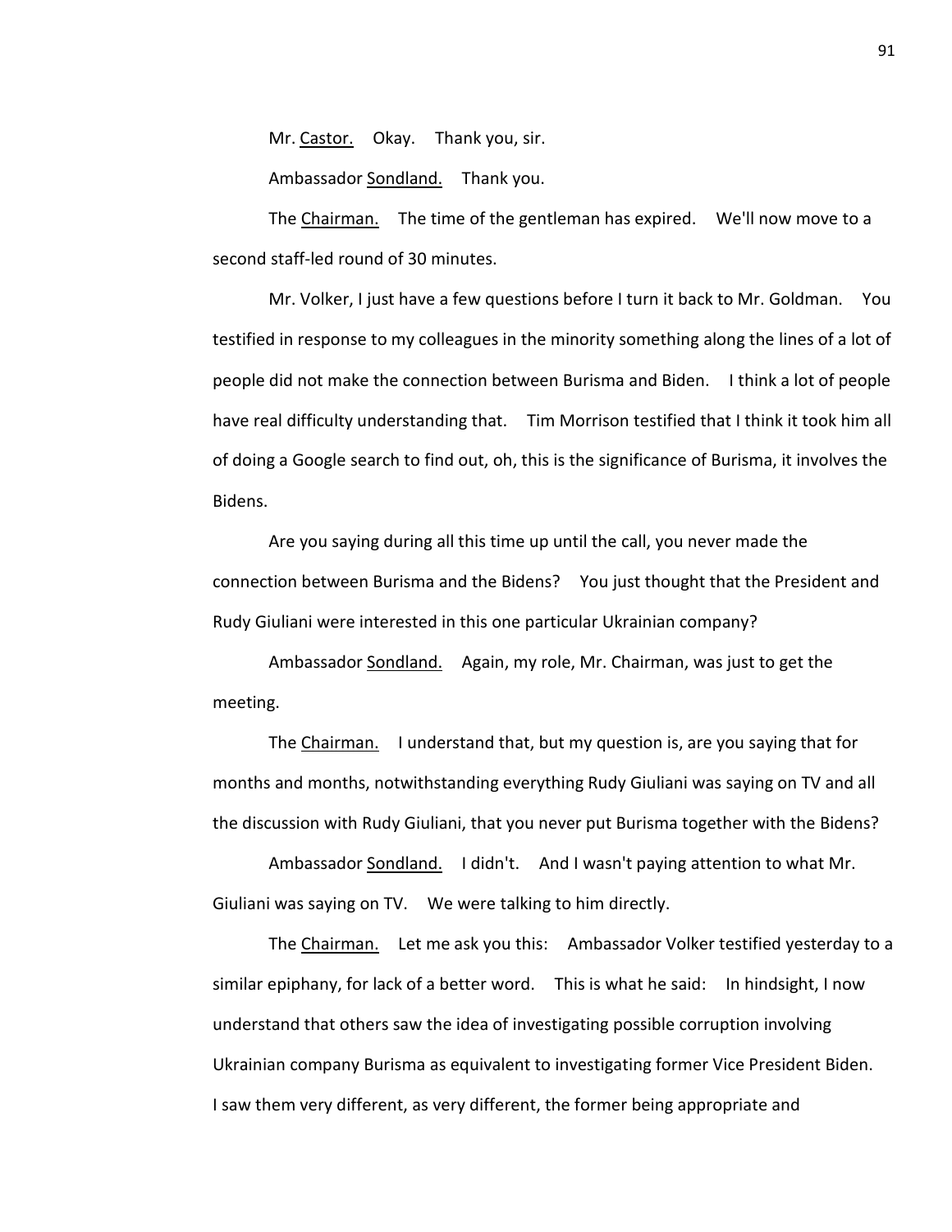Mr. Castor. Okay. Thank you, sir.

Ambassador Sondland. Thank you.

The Chairman. The time of the gentleman has expired. We'll now move to a second staff-led round of 30 minutes.

Mr. Volker, I just have a few questions before I turn it back to Mr. Goldman. You testified in response to my colleagues in the minority something along the lines of a lot of people did not make the connection between Burisma and Biden. I think a lot of people have real difficulty understanding that. Tim Morrison testified that I think it took him all of doing a Google search to find out, oh, this is the significance of Burisma, it involves the Bidens.

Are you saying during all this time up until the call, you never made the connection between Burisma and the Bidens? You just thought that the President and Rudy Giuliani were interested in this one particular Ukrainian company?

Ambassador Sondland. Again, my role, Mr. Chairman, was just to get the meeting.

The Chairman. I understand that, but my question is, are you saying that for months and months, notwithstanding everything Rudy Giuliani was saying on TV and all the discussion with Rudy Giuliani, that you never put Burisma together with the Bidens?

Ambassador Sondland. I didn't. And I wasn't paying attention to what Mr. Giuliani was saying on TV. We were talking to him directly.

The Chairman. Let me ask you this: Ambassador Volker testified yesterday to a similar epiphany, for lack of a better word. This is what he said: In hindsight, I now understand that others saw the idea of investigating possible corruption involving Ukrainian company Burisma as equivalent to investigating former Vice President Biden. I saw them very different, as very different, the former being appropriate and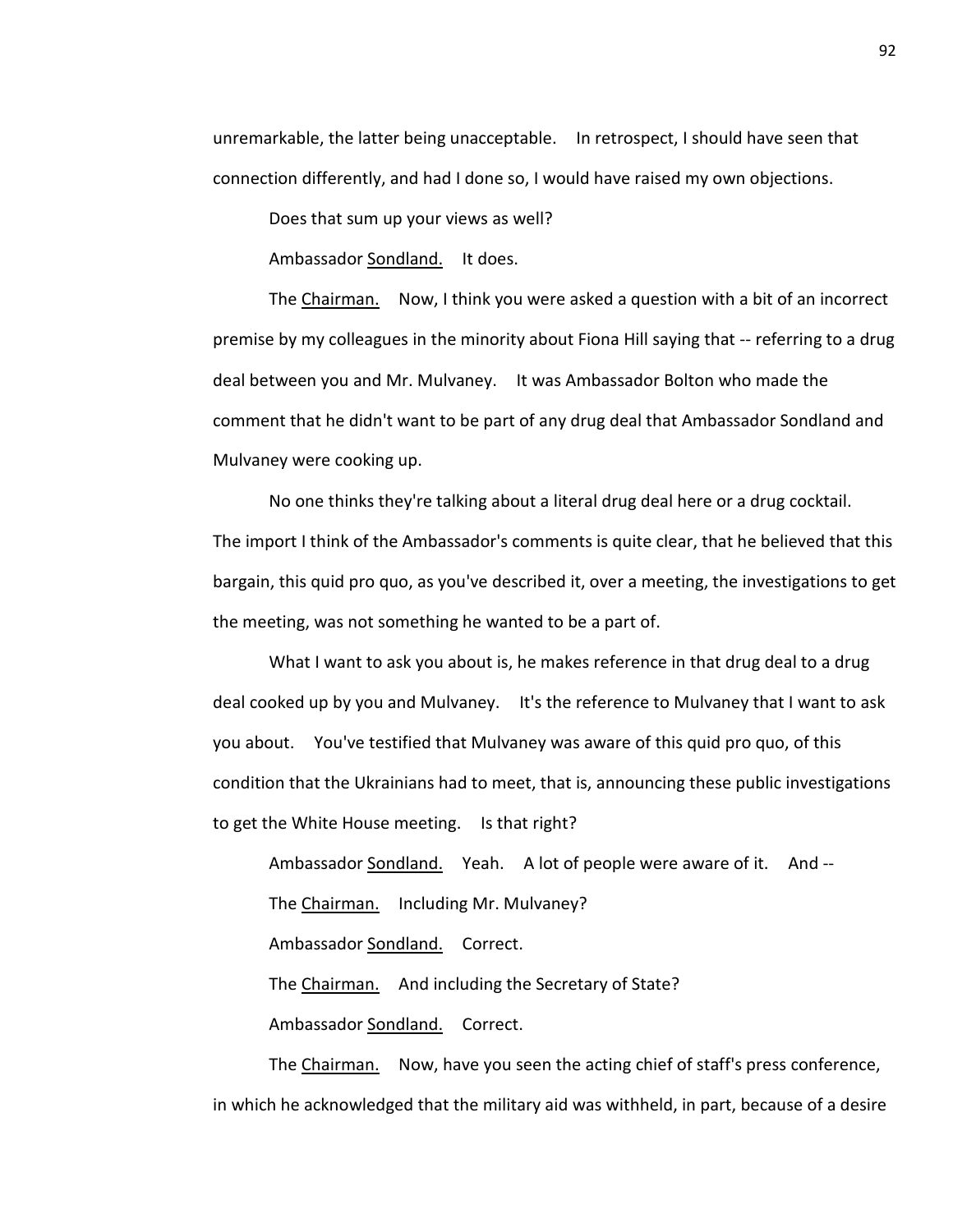unremarkable, the latter being unacceptable. In retrospect, I should have seen that connection differently, and had I done so, I would have raised my own objections.

Does that sum up your views as well?

Ambassador Sondland. It does.

The Chairman. Now, I think you were asked a question with a bit of an incorrect premise by my colleagues in the minority about Fiona Hill saying that -- referring to a drug deal between you and Mr. Mulvaney. It was Ambassador Bolton who made the comment that he didn't want to be part of any drug deal that Ambassador Sondland and Mulvaney were cooking up.

No one thinks they're talking about a literal drug deal here or a drug cocktail. The import I think of the Ambassador's comments is quite clear, that he believed that this bargain, this quid pro quo, as you've described it, over a meeting, the investigations to get the meeting, was not something he wanted to be a part of.

What I want to ask you about is, he makes reference in that drug deal to a drug deal cooked up by you and Mulvaney. It's the reference to Mulvaney that I want to ask you about. You've testified that Mulvaney was aware of this quid pro quo, of this condition that the Ukrainians had to meet, that is, announcing these public investigations to get the White House meeting. Is that right?

Ambassador Sondland. Yeah. A lot of people were aware of it. And --

The Chairman. Including Mr. Mulvaney?

Ambassador Sondland. Correct.

The Chairman. And including the Secretary of State?

Ambassador Sondland. Correct.

The Chairman. Now, have you seen the acting chief of staff's press conference, in which he acknowledged that the military aid was withheld, in part, because of a desire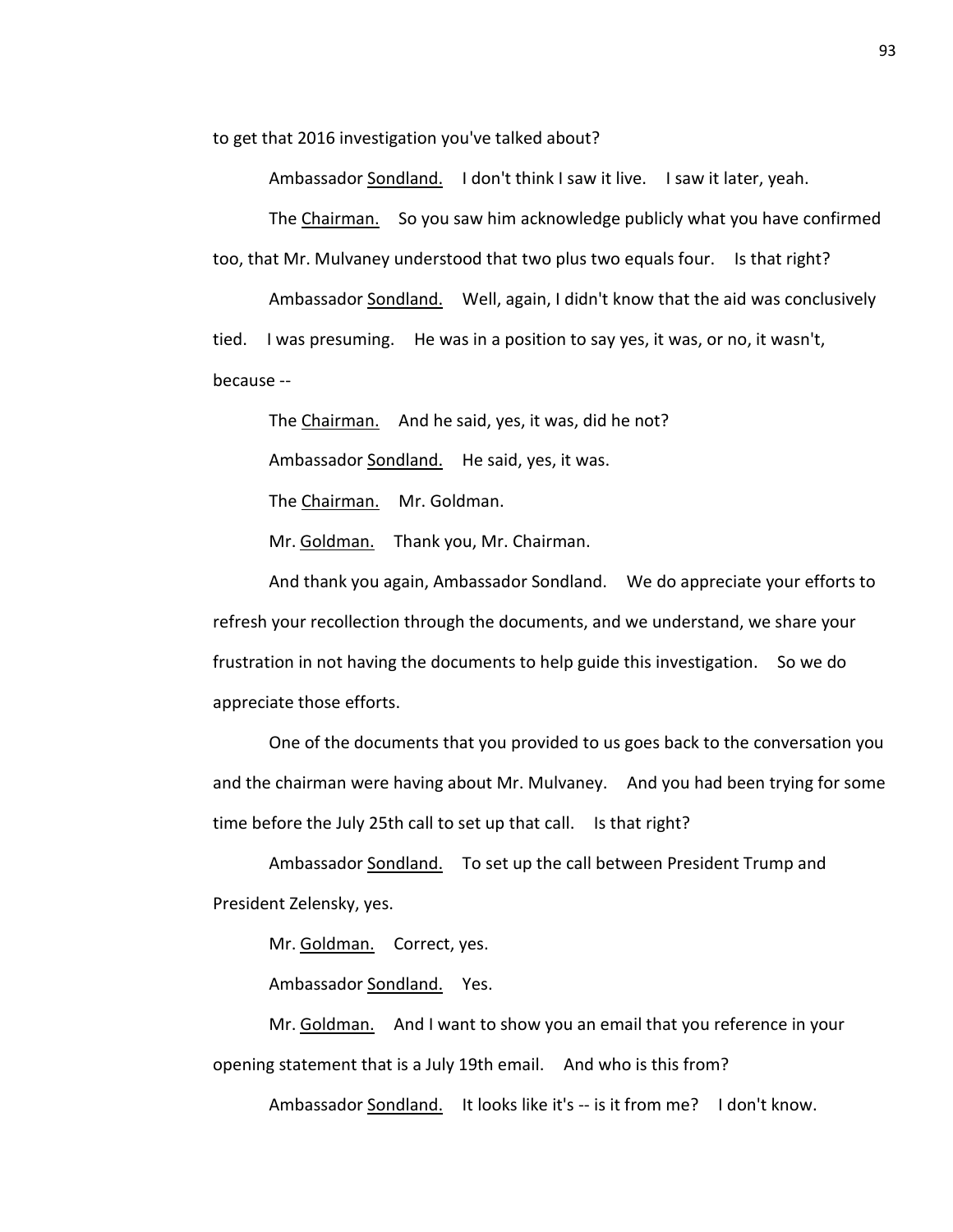to get that 2016 investigation you've talked about?

Ambassador Sondland. I don't think I saw it live. I saw it later, yeah.

The Chairman. So you saw him acknowledge publicly what you have confirmed too, that Mr. Mulvaney understood that two plus two equals four. Is that right?

Ambassador Sondland. Well, again, I didn't know that the aid was conclusively tied. I was presuming. He was in a position to say yes, it was, or no, it wasn't, because --

The Chairman. And he said, yes, it was, did he not?

Ambassador Sondland. He said, yes, it was.

The Chairman. Mr. Goldman.

Mr. Goldman. Thank you, Mr. Chairman.

And thank you again, Ambassador Sondland. We do appreciate your efforts to refresh your recollection through the documents, and we understand, we share your frustration in not having the documents to help guide this investigation. So we do appreciate those efforts.

One of the documents that you provided to us goes back to the conversation you and the chairman were having about Mr. Mulvaney. And you had been trying for some time before the July 25th call to set up that call. Is that right?

Ambassador Sondland. To set up the call between President Trump and President Zelensky, yes.

Mr. Goldman. Correct, yes.

Ambassador Sondland. Yes.

Mr. Goldman. And I want to show you an email that you reference in your opening statement that is a July 19th email. And who is this from?

Ambassador Sondland. It looks like it's -- is it from me? I don't know.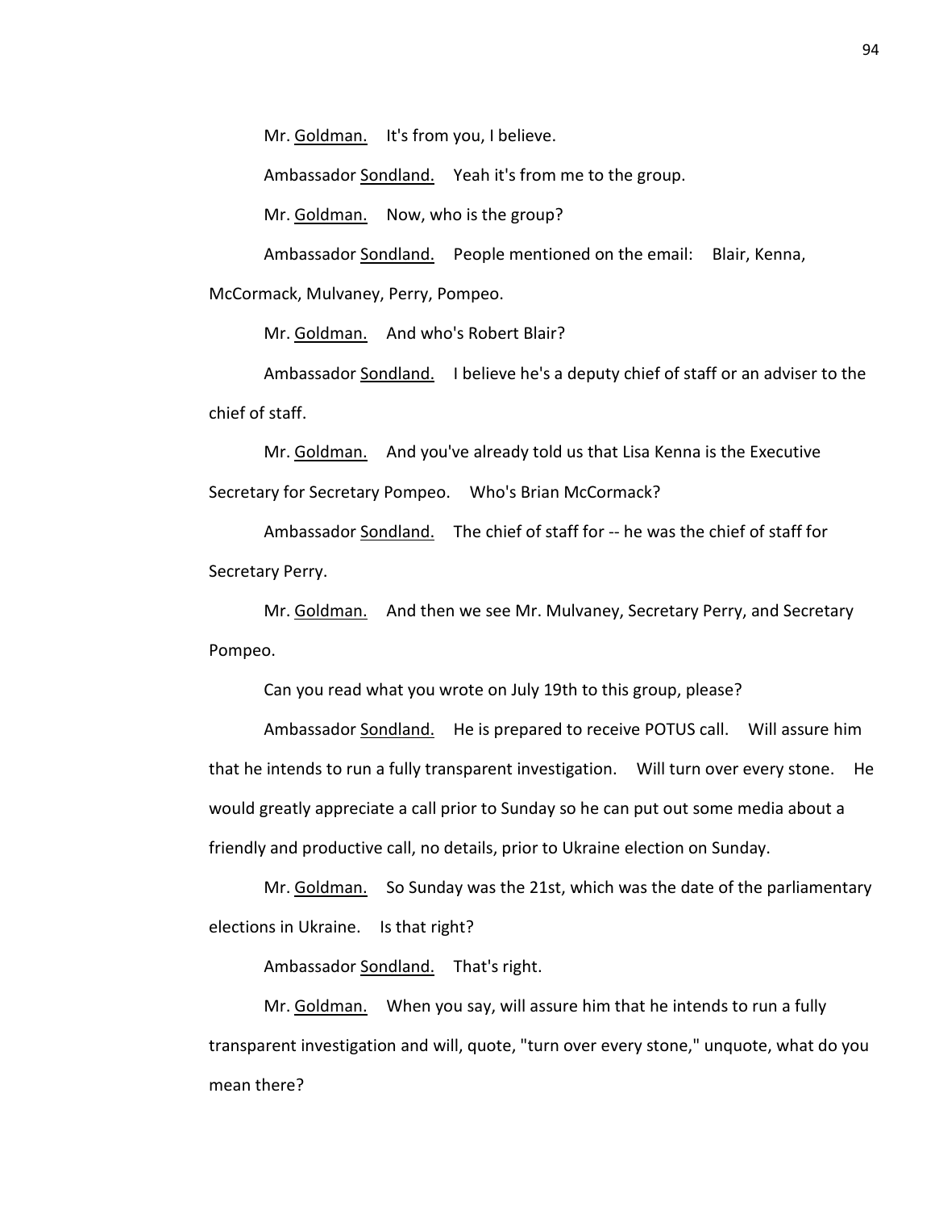Mr. Goldman. It's from you, I believe.

Ambassador Sondland. Yeah it's from me to the group.

Mr. Goldman. Now, who is the group?

Ambassador Sondland. People mentioned on the email: Blair, Kenna, McCormack, Mulvaney, Perry, Pompeo.

Mr. Goldman. And who's Robert Blair?

Ambassador Sondland. I believe he's a deputy chief of staff or an adviser to the chief of staff.

Mr. Goldman. And you've already told us that Lisa Kenna is the Executive Secretary for Secretary Pompeo. Who's Brian McCormack?

Ambassador Sondland. The chief of staff for -- he was the chief of staff for Secretary Perry.

Mr. Goldman. And then we see Mr. Mulvaney, Secretary Perry, and Secretary Pompeo.

Can you read what you wrote on July 19th to this group, please?

Ambassador Sondland. He is prepared to receive POTUS call. Will assure him that he intends to run a fully transparent investigation. Will turn over every stone. He would greatly appreciate a call prior to Sunday so he can put out some media about a friendly and productive call, no details, prior to Ukraine election on Sunday.

Mr. Goldman. So Sunday was the 21st, which was the date of the parliamentary elections in Ukraine. Is that right?

Ambassador Sondland. That's right.

Mr. Goldman. When you say, will assure him that he intends to run a fully transparent investigation and will, quote, "turn over every stone," unquote, what do you mean there?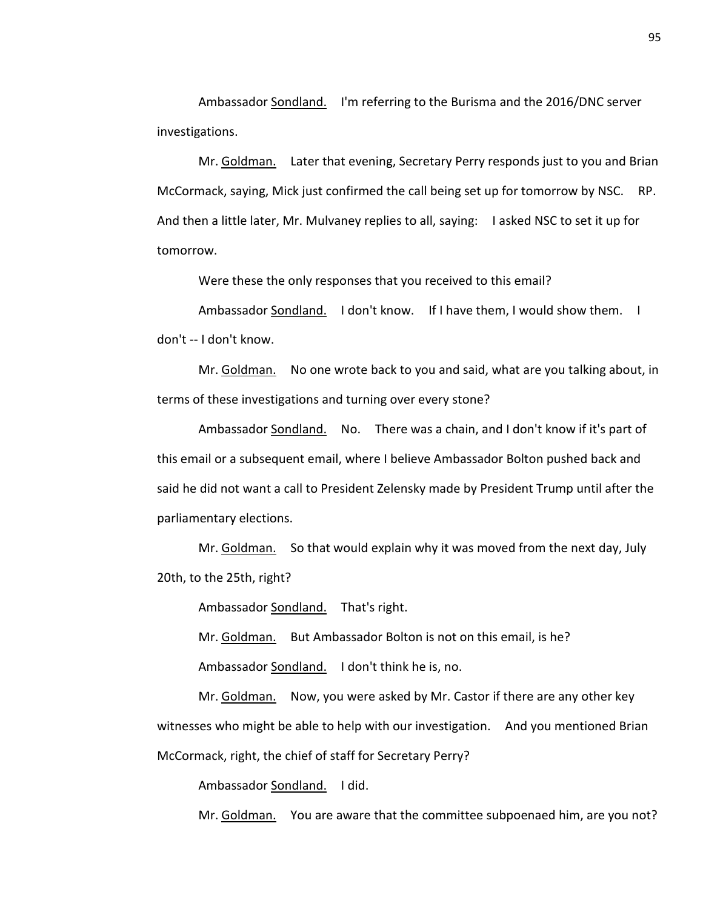Ambassador Sondland. I'm referring to the Burisma and the 2016/DNC server investigations.

Mr. Goldman. Later that evening, Secretary Perry responds just to you and Brian McCormack, saying, Mick just confirmed the call being set up for tomorrow by NSC. RP. And then a little later, Mr. Mulvaney replies to all, saying: I asked NSC to set it up for tomorrow.

Were these the only responses that you received to this email?

Ambassador Sondland. I don't know. If I have them, I would show them. I don't -- I don't know.

Mr. Goldman. No one wrote back to you and said, what are you talking about, in terms of these investigations and turning over every stone?

Ambassador Sondland. No. There was a chain, and I don't know if it's part of this email or a subsequent email, where I believe Ambassador Bolton pushed back and said he did not want a call to President Zelensky made by President Trump until after the parliamentary elections.

Mr. Goldman. So that would explain why it was moved from the next day, July 20th, to the 25th, right?

Ambassador Sondland. That's right.

Mr. Goldman. But Ambassador Bolton is not on this email, is he?

Ambassador Sondland. I don't think he is, no.

Mr. Goldman. Now, you were asked by Mr. Castor if there are any other key witnesses who might be able to help with our investigation. And you mentioned Brian McCormack, right, the chief of staff for Secretary Perry?

Ambassador Sondland. I did.

Mr. Goldman. You are aware that the committee subpoenaed him, are you not?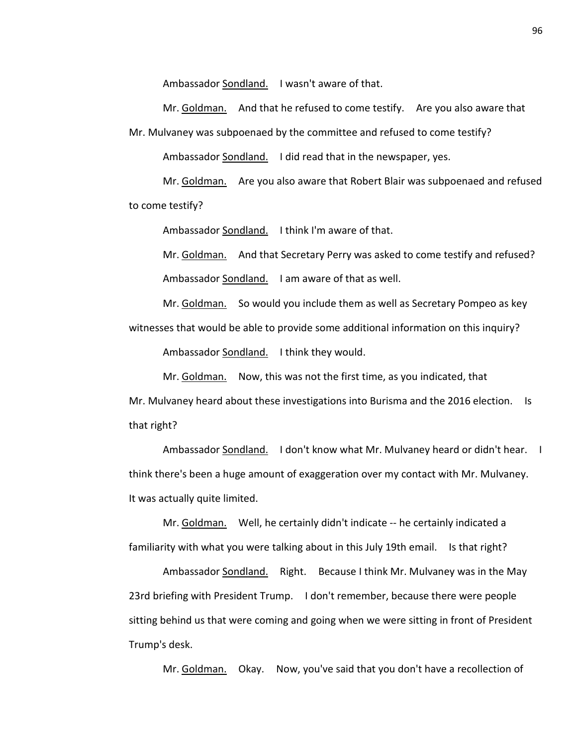Ambassador Sondland. I wasn't aware of that.

Mr. Goldman. And that he refused to come testify. Are you also aware that Mr. Mulvaney was subpoenaed by the committee and refused to come testify?

Ambassador Sondland. I did read that in the newspaper, yes.

Mr. Goldman. Are you also aware that Robert Blair was subpoenaed and refused to come testify?

Ambassador Sondland. I think I'm aware of that.

Mr. Goldman. And that Secretary Perry was asked to come testify and refused?

Ambassador Sondland. I am aware of that as well.

Mr. Goldman. So would you include them as well as Secretary Pompeo as key witnesses that would be able to provide some additional information on this inquiry?

Ambassador Sondland. I think they would.

Mr. Goldman. Now, this was not the first time, as you indicated, that Mr. Mulvaney heard about these investigations into Burisma and the 2016 election. Is that right?

Ambassador Sondland. I don't know what Mr. Mulvaney heard or didn't hear. I think there's been a huge amount of exaggeration over my contact with Mr. Mulvaney. It was actually quite limited.

Mr. Goldman. Well, he certainly didn't indicate -- he certainly indicated a familiarity with what you were talking about in this July 19th email. Is that right?

Ambassador Sondland. Right. Because I think Mr. Mulvaney was in the May 23rd briefing with President Trump. I don't remember, because there were people sitting behind us that were coming and going when we were sitting in front of President Trump's desk.

Mr. Goldman. Okay. Now, you've said that you don't have a recollection of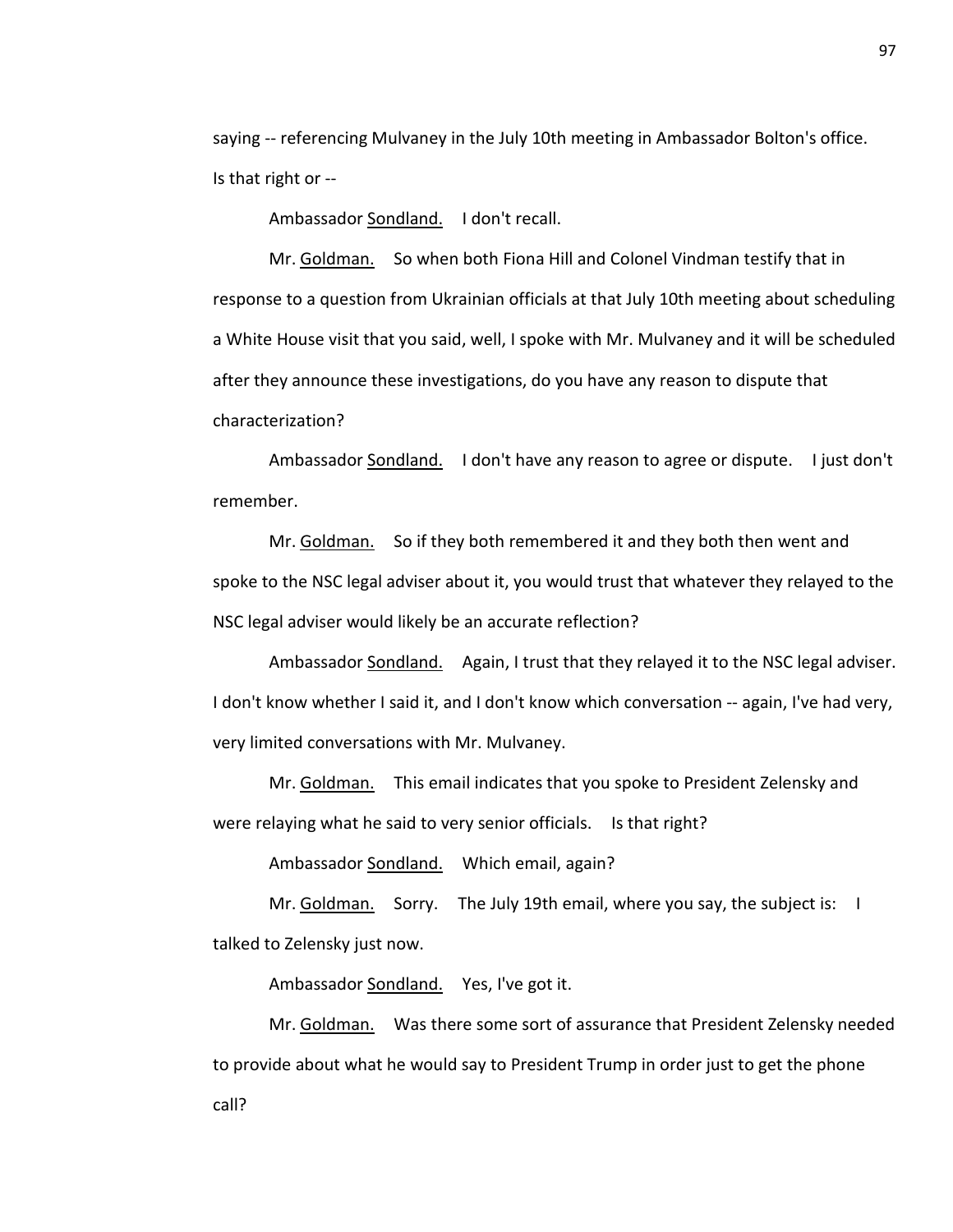saying -- referencing Mulvaney in the July 10th meeting in Ambassador Bolton's office. Is that right or --

Ambassador Sondland. I don't recall.

Mr. Goldman. So when both Fiona Hill and Colonel Vindman testify that in response to a question from Ukrainian officials at that July 10th meeting about scheduling a White House visit that you said, well, I spoke with Mr. Mulvaney and it will be scheduled after they announce these investigations, do you have any reason to dispute that characterization?

Ambassador Sondland. I don't have any reason to agree or dispute. I just don't remember.

Mr. Goldman. So if they both remembered it and they both then went and spoke to the NSC legal adviser about it, you would trust that whatever they relayed to the NSC legal adviser would likely be an accurate reflection?

Ambassador Sondland. Again, I trust that they relayed it to the NSC legal adviser. I don't know whether I said it, and I don't know which conversation -- again, I've had very, very limited conversations with Mr. Mulvaney.

Mr. Goldman. This email indicates that you spoke to President Zelensky and were relaying what he said to very senior officials. Is that right?

Ambassador Sondland. Which email, again?

Mr. Goldman. Sorry. The July 19th email, where you say, the subject is: I talked to Zelensky just now.

Ambassador Sondland. Yes, I've got it.

Mr. Goldman. Was there some sort of assurance that President Zelensky needed to provide about what he would say to President Trump in order just to get the phone call?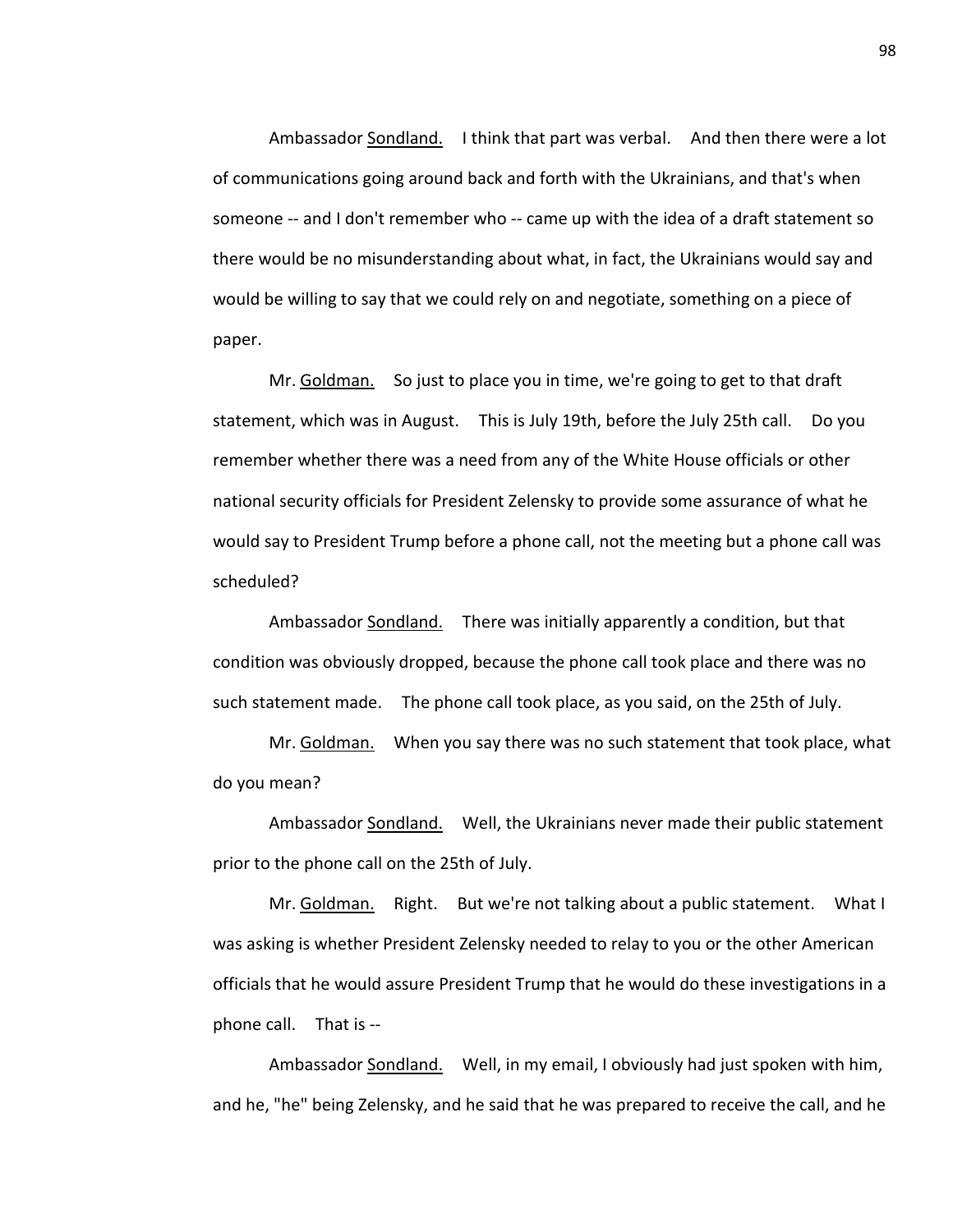Ambassador Sondland. I think that part was verbal. And then there were a lot of communications going around back and forth with the Ukrainians, and that's when someone -- and I don't remember who -- came up with the idea of a draft statement so there would be no misunderstanding about what, in fact, the Ukrainians would say and would be willing to say that we could rely on and negotiate, something on a piece of paper.

Mr. Goldman. So just to place you in time, we're going to get to that draft statement, which was in August. This is July 19th, before the July 25th call. Do you remember whether there was a need from any of the White House officials or other national security officials for President Zelensky to provide some assurance of what he would say to President Trump before a phone call, not the meeting but a phone call was scheduled?

Ambassador Sondland. There was initially apparently a condition, but that condition was obviously dropped, because the phone call took place and there was no such statement made. The phone call took place, as you said, on the 25th of July.

Mr. Goldman. When you say there was no such statement that took place, what do you mean?

Ambassador Sondland. Well, the Ukrainians never made their public statement prior to the phone call on the 25th of July.

Mr. Goldman. Right. But we're not talking about a public statement. What I was asking is whether President Zelensky needed to relay to you or the other American officials that he would assure President Trump that he would do these investigations in a phone call. That is --

Ambassador Sondland. Well, in my email, I obviously had just spoken with him, and he, "he" being Zelensky, and he said that he was prepared to receive the call, and he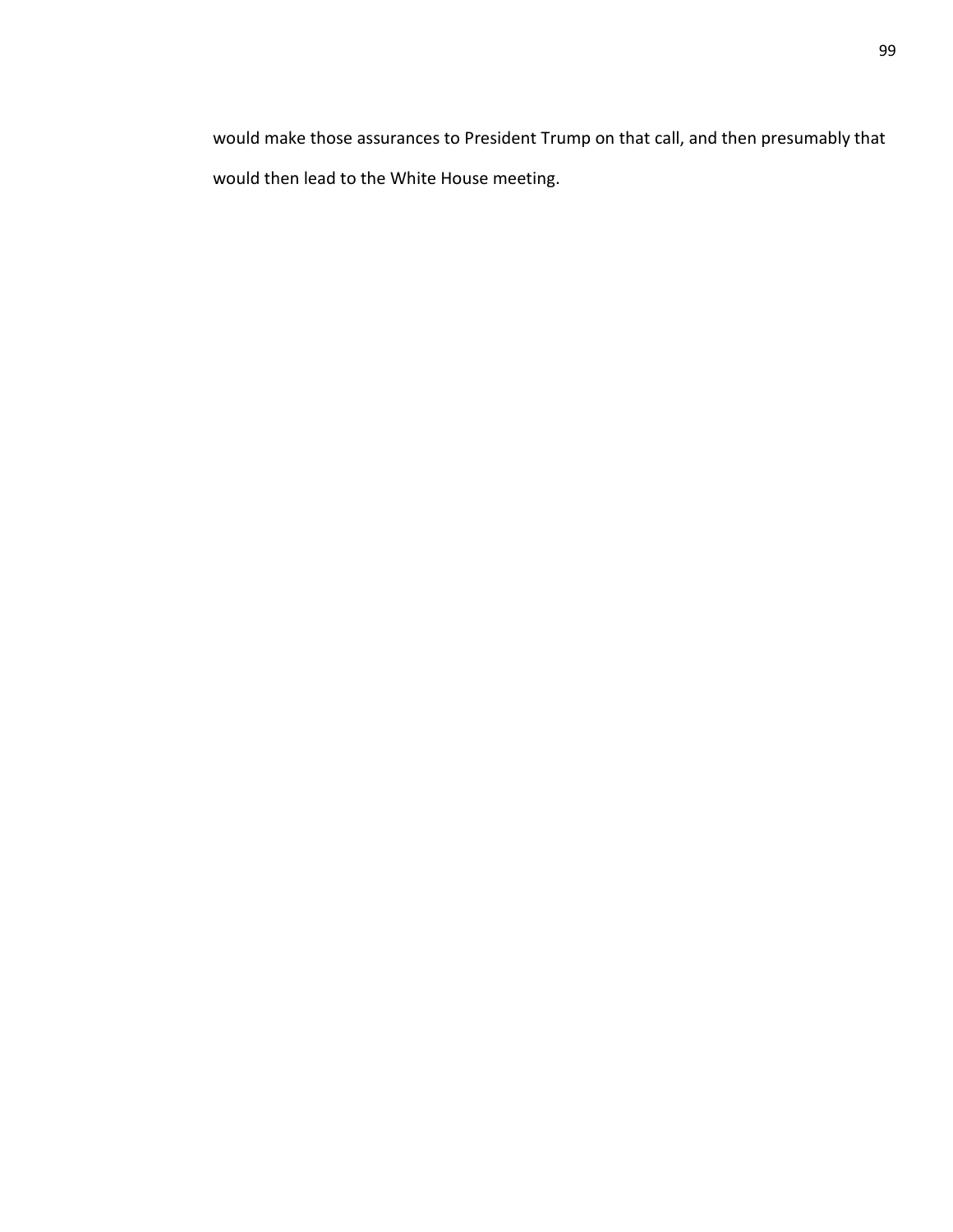would make those assurances to President Trump on that call, and then presumably that would then lead to the White House meeting.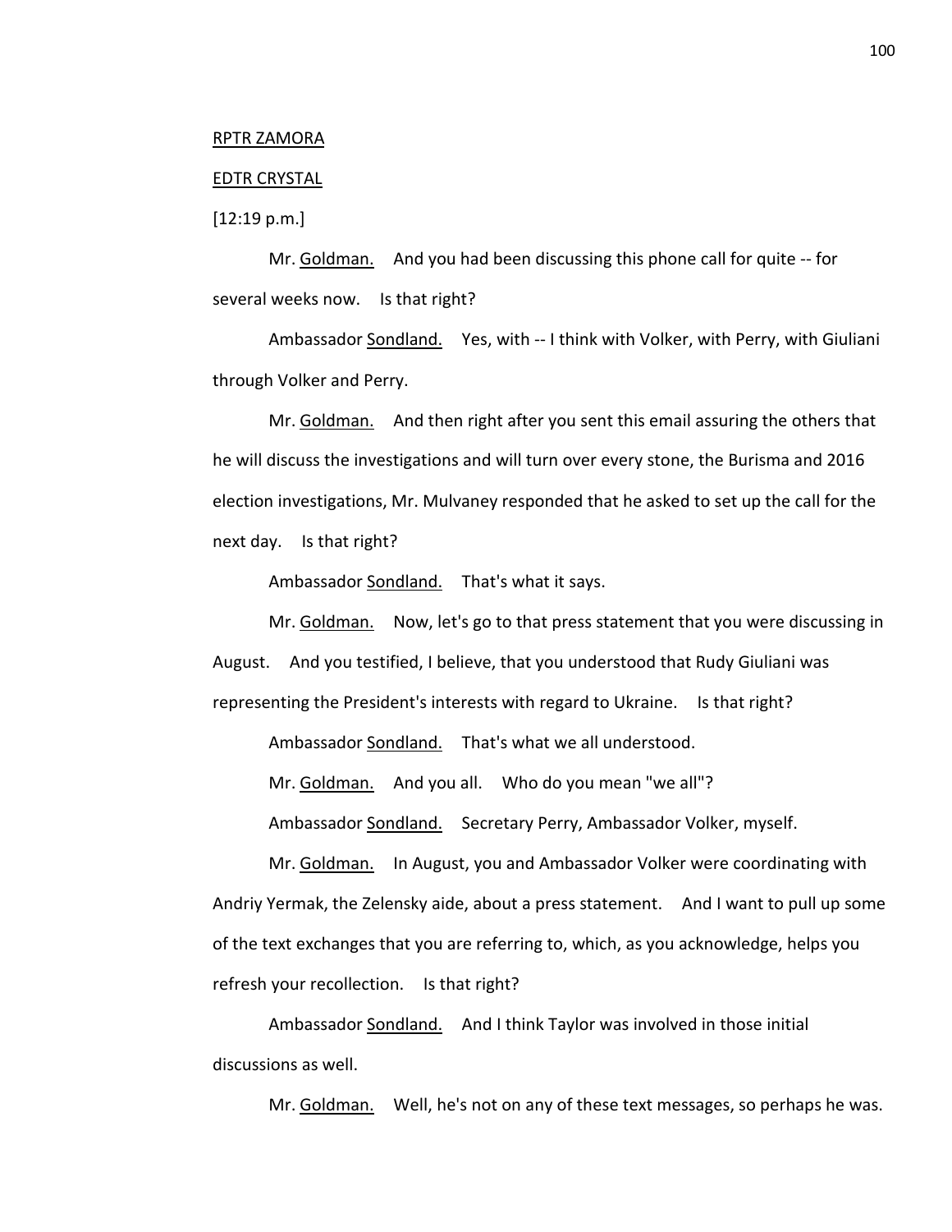RPTR ZAMORA

EDTR CRYSTAL

[12:19 p.m.]

Mr. Goldman. And you had been discussing this phone call for quite -- for several weeks now. Is that right?

Ambassador Sondland. Yes, with -- I think with Volker, with Perry, with Giuliani through Volker and Perry.

Mr. Goldman. And then right after you sent this email assuring the others that he will discuss the investigations and will turn over every stone, the Burisma and 2016 election investigations, Mr. Mulvaney responded that he asked to set up the call for the next day. Is that right?

Ambassador Sondland. That's what it says.

Mr. Goldman. Now, let's go to that press statement that you were discussing in August. And you testified, I believe, that you understood that Rudy Giuliani was representing the President's interests with regard to Ukraine. Is that right?

Ambassador Sondland. That's what we all understood.

Mr. Goldman. And you all. Who do you mean "we all"?

Ambassador Sondland. Secretary Perry, Ambassador Volker, myself.

Mr. Goldman. In August, you and Ambassador Volker were coordinating with Andriy Yermak, the Zelensky aide, about a press statement. And I want to pull up some of the text exchanges that you are referring to, which, as you acknowledge, helps you refresh your recollection. Is that right?

Ambassador Sondland. And I think Taylor was involved in those initial discussions as well.

Mr. Goldman. Well, he's not on any of these text messages, so perhaps he was.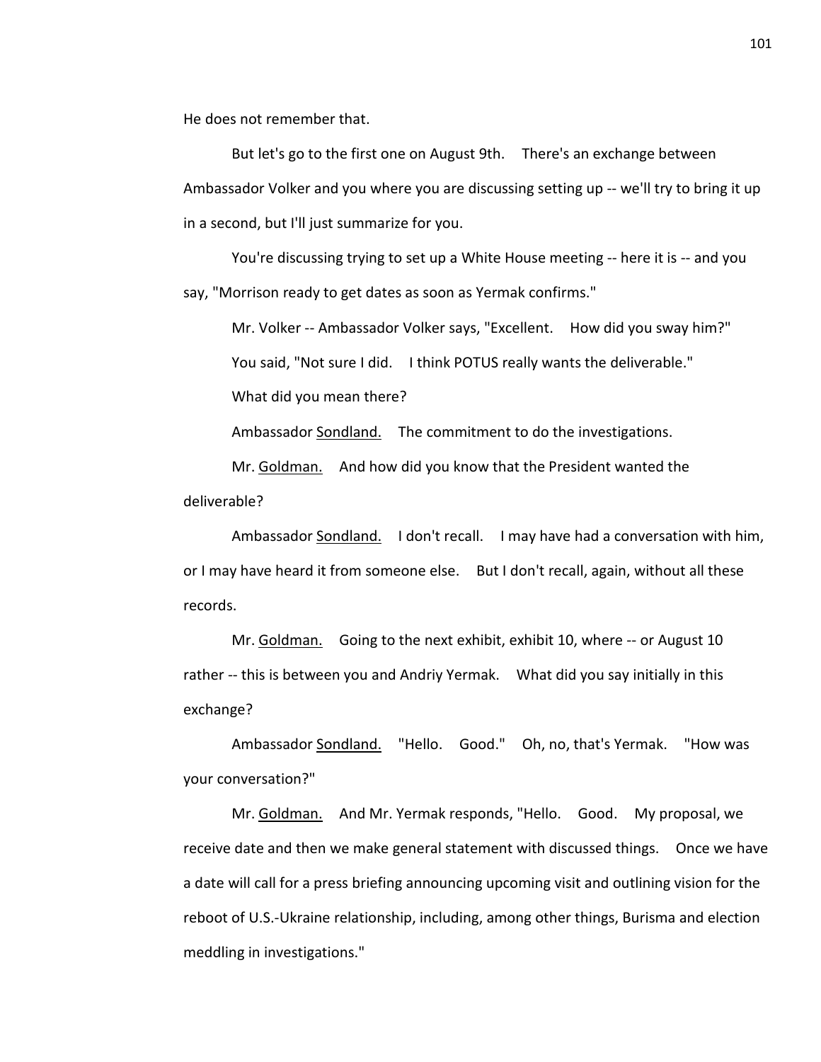He does not remember that.

But let's go to the first one on August 9th. There's an exchange between Ambassador Volker and you where you are discussing setting up -- we'll try to bring it up in a second, but I'll just summarize for you.

You're discussing trying to set up a White House meeting -- here it is -- and you say, "Morrison ready to get dates as soon as Yermak confirms."

Mr. Volker -- Ambassador Volker says, "Excellent. How did you sway him?"

You said, "Not sure I did. I think POTUS really wants the deliverable."

What did you mean there?

Ambassador Sondland. The commitment to do the investigations.

Mr. Goldman. And how did you know that the President wanted the deliverable?

Ambassador Sondland. I don't recall. I may have had a conversation with him, or I may have heard it from someone else. But I don't recall, again, without all these records.

Mr. Goldman. Going to the next exhibit, exhibit 10, where -- or August 10 rather -- this is between you and Andriy Yermak. What did you say initially in this exchange?

Ambassador Sondland. "Hello. Good." Oh, no, that's Yermak. "How was your conversation?"

Mr. Goldman. And Mr. Yermak responds, "Hello. Good. My proposal, we receive date and then we make general statement with discussed things. Once we have a date will call for a press briefing announcing upcoming visit and outlining vision for the reboot of U.S.-Ukraine relationship, including, among other things, Burisma and election meddling in investigations."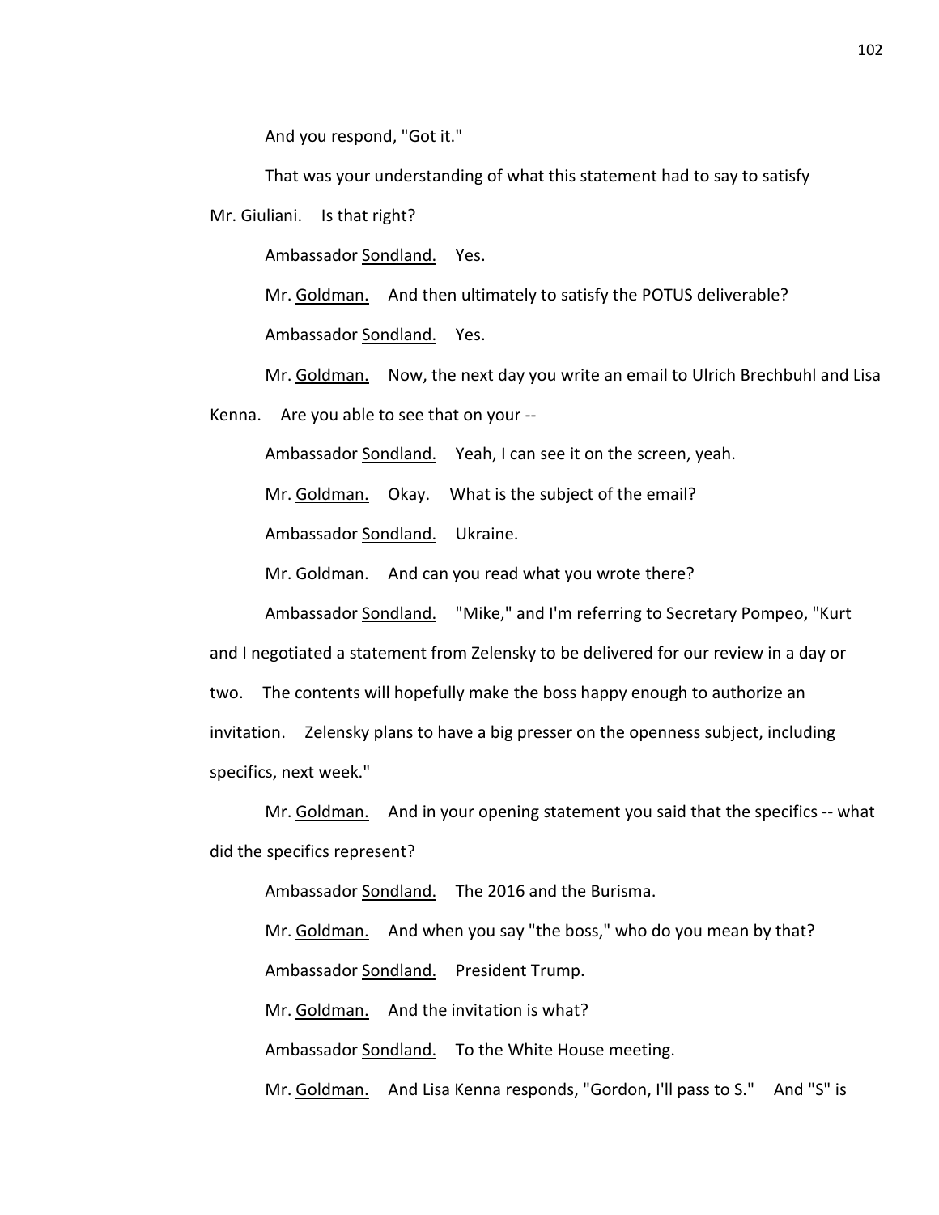And you respond, "Got it."

That was your understanding of what this statement had to say to satisfy Mr. Giuliani. Is that right?

Ambassador Sondland. Yes.

Mr. Goldman. And then ultimately to satisfy the POTUS deliverable?

Ambassador Sondland. Yes.

Mr. Goldman. Now, the next day you write an email to Ulrich Brechbuhl and Lisa Kenna. Are you able to see that on your --

Ambassador Sondland. Yeah, I can see it on the screen, yeah.

Mr. Goldman. Okay. What is the subject of the email?

Ambassador Sondland. Ukraine.

Mr. Goldman. And can you read what you wrote there?

Ambassador Sondland. "Mike," and I'm referring to Secretary Pompeo, "Kurt and I negotiated a statement from Zelensky to be delivered for our review in a day or two. The contents will hopefully make the boss happy enough to authorize an invitation. Zelensky plans to have a big presser on the openness subject, including specifics, next week."

Mr. Goldman. And in your opening statement you said that the specifics -- what did the specifics represent?

Ambassador Sondland. The 2016 and the Burisma.

Mr. Goldman. And when you say "the boss," who do you mean by that?

Ambassador Sondland. President Trump.

Mr. Goldman. And the invitation is what?

Ambassador Sondland. To the White House meeting.

Mr. Goldman. And Lisa Kenna responds, "Gordon, I'll pass to S." And "S" is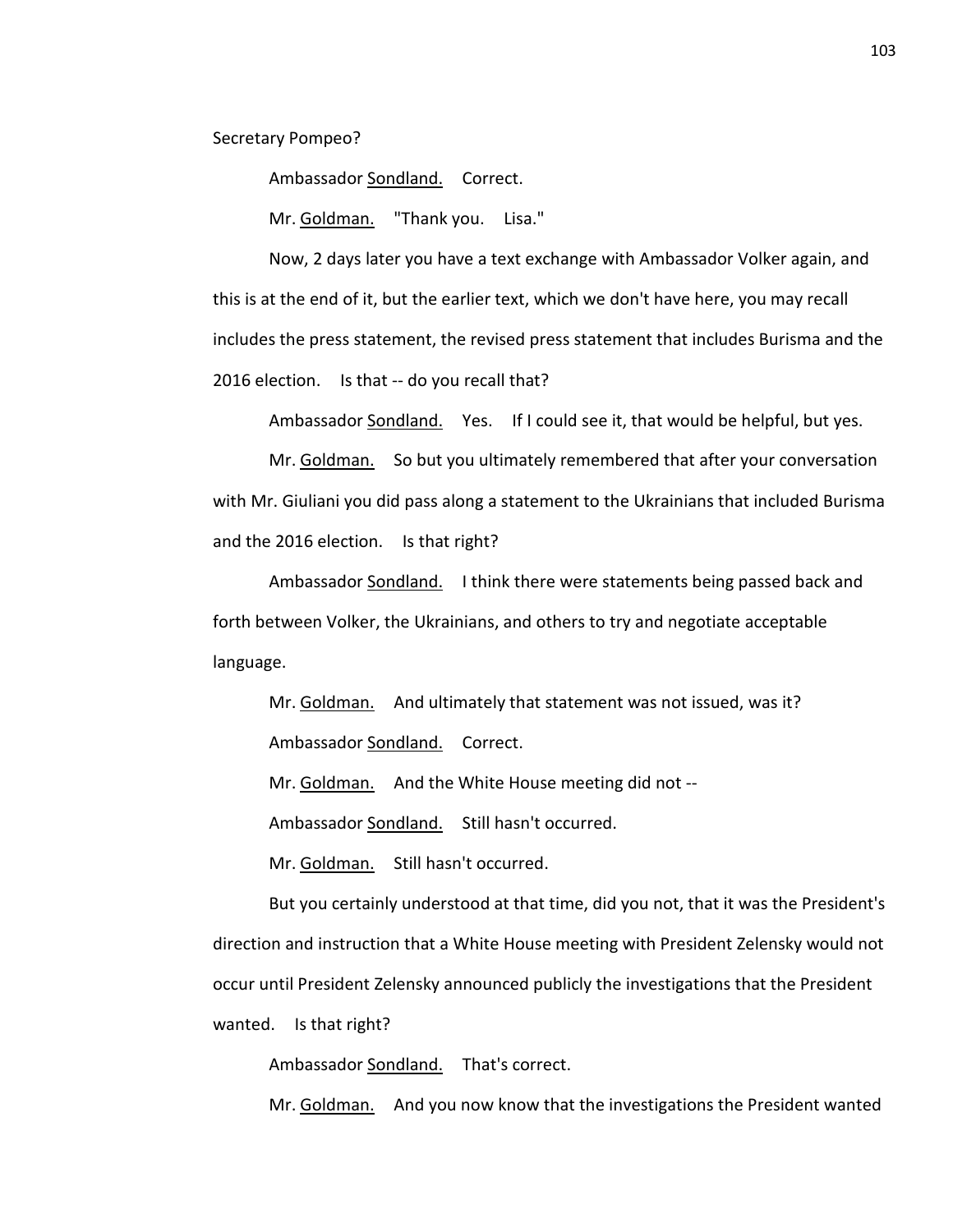Secretary Pompeo?

Ambassador Sondland. Correct.

Mr. Goldman. "Thank you. Lisa."

Now, 2 days later you have a text exchange with Ambassador Volker again, and this is at the end of it, but the earlier text, which we don't have here, you may recall includes the press statement, the revised press statement that includes Burisma and the 2016 election. Is that -- do you recall that?

Ambassador Sondland. Yes. If I could see it, that would be helpful, but yes.

Mr. Goldman. So but you ultimately remembered that after your conversation with Mr. Giuliani you did pass along a statement to the Ukrainians that included Burisma and the 2016 election. Is that right?

Ambassador Sondland. I think there were statements being passed back and forth between Volker, the Ukrainians, and others to try and negotiate acceptable language.

Mr. Goldman. And ultimately that statement was not issued, was it?

Ambassador Sondland. Correct.

Mr. Goldman. And the White House meeting did not --

Ambassador Sondland. Still hasn't occurred.

Mr. Goldman. Still hasn't occurred.

But you certainly understood at that time, did you not, that it was the President's direction and instruction that a White House meeting with President Zelensky would not occur until President Zelensky announced publicly the investigations that the President wanted. Is that right?

Ambassador Sondland. That's correct.

Mr. Goldman. And you now know that the investigations the President wanted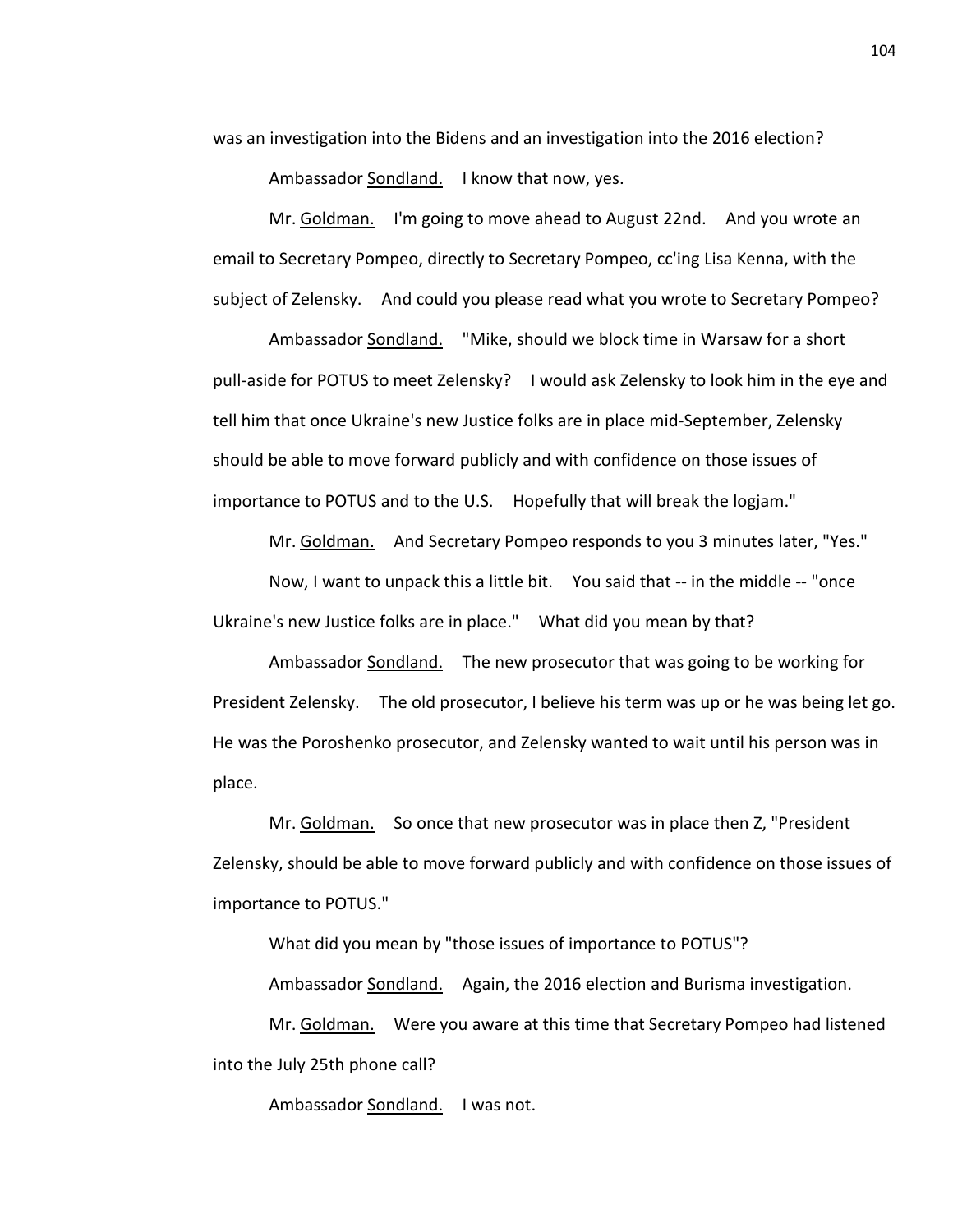was an investigation into the Bidens and an investigation into the 2016 election?

Ambassador Sondland. I know that now, yes.

Mr. Goldman. I'm going to move ahead to August 22nd. And you wrote an email to Secretary Pompeo, directly to Secretary Pompeo, cc'ing Lisa Kenna, with the subject of Zelensky. And could you please read what you wrote to Secretary Pompeo?

Ambassador Sondland. "Mike, should we block time in Warsaw for a short pull-aside for POTUS to meet Zelensky? I would ask Zelensky to look him in the eye and tell him that once Ukraine's new Justice folks are in place mid-September, Zelensky should be able to move forward publicly and with confidence on those issues of importance to POTUS and to the U.S. Hopefully that will break the logjam."

Mr. Goldman. And Secretary Pompeo responds to you 3 minutes later, "Yes."

Now, I want to unpack this a little bit. You said that -- in the middle -- "once Ukraine's new Justice folks are in place." What did you mean by that?

Ambassador Sondland. The new prosecutor that was going to be working for President Zelensky. The old prosecutor, I believe his term was up or he was being let go. He was the Poroshenko prosecutor, and Zelensky wanted to wait until his person was in place.

Mr. Goldman. So once that new prosecutor was in place then Z, "President Zelensky, should be able to move forward publicly and with confidence on those issues of importance to POTUS."

What did you mean by "those issues of importance to POTUS"?

Ambassador Sondland. Again, the 2016 election and Burisma investigation.

Mr. Goldman. Were you aware at this time that Secretary Pompeo had listened into the July 25th phone call?

Ambassador Sondland. I was not.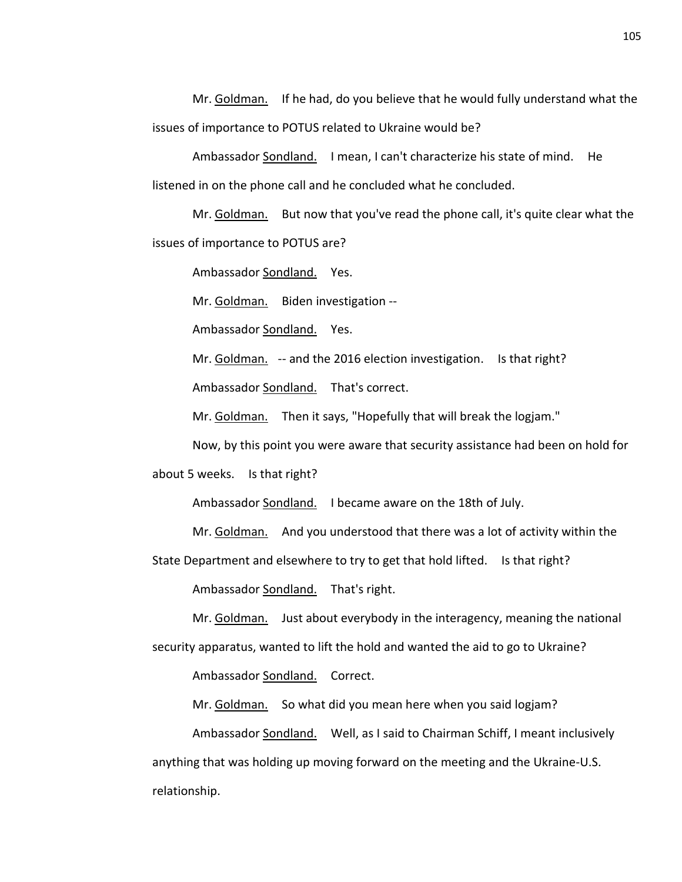Mr. Goldman. If he had, do you believe that he would fully understand what the issues of importance to POTUS related to Ukraine would be?

Ambassador Sondland. I mean, I can't characterize his state of mind. He listened in on the phone call and he concluded what he concluded.

Mr. Goldman. But now that you've read the phone call, it's quite clear what the issues of importance to POTUS are?

Ambassador Sondland. Yes.

Mr. Goldman. Biden investigation --

Ambassador Sondland. Yes.

Mr. Goldman. -- and the 2016 election investigation. Is that right?

Ambassador Sondland. That's correct.

Mr. Goldman. Then it says, "Hopefully that will break the logjam."

Now, by this point you were aware that security assistance had been on hold for about 5 weeks. Is that right?

Ambassador Sondland. I became aware on the 18th of July.

Mr. Goldman. And you understood that there was a lot of activity within the State Department and elsewhere to try to get that hold lifted. Is that right?

Ambassador Sondland. That's right.

Mr. Goldman. Just about everybody in the interagency, meaning the national security apparatus, wanted to lift the hold and wanted the aid to go to Ukraine?

Ambassador Sondland. Correct.

Mr. Goldman. So what did you mean here when you said logjam?

Ambassador Sondland. Well, as I said to Chairman Schiff, I meant inclusively anything that was holding up moving forward on the meeting and the Ukraine-U.S. relationship.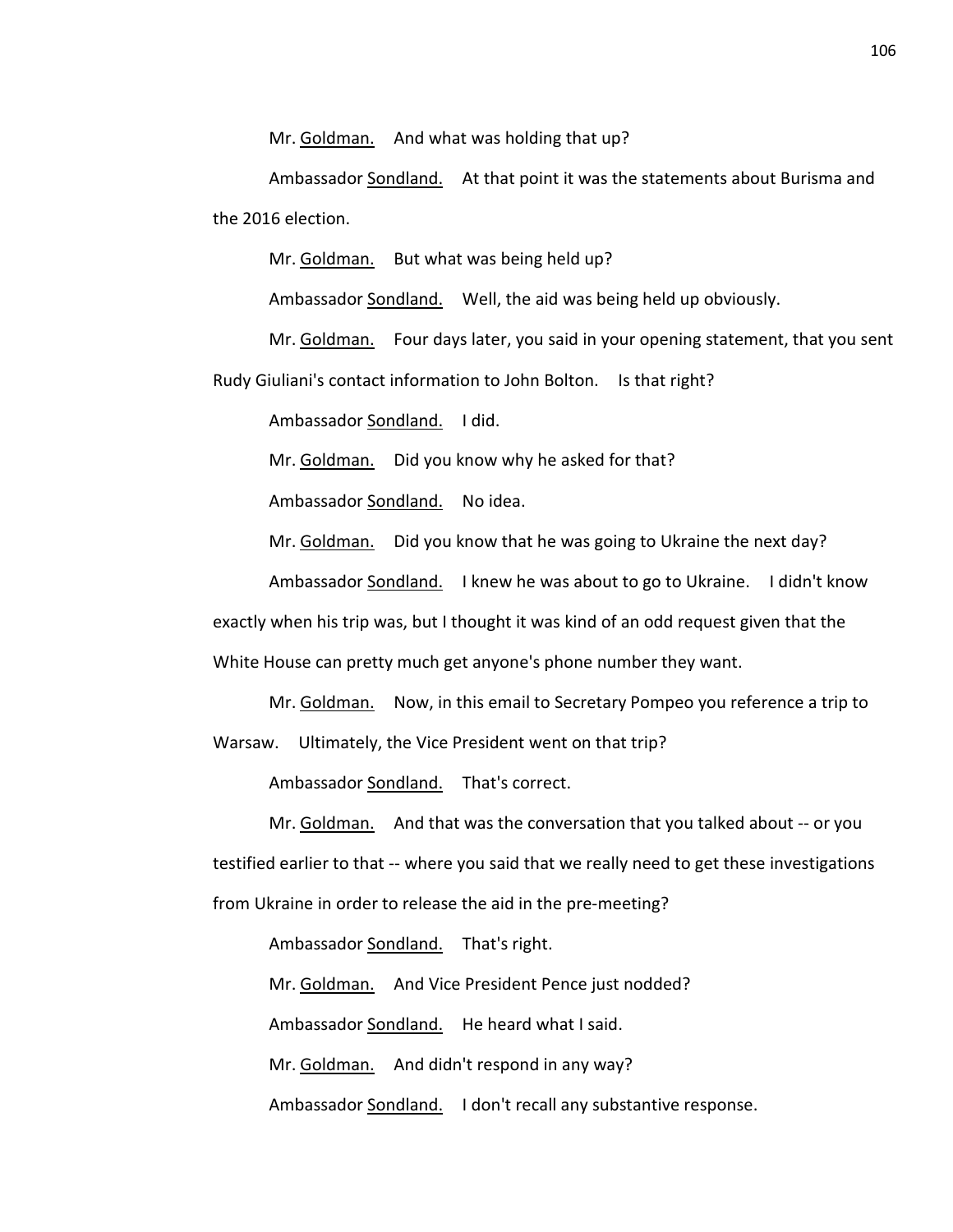Mr. Goldman. And what was holding that up?

Ambassador Sondland. At that point it was the statements about Burisma and the 2016 election.

Mr. Goldman. But what was being held up?

Ambassador Sondland. Well, the aid was being held up obviously.

Mr. Goldman. Four days later, you said in your opening statement, that you sent Rudy Giuliani's contact information to John Bolton. Is that right?

Ambassador Sondland. I did.

Mr. Goldman. Did you know why he asked for that?

Ambassador Sondland. No idea.

Mr. Goldman. Did you know that he was going to Ukraine the next day?

Ambassador Sondland. I knew he was about to go to Ukraine. I didn't know exactly when his trip was, but I thought it was kind of an odd request given that the White House can pretty much get anyone's phone number they want.

Mr. Goldman. Now, in this email to Secretary Pompeo you reference a trip to Warsaw. Ultimately, the Vice President went on that trip?

Ambassador Sondland. That's correct.

Mr. Goldman. And that was the conversation that you talked about -- or you testified earlier to that -- where you said that we really need to get these investigations from Ukraine in order to release the aid in the pre-meeting?

Ambassador Sondland. That's right.

Mr. Goldman. And Vice President Pence just nodded?

Ambassador Sondland. He heard what I said.

Mr. Goldman. And didn't respond in any way?

Ambassador Sondland. I don't recall any substantive response.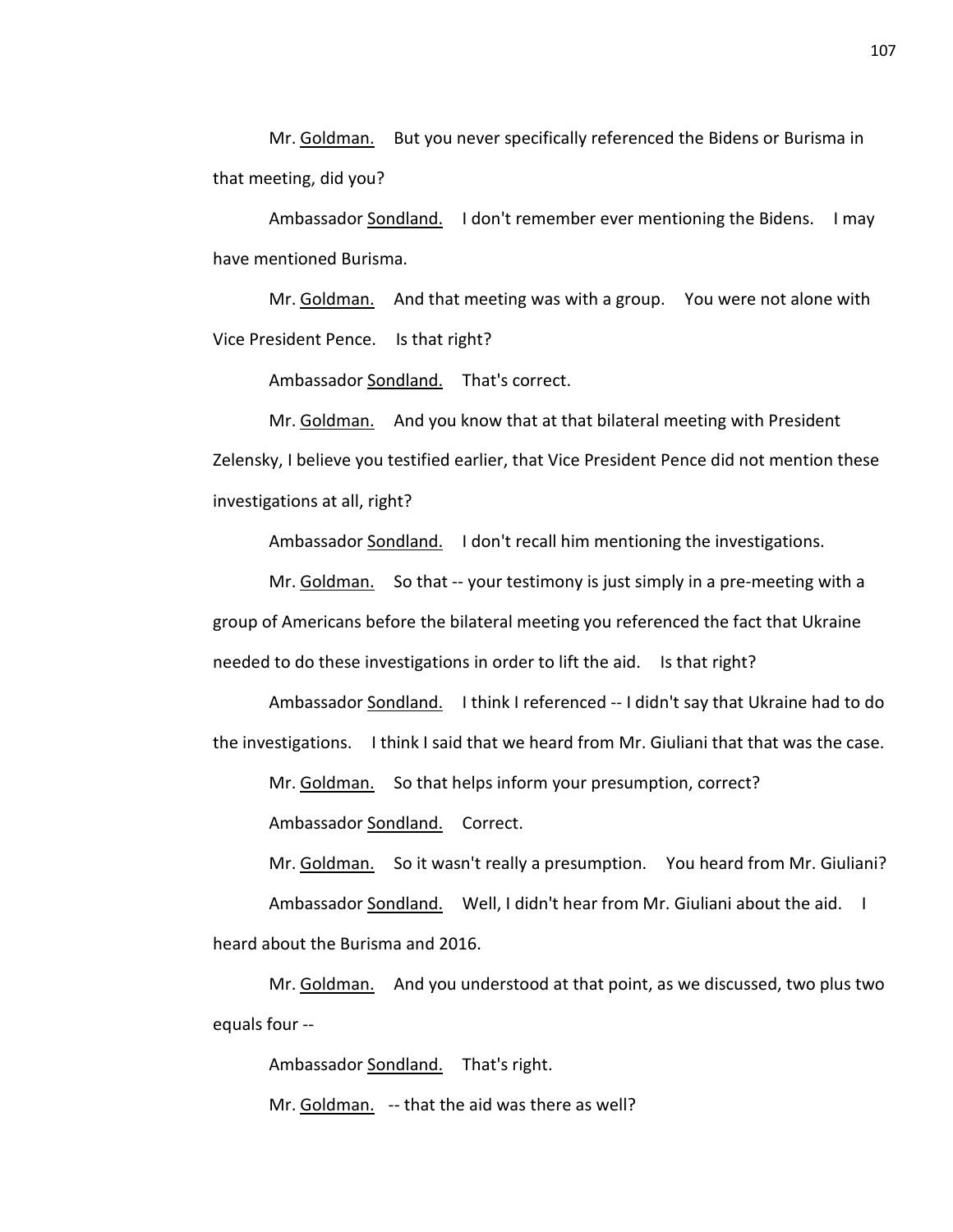Mr. Goldman. But you never specifically referenced the Bidens or Burisma in that meeting, did you?

Ambassador Sondland. I don't remember ever mentioning the Bidens. I may have mentioned Burisma.

Mr. Goldman. And that meeting was with a group. You were not alone with Vice President Pence. Is that right?

Ambassador Sondland. That's correct.

Mr. Goldman. And you know that at that bilateral meeting with President Zelensky, I believe you testified earlier, that Vice President Pence did not mention these investigations at all, right?

Ambassador Sondland. I don't recall him mentioning the investigations.

Mr. Goldman. So that -- your testimony is just simply in a pre-meeting with a group of Americans before the bilateral meeting you referenced the fact that Ukraine needed to do these investigations in order to lift the aid. Is that right?

Ambassador Sondland. I think I referenced -- I didn't say that Ukraine had to do the investigations. I think I said that we heard from Mr. Giuliani that that was the case.

Mr. Goldman. So that helps inform your presumption, correct?

Ambassador Sondland. Correct.

Mr. Goldman. So it wasn't really a presumption. You heard from Mr. Giuliani?

Ambassador Sondland. Well, I didn't hear from Mr. Giuliani about the aid. I heard about the Burisma and 2016.

Mr. Goldman. And you understood at that point, as we discussed, two plus two equals four --

Ambassador Sondland. That's right.

Mr. Goldman. -- that the aid was there as well?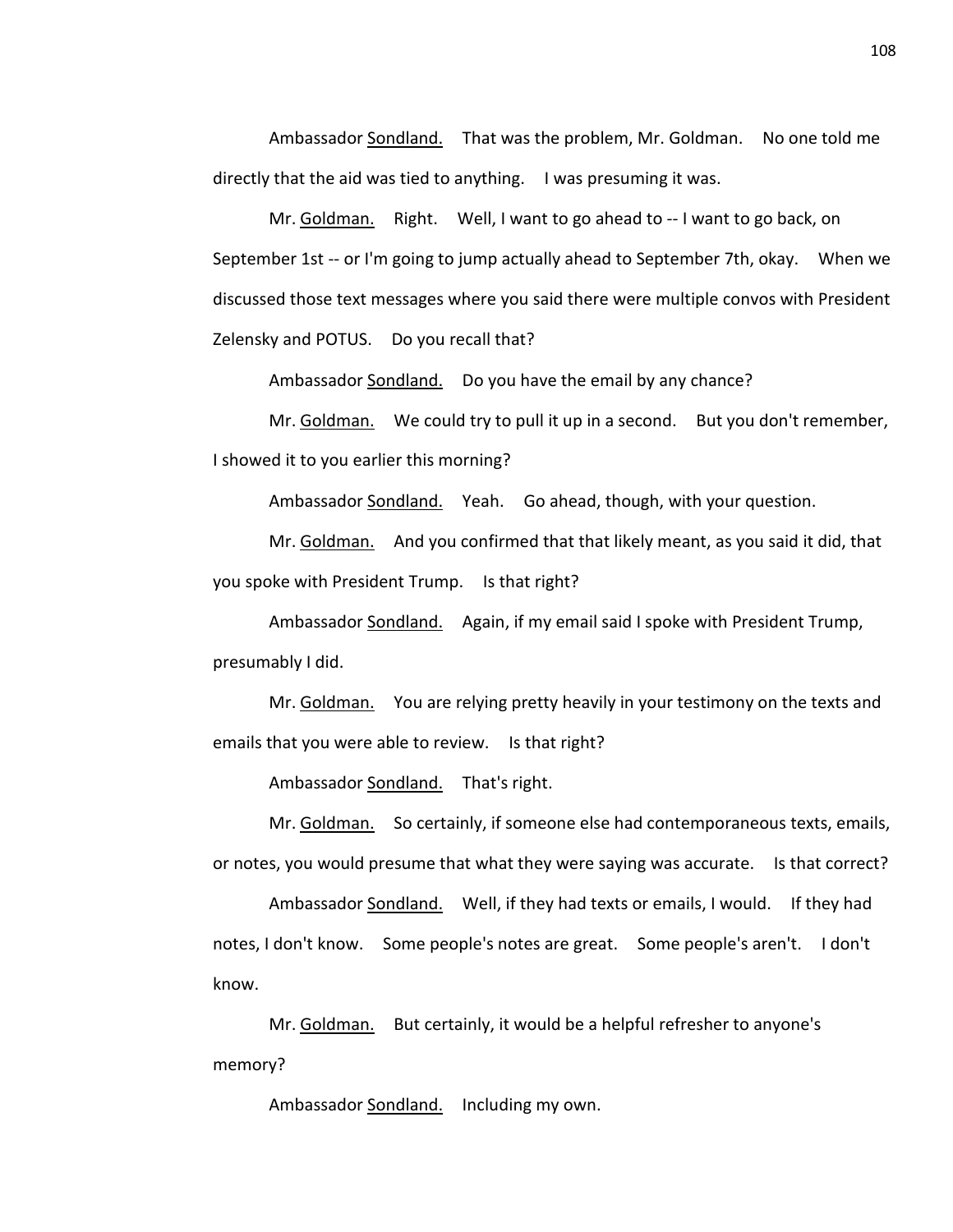Ambassador Sondland. That was the problem, Mr. Goldman. No one told me directly that the aid was tied to anything. I was presuming it was.

Mr. Goldman. Right. Well, I want to go ahead to -- I want to go back, on September 1st -- or I'm going to jump actually ahead to September 7th, okay. When we discussed those text messages where you said there were multiple convos with President Zelensky and POTUS. Do you recall that?

Ambassador Sondland. Do you have the email by any chance?

Mr. Goldman. We could try to pull it up in a second. But you don't remember, I showed it to you earlier this morning?

Ambassador Sondland. Yeah. Go ahead, though, with your question.

Mr. Goldman. And you confirmed that that likely meant, as you said it did, that you spoke with President Trump. Is that right?

Ambassador Sondland. Again, if my email said I spoke with President Trump, presumably I did.

Mr. Goldman. You are relying pretty heavily in your testimony on the texts and emails that you were able to review. Is that right?

Ambassador Sondland. That's right.

Mr. Goldman. So certainly, if someone else had contemporaneous texts, emails, or notes, you would presume that what they were saying was accurate. Is that correct?

Ambassador Sondland. Well, if they had texts or emails, I would. If they had notes, I don't know. Some people's notes are great. Some people's aren't. I don't know.

Mr. Goldman. But certainly, it would be a helpful refresher to anyone's memory?

Ambassador Sondland. Including my own.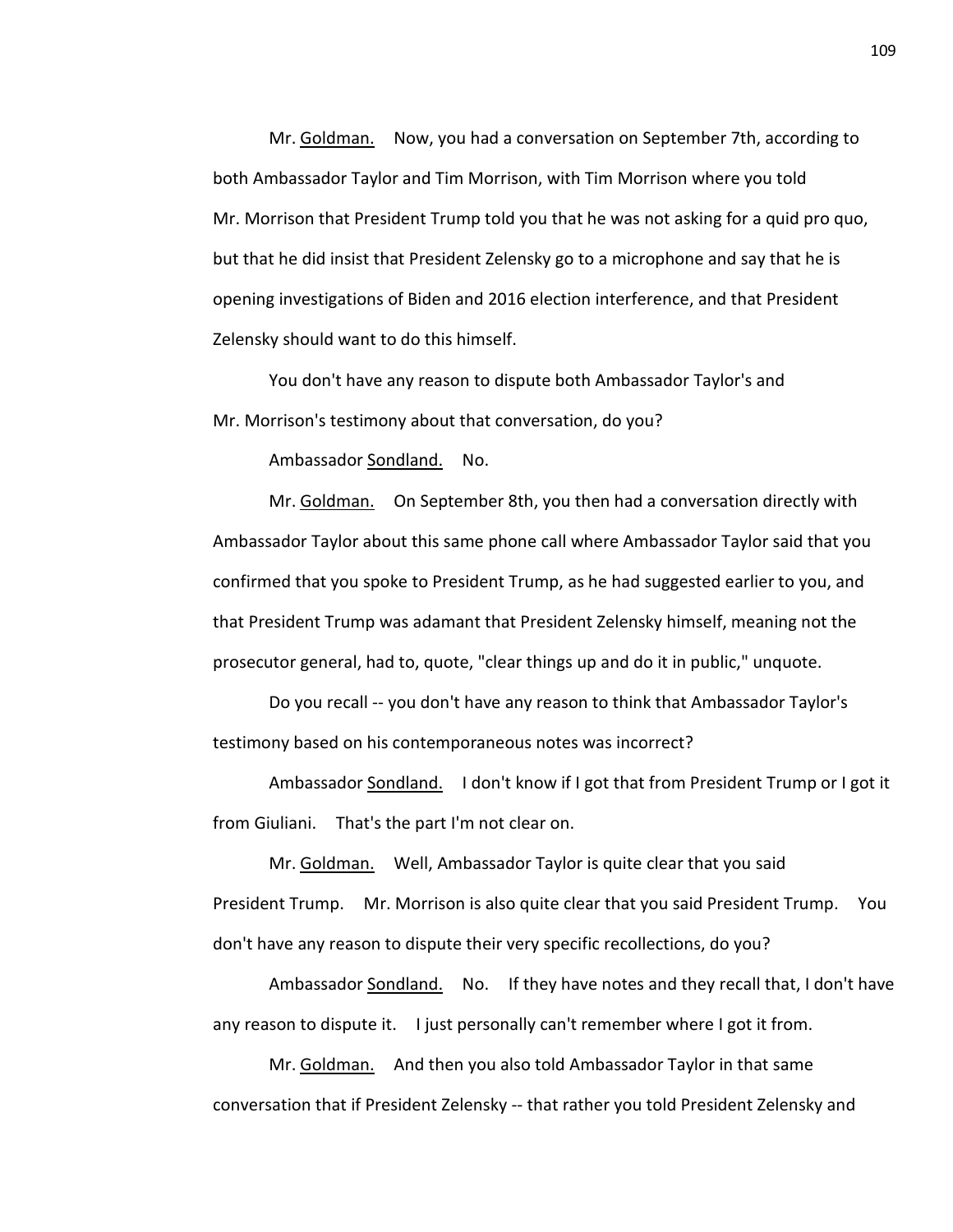Mr. Goldman. Now, you had a conversation on September 7th, according to both Ambassador Taylor and Tim Morrison, with Tim Morrison where you told Mr. Morrison that President Trump told you that he was not asking for a quid pro quo, but that he did insist that President Zelensky go to a microphone and say that he is opening investigations of Biden and 2016 election interference, and that President Zelensky should want to do this himself.

You don't have any reason to dispute both Ambassador Taylor's and Mr. Morrison's testimony about that conversation, do you?

Ambassador Sondland. No.

Mr. Goldman. On September 8th, you then had a conversation directly with Ambassador Taylor about this same phone call where Ambassador Taylor said that you confirmed that you spoke to President Trump, as he had suggested earlier to you, and that President Trump was adamant that President Zelensky himself, meaning not the prosecutor general, had to, quote, "clear things up and do it in public," unquote.

Do you recall -- you don't have any reason to think that Ambassador Taylor's testimony based on his contemporaneous notes was incorrect?

Ambassador Sondland. I don't know if I got that from President Trump or I got it from Giuliani. That's the part I'm not clear on.

Mr. Goldman. Well, Ambassador Taylor is quite clear that you said President Trump. Mr. Morrison is also quite clear that you said President Trump. You don't have any reason to dispute their very specific recollections, do you?

Ambassador Sondland. No. If they have notes and they recall that, I don't have any reason to dispute it. I just personally can't remember where I got it from.

Mr. Goldman. And then you also told Ambassador Taylor in that same conversation that if President Zelensky -- that rather you told President Zelensky and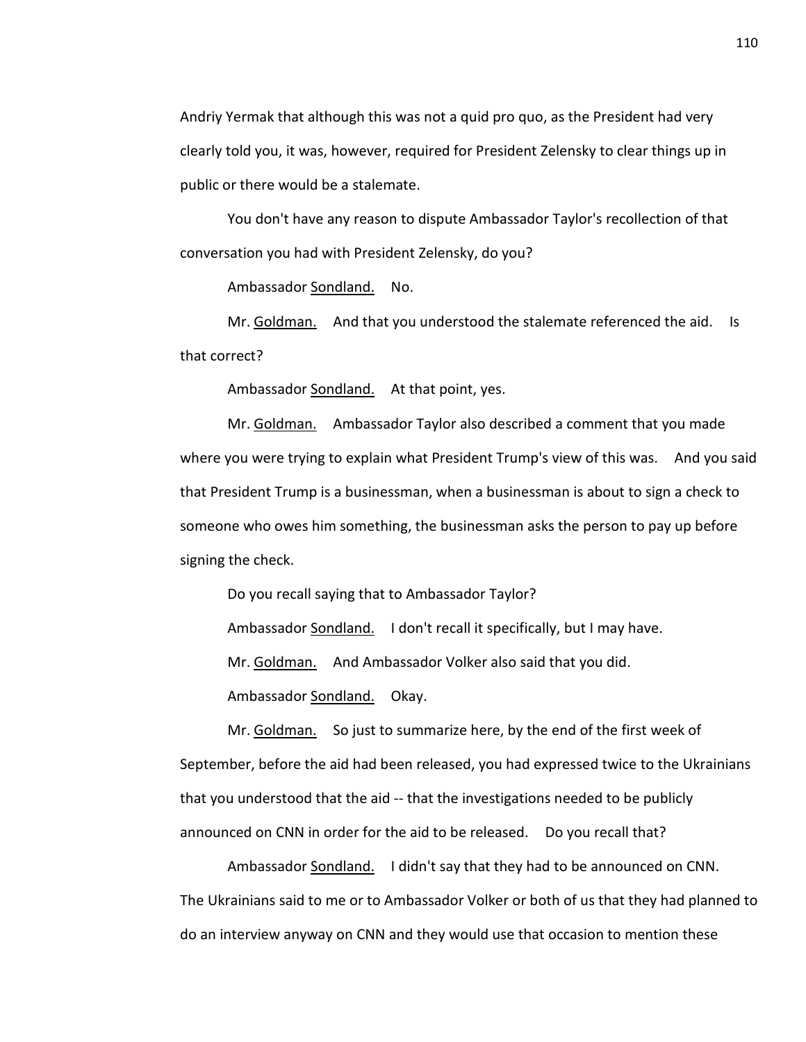Andriy Yermak that although this was not a quid pro quo, as the President had very clearly told you, it was, however, required for President Zelensky to clear things up in public or there would be a stalemate.

You don't have any reason to dispute Ambassador Taylor's recollection of that conversation you had with President Zelensky, do you?

Ambassador Sondland. No.

Mr. Goldman. And that you understood the stalemate referenced the aid. Is that correct?

Ambassador Sondland. At that point, yes.

Mr. Goldman. Ambassador Taylor also described a comment that you made where you were trying to explain what President Trump's view of this was. And you said that President Trump is a businessman, when a businessman is about to sign a check to someone who owes him something, the businessman asks the person to pay up before signing the check.

Do you recall saying that to Ambassador Taylor?

Ambassador Sondland. I don't recall it specifically, but I may have.

Mr. Goldman. And Ambassador Volker also said that you did.

Ambassador Sondland. Okay.

Mr. Goldman. So just to summarize here, by the end of the first week of September, before the aid had been released, you had expressed twice to the Ukrainians that you understood that the aid -- that the investigations needed to be publicly announced on CNN in order for the aid to be released. Do you recall that?

Ambassador Sondland. I didn't say that they had to be announced on CNN. The Ukrainians said to me or to Ambassador Volker or both of us that they had planned to do an interview anyway on CNN and they would use that occasion to mention these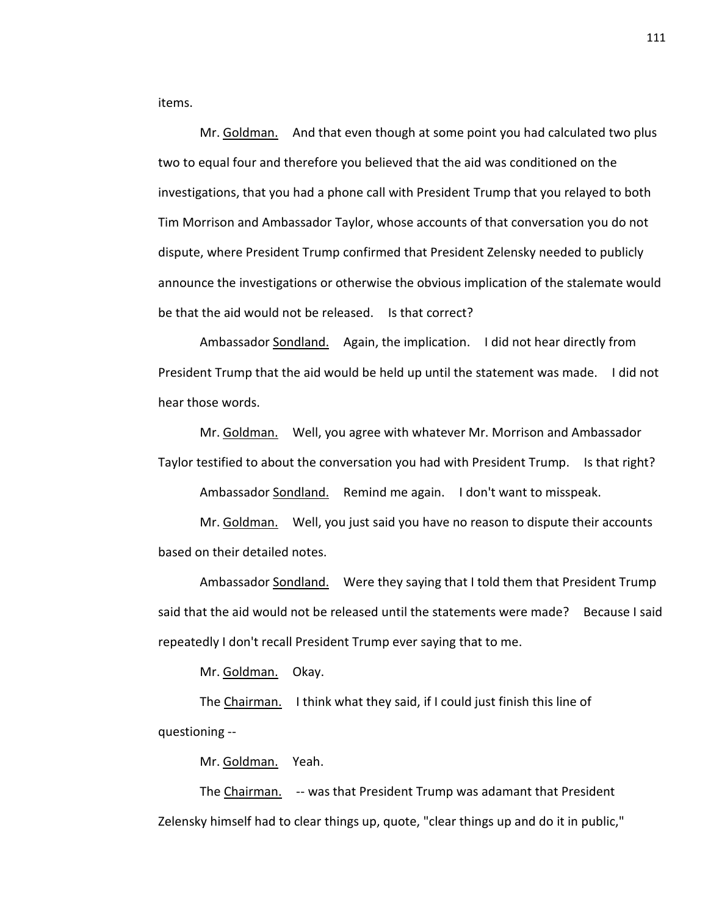items.

Mr. Goldman. And that even though at some point you had calculated two plus two to equal four and therefore you believed that the aid was conditioned on the investigations, that you had a phone call with President Trump that you relayed to both Tim Morrison and Ambassador Taylor, whose accounts of that conversation you do not dispute, where President Trump confirmed that President Zelensky needed to publicly announce the investigations or otherwise the obvious implication of the stalemate would be that the aid would not be released. Is that correct?

Ambassador Sondland. Again, the implication. I did not hear directly from President Trump that the aid would be held up until the statement was made. I did not hear those words.

Mr. Goldman. Well, you agree with whatever Mr. Morrison and Ambassador Taylor testified to about the conversation you had with President Trump. Is that right?

Ambassador Sondland. Remind me again. I don't want to misspeak.

Mr. Goldman. Well, you just said you have no reason to dispute their accounts based on their detailed notes.

Ambassador Sondland. Were they saying that I told them that President Trump said that the aid would not be released until the statements were made? Because I said repeatedly I don't recall President Trump ever saying that to me.

Mr. Goldman. Okay.

The Chairman. I think what they said, if I could just finish this line of questioning --

Mr. Goldman. Yeah.

The Chairman. -- was that President Trump was adamant that President Zelensky himself had to clear things up, quote, "clear things up and do it in public,"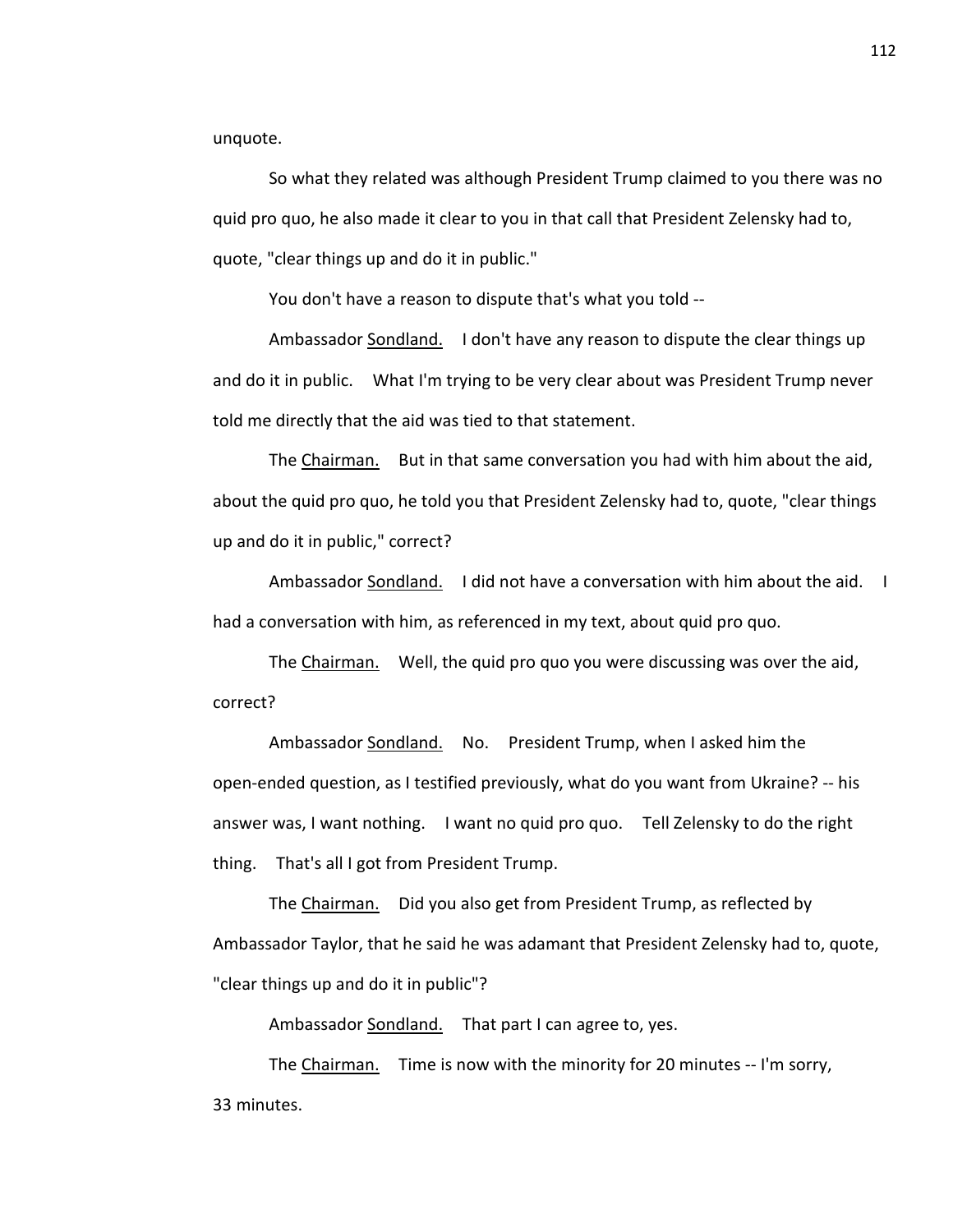unquote.

So what they related was although President Trump claimed to you there was no quid pro quo, he also made it clear to you in that call that President Zelensky had to, quote, "clear things up and do it in public."

You don't have a reason to dispute that's what you told --

Ambassador Sondland. I don't have any reason to dispute the clear things up and do it in public. What I'm trying to be very clear about was President Trump never told me directly that the aid was tied to that statement.

The Chairman. But in that same conversation you had with him about the aid, about the quid pro quo, he told you that President Zelensky had to, quote, "clear things up and do it in public," correct?

Ambassador Sondland. I did not have a conversation with him about the aid. I had a conversation with him, as referenced in my text, about quid pro quo.

The Chairman. Well, the quid pro quo you were discussing was over the aid, correct?

Ambassador Sondland. No. President Trump, when I asked him the open-ended question, as I testified previously, what do you want from Ukraine? -- his answer was, I want nothing. I want no quid pro quo. Tell Zelensky to do the right thing. That's all I got from President Trump.

The Chairman. Did you also get from President Trump, as reflected by Ambassador Taylor, that he said he was adamant that President Zelensky had to, quote, "clear things up and do it in public"?

Ambassador Sondland. That part I can agree to, yes.

The Chairman. Time is now with the minority for 20 minutes -- I'm sorry, 33 minutes.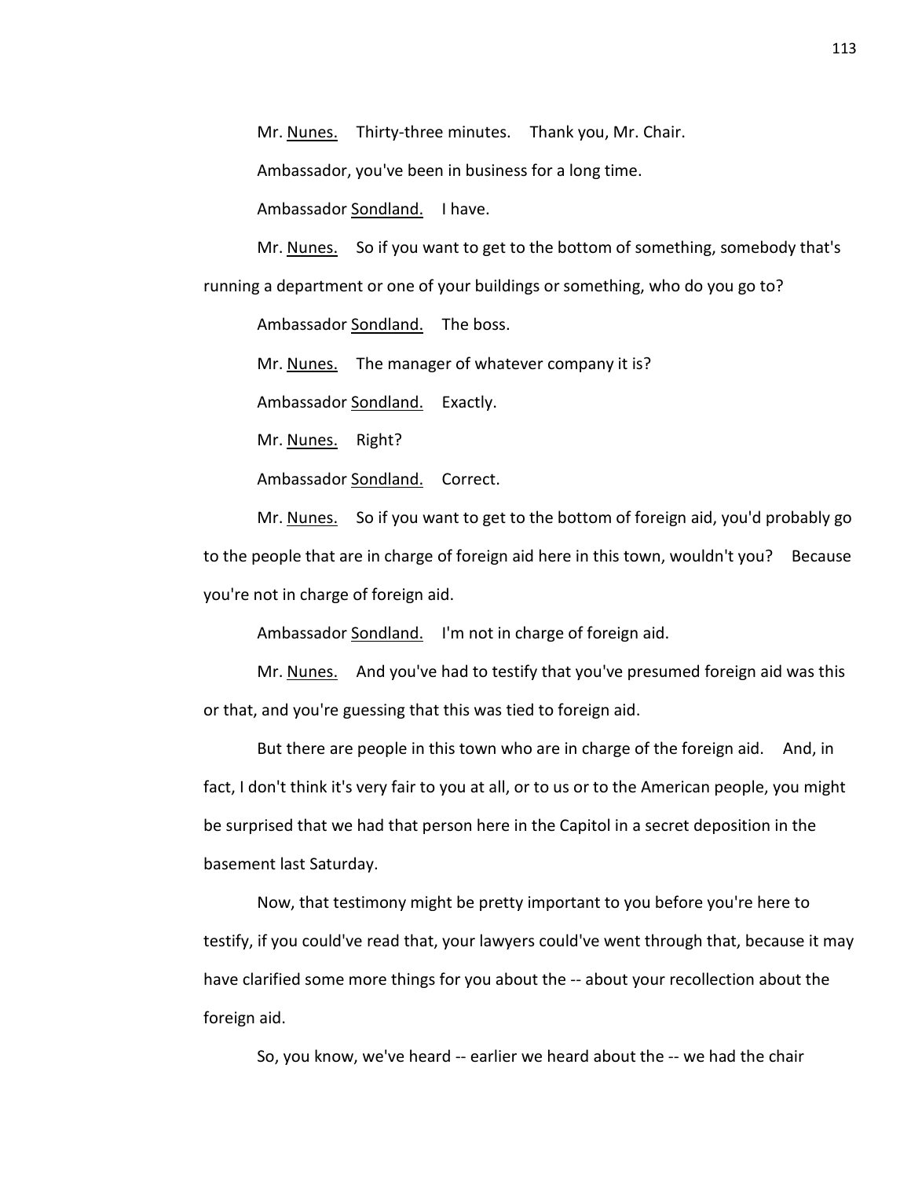Mr. Nunes. Thirty-three minutes. Thank you, Mr. Chair.

Ambassador, you've been in business for a long time.

Ambassador Sondland. I have.

Mr. Nunes. So if you want to get to the bottom of something, somebody that's running a department or one of your buildings or something, who do you go to?

Ambassador Sondland. The boss.

Mr. Nunes. The manager of whatever company it is?

Ambassador Sondland. Exactly.

Mr. Nunes. Right?

Ambassador Sondland. Correct.

Mr. Nunes. So if you want to get to the bottom of foreign aid, you'd probably go to the people that are in charge of foreign aid here in this town, wouldn't you? Because you're not in charge of foreign aid.

Ambassador Sondland. I'm not in charge of foreign aid.

Mr. Nunes. And you've had to testify that you've presumed foreign aid was this or that, and you're guessing that this was tied to foreign aid.

But there are people in this town who are in charge of the foreign aid. And, in fact, I don't think it's very fair to you at all, or to us or to the American people, you might be surprised that we had that person here in the Capitol in a secret deposition in the basement last Saturday.

Now, that testimony might be pretty important to you before you're here to testify, if you could've read that, your lawyers could've went through that, because it may have clarified some more things for you about the -- about your recollection about the foreign aid.

So, you know, we've heard -- earlier we heard about the -- we had the chair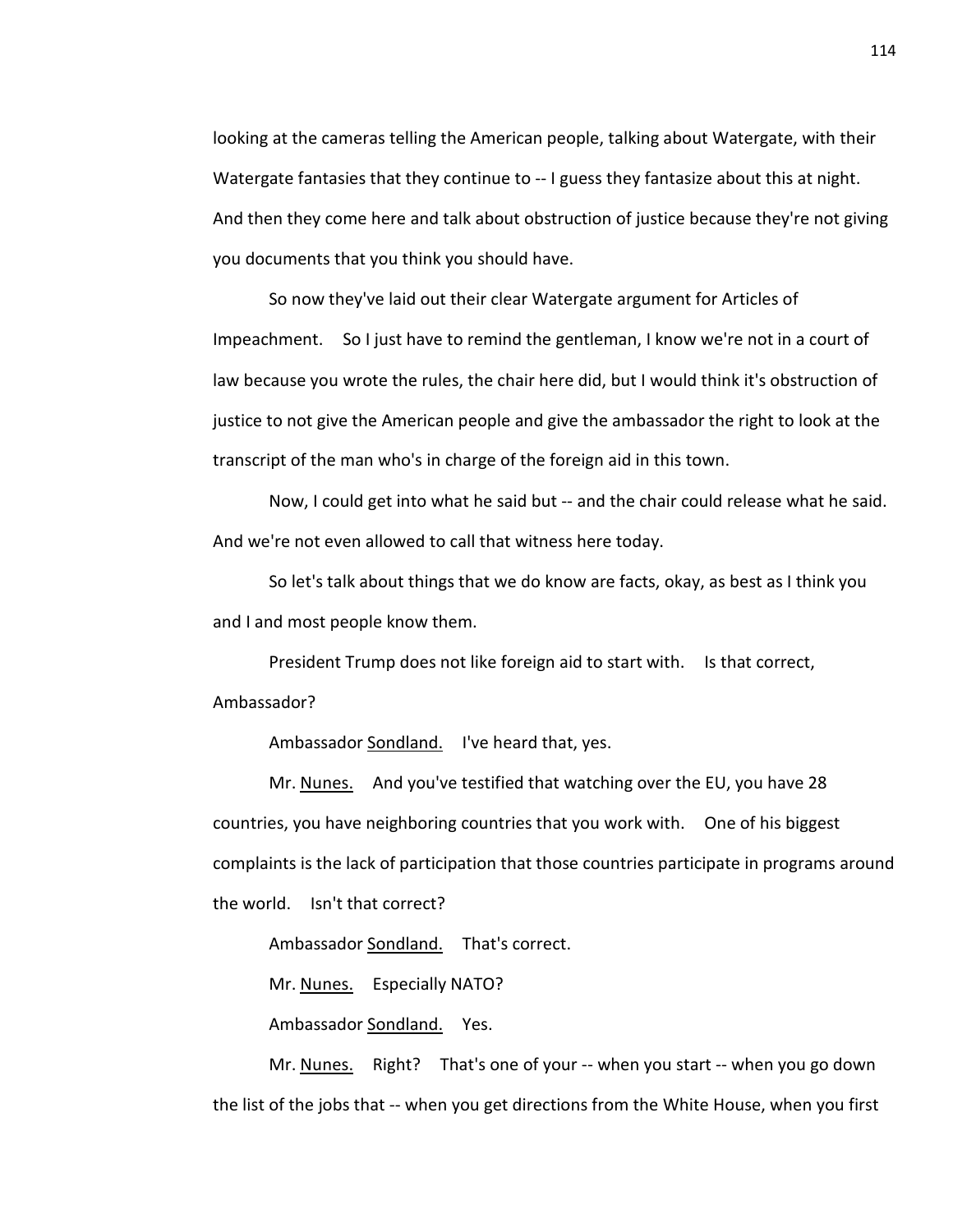looking at the cameras telling the American people, talking about Watergate, with their Watergate fantasies that they continue to -- I guess they fantasize about this at night. And then they come here and talk about obstruction of justice because they're not giving you documents that you think you should have.

So now they've laid out their clear Watergate argument for Articles of Impeachment. So I just have to remind the gentleman, I know we're not in a court of law because you wrote the rules, the chair here did, but I would think it's obstruction of justice to not give the American people and give the ambassador the right to look at the transcript of the man who's in charge of the foreign aid in this town.

Now, I could get into what he said but -- and the chair could release what he said. And we're not even allowed to call that witness here today.

So let's talk about things that we do know are facts, okay, as best as I think you and I and most people know them.

President Trump does not like foreign aid to start with. Is that correct, Ambassador?

Ambassador Sondland. I've heard that, yes.

Mr. Nunes. And you've testified that watching over the EU, you have 28 countries, you have neighboring countries that you work with. One of his biggest complaints is the lack of participation that those countries participate in programs around the world. Isn't that correct?

Ambassador Sondland. That's correct.

Mr. Nunes. Especially NATO?

Ambassador Sondland. Yes.

Mr. Nunes. Right? That's one of your -- when you start -- when you go down the list of the jobs that -- when you get directions from the White House, when you first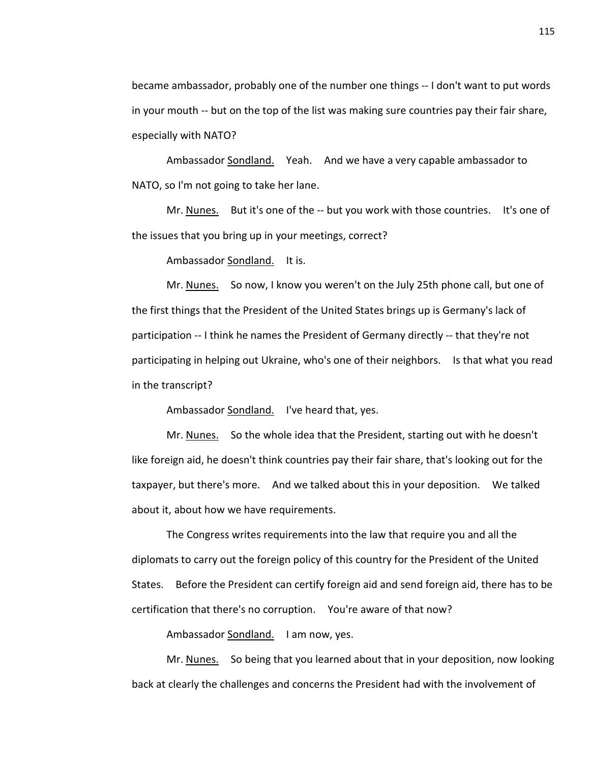became ambassador, probably one of the number one things -- I don't want to put words in your mouth -- but on the top of the list was making sure countries pay their fair share, especially with NATO?

Ambassador Sondland. Yeah. And we have a very capable ambassador to NATO, so I'm not going to take her lane.

Mr. Nunes. But it's one of the -- but you work with those countries. It's one of the issues that you bring up in your meetings, correct?

Ambassador Sondland. It is.

Mr. Nunes. So now, I know you weren't on the July 25th phone call, but one of the first things that the President of the United States brings up is Germany's lack of participation -- I think he names the President of Germany directly -- that they're not participating in helping out Ukraine, who's one of their neighbors. Is that what you read in the transcript?

Ambassador Sondland. I've heard that, yes.

Mr. Nunes. So the whole idea that the President, starting out with he doesn't like foreign aid, he doesn't think countries pay their fair share, that's looking out for the taxpayer, but there's more. And we talked about this in your deposition. We talked about it, about how we have requirements.

The Congress writes requirements into the law that require you and all the diplomats to carry out the foreign policy of this country for the President of the United States. Before the President can certify foreign aid and send foreign aid, there has to be certification that there's no corruption. You're aware of that now?

Ambassador Sondland. I am now, yes.

Mr. Nunes. So being that you learned about that in your deposition, now looking back at clearly the challenges and concerns the President had with the involvement of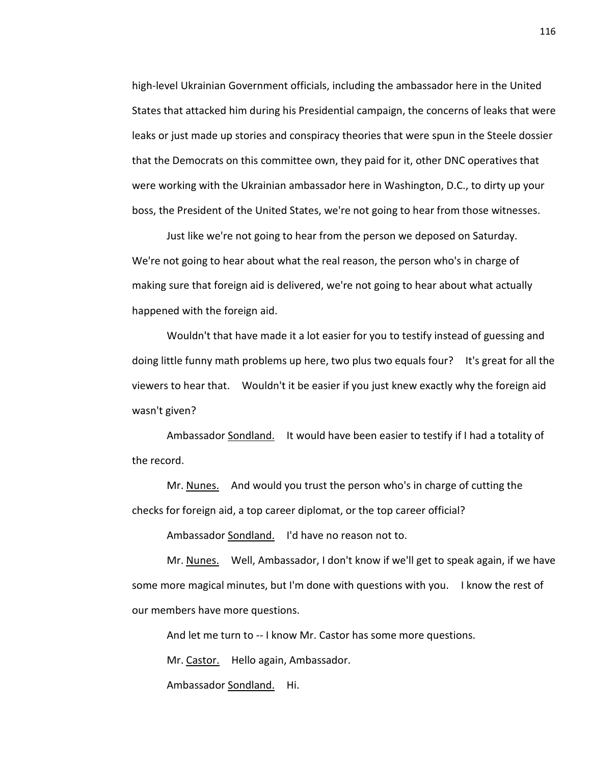high-level Ukrainian Government officials, including the ambassador here in the United States that attacked him during his Presidential campaign, the concerns of leaks that were leaks or just made up stories and conspiracy theories that were spun in the Steele dossier that the Democrats on this committee own, they paid for it, other DNC operatives that were working with the Ukrainian ambassador here in Washington, D.C., to dirty up your boss, the President of the United States, we're not going to hear from those witnesses.

Just like we're not going to hear from the person we deposed on Saturday. We're not going to hear about what the real reason, the person who's in charge of making sure that foreign aid is delivered, we're not going to hear about what actually happened with the foreign aid.

Wouldn't that have made it a lot easier for you to testify instead of guessing and doing little funny math problems up here, two plus two equals four? It's great for all the viewers to hear that. Wouldn't it be easier if you just knew exactly why the foreign aid wasn't given?

Ambassador Sondland. It would have been easier to testify if I had a totality of the record.

Mr. Nunes. And would you trust the person who's in charge of cutting the checks for foreign aid, a top career diplomat, or the top career official?

Ambassador Sondland. I'd have no reason not to.

Mr. Nunes. Well, Ambassador, I don't know if we'll get to speak again, if we have some more magical minutes, but I'm done with questions with you. I know the rest of our members have more questions.

And let me turn to -- I know Mr. Castor has some more questions.

Mr. Castor. Hello again, Ambassador.

Ambassador Sondland. Hi.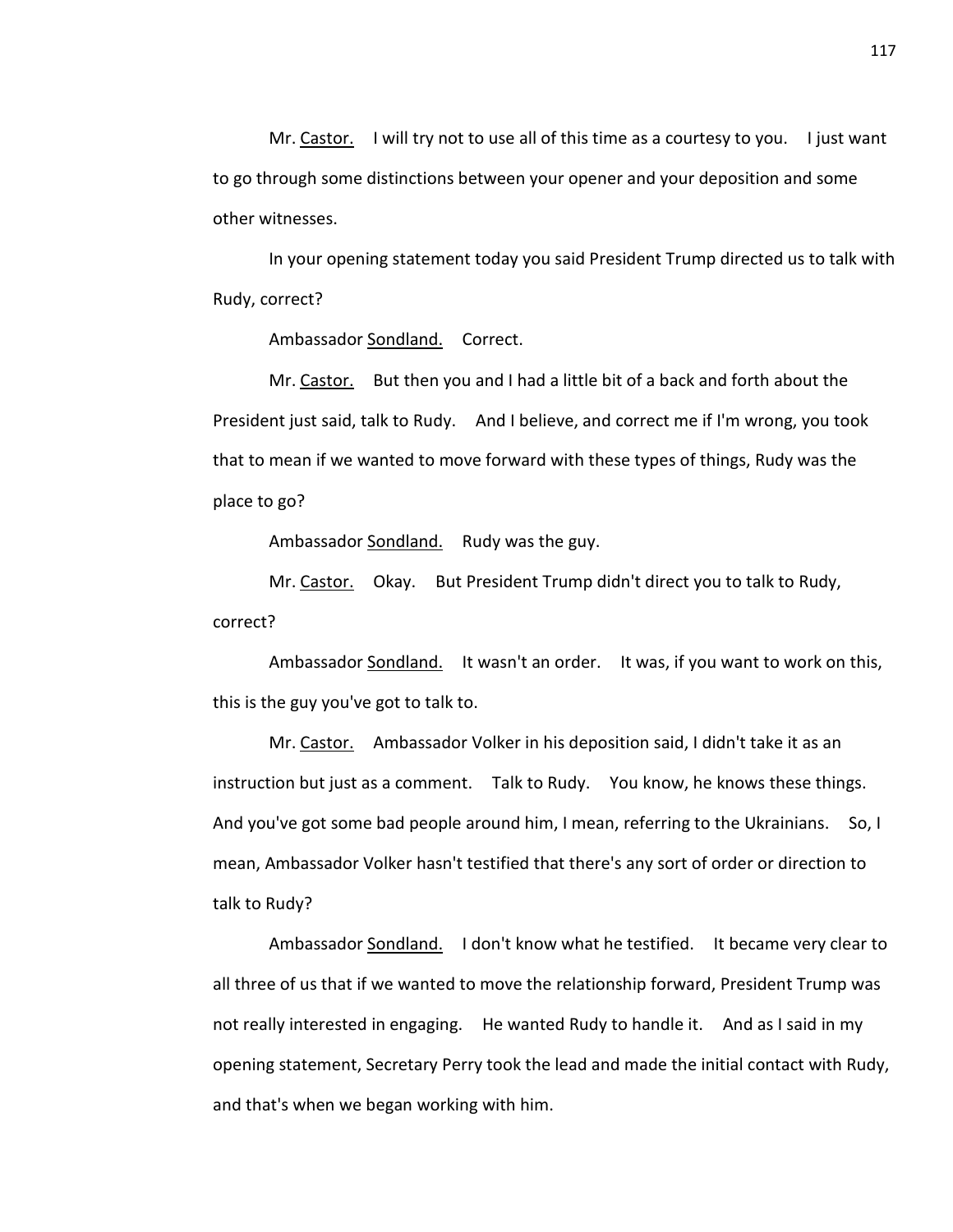Mr. Castor. I will try not to use all of this time as a courtesy to you. I just want to go through some distinctions between your opener and your deposition and some other witnesses.

In your opening statement today you said President Trump directed us to talk with Rudy, correct?

Ambassador Sondland. Correct.

Mr. Castor. But then you and I had a little bit of a back and forth about the President just said, talk to Rudy. And I believe, and correct me if I'm wrong, you took that to mean if we wanted to move forward with these types of things, Rudy was the place to go?

Ambassador Sondland. Rudy was the guy.

Mr. Castor. Okay. But President Trump didn't direct you to talk to Rudy, correct?

Ambassador Sondland. It wasn't an order. It was, if you want to work on this, this is the guy you've got to talk to.

Mr. Castor. Ambassador Volker in his deposition said, I didn't take it as an instruction but just as a comment. Talk to Rudy. You know, he knows these things. And you've got some bad people around him, I mean, referring to the Ukrainians. So, I mean, Ambassador Volker hasn't testified that there's any sort of order or direction to talk to Rudy?

Ambassador Sondland. I don't know what he testified. It became very clear to all three of us that if we wanted to move the relationship forward, President Trump was not really interested in engaging. He wanted Rudy to handle it. And as I said in my opening statement, Secretary Perry took the lead and made the initial contact with Rudy, and that's when we began working with him.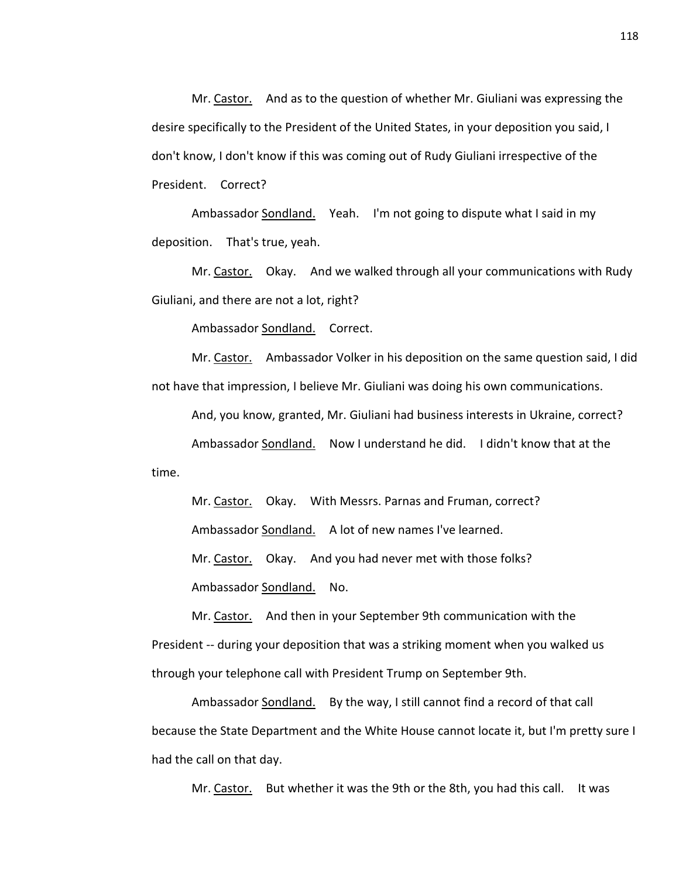Mr. Castor. And as to the question of whether Mr. Giuliani was expressing the desire specifically to the President of the United States, in your deposition you said, I don't know, I don't know if this was coming out of Rudy Giuliani irrespective of the President. Correct?

Ambassador Sondland. Yeah. I'm not going to dispute what I said in my deposition. That's true, yeah.

Mr. Castor. Okay. And we walked through all your communications with Rudy Giuliani, and there are not a lot, right?

Ambassador Sondland. Correct.

Mr. Castor. Ambassador Volker in his deposition on the same question said, I did not have that impression, I believe Mr. Giuliani was doing his own communications.

And, you know, granted, Mr. Giuliani had business interests in Ukraine, correct?

Ambassador Sondland. Now I understand he did. I didn't know that at the time.

Mr. Castor. Okay. With Messrs. Parnas and Fruman, correct?

Ambassador Sondland. A lot of new names I've learned.

Mr. Castor. Okay. And you had never met with those folks?

Ambassador Sondland. No.

Mr. Castor. And then in your September 9th communication with the President -- during your deposition that was a striking moment when you walked us through your telephone call with President Trump on September 9th.

Ambassador Sondland. By the way, I still cannot find a record of that call because the State Department and the White House cannot locate it, but I'm pretty sure I had the call on that day.

Mr. Castor. But whether it was the 9th or the 8th, you had this call. It was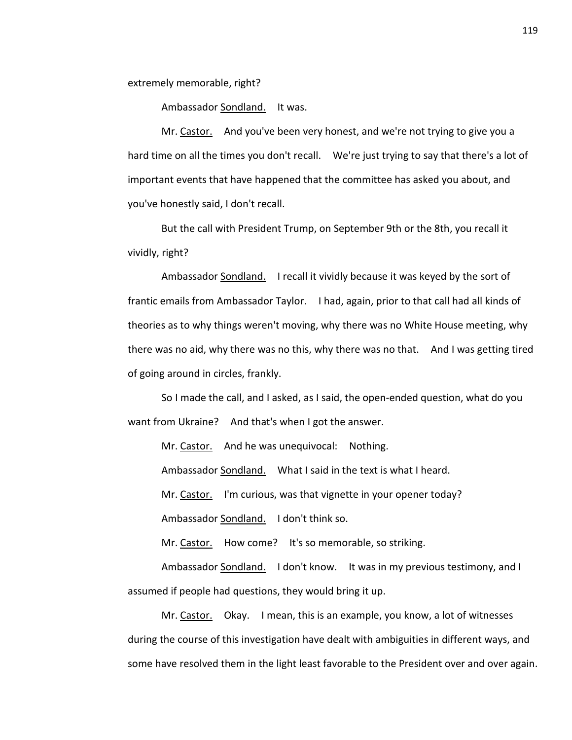extremely memorable, right?

Ambassador Sondland. It was.

Mr. Castor. And you've been very honest, and we're not trying to give you a hard time on all the times you don't recall. We're just trying to say that there's a lot of important events that have happened that the committee has asked you about, and you've honestly said, I don't recall.

But the call with President Trump, on September 9th or the 8th, you recall it vividly, right?

Ambassador Sondland. I recall it vividly because it was keyed by the sort of frantic emails from Ambassador Taylor. I had, again, prior to that call had all kinds of theories as to why things weren't moving, why there was no White House meeting, why there was no aid, why there was no this, why there was no that. And I was getting tired of going around in circles, frankly.

So I made the call, and I asked, as I said, the open-ended question, what do you want from Ukraine? And that's when I got the answer.

Mr. Castor. And he was unequivocal: Nothing.

Ambassador Sondland. What I said in the text is what I heard.

Mr. Castor. I'm curious, was that vignette in your opener today?

Ambassador Sondland. I don't think so.

Mr. Castor. How come? It's so memorable, so striking.

Ambassador Sondland. I don't know. It was in my previous testimony, and I assumed if people had questions, they would bring it up.

Mr. Castor. Okay. I mean, this is an example, you know, a lot of witnesses during the course of this investigation have dealt with ambiguities in different ways, and some have resolved them in the light least favorable to the President over and over again.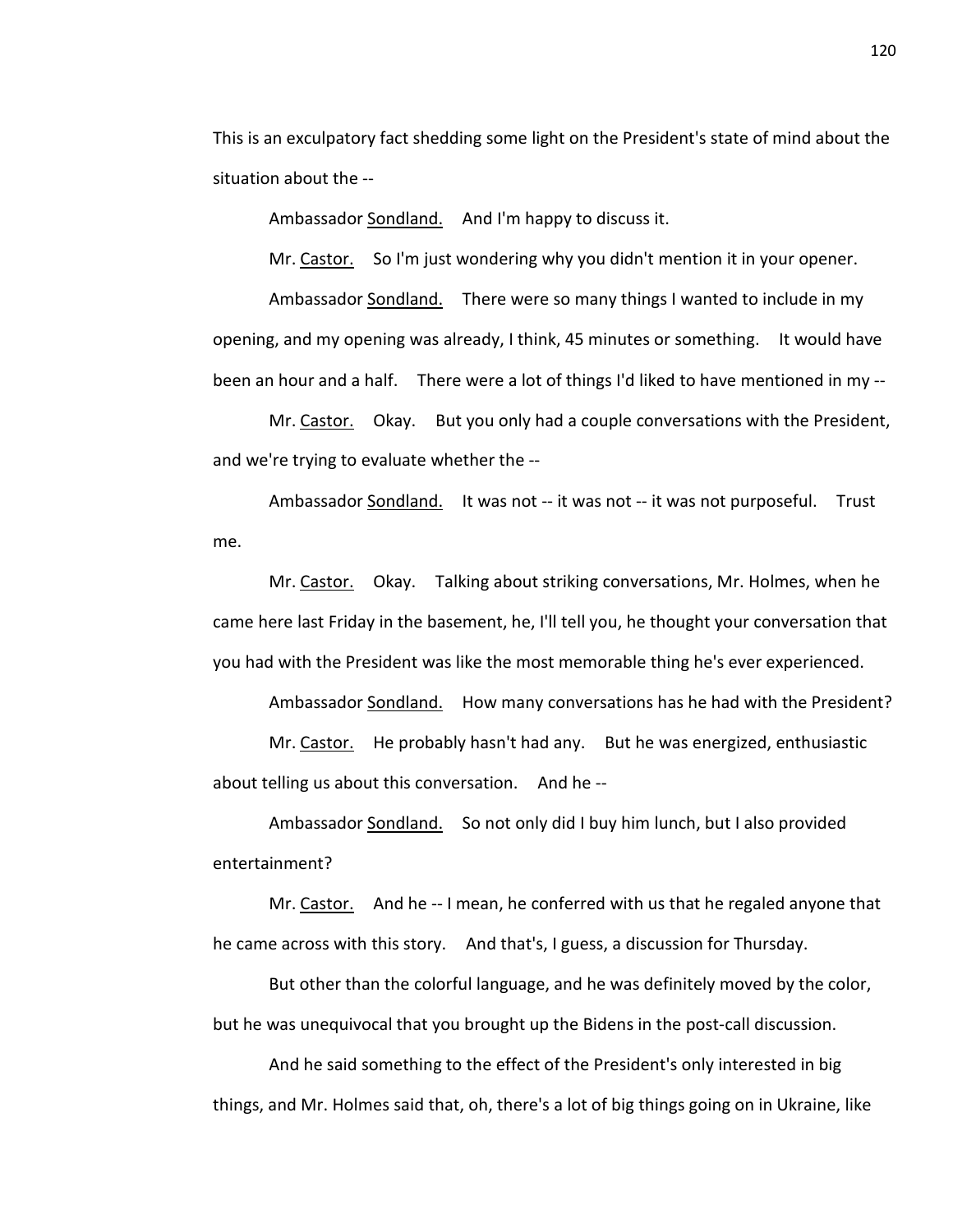This is an exculpatory fact shedding some light on the President's state of mind about the situation about the --

Ambassador Sondland. And I'm happy to discuss it.

Mr. Castor. So I'm just wondering why you didn't mention it in your opener.

Ambassador Sondland. There were so many things I wanted to include in my opening, and my opening was already, I think, 45 minutes or something. It would have been an hour and a half. There were a lot of things I'd liked to have mentioned in my --

Mr. Castor. Okay. But you only had a couple conversations with the President, and we're trying to evaluate whether the --

Ambassador Sondland. It was not -- it was not -- it was not purposeful. Trust me.

Mr. Castor. Okay. Talking about striking conversations, Mr. Holmes, when he came here last Friday in the basement, he, I'll tell you, he thought your conversation that you had with the President was like the most memorable thing he's ever experienced.

Ambassador Sondland. How many conversations has he had with the President?

Mr. Castor. He probably hasn't had any. But he was energized, enthusiastic about telling us about this conversation. And he --

Ambassador Sondland. So not only did I buy him lunch, but I also provided entertainment?

Mr. Castor. And he -- I mean, he conferred with us that he regaled anyone that he came across with this story. And that's, I guess, a discussion for Thursday.

But other than the colorful language, and he was definitely moved by the color, but he was unequivocal that you brought up the Bidens in the post-call discussion.

And he said something to the effect of the President's only interested in big things, and Mr. Holmes said that, oh, there's a lot of big things going on in Ukraine, like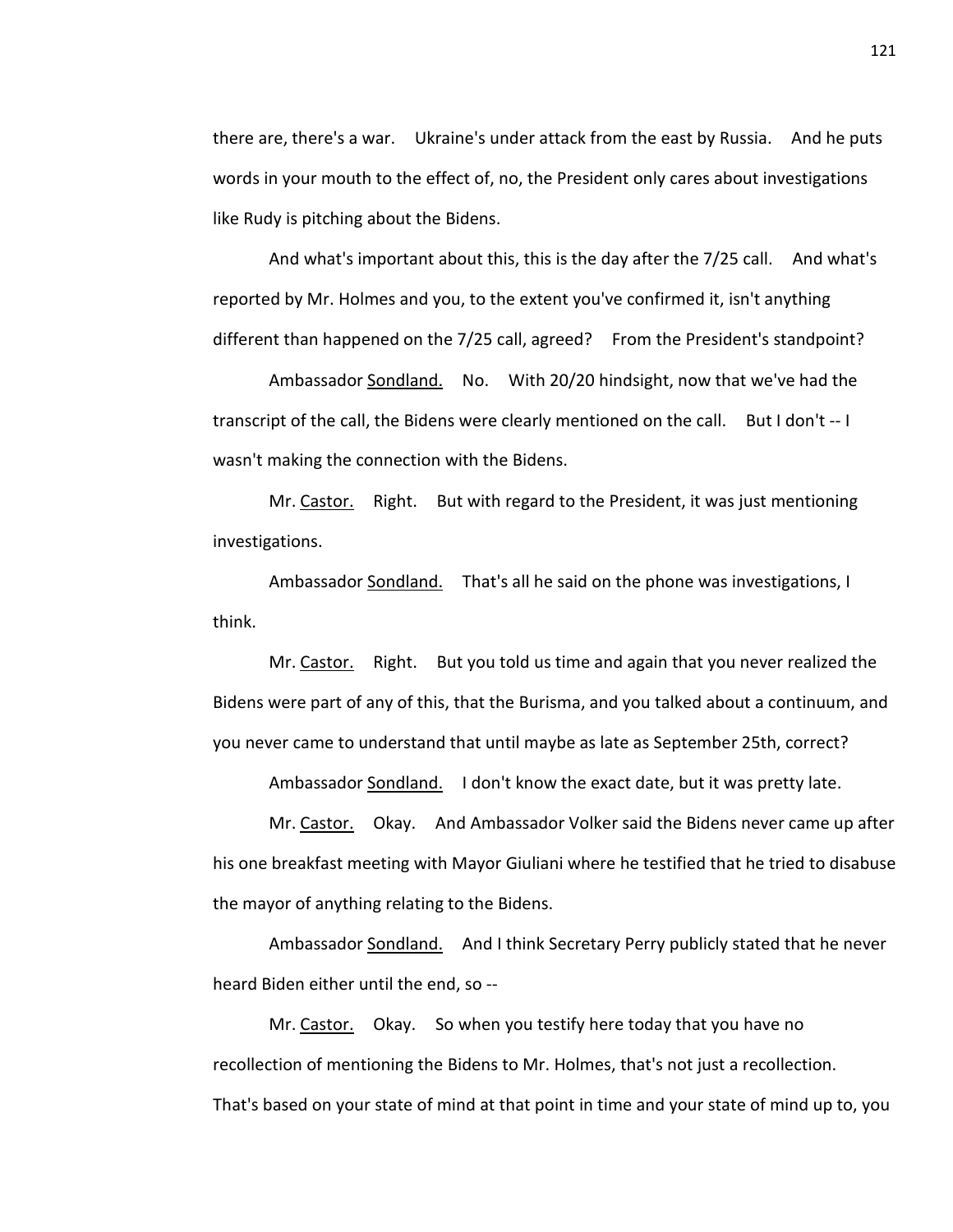there are, there's a war. Ukraine's under attack from the east by Russia. And he puts words in your mouth to the effect of, no, the President only cares about investigations like Rudy is pitching about the Bidens.

And what's important about this, this is the day after the 7/25 call. And what's reported by Mr. Holmes and you, to the extent you've confirmed it, isn't anything different than happened on the 7/25 call, agreed? From the President's standpoint?

Ambassador Sondland. No. With 20/20 hindsight, now that we've had the transcript of the call, the Bidens were clearly mentioned on the call. But I don't -- I wasn't making the connection with the Bidens.

Mr. Castor. Right. But with regard to the President, it was just mentioning investigations.

Ambassador Sondland. That's all he said on the phone was investigations, I think.

Mr. Castor. Right. But you told us time and again that you never realized the Bidens were part of any of this, that the Burisma, and you talked about a continuum, and you never came to understand that until maybe as late as September 25th, correct?

Ambassador Sondland. I don't know the exact date, but it was pretty late.

Mr. Castor. Okay. And Ambassador Volker said the Bidens never came up after his one breakfast meeting with Mayor Giuliani where he testified that he tried to disabuse the mayor of anything relating to the Bidens.

Ambassador Sondland. And I think Secretary Perry publicly stated that he never heard Biden either until the end, so --

Mr. Castor. Okay. So when you testify here today that you have no recollection of mentioning the Bidens to Mr. Holmes, that's not just a recollection. That's based on your state of mind at that point in time and your state of mind up to, you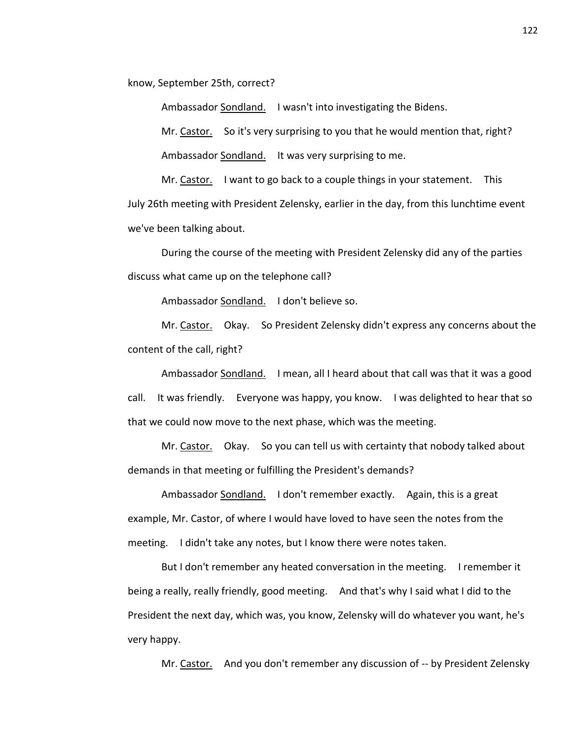know, September 25th, correct?

Ambassador Sondland. I wasn't into investigating the Bidens.

Mr. Castor. So it's very surprising to you that he would mention that, right?

Ambassador Sondland. It was very surprising to me.

Mr. Castor. I want to go back to a couple things in your statement. This July 26th meeting with President Zelensky, earlier in the day, from this lunchtime event we've been talking about.

During the course of the meeting with President Zelensky did any of the parties discuss what came up on the telephone call?

Ambassador Sondland. I don't believe so.

Mr. Castor. Okay. So President Zelensky didn't express any concerns about the content of the call, right?

Ambassador Sondland. I mean, all I heard about that call was that it was a good call. It was friendly. Everyone was happy, you know. I was delighted to hear that so that we could now move to the next phase, which was the meeting.

Mr. Castor. Okay. So you can tell us with certainty that nobody talked about demands in that meeting or fulfilling the President's demands?

Ambassador Sondland. I don't remember exactly. Again, this is a great example, Mr. Castor, of where I would have loved to have seen the notes from the meeting. I didn't take any notes, but I know there were notes taken.

But I don't remember any heated conversation in the meeting. I remember it being a really, really friendly, good meeting. And that's why I said what I did to the President the next day, which was, you know, Zelensky will do whatever you want, he's very happy.

Mr. Castor. And you don't remember any discussion of -- by President Zelensky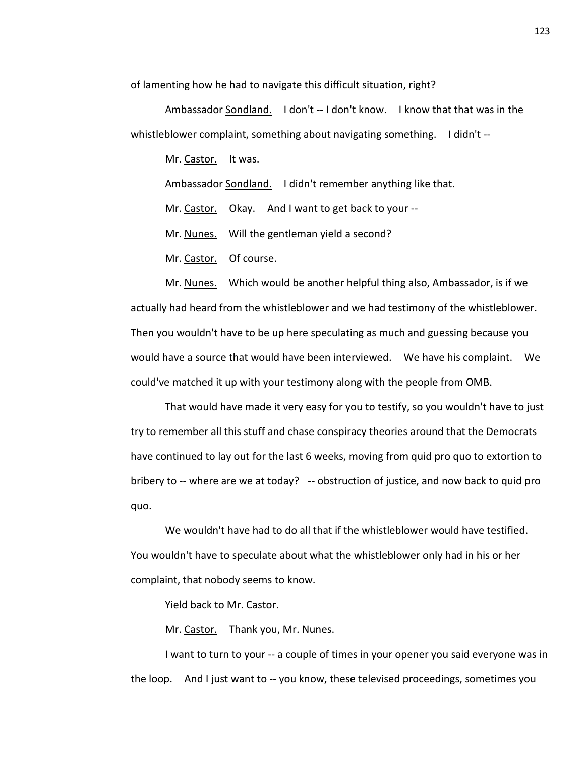of lamenting how he had to navigate this difficult situation, right?

Ambassador Sondland. I don't -- I don't know. I know that that was in the whistleblower complaint, something about navigating something. I didn't --

Mr. Castor. It was.

Ambassador Sondland. I didn't remember anything like that.

Mr. Castor. Okay. And I want to get back to your --

Mr. Nunes. Will the gentleman yield a second?

Mr. Castor. Of course.

Mr. Nunes. Which would be another helpful thing also, Ambassador, is if we actually had heard from the whistleblower and we had testimony of the whistleblower. Then you wouldn't have to be up here speculating as much and guessing because you would have a source that would have been interviewed. We have his complaint. We could've matched it up with your testimony along with the people from OMB.

That would have made it very easy for you to testify, so you wouldn't have to just try to remember all this stuff and chase conspiracy theories around that the Democrats have continued to lay out for the last 6 weeks, moving from quid pro quo to extortion to bribery to -- where are we at today? -- obstruction of justice, and now back to quid pro quo.

We wouldn't have had to do all that if the whistleblower would have testified. You wouldn't have to speculate about what the whistleblower only had in his or her complaint, that nobody seems to know.

Yield back to Mr. Castor.

Mr. Castor. Thank you, Mr. Nunes.

I want to turn to your -- a couple of times in your opener you said everyone was in the loop. And I just want to -- you know, these televised proceedings, sometimes you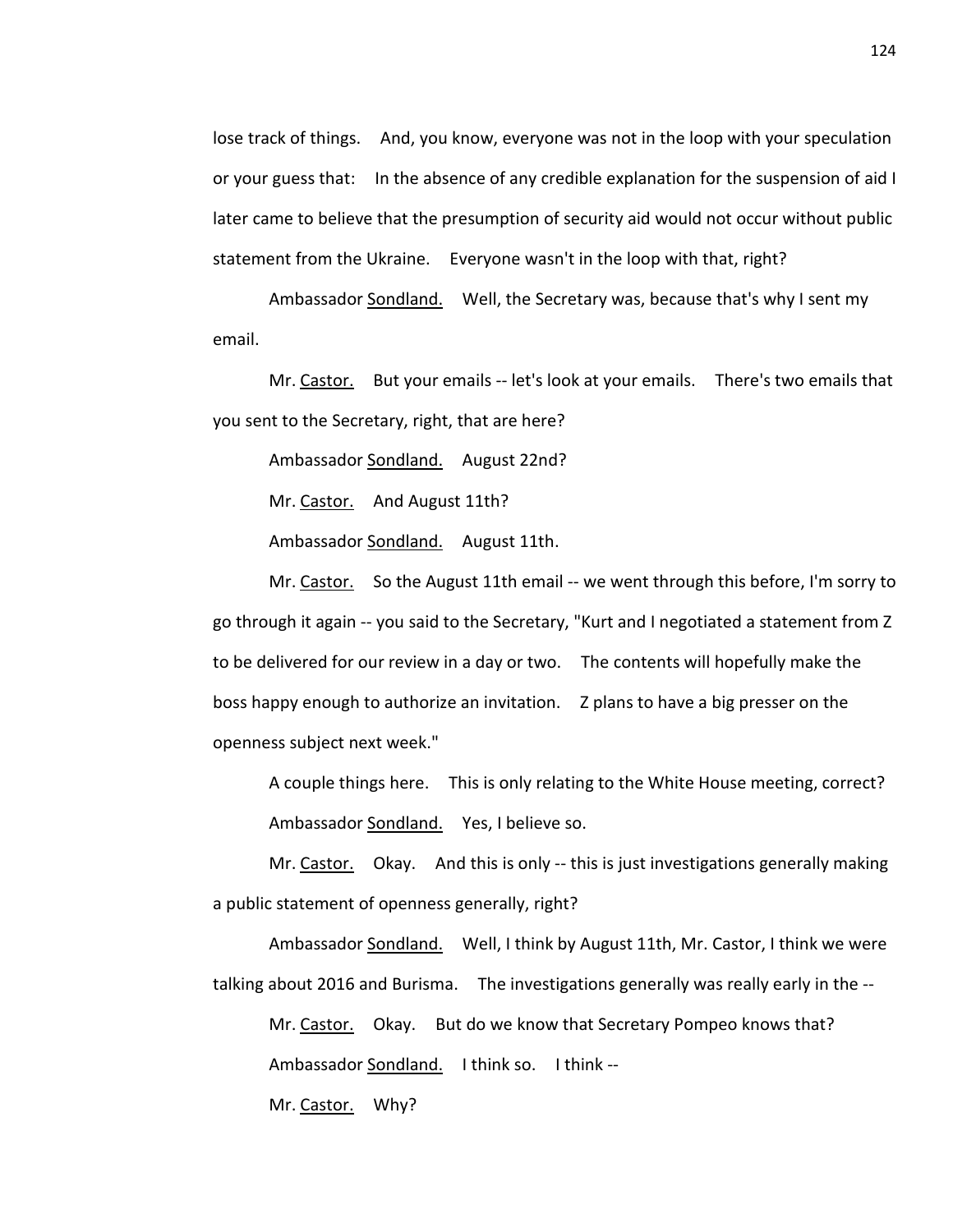lose track of things. And, you know, everyone was not in the loop with your speculation or your guess that: In the absence of any credible explanation for the suspension of aid I later came to believe that the presumption of security aid would not occur without public statement from the Ukraine. Everyone wasn't in the loop with that, right?

Ambassador Sondland. Well, the Secretary was, because that's why I sent my email.

Mr. Castor. But your emails -- let's look at your emails. There's two emails that you sent to the Secretary, right, that are here?

Ambassador Sondland. August 22nd?

Mr. Castor. And August 11th?

Ambassador Sondland. August 11th.

Mr. Castor. So the August 11th email -- we went through this before, I'm sorry to go through it again -- you said to the Secretary, "Kurt and I negotiated a statement from Z to be delivered for our review in a day or two. The contents will hopefully make the boss happy enough to authorize an invitation. Z plans to have a big presser on the openness subject next week."

A couple things here. This is only relating to the White House meeting, correct?

Ambassador Sondland. Yes, I believe so.

Mr. Castor. Okay. And this is only -- this is just investigations generally making a public statement of openness generally, right?

Ambassador Sondland. Well, I think by August 11th, Mr. Castor, I think we were talking about 2016 and Burisma. The investigations generally was really early in the --

Mr. Castor. Okay. But do we know that Secretary Pompeo knows that?

Ambassador Sondland. I think so. I think --

Mr. Castor. Why?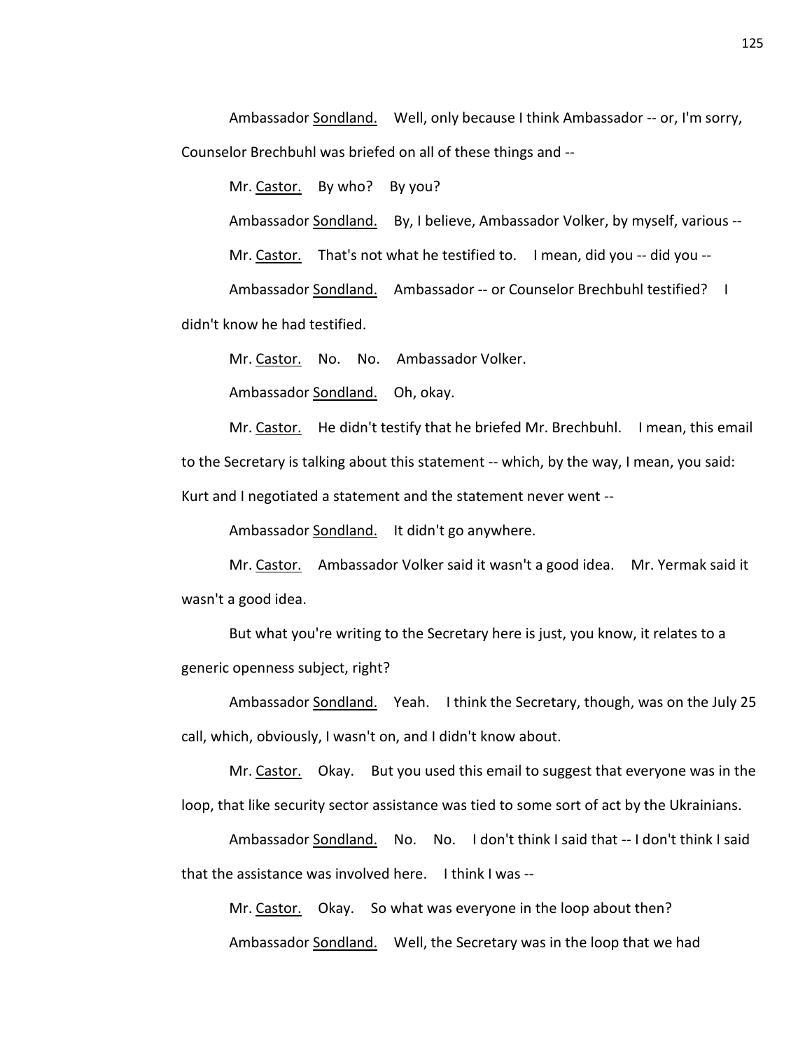Ambassador Sondland. Well, only because I think Ambassador -- or, I'm sorry, Counselor Brechbuhl was briefed on all of these things and --

Mr. Castor. By who? By you?

Ambassador Sondland. By, I believe, Ambassador Volker, by myself, various --

Mr. Castor. That's not what he testified to. I mean, did you -- did you --

Ambassador Sondland. Ambassador -- or Counselor Brechbuhl testified? I didn't know he had testified.

Mr. Castor. No. No. Ambassador Volker.

Ambassador Sondland. Oh, okay.

Mr. Castor. He didn't testify that he briefed Mr. Brechbuhl. I mean, this email to the Secretary is talking about this statement -- which, by the way, I mean, you said: Kurt and I negotiated a statement and the statement never went --

Ambassador Sondland. It didn't go anywhere.

Mr. Castor. Ambassador Volker said it wasn't a good idea. Mr. Yermak said it wasn't a good idea.

But what you're writing to the Secretary here is just, you know, it relates to a generic openness subject, right?

Ambassador Sondland. Yeah. I think the Secretary, though, was on the July 25 call, which, obviously, I wasn't on, and I didn't know about.

Mr. Castor. Okay. But you used this email to suggest that everyone was in the loop, that like security sector assistance was tied to some sort of act by the Ukrainians.

Ambassador Sondland. No. No. I don't think I said that -- I don't think I said that the assistance was involved here. I think I was --

Mr. Castor. Okay. So what was everyone in the loop about then?

Ambassador Sondland. Well, the Secretary was in the loop that we had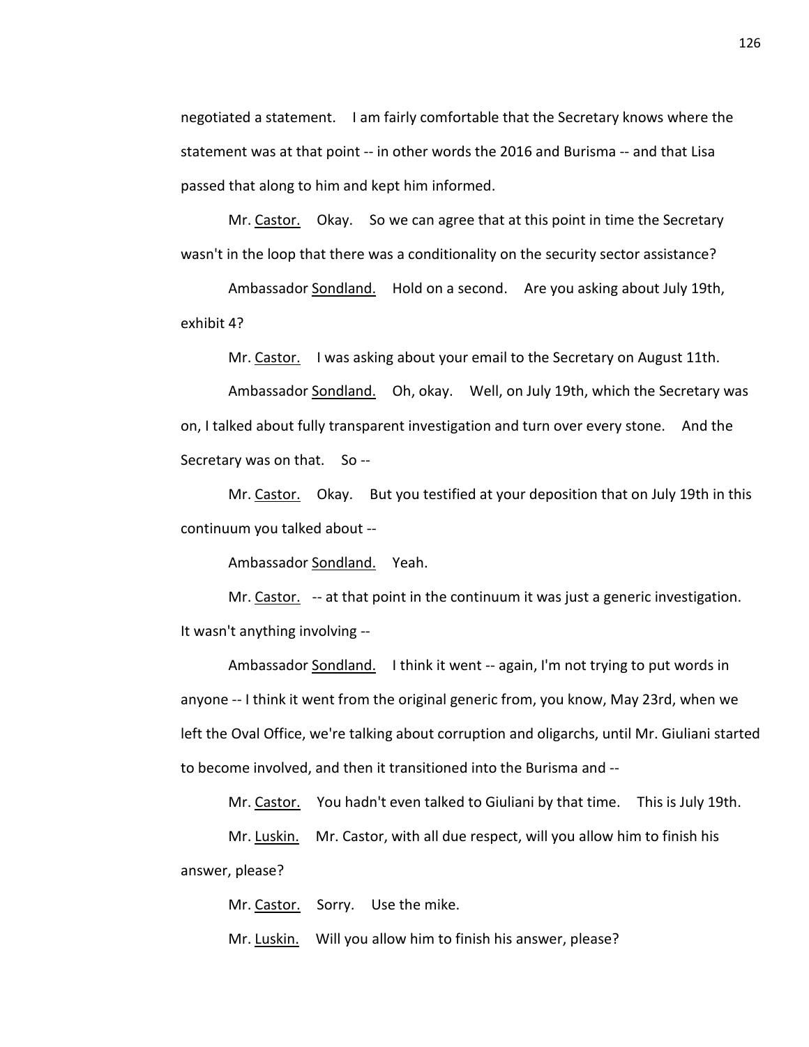negotiated a statement. I am fairly comfortable that the Secretary knows where the statement was at that point -- in other words the 2016 and Burisma -- and that Lisa passed that along to him and kept him informed.

Mr. Castor. Okay. So we can agree that at this point in time the Secretary wasn't in the loop that there was a conditionality on the security sector assistance?

Ambassador Sondland. Hold on a second. Are you asking about July 19th, exhibit 4?

Mr. Castor. I was asking about your email to the Secretary on August 11th.

Ambassador Sondland. Oh, okay. Well, on July 19th, which the Secretary was on, I talked about fully transparent investigation and turn over every stone. And the Secretary was on that. So --

Mr. Castor. Okay. But you testified at your deposition that on July 19th in this continuum you talked about --

Ambassador Sondland. Yeah.

Mr. Castor. -- at that point in the continuum it was just a generic investigation. It wasn't anything involving --

Ambassador Sondland. I think it went -- again, I'm not trying to put words in anyone -- I think it went from the original generic from, you know, May 23rd, when we left the Oval Office, we're talking about corruption and oligarchs, until Mr. Giuliani started to become involved, and then it transitioned into the Burisma and --

Mr. Castor. You hadn't even talked to Giuliani by that time. This is July 19th.

Mr. Luskin. Mr. Castor, with all due respect, will you allow him to finish his answer, please?

Mr. Castor. Sorry. Use the mike.

Mr. Luskin. Will you allow him to finish his answer, please?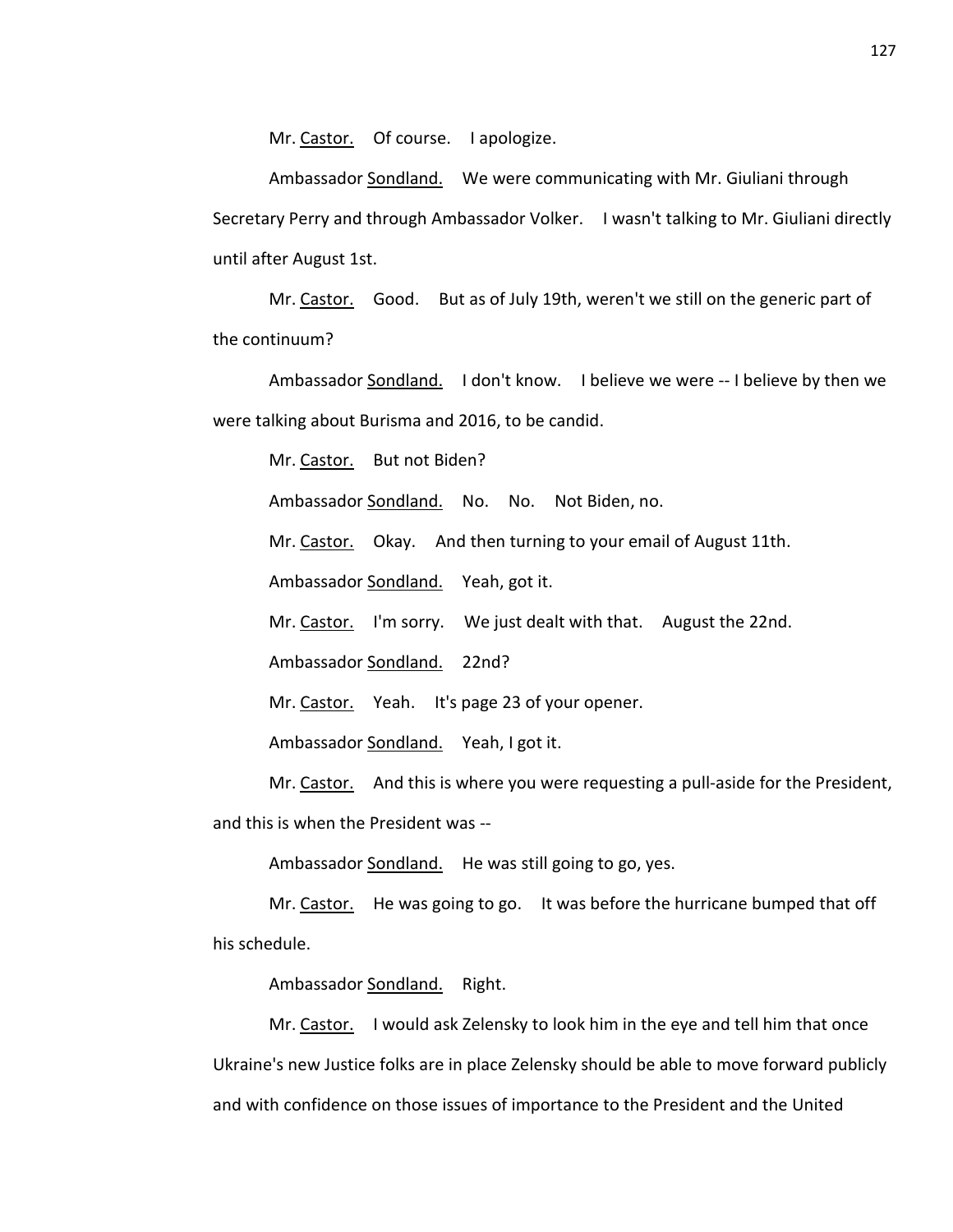Mr. Castor. Of course. I apologize.

Ambassador Sondland. We were communicating with Mr. Giuliani through Secretary Perry and through Ambassador Volker. I wasn't talking to Mr. Giuliani directly until after August 1st.

Mr. Castor. Good. But as of July 19th, weren't we still on the generic part of the continuum?

Ambassador Sondland. I don't know. I believe we were -- I believe by then we were talking about Burisma and 2016, to be candid.

Mr. Castor. But not Biden?

Ambassador Sondland. No. No. Not Biden, no.

Mr. Castor. Okay. And then turning to your email of August 11th.

Ambassador Sondland. Yeah, got it.

Mr. Castor. I'm sorry. We just dealt with that. August the 22nd.

Ambassador Sondland. 22nd?

Mr. Castor. Yeah. It's page 23 of your opener.

Ambassador Sondland. Yeah, I got it.

Mr. Castor. And this is where you were requesting a pull-aside for the President, and this is when the President was --

Ambassador Sondland. He was still going to go, yes.

Mr. Castor. He was going to go. It was before the hurricane bumped that off his schedule.

Ambassador Sondland. Right.

Mr. Castor. I would ask Zelensky to look him in the eye and tell him that once Ukraine's new Justice folks are in place Zelensky should be able to move forward publicly and with confidence on those issues of importance to the President and the United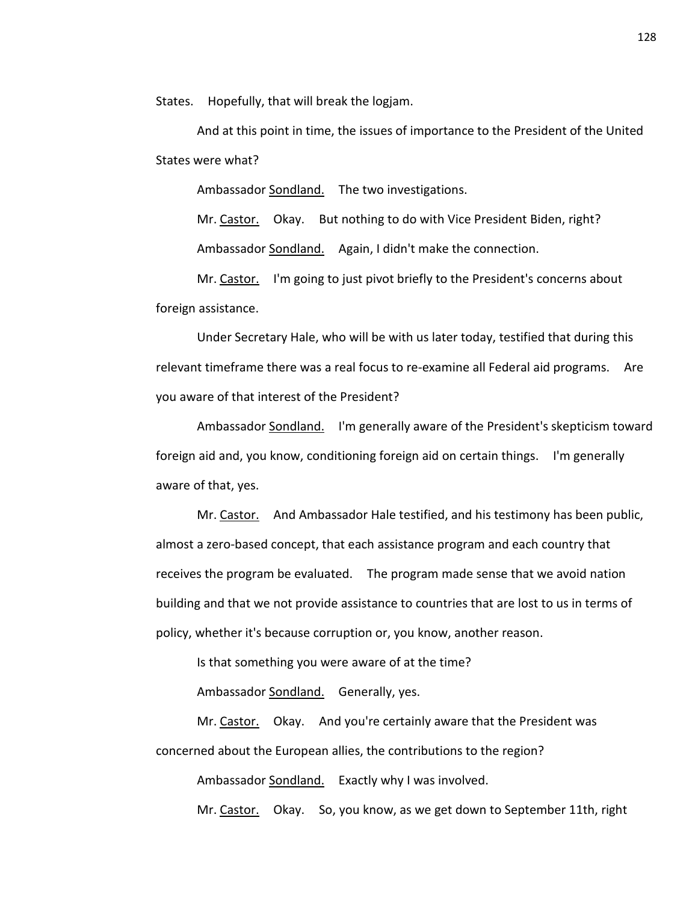States. Hopefully, that will break the logjam.

And at this point in time, the issues of importance to the President of the United States were what?

Ambassador Sondland. The two investigations.

Mr. Castor. Okay. But nothing to do with Vice President Biden, right?

Ambassador Sondland. Again, I didn't make the connection.

Mr. Castor. I'm going to just pivot briefly to the President's concerns about foreign assistance.

Under Secretary Hale, who will be with us later today, testified that during this relevant timeframe there was a real focus to re-examine all Federal aid programs. Are you aware of that interest of the President?

Ambassador Sondland. I'm generally aware of the President's skepticism toward foreign aid and, you know, conditioning foreign aid on certain things. I'm generally aware of that, yes.

Mr. Castor. And Ambassador Hale testified, and his testimony has been public, almost a zero-based concept, that each assistance program and each country that receives the program be evaluated. The program made sense that we avoid nation building and that we not provide assistance to countries that are lost to us in terms of policy, whether it's because corruption or, you know, another reason.

Is that something you were aware of at the time?

Ambassador Sondland. Generally, yes.

Mr. Castor. Okay. And you're certainly aware that the President was concerned about the European allies, the contributions to the region?

Ambassador Sondland. Exactly why I was involved.

Mr. Castor. Okay. So, you know, as we get down to September 11th, right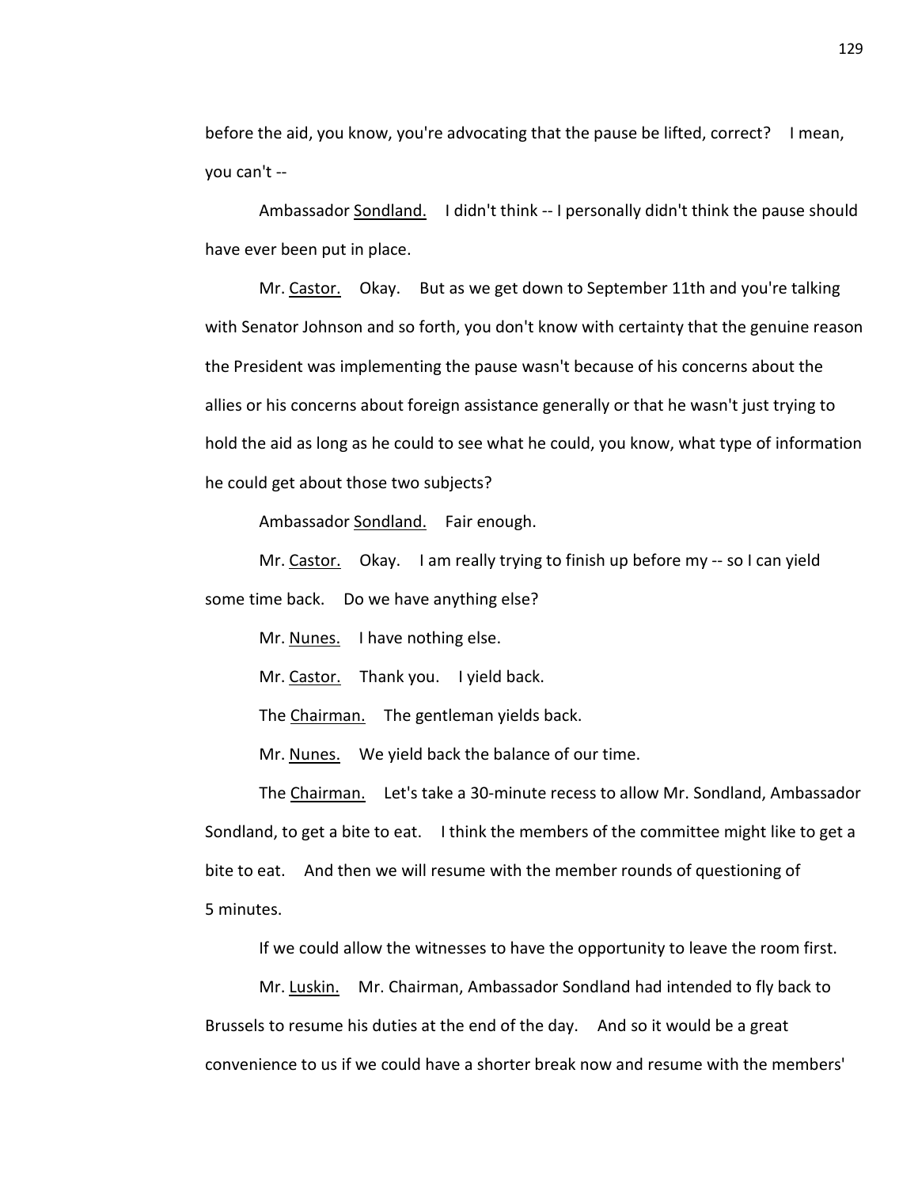before the aid, you know, you're advocating that the pause be lifted, correct? I mean, you can't --

Ambassador Sondland. I didn't think -- I personally didn't think the pause should have ever been put in place.

Mr. Castor. Okay. But as we get down to September 11th and you're talking with Senator Johnson and so forth, you don't know with certainty that the genuine reason the President was implementing the pause wasn't because of his concerns about the allies or his concerns about foreign assistance generally or that he wasn't just trying to hold the aid as long as he could to see what he could, you know, what type of information he could get about those two subjects?

Ambassador Sondland. Fair enough.

Mr. Castor. Okay. I am really trying to finish up before my -- so I can yield some time back. Do we have anything else?

Mr. Nunes. I have nothing else.

Mr. Castor. Thank you. I yield back.

The Chairman. The gentleman yields back.

Mr. Nunes. We yield back the balance of our time.

The Chairman. Let's take a 30-minute recess to allow Mr. Sondland, Ambassador Sondland, to get a bite to eat. I think the members of the committee might like to get a bite to eat. And then we will resume with the member rounds of questioning of 5 minutes.

If we could allow the witnesses to have the opportunity to leave the room first.

Mr. Luskin. Mr. Chairman, Ambassador Sondland had intended to fly back to Brussels to resume his duties at the end of the day. And so it would be a great convenience to us if we could have a shorter break now and resume with the members'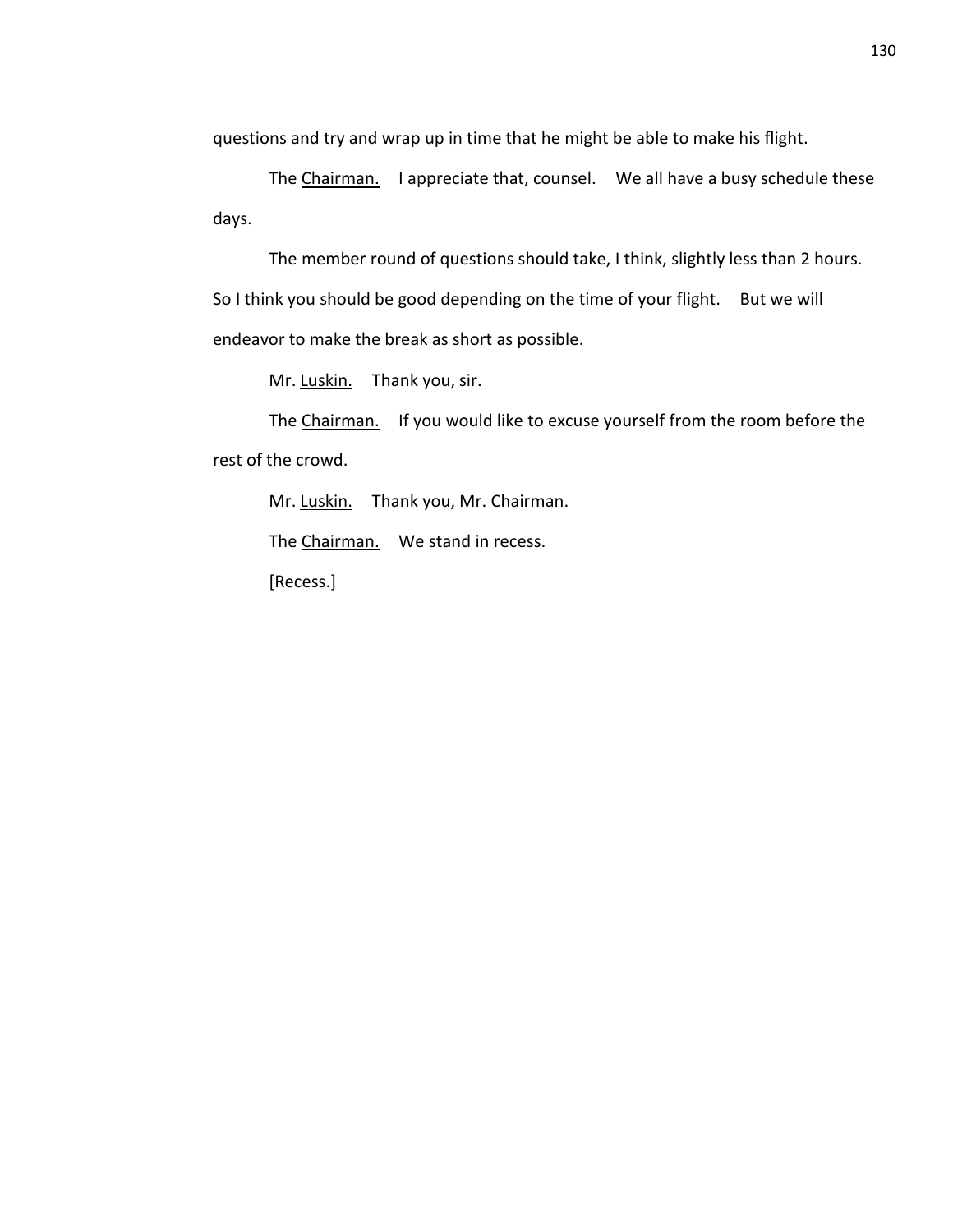questions and try and wrap up in time that he might be able to make his flight.

The Chairman. I appreciate that, counsel. We all have a busy schedule these days.

The member round of questions should take, I think, slightly less than 2 hours. So I think you should be good depending on the time of your flight. But we will endeavor to make the break as short as possible.

Mr. Luskin. Thank you, sir.

The Chairman. If you would like to excuse yourself from the room before the rest of the crowd.

Mr. Luskin. Thank you, Mr. Chairman.

The Chairman. We stand in recess.

[Recess.]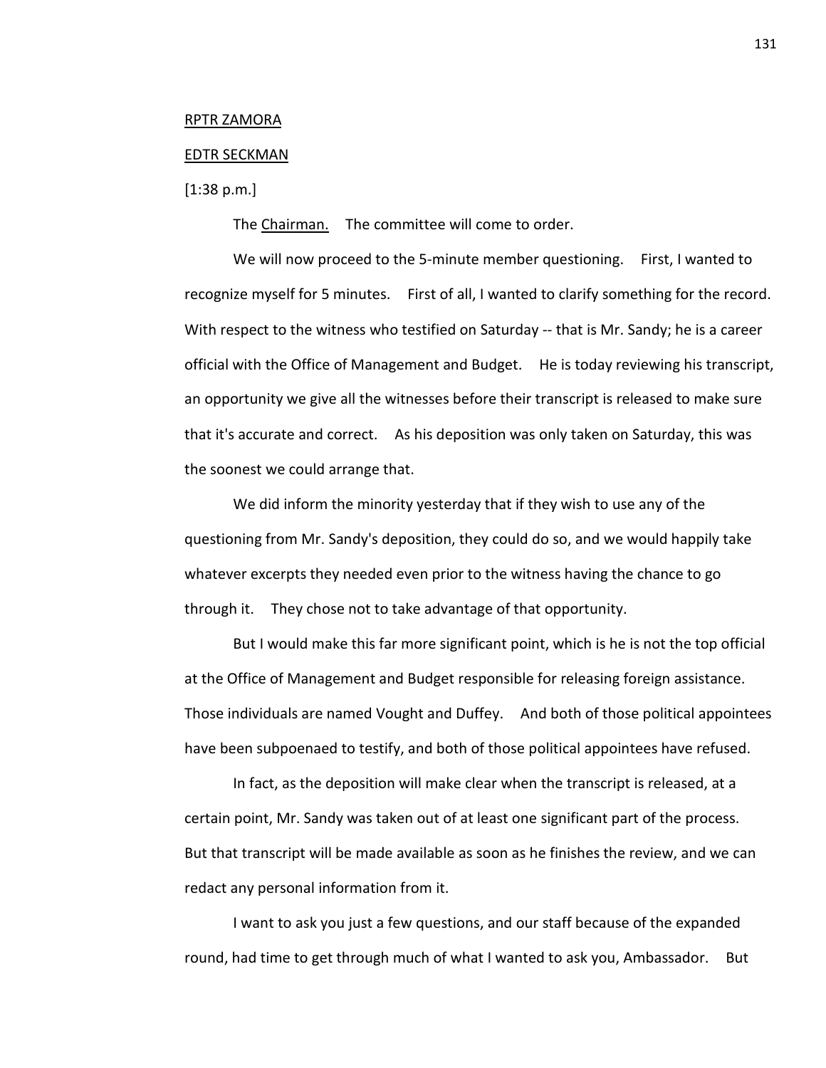RPTR ZAMORA

EDTR SECKMAN

[1:38 p.m.]

The Chairman. The committee will come to order.

We will now proceed to the 5-minute member questioning. First, I wanted to recognize myself for 5 minutes. First of all, I wanted to clarify something for the record. With respect to the witness who testified on Saturday -- that is Mr. Sandy; he is a career official with the Office of Management and Budget. He is today reviewing his transcript, an opportunity we give all the witnesses before their transcript is released to make sure that it's accurate and correct. As his deposition was only taken on Saturday, this was the soonest we could arrange that.

We did inform the minority yesterday that if they wish to use any of the questioning from Mr. Sandy's deposition, they could do so, and we would happily take whatever excerpts they needed even prior to the witness having the chance to go through it. They chose not to take advantage of that opportunity.

But I would make this far more significant point, which is he is not the top official at the Office of Management and Budget responsible for releasing foreign assistance. Those individuals are named Vought and Duffey. And both of those political appointees have been subpoenaed to testify, and both of those political appointees have refused.

In fact, as the deposition will make clear when the transcript is released, at a certain point, Mr. Sandy was taken out of at least one significant part of the process. But that transcript will be made available as soon as he finishes the review, and we can redact any personal information from it.

I want to ask you just a few questions, and our staff because of the expanded round, had time to get through much of what I wanted to ask you, Ambassador. But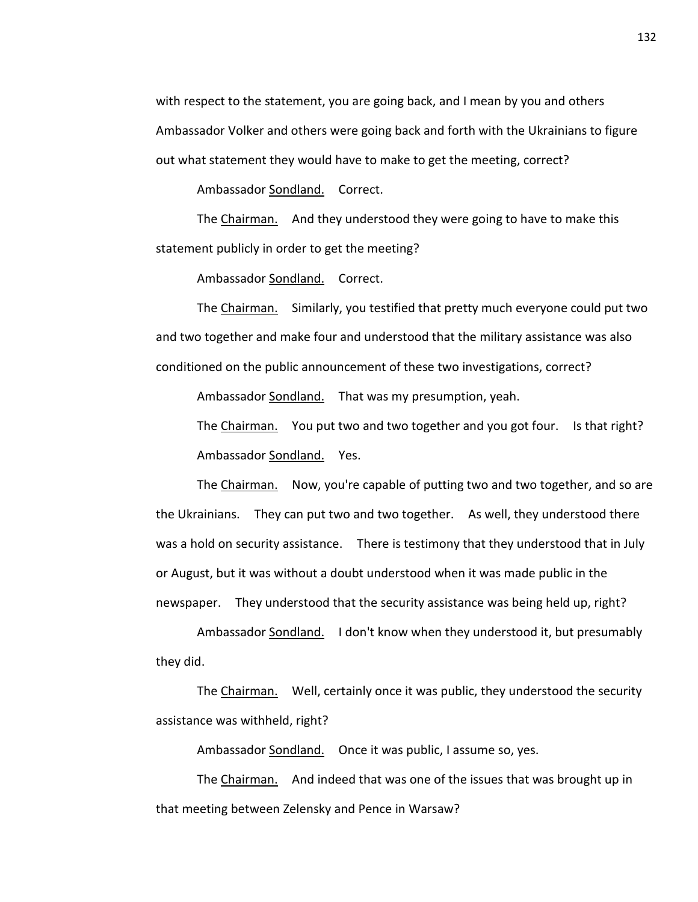with respect to the statement, you are going back, and I mean by you and others Ambassador Volker and others were going back and forth with the Ukrainians to figure out what statement they would have to make to get the meeting, correct?

Ambassador Sondland. Correct.

The Chairman. And they understood they were going to have to make this statement publicly in order to get the meeting?

Ambassador Sondland. Correct.

The Chairman. Similarly, you testified that pretty much everyone could put two and two together and make four and understood that the military assistance was also conditioned on the public announcement of these two investigations, correct?

Ambassador Sondland. That was my presumption, yeah.

The Chairman. You put two and two together and you got four. Is that right?

Ambassador Sondland. Yes.

The Chairman. Now, you're capable of putting two and two together, and so are the Ukrainians. They can put two and two together. As well, they understood there was a hold on security assistance. There is testimony that they understood that in July or August, but it was without a doubt understood when it was made public in the newspaper. They understood that the security assistance was being held up, right?

Ambassador Sondland. I don't know when they understood it, but presumably they did.

The Chairman. Well, certainly once it was public, they understood the security assistance was withheld, right?

Ambassador Sondland. Once it was public, I assume so, yes.

The Chairman. And indeed that was one of the issues that was brought up in that meeting between Zelensky and Pence in Warsaw?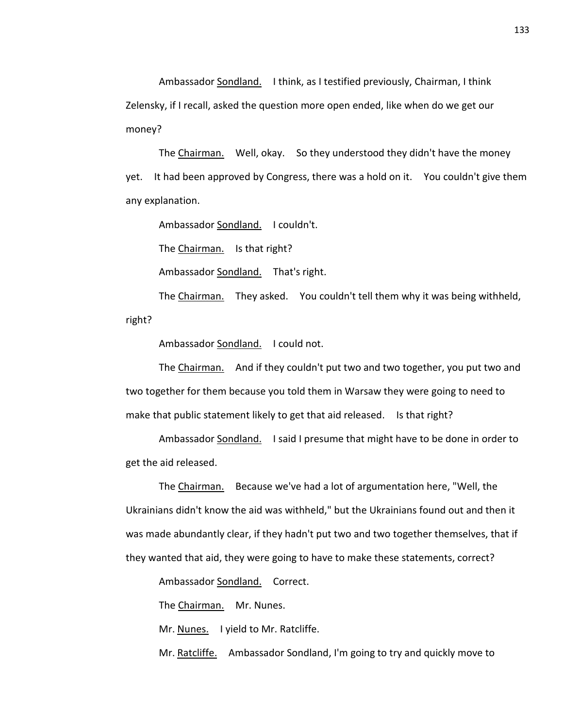Ambassador Sondland. I think, as I testified previously, Chairman, I think Zelensky, if I recall, asked the question more open ended, like when do we get our money?

The Chairman. Well, okay. So they understood they didn't have the money yet. It had been approved by Congress, there was a hold on it. You couldn't give them any explanation.

Ambassador Sondland. I couldn't.

The Chairman. Is that right?

Ambassador Sondland. That's right.

The Chairman. They asked. You couldn't tell them why it was being withheld, right?

Ambassador Sondland. I could not.

The Chairman. And if they couldn't put two and two together, you put two and two together for them because you told them in Warsaw they were going to need to make that public statement likely to get that aid released. Is that right?

Ambassador Sondland. I said I presume that might have to be done in order to get the aid released.

The Chairman. Because we've had a lot of argumentation here, "Well, the Ukrainians didn't know the aid was withheld," but the Ukrainians found out and then it was made abundantly clear, if they hadn't put two and two together themselves, that if they wanted that aid, they were going to have to make these statements, correct?

Ambassador Sondland. Correct.

The Chairman. Mr. Nunes.

Mr. Nunes. I yield to Mr. Ratcliffe.

Mr. Ratcliffe. Ambassador Sondland, I'm going to try and quickly move to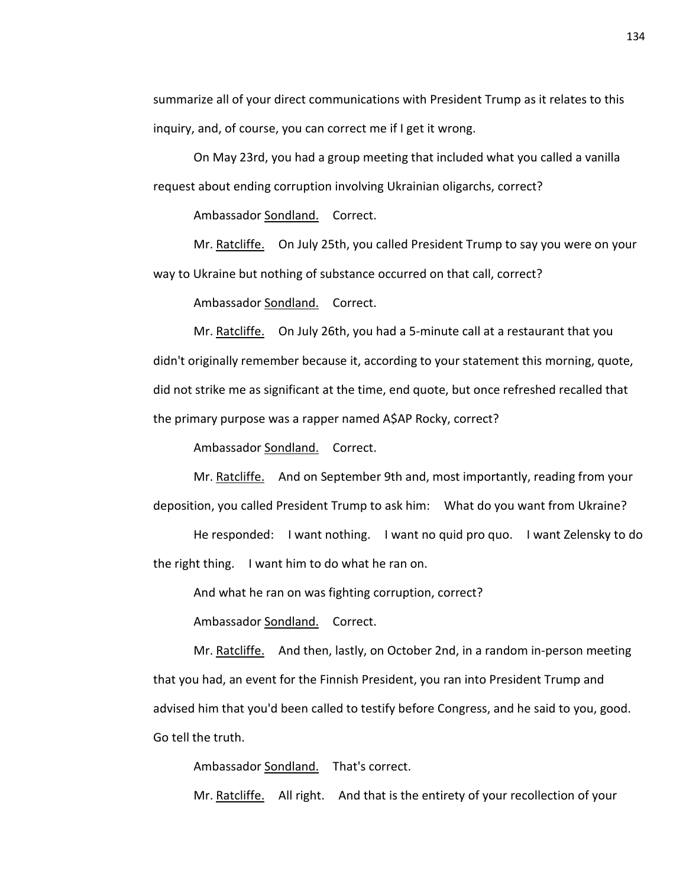summarize all of your direct communications with President Trump as it relates to this inquiry, and, of course, you can correct me if I get it wrong.

On May 23rd, you had a group meeting that included what you called a vanilla request about ending corruption involving Ukrainian oligarchs, correct?

Ambassador Sondland. Correct.

Mr. Ratcliffe. On July 25th, you called President Trump to say you were on your way to Ukraine but nothing of substance occurred on that call, correct?

Ambassador Sondland. Correct.

Mr. Ratcliffe. On July 26th, you had a 5-minute call at a restaurant that you didn't originally remember because it, according to your statement this morning, quote, did not strike me as significant at the time, end quote, but once refreshed recalled that the primary purpose was a rapper named A$AP Rocky, correct?

Ambassador Sondland. Correct.

Mr. Ratcliffe. And on September 9th and, most importantly, reading from your deposition, you called President Trump to ask him: What do you want from Ukraine?

He responded: I want nothing. I want no quid pro quo. I want Zelensky to do the right thing. I want him to do what he ran on.

And what he ran on was fighting corruption, correct?

Ambassador Sondland. Correct.

Mr. Ratcliffe. And then, lastly, on October 2nd, in a random in-person meeting that you had, an event for the Finnish President, you ran into President Trump and advised him that you'd been called to testify before Congress, and he said to you, good. Go tell the truth.

Ambassador Sondland. That's correct.

Mr. Ratcliffe. All right. And that is the entirety of your recollection of your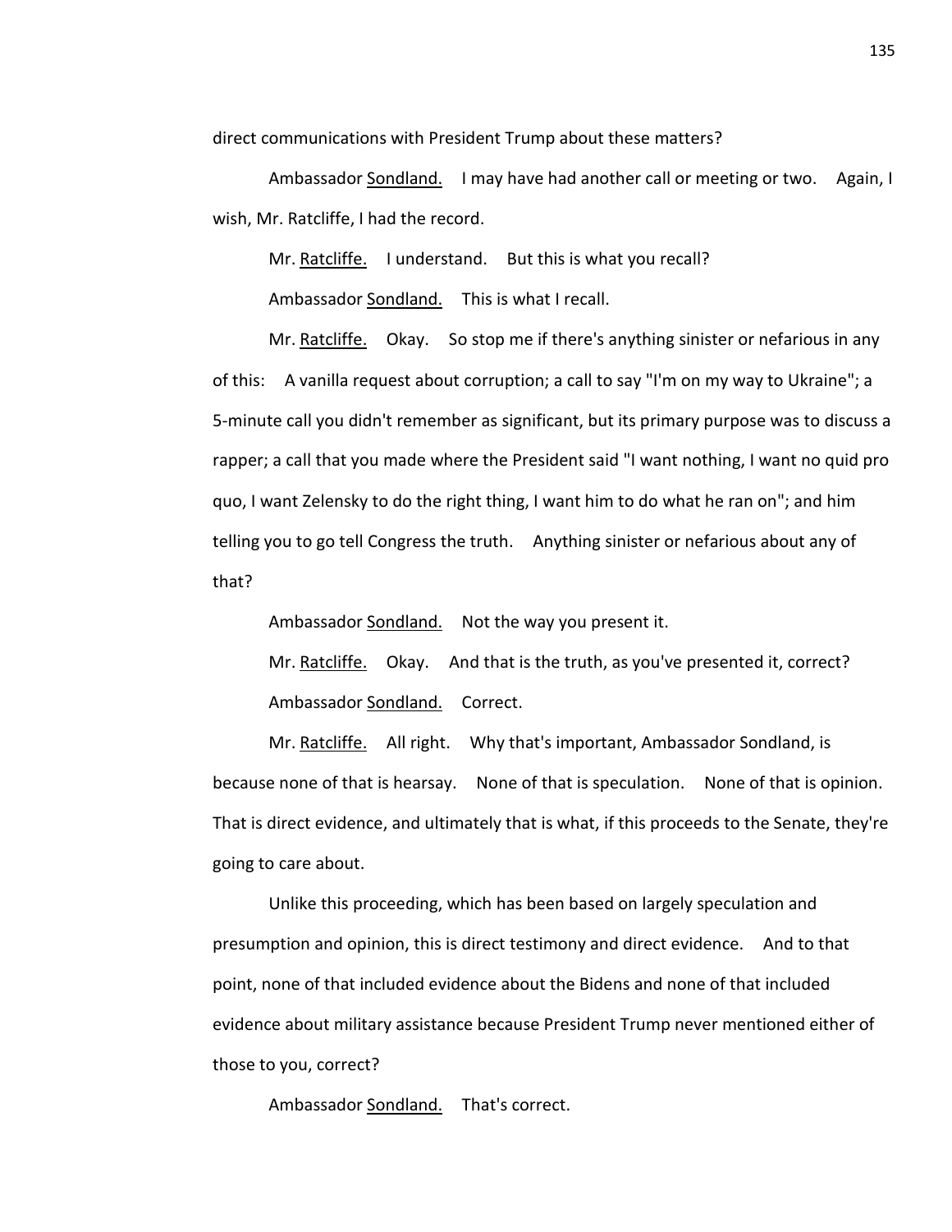direct communications with President Trump about these matters?

Ambassador Sondland. I may have had another call or meeting or two. Again, I wish, Mr. Ratcliffe, I had the record.

Mr. Ratcliffe. I understand. But this is what you recall?

Ambassador Sondland. This is what I recall.

Mr. Ratcliffe. Okay. So stop me if there's anything sinister or nefarious in any of this: A vanilla request about corruption; a call to say "I'm on my way to Ukraine"; a 5-minute call you didn't remember as significant, but its primary purpose was to discuss a rapper; a call that you made where the President said "I want nothing, I want no quid pro quo, I want Zelensky to do the right thing, I want him to do what he ran on"; and him telling you to go tell Congress the truth. Anything sinister or nefarious about any of that?

Ambassador Sondland. Not the way you present it.

Mr. Ratcliffe. Okay. And that is the truth, as you've presented it, correct?

Ambassador Sondland. Correct.

Mr. Ratcliffe. All right. Why that's important, Ambassador Sondland, is because none of that is hearsay. None of that is speculation. None of that is opinion. That is direct evidence, and ultimately that is what, if this proceeds to the Senate, they're going to care about.

Unlike this proceeding, which has been based on largely speculation and presumption and opinion, this is direct testimony and direct evidence. And to that point, none of that included evidence about the Bidens and none of that included evidence about military assistance because President Trump never mentioned either of those to you, correct?

Ambassador Sondland. That's correct.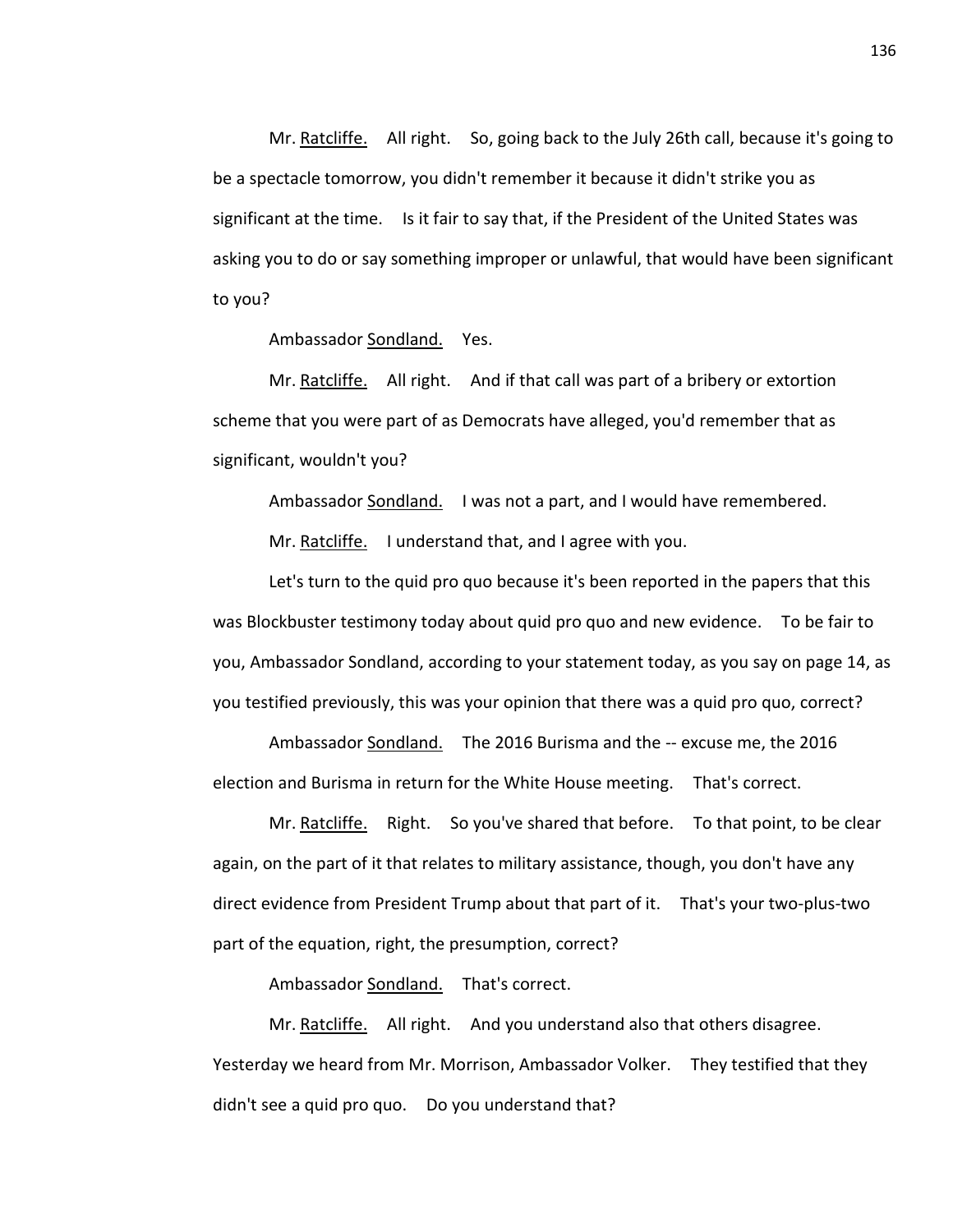Mr. Ratcliffe. All right. So, going back to the July 26th call, because it's going to be a spectacle tomorrow, you didn't remember it because it didn't strike you as significant at the time. Is it fair to say that, if the President of the United States was asking you to do or say something improper or unlawful, that would have been significant to you?

Ambassador Sondland. Yes.

Mr. Ratcliffe. All right. And if that call was part of a bribery or extortion scheme that you were part of as Democrats have alleged, you'd remember that as significant, wouldn't you?

Ambassador Sondland. I was not a part, and I would have remembered.

Mr. Ratcliffe. I understand that, and I agree with you.

Let's turn to the quid pro quo because it's been reported in the papers that this was Blockbuster testimony today about quid pro quo and new evidence. To be fair to you, Ambassador Sondland, according to your statement today, as you say on page 14, as you testified previously, this was your opinion that there was a quid pro quo, correct?

Ambassador Sondland. The 2016 Burisma and the -- excuse me, the 2016 election and Burisma in return for the White House meeting. That's correct.

Mr. Ratcliffe. Right. So you've shared that before. To that point, to be clear again, on the part of it that relates to military assistance, though, you don't have any direct evidence from President Trump about that part of it. That's your two-plus-two part of the equation, right, the presumption, correct?

Ambassador Sondland. That's correct.

Mr. Ratcliffe. All right. And you understand also that others disagree. Yesterday we heard from Mr. Morrison, Ambassador Volker. They testified that they didn't see a quid pro quo. Do you understand that?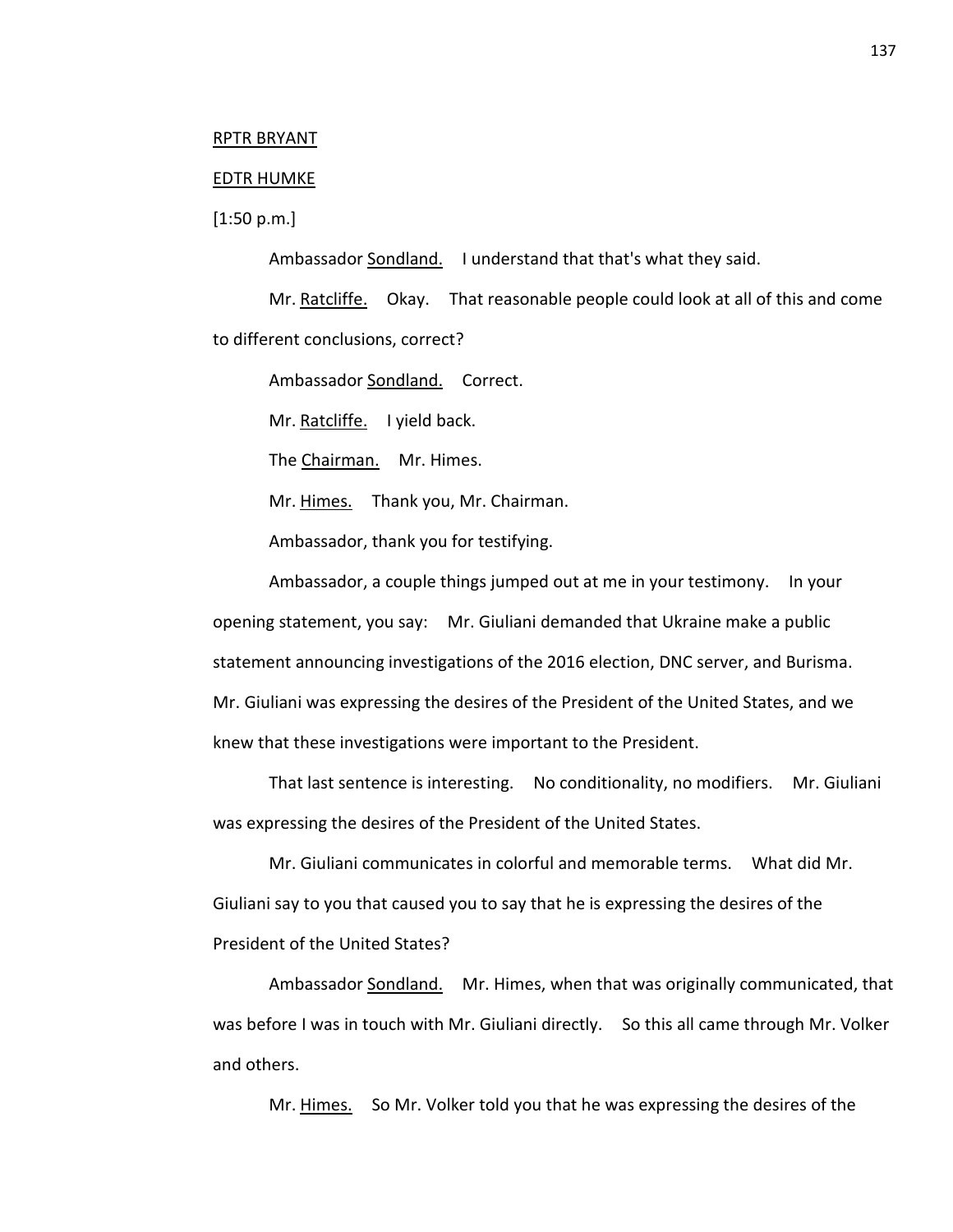RPTR BRYANT

EDTR HUMKE

[1:50 p.m.]

Ambassador Sondland. I understand that that's what they said.

Mr. Ratcliffe. Okay. That reasonable people could look at all of this and come to different conclusions, correct?

Ambassador Sondland. Correct.

Mr. Ratcliffe. I yield back.

The Chairman. Mr. Himes.

Mr. Himes. Thank you, Mr. Chairman.

Ambassador, thank you for testifying.

Ambassador, a couple things jumped out at me in your testimony. In your opening statement, you say: Mr. Giuliani demanded that Ukraine make a public statement announcing investigations of the 2016 election, DNC server, and Burisma. Mr. Giuliani was expressing the desires of the President of the United States, and we knew that these investigations were important to the President.

That last sentence is interesting. No conditionality, no modifiers. Mr. Giuliani was expressing the desires of the President of the United States.

Mr. Giuliani communicates in colorful and memorable terms. What did Mr. Giuliani say to you that caused you to say that he is expressing the desires of the President of the United States?

Ambassador Sondland. Mr. Himes, when that was originally communicated, that was before I was in touch with Mr. Giuliani directly. So this all came through Mr. Volker and others.

Mr. Himes. So Mr. Volker told you that he was expressing the desires of the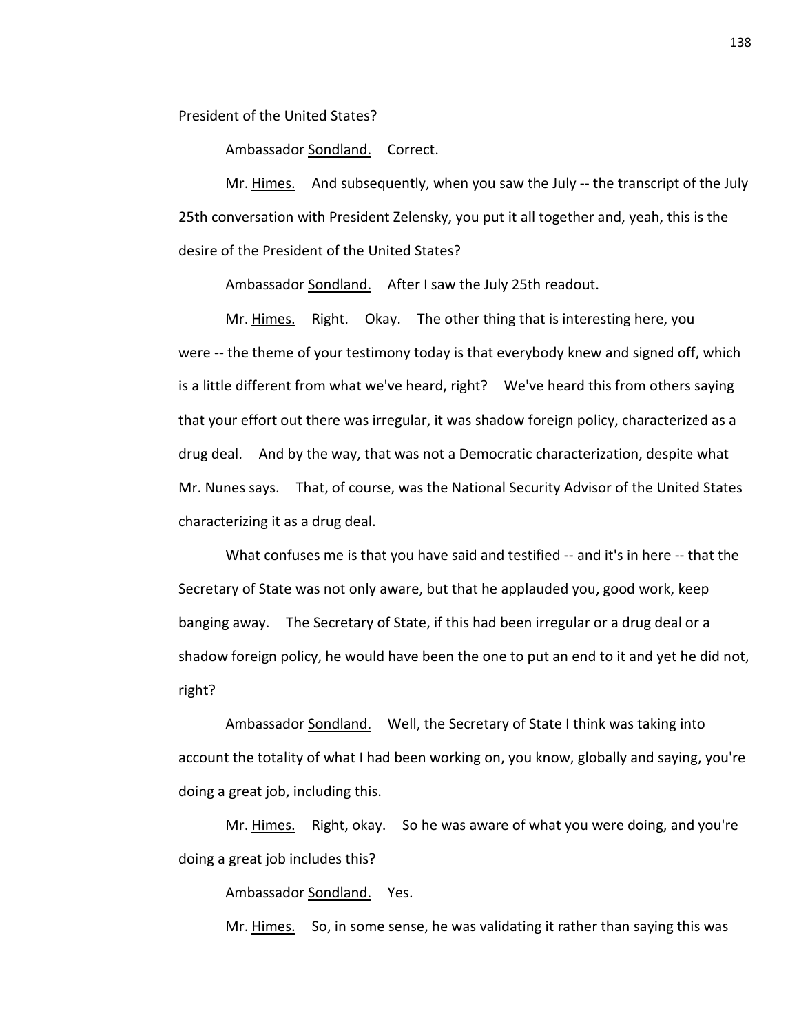President of the United States?

Ambassador Sondland. Correct.

Mr. Himes. And subsequently, when you saw the July -- the transcript of the July 25th conversation with President Zelensky, you put it all together and, yeah, this is the desire of the President of the United States?

Ambassador Sondland. After I saw the July 25th readout.

Mr. Himes. Right. Okay. The other thing that is interesting here, you were -- the theme of your testimony today is that everybody knew and signed off, which is a little different from what we've heard, right? We've heard this from others saying that your effort out there was irregular, it was shadow foreign policy, characterized as a drug deal. And by the way, that was not a Democratic characterization, despite what Mr. Nunes says. That, of course, was the National Security Advisor of the United States characterizing it as a drug deal.

What confuses me is that you have said and testified -- and it's in here -- that the Secretary of State was not only aware, but that he applauded you, good work, keep banging away. The Secretary of State, if this had been irregular or a drug deal or a shadow foreign policy, he would have been the one to put an end to it and yet he did not, right?

Ambassador Sondland. Well, the Secretary of State I think was taking into account the totality of what I had been working on, you know, globally and saying, you're doing a great job, including this.

Mr. Himes. Right, okay. So he was aware of what you were doing, and you're doing a great job includes this?

Ambassador Sondland. Yes.

Mr. Himes. So, in some sense, he was validating it rather than saying this was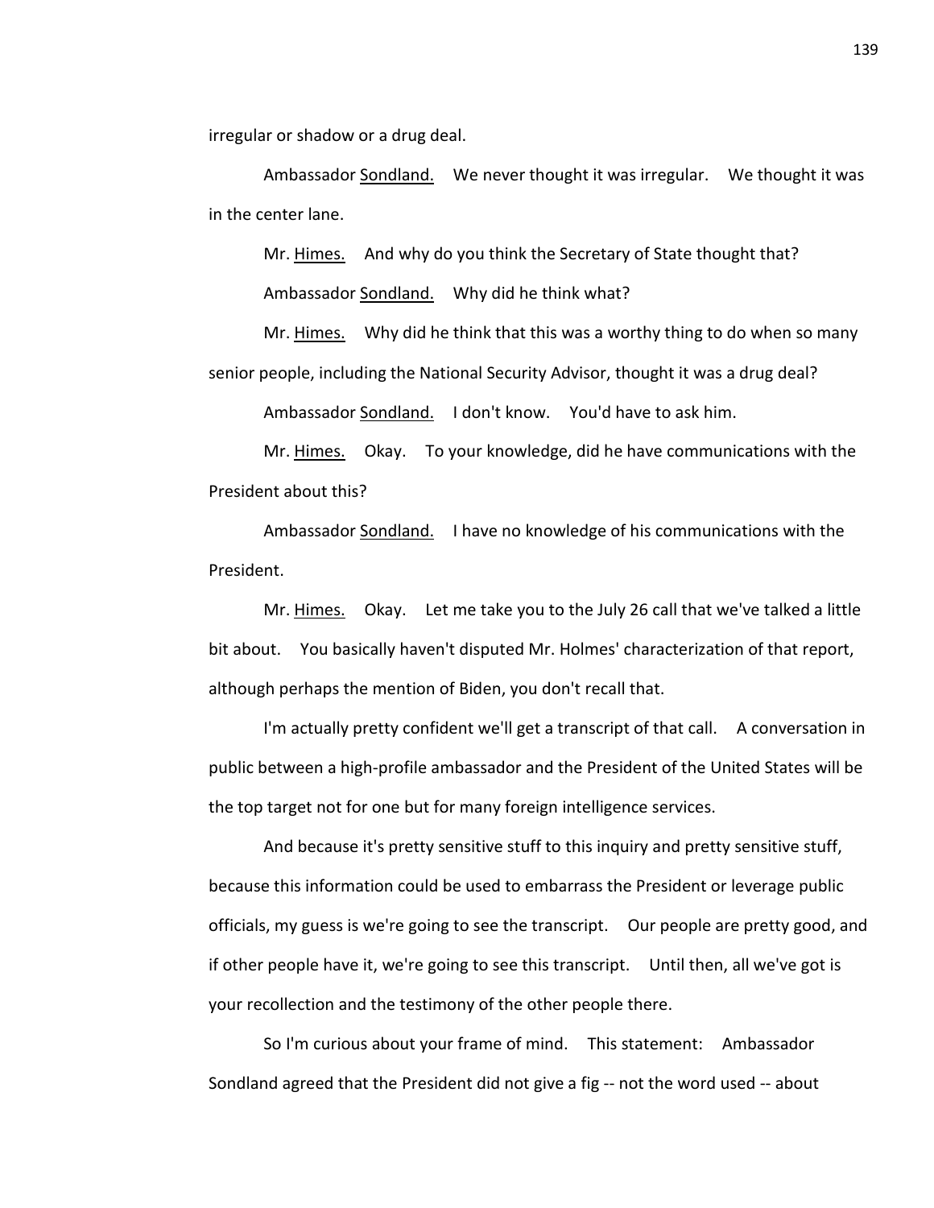irregular or shadow or a drug deal.

Ambassador Sondland. We never thought it was irregular. We thought it was in the center lane.

Mr. Himes. And why do you think the Secretary of State thought that?

Ambassador Sondland. Why did he think what?

Mr. Himes. Why did he think that this was a worthy thing to do when so many senior people, including the National Security Advisor, thought it was a drug deal?

Ambassador Sondland. I don't know. You'd have to ask him.

Mr. Himes. Okay. To your knowledge, did he have communications with the President about this?

Ambassador Sondland. I have no knowledge of his communications with the President.

Mr. Himes. Okay. Let me take you to the July 26 call that we've talked a little bit about. You basically haven't disputed Mr. Holmes' characterization of that report, although perhaps the mention of Biden, you don't recall that.

I'm actually pretty confident we'll get a transcript of that call. A conversation in public between a high-profile ambassador and the President of the United States will be the top target not for one but for many foreign intelligence services.

And because it's pretty sensitive stuff to this inquiry and pretty sensitive stuff, because this information could be used to embarrass the President or leverage public officials, my guess is we're going to see the transcript. Our people are pretty good, and if other people have it, we're going to see this transcript. Until then, all we've got is your recollection and the testimony of the other people there.

So I'm curious about your frame of mind. This statement: Ambassador Sondland agreed that the President did not give a fig -- not the word used -- about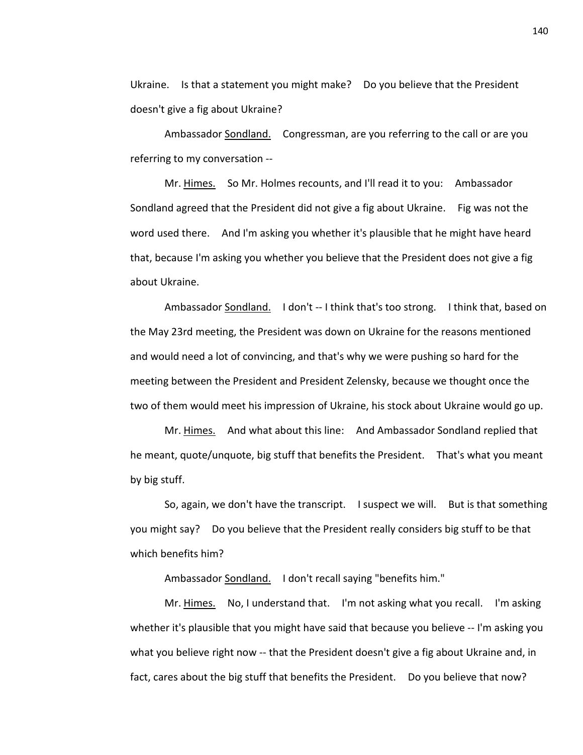Ukraine. Is that a statement you might make? Do you believe that the President doesn't give a fig about Ukraine?

Ambassador Sondland. Congressman, are you referring to the call or are you referring to my conversation --

Mr. Himes. So Mr. Holmes recounts, and I'll read it to you: Ambassador Sondland agreed that the President did not give a fig about Ukraine. Fig was not the word used there. And I'm asking you whether it's plausible that he might have heard that, because I'm asking you whether you believe that the President does not give a fig about Ukraine.

Ambassador Sondland. I don't -- I think that's too strong. I think that, based on the May 23rd meeting, the President was down on Ukraine for the reasons mentioned and would need a lot of convincing, and that's why we were pushing so hard for the meeting between the President and President Zelensky, because we thought once the two of them would meet his impression of Ukraine, his stock about Ukraine would go up.

Mr. Himes. And what about this line: And Ambassador Sondland replied that he meant, quote/unquote, big stuff that benefits the President. That's what you meant by big stuff.

So, again, we don't have the transcript. I suspect we will. But is that something you might say? Do you believe that the President really considers big stuff to be that which benefits him?

Ambassador Sondland. I don't recall saying "benefits him."

Mr. Himes. No, I understand that. I'm not asking what you recall. I'm asking whether it's plausible that you might have said that because you believe -- I'm asking you what you believe right now -- that the President doesn't give a fig about Ukraine and, in fact, cares about the big stuff that benefits the President. Do you believe that now?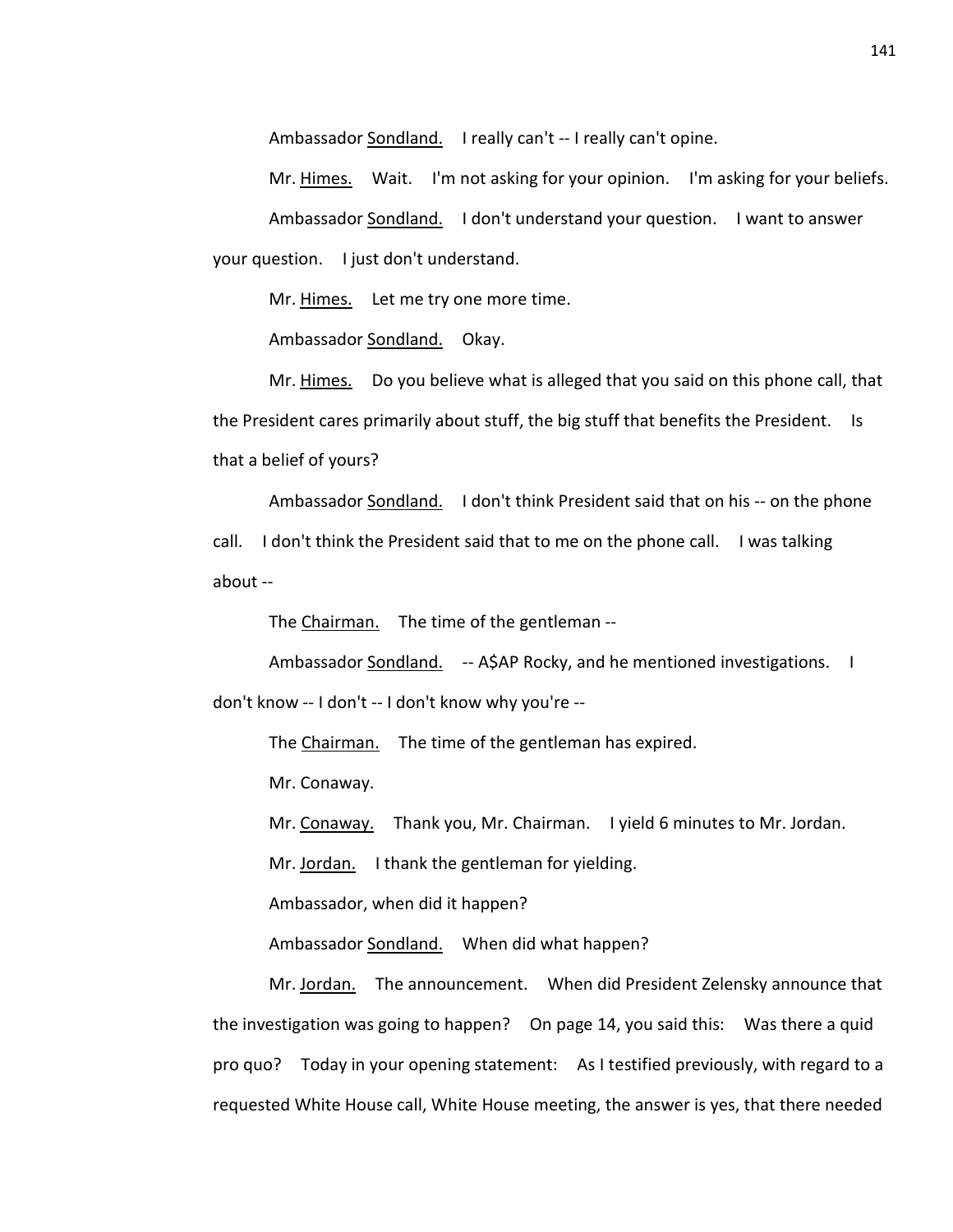Ambassador Sondland. I really can't -- I really can't opine.

Mr. Himes. Wait. I'm not asking for your opinion. I'm asking for your beliefs.

Ambassador Sondland. I don't understand your question. I want to answer your question. I just don't understand.

Mr. Himes. Let me try one more time.

Ambassador Sondland. Okay.

Mr. Himes. Do you believe what is alleged that you said on this phone call, that the President cares primarily about stuff, the big stuff that benefits the President. Is that a belief of yours?

Ambassador Sondland. I don't think President said that on his -- on the phone call. I don't think the President said that to me on the phone call. I was talking about --

The Chairman. The time of the gentleman --

Ambassador Sondland. -- A$AP Rocky, and he mentioned investigations. I don't know -- I don't -- I don't know why you're --

The Chairman. The time of the gentleman has expired.

Mr. Conaway.

Mr. Conaway. Thank you, Mr. Chairman. I yield 6 minutes to Mr. Jordan.

Mr. Jordan. I thank the gentleman for yielding.

Ambassador, when did it happen?

Ambassador Sondland. When did what happen?

Mr. Jordan. The announcement. When did President Zelensky announce that the investigation was going to happen? On page 14, you said this: Was there a quid pro quo? Today in your opening statement: As I testified previously, with regard to a requested White House call, White House meeting, the answer is yes, that there needed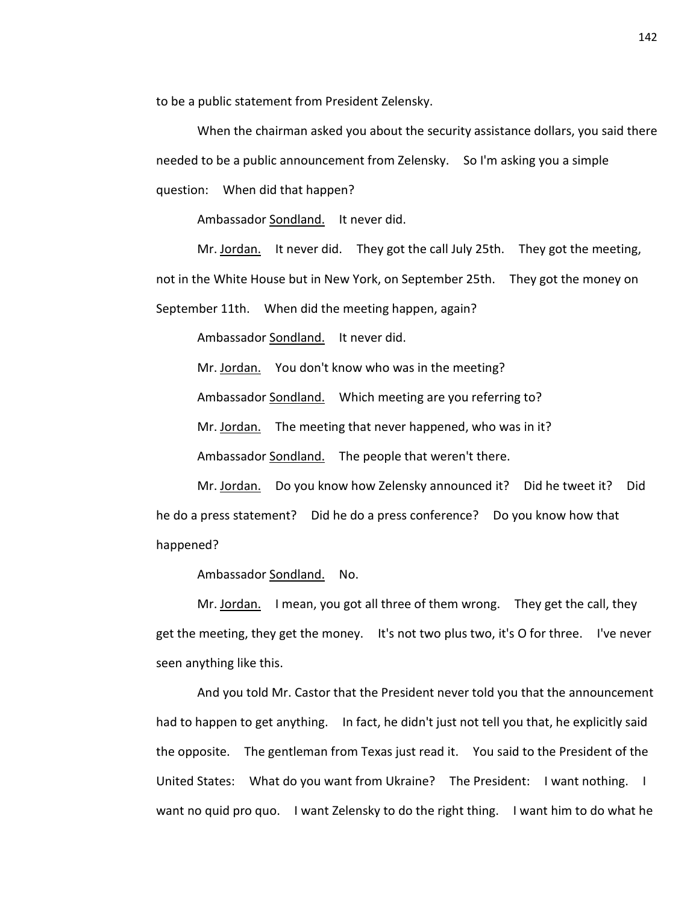to be a public statement from President Zelensky.

When the chairman asked you about the security assistance dollars, you said there needed to be a public announcement from Zelensky. So I'm asking you a simple question: When did that happen?

Ambassador Sondland. It never did.

Mr. Jordan. It never did. They got the call July 25th. They got the meeting, not in the White House but in New York, on September 25th. They got the money on September 11th. When did the meeting happen, again?

Ambassador Sondland. It never did.

Mr. Jordan. You don't know who was in the meeting?

Ambassador Sondland. Which meeting are you referring to?

Mr. Jordan. The meeting that never happened, who was in it?

Ambassador Sondland. The people that weren't there.

Mr. Jordan. Do you know how Zelensky announced it? Did he tweet it? Did he do a press statement? Did he do a press conference? Do you know how that happened?

Ambassador Sondland. No.

Mr. Jordan. I mean, you got all three of them wrong. They get the call, they get the meeting, they get the money. It's not two plus two, it's O for three. I've never seen anything like this.

And you told Mr. Castor that the President never told you that the announcement had to happen to get anything. In fact, he didn't just not tell you that, he explicitly said the opposite. The gentleman from Texas just read it. You said to the President of the United States: What do you want from Ukraine? The President: I want nothing. I want no quid pro quo. I want Zelensky to do the right thing. I want him to do what he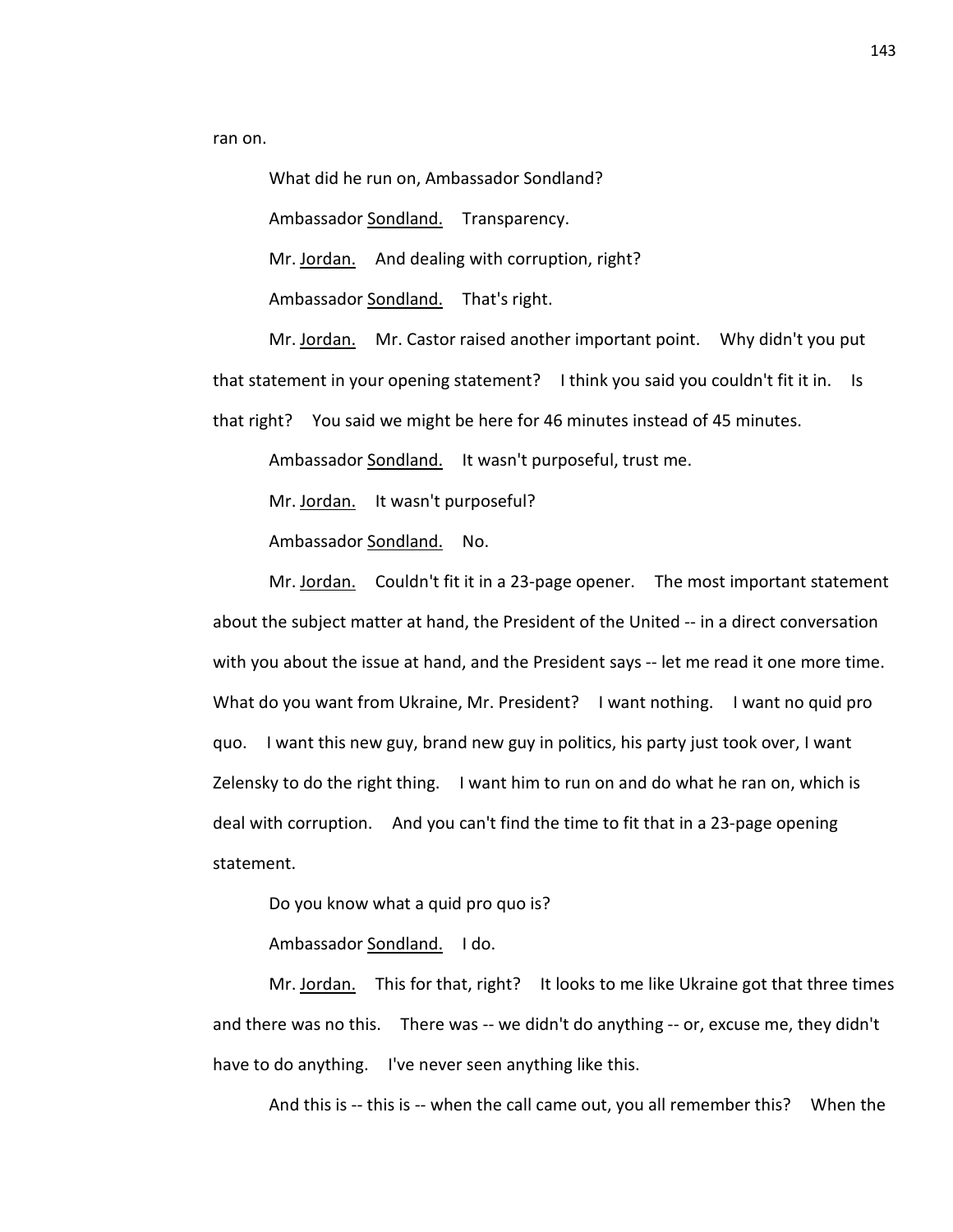ran on.

What did he run on, Ambassador Sondland?

Ambassador Sondland. Transparency.

Mr. Jordan. And dealing with corruption, right?

Ambassador Sondland. That's right.

Mr. Jordan. Mr. Castor raised another important point. Why didn't you put that statement in your opening statement? I think you said you couldn't fit it in. Is that right? You said we might be here for 46 minutes instead of 45 minutes.

Ambassador Sondland. It wasn't purposeful, trust me.

Mr. Jordan. It wasn't purposeful?

Ambassador Sondland. No.

Mr. Jordan. Couldn't fit it in a 23-page opener. The most important statement about the subject matter at hand, the President of the United -- in a direct conversation with you about the issue at hand, and the President says -- let me read it one more time. What do you want from Ukraine, Mr. President? I want nothing. I want no quid pro quo. I want this new guy, brand new guy in politics, his party just took over, I want Zelensky to do the right thing. I want him to run on and do what he ran on, which is deal with corruption. And you can't find the time to fit that in a 23-page opening statement.

Do you know what a quid pro quo is?

Ambassador Sondland. I do.

Mr. Jordan. This for that, right? It looks to me like Ukraine got that three times and there was no this. There was -- we didn't do anything -- or, excuse me, they didn't have to do anything. I've never seen anything like this.

And this is -- this is -- when the call came out, you all remember this? When the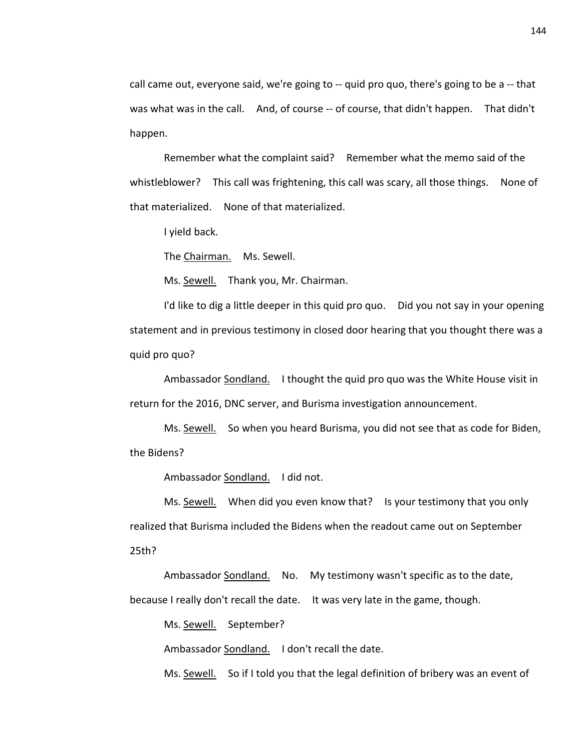call came out, everyone said, we're going to -- quid pro quo, there's going to be a -- that was what was in the call. And, of course -- of course, that didn't happen. That didn't happen.

Remember what the complaint said? Remember what the memo said of the whistleblower? This call was frightening, this call was scary, all those things. None of that materialized. None of that materialized.

I yield back.

The Chairman. Ms. Sewell.

Ms. Sewell. Thank you, Mr. Chairman.

I'd like to dig a little deeper in this quid pro quo. Did you not say in your opening statement and in previous testimony in closed door hearing that you thought there was a quid pro quo?

Ambassador Sondland. I thought the quid pro quo was the White House visit in return for the 2016, DNC server, and Burisma investigation announcement.

Ms. Sewell. So when you heard Burisma, you did not see that as code for Biden, the Bidens?

Ambassador Sondland. I did not.

Ms. Sewell. When did you even know that? Is your testimony that you only realized that Burisma included the Bidens when the readout came out on September 25th?

Ambassador Sondland. No. My testimony wasn't specific as to the date, because I really don't recall the date. It was very late in the game, though.

Ms. Sewell. September?

Ambassador Sondland. I don't recall the date.

Ms. Sewell. So if I told you that the legal definition of bribery was an event of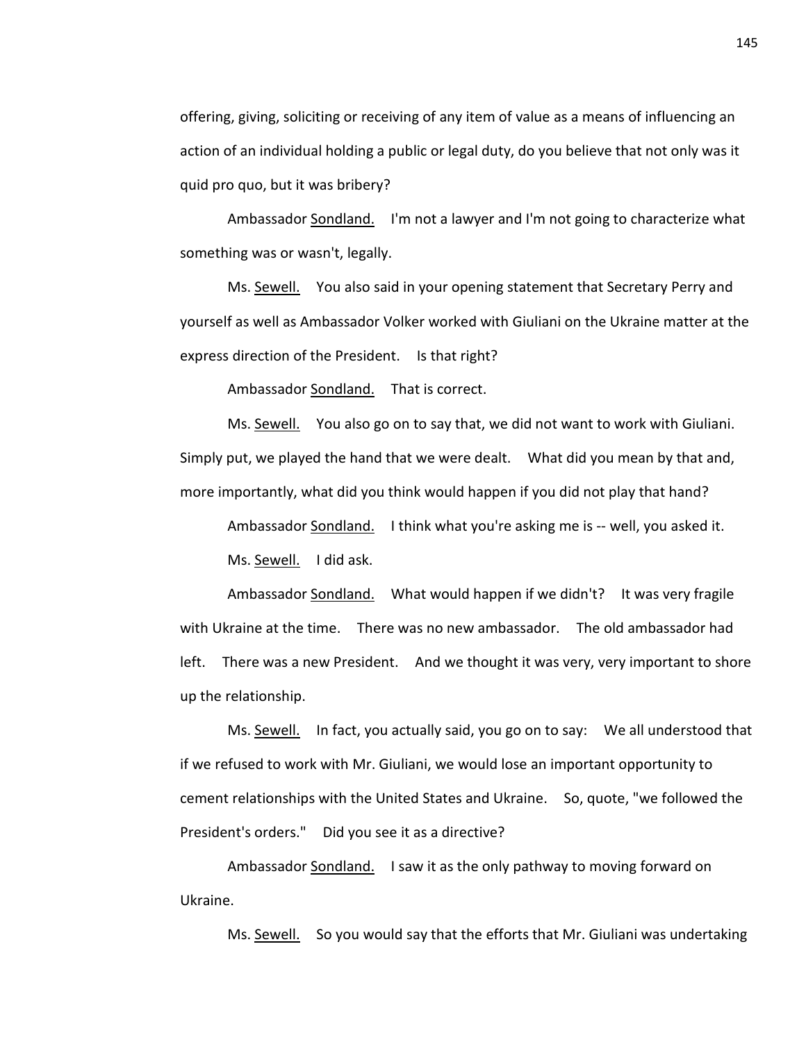offering, giving, soliciting or receiving of any item of value as a means of influencing an action of an individual holding a public or legal duty, do you believe that not only was it quid pro quo, but it was bribery?

Ambassador Sondland. I'm not a lawyer and I'm not going to characterize what something was or wasn't, legally.

Ms. Sewell. You also said in your opening statement that Secretary Perry and yourself as well as Ambassador Volker worked with Giuliani on the Ukraine matter at the express direction of the President. Is that right?

Ambassador Sondland. That is correct.

Ms. Sewell. You also go on to say that, we did not want to work with Giuliani. Simply put, we played the hand that we were dealt. What did you mean by that and, more importantly, what did you think would happen if you did not play that hand?

Ambassador Sondland. I think what you're asking me is -- well, you asked it.

Ms. Sewell. I did ask.

Ambassador Sondland. What would happen if we didn't? It was very fragile with Ukraine at the time. There was no new ambassador. The old ambassador had left. There was a new President. And we thought it was very, very important to shore up the relationship.

Ms. Sewell. In fact, you actually said, you go on to say: We all understood that if we refused to work with Mr. Giuliani, we would lose an important opportunity to cement relationships with the United States and Ukraine. So, quote, "we followed the President's orders." Did you see it as a directive?

Ambassador Sondland. I saw it as the only pathway to moving forward on Ukraine.

Ms. Sewell. So you would say that the efforts that Mr. Giuliani was undertaking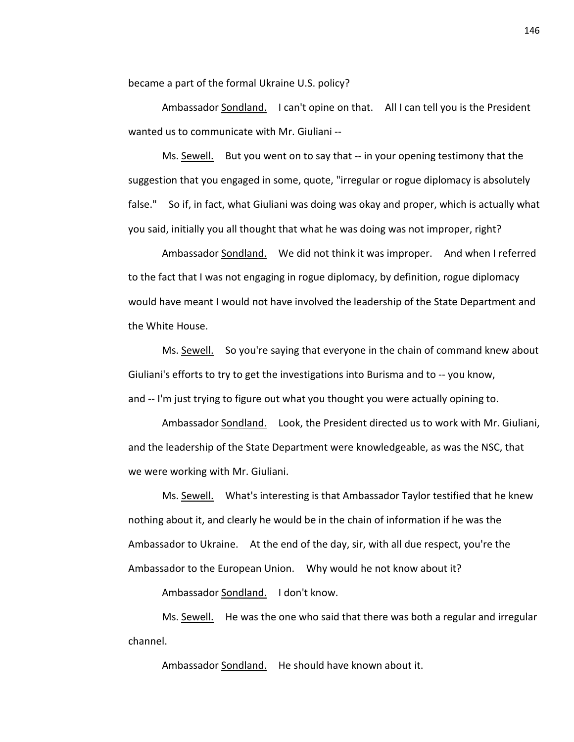became a part of the formal Ukraine U.S. policy?

Ambassador Sondland. I can't opine on that. All I can tell you is the President wanted us to communicate with Mr. Giuliani --

Ms. Sewell. But you went on to say that -- in your opening testimony that the suggestion that you engaged in some, quote, "irregular or rogue diplomacy is absolutely false." So if, in fact, what Giuliani was doing was okay and proper, which is actually what you said, initially you all thought that what he was doing was not improper, right?

Ambassador Sondland. We did not think it was improper. And when I referred to the fact that I was not engaging in rogue diplomacy, by definition, rogue diplomacy would have meant I would not have involved the leadership of the State Department and the White House.

Ms. Sewell. So you're saying that everyone in the chain of command knew about Giuliani's efforts to try to get the investigations into Burisma and to -- you know, and -- I'm just trying to figure out what you thought you were actually opining to.

Ambassador Sondland. Look, the President directed us to work with Mr. Giuliani, and the leadership of the State Department were knowledgeable, as was the NSC, that we were working with Mr. Giuliani.

Ms. Sewell. What's interesting is that Ambassador Taylor testified that he knew nothing about it, and clearly he would be in the chain of information if he was the Ambassador to Ukraine. At the end of the day, sir, with all due respect, you're the Ambassador to the European Union. Why would he not know about it?

Ambassador Sondland. I don't know.

Ms. Sewell. He was the one who said that there was both a regular and irregular channel.

Ambassador Sondland. He should have known about it.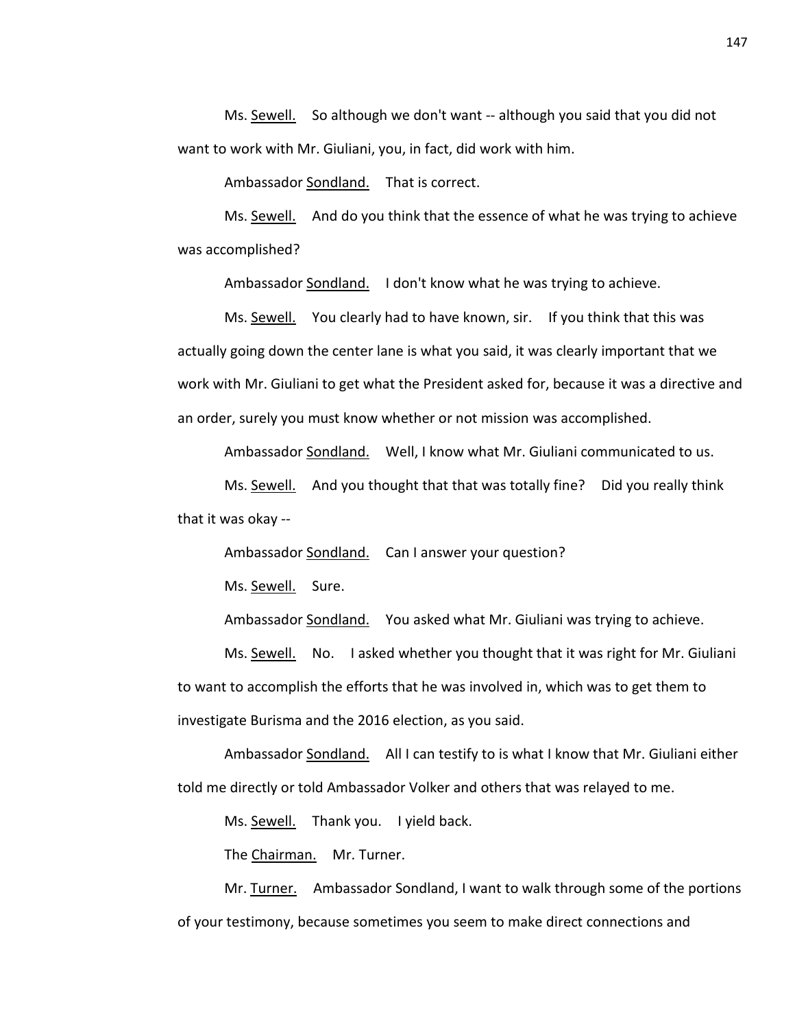Ms. Sewell. So although we don't want -- although you said that you did not want to work with Mr. Giuliani, you, in fact, did work with him.

Ambassador Sondland. That is correct.

Ms. Sewell. And do you think that the essence of what he was trying to achieve was accomplished?

Ambassador Sondland. I don't know what he was trying to achieve.

Ms. Sewell. You clearly had to have known, sir. If you think that this was actually going down the center lane is what you said, it was clearly important that we work with Mr. Giuliani to get what the President asked for, because it was a directive and an order, surely you must know whether or not mission was accomplished.

Ambassador Sondland. Well, I know what Mr. Giuliani communicated to us.

Ms. Sewell. And you thought that that was totally fine? Did you really think that it was okay --

Ambassador Sondland. Can I answer your question?

Ms. Sewell. Sure.

Ambassador Sondland. You asked what Mr. Giuliani was trying to achieve.

Ms. Sewell. No. I asked whether you thought that it was right for Mr. Giuliani to want to accomplish the efforts that he was involved in, which was to get them to investigate Burisma and the 2016 election, as you said.

Ambassador Sondland. All I can testify to is what I know that Mr. Giuliani either told me directly or told Ambassador Volker and others that was relayed to me.

Ms. Sewell. Thank you. I yield back.

The Chairman. Mr. Turner.

Mr. Turner. Ambassador Sondland, I want to walk through some of the portions of your testimony, because sometimes you seem to make direct connections and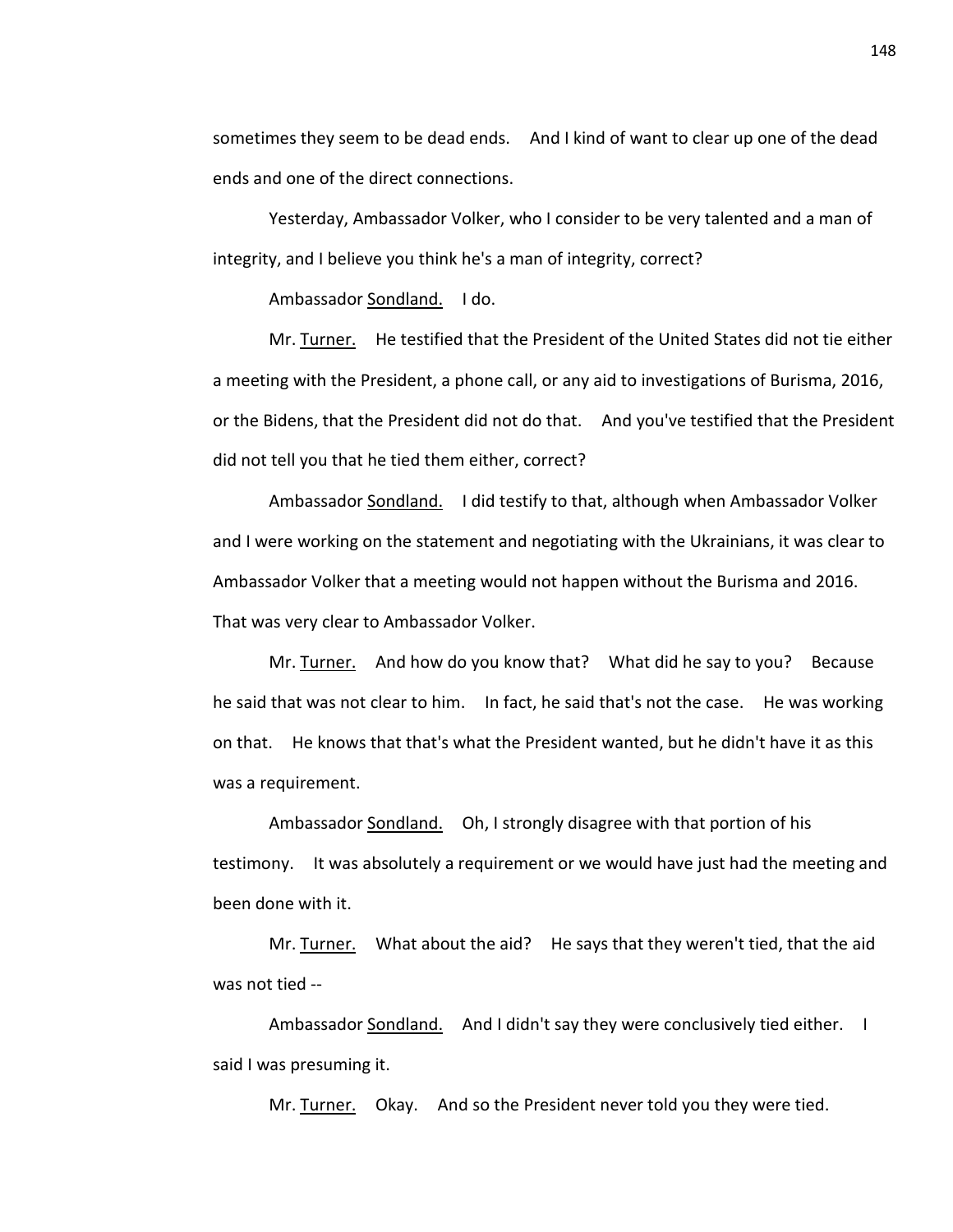sometimes they seem to be dead ends. And I kind of want to clear up one of the dead ends and one of the direct connections.

Yesterday, Ambassador Volker, who I consider to be very talented and a man of integrity, and I believe you think he's a man of integrity, correct?

Ambassador Sondland. I do.

Mr. Turner. He testified that the President of the United States did not tie either a meeting with the President, a phone call, or any aid to investigations of Burisma, 2016, or the Bidens, that the President did not do that. And you've testified that the President did not tell you that he tied them either, correct?

Ambassador Sondland. I did testify to that, although when Ambassador Volker and I were working on the statement and negotiating with the Ukrainians, it was clear to Ambassador Volker that a meeting would not happen without the Burisma and 2016. That was very clear to Ambassador Volker.

Mr. Turner. And how do you know that? What did he say to you? Because he said that was not clear to him. In fact, he said that's not the case. He was working on that. He knows that that's what the President wanted, but he didn't have it as this was a requirement.

Ambassador Sondland. Oh, I strongly disagree with that portion of his testimony. It was absolutely a requirement or we would have just had the meeting and been done with it.

Mr. Turner. What about the aid? He says that they weren't tied, that the aid was not tied --

Ambassador Sondland. And I didn't say they were conclusively tied either. I said I was presuming it.

Mr. Turner. Okay. And so the President never told you they were tied.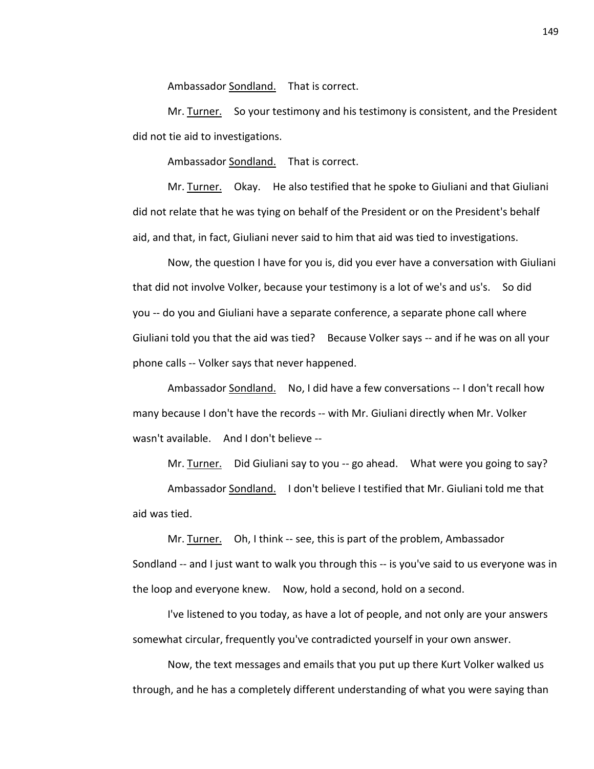Ambassador Sondland. That is correct.

Mr. Turner. So your testimony and his testimony is consistent, and the President did not tie aid to investigations.

Ambassador Sondland. That is correct.

Mr. Turner. Okay. He also testified that he spoke to Giuliani and that Giuliani did not relate that he was tying on behalf of the President or on the President's behalf aid, and that, in fact, Giuliani never said to him that aid was tied to investigations.

Now, the question I have for you is, did you ever have a conversation with Giuliani that did not involve Volker, because your testimony is a lot of we's and us's. So did you -- do you and Giuliani have a separate conference, a separate phone call where Giuliani told you that the aid was tied? Because Volker says -- and if he was on all your phone calls -- Volker says that never happened.

Ambassador Sondland. No, I did have a few conversations -- I don't recall how many because I don't have the records -- with Mr. Giuliani directly when Mr. Volker wasn't available. And I don't believe --

Mr. Turner. Did Giuliani say to you -- go ahead. What were you going to say?

Ambassador Sondland. I don't believe I testified that Mr. Giuliani told me that aid was tied.

Mr. Turner. Oh, I think -- see, this is part of the problem, Ambassador Sondland -- and I just want to walk you through this -- is you've said to us everyone was in the loop and everyone knew. Now, hold a second, hold on a second.

I've listened to you today, as have a lot of people, and not only are your answers somewhat circular, frequently you've contradicted yourself in your own answer.

Now, the text messages and emails that you put up there Kurt Volker walked us through, and he has a completely different understanding of what you were saying than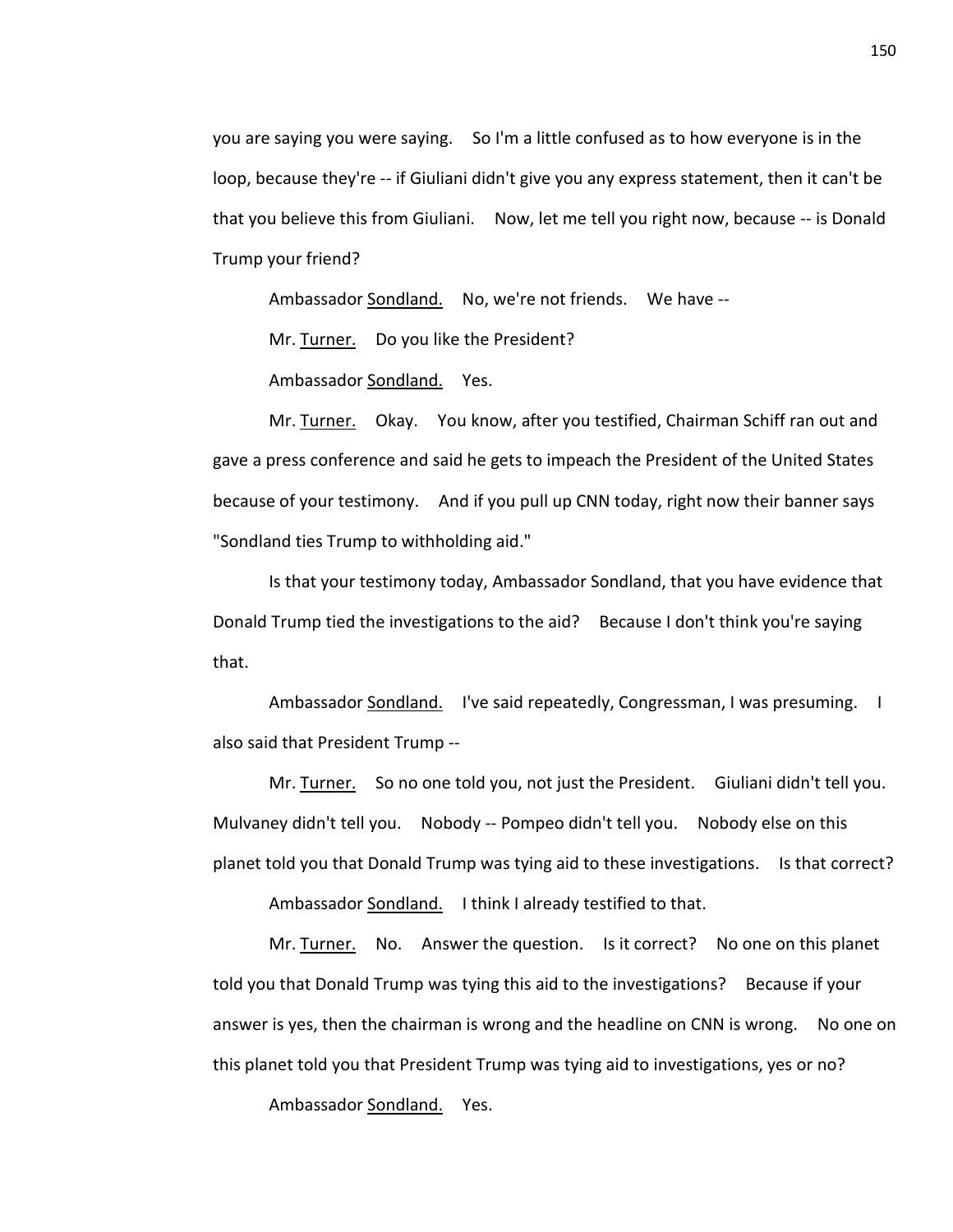you are saying you were saying. So I'm a little confused as to how everyone is in the loop, because they're -- if Giuliani didn't give you any express statement, then it can't be that you believe this from Giuliani. Now, let me tell you right now, because -- is Donald Trump your friend?

Ambassador Sondland. No, we're not friends. We have --

Mr. Turner. Do you like the President?

Ambassador Sondland. Yes.

Mr. Turner. Okay. You know, after you testified, Chairman Schiff ran out and gave a press conference and said he gets to impeach the President of the United States because of your testimony. And if you pull up CNN today, right now their banner says "Sondland ties Trump to withholding aid."

Is that your testimony today, Ambassador Sondland, that you have evidence that Donald Trump tied the investigations to the aid? Because I don't think you're saying that.

Ambassador Sondland. I've said repeatedly, Congressman, I was presuming. I also said that President Trump --

Mr. Turner. So no one told you, not just the President. Giuliani didn't tell you. Mulvaney didn't tell you. Nobody -- Pompeo didn't tell you. Nobody else on this planet told you that Donald Trump was tying aid to these investigations. Is that correct?

Ambassador Sondland. I think I already testified to that.

Mr. Turner. No. Answer the question. Is it correct? No one on this planet told you that Donald Trump was tying this aid to the investigations? Because if your answer is yes, then the chairman is wrong and the headline on CNN is wrong. No one on this planet told you that President Trump was tying aid to investigations, yes or no?

Ambassador Sondland. Yes.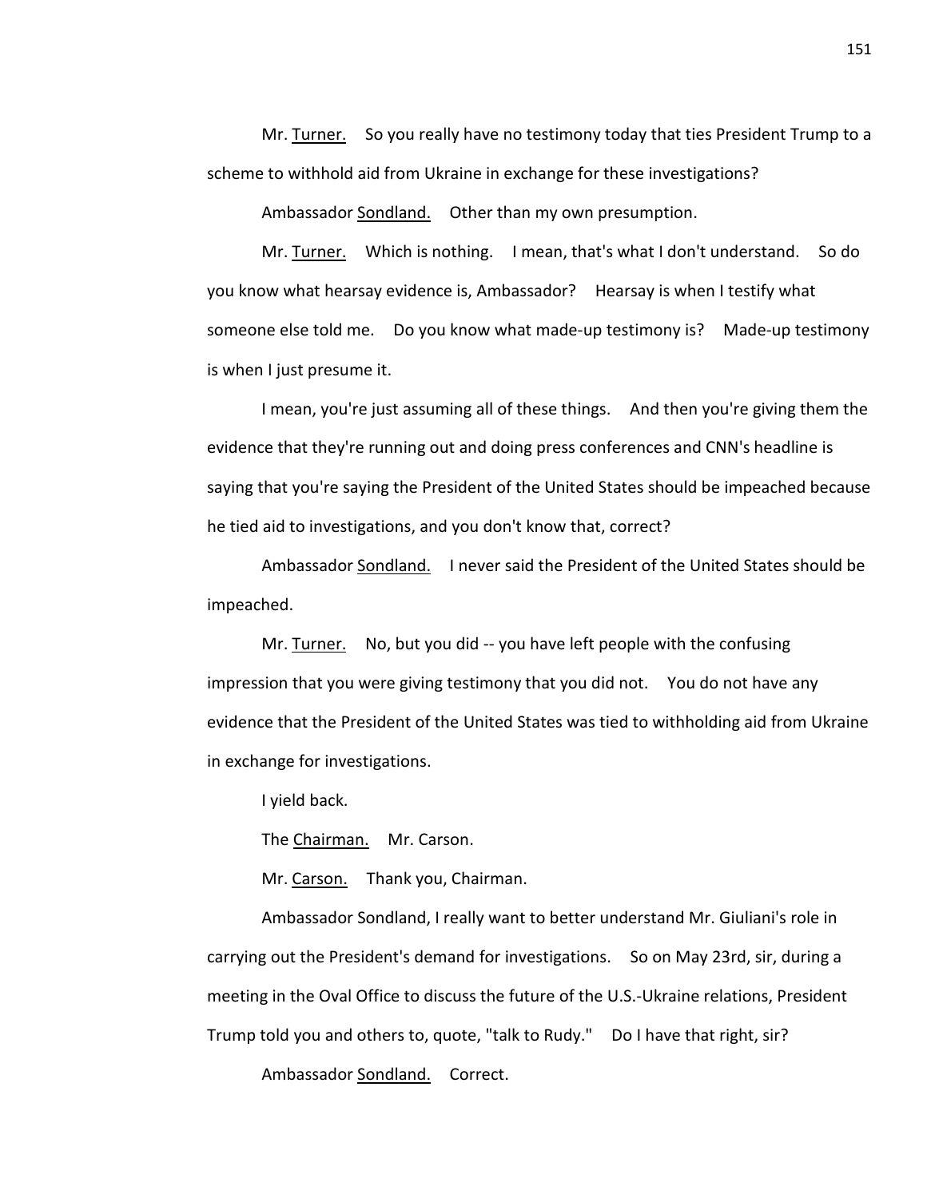Mr. Turner. So you really have no testimony today that ties President Trump to a scheme to withhold aid from Ukraine in exchange for these investigations?

Ambassador Sondland. Other than my own presumption.

Mr. Turner. Which is nothing. I mean, that's what I don't understand. So do you know what hearsay evidence is, Ambassador? Hearsay is when I testify what someone else told me. Do you know what made-up testimony is? Made-up testimony is when I just presume it.

I mean, you're just assuming all of these things. And then you're giving them the evidence that they're running out and doing press conferences and CNN's headline is saying that you're saying the President of the United States should be impeached because he tied aid to investigations, and you don't know that, correct?

Ambassador Sondland. I never said the President of the United States should be impeached.

Mr. Turner. No, but you did -- you have left people with the confusing impression that you were giving testimony that you did not. You do not have any evidence that the President of the United States was tied to withholding aid from Ukraine in exchange for investigations.

I yield back.

The Chairman. Mr. Carson.

Mr. Carson. Thank you, Chairman.

Ambassador Sondland, I really want to better understand Mr. Giuliani's role in carrying out the President's demand for investigations. So on May 23rd, sir, during a meeting in the Oval Office to discuss the future of the U.S.-Ukraine relations, President Trump told you and others to, quote, "talk to Rudy." Do I have that right, sir?

Ambassador Sondland. Correct.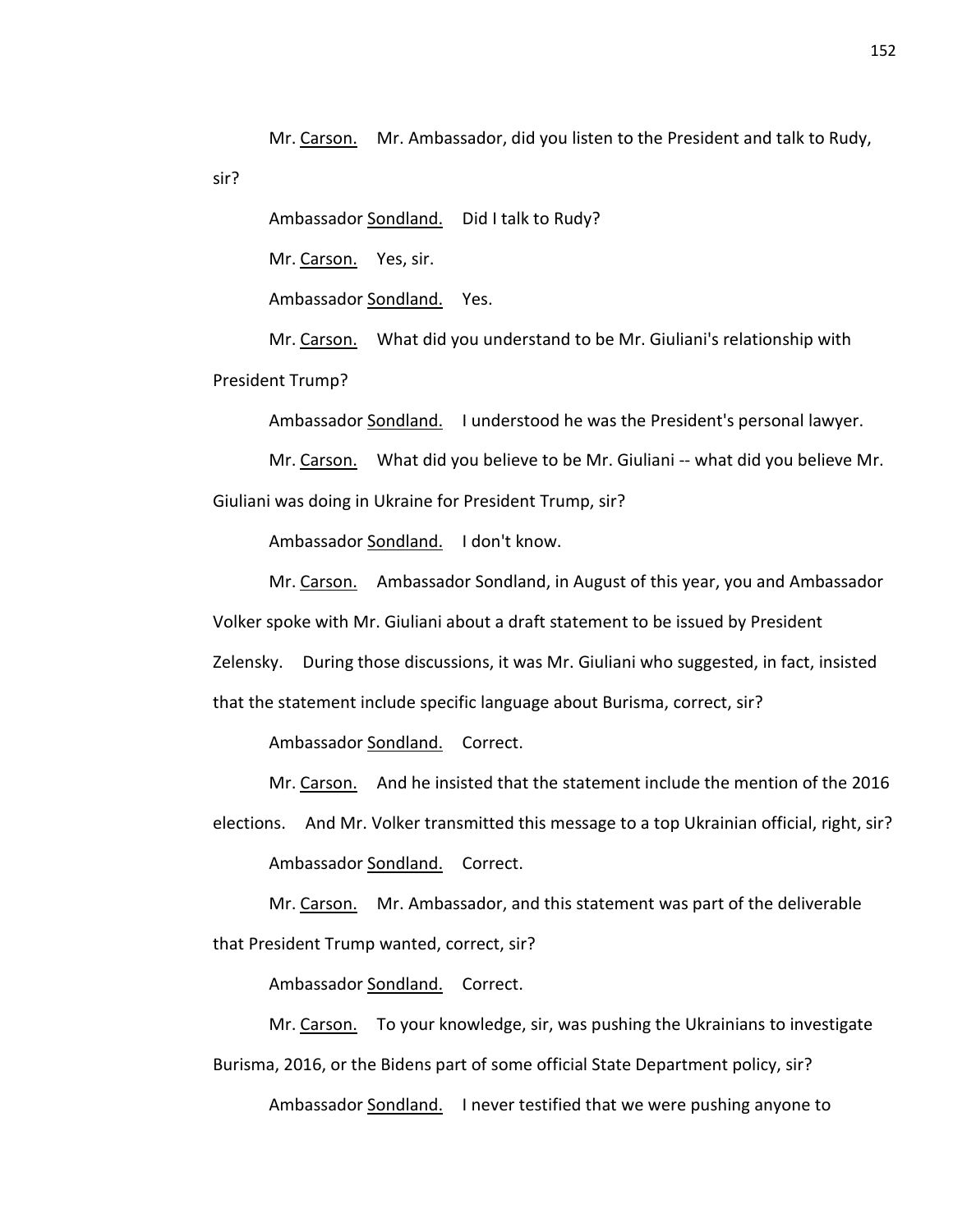Mr. Carson. Mr. Ambassador, did you listen to the President and talk to Rudy, sir?

Ambassador Sondland. Did I talk to Rudy?

Mr. Carson. Yes, sir.

Ambassador Sondland. Yes.

Mr. Carson. What did you understand to be Mr. Giuliani's relationship with President Trump?

Ambassador Sondland. I understood he was the President's personal lawyer.

Mr. Carson. What did you believe to be Mr. Giuliani -- what did you believe Mr. Giuliani was doing in Ukraine for President Trump, sir?

Ambassador Sondland. I don't know.

Mr. Carson. Ambassador Sondland, in August of this year, you and Ambassador Volker spoke with Mr. Giuliani about a draft statement to be issued by President Zelensky. During those discussions, it was Mr. Giuliani who suggested, in fact, insisted that the statement include specific language about Burisma, correct, sir?

Ambassador Sondland. Correct.

Mr. Carson. And he insisted that the statement include the mention of the 2016 elections. And Mr. Volker transmitted this message to a top Ukrainian official, right, sir?

Ambassador Sondland. Correct.

Mr. Carson. Mr. Ambassador, and this statement was part of the deliverable that President Trump wanted, correct, sir?

Ambassador Sondland. Correct.

Mr. Carson. To your knowledge, sir, was pushing the Ukrainians to investigate Burisma, 2016, or the Bidens part of some official State Department policy, sir?

Ambassador Sondland. I never testified that we were pushing anyone to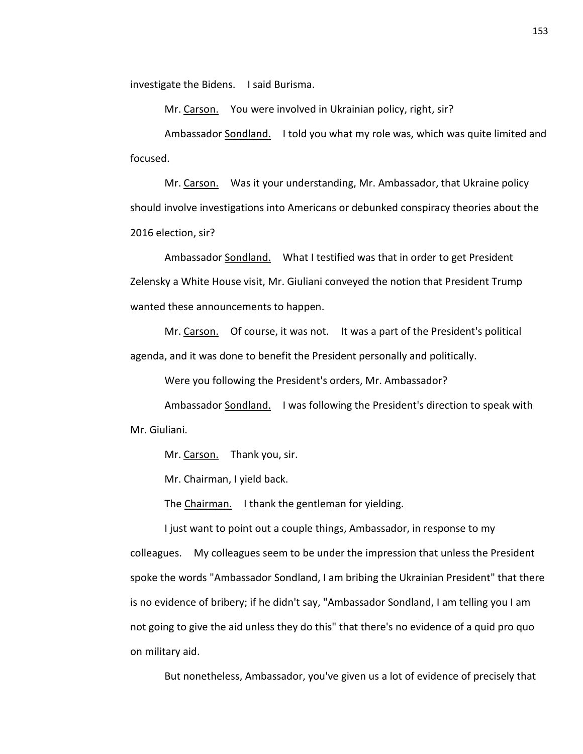investigate the Bidens. I said Burisma.

Mr. Carson. You were involved in Ukrainian policy, right, sir?

Ambassador Sondland. I told you what my role was, which was quite limited and focused.

Mr. Carson. Was it your understanding, Mr. Ambassador, that Ukraine policy should involve investigations into Americans or debunked conspiracy theories about the 2016 election, sir?

Ambassador Sondland. What I testified was that in order to get President Zelensky a White House visit, Mr. Giuliani conveyed the notion that President Trump wanted these announcements to happen.

Mr. Carson. Of course, it was not. It was a part of the President's political agenda, and it was done to benefit the President personally and politically.

Were you following the President's orders, Mr. Ambassador?

Ambassador Sondland. I was following the President's direction to speak with Mr. Giuliani.

Mr. Carson. Thank you, sir.

Mr. Chairman, I yield back.

The Chairman. I thank the gentleman for yielding.

I just want to point out a couple things, Ambassador, in response to my colleagues. My colleagues seem to be under the impression that unless the President spoke the words "Ambassador Sondland, I am bribing the Ukrainian President" that there is no evidence of bribery; if he didn't say, "Ambassador Sondland, I am telling you I am not going to give the aid unless they do this" that there's no evidence of a quid pro quo on military aid.

But nonetheless, Ambassador, you've given us a lot of evidence of precisely that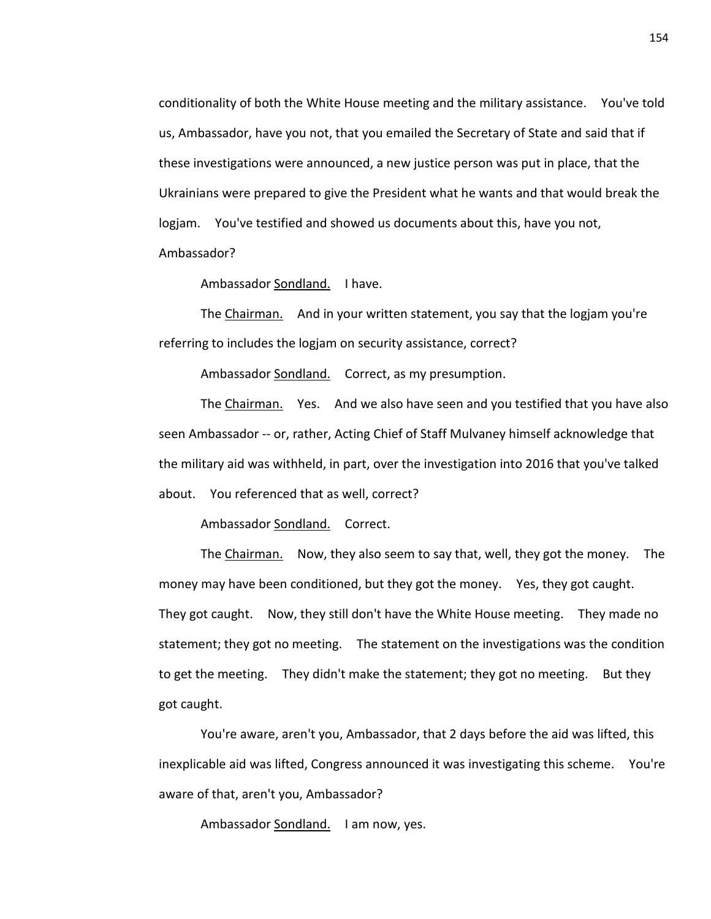conditionality of both the White House meeting and the military assistance. You've told us, Ambassador, have you not, that you emailed the Secretary of State and said that if these investigations were announced, a new justice person was put in place, that the Ukrainians were prepared to give the President what he wants and that would break the logjam. You've testified and showed us documents about this, have you not, Ambassador?

Ambassador Sondland. I have.

The Chairman. And in your written statement, you say that the logjam you're referring to includes the logjam on security assistance, correct?

Ambassador Sondland. Correct, as my presumption.

The Chairman. Yes. And we also have seen and you testified that you have also seen Ambassador -- or, rather, Acting Chief of Staff Mulvaney himself acknowledge that the military aid was withheld, in part, over the investigation into 2016 that you've talked about. You referenced that as well, correct?

Ambassador Sondland. Correct.

The Chairman. Now, they also seem to say that, well, they got the money. The money may have been conditioned, but they got the money. Yes, they got caught. They got caught. Now, they still don't have the White House meeting. They made no statement; they got no meeting. The statement on the investigations was the condition to get the meeting. They didn't make the statement; they got no meeting. But they got caught.

You're aware, aren't you, Ambassador, that 2 days before the aid was lifted, this inexplicable aid was lifted, Congress announced it was investigating this scheme. You're aware of that, aren't you, Ambassador?

Ambassador Sondland. I am now, yes.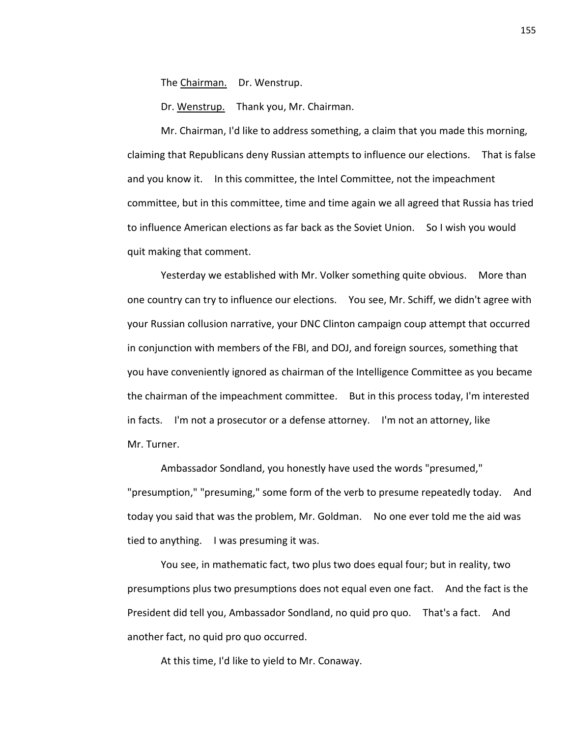The Chairman. Dr. Wenstrup.

Dr. Wenstrup. Thank you, Mr. Chairman.

Mr. Chairman, I'd like to address something, a claim that you made this morning, claiming that Republicans deny Russian attempts to influence our elections. That is false and you know it. In this committee, the Intel Committee, not the impeachment committee, but in this committee, time and time again we all agreed that Russia has tried to influence American elections as far back as the Soviet Union. So I wish you would quit making that comment.

Yesterday we established with Mr. Volker something quite obvious. More than one country can try to influence our elections. You see, Mr. Schiff, we didn't agree with your Russian collusion narrative, your DNC Clinton campaign coup attempt that occurred in conjunction with members of the FBI, and DOJ, and foreign sources, something that you have conveniently ignored as chairman of the Intelligence Committee as you became the chairman of the impeachment committee. But in this process today, I'm interested in facts. I'm not a prosecutor or a defense attorney. I'm not an attorney, like Mr. Turner.

Ambassador Sondland, you honestly have used the words "presumed," "presumption," "presuming," some form of the verb to presume repeatedly today. And today you said that was the problem, Mr. Goldman. No one ever told me the aid was tied to anything. I was presuming it was.

You see, in mathematic fact, two plus two does equal four; but in reality, two presumptions plus two presumptions does not equal even one fact. And the fact is the President did tell you, Ambassador Sondland, no quid pro quo. That's a fact. And another fact, no quid pro quo occurred.

At this time, I'd like to yield to Mr. Conaway.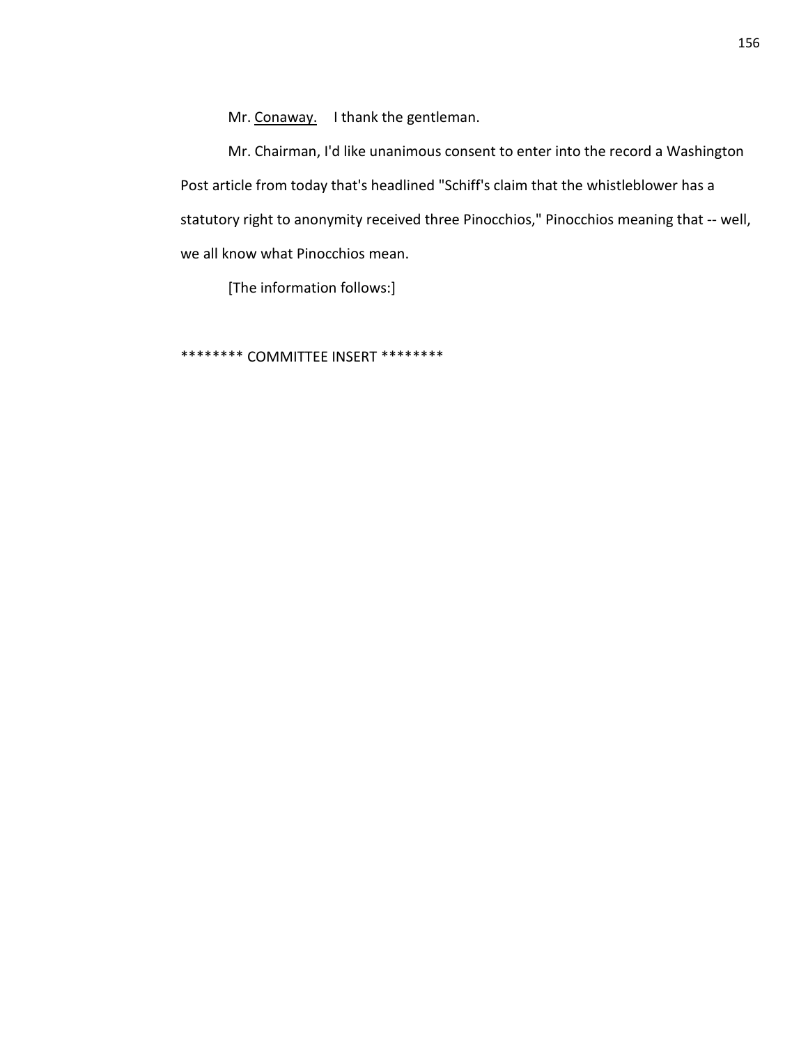Mr. Conaway. I thank the gentleman.

Mr. Chairman, I'd like unanimous consent to enter into the record a Washington Post article from today that's headlined "Schiff's claim that the whistleblower has a statutory right to anonymity received three Pinocchios," Pinocchios meaning that -- well, we all know what Pinocchios mean.

[The information follows:]

******** COMMITTEE INSERT ********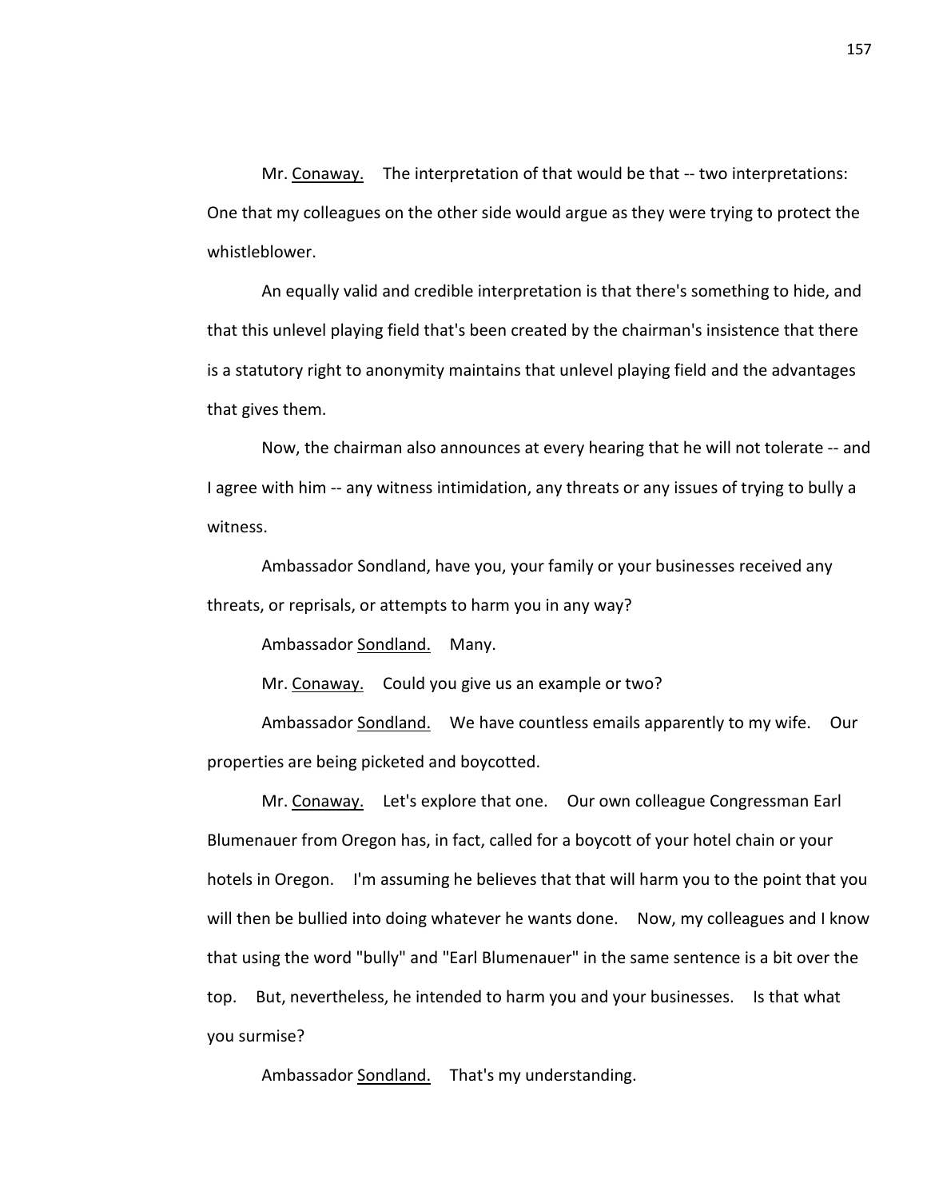Mr. Conaway. The interpretation of that would be that -- two interpretations: One that my colleagues on the other side would argue as they were trying to protect the whistleblower.

An equally valid and credible interpretation is that there's something to hide, and that this unlevel playing field that's been created by the chairman's insistence that there is a statutory right to anonymity maintains that unlevel playing field and the advantages that gives them.

Now, the chairman also announces at every hearing that he will not tolerate -- and I agree with him -- any witness intimidation, any threats or any issues of trying to bully a witness.

Ambassador Sondland, have you, your family or your businesses received any threats, or reprisals, or attempts to harm you in any way?

Ambassador Sondland. Many.

Mr. Conaway. Could you give us an example or two?

Ambassador Sondland. We have countless emails apparently to my wife. Our properties are being picketed and boycotted.

Mr. Conaway. Let's explore that one. Our own colleague Congressman Earl Blumenauer from Oregon has, in fact, called for a boycott of your hotel chain or your hotels in Oregon. I'm assuming he believes that that will harm you to the point that you will then be bullied into doing whatever he wants done. Now, my colleagues and I know that using the word "bully" and "Earl Blumenauer" in the same sentence is a bit over the top. But, nevertheless, he intended to harm you and your businesses. Is that what you surmise?

Ambassador Sondland. That's my understanding.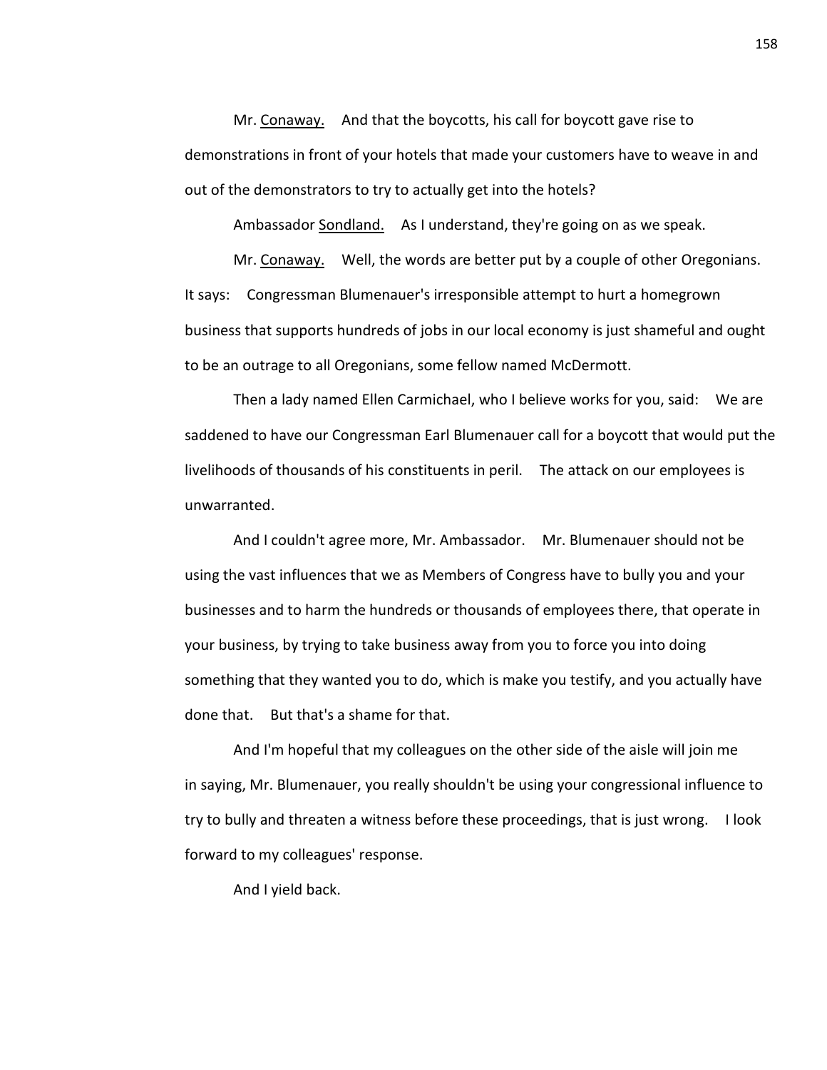Mr. Conaway. And that the boycotts, his call for boycott gave rise to demonstrations in front of your hotels that made your customers have to weave in and out of the demonstrators to try to actually get into the hotels?

Ambassador Sondland. As I understand, they're going on as we speak.

Mr. Conaway. Well, the words are better put by a couple of other Oregonians. It says: Congressman Blumenauer's irresponsible attempt to hurt a homegrown business that supports hundreds of jobs in our local economy is just shameful and ought to be an outrage to all Oregonians, some fellow named McDermott.

Then a lady named Ellen Carmichael, who I believe works for you, said: We are saddened to have our Congressman Earl Blumenauer call for a boycott that would put the livelihoods of thousands of his constituents in peril. The attack on our employees is unwarranted.

And I couldn't agree more, Mr. Ambassador. Mr. Blumenauer should not be using the vast influences that we as Members of Congress have to bully you and your businesses and to harm the hundreds or thousands of employees there, that operate in your business, by trying to take business away from you to force you into doing something that they wanted you to do, which is make you testify, and you actually have done that. But that's a shame for that.

And I'm hopeful that my colleagues on the other side of the aisle will join me in saying, Mr. Blumenauer, you really shouldn't be using your congressional influence to try to bully and threaten a witness before these proceedings, that is just wrong. I look forward to my colleagues' response.

And I yield back.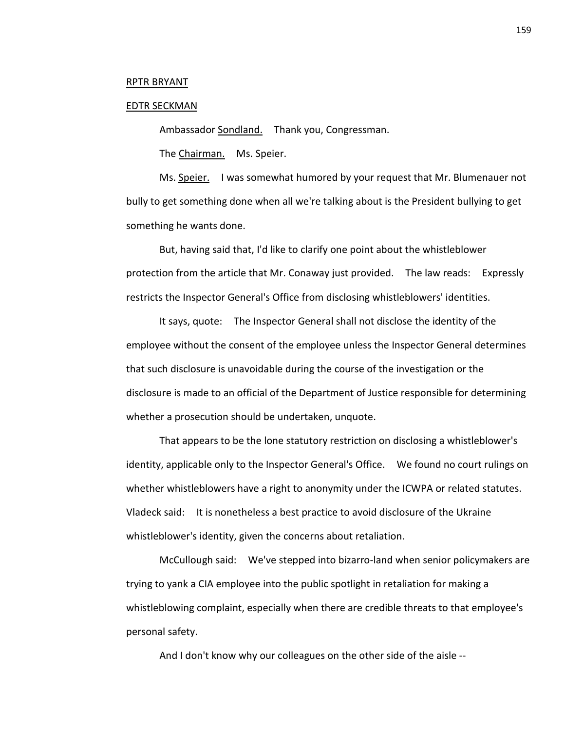RPTR BRYANT

EDTR SECKMAN

Ambassador Sondland. Thank you, Congressman.

The Chairman. Ms. Speier.

Ms. Speier. I was somewhat humored by your request that Mr. Blumenauer not bully to get something done when all we're talking about is the President bullying to get something he wants done.

But, having said that, I'd like to clarify one point about the whistleblower protection from the article that Mr. Conaway just provided. The law reads: Expressly restricts the Inspector General's Office from disclosing whistleblowers' identities.

It says, quote: The Inspector General shall not disclose the identity of the employee without the consent of the employee unless the Inspector General determines that such disclosure is unavoidable during the course of the investigation or the disclosure is made to an official of the Department of Justice responsible for determining whether a prosecution should be undertaken, unquote.

That appears to be the lone statutory restriction on disclosing a whistleblower's identity, applicable only to the Inspector General's Office. We found no court rulings on whether whistleblowers have a right to anonymity under the ICWPA or related statutes. Vladeck said: It is nonetheless a best practice to avoid disclosure of the Ukraine whistleblower's identity, given the concerns about retaliation.

McCullough said: We've stepped into bizarro-land when senior policymakers are trying to yank a CIA employee into the public spotlight in retaliation for making a whistleblowing complaint, especially when there are credible threats to that employee's personal safety.

And I don't know why our colleagues on the other side of the aisle --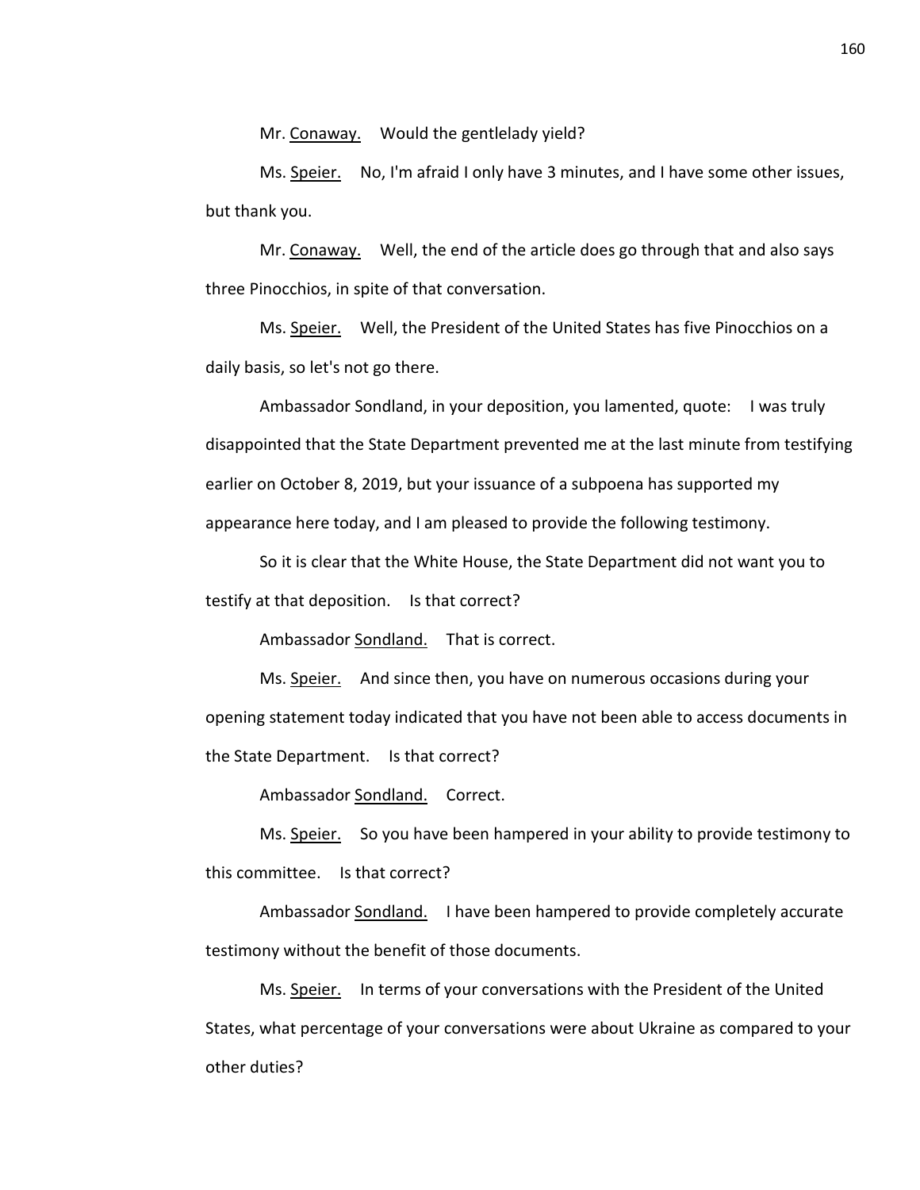Mr. Conaway. Would the gentlelady yield?

Ms. Speier. No, I'm afraid I only have 3 minutes, and I have some other issues, but thank you.

Mr. Conaway. Well, the end of the article does go through that and also says three Pinocchios, in spite of that conversation.

Ms. Speier. Well, the President of the United States has five Pinocchios on a daily basis, so let's not go there.

Ambassador Sondland, in your deposition, you lamented, quote: I was truly disappointed that the State Department prevented me at the last minute from testifying earlier on October 8, 2019, but your issuance of a subpoena has supported my appearance here today, and I am pleased to provide the following testimony.

So it is clear that the White House, the State Department did not want you to testify at that deposition. Is that correct?

Ambassador Sondland. That is correct.

Ms. Speier. And since then, you have on numerous occasions during your opening statement today indicated that you have not been able to access documents in the State Department. Is that correct?

Ambassador Sondland. Correct.

Ms. Speier. So you have been hampered in your ability to provide testimony to this committee. Is that correct?

Ambassador Sondland. I have been hampered to provide completely accurate testimony without the benefit of those documents.

Ms. Speier. In terms of your conversations with the President of the United States, what percentage of your conversations were about Ukraine as compared to your other duties?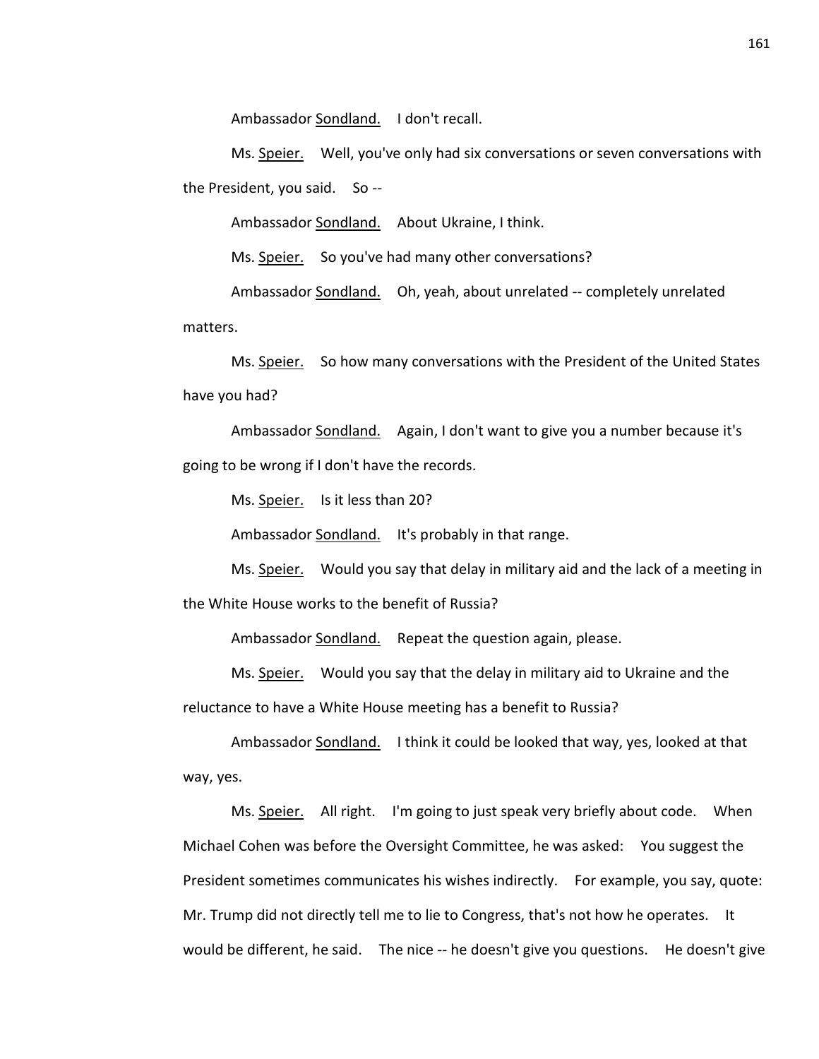Ambassador Sondland. I don't recall.

Ms. Speier. Well, you've only had six conversations or seven conversations with the President, you said. So --

Ambassador Sondland. About Ukraine, I think.

Ms. Speier. So you've had many other conversations?

Ambassador Sondland. Oh, yeah, about unrelated -- completely unrelated matters.

Ms. Speier. So how many conversations with the President of the United States have you had?

Ambassador Sondland. Again, I don't want to give you a number because it's going to be wrong if I don't have the records.

Ms. Speier. Is it less than 20?

Ambassador Sondland. It's probably in that range.

Ms. Speier. Would you say that delay in military aid and the lack of a meeting in the White House works to the benefit of Russia?

Ambassador Sondland. Repeat the question again, please.

Ms. Speier. Would you say that the delay in military aid to Ukraine and the reluctance to have a White House meeting has a benefit to Russia?

Ambassador Sondland. I think it could be looked that way, yes, looked at that way, yes.

Ms. Speier. All right. I'm going to just speak very briefly about code. When Michael Cohen was before the Oversight Committee, he was asked: You suggest the President sometimes communicates his wishes indirectly. For example, you say, quote: Mr. Trump did not directly tell me to lie to Congress, that's not how he operates. It would be different, he said. The nice -- he doesn't give you questions. He doesn't give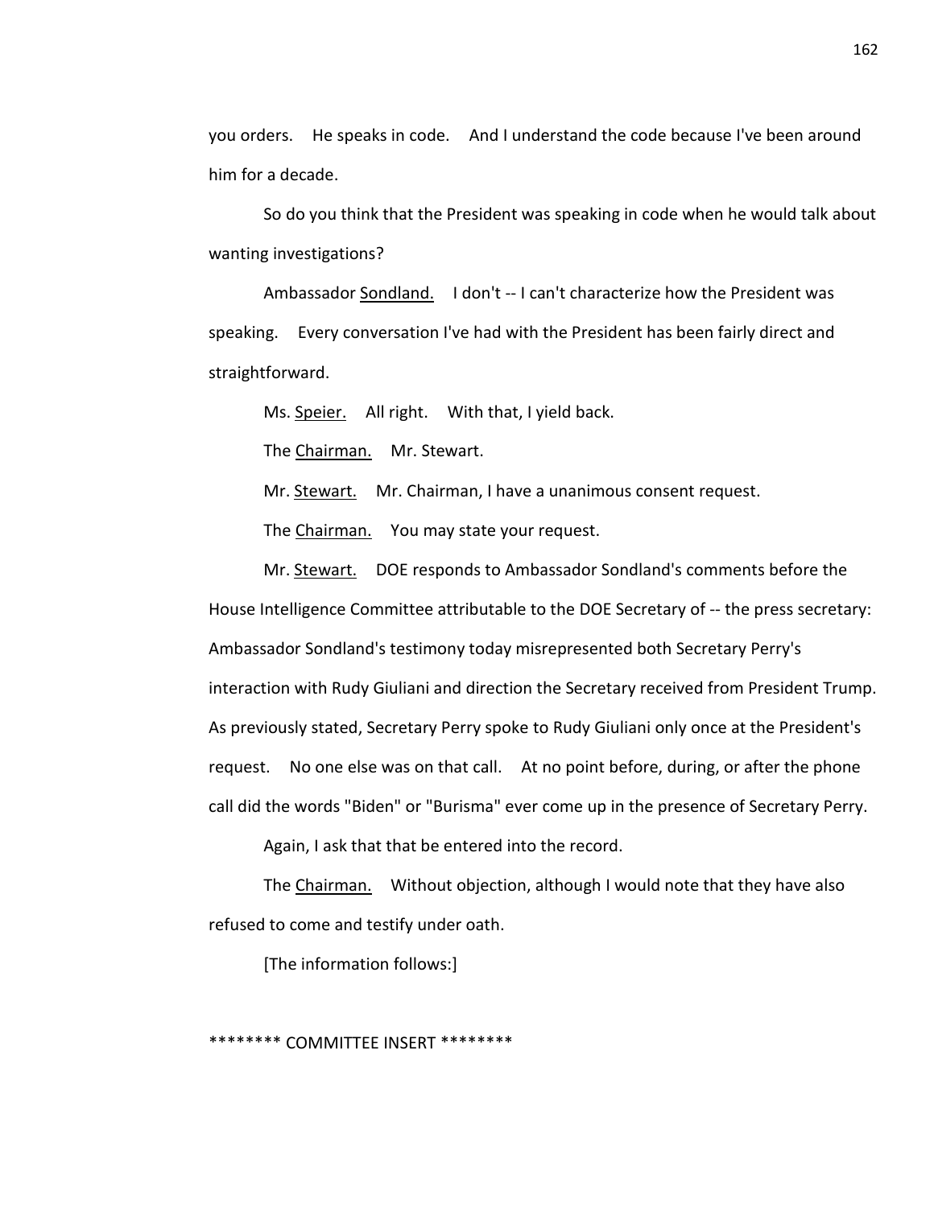you orders. He speaks in code. And I understand the code because I've been around him for a decade.

So do you think that the President was speaking in code when he would talk about wanting investigations?

Ambassador Sondland. I don't -- I can't characterize how the President was speaking. Every conversation I've had with the President has been fairly direct and straightforward.

Ms. Speier. All right. With that, I yield back.

The Chairman. Mr. Stewart.

Mr. Stewart. Mr. Chairman, I have a unanimous consent request.

The Chairman. You may state your request.

Mr. Stewart. DOE responds to Ambassador Sondland's comments before the House Intelligence Committee attributable to the DOE Secretary of -- the press secretary: Ambassador Sondland's testimony today misrepresented both Secretary Perry's interaction with Rudy Giuliani and direction the Secretary received from President Trump. As previously stated, Secretary Perry spoke to Rudy Giuliani only once at the President's request. No one else was on that call. At no point before, during, or after the phone call did the words "Biden" or "Burisma" ever come up in the presence of Secretary Perry.

Again, I ask that that be entered into the record.

The Chairman. Without objection, although I would note that they have also refused to come and testify under oath.

[The information follows:]

******** COMMITTEE INSERT ********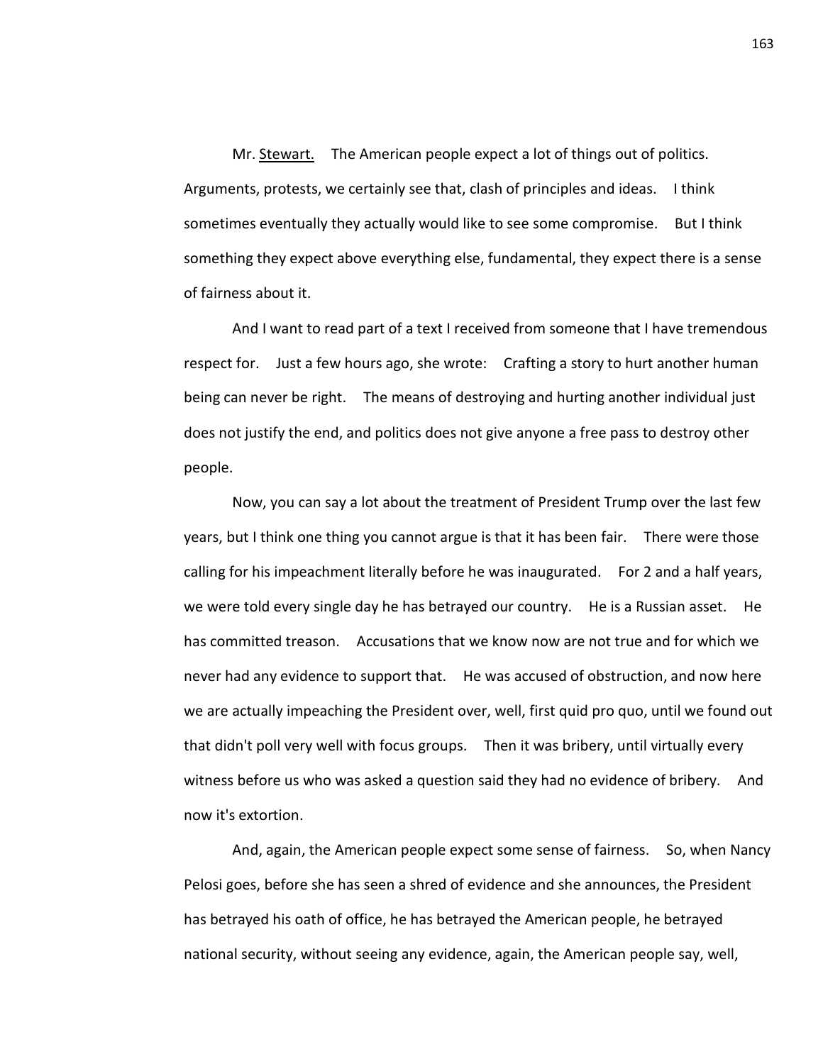Mr. <u>Stewart.</u> The American people expect a lot of things out of politics. Arguments, protests, we certainly see that, clash of principles and ideas. I think sometimes eventually they actually would like to see some compromise. But I think something they expect above everything else, fundamental, they expect there is a sense of fairness about it.

And I want to read part of a text I received from someone that I have tremendous respect for. Just a few hours ago, she wrote: Crafting a story to hurt another human being can never be right. The means of destroying and hurting another individual just does not justify the end, and politics does not give anyone a free pass to destroy other people.

Now, you can say a lot about the treatment of President Trump over the last few years, but I think one thing you cannot argue is that it has been fair. There were those calling for his impeachment literally before he was inaugurated. For 2 and a half years, we were told every single day he has betrayed our country. He is a Russian asset. He has committed treason. Accusations that we know now are not true and for which we never had any evidence to support that. He was accused of obstruction, and now here we are actually impeaching the President over, well, first quid pro quo, until we found out that didn't poll very well with focus groups. Then it was bribery, until virtually every witness before us who was asked a question said they had no evidence of bribery. And now it's extortion.

And, again, the American people expect some sense of fairness. So, when Nancy Pelosi goes, before she has seen a shred of evidence and she announces, the President has betrayed his oath of office, he has betrayed the American people, he betrayed national security, without seeing any evidence, again, the American people say, well,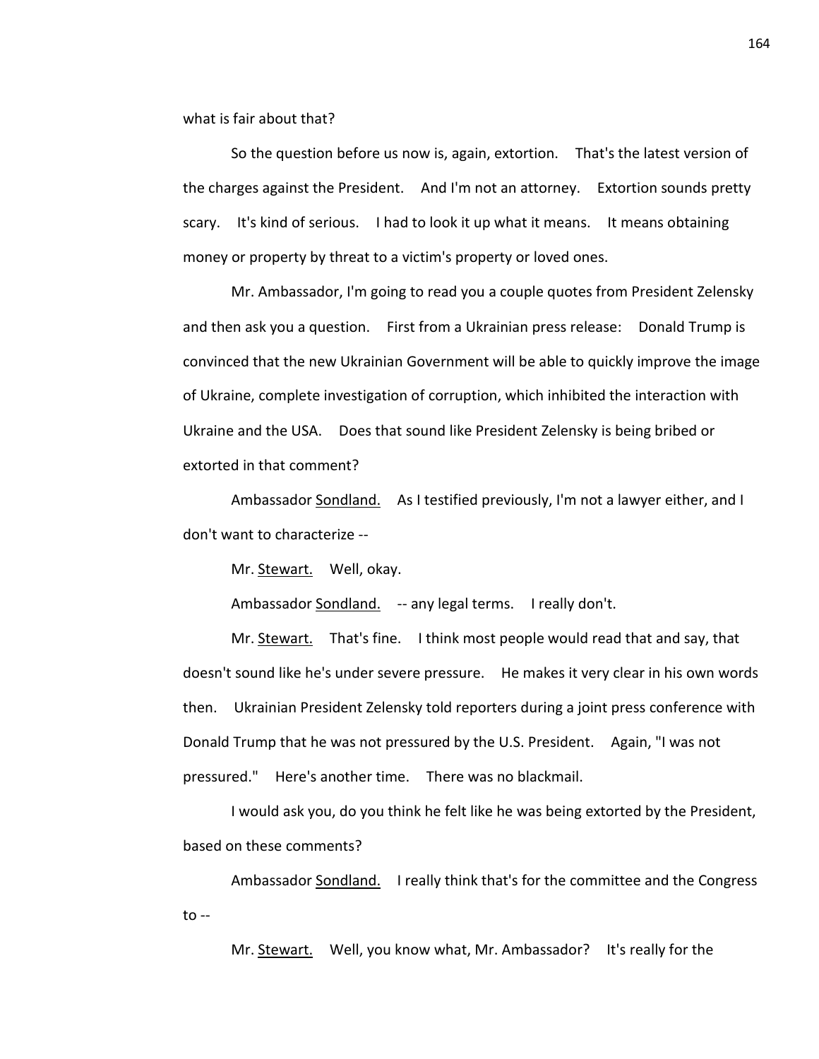what is fair about that?

So the question before us now is, again, extortion. That's the latest version of the charges against the President. And I'm not an attorney. Extortion sounds pretty scary. It's kind of serious. I had to look it up what it means. It means obtaining money or property by threat to a victim's property or loved ones.

Mr. Ambassador, I'm going to read you a couple quotes from President Zelensky and then ask you a question. First from a Ukrainian press release: Donald Trump is convinced that the new Ukrainian Government will be able to quickly improve the image of Ukraine, complete investigation of corruption, which inhibited the interaction with Ukraine and the USA. Does that sound like President Zelensky is being bribed or extorted in that comment?

Ambassador Sondland. As I testified previously, I'm not a lawyer either, and I don't want to characterize --

Mr. Stewart. Well, okay.

Ambassador Sondland. -- any legal terms. I really don't.

Mr. Stewart. That's fine. I think most people would read that and say, that doesn't sound like he's under severe pressure. He makes it very clear in his own words then. Ukrainian President Zelensky told reporters during a joint press conference with Donald Trump that he was not pressured by the U.S. President. Again, "I was not pressured." Here's another time. There was no blackmail.

I would ask you, do you think he felt like he was being extorted by the President, based on these comments?

Ambassador Sondland. I really think that's for the committee and the Congress to --

Mr. Stewart. Well, you know what, Mr. Ambassador? It's really for the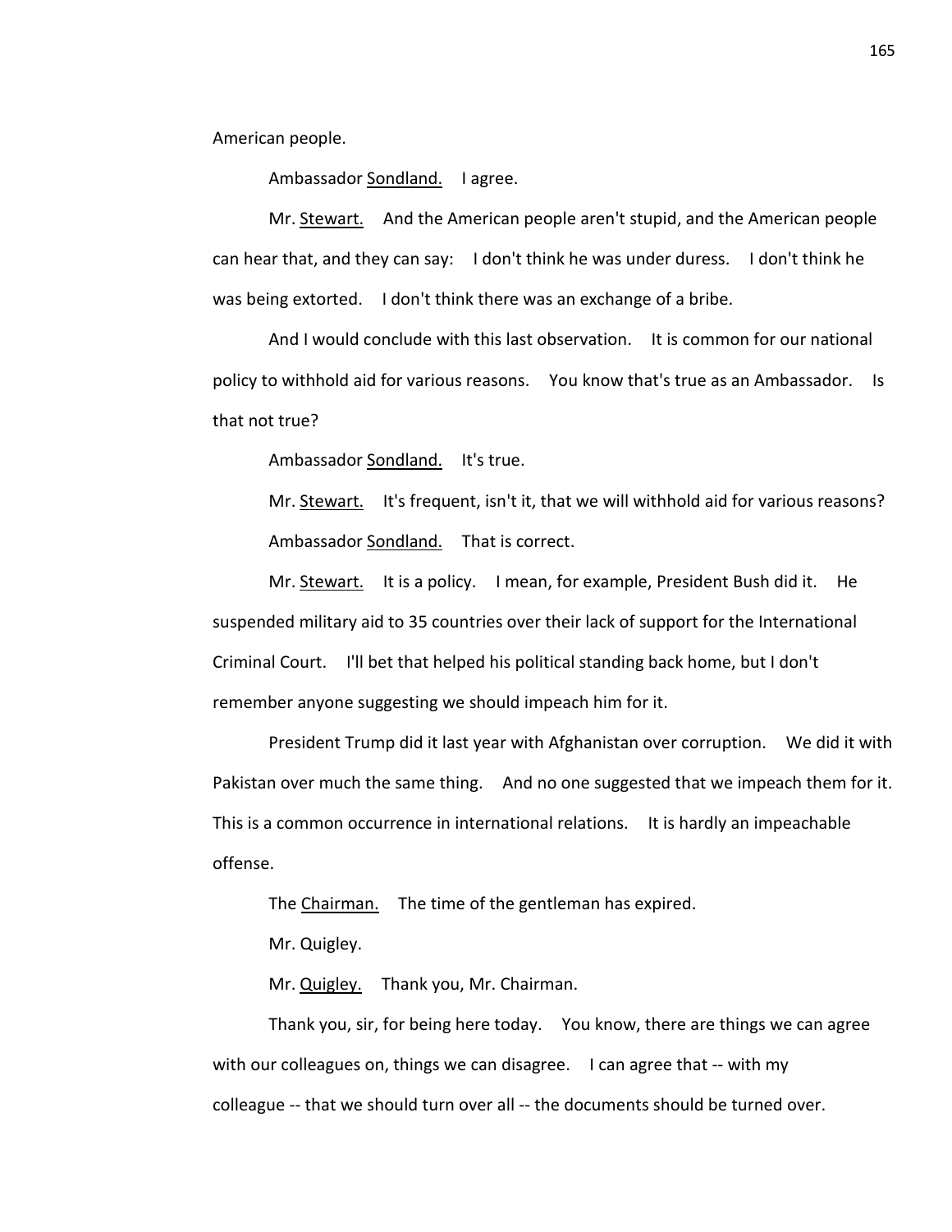American people.

Ambassador Sondland. I agree.

Mr. Stewart. And the American people aren't stupid, and the American people can hear that, and they can say: I don't think he was under duress. I don't think he was being extorted. I don't think there was an exchange of a bribe.

And I would conclude with this last observation. It is common for our national policy to withhold aid for various reasons. You know that's true as an Ambassador. Is that not true?

Ambassador Sondland. It's true.

Mr. Stewart. It's frequent, isn't it, that we will withhold aid for various reasons?

Ambassador Sondland. That is correct.

Mr. Stewart. It is a policy. I mean, for example, President Bush did it. He suspended military aid to 35 countries over their lack of support for the International Criminal Court. I'll bet that helped his political standing back home, but I don't remember anyone suggesting we should impeach him for it.

President Trump did it last year with Afghanistan over corruption. We did it with Pakistan over much the same thing. And no one suggested that we impeach them for it. This is a common occurrence in international relations. It is hardly an impeachable offense.

The Chairman. The time of the gentleman has expired.

Mr. Quigley.

Mr. Quigley. Thank you, Mr. Chairman.

Thank you, sir, for being here today. You know, there are things we can agree with our colleagues on, things we can disagree. I can agree that -- with my colleague -- that we should turn over all -- the documents should be turned over.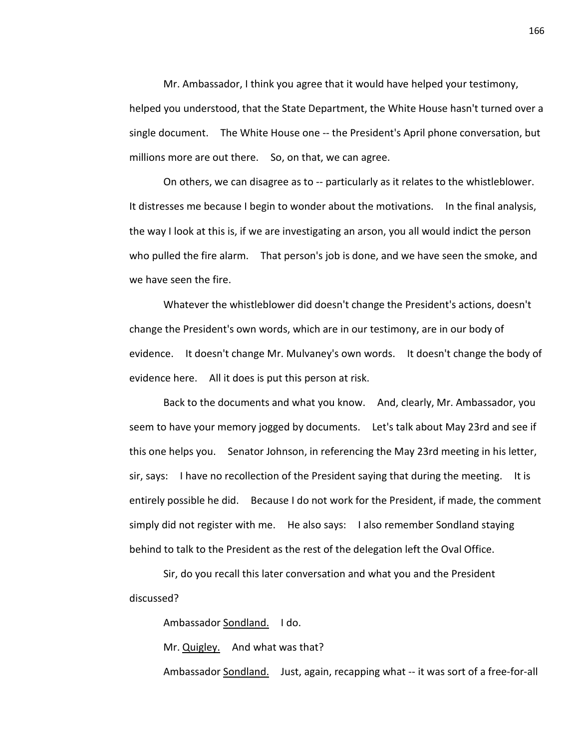Mr. Ambassador, I think you agree that it would have helped your testimony, helped you understood, that the State Department, the White House hasn't turned over a single document. The White House one -- the President's April phone conversation, but millions more are out there. So, on that, we can agree.

On others, we can disagree as to -- particularly as it relates to the whistleblower. It distresses me because I begin to wonder about the motivations. In the final analysis, the way I look at this is, if we are investigating an arson, you all would indict the person who pulled the fire alarm. That person's job is done, and we have seen the smoke, and we have seen the fire.

Whatever the whistleblower did doesn't change the President's actions, doesn't change the President's own words, which are in our testimony, are in our body of evidence. It doesn't change Mr. Mulvaney's own words. It doesn't change the body of evidence here. All it does is put this person at risk.

Back to the documents and what you know. And, clearly, Mr. Ambassador, you seem to have your memory jogged by documents. Let's talk about May 23rd and see if this one helps you. Senator Johnson, in referencing the May 23rd meeting in his letter, sir, says: I have no recollection of the President saying that during the meeting. It is entirely possible he did. Because I do not work for the President, if made, the comment simply did not register with me. He also says: I also remember Sondland staying behind to talk to the President as the rest of the delegation left the Oval Office.

Sir, do you recall this later conversation and what you and the President discussed?

Ambassador Sondland. I do.

Mr. Quigley. And what was that?

Ambassador Sondland. Just, again, recapping what -- it was sort of a free-for-all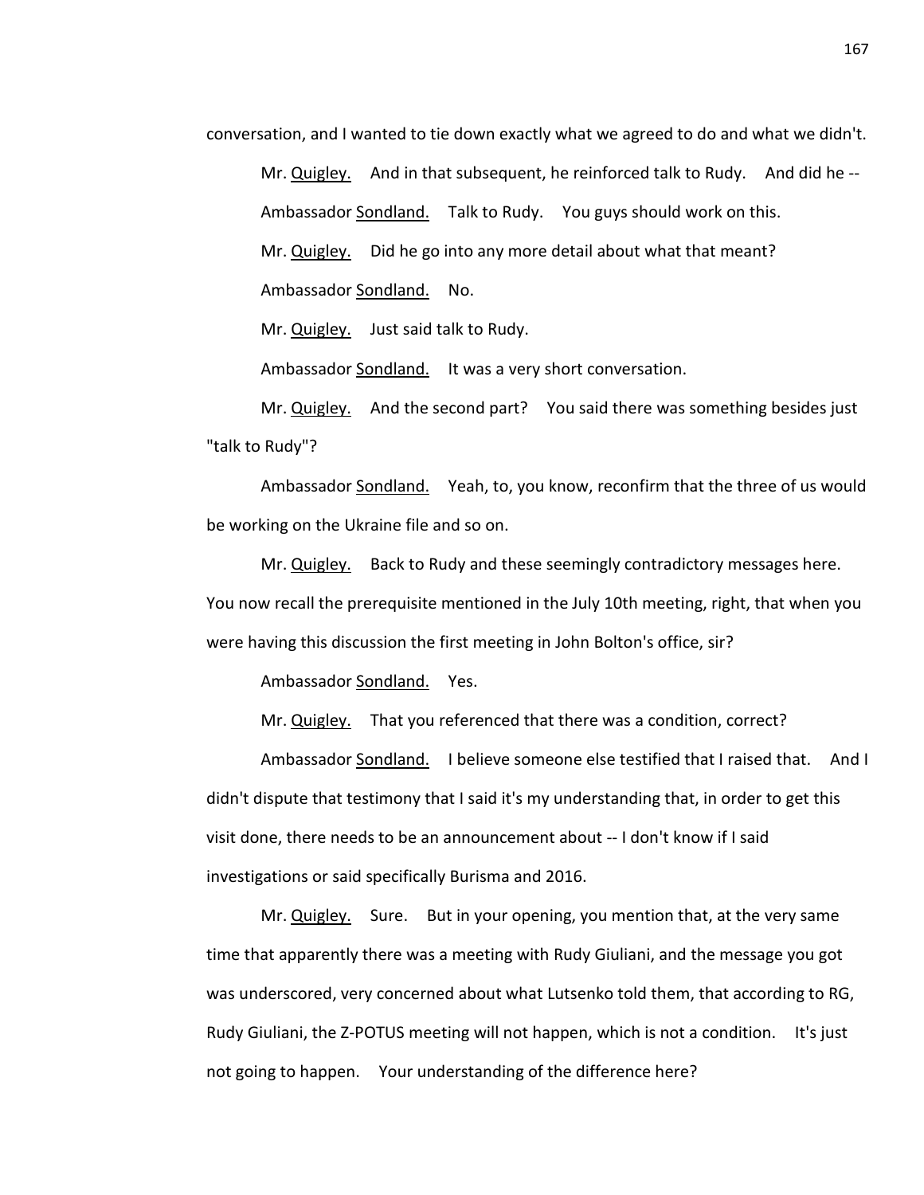conversation, and I wanted to tie down exactly what we agreed to do and what we didn't.

Mr. Quigley. And in that subsequent, he reinforced talk to Rudy. And did he --

Ambassador Sondland. Talk to Rudy. You guys should work on this.

Mr. Quigley. Did he go into any more detail about what that meant?

Ambassador Sondland. No.

Mr. Quigley. Just said talk to Rudy.

Ambassador Sondland. It was a very short conversation.

Mr. Quigley. And the second part? You said there was something besides just "talk to Rudy"?

Ambassador Sondland. Yeah, to, you know, reconfirm that the three of us would be working on the Ukraine file and so on.

Mr. Quigley. Back to Rudy and these seemingly contradictory messages here. You now recall the prerequisite mentioned in the July 10th meeting, right, that when you were having this discussion the first meeting in John Bolton's office, sir?

Ambassador Sondland. Yes.

Mr. Quigley. That you referenced that there was a condition, correct?

Ambassador Sondland. I believe someone else testified that I raised that. And I didn't dispute that testimony that I said it's my understanding that, in order to get this visit done, there needs to be an announcement about -- I don't know if I said investigations or said specifically Burisma and 2016.

Mr. Quigley. Sure. But in your opening, you mention that, at the very same time that apparently there was a meeting with Rudy Giuliani, and the message you got was underscored, very concerned about what Lutsenko told them, that according to RG, Rudy Giuliani, the Z-POTUS meeting will not happen, which is not a condition. It's just not going to happen. Your understanding of the difference here?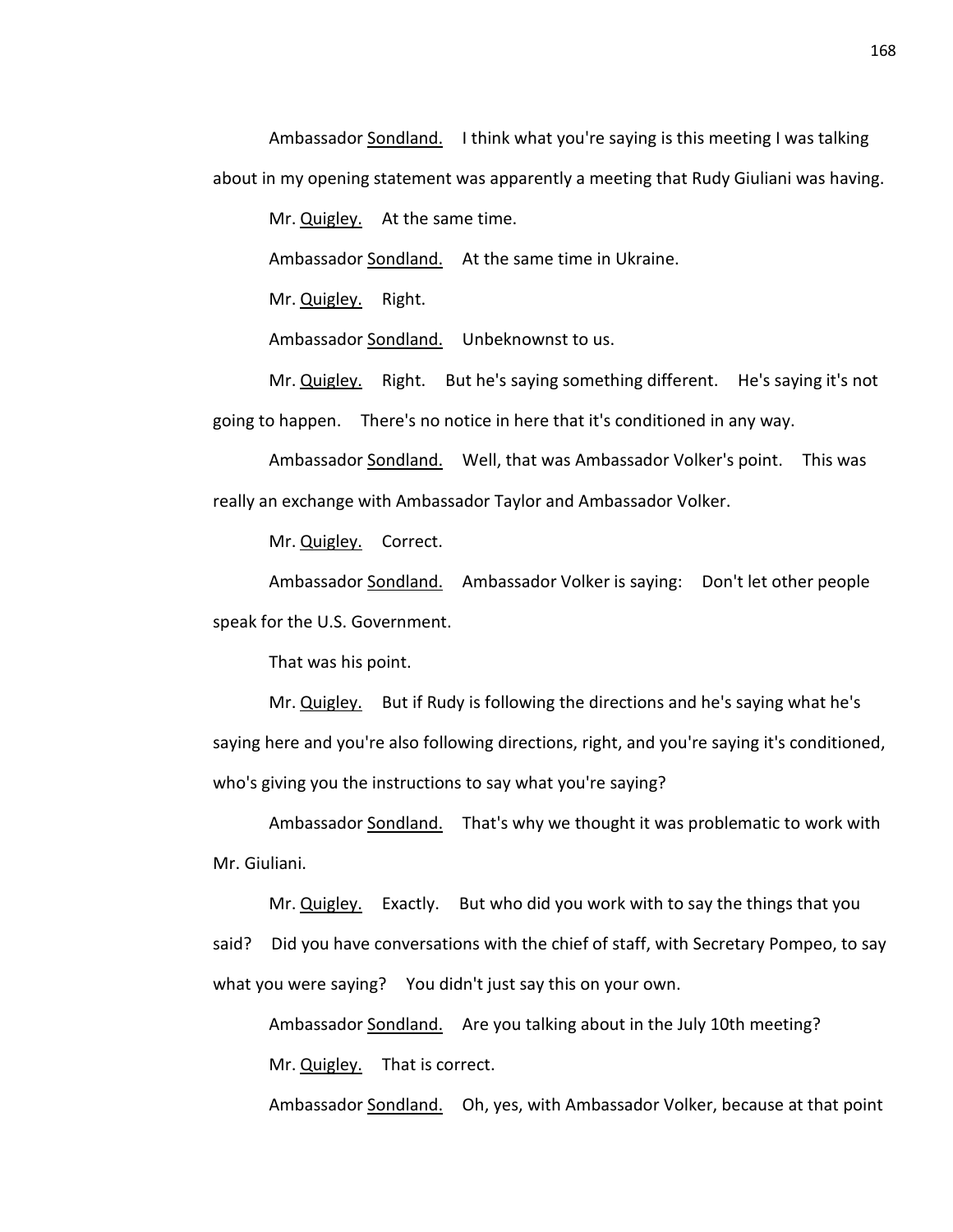Ambassador Sondland. I think what you're saying is this meeting I was talking about in my opening statement was apparently a meeting that Rudy Giuliani was having.

Mr. Quigley. At the same time.

Ambassador Sondland. At the same time in Ukraine.

Mr. Quigley. Right.

Ambassador Sondland. Unbeknownst to us.

Mr. Quigley. Right. But he's saying something different. He's saying it's not going to happen. There's no notice in here that it's conditioned in any way.

Ambassador Sondland. Well, that was Ambassador Volker's point. This was really an exchange with Ambassador Taylor and Ambassador Volker.

Mr. Quigley. Correct.

Ambassador Sondland. Ambassador Volker is saying: Don't let other people speak for the U.S. Government.

That was his point.

Mr. Quigley. But if Rudy is following the directions and he's saying what he's saying here and you're also following directions, right, and you're saying it's conditioned, who's giving you the instructions to say what you're saying?

Ambassador Sondland. That's why we thought it was problematic to work with Mr. Giuliani.

Mr. Quigley. Exactly. But who did you work with to say the things that you said? Did you have conversations with the chief of staff, with Secretary Pompeo, to say what you were saying? You didn't just say this on your own.

Ambassador Sondland. Are you talking about in the July 10th meeting?

Mr. Quigley. That is correct.

Ambassador Sondland. Oh, yes, with Ambassador Volker, because at that point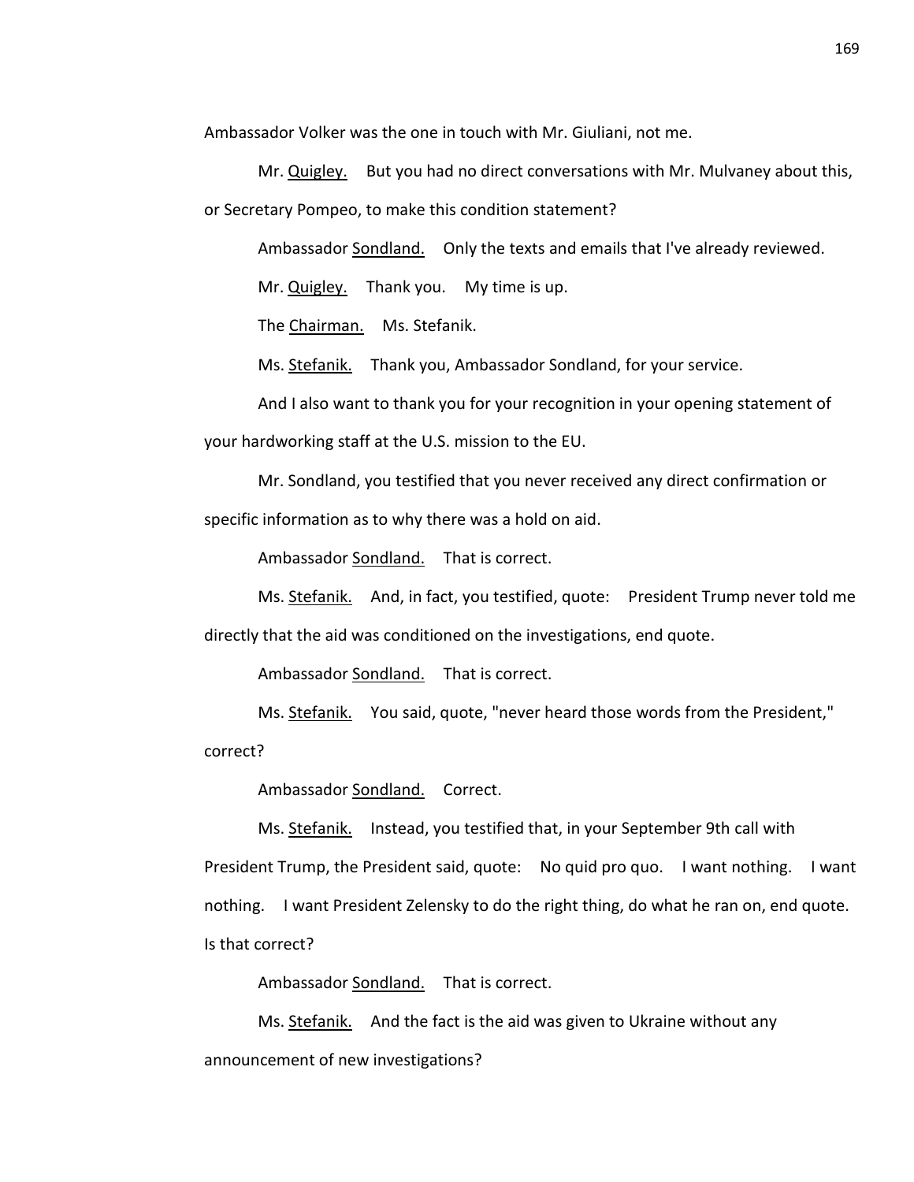Ambassador Volker was the one in touch with Mr. Giuliani, not me.

Mr. Quigley. But you had no direct conversations with Mr. Mulvaney about this, or Secretary Pompeo, to make this condition statement?

Ambassador Sondland. Only the texts and emails that I've already reviewed.

Mr. Quigley. Thank you. My time is up.

The Chairman. Ms. Stefanik.

Ms. Stefanik. Thank you, Ambassador Sondland, for your service.

And I also want to thank you for your recognition in your opening statement of your hardworking staff at the U.S. mission to the EU.

Mr. Sondland, you testified that you never received any direct confirmation or specific information as to why there was a hold on aid.

Ambassador Sondland. That is correct.

Ms. Stefanik. And, in fact, you testified, quote: President Trump never told me directly that the aid was conditioned on the investigations, end quote.

Ambassador Sondland. That is correct.

Ms. Stefanik. You said, quote, "never heard those words from the President," correct?

Ambassador Sondland. Correct.

Ms. Stefanik. Instead, you testified that, in your September 9th call with President Trump, the President said, quote: No quid pro quo. I want nothing. I want nothing. I want President Zelensky to do the right thing, do what he ran on, end quote. Is that correct?

Ambassador Sondland. That is correct.

Ms. Stefanik. And the fact is the aid was given to Ukraine without any announcement of new investigations?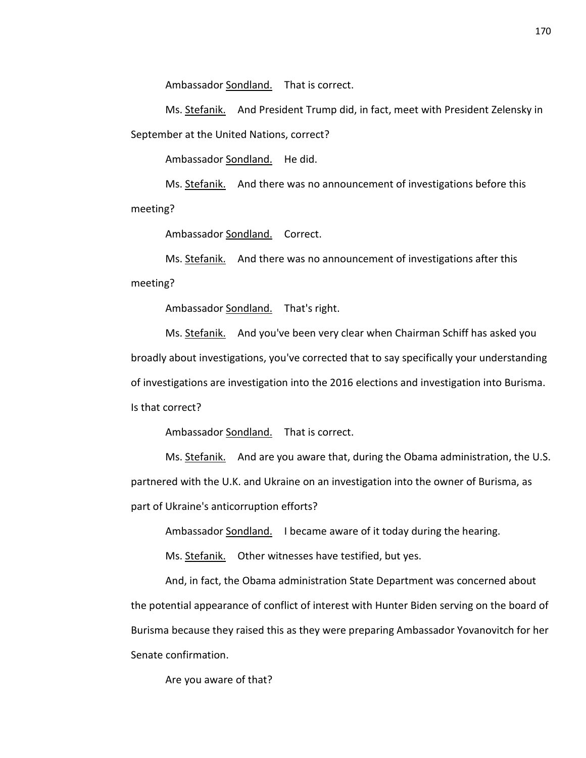Ambassador Sondland. That is correct.

Ms. Stefanik. And President Trump did, in fact, meet with President Zelensky in September at the United Nations, correct?

Ambassador Sondland. He did.

Ms. Stefanik. And there was no announcement of investigations before this meeting?

Ambassador Sondland. Correct.

Ms. Stefanik. And there was no announcement of investigations after this meeting?

Ambassador Sondland. That's right.

Ms. Stefanik. And you've been very clear when Chairman Schiff has asked you broadly about investigations, you've corrected that to say specifically your understanding of investigations are investigation into the 2016 elections and investigation into Burisma. Is that correct?

Ambassador Sondland. That is correct.

Ms. Stefanik. And are you aware that, during the Obama administration, the U.S. partnered with the U.K. and Ukraine on an investigation into the owner of Burisma, as part of Ukraine's anticorruption efforts?

Ambassador Sondland. I became aware of it today during the hearing.

Ms. Stefanik. Other witnesses have testified, but yes.

And, in fact, the Obama administration State Department was concerned about the potential appearance of conflict of interest with Hunter Biden serving on the board of Burisma because they raised this as they were preparing Ambassador Yovanovitch for her Senate confirmation.

Are you aware of that?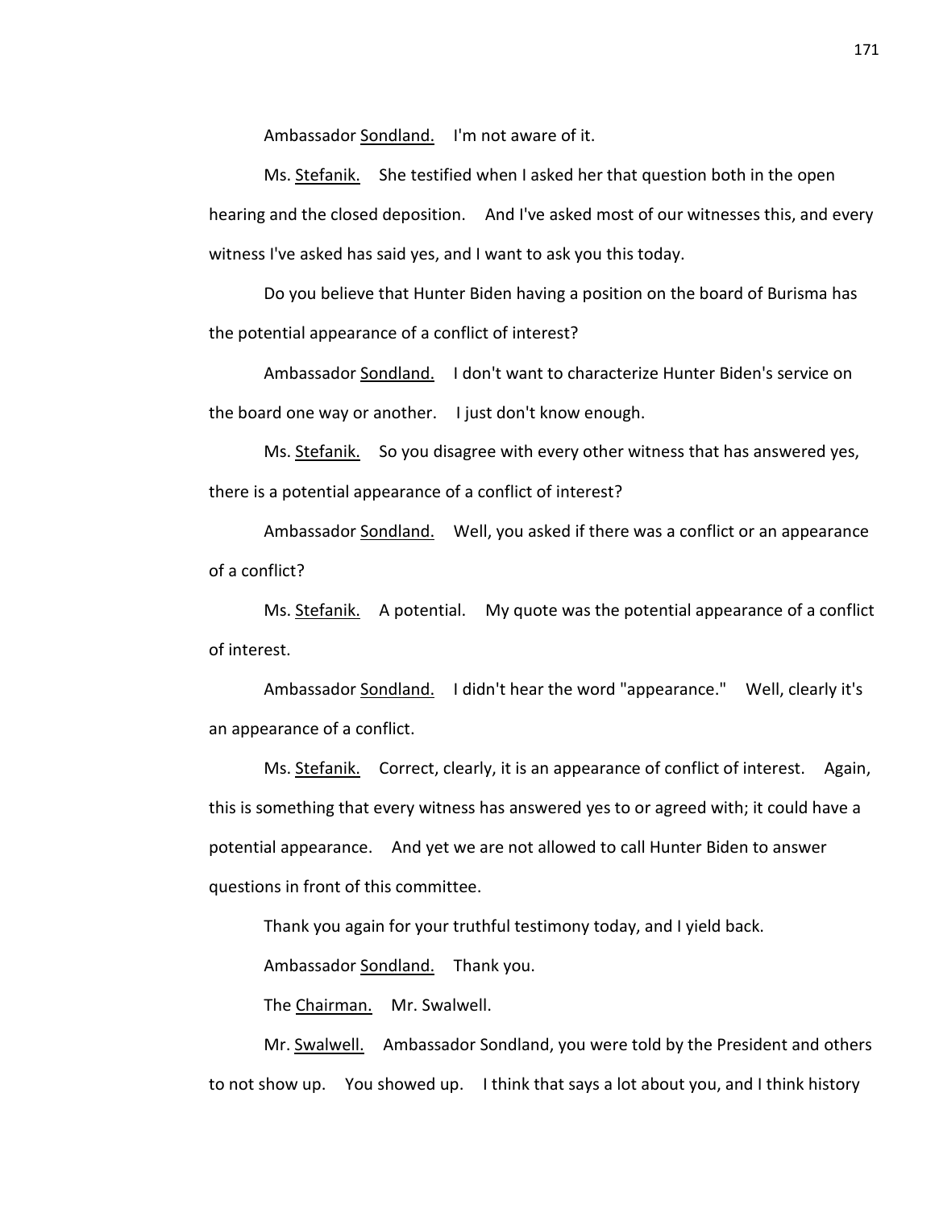Ambassador Sondland. I'm not aware of it.

Ms. Stefanik. She testified when I asked her that question both in the open hearing and the closed deposition. And I've asked most of our witnesses this, and every witness I've asked has said yes, and I want to ask you this today.

Do you believe that Hunter Biden having a position on the board of Burisma has the potential appearance of a conflict of interest?

Ambassador Sondland. I don't want to characterize Hunter Biden's service on the board one way or another. I just don't know enough.

Ms. Stefanik. So you disagree with every other witness that has answered yes, there is a potential appearance of a conflict of interest?

Ambassador Sondland. Well, you asked if there was a conflict or an appearance of a conflict?

Ms. Stefanik. A potential. My quote was the potential appearance of a conflict of interest.

Ambassador Sondland. I didn't hear the word "appearance." Well, clearly it's an appearance of a conflict.

Ms. Stefanik. Correct, clearly, it is an appearance of conflict of interest. Again, this is something that every witness has answered yes to or agreed with; it could have a potential appearance. And yet we are not allowed to call Hunter Biden to answer questions in front of this committee.

Thank you again for your truthful testimony today, and I yield back.

Ambassador Sondland. Thank you.

The Chairman. Mr. Swalwell.

Mr. Swalwell. Ambassador Sondland, you were told by the President and others to not show up. You showed up. I think that says a lot about you, and I think history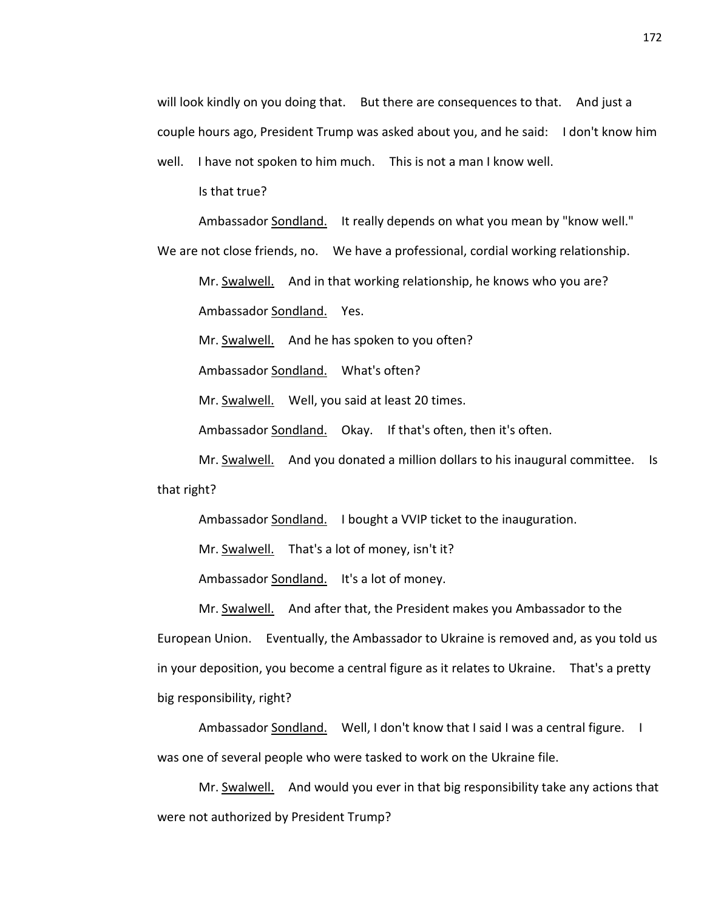will look kindly on you doing that. But there are consequences to that. And just a couple hours ago, President Trump was asked about you, and he said: I don't know him well. I have not spoken to him much. This is not a man I know well.

Is that true?

Ambassador Sondland. It really depends on what you mean by "know well." We are not close friends, no. We have a professional, cordial working relationship.

Mr. Swalwell. And in that working relationship, he knows who you are?

Ambassador Sondland. Yes.

Mr. Swalwell. And he has spoken to you often?

Ambassador Sondland. What's often?

Mr. Swalwell. Well, you said at least 20 times.

Ambassador Sondland. Okay. If that's often, then it's often.

Mr. Swalwell. And you donated a million dollars to his inaugural committee. Is that right?

Ambassador Sondland. I bought a VVIP ticket to the inauguration.

Mr. Swalwell. That's a lot of money, isn't it?

Ambassador Sondland. It's a lot of money.

Mr. Swalwell. And after that, the President makes you Ambassador to the European Union. Eventually, the Ambassador to Ukraine is removed and, as you told us in your deposition, you become a central figure as it relates to Ukraine. That's a pretty big responsibility, right?

Ambassador Sondland. Well, I don't know that I said I was a central figure. I was one of several people who were tasked to work on the Ukraine file.

Mr. Swalwell. And would you ever in that big responsibility take any actions that were not authorized by President Trump?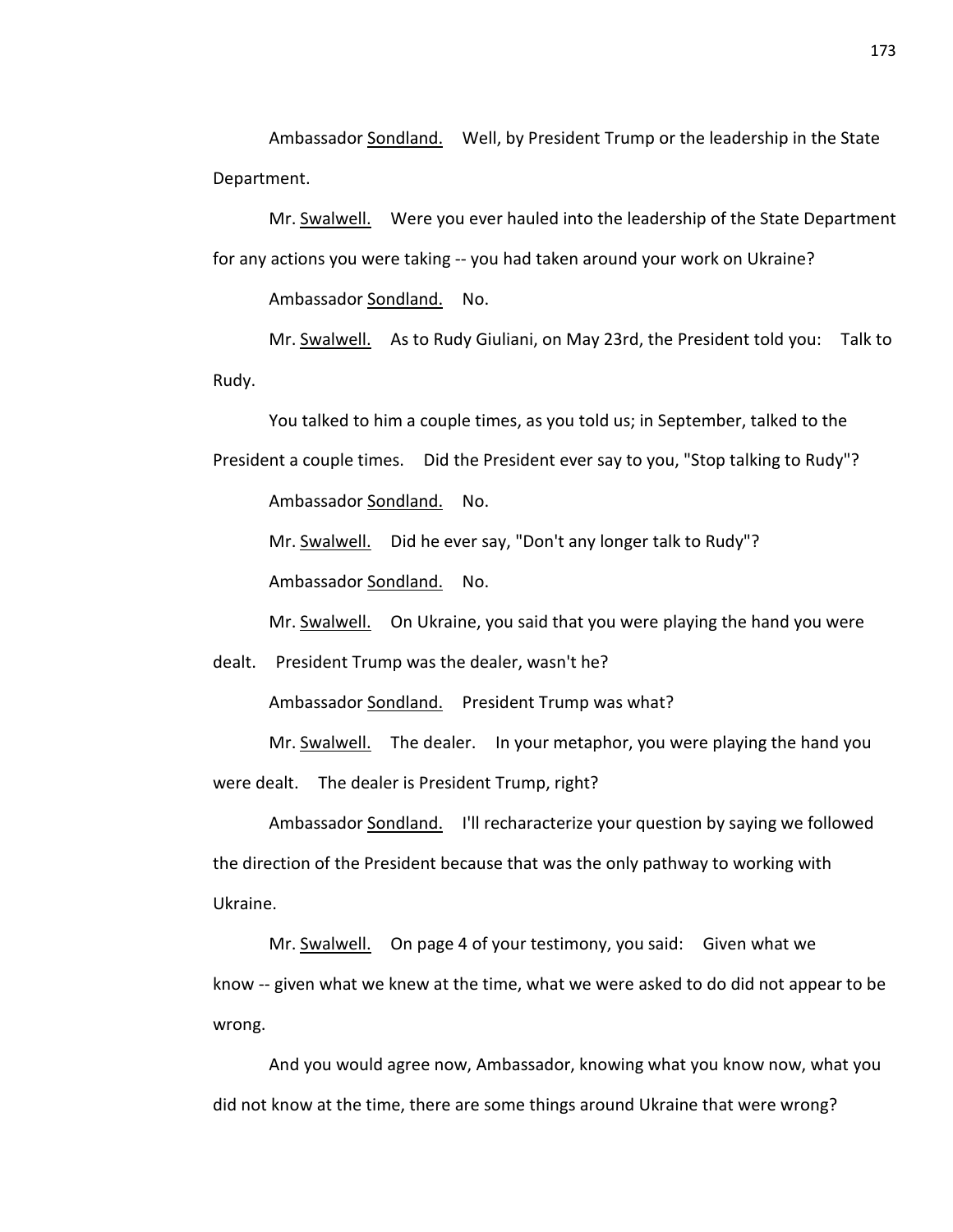Ambassador Sondland. Well, by President Trump or the leadership in the State Department.

Mr. Swalwell. Were you ever hauled into the leadership of the State Department for any actions you were taking -- you had taken around your work on Ukraine?

Ambassador Sondland. No.

Mr. Swalwell. As to Rudy Giuliani, on May 23rd, the President told you: Talk to Rudy.

You talked to him a couple times, as you told us; in September, talked to the President a couple times. Did the President ever say to you, "Stop talking to Rudy"?

Ambassador Sondland. No.

Mr. Swalwell. Did he ever say, "Don't any longer talk to Rudy"?

Ambassador Sondland. No.

Mr. Swalwell. On Ukraine, you said that you were playing the hand you were dealt. President Trump was the dealer, wasn't he?

Ambassador Sondland. President Trump was what?

Mr. Swalwell. The dealer. In your metaphor, you were playing the hand you were dealt. The dealer is President Trump, right?

Ambassador Sondland. I'll recharacterize your question by saying we followed the direction of the President because that was the only pathway to working with Ukraine.

Mr. Swalwell. On page 4 of your testimony, you said: Given what we know -- given what we knew at the time, what we were asked to do did not appear to be wrong.

And you would agree now, Ambassador, knowing what you know now, what you did not know at the time, there are some things around Ukraine that were wrong?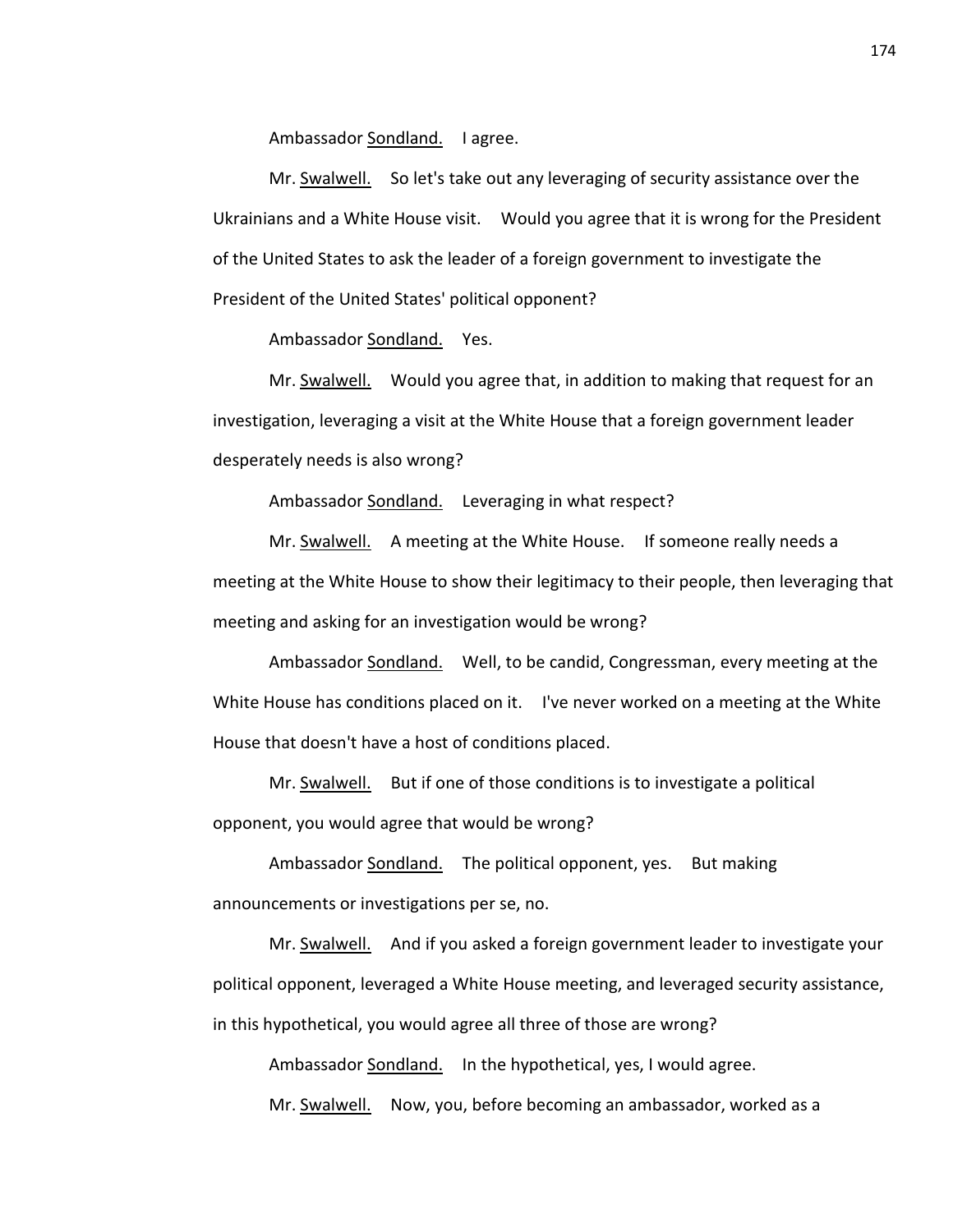Ambassador Sondland. I agree.

Mr. Swalwell. So let's take out any leveraging of security assistance over the Ukrainians and a White House visit. Would you agree that it is wrong for the President of the United States to ask the leader of a foreign government to investigate the President of the United States' political opponent?

Ambassador Sondland. Yes.

Mr. Swalwell. Would you agree that, in addition to making that request for an investigation, leveraging a visit at the White House that a foreign government leader desperately needs is also wrong?

Ambassador Sondland. Leveraging in what respect?

Mr. Swalwell. A meeting at the White House. If someone really needs a meeting at the White House to show their legitimacy to their people, then leveraging that meeting and asking for an investigation would be wrong?

Ambassador Sondland. Well, to be candid, Congressman, every meeting at the White House has conditions placed on it. I've never worked on a meeting at the White House that doesn't have a host of conditions placed.

Mr. Swalwell. But if one of those conditions is to investigate a political opponent, you would agree that would be wrong?

Ambassador Sondland. The political opponent, yes. But making announcements or investigations per se, no.

Mr. Swalwell. And if you asked a foreign government leader to investigate your political opponent, leveraged a White House meeting, and leveraged security assistance, in this hypothetical, you would agree all three of those are wrong?

Ambassador Sondland. In the hypothetical, yes, I would agree.

Mr. Swalwell. Now, you, before becoming an ambassador, worked as a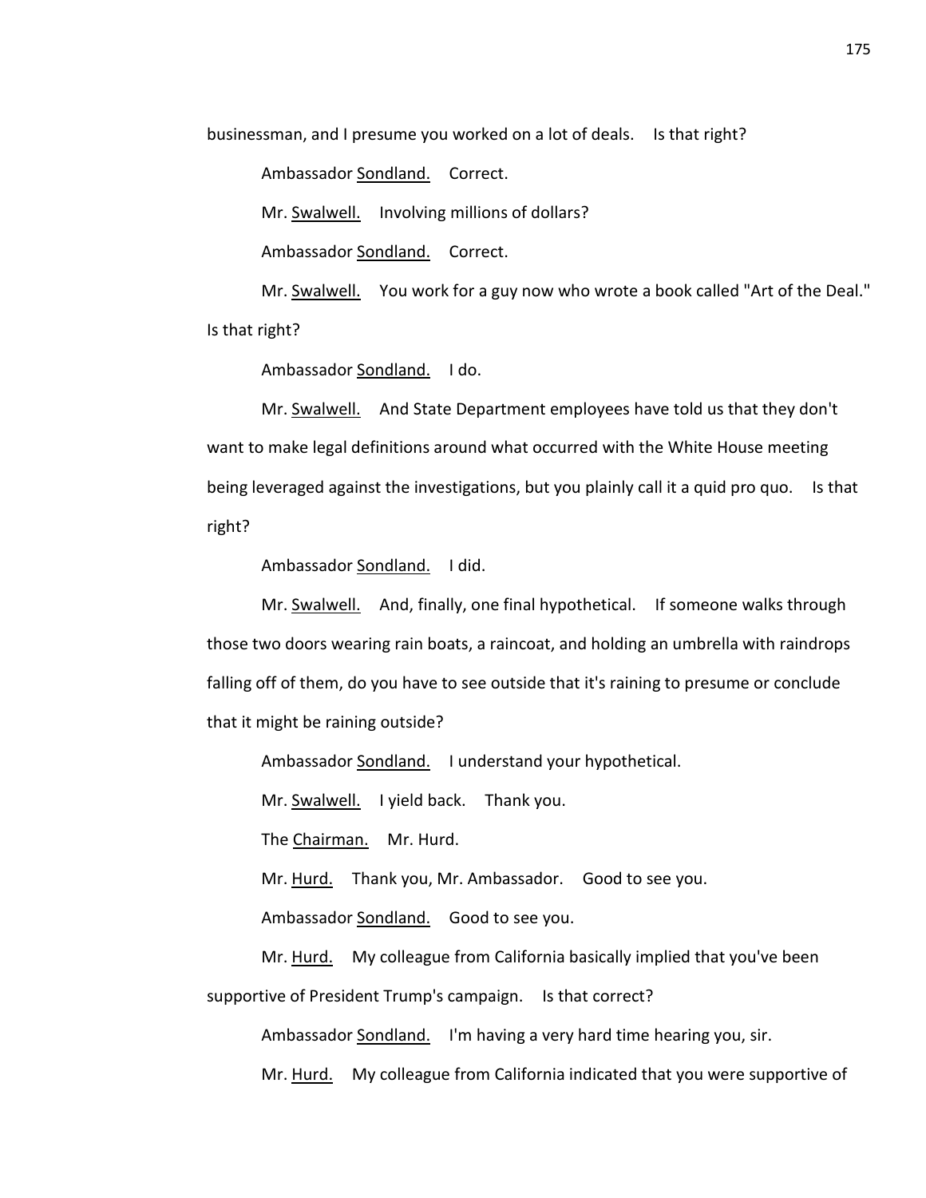businessman, and I presume you worked on a lot of deals. Is that right?

Ambassador Sondland. Correct.

Mr. Swalwell. Involving millions of dollars?

Ambassador Sondland. Correct.

Mr. Swalwell. You work for a guy now who wrote a book called "Art of the Deal." Is that right?

Ambassador Sondland. I do.

Mr. Swalwell. And State Department employees have told us that they don't want to make legal definitions around what occurred with the White House meeting being leveraged against the investigations, but you plainly call it a quid pro quo. Is that right?

Ambassador Sondland. I did.

Mr. Swalwell. And, finally, one final hypothetical. If someone walks through those two doors wearing rain boats, a raincoat, and holding an umbrella with raindrops falling off of them, do you have to see outside that it's raining to presume or conclude that it might be raining outside?

Ambassador Sondland. I understand your hypothetical.

Mr. Swalwell. I yield back. Thank you.

The Chairman. Mr. Hurd.

Mr. Hurd. Thank you, Mr. Ambassador. Good to see you.

Ambassador Sondland. Good to see you.

Mr. Hurd. My colleague from California basically implied that you've been supportive of President Trump's campaign. Is that correct?

Ambassador Sondland. I'm having a very hard time hearing you, sir.

Mr. Hurd. My colleague from California indicated that you were supportive of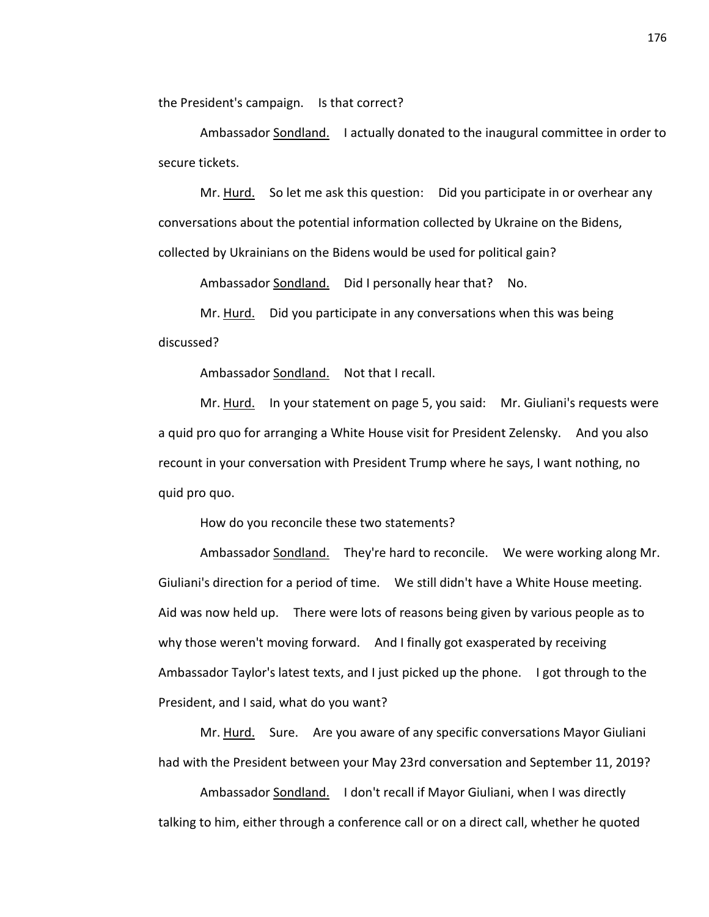the President's campaign. Is that correct?

Ambassador Sondland. I actually donated to the inaugural committee in order to secure tickets.

Mr. Hurd. So let me ask this question: Did you participate in or overhear any conversations about the potential information collected by Ukraine on the Bidens, collected by Ukrainians on the Bidens would be used for political gain?

Ambassador Sondland. Did I personally hear that? No.

Mr. Hurd. Did you participate in any conversations when this was being discussed?

Ambassador Sondland. Not that I recall.

Mr. Hurd. In your statement on page 5, you said: Mr. Giuliani's requests were a quid pro quo for arranging a White House visit for President Zelensky. And you also recount in your conversation with President Trump where he says, I want nothing, no quid pro quo.

How do you reconcile these two statements?

Ambassador Sondland. They're hard to reconcile. We were working along Mr. Giuliani's direction for a period of time. We still didn't have a White House meeting. Aid was now held up. There were lots of reasons being given by various people as to why those weren't moving forward. And I finally got exasperated by receiving Ambassador Taylor's latest texts, and I just picked up the phone. I got through to the President, and I said, what do you want?

Mr. Hurd. Sure. Are you aware of any specific conversations Mayor Giuliani had with the President between your May 23rd conversation and September 11, 2019?

Ambassador Sondland. I don't recall if Mayor Giuliani, when I was directly talking to him, either through a conference call or on a direct call, whether he quoted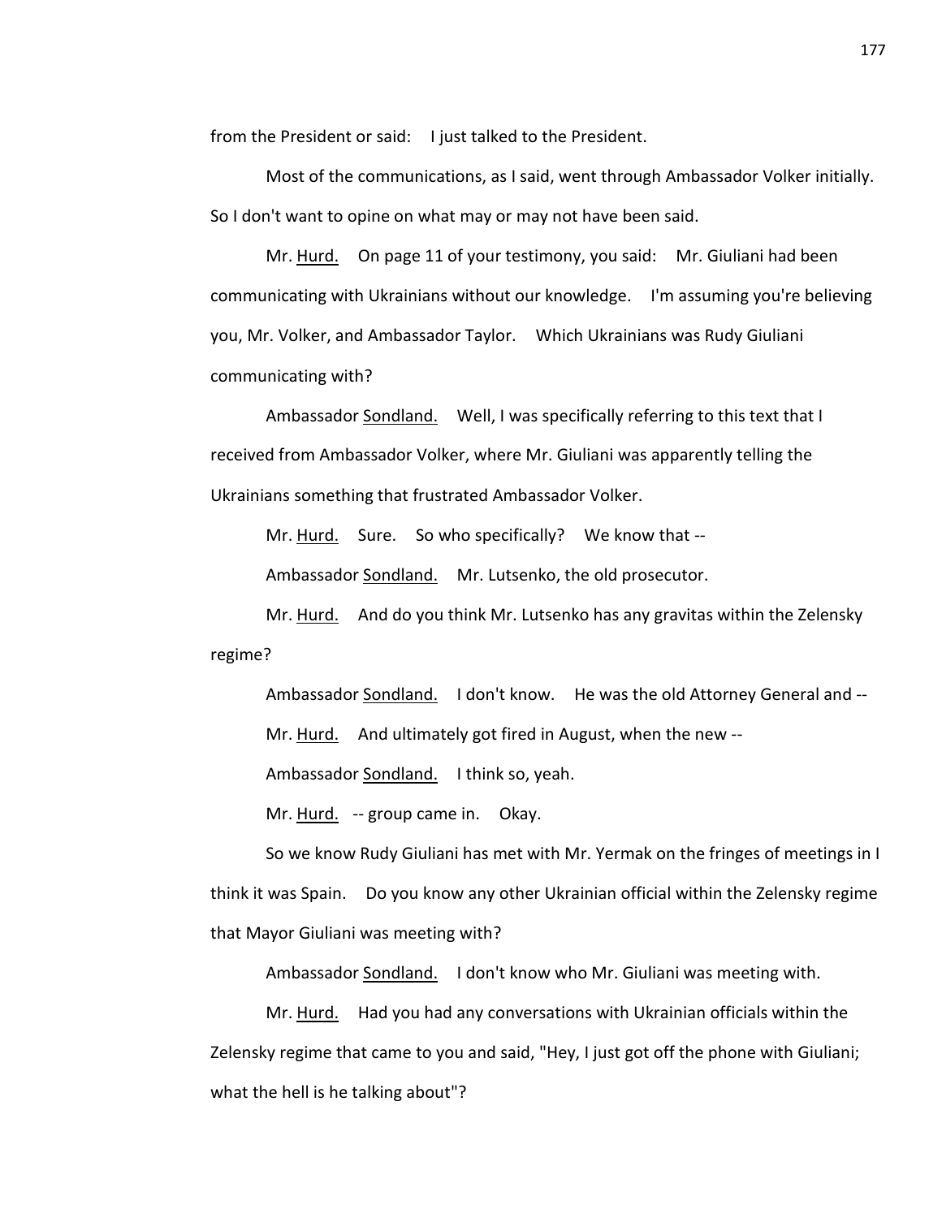from the President or said: I just talked to the President.

Most of the communications, as I said, went through Ambassador Volker initially. So I don't want to opine on what may or may not have been said.

Mr. Hurd. On page 11 of your testimony, you said: Mr. Giuliani had been communicating with Ukrainians without our knowledge. I'm assuming you're believing you, Mr. Volker, and Ambassador Taylor. Which Ukrainians was Rudy Giuliani communicating with?

Ambassador Sondland. Well, I was specifically referring to this text that I received from Ambassador Volker, where Mr. Giuliani was apparently telling the Ukrainians something that frustrated Ambassador Volker.

Mr. Hurd. Sure. So who specifically? We know that --

Ambassador Sondland. Mr. Lutsenko, the old prosecutor.

Mr. Hurd. And do you think Mr. Lutsenko has any gravitas within the Zelensky regime?

Ambassador Sondland. I don't know. He was the old Attorney General and --

Mr. Hurd. And ultimately got fired in August, when the new --

Ambassador Sondland. I think so, yeah.

Mr. Hurd. -- group came in. Okay.

So we know Rudy Giuliani has met with Mr. Yermak on the fringes of meetings in I think it was Spain. Do you know any other Ukrainian official within the Zelensky regime that Mayor Giuliani was meeting with?

Ambassador Sondland. I don't know who Mr. Giuliani was meeting with.

Mr. Hurd. Had you had any conversations with Ukrainian officials within the Zelensky regime that came to you and said, "Hey, I just got off the phone with Giuliani; what the hell is he talking about"?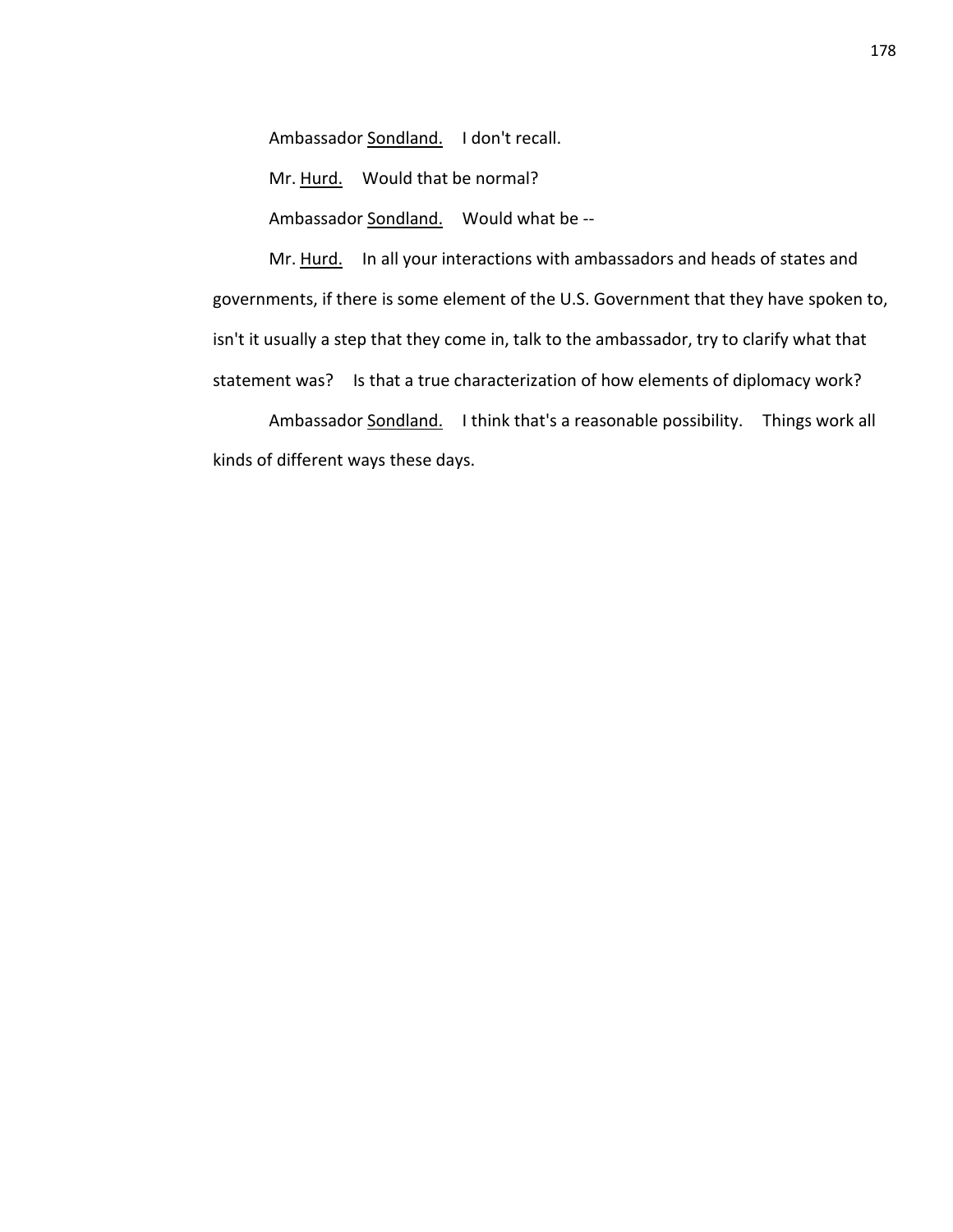Ambassador Sondland. I don't recall.

Mr. Hurd. Would that be normal?

Ambassador Sondland. Would what be --

Mr. Hurd. In all your interactions with ambassadors and heads of states and governments, if there is some element of the U.S. Government that they have spoken to, isn't it usually a step that they come in, talk to the ambassador, try to clarify what that statement was? Is that a true characterization of how elements of diplomacy work?

Ambassador Sondland. I think that's a reasonable possibility. Things work all kinds of different ways these days.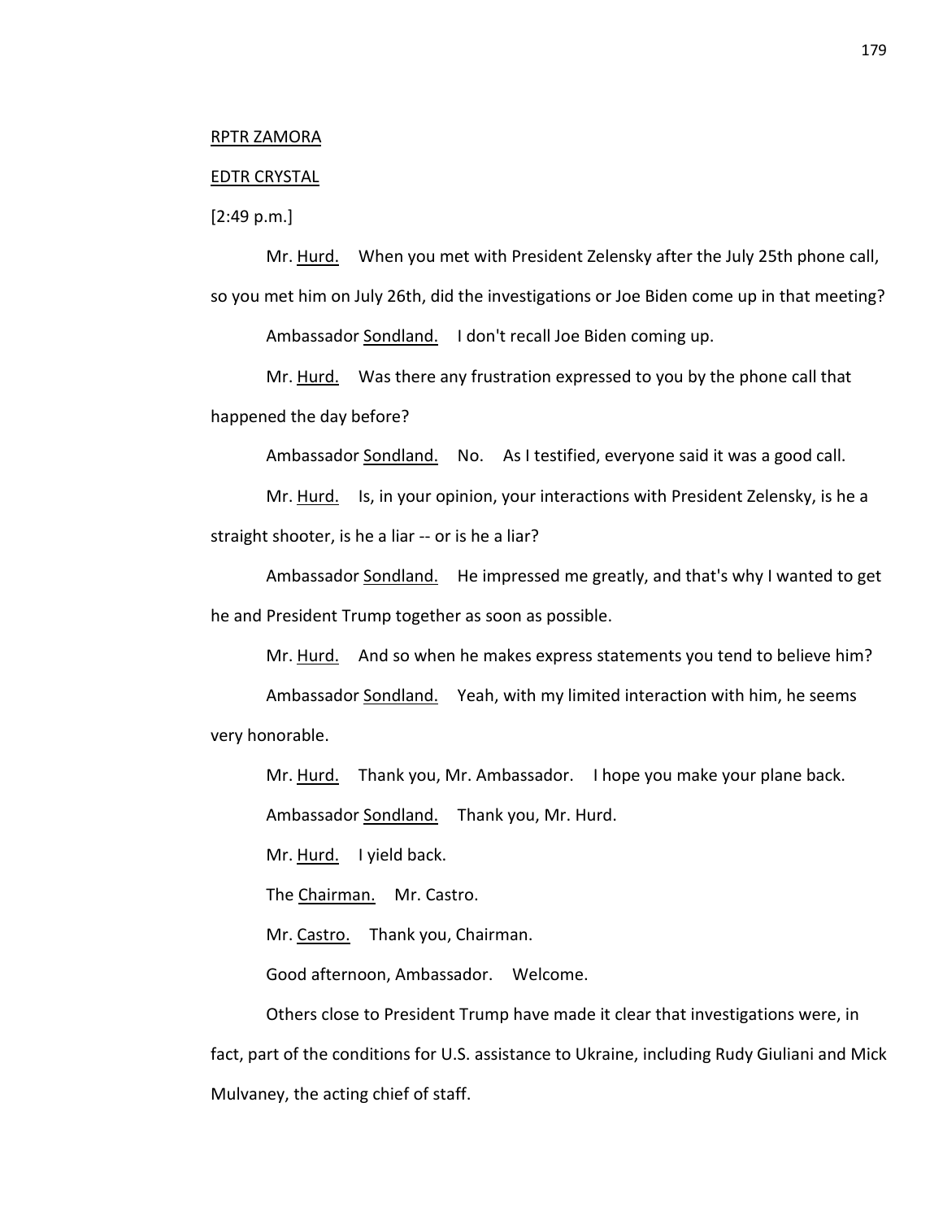RPTR ZAMORA

EDTR CRYSTAL

[2:49 p.m.]

Mr. Hurd. When you met with President Zelensky after the July 25th phone call, so you met him on July 26th, did the investigations or Joe Biden come up in that meeting?

Ambassador Sondland. I don't recall Joe Biden coming up.

Mr. Hurd. Was there any frustration expressed to you by the phone call that happened the day before?

Ambassador Sondland. No. As I testified, everyone said it was a good call.

Mr. Hurd. Is, in your opinion, your interactions with President Zelensky, is he a straight shooter, is he a liar -- or is he a liar?

Ambassador Sondland. He impressed me greatly, and that's why I wanted to get he and President Trump together as soon as possible.

Mr. Hurd. And so when he makes express statements you tend to believe him?

Ambassador Sondland. Yeah, with my limited interaction with him, he seems very honorable.

Mr. Hurd. Thank you, Mr. Ambassador. I hope you make your plane back.

Ambassador Sondland. Thank you, Mr. Hurd.

Mr. Hurd. I yield back.

The Chairman. Mr. Castro.

Mr. Castro. Thank you, Chairman.

Good afternoon, Ambassador. Welcome.

Others close to President Trump have made it clear that investigations were, in fact, part of the conditions for U.S. assistance to Ukraine, including Rudy Giuliani and Mick Mulvaney, the acting chief of staff.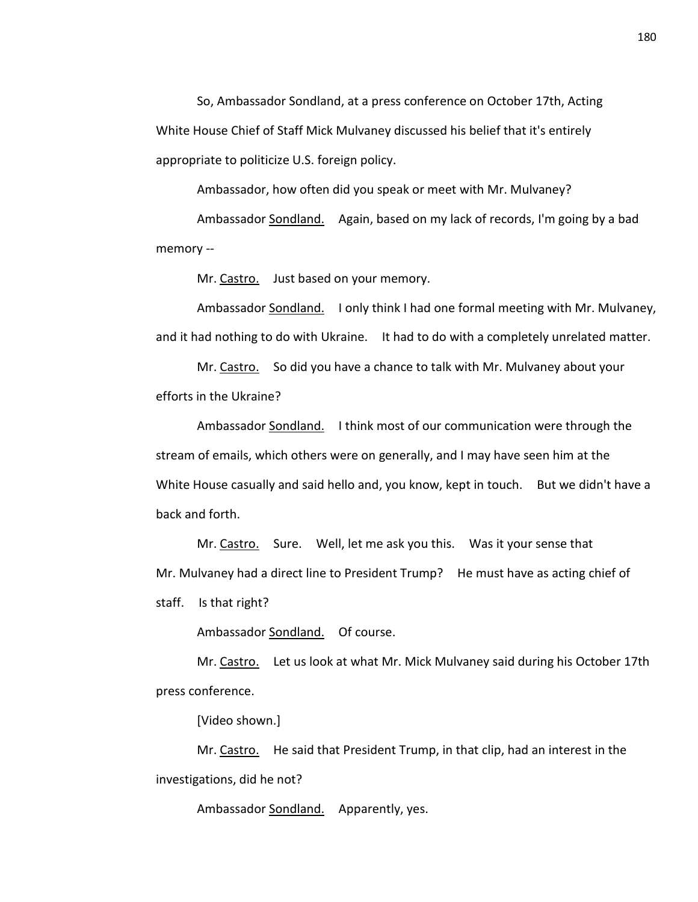So, Ambassador Sondland, at a press conference on October 17th, Acting White House Chief of Staff Mick Mulvaney discussed his belief that it's entirely appropriate to politicize U.S. foreign policy.

Ambassador, how often did you speak or meet with Mr. Mulvaney?

Ambassador Sondland. Again, based on my lack of records, I'm going by a bad memory --

Mr. Castro. Just based on your memory.

Ambassador Sondland. I only think I had one formal meeting with Mr. Mulvaney, and it had nothing to do with Ukraine. It had to do with a completely unrelated matter.

Mr. Castro. So did you have a chance to talk with Mr. Mulvaney about your efforts in the Ukraine?

Ambassador Sondland. I think most of our communication were through the stream of emails, which others were on generally, and I may have seen him at the White House casually and said hello and, you know, kept in touch. But we didn't have a back and forth.

Mr. Castro. Sure. Well, let me ask you this. Was it your sense that Mr. Mulvaney had a direct line to President Trump? He must have as acting chief of staff. Is that right?

Ambassador Sondland. Of course.

Mr. Castro. Let us look at what Mr. Mick Mulvaney said during his October 17th press conference.

[Video shown.]

Mr. Castro. He said that President Trump, in that clip, had an interest in the investigations, did he not?

Ambassador Sondland. Apparently, yes.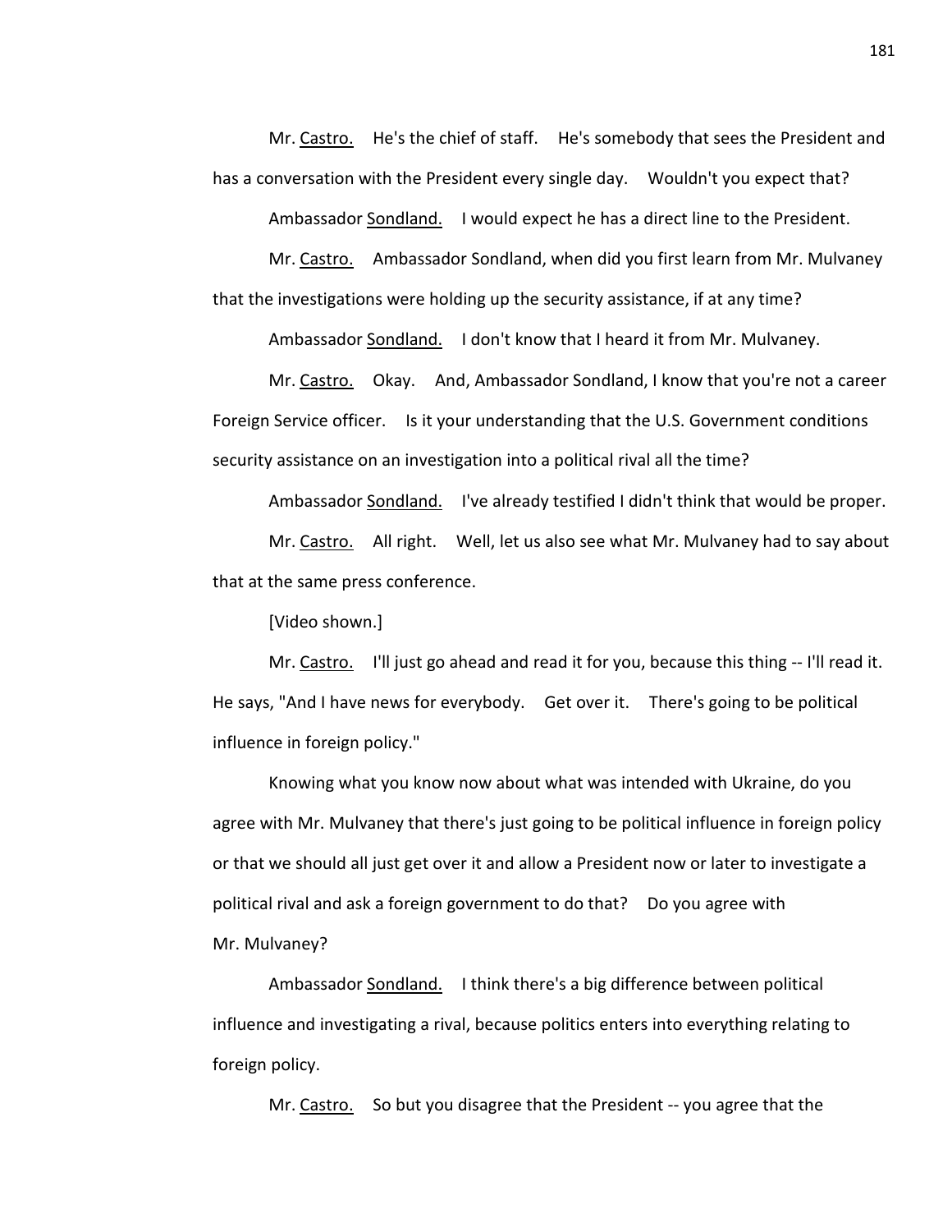Mr. Castro. He's the chief of staff. He's somebody that sees the President and has a conversation with the President every single day. Wouldn't you expect that?

Ambassador Sondland. I would expect he has a direct line to the President.

Mr. Castro. Ambassador Sondland, when did you first learn from Mr. Mulvaney that the investigations were holding up the security assistance, if at any time?

Ambassador Sondland. I don't know that I heard it from Mr. Mulvaney.

Mr. Castro. Okay. And, Ambassador Sondland, I know that you're not a career Foreign Service officer. Is it your understanding that the U.S. Government conditions security assistance on an investigation into a political rival all the time?

Ambassador Sondland. I've already testified I didn't think that would be proper.

Mr. Castro. All right. Well, let us also see what Mr. Mulvaney had to say about that at the same press conference.

[Video shown.]

Mr. Castro. I'll just go ahead and read it for you, because this thing -- I'll read it. He says, "And I have news for everybody. Get over it. There's going to be political influence in foreign policy."

Knowing what you know now about what was intended with Ukraine, do you agree with Mr. Mulvaney that there's just going to be political influence in foreign policy or that we should all just get over it and allow a President now or later to investigate a political rival and ask a foreign government to do that? Do you agree with Mr. Mulvaney?

Ambassador Sondland. I think there's a big difference between political influence and investigating a rival, because politics enters into everything relating to foreign policy.

Mr. Castro. So but you disagree that the President -- you agree that the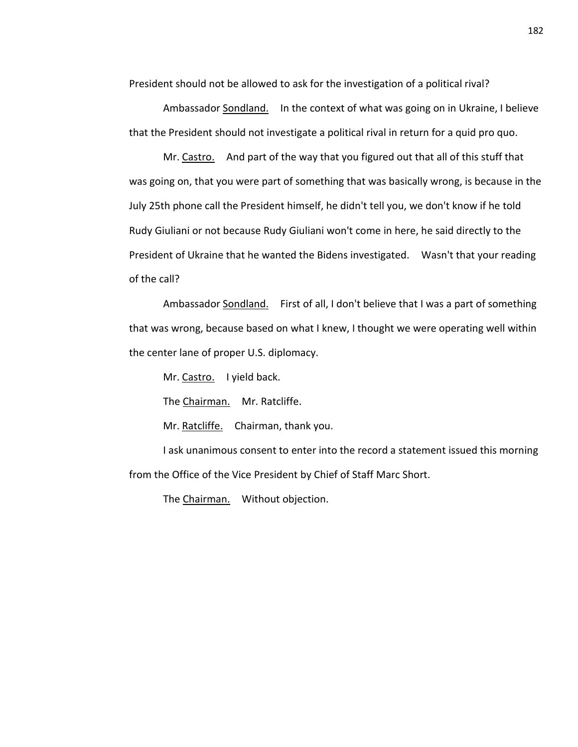President should not be allowed to ask for the investigation of a political rival?

Ambassador Sondland. In the context of what was going on in Ukraine, I believe that the President should not investigate a political rival in return for a quid pro quo.

Mr. Castro. And part of the way that you figured out that all of this stuff that was going on, that you were part of something that was basically wrong, is because in the July 25th phone call the President himself, he didn't tell you, we don't know if he told Rudy Giuliani or not because Rudy Giuliani won't come in here, he said directly to the President of Ukraine that he wanted the Bidens investigated. Wasn't that your reading of the call?

Ambassador Sondland. First of all, I don't believe that I was a part of something that was wrong, because based on what I knew, I thought we were operating well within the center lane of proper U.S. diplomacy.

Mr. Castro. I yield back.

The Chairman. Mr. Ratcliffe.

Mr. Ratcliffe. Chairman, thank you.

I ask unanimous consent to enter into the record a statement issued this morning from the Office of the Vice President by Chief of Staff Marc Short.

The Chairman. Without objection.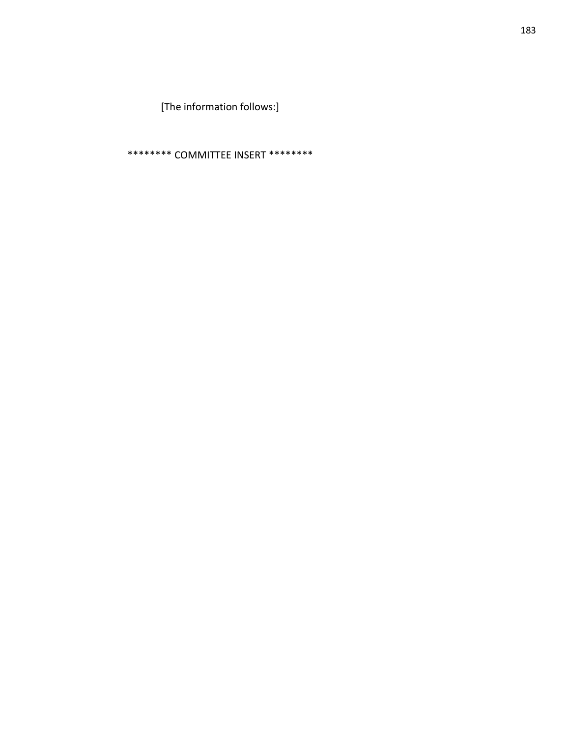[The information follows:]

******** COMMITTEE INSERT ********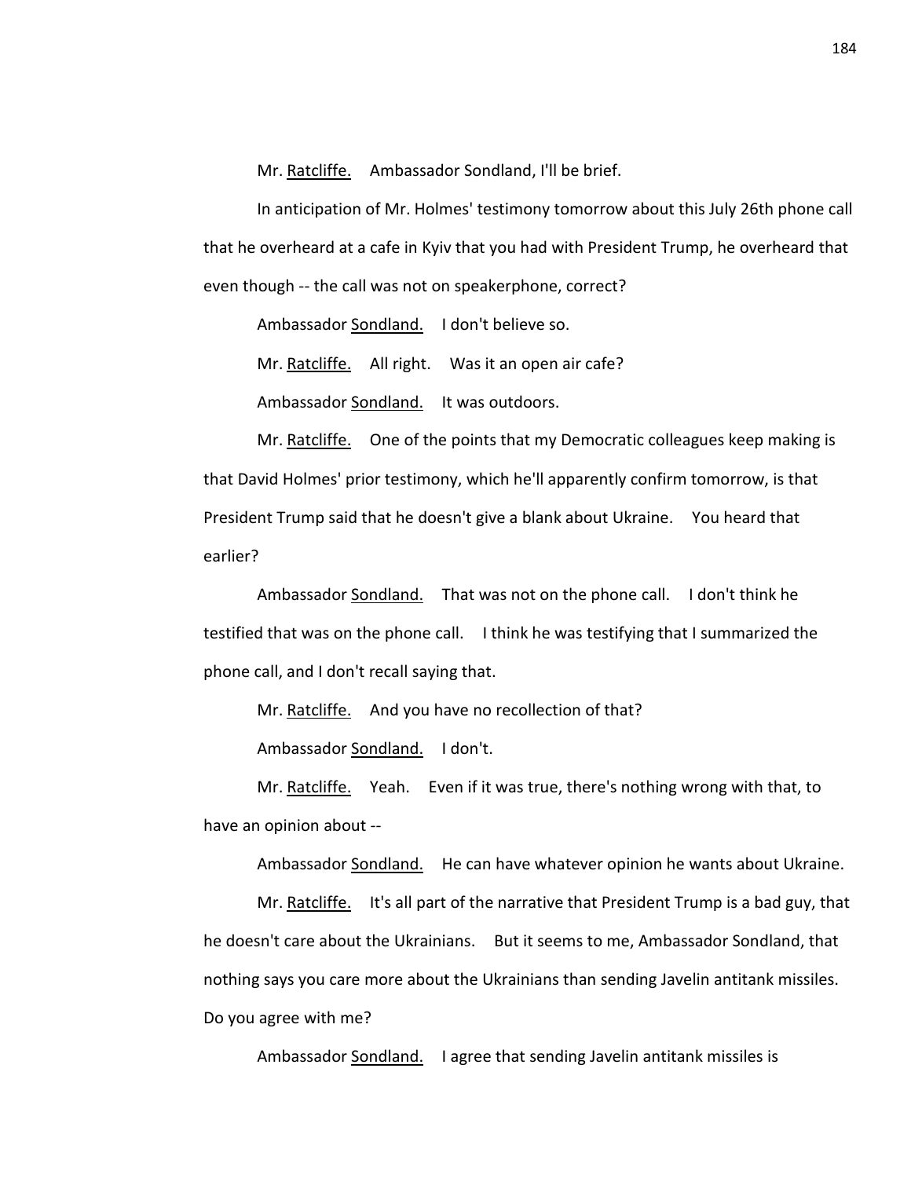Mr. Ratcliffe. Ambassador Sondland, I'll be brief.

In anticipation of Mr. Holmes' testimony tomorrow about this July 26th phone call that he overheard at a cafe in Kyiv that you had with President Trump, he overheard that even though -- the call was not on speakerphone, correct?

Ambassador Sondland. I don't believe so.

Mr. Ratcliffe. All right. Was it an open air cafe?

Ambassador Sondland. It was outdoors.

Mr. Ratcliffe. One of the points that my Democratic colleagues keep making is that David Holmes' prior testimony, which he'll apparently confirm tomorrow, is that President Trump said that he doesn't give a blank about Ukraine. You heard that earlier?

Ambassador Sondland. That was not on the phone call. I don't think he testified that was on the phone call. I think he was testifying that I summarized the phone call, and I don't recall saying that.

Mr. Ratcliffe. And you have no recollection of that?

Ambassador Sondland. I don't.

Mr. Ratcliffe. Yeah. Even if it was true, there's nothing wrong with that, to have an opinion about --

Ambassador Sondland. He can have whatever opinion he wants about Ukraine.

Mr. Ratcliffe. It's all part of the narrative that President Trump is a bad guy, that he doesn't care about the Ukrainians. But it seems to me, Ambassador Sondland, that nothing says you care more about the Ukrainians than sending Javelin antitank missiles. Do you agree with me?

Ambassador Sondland. I agree that sending Javelin antitank missiles is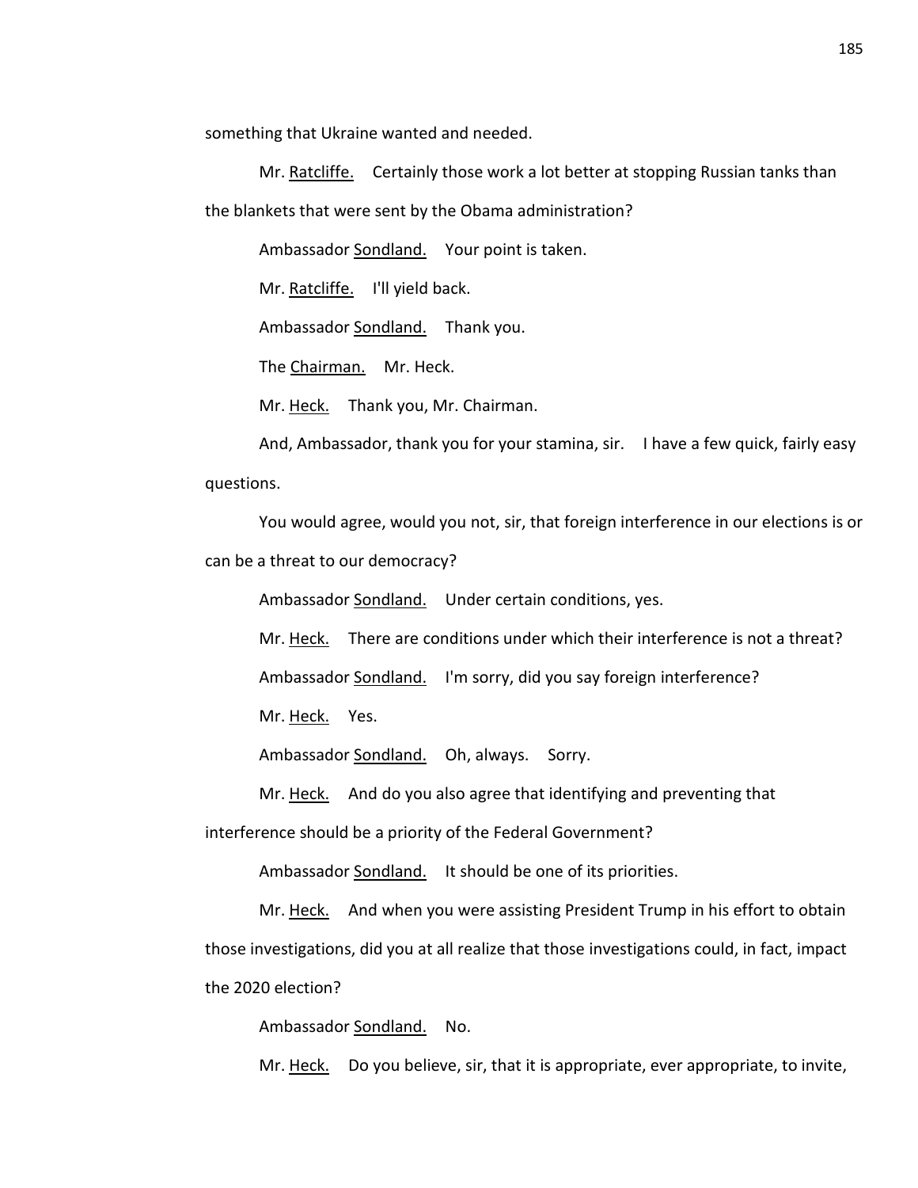something that Ukraine wanted and needed.

Mr. Ratcliffe. Certainly those work a lot better at stopping Russian tanks than the blankets that were sent by the Obama administration?

Ambassador Sondland. Your point is taken.

Mr. Ratcliffe. I'll yield back.

Ambassador Sondland. Thank you.

The Chairman. Mr. Heck.

Mr. Heck. Thank you, Mr. Chairman.

And, Ambassador, thank you for your stamina, sir. I have a few quick, fairly easy questions.

You would agree, would you not, sir, that foreign interference in our elections is or can be a threat to our democracy?

Ambassador Sondland. Under certain conditions, yes.

Mr. Heck. There are conditions under which their interference is not a threat?

Ambassador Sondland. I'm sorry, did you say foreign interference?

Mr. Heck. Yes.

Ambassador Sondland. Oh, always. Sorry.

Mr. Heck. And do you also agree that identifying and preventing that interference should be a priority of the Federal Government?

Ambassador Sondland. It should be one of its priorities.

Mr. Heck. And when you were assisting President Trump in his effort to obtain those investigations, did you at all realize that those investigations could, in fact, impact the 2020 election?

Ambassador Sondland. No.

Mr. Heck. Do you believe, sir, that it is appropriate, ever appropriate, to invite,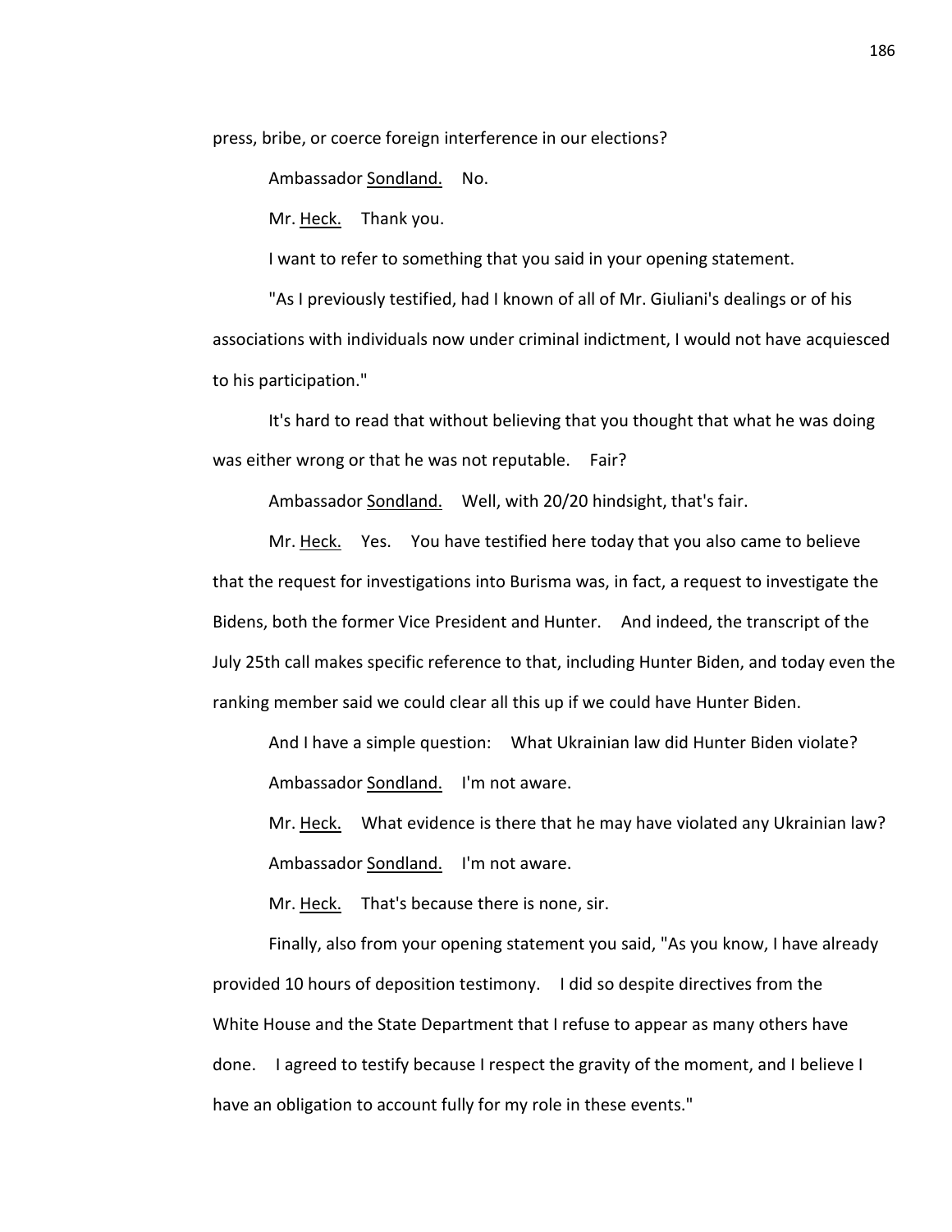press, bribe, or coerce foreign interference in our elections?

Ambassador Sondland. No.

Mr. Heck. Thank you.

I want to refer to something that you said in your opening statement.

"As I previously testified, had I known of all of Mr. Giuliani's dealings or of his associations with individuals now under criminal indictment, I would not have acquiesced to his participation."

It's hard to read that without believing that you thought that what he was doing was either wrong or that he was not reputable. Fair?

Ambassador Sondland. Well, with 20/20 hindsight, that's fair.

Mr. Heck. Yes. You have testified here today that you also came to believe that the request for investigations into Burisma was, in fact, a request to investigate the Bidens, both the former Vice President and Hunter. And indeed, the transcript of the July 25th call makes specific reference to that, including Hunter Biden, and today even the ranking member said we could clear all this up if we could have Hunter Biden.

And I have a simple question: What Ukrainian law did Hunter Biden violate?

Ambassador Sondland. I'm not aware.

Mr. Heck. What evidence is there that he may have violated any Ukrainian law?

Ambassador Sondland. I'm not aware.

Mr. Heck. That's because there is none, sir.

Finally, also from your opening statement you said, "As you know, I have already provided 10 hours of deposition testimony. I did so despite directives from the White House and the State Department that I refuse to appear as many others have done. I agreed to testify because I respect the gravity of the moment, and I believe I have an obligation to account fully for my role in these events."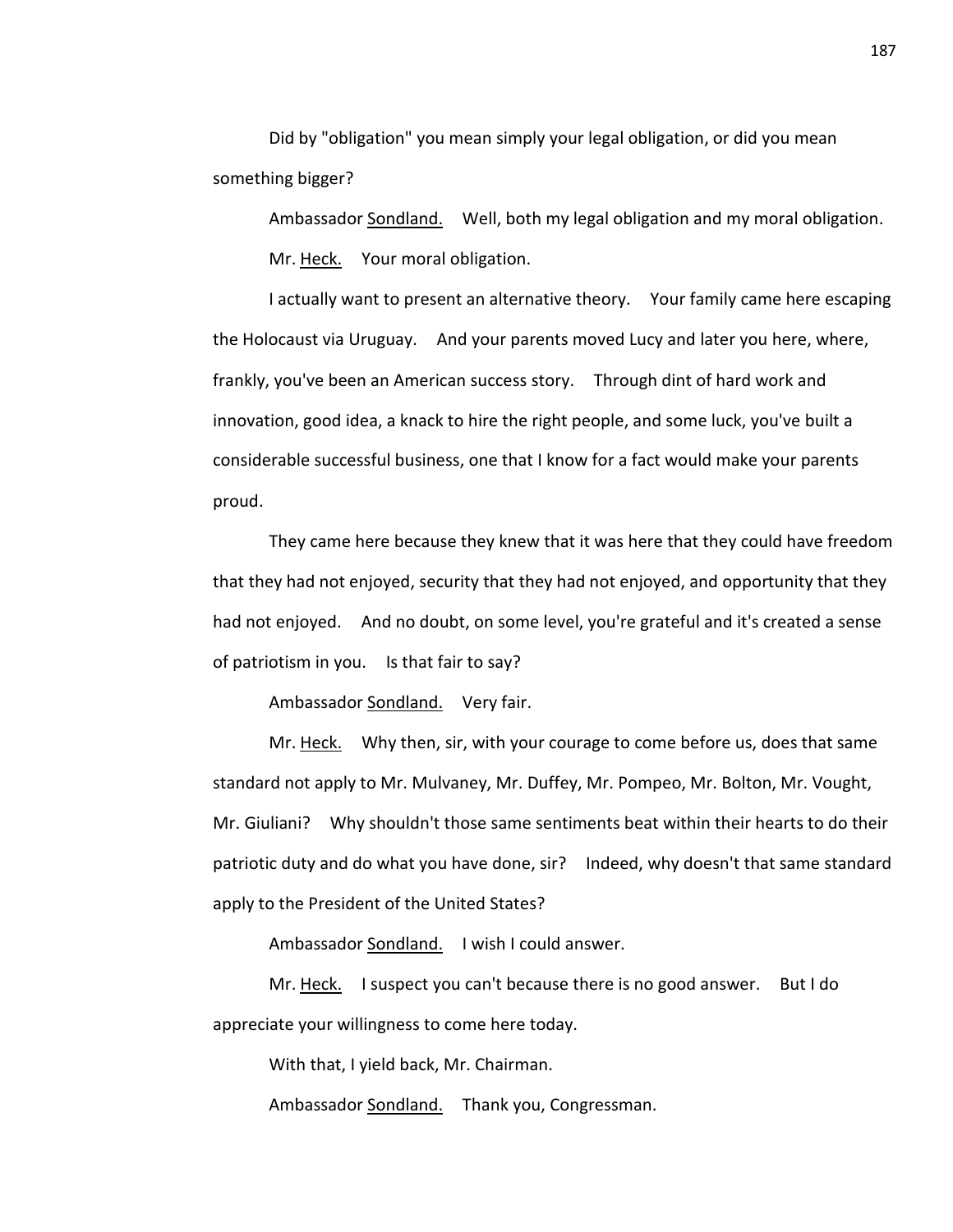Did by "obligation" you mean simply your legal obligation, or did you mean something bigger?

Ambassador Sondland. Well, both my legal obligation and my moral obligation.

Mr. Heck. Your moral obligation.

I actually want to present an alternative theory. Your family came here escaping the Holocaust via Uruguay. And your parents moved Lucy and later you here, where, frankly, you've been an American success story. Through dint of hard work and innovation, good idea, a knack to hire the right people, and some luck, you've built a considerable successful business, one that I know for a fact would make your parents proud.

They came here because they knew that it was here that they could have freedom that they had not enjoyed, security that they had not enjoyed, and opportunity that they had not enjoyed. And no doubt, on some level, you're grateful and it's created a sense of patriotism in you. Is that fair to say?

Ambassador Sondland. Very fair.

Mr. Heck. Why then, sir, with your courage to come before us, does that same standard not apply to Mr. Mulvaney, Mr. Duffey, Mr. Pompeo, Mr. Bolton, Mr. Vought, Mr. Giuliani? Why shouldn't those same sentiments beat within their hearts to do their patriotic duty and do what you have done, sir? Indeed, why doesn't that same standard apply to the President of the United States?

Ambassador Sondland. I wish I could answer.

Mr. Heck. I suspect you can't because there is no good answer. But I do appreciate your willingness to come here today.

With that, I yield back, Mr. Chairman.

Ambassador Sondland. Thank you, Congressman.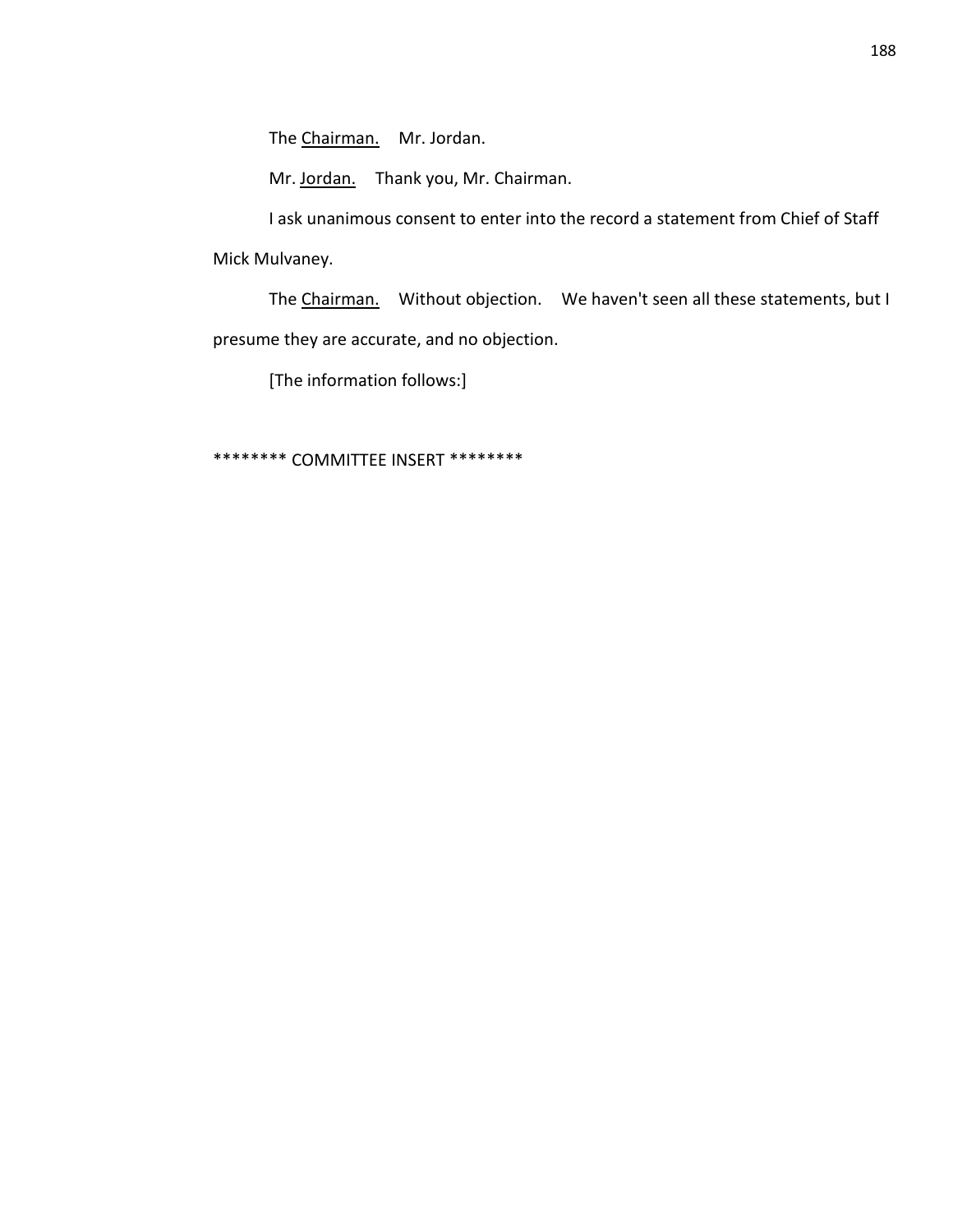The Chairman. Mr. Jordan.

Mr. Jordan. Thank you, Mr. Chairman.

I ask unanimous consent to enter into the record a statement from Chief of Staff Mick Mulvaney.

The Chairman. Without objection. We haven't seen all these statements, but I presume they are accurate, and no objection.

[The information follows:]

******** COMMITTEE INSERT ********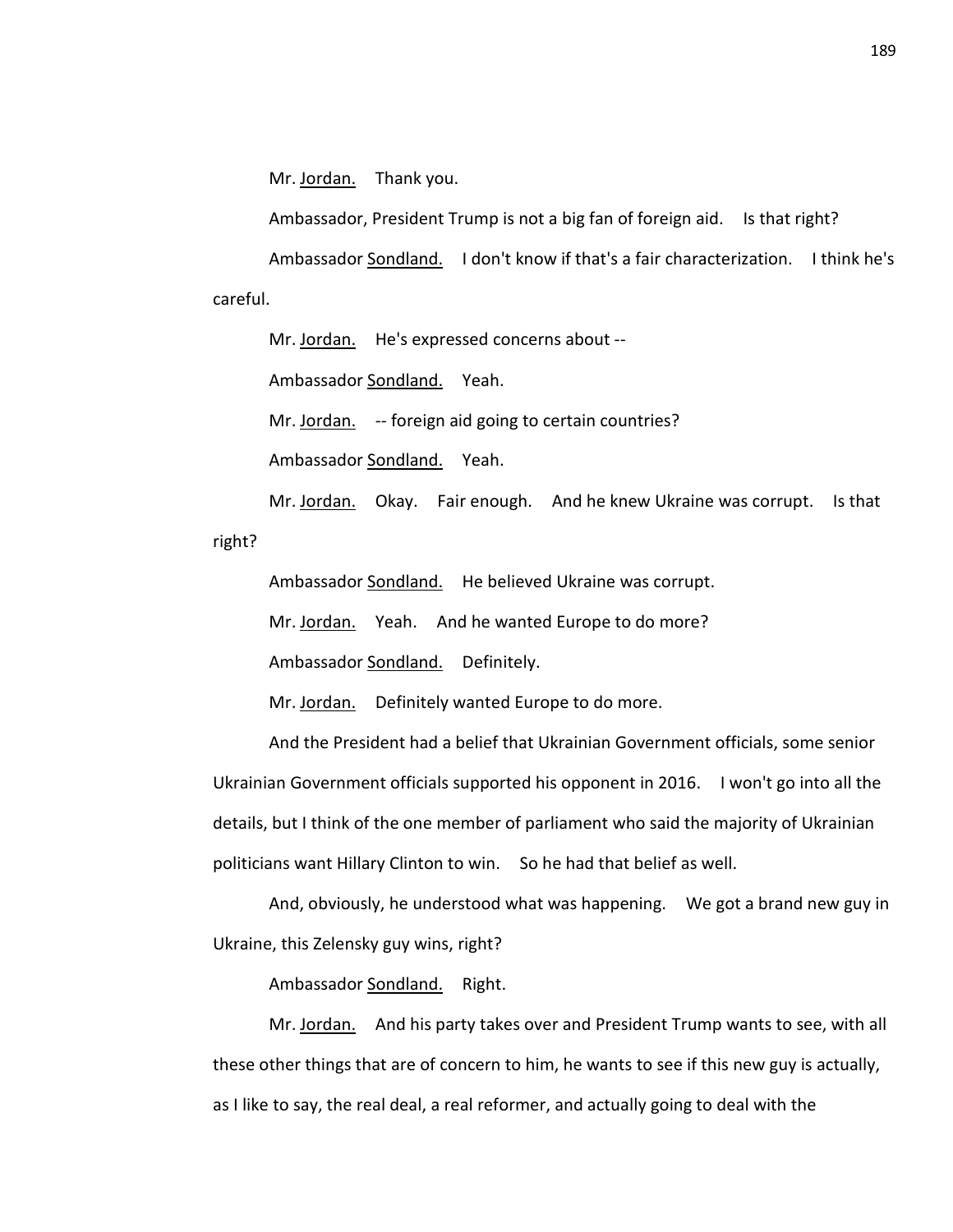Mr. Jordan. Thank you.

Ambassador, President Trump is not a big fan of foreign aid. Is that right?

Ambassador Sondland. I don't know if that's a fair characterization. I think he's careful.

Mr. Jordan. He's expressed concerns about --

Ambassador Sondland. Yeah.

Mr. Jordan. -- foreign aid going to certain countries?

Ambassador Sondland. Yeah.

Mr. Jordan. Okay. Fair enough. And he knew Ukraine was corrupt. Is that right?

Ambassador Sondland. He believed Ukraine was corrupt.

Mr. Jordan. Yeah. And he wanted Europe to do more?

Ambassador Sondland. Definitely.

Mr. Jordan. Definitely wanted Europe to do more.

And the President had a belief that Ukrainian Government officials, some senior Ukrainian Government officials supported his opponent in 2016. I won't go into all the details, but I think of the one member of parliament who said the majority of Ukrainian politicians want Hillary Clinton to win. So he had that belief as well.

And, obviously, he understood what was happening. We got a brand new guy in Ukraine, this Zelensky guy wins, right?

Ambassador Sondland. Right.

Mr. Jordan. And his party takes over and President Trump wants to see, with all these other things that are of concern to him, he wants to see if this new guy is actually, as I like to say, the real deal, a real reformer, and actually going to deal with the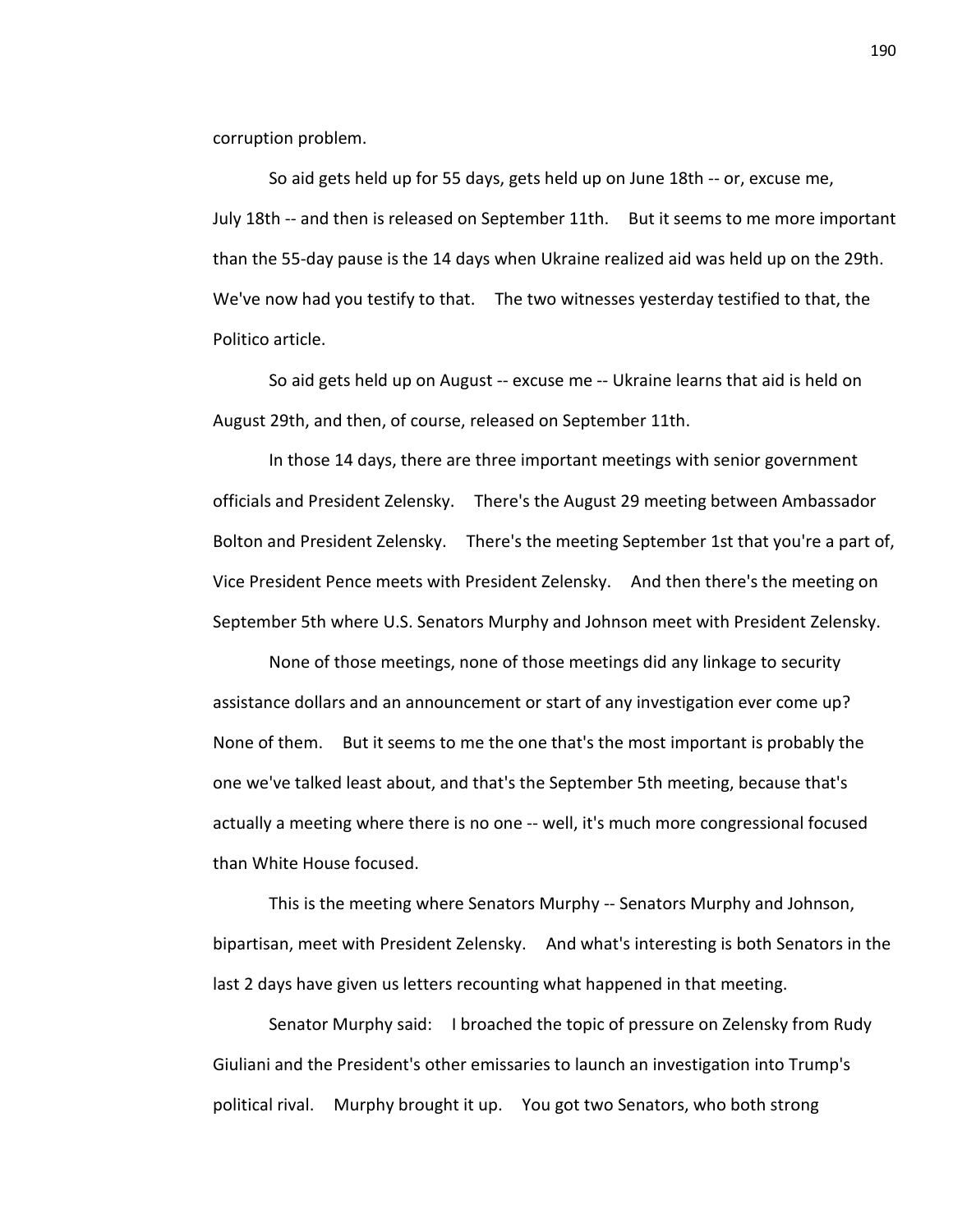corruption problem.

So aid gets held up for 55 days, gets held up on June 18th -- or, excuse me, July 18th -- and then is released on September 11th. But it seems to me more important than the 55-day pause is the 14 days when Ukraine realized aid was held up on the 29th. We've now had you testify to that. The two witnesses yesterday testified to that, the Politico article.

So aid gets held up on August -- excuse me -- Ukraine learns that aid is held on August 29th, and then, of course, released on September 11th.

In those 14 days, there are three important meetings with senior government officials and President Zelensky. There's the August 29 meeting between Ambassador Bolton and President Zelensky. There's the meeting September 1st that you're a part of, Vice President Pence meets with President Zelensky. And then there's the meeting on September 5th where U.S. Senators Murphy and Johnson meet with President Zelensky.

None of those meetings, none of those meetings did any linkage to security assistance dollars and an announcement or start of any investigation ever come up? None of them. But it seems to me the one that's the most important is probably the one we've talked least about, and that's the September 5th meeting, because that's actually a meeting where there is no one -- well, it's much more congressional focused than White House focused.

This is the meeting where Senators Murphy -- Senators Murphy and Johnson, bipartisan, meet with President Zelensky. And what's interesting is both Senators in the last 2 days have given us letters recounting what happened in that meeting.

Senator Murphy said: I broached the topic of pressure on Zelensky from Rudy Giuliani and the President's other emissaries to launch an investigation into Trump's political rival. Murphy brought it up. You got two Senators, who both strong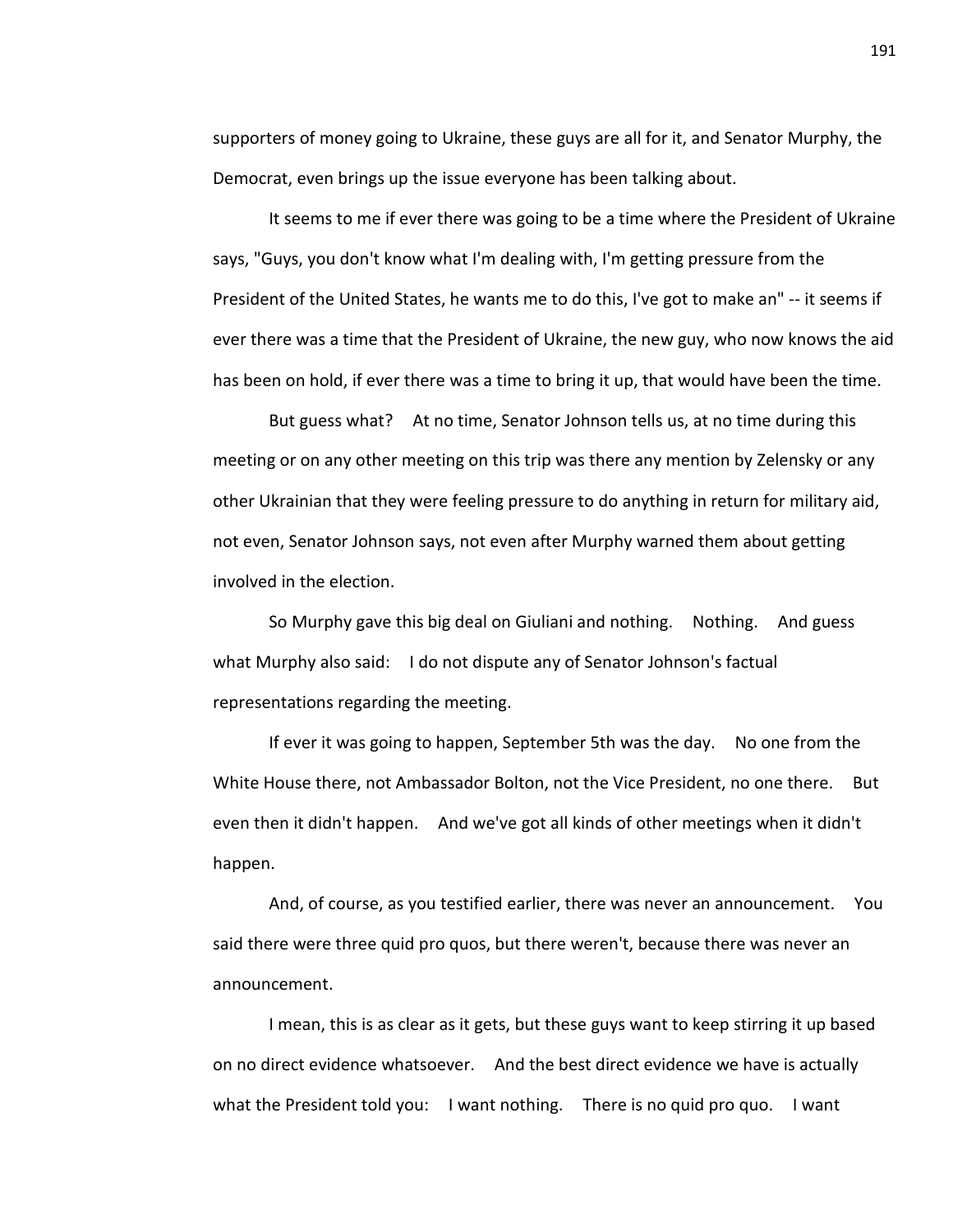supporters of money going to Ukraine, these guys are all for it, and Senator Murphy, the Democrat, even brings up the issue everyone has been talking about.

It seems to me if ever there was going to be a time where the President of Ukraine says, "Guys, you don't know what I'm dealing with, I'm getting pressure from the President of the United States, he wants me to do this, I've got to make an" -- it seems if ever there was a time that the President of Ukraine, the new guy, who now knows the aid has been on hold, if ever there was a time to bring it up, that would have been the time.

But guess what? At no time, Senator Johnson tells us, at no time during this meeting or on any other meeting on this trip was there any mention by Zelensky or any other Ukrainian that they were feeling pressure to do anything in return for military aid, not even, Senator Johnson says, not even after Murphy warned them about getting involved in the election.

So Murphy gave this big deal on Giuliani and nothing. Nothing. And guess what Murphy also said: I do not dispute any of Senator Johnson's factual representations regarding the meeting.

If ever it was going to happen, September 5th was the day. No one from the White House there, not Ambassador Bolton, not the Vice President, no one there. But even then it didn't happen. And we've got all kinds of other meetings when it didn't happen.

And, of course, as you testified earlier, there was never an announcement. You said there were three quid pro quos, but there weren't, because there was never an announcement.

I mean, this is as clear as it gets, but these guys want to keep stirring it up based on no direct evidence whatsoever. And the best direct evidence we have is actually what the President told you: I want nothing. There is no quid pro quo. I want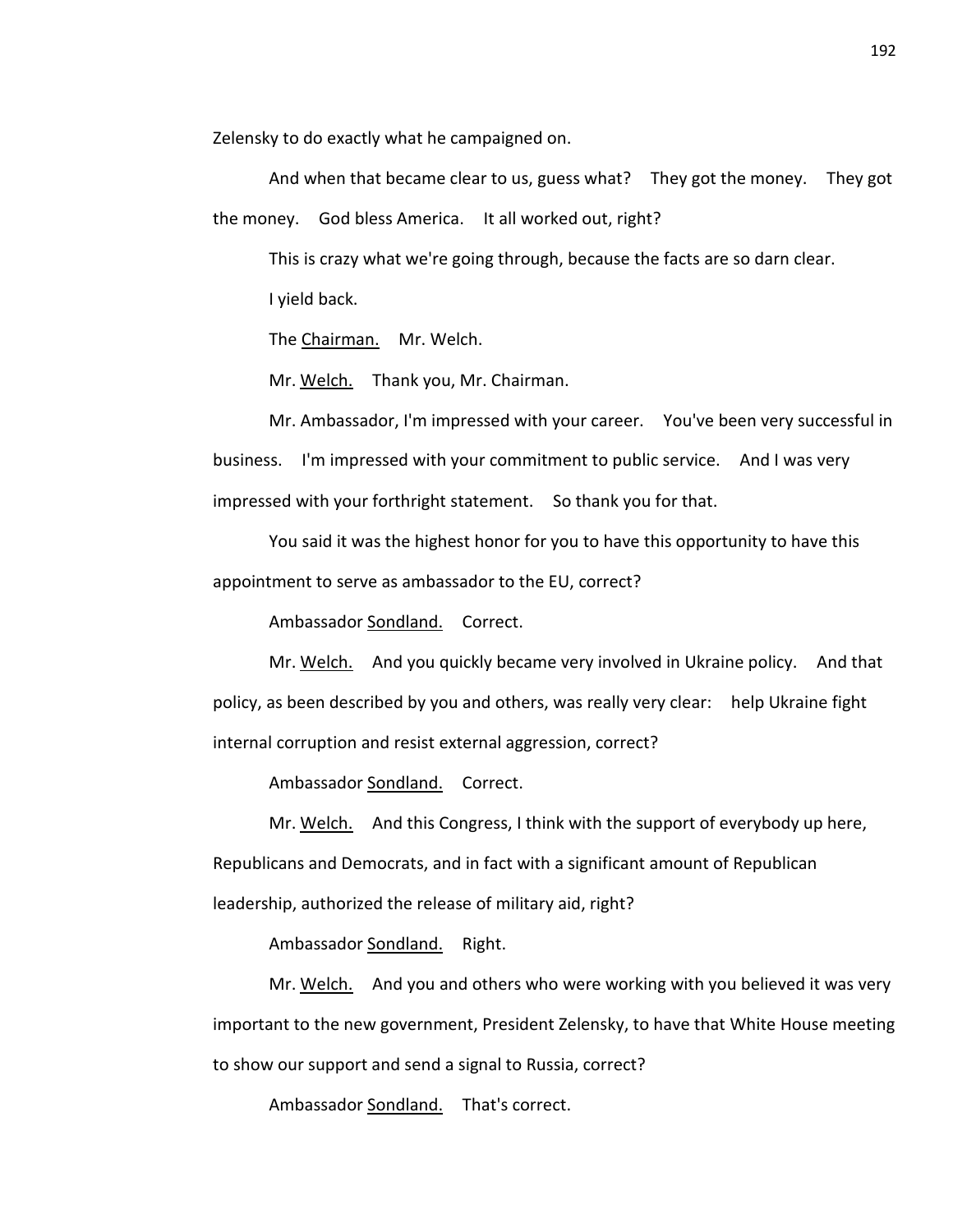Zelensky to do exactly what he campaigned on.

And when that became clear to us, guess what? They got the money. They got the money. God bless America. It all worked out, right?

This is crazy what we're going through, because the facts are so darn clear.

I yield back.

The Chairman. Mr. Welch.

Mr. Welch. Thank you, Mr. Chairman.

Mr. Ambassador, I'm impressed with your career. You've been very successful in business. I'm impressed with your commitment to public service. And I was very impressed with your forthright statement. So thank you for that.

You said it was the highest honor for you to have this opportunity to have this appointment to serve as ambassador to the EU, correct?

Ambassador Sondland. Correct.

Mr. Welch. And you quickly became very involved in Ukraine policy. And that policy, as been described by you and others, was really very clear: help Ukraine fight internal corruption and resist external aggression, correct?

Ambassador Sondland. Correct.

Mr. Welch. And this Congress, I think with the support of everybody up here, Republicans and Democrats, and in fact with a significant amount of Republican leadership, authorized the release of military aid, right?

Ambassador Sondland. Right.

Mr. Welch. And you and others who were working with you believed it was very important to the new government, President Zelensky, to have that White House meeting to show our support and send a signal to Russia, correct?

Ambassador Sondland. That's correct.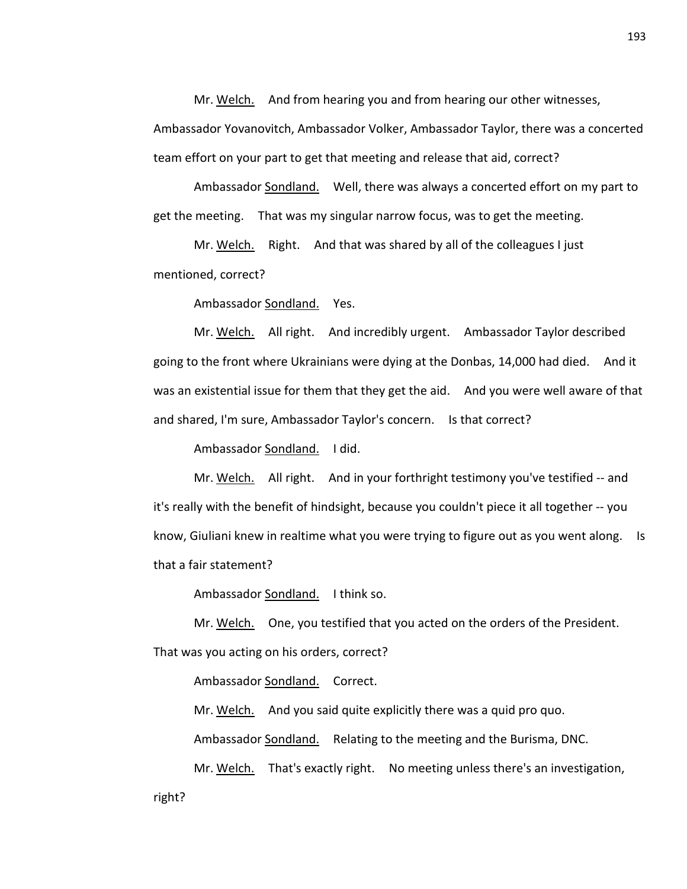Mr. Welch. And from hearing you and from hearing our other witnesses, Ambassador Yovanovitch, Ambassador Volker, Ambassador Taylor, there was a concerted team effort on your part to get that meeting and release that aid, correct?

Ambassador Sondland. Well, there was always a concerted effort on my part to get the meeting. That was my singular narrow focus, was to get the meeting.

Mr. Welch. Right. And that was shared by all of the colleagues I just mentioned, correct?

Ambassador Sondland. Yes.

Mr. Welch. All right. And incredibly urgent. Ambassador Taylor described going to the front where Ukrainians were dying at the Donbas, 14,000 had died. And it was an existential issue for them that they get the aid. And you were well aware of that and shared, I'm sure, Ambassador Taylor's concern. Is that correct?

Ambassador Sondland. I did.

Mr. Welch. All right. And in your forthright testimony you've testified -- and it's really with the benefit of hindsight, because you couldn't piece it all together -- you know, Giuliani knew in realtime what you were trying to figure out as you went along. Is that a fair statement?

Ambassador Sondland. I think so.

Mr. Welch. One, you testified that you acted on the orders of the President. That was you acting on his orders, correct?

Ambassador Sondland. Correct.

Mr. Welch. And you said quite explicitly there was a quid pro quo.

Ambassador Sondland. Relating to the meeting and the Burisma, DNC.

Mr. Welch. That's exactly right. No meeting unless there's an investigation, right?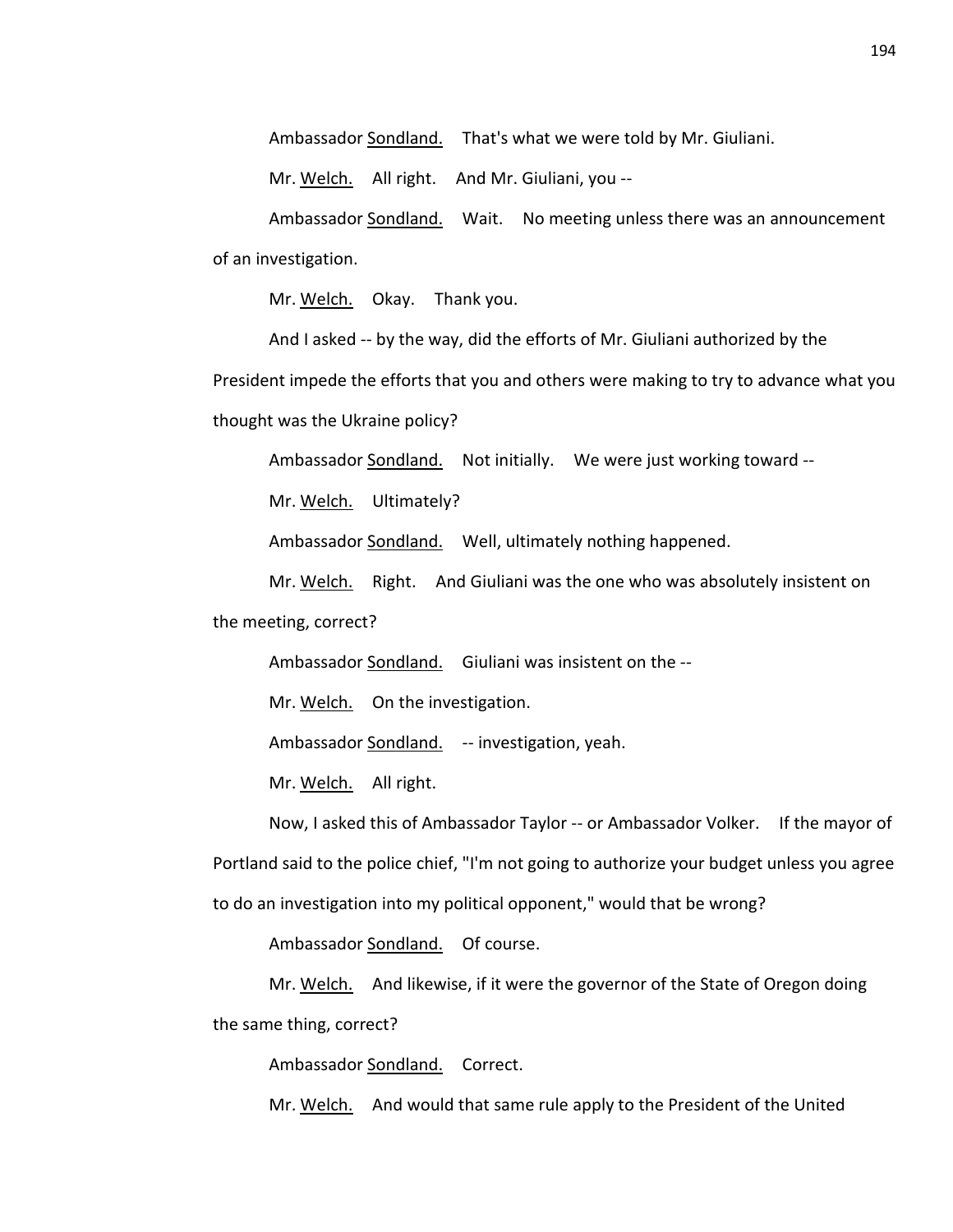Ambassador Sondland. That's what we were told by Mr. Giuliani.

Mr. Welch. All right. And Mr. Giuliani, you --

Ambassador Sondland. Wait. No meeting unless there was an announcement of an investigation.

Mr. Welch. Okay. Thank you.

And I asked -- by the way, did the efforts of Mr. Giuliani authorized by the President impede the efforts that you and others were making to try to advance what you thought was the Ukraine policy?

Ambassador Sondland. Not initially. We were just working toward --

Mr. Welch. Ultimately?

Ambassador Sondland. Well, ultimately nothing happened.

Mr. Welch. Right. And Giuliani was the one who was absolutely insistent on the meeting, correct?

Ambassador Sondland. Giuliani was insistent on the --

Mr. Welch. On the investigation.

Ambassador Sondland. -- investigation, yeah.

Mr. Welch. All right.

Now, I asked this of Ambassador Taylor -- or Ambassador Volker. If the mayor of Portland said to the police chief, "I'm not going to authorize your budget unless you agree to do an investigation into my political opponent," would that be wrong?

Ambassador Sondland. Of course.

Mr. Welch. And likewise, if it were the governor of the State of Oregon doing the same thing, correct?

Ambassador Sondland. Correct.

Mr. Welch. And would that same rule apply to the President of the United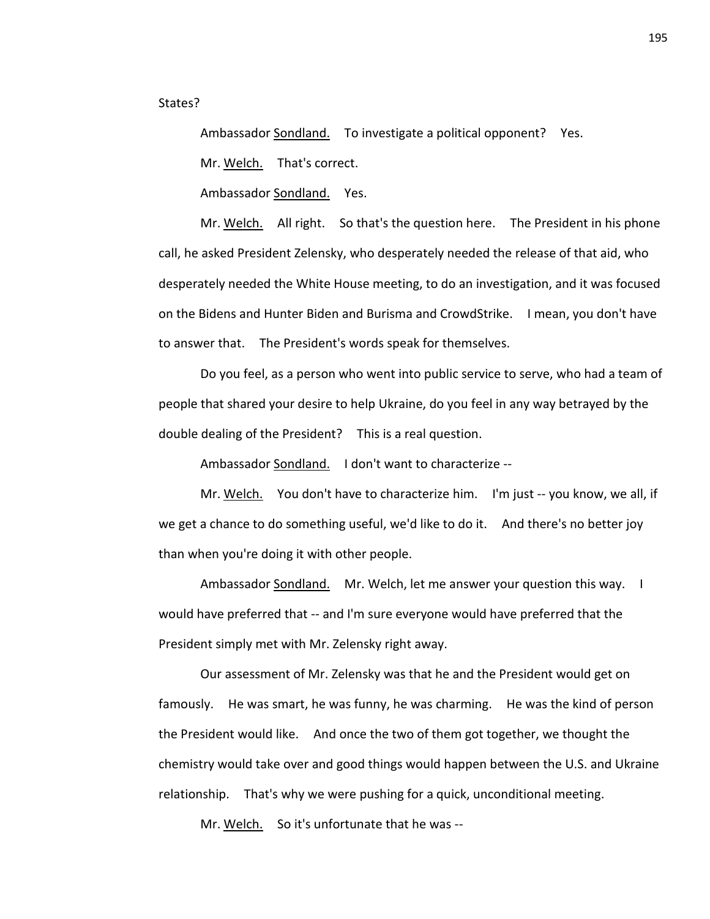States?

Ambassador Sondland. To investigate a political opponent? Yes.

Mr. Welch. That's correct.

Ambassador Sondland. Yes.

Mr. Welch. All right. So that's the question here. The President in his phone call, he asked President Zelensky, who desperately needed the release of that aid, who desperately needed the White House meeting, to do an investigation, and it was focused on the Bidens and Hunter Biden and Burisma and CrowdStrike. I mean, you don't have to answer that. The President's words speak for themselves.

Do you feel, as a person who went into public service to serve, who had a team of people that shared your desire to help Ukraine, do you feel in any way betrayed by the double dealing of the President? This is a real question.

Ambassador Sondland. I don't want to characterize --

Mr. Welch. You don't have to characterize him. I'm just -- you know, we all, if we get a chance to do something useful, we'd like to do it. And there's no better joy than when you're doing it with other people.

Ambassador Sondland. Mr. Welch, let me answer your question this way. I would have preferred that -- and I'm sure everyone would have preferred that the President simply met with Mr. Zelensky right away.

Our assessment of Mr. Zelensky was that he and the President would get on famously. He was smart, he was funny, he was charming. He was the kind of person the President would like. And once the two of them got together, we thought the chemistry would take over and good things would happen between the U.S. and Ukraine relationship. That's why we were pushing for a quick, unconditional meeting.

Mr. Welch. So it's unfortunate that he was --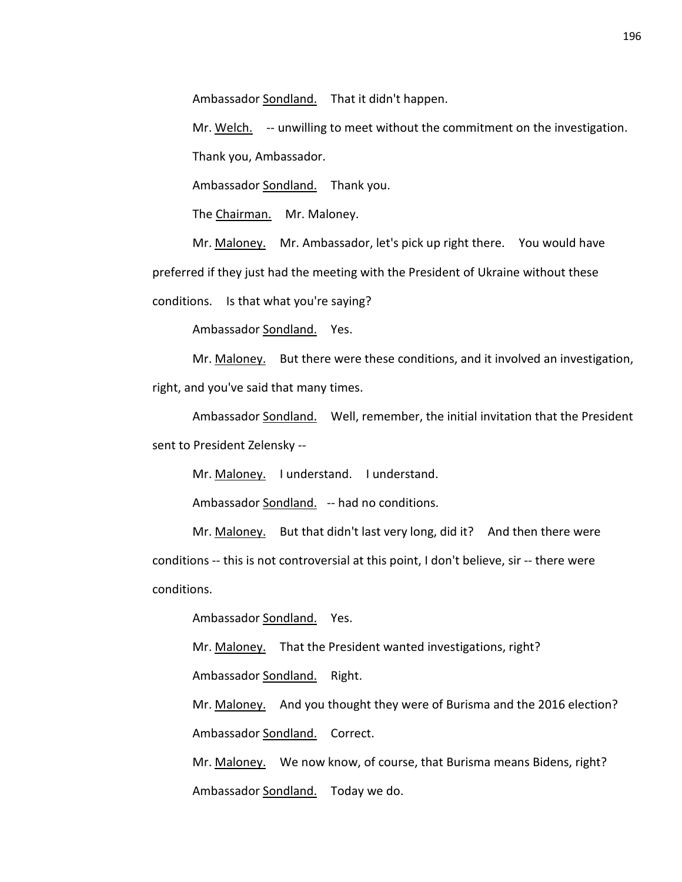Ambassador Sondland. That it didn't happen.

Mr. Welch. -- unwilling to meet without the commitment on the investigation. Thank you, Ambassador.

Ambassador Sondland. Thank you.

The Chairman. Mr. Maloney.

Mr. Maloney. Mr. Ambassador, let's pick up right there. You would have preferred if they just had the meeting with the President of Ukraine without these conditions. Is that what you're saying?

Ambassador Sondland. Yes.

Mr. Maloney. But there were these conditions, and it involved an investigation, right, and you've said that many times.

Ambassador Sondland. Well, remember, the initial invitation that the President sent to President Zelensky --

Mr. Maloney. I understand. I understand.

Ambassador Sondland. -- had no conditions.

Mr. Maloney. But that didn't last very long, did it? And then there were conditions -- this is not controversial at this point, I don't believe, sir -- there were conditions.

Ambassador Sondland. Yes.

Mr. Maloney. That the President wanted investigations, right?

Ambassador Sondland. Right.

Mr. Maloney. And you thought they were of Burisma and the 2016 election?

Ambassador Sondland. Correct.

Mr. Maloney. We now know, of course, that Burisma means Bidens, right?

Ambassador Sondland. Today we do.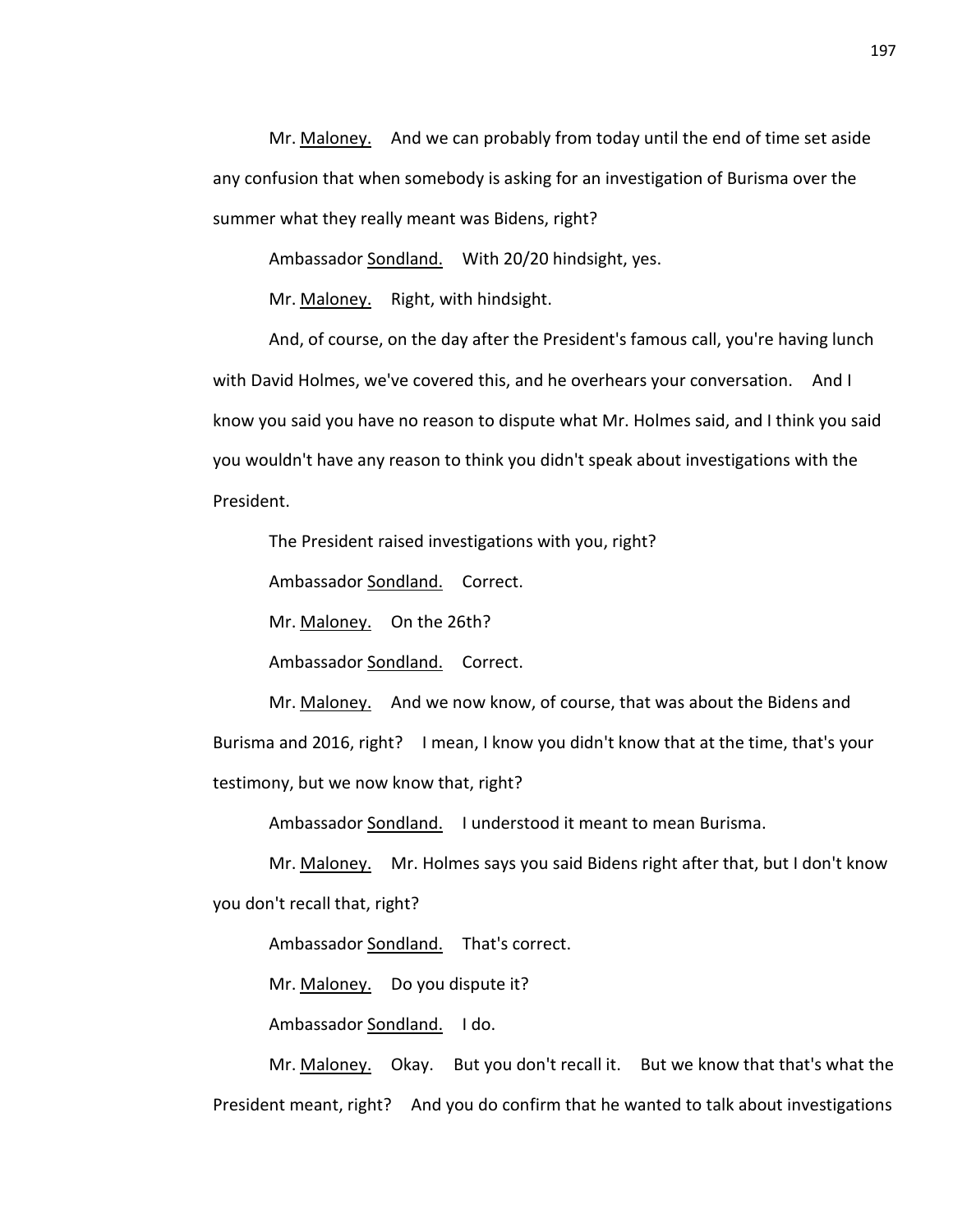Mr. Maloney. And we can probably from today until the end of time set aside any confusion that when somebody is asking for an investigation of Burisma over the summer what they really meant was Bidens, right?

Ambassador Sondland. With 20/20 hindsight, yes.

Mr. Maloney. Right, with hindsight.

And, of course, on the day after the President's famous call, you're having lunch with David Holmes, we've covered this, and he overhears your conversation. And I know you said you have no reason to dispute what Mr. Holmes said, and I think you said you wouldn't have any reason to think you didn't speak about investigations with the President.

The President raised investigations with you, right?

Ambassador Sondland. Correct.

Mr. Maloney. On the 26th?

Ambassador Sondland. Correct.

Mr. Maloney. And we now know, of course, that was about the Bidens and Burisma and 2016, right? I mean, I know you didn't know that at the time, that's your testimony, but we now know that, right?

Ambassador Sondland. I understood it meant to mean Burisma.

Mr. Maloney. Mr. Holmes says you said Bidens right after that, but I don't know you don't recall that, right?

Ambassador Sondland. That's correct.

Mr. Maloney. Do you dispute it?

Ambassador Sondland. I do.

Mr. Maloney. Okay. But you don't recall it. But we know that that's what the President meant, right? And you do confirm that he wanted to talk about investigations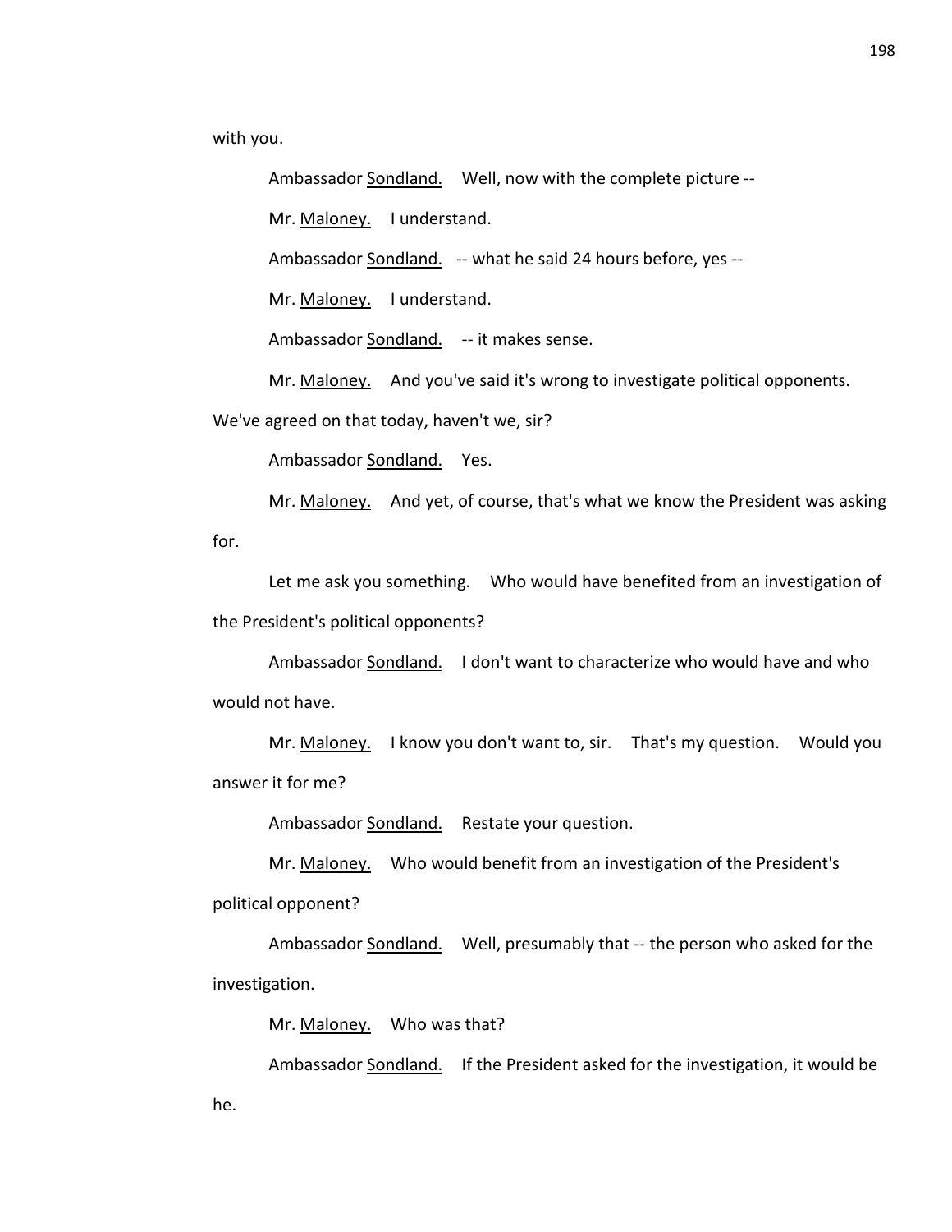with you.

Ambassador Sondland. Well, now with the complete picture --

Mr. Maloney. I understand.

Ambassador Sondland. -- what he said 24 hours before, yes --

Mr. Maloney. I understand.

Ambassador Sondland. -- it makes sense.

Mr. Maloney. And you've said it's wrong to investigate political opponents. We've agreed on that today, haven't we, sir?

Ambassador Sondland. Yes.

Mr. Maloney. And yet, of course, that's what we know the President was asking for.

Let me ask you something. Who would have benefited from an investigation of the President's political opponents?

Ambassador Sondland. I don't want to characterize who would have and who would not have.

Mr. Maloney. I know you don't want to, sir. That's my question. Would you answer it for me?

Ambassador Sondland. Restate your question.

Mr. Maloney. Who would benefit from an investigation of the President's political opponent?

Ambassador Sondland. Well, presumably that -- the person who asked for the investigation.

Mr. Maloney. Who was that?

Ambassador Sondland. If the President asked for the investigation, it would be he.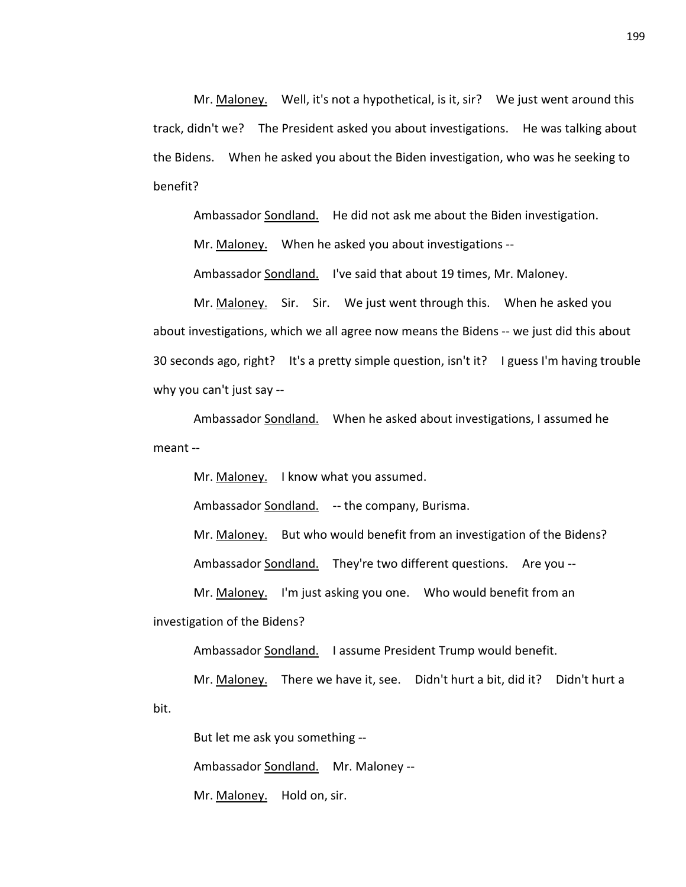Mr. Maloney. Well, it's not a hypothetical, is it, sir? We just went around this track, didn't we? The President asked you about investigations. He was talking about the Bidens. When he asked you about the Biden investigation, who was he seeking to benefit?

Ambassador Sondland. He did not ask me about the Biden investigation.

Mr. Maloney. When he asked you about investigations --

Ambassador Sondland. I've said that about 19 times, Mr. Maloney.

Mr. Maloney. Sir. Sir. We just went through this. When he asked you about investigations, which we all agree now means the Bidens -- we just did this about 30 seconds ago, right? It's a pretty simple question, isn't it? I guess I'm having trouble why you can't just say --

Ambassador Sondland. When he asked about investigations, I assumed he meant --

Mr. Maloney. I know what you assumed.

Ambassador Sondland. -- the company, Burisma.

Mr. Maloney. But who would benefit from an investigation of the Bidens?

Ambassador Sondland. They're two different questions. Are you --

Mr. Maloney. I'm just asking you one. Who would benefit from an investigation of the Bidens?

Ambassador Sondland. I assume President Trump would benefit.

Mr. Maloney. There we have it, see. Didn't hurt a bit, did it? Didn't hurt a bit.

But let me ask you something --

Ambassador Sondland. Mr. Maloney --

Mr. Maloney. Hold on, sir.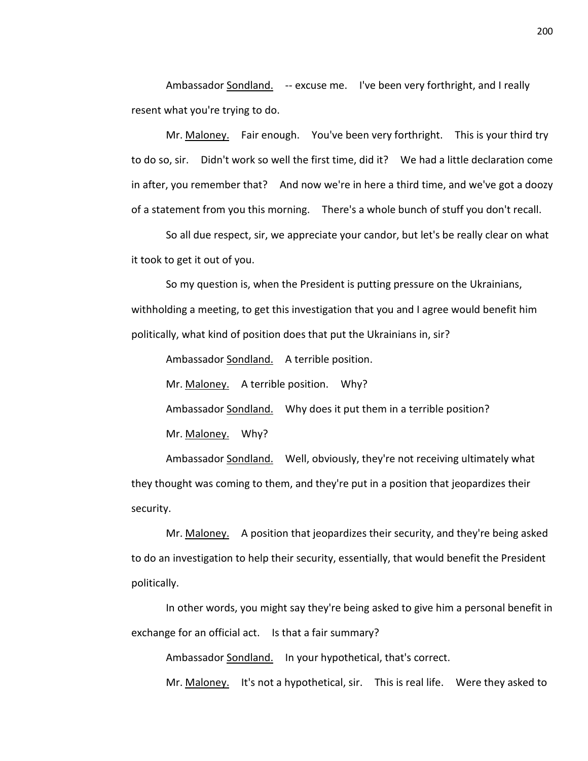Ambassador <u>Sondland.</u> -- excuse me. I've been very forthright, and I really resent what you're trying to do.

Mr. <u>Maloney.</u> Fair enough. You've been very forthright. This is your third try to do so, sir. Didn't work so well the first time, did it? We had a little declaration come in after, you remember that? And now we're in here a third time, and we've got a doozy of a statement from you this morning. There's a whole bunch of stuff you don't recall.

So all due respect, sir, we appreciate your candor, but let's be really clear on what it took to get it out of you.

So my question is, when the President is putting pressure on the Ukrainians, withholding a meeting, to get this investigation that you and I agree would benefit him politically, what kind of position does that put the Ukrainians in, sir?

Ambassador <u>Sondland.</u> A terrible position.

Mr. <u>Maloney.</u> A terrible position. Why?

Ambassador <u>Sondland.</u> Why does it put them in a terrible position?

Mr. <u>Maloney.</u> Why?

Ambassador <u>Sondland.</u> Well, obviously, they're not receiving ultimately what they thought was coming to them, and they're put in a position that jeopardizes their security.

Mr. <u>Maloney.</u> A position that jeopardizes their security, and they're being asked to do an investigation to help their security, essentially, that would benefit the President politically.

In other words, you might say they're being asked to give him a personal benefit in exchange for an official act. Is that a fair summary?

Ambassador <u>Sondland.</u> In your hypothetical, that's correct.

Mr. <u>Maloney.</u> It's not a hypothetical, sir. This is real life. Were they asked to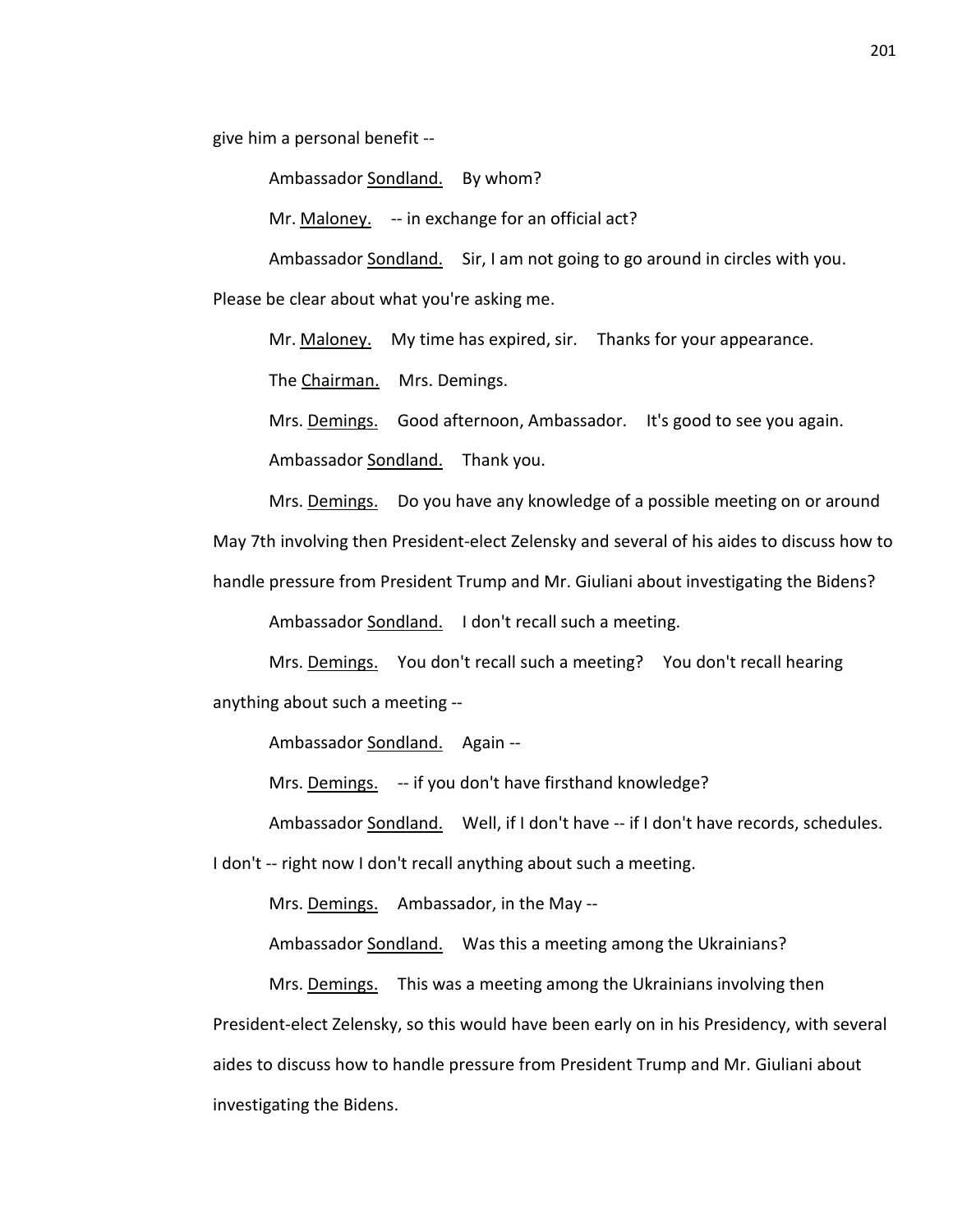give him a personal benefit --

Ambassador Sondland. By whom?

Mr. Maloney. -- in exchange for an official act?

Ambassador Sondland. Sir, I am not going to go around in circles with you. Please be clear about what you're asking me.

Mr. Maloney. My time has expired, sir. Thanks for your appearance.

The Chairman. Mrs. Demings.

Mrs. Demings. Good afternoon, Ambassador. It's good to see you again.

Ambassador Sondland. Thank you.

Mrs. Demings. Do you have any knowledge of a possible meeting on or around May 7th involving then President-elect Zelensky and several of his aides to discuss how to handle pressure from President Trump and Mr. Giuliani about investigating the Bidens?

Ambassador Sondland. I don't recall such a meeting.

Mrs. Demings. You don't recall such a meeting? You don't recall hearing anything about such a meeting --

Ambassador Sondland. Again --

Mrs. Demings. -- if you don't have firsthand knowledge?

Ambassador Sondland. Well, if I don't have -- if I don't have records, schedules. I don't -- right now I don't recall anything about such a meeting.

Mrs. Demings. Ambassador, in the May --

Ambassador Sondland. Was this a meeting among the Ukrainians?

Mrs. Demings. This was a meeting among the Ukrainians involving then President-elect Zelensky, so this would have been early on in his Presidency, with several aides to discuss how to handle pressure from President Trump and Mr. Giuliani about investigating the Bidens.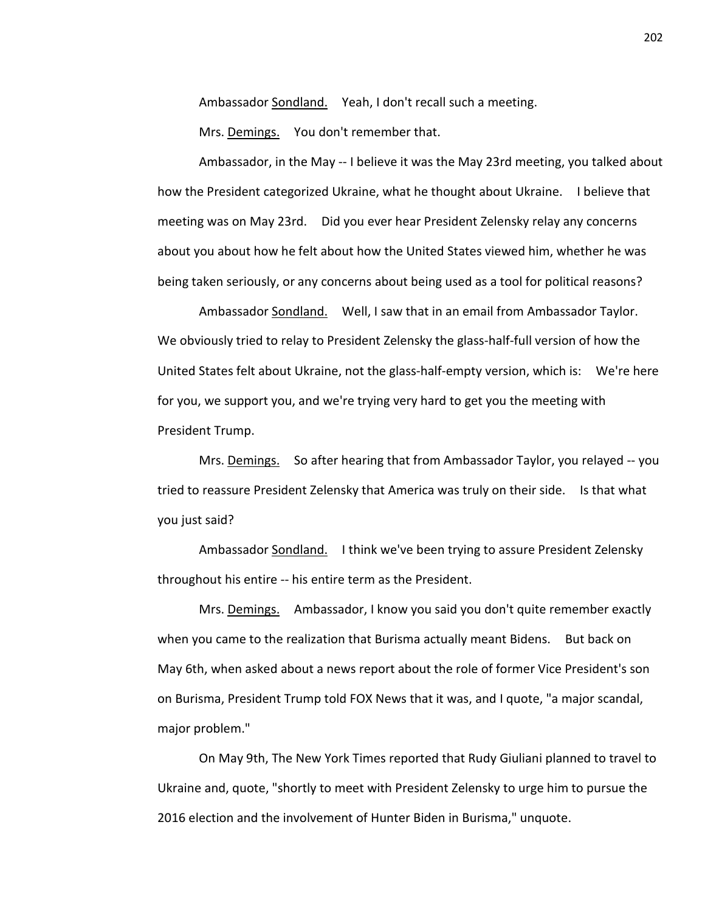Ambassador Sondland. Yeah, I don't recall such a meeting.

Mrs. Demings. You don't remember that.

Ambassador, in the May -- I believe it was the May 23rd meeting, you talked about how the President categorized Ukraine, what he thought about Ukraine. I believe that meeting was on May 23rd. Did you ever hear President Zelensky relay any concerns about you about how he felt about how the United States viewed him, whether he was being taken seriously, or any concerns about being used as a tool for political reasons?

Ambassador Sondland. Well, I saw that in an email from Ambassador Taylor. We obviously tried to relay to President Zelensky the glass-half-full version of how the United States felt about Ukraine, not the glass-half-empty version, which is: We're here for you, we support you, and we're trying very hard to get you the meeting with President Trump.

Mrs. Demings. So after hearing that from Ambassador Taylor, you relayed -- you tried to reassure President Zelensky that America was truly on their side. Is that what you just said?

Ambassador Sondland. I think we've been trying to assure President Zelensky throughout his entire -- his entire term as the President.

Mrs. Demings. Ambassador, I know you said you don't quite remember exactly when you came to the realization that Burisma actually meant Bidens. But back on May 6th, when asked about a news report about the role of former Vice President's son on Burisma, President Trump told FOX News that it was, and I quote, "a major scandal, major problem."

On May 9th, The New York Times reported that Rudy Giuliani planned to travel to Ukraine and, quote, "shortly to meet with President Zelensky to urge him to pursue the 2016 election and the involvement of Hunter Biden in Burisma," unquote.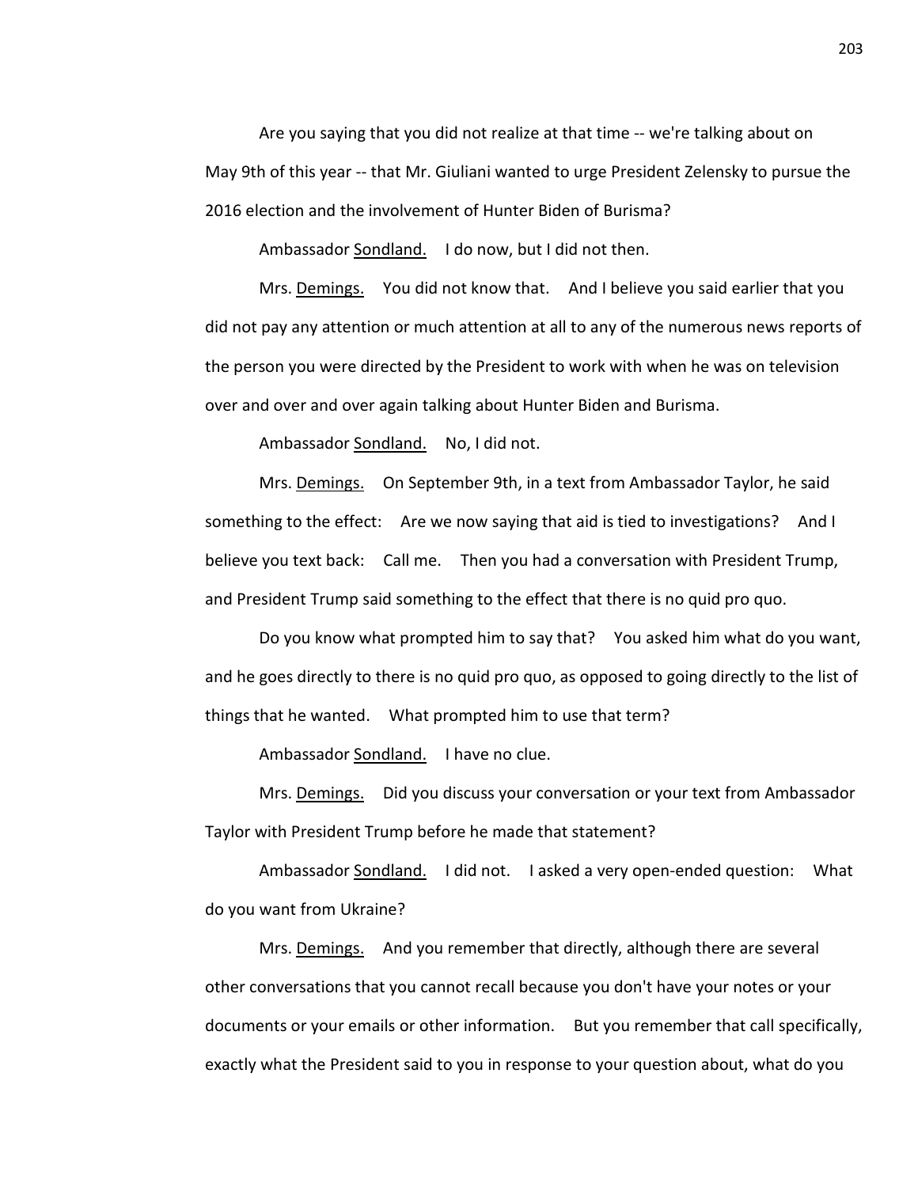Are you saying that you did not realize at that time -- we're talking about on May 9th of this year -- that Mr. Giuliani wanted to urge President Zelensky to pursue the 2016 election and the involvement of Hunter Biden of Burisma?

Ambassador Sondland. I do now, but I did not then.

Mrs. Demings. You did not know that. And I believe you said earlier that you did not pay any attention or much attention at all to any of the numerous news reports of the person you were directed by the President to work with when he was on television over and over and over again talking about Hunter Biden and Burisma.

Ambassador Sondland. No, I did not.

Mrs. Demings. On September 9th, in a text from Ambassador Taylor, he said something to the effect: Are we now saying that aid is tied to investigations? And I believe you text back: Call me. Then you had a conversation with President Trump, and President Trump said something to the effect that there is no quid pro quo.

Do you know what prompted him to say that? You asked him what do you want, and he goes directly to there is no quid pro quo, as opposed to going directly to the list of things that he wanted. What prompted him to use that term?

Ambassador Sondland. I have no clue.

Mrs. Demings. Did you discuss your conversation or your text from Ambassador Taylor with President Trump before he made that statement?

Ambassador Sondland. I did not. I asked a very open-ended question: What do you want from Ukraine?

Mrs. Demings. And you remember that directly, although there are several other conversations that you cannot recall because you don't have your notes or your documents or your emails or other information. But you remember that call specifically, exactly what the President said to you in response to your question about, what do you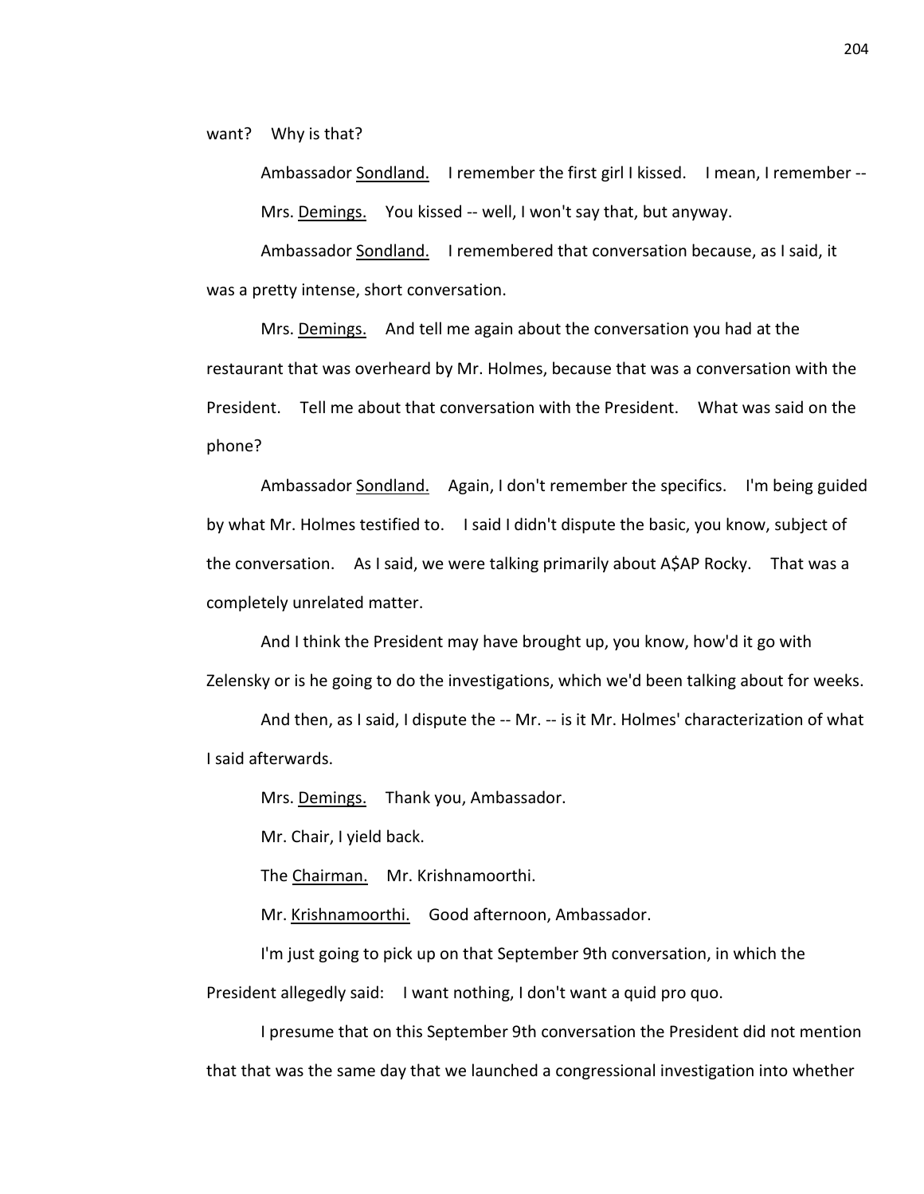want? Why is that?

Ambassador Sondland. I remember the first girl I kissed. I mean, I remember --

Mrs. Demings. You kissed -- well, I won't say that, but anyway.

Ambassador Sondland. I remembered that conversation because, as I said, it was a pretty intense, short conversation.

Mrs. Demings. And tell me again about the conversation you had at the restaurant that was overheard by Mr. Holmes, because that was a conversation with the President. Tell me about that conversation with the President. What was said on the phone?

Ambassador Sondland. Again, I don't remember the specifics. I'm being guided by what Mr. Holmes testified to. I said I didn't dispute the basic, you know, subject of the conversation. As I said, we were talking primarily about A$AP Rocky. That was a completely unrelated matter.

And I think the President may have brought up, you know, how'd it go with Zelensky or is he going to do the investigations, which we'd been talking about for weeks.

And then, as I said, I dispute the -- Mr. -- is it Mr. Holmes' characterization of what I said afterwards.

Mrs. Demings. Thank you, Ambassador.

Mr. Chair, I yield back.

The Chairman. Mr. Krishnamoorthi.

Mr. Krishnamoorthi. Good afternoon, Ambassador.

I'm just going to pick up on that September 9th conversation, in which the President allegedly said: I want nothing, I don't want a quid pro quo.

I presume that on this September 9th conversation the President did not mention that that was the same day that we launched a congressional investigation into whether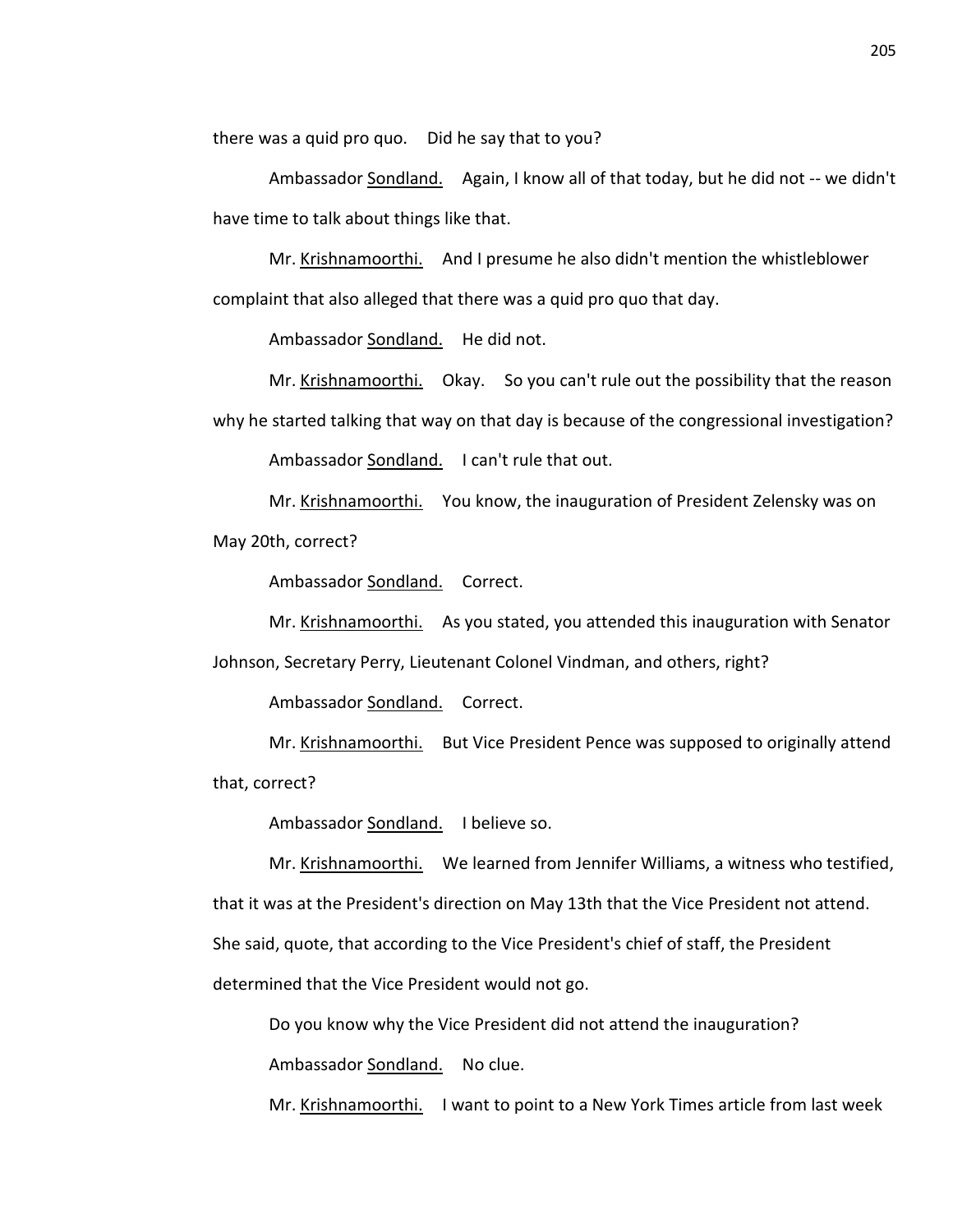there was a quid pro quo. Did he say that to you?

Ambassador Sondland. Again, I know all of that today, but he did not -- we didn't have time to talk about things like that.

Mr. Krishnamoorthi. And I presume he also didn't mention the whistleblower complaint that also alleged that there was a quid pro quo that day.

Ambassador Sondland. He did not.

Mr. Krishnamoorthi. Okay. So you can't rule out the possibility that the reason why he started talking that way on that day is because of the congressional investigation?

Ambassador Sondland. I can't rule that out.

Mr. Krishnamoorthi. You know, the inauguration of President Zelensky was on May 20th, correct?

Ambassador Sondland. Correct.

Mr. Krishnamoorthi. As you stated, you attended this inauguration with Senator Johnson, Secretary Perry, Lieutenant Colonel Vindman, and others, right?

Ambassador Sondland. Correct.

Mr. Krishnamoorthi. But Vice President Pence was supposed to originally attend that, correct?

Ambassador Sondland. I believe so.

Mr. Krishnamoorthi. We learned from Jennifer Williams, a witness who testified, that it was at the President's direction on May 13th that the Vice President not attend. She said, quote, that according to the Vice President's chief of staff, the President determined that the Vice President would not go.

Do you know why the Vice President did not attend the inauguration?

Ambassador Sondland. No clue.

Mr. Krishnamoorthi. I want to point to a New York Times article from last week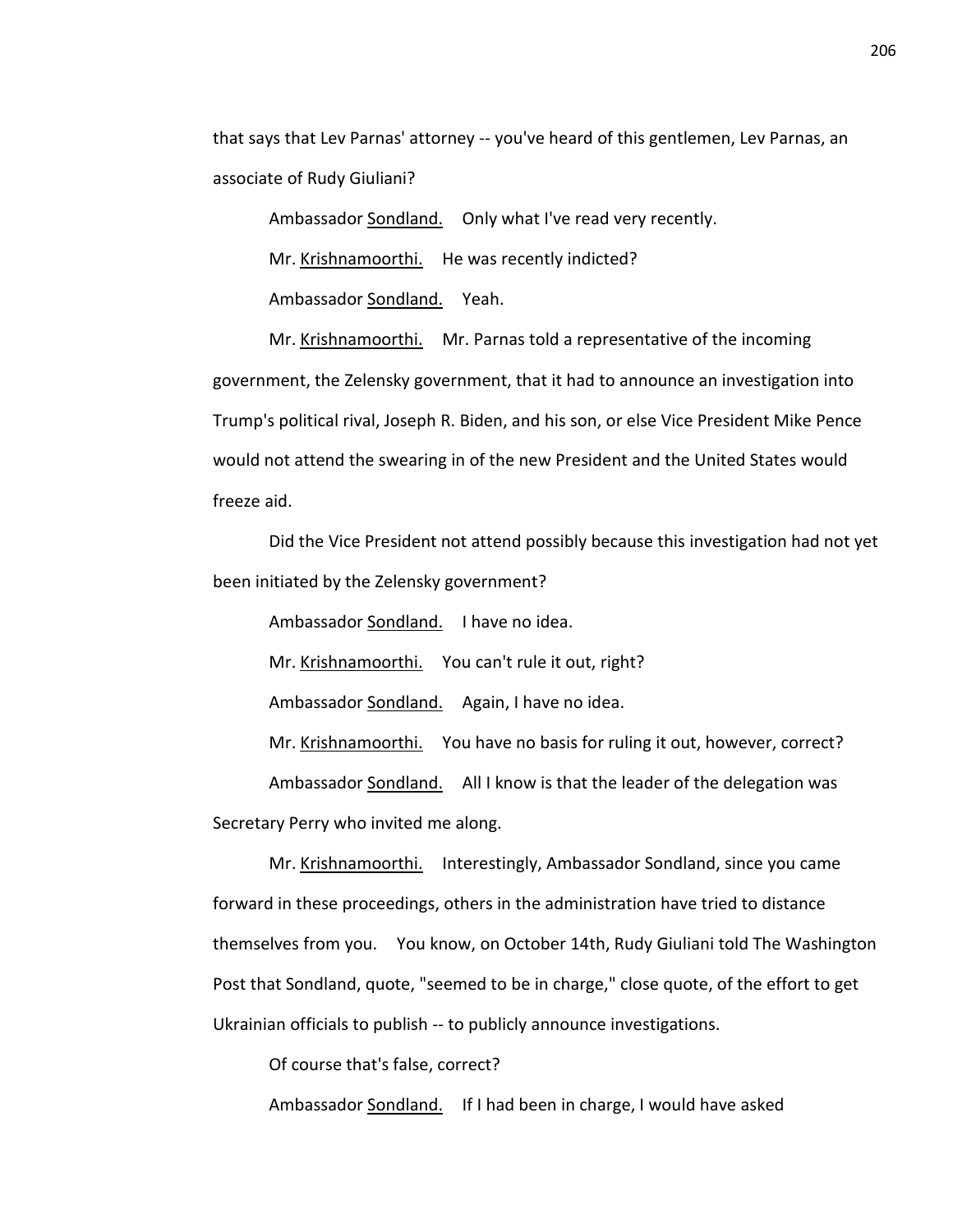that says that Lev Parnas' attorney -- you've heard of this gentlemen, Lev Parnas, an associate of Rudy Giuliani?

Ambassador Sondland. Only what I've read very recently.

Mr. Krishnamoorthi. He was recently indicted?

Ambassador Sondland. Yeah.

Mr. Krishnamoorthi. Mr. Parnas told a representative of the incoming government, the Zelensky government, that it had to announce an investigation into Trump's political rival, Joseph R. Biden, and his son, or else Vice President Mike Pence would not attend the swearing in of the new President and the United States would freeze aid.

Did the Vice President not attend possibly because this investigation had not yet been initiated by the Zelensky government?

Ambassador Sondland. I have no idea.

Mr. Krishnamoorthi. You can't rule it out, right?

Ambassador Sondland. Again, I have no idea.

Mr. Krishnamoorthi. You have no basis for ruling it out, however, correct?

Ambassador Sondland. All I know is that the leader of the delegation was Secretary Perry who invited me along.

Mr. Krishnamoorthi. Interestingly, Ambassador Sondland, since you came forward in these proceedings, others in the administration have tried to distance themselves from you. You know, on October 14th, Rudy Giuliani told The Washington Post that Sondland, quote, "seemed to be in charge," close quote, of the effort to get Ukrainian officials to publish -- to publicly announce investigations.

Of course that's false, correct?

Ambassador Sondland. If I had been in charge, I would have asked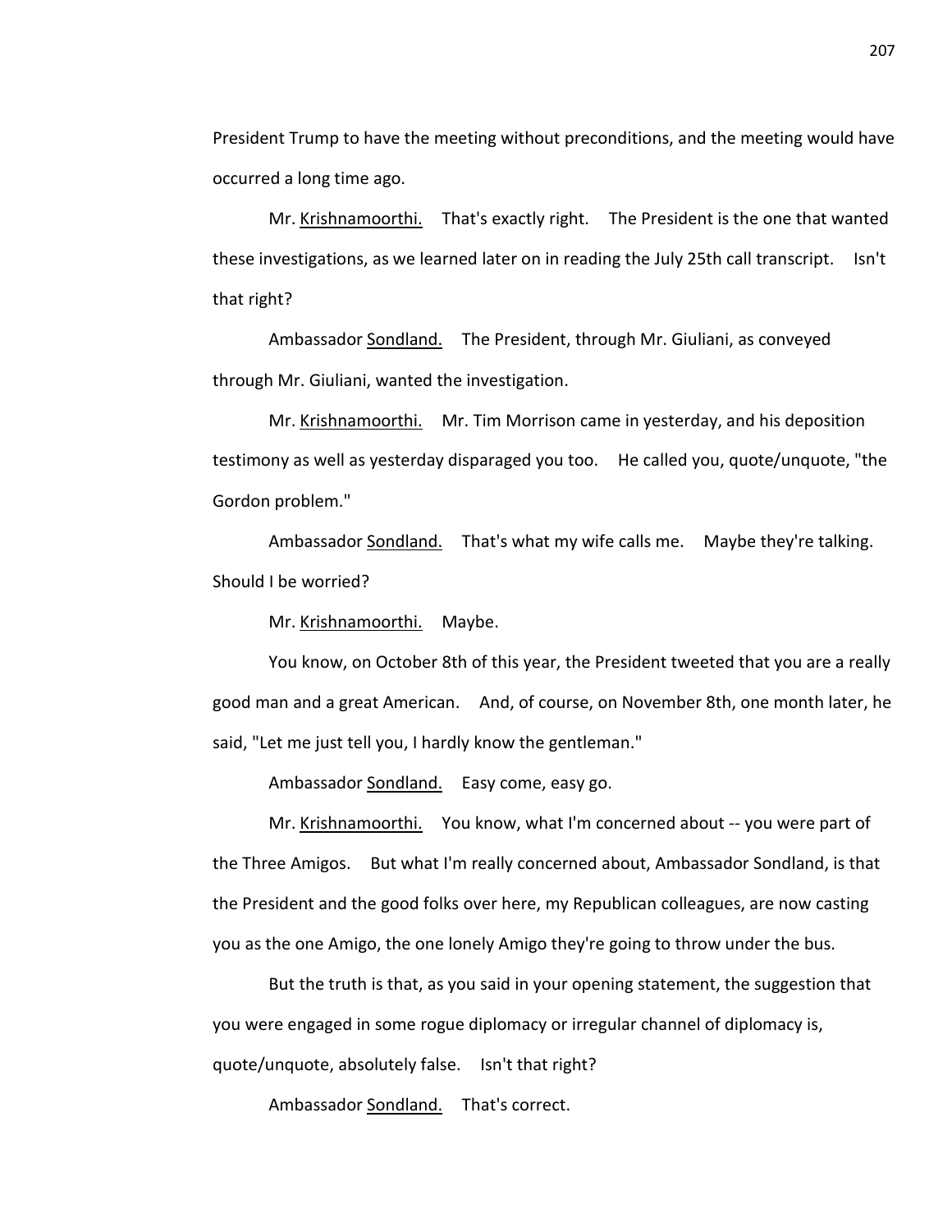President Trump to have the meeting without preconditions, and the meeting would have occurred a long time ago.

Mr. Krishnamoorthi. That's exactly right. The President is the one that wanted these investigations, as we learned later on in reading the July 25th call transcript. Isn't that right?

Ambassador Sondland. The President, through Mr. Giuliani, as conveyed through Mr. Giuliani, wanted the investigation.

Mr. Krishnamoorthi. Mr. Tim Morrison came in yesterday, and his deposition testimony as well as yesterday disparaged you too. He called you, quote/unquote, "the Gordon problem."

Ambassador Sondland. That's what my wife calls me. Maybe they're talking. Should I be worried?

Mr. Krishnamoorthi. Maybe.

You know, on October 8th of this year, the President tweeted that you are a really good man and a great American. And, of course, on November 8th, one month later, he said, "Let me just tell you, I hardly know the gentleman."

Ambassador Sondland. Easy come, easy go.

Mr. Krishnamoorthi. You know, what I'm concerned about -- you were part of the Three Amigos. But what I'm really concerned about, Ambassador Sondland, is that the President and the good folks over here, my Republican colleagues, are now casting you as the one Amigo, the one lonely Amigo they're going to throw under the bus.

But the truth is that, as you said in your opening statement, the suggestion that you were engaged in some rogue diplomacy or irregular channel of diplomacy is, quote/unquote, absolutely false. Isn't that right?

Ambassador Sondland. That's correct.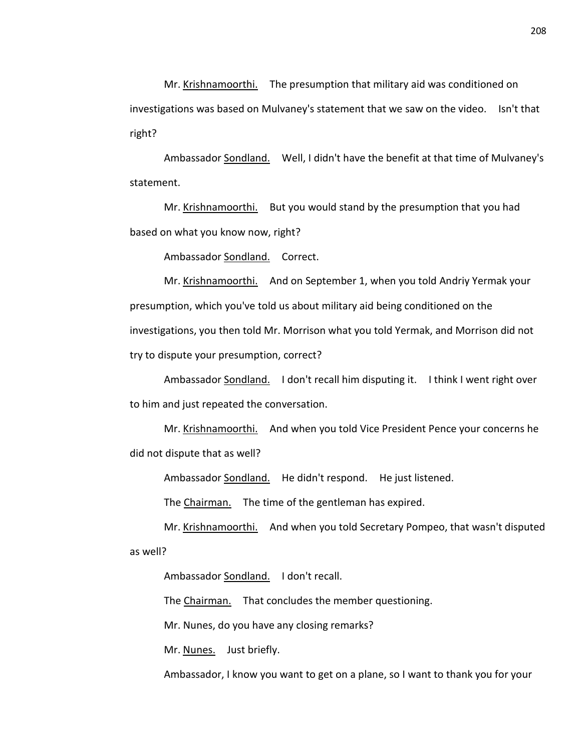Mr. Krishnamoorthi. The presumption that military aid was conditioned on investigations was based on Mulvaney's statement that we saw on the video. Isn't that right?

Ambassador Sondland. Well, I didn't have the benefit at that time of Mulvaney's statement.

Mr. Krishnamoorthi. But you would stand by the presumption that you had based on what you know now, right?

Ambassador Sondland. Correct.

Mr. Krishnamoorthi. And on September 1, when you told Andriy Yermak your presumption, which you've told us about military aid being conditioned on the investigations, you then told Mr. Morrison what you told Yermak, and Morrison did not try to dispute your presumption, correct?

Ambassador Sondland. I don't recall him disputing it. I think I went right over to him and just repeated the conversation.

Mr. Krishnamoorthi. And when you told Vice President Pence your concerns he did not dispute that as well?

Ambassador Sondland. He didn't respond. He just listened.

The Chairman. The time of the gentleman has expired.

Mr. Krishnamoorthi. And when you told Secretary Pompeo, that wasn't disputed as well?

Ambassador Sondland. I don't recall.

The Chairman. That concludes the member questioning.

Mr. Nunes, do you have any closing remarks?

Mr. Nunes. Just briefly.

Ambassador, I know you want to get on a plane, so I want to thank you for your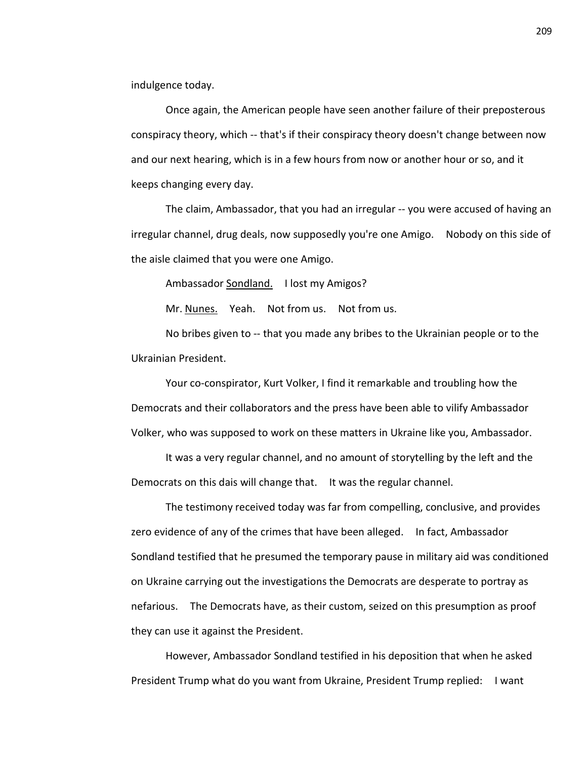indulgence today.

Once again, the American people have seen another failure of their preposterous conspiracy theory, which -- that's if their conspiracy theory doesn't change between now and our next hearing, which is in a few hours from now or another hour or so, and it keeps changing every day.

The claim, Ambassador, that you had an irregular -- you were accused of having an irregular channel, drug deals, now supposedly you're one Amigo. Nobody on this side of the aisle claimed that you were one Amigo.

Ambassador Sondland. I lost my Amigos?

Mr. Nunes. Yeah. Not from us. Not from us.

No bribes given to -- that you made any bribes to the Ukrainian people or to the Ukrainian President.

Your co-conspirator, Kurt Volker, I find it remarkable and troubling how the Democrats and their collaborators and the press have been able to vilify Ambassador Volker, who was supposed to work on these matters in Ukraine like you, Ambassador.

It was a very regular channel, and no amount of storytelling by the left and the Democrats on this dais will change that. It was the regular channel.

The testimony received today was far from compelling, conclusive, and provides zero evidence of any of the crimes that have been alleged. In fact, Ambassador Sondland testified that he presumed the temporary pause in military aid was conditioned on Ukraine carrying out the investigations the Democrats are desperate to portray as nefarious. The Democrats have, as their custom, seized on this presumption as proof they can use it against the President.

However, Ambassador Sondland testified in his deposition that when he asked President Trump what do you want from Ukraine, President Trump replied: I want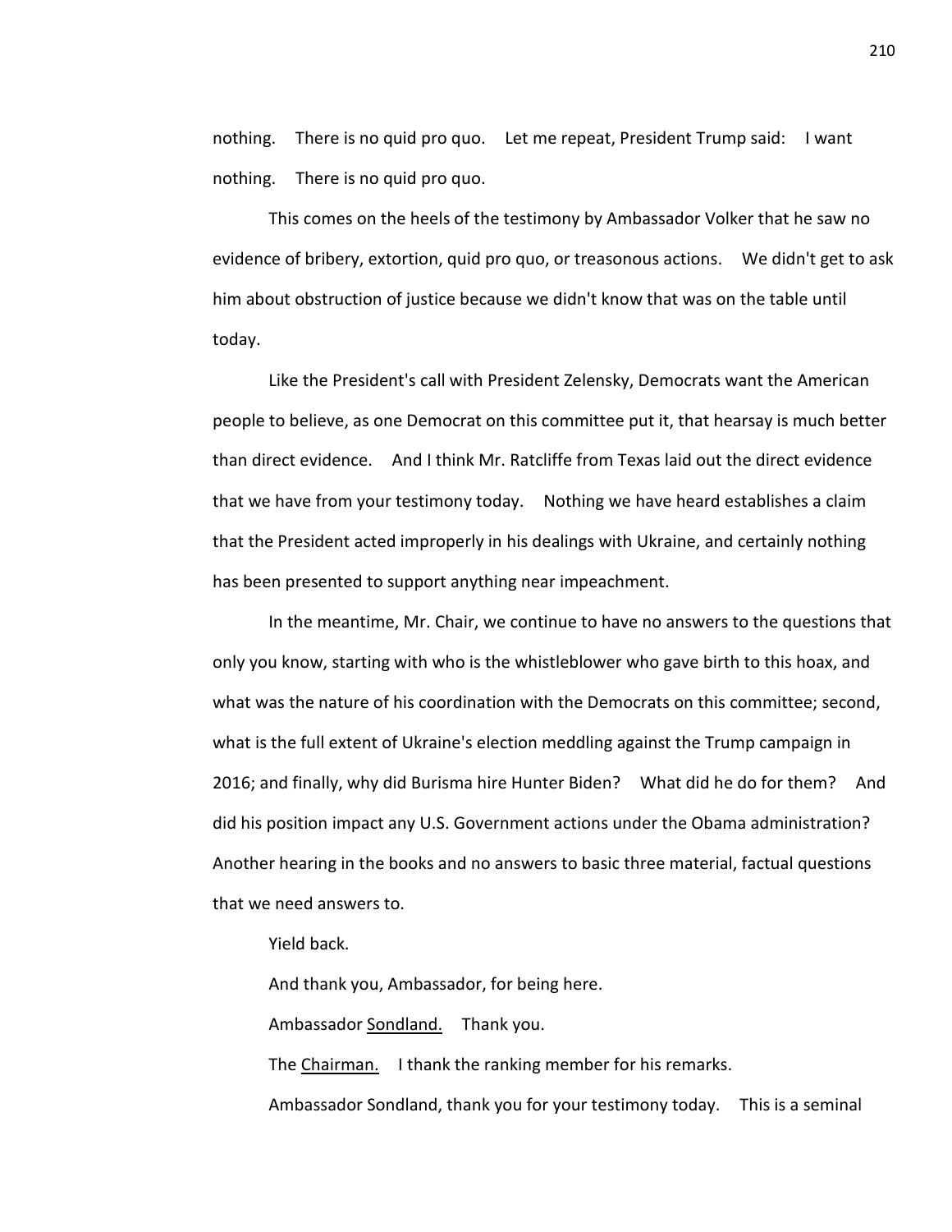nothing. There is no quid pro quo. Let me repeat, President Trump said: I want nothing. There is no quid pro quo.

This comes on the heels of the testimony by Ambassador Volker that he saw no evidence of bribery, extortion, quid pro quo, or treasonous actions. We didn't get to ask him about obstruction of justice because we didn't know that was on the table until today.

Like the President's call with President Zelensky, Democrats want the American people to believe, as one Democrat on this committee put it, that hearsay is much better than direct evidence. And I think Mr. Ratcliffe from Texas laid out the direct evidence that we have from your testimony today. Nothing we have heard establishes a claim that the President acted improperly in his dealings with Ukraine, and certainly nothing has been presented to support anything near impeachment.

In the meantime, Mr. Chair, we continue to have no answers to the questions that only you know, starting with who is the whistleblower who gave birth to this hoax, and what was the nature of his coordination with the Democrats on this committee; second, what is the full extent of Ukraine's election meddling against the Trump campaign in 2016; and finally, why did Burisma hire Hunter Biden? What did he do for them? And did his position impact any U.S. Government actions under the Obama administration? Another hearing in the books and no answers to basic three material, factual questions that we need answers to.

Yield back.

And thank you, Ambassador, for being here.

Ambassador Sondland. Thank you.

The Chairman. I thank the ranking member for his remarks.

Ambassador Sondland, thank you for your testimony today. This is a seminal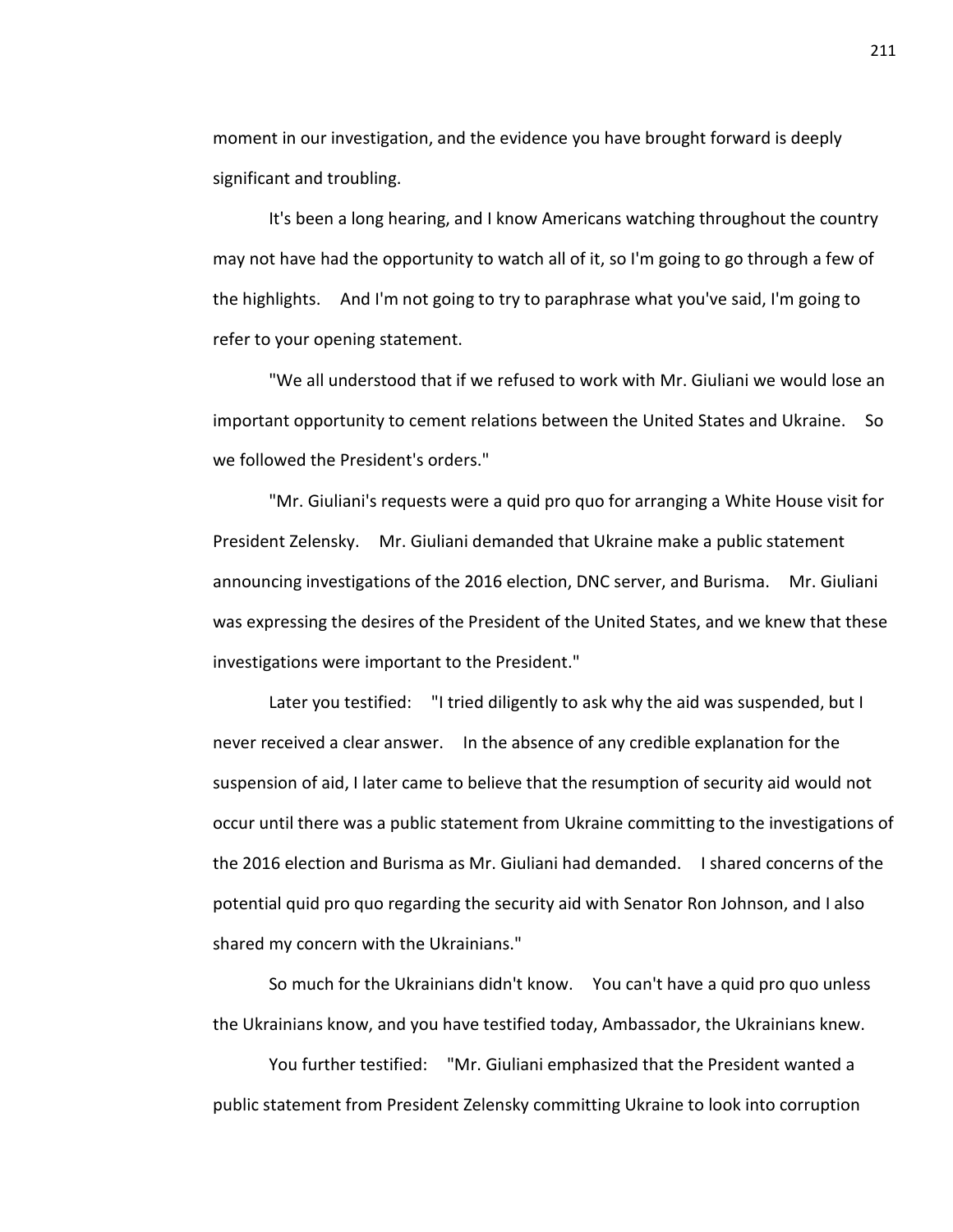moment in our investigation, and the evidence you have brought forward is deeply significant and troubling.

It's been a long hearing, and I know Americans watching throughout the country may not have had the opportunity to watch all of it, so I'm going to go through a few of the highlights. And I'm not going to try to paraphrase what you've said, I'm going to refer to your opening statement.

"We all understood that if we refused to work with Mr. Giuliani we would lose an important opportunity to cement relations between the United States and Ukraine. So we followed the President's orders."

"Mr. Giuliani's requests were a quid pro quo for arranging a White House visit for President Zelensky. Mr. Giuliani demanded that Ukraine make a public statement announcing investigations of the 2016 election, DNC server, and Burisma. Mr. Giuliani was expressing the desires of the President of the United States, and we knew that these investigations were important to the President."

Later you testified: "I tried diligently to ask why the aid was suspended, but I never received a clear answer. In the absence of any credible explanation for the suspension of aid, I later came to believe that the resumption of security aid would not occur until there was a public statement from Ukraine committing to the investigations of the 2016 election and Burisma as Mr. Giuliani had demanded. I shared concerns of the potential quid pro quo regarding the security aid with Senator Ron Johnson, and I also shared my concern with the Ukrainians."

So much for the Ukrainians didn't know. You can't have a quid pro quo unless the Ukrainians know, and you have testified today, Ambassador, the Ukrainians knew.

You further testified: "Mr. Giuliani emphasized that the President wanted a public statement from President Zelensky committing Ukraine to look into corruption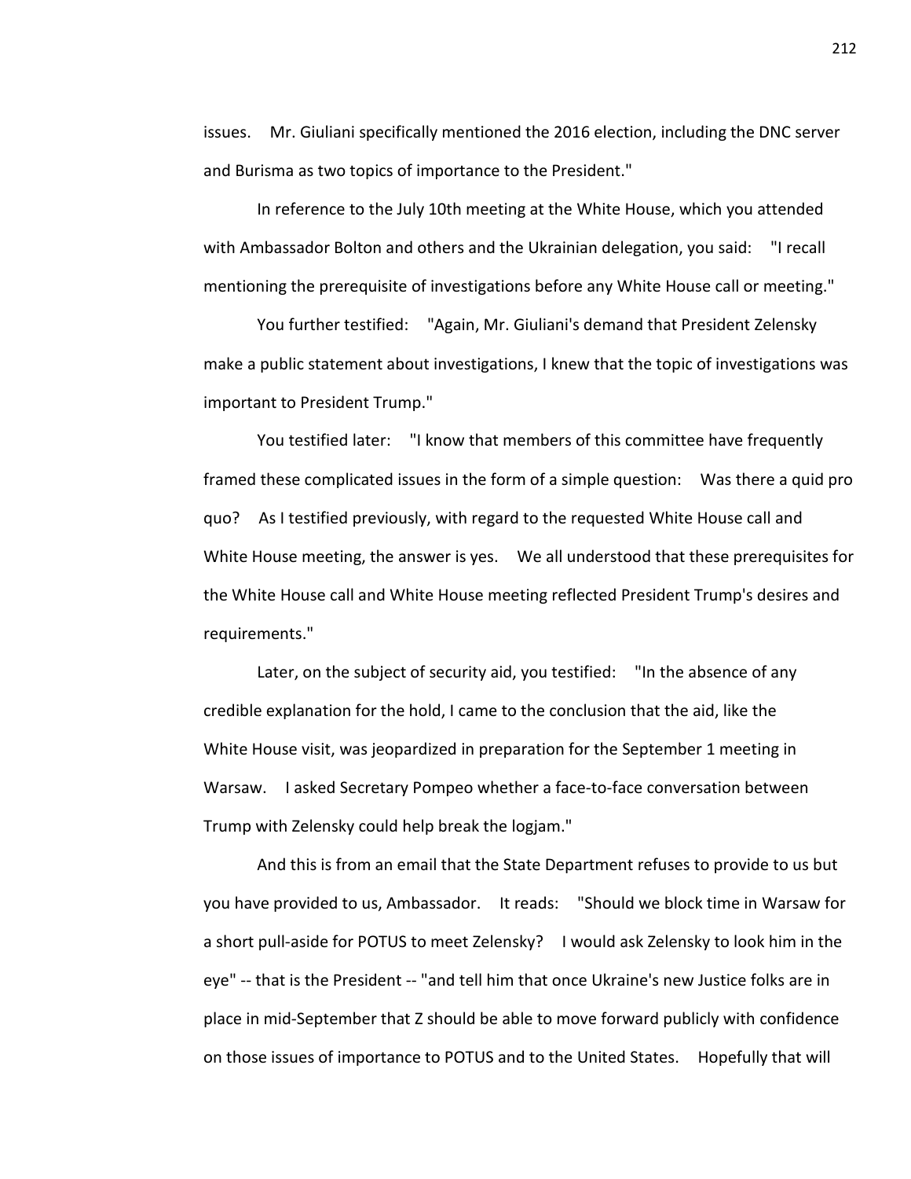issues. Mr. Giuliani specifically mentioned the 2016 election, including the DNC server and Burisma as two topics of importance to the President."

In reference to the July 10th meeting at the White House, which you attended with Ambassador Bolton and others and the Ukrainian delegation, you said: "I recall mentioning the prerequisite of investigations before any White House call or meeting."

You further testified: "Again, Mr. Giuliani's demand that President Zelensky make a public statement about investigations, I knew that the topic of investigations was important to President Trump."

You testified later: "I know that members of this committee have frequently framed these complicated issues in the form of a simple question: Was there a quid pro quo? As I testified previously, with regard to the requested White House call and White House meeting, the answer is yes. We all understood that these prerequisites for the White House call and White House meeting reflected President Trump's desires and requirements."

Later, on the subject of security aid, you testified: "In the absence of any credible explanation for the hold, I came to the conclusion that the aid, like the White House visit, was jeopardized in preparation for the September 1 meeting in Warsaw. I asked Secretary Pompeo whether a face-to-face conversation between Trump with Zelensky could help break the logjam."

And this is from an email that the State Department refuses to provide to us but you have provided to us, Ambassador. It reads: "Should we block time in Warsaw for a short pull-aside for POTUS to meet Zelensky? I would ask Zelensky to look him in the eye" -- that is the President -- "and tell him that once Ukraine's new Justice folks are in place in mid-September that Z should be able to move forward publicly with confidence on those issues of importance to POTUS and to the United States. Hopefully that will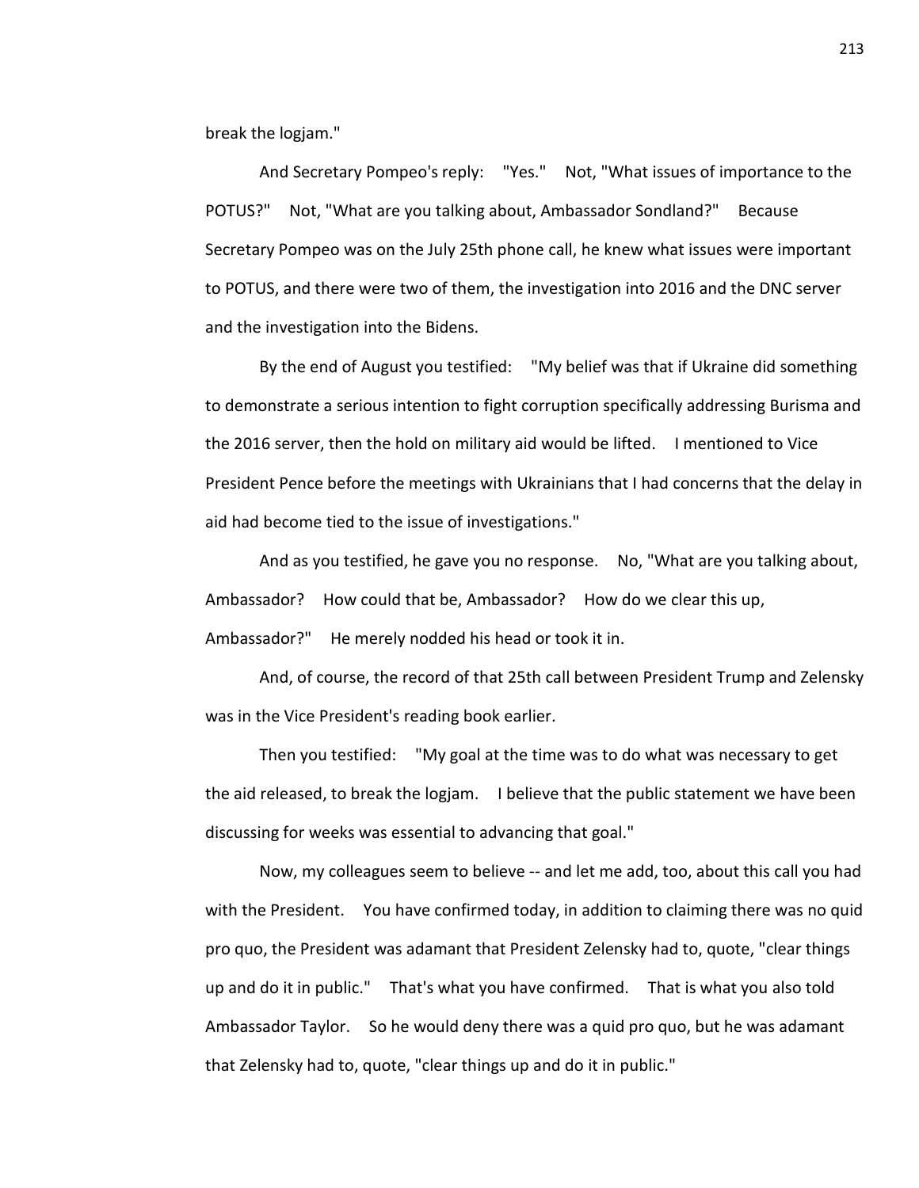break the logjam."

And Secretary Pompeo's reply: "Yes." Not, "What issues of importance to the POTUS?" Not, "What are you talking about, Ambassador Sondland?" Because Secretary Pompeo was on the July 25th phone call, he knew what issues were important to POTUS, and there were two of them, the investigation into 2016 and the DNC server and the investigation into the Bidens.

By the end of August you testified: "My belief was that if Ukraine did something to demonstrate a serious intention to fight corruption specifically addressing Burisma and the 2016 server, then the hold on military aid would be lifted. I mentioned to Vice President Pence before the meetings with Ukrainians that I had concerns that the delay in aid had become tied to the issue of investigations."

And as you testified, he gave you no response. No, "What are you talking about, Ambassador? How could that be, Ambassador? How do we clear this up, Ambassador?" He merely nodded his head or took it in.

And, of course, the record of that 25th call between President Trump and Zelensky was in the Vice President's reading book earlier.

Then you testified: "My goal at the time was to do what was necessary to get the aid released, to break the logjam. I believe that the public statement we have been discussing for weeks was essential to advancing that goal."

Now, my colleagues seem to believe -- and let me add, too, about this call you had with the President. You have confirmed today, in addition to claiming there was no quid pro quo, the President was adamant that President Zelensky had to, quote, "clear things up and do it in public." That's what you have confirmed. That is what you also told Ambassador Taylor. So he would deny there was a quid pro quo, but he was adamant that Zelensky had to, quote, "clear things up and do it in public."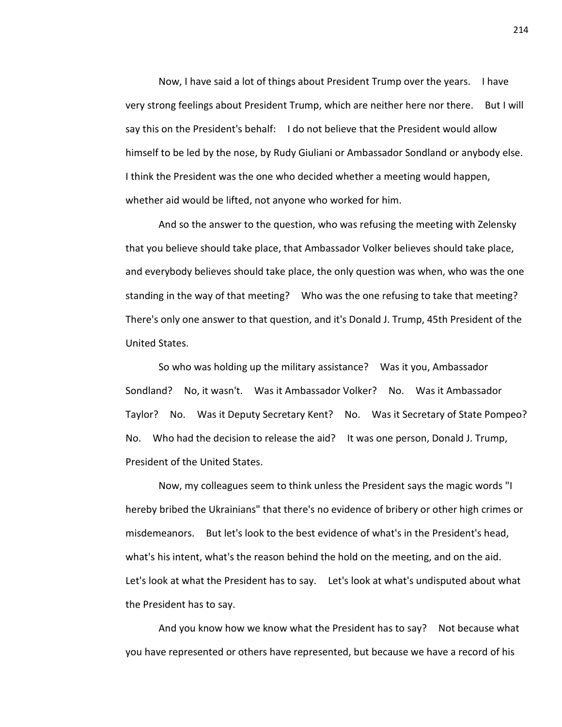Now, I have said a lot of things about President Trump over the years. I have very strong feelings about President Trump, which are neither here nor there. But I will say this on the President's behalf: I do not believe that the President would allow himself to be led by the nose, by Rudy Giuliani or Ambassador Sondland or anybody else. I think the President was the one who decided whether a meeting would happen, whether aid would be lifted, not anyone who worked for him.

And so the answer to the question, who was refusing the meeting with Zelensky that you believe should take place, that Ambassador Volker believes should take place, and everybody believes should take place, the only question was when, who was the one standing in the way of that meeting? Who was the one refusing to take that meeting? There's only one answer to that question, and it's Donald J. Trump, 45th President of the United States.

So who was holding up the military assistance? Was it you, Ambassador Sondland? No, it wasn't. Was it Ambassador Volker? No. Was it Ambassador Taylor? No. Was it Deputy Secretary Kent? No. Was it Secretary of State Pompeo? No. Who had the decision to release the aid? It was one person, Donald J. Trump, President of the United States.

Now, my colleagues seem to think unless the President says the magic words "I hereby bribed the Ukrainians" that there's no evidence of bribery or other high crimes or misdemeanors. But let's look to the best evidence of what's in the President's head, what's his intent, what's the reason behind the hold on the meeting, and on the aid. Let's look at what the President has to say. Let's look at what's undisputed about what the President has to say.

And you know how we know what the President has to say? Not because what you have represented or others have represented, but because we have a record of his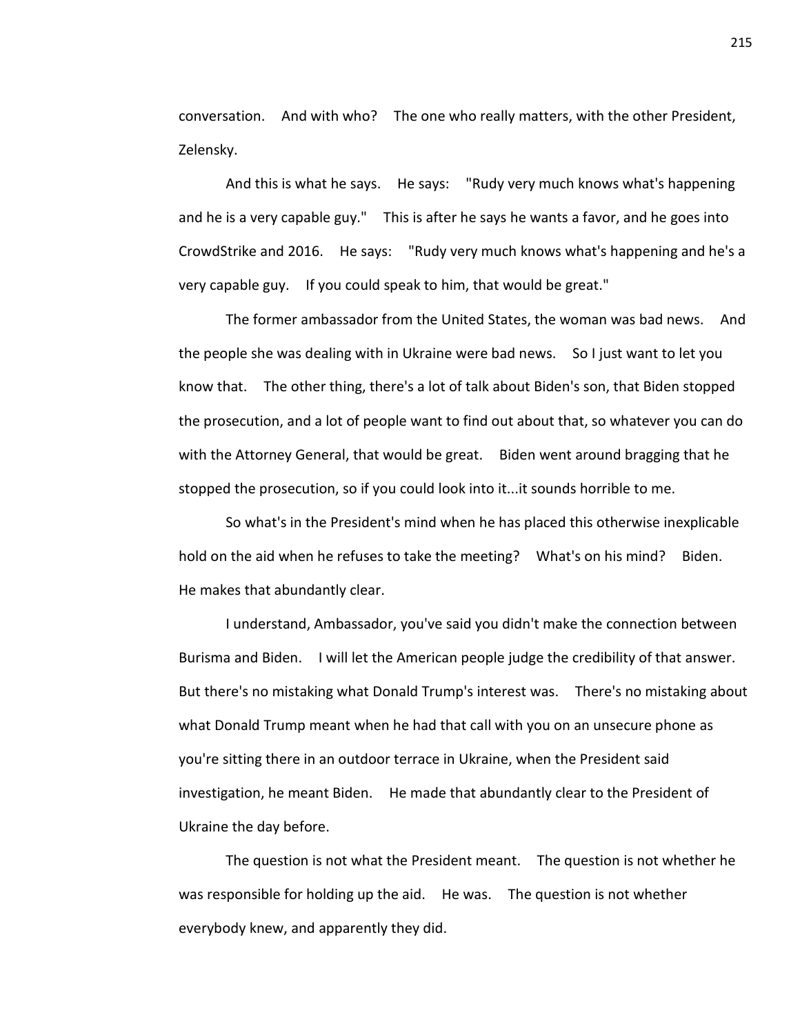conversation. And with who? The one who really matters, with the other President, Zelensky.

And this is what he says. He says: "Rudy very much knows what's happening and he is a very capable guy." This is after he says he wants a favor, and he goes into CrowdStrike and 2016. He says: "Rudy very much knows what's happening and he's a very capable guy. If you could speak to him, that would be great."

The former ambassador from the United States, the woman was bad news. And the people she was dealing with in Ukraine were bad news. So I just want to let you know that. The other thing, there's a lot of talk about Biden's son, that Biden stopped the prosecution, and a lot of people want to find out about that, so whatever you can do with the Attorney General, that would be great. Biden went around bragging that he stopped the prosecution, so if you could look into it...it sounds horrible to me.

So what's in the President's mind when he has placed this otherwise inexplicable hold on the aid when he refuses to take the meeting? What's on his mind? Biden. He makes that abundantly clear.

I understand, Ambassador, you've said you didn't make the connection between Burisma and Biden. I will let the American people judge the credibility of that answer. But there's no mistaking what Donald Trump's interest was. There's no mistaking about what Donald Trump meant when he had that call with you on an unsecure phone as you're sitting there in an outdoor terrace in Ukraine, when the President said investigation, he meant Biden. He made that abundantly clear to the President of Ukraine the day before.

The question is not what the President meant. The question is not whether he was responsible for holding up the aid. He was. The question is not whether everybody knew, and apparently they did.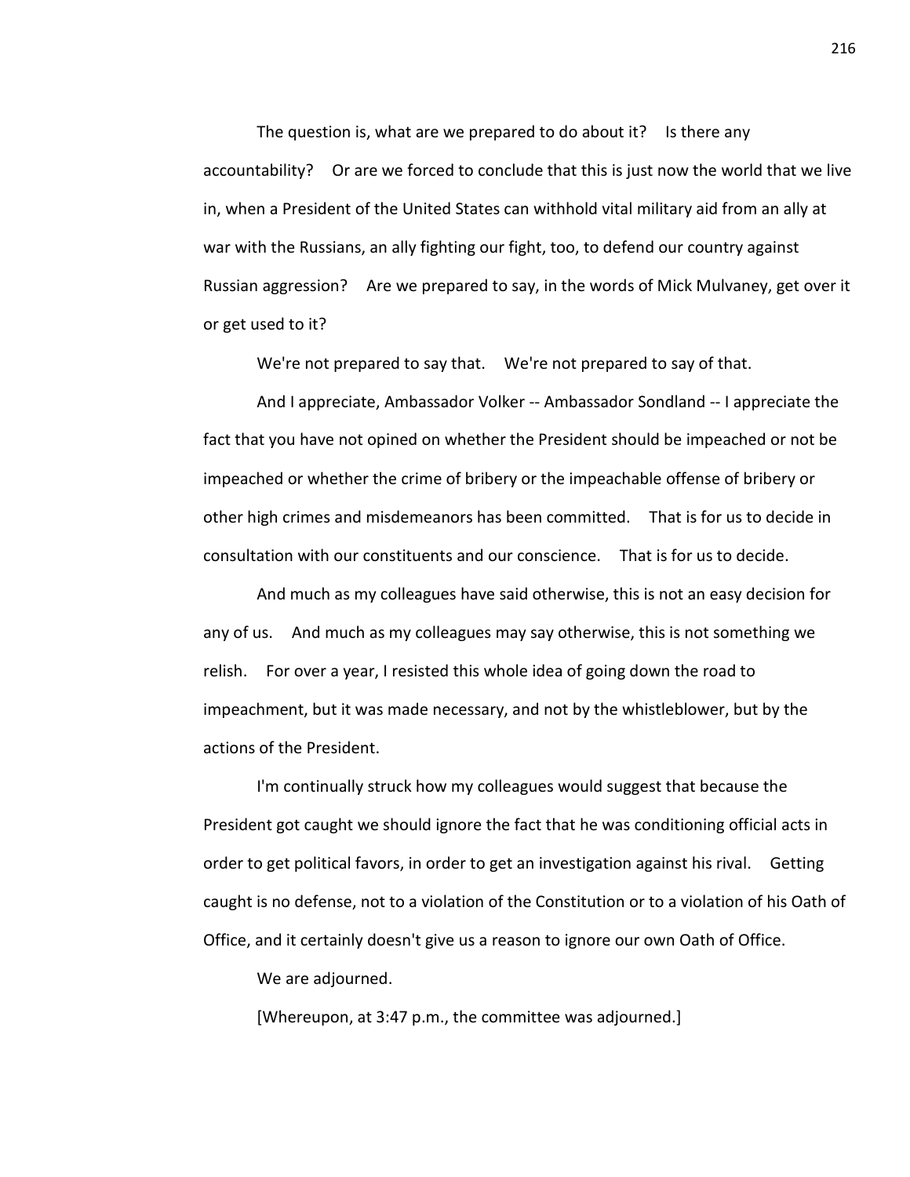The question is, what are we prepared to do about it? Is there any accountability? Or are we forced to conclude that this is just now the world that we live in, when a President of the United States can withhold vital military aid from an ally at war with the Russians, an ally fighting our fight, too, to defend our country against Russian aggression? Are we prepared to say, in the words of Mick Mulvaney, get over it or get used to it?

We're not prepared to say that. We're not prepared to say of that.

And I appreciate, Ambassador Volker -- Ambassador Sondland -- I appreciate the fact that you have not opined on whether the President should be impeached or not be impeached or whether the crime of bribery or the impeachable offense of bribery or other high crimes and misdemeanors has been committed. That is for us to decide in consultation with our constituents and our conscience. That is for us to decide.

And much as my colleagues have said otherwise, this is not an easy decision for any of us. And much as my colleagues may say otherwise, this is not something we relish. For over a year, I resisted this whole idea of going down the road to impeachment, but it was made necessary, and not by the whistleblower, but by the actions of the President.

I'm continually struck how my colleagues would suggest that because the President got caught we should ignore the fact that he was conditioning official acts in order to get political favors, in order to get an investigation against his rival. Getting caught is no defense, not to a violation of the Constitution or to a violation of his Oath of Office, and it certainly doesn't give us a reason to ignore our own Oath of Office.

We are adjourned.

[Whereupon, at 3:47 p.m., the committee was adjourned.]